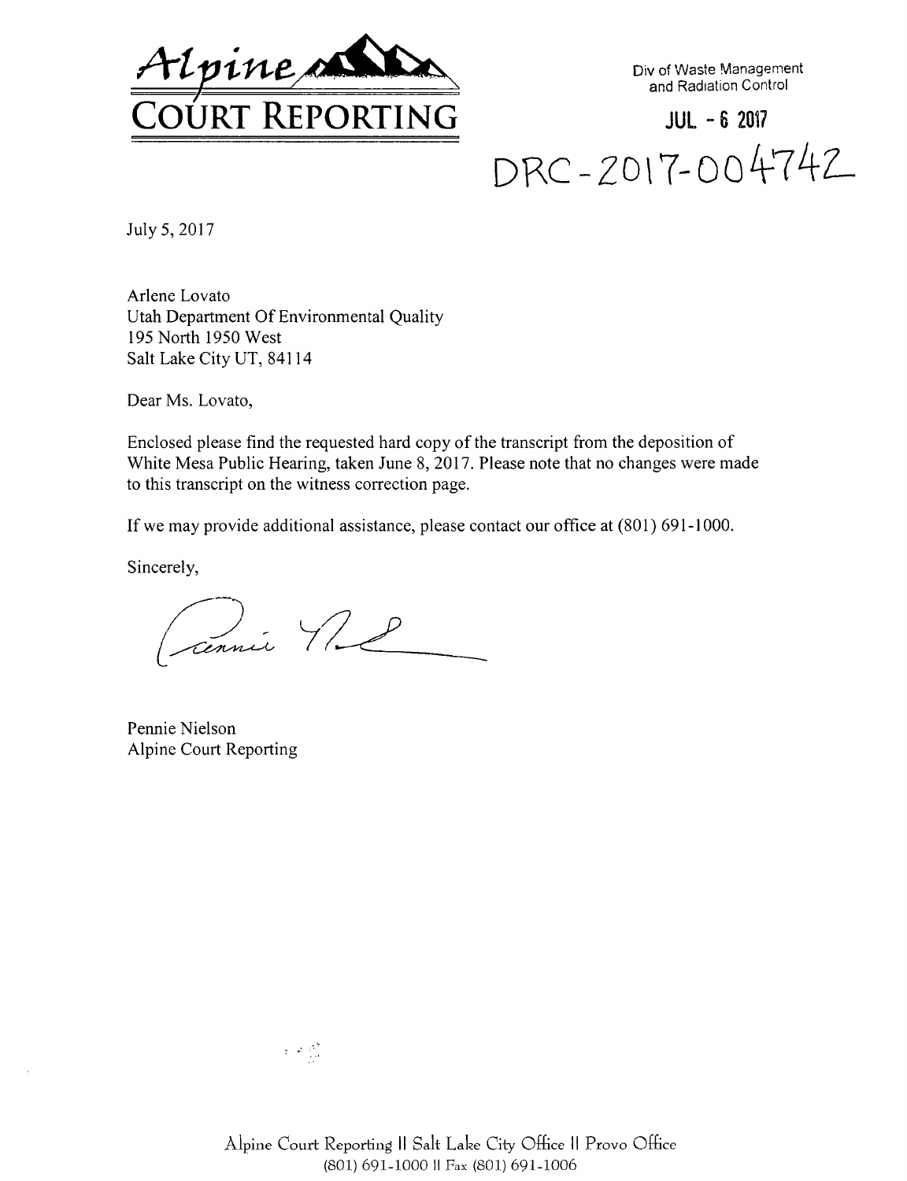Alpine
COURT REPORTING

Div of Waste Management
and Radiation Control

JUL - 6 2017

DRC-2017-004742

July 5, 2017

Arlene Lovato
Utah Department Of Environmental Quality
195 North 1950 West
Salt Lake City UT, 84114

Dear Ms. Lovato,

Enclosed please find the requested hard copy of the transcript from the deposition of White Mesa Public Hearing, taken June 8, 2017. Please note that no changes were made to this transcript on the witness correction page.

If we may provide additional assistance, please contact our office at (801) 691-1000.

Sincerely,

Pennie Nielson
Alpine Court Reporting

Alpine Court Reporting || Salt Lake City Office || Provo Office
(801) 691-1000 || Fax (801) 691-1006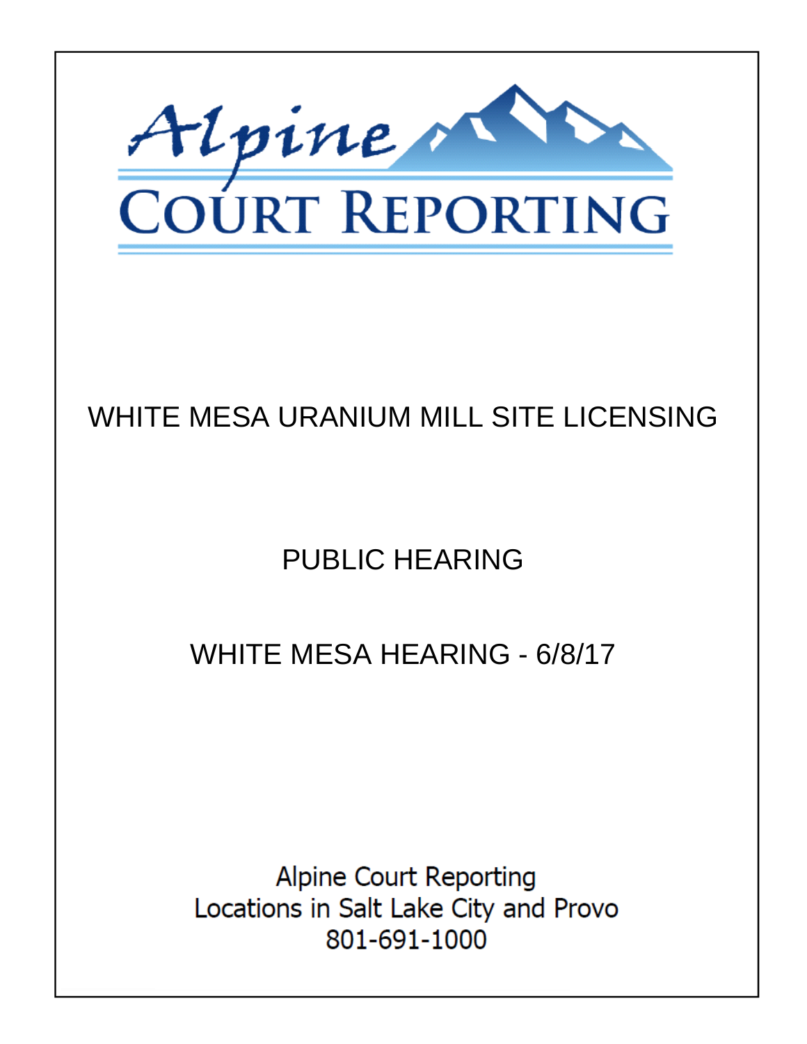Alpine Court Reporting

# WHITE MESA URANIUM MILL SITE LICENSING

## PUBLIC HEARING

## WHITE MESA HEARING - 6/8/17

Alpine Court Reporting
Locations in Salt Lake City and Provo
801-691-1000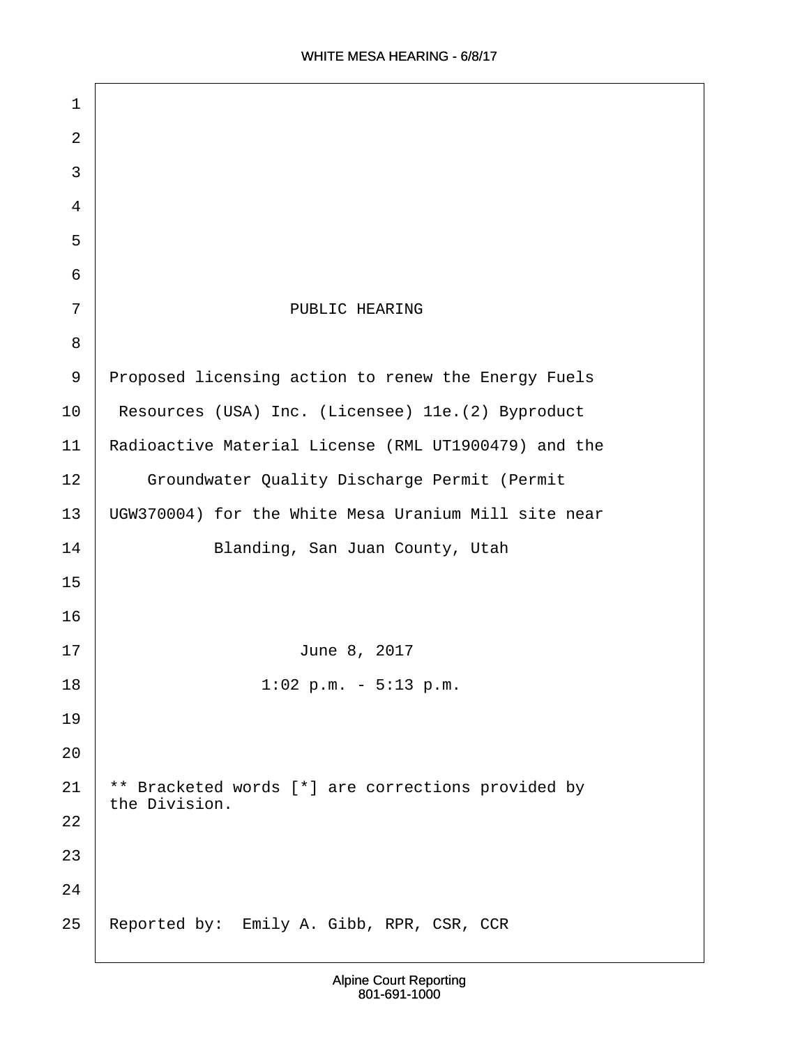# PUBLIC HEARING

Proposed licensing action to renew the Energy Fuels Resources (USA) Inc. (Licensee) 11e.(2) Byproduct Radioactive Material License (RML UT1900479) and the Groundwater Quality Discharge Permit (Permit UGW370004) for the White Mesa Uranium Mill site near Blanding, San Juan County, Utah

June 8, 2017

1:02 p.m. - 5:13 p.m.

** Bracketed words [*] are corrections provided by the Division.

Reported by: Emily A. Gibb, RPR, CSR, CCR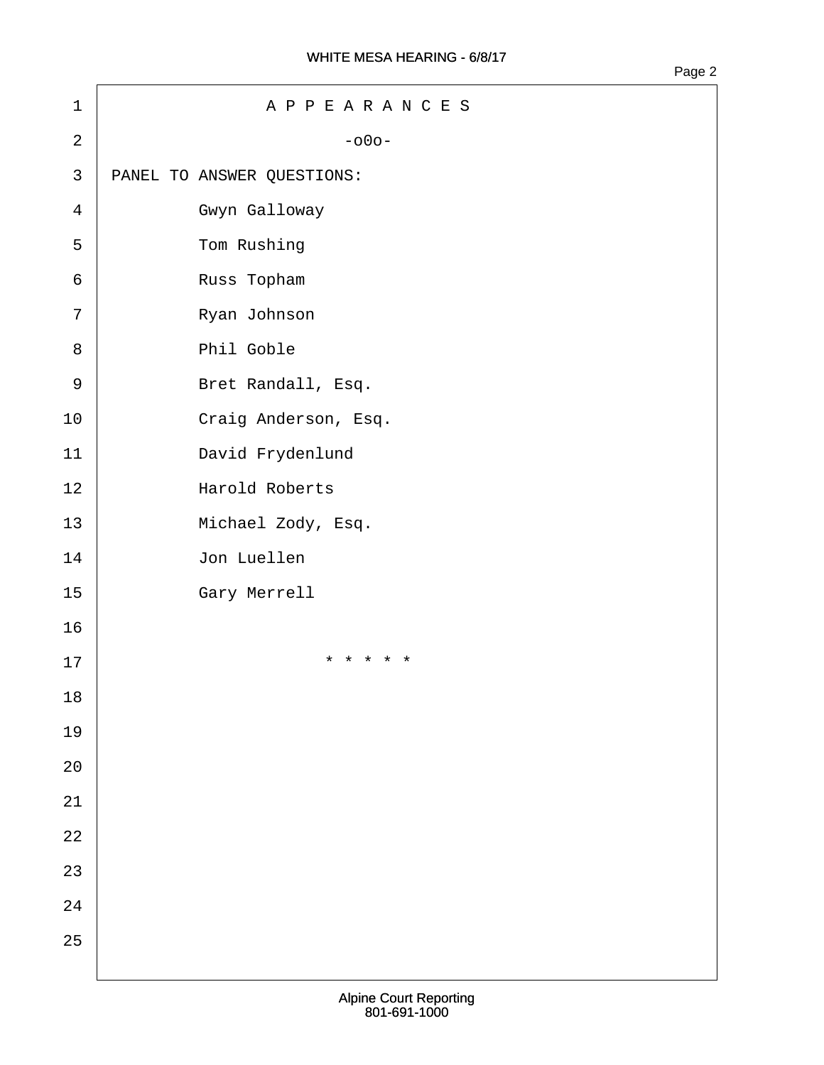# A P P E A R A N C E S

-o0o-

PANEL TO ANSWER QUESTIONS:

Gwyn Galloway

Tom Rushing

Russ Topham

Ryan Johnson

Phil Goble

Bret Randall, Esq.

Craig Anderson, Esq.

David Frydenlund

Harold Roberts

Michael Zody, Esq.

Jon Luellen

Gary Merrell

\* \* \* \* \*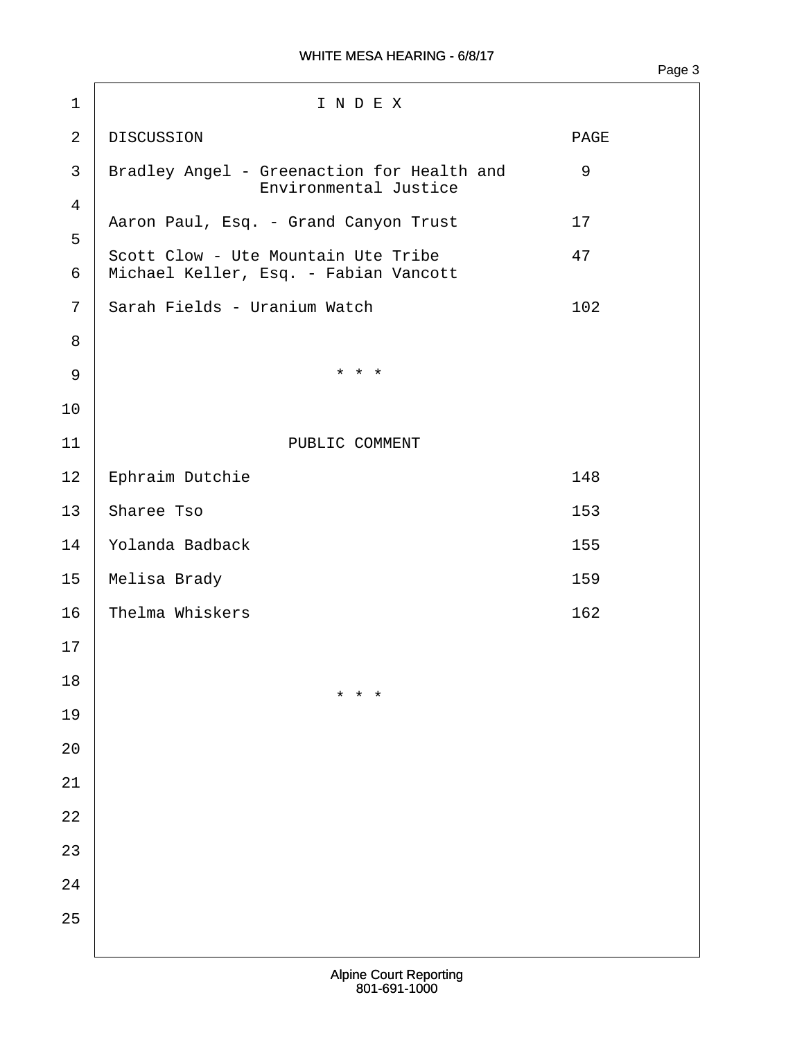# I N D E X

| DISCUSSION | PAGE |
|---|---|
| Bradley Angel - Greenaction for Health and Environmental Justice | 9 |
| Aaron Paul, Esq. - Grand Canyon Trust | 17 |
| Scott Clow - Ute Mountain Ute Tribe<br>Michael Keller, Esq. - Fabian Vancott | 47 |
| Sarah Fields - Uranium Watch | 102 |

\* \* \*

## PUBLIC COMMENT

| | |
|---|---|
| Ephraim Dutchie | 148 |
| Sharee Tso | 153 |
| Yolanda Badback | 155 |
| Melisa Brady | 159 |
| Thelma Whiskers | 162 |

\* \* \*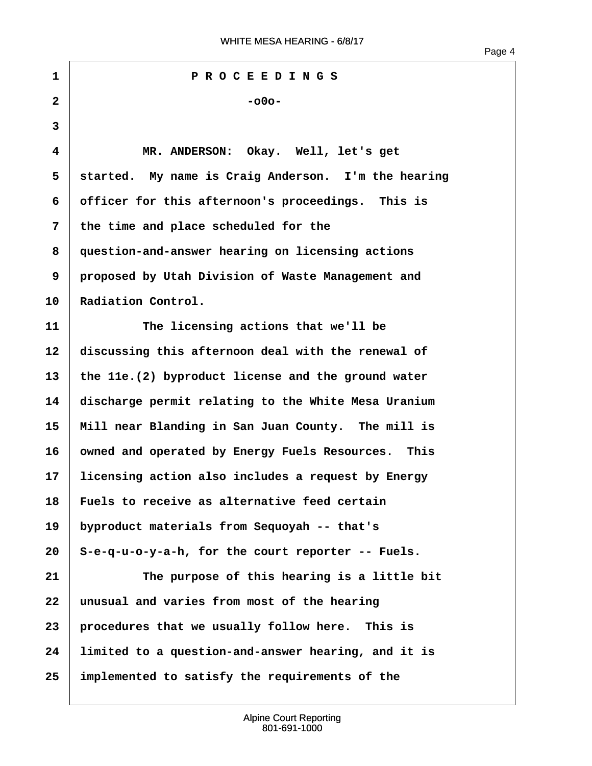P R O C E E D I N G S

-o0o-

MR. ANDERSON: Okay. Well, let's get started. My name is Craig Anderson. I'm the hearing officer for this afternoon's proceedings. This is the time and place scheduled for the question-and-answer hearing on licensing actions proposed by Utah Division of Waste Management and Radiation Control.

The licensing actions that we'll be discussing this afternoon deal with the renewal of the 11e.(2) byproduct license and the ground water discharge permit relating to the White Mesa Uranium Mill near Blanding in San Juan County. The mill is owned and operated by Energy Fuels Resources. This licensing action also includes a request by Energy Fuels to receive as alternative feed certain byproduct materials from Sequoyah -- that's S-e-q-u-o-y-a-h, for the court reporter -- Fuels.

The purpose of this hearing is a little bit unusual and varies from most of the hearing procedures that we usually follow here. This is limited to a question-and-answer hearing, and it is implemented to satisfy the requirements of the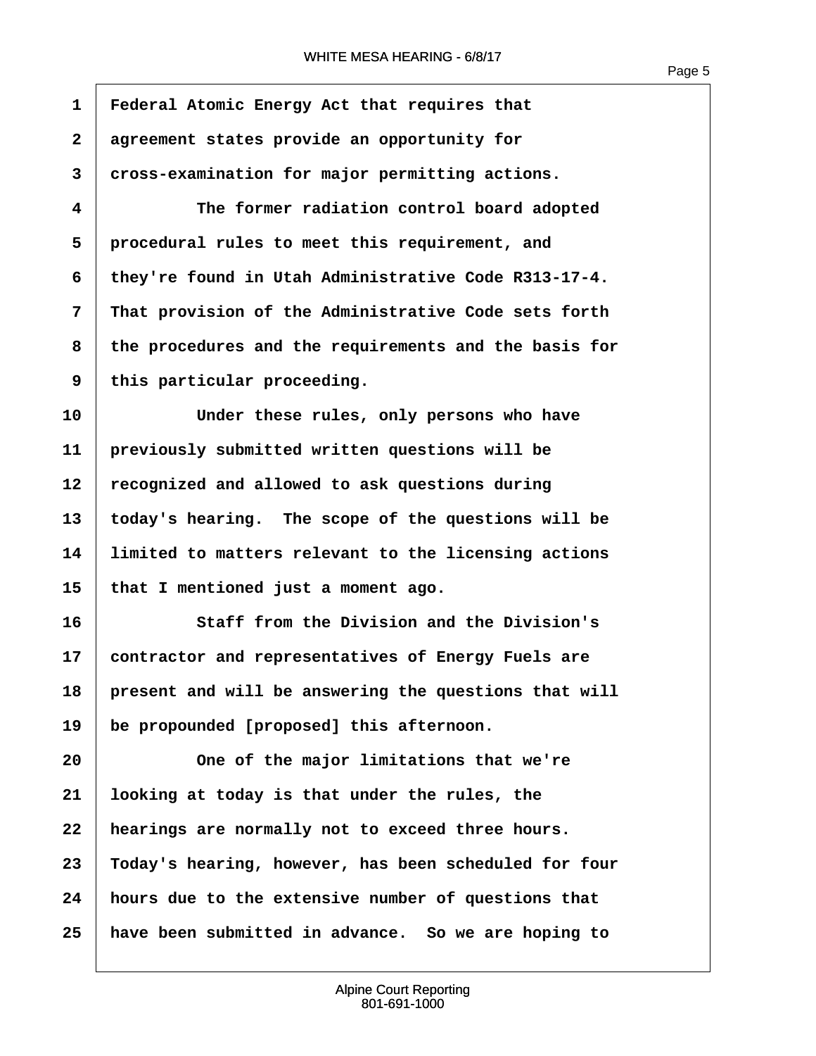Federal Atomic Energy Act that requires that agreement states provide an opportunity for cross-examination for major permitting actions.

The former radiation control board adopted procedural rules to meet this requirement, and they're found in Utah Administrative Code R313-17-4. That provision of the Administrative Code sets forth the procedures and the requirements and the basis for this particular proceeding.

Under these rules, only persons who have previously submitted written questions will be recognized and allowed to ask questions during today's hearing.  The scope of the questions will be limited to matters relevant to the licensing actions that I mentioned just a moment ago.

Staff from the Division and the Division's contractor and representatives of Energy Fuels are present and will be answering the questions that will be propounded [proposed] this afternoon.

One of the major limitations that we're looking at today is that under the rules, the hearings are normally not to exceed three hours. Today's hearing, however, has been scheduled for four hours due to the extensive number of questions that have been submitted in advance.  So we are hoping to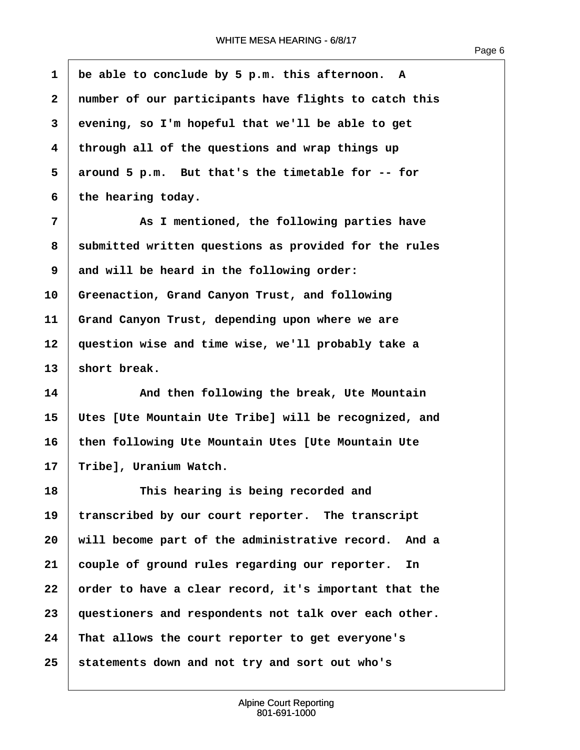be able to conclude by 5 p.m. this afternoon. A number of our participants have flights to catch this evening, so I'm hopeful that we'll be able to get through all of the questions and wrap things up around 5 p.m. But that's the timetable for -- for the hearing today.

As I mentioned, the following parties have submitted written questions as provided for the rules and will be heard in the following order: Greenaction, Grand Canyon Trust, and following Grand Canyon Trust, depending upon where we are question wise and time wise, we'll probably take a short break.

And then following the break, Ute Mountain Utes [Ute Mountain Ute Tribe] will be recognized, and then following Ute Mountain Utes [Ute Mountain Ute Tribe], Uranium Watch.

This hearing is being recorded and transcribed by our court reporter. The transcript will become part of the administrative record. And a couple of ground rules regarding our reporter. In order to have a clear record, it's important that the questioners and respondents not talk over each other. That allows the court reporter to get everyone's statements down and not try and sort out who's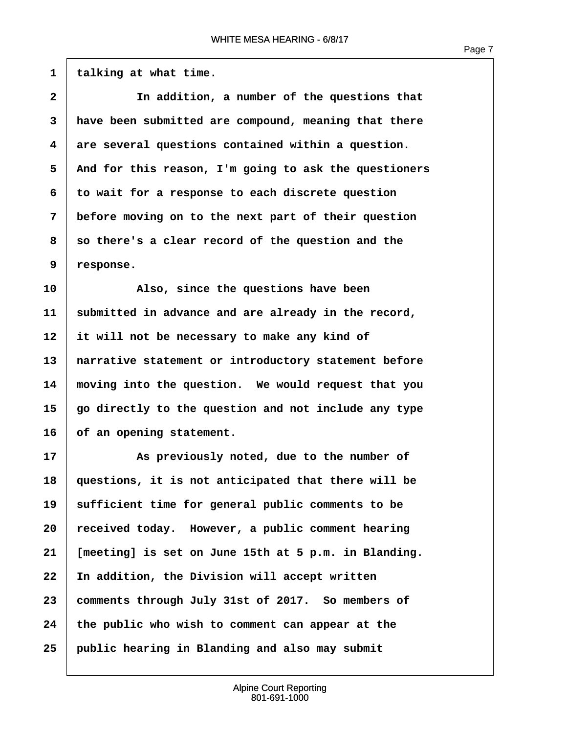talking at what time.

In addition, a number of the questions that have been submitted are compound, meaning that there are several questions contained within a question. And for this reason, I'm going to ask the questioners to wait for a response to each discrete question before moving on to the next part of their question so there's a clear record of the question and the response.

Also, since the questions have been submitted in advance and are already in the record, it will not be necessary to make any kind of narrative statement or introductory statement before moving into the question.  We would request that you go directly to the question and not include any type of an opening statement.

As previously noted, due to the number of questions, it is not anticipated that there will be sufficient time for general public comments to be received today.  However, a public comment hearing [meeting] is set on June 15th at 5 p.m. in Blanding. In addition, the Division will accept written comments through July 31st of 2017.  So members of the public who wish to comment can appear at the public hearing in Blanding and also may submit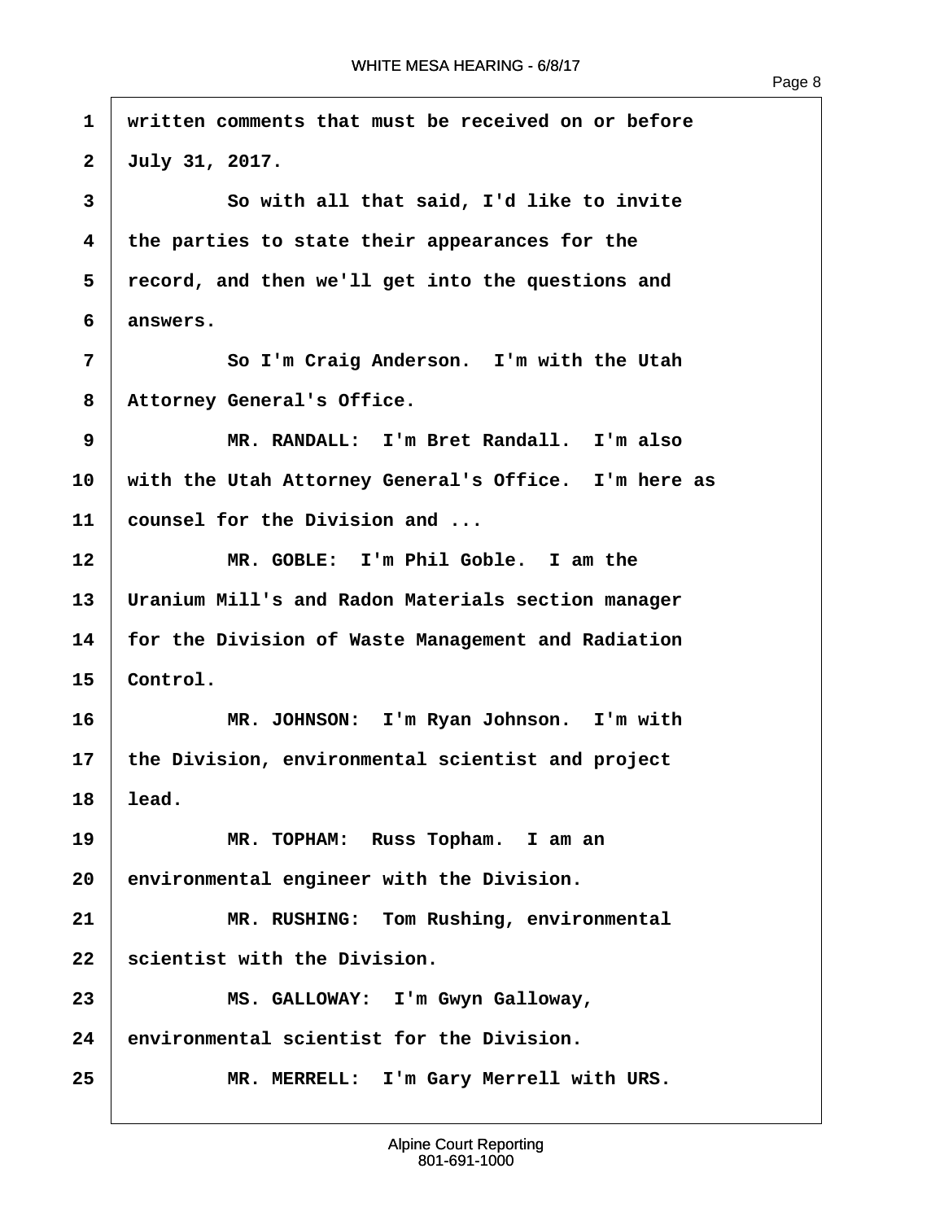written comments that must be received on or before July 31, 2017.

So with all that said, I'd like to invite the parties to state their appearances for the record, and then we'll get into the questions and answers.

So I'm Craig Anderson. I'm with the Utah Attorney General's Office.

MR. RANDALL: I'm Bret Randall. I'm also with the Utah Attorney General's Office. I'm here as counsel for the Division and ...

MR. GOBLE: I'm Phil Goble. I am the Uranium Mill's and Radon Materials section manager for the Division of Waste Management and Radiation Control.

MR. JOHNSON: I'm Ryan Johnson. I'm with the Division, environmental scientist and project lead.

MR. TOPHAM: Russ Topham. I am an environmental engineer with the Division.

MR. RUSHING: Tom Rushing, environmental scientist with the Division.

MS. GALLOWAY: I'm Gwyn Galloway, environmental scientist for the Division.

MR. MERRELL: I'm Gary Merrell with URS.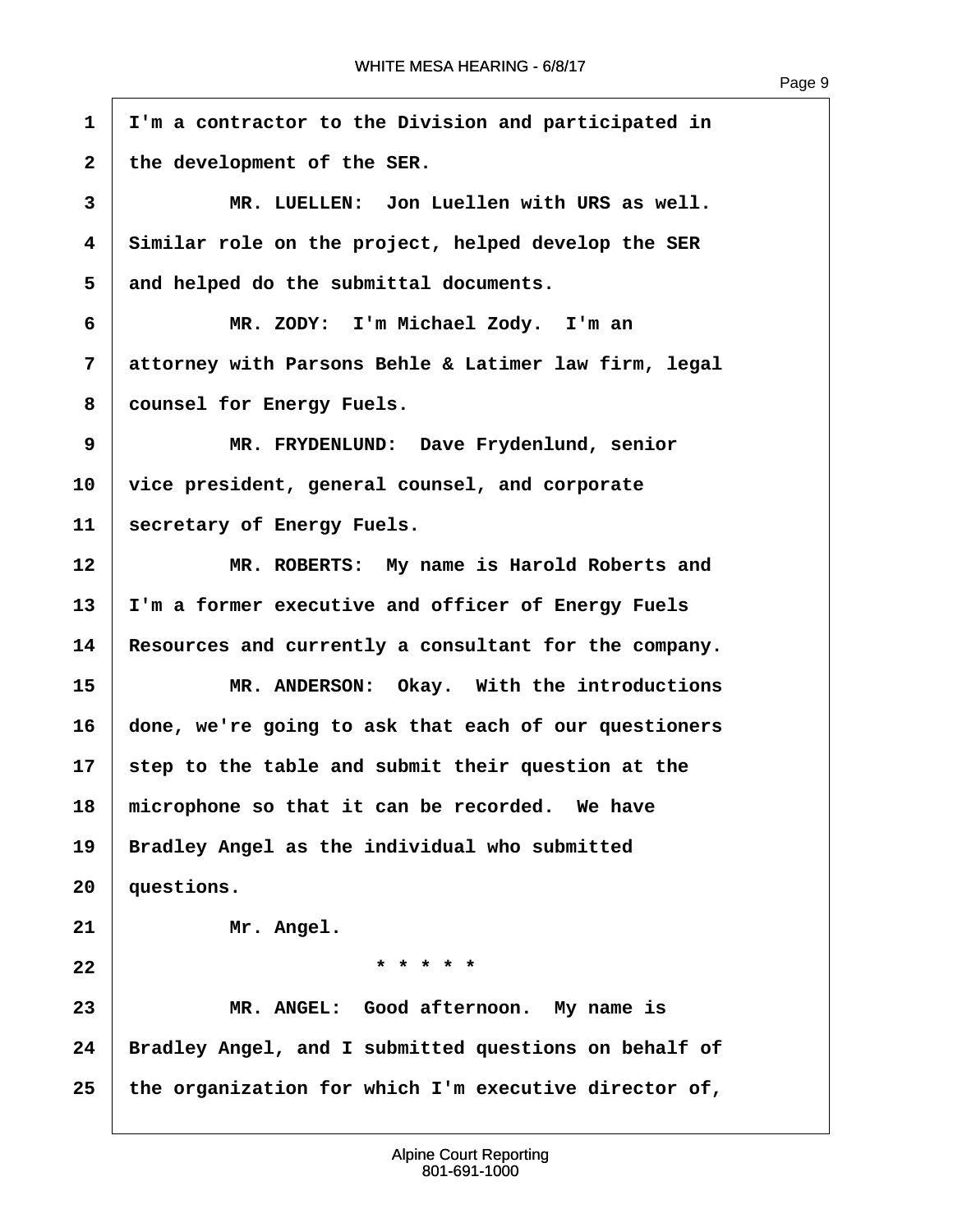1 I'm a contractor to the Division and participated in

2 the development of the SER.

3 MR. LUELLEN: Jon Luellen with URS as well.

4 Similar role on the project, helped develop the SER

5 and helped do the submittal documents.

6 MR. ZODY: I'm Michael Zody. I'm an

7 attorney with Parsons Behle & Latimer law firm, legal

8 counsel for Energy Fuels.

9 MR. FRYDENLUND: Dave Frydenlund, senior

10 vice president, general counsel, and corporate

11 secretary of Energy Fuels.

12 MR. ROBERTS: My name is Harold Roberts and

13 I'm a former executive and officer of Energy Fuels

14 Resources and currently a consultant for the company.

15 MR. ANDERSON: Okay. With the introductions

16 done, we're going to ask that each of our questioners

17 step to the table and submit their question at the

18 microphone so that it can be recorded. We have

19 Bradley Angel as the individual who submitted

20 questions.

21 Mr. Angel.

22 * * * * *

23 MR. ANGEL: Good afternoon. My name is

24 Bradley Angel, and I submitted questions on behalf of

25 the organization for which I'm executive director of,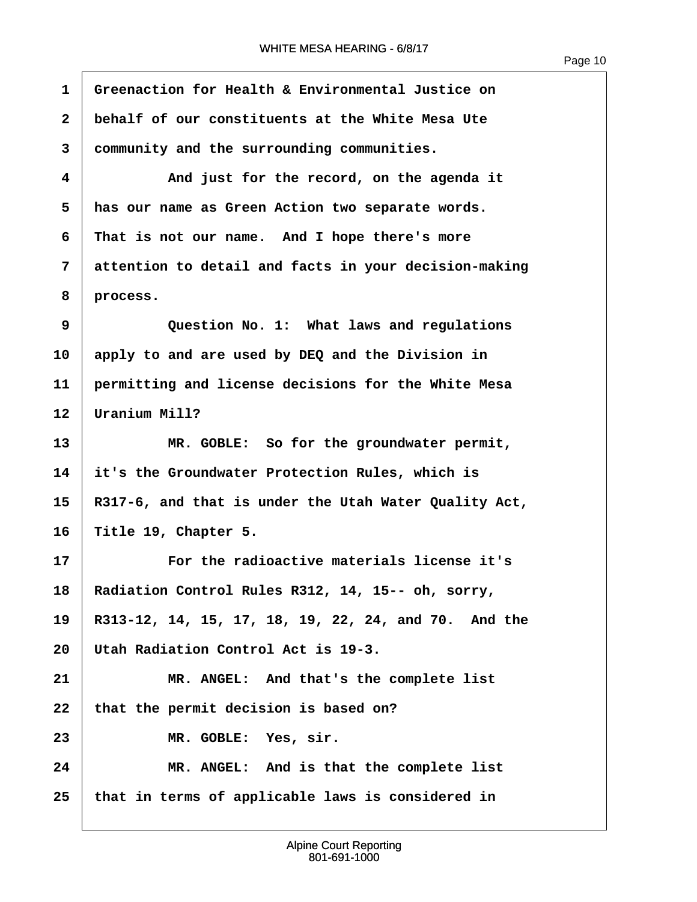Greenaction for Health & Environmental Justice on behalf of our constituents at the White Mesa Ute community and the surrounding communities.

And just for the record, on the agenda it has our name as Green Action two separate words. That is not our name. And I hope there's more attention to detail and facts in your decision-making process.

Question No. 1: What laws and regulations apply to and are used by DEQ and the Division in permitting and license decisions for the White Mesa Uranium Mill?

MR. GOBLE: So for the groundwater permit, it's the Groundwater Protection Rules, which is R317-6, and that is under the Utah Water Quality Act, Title 19, Chapter 5.

For the radioactive materials license it's Radiation Control Rules R312, 14, 15-- oh, sorry, R313-12, 14, 15, 17, 18, 19, 22, 24, and 70. And the Utah Radiation Control Act is 19-3.

MR. ANGEL: And that's the complete list that the permit decision is based on?

MR. GOBLE: Yes, sir.

MR. ANGEL: And is that the complete list that in terms of applicable laws is considered in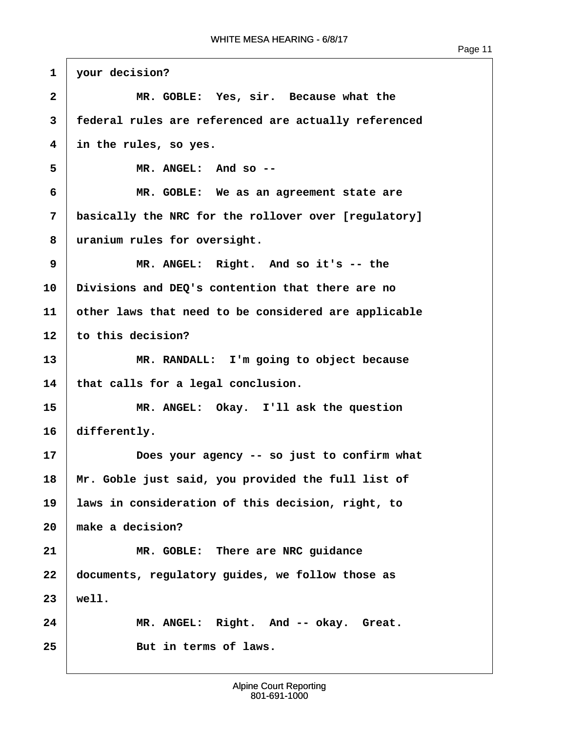your decision?

MR. GOBLE: Yes, sir. Because what the federal rules are referenced are actually referenced in the rules, so yes.

MR. ANGEL: And so --

MR. GOBLE: We as an agreement state are basically the NRC for the rollover over [regulatory] uranium rules for oversight.

MR. ANGEL: Right. And so it's -- the Divisions and DEQ's contention that there are no other laws that need to be considered are applicable to this decision?

MR. RANDALL: I'm going to object because that calls for a legal conclusion.

MR. ANGEL: Okay. I'll ask the question differently.

Does your agency -- so just to confirm what Mr. Goble just said, you provided the full list of laws in consideration of this decision, right, to make a decision?

MR. GOBLE: There are NRC guidance documents, regulatory guides, we follow those as well.

MR. ANGEL: Right. And -- okay. Great.

But in terms of laws.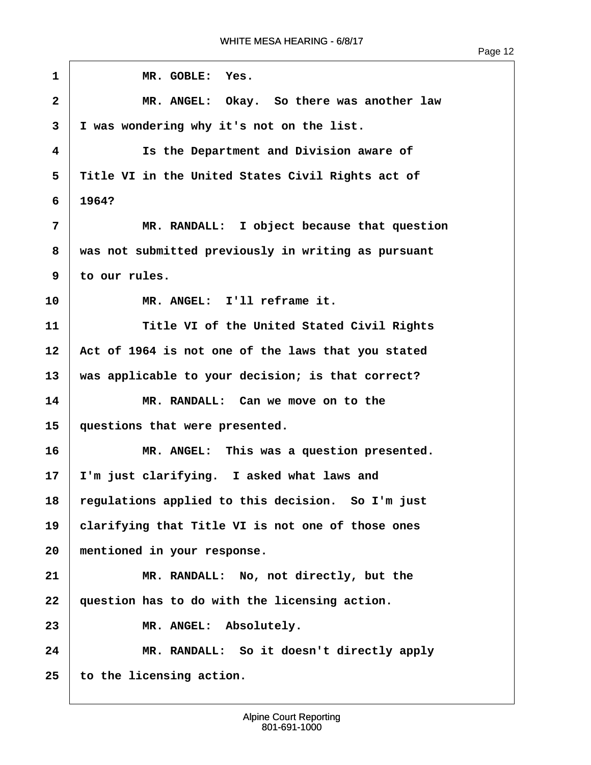1 MR. GOBLE: Yes.

2 MR. ANGEL: Okay. So there was another law

3 I was wondering why it's not on the list.

4 Is the Department and Division aware of

5 Title VI in the United States Civil Rights act of

6 1964?

7 MR. RANDALL: I object because that question

8 was not submitted previously in writing as pursuant

9 to our rules.

10 MR. ANGEL: I'll reframe it.

11 Title VI of the United Stated Civil Rights

12 Act of 1964 is not one of the laws that you stated

13 was applicable to your decision; is that correct?

14 MR. RANDALL: Can we move on to the

15 questions that were presented.

16 MR. ANGEL: This was a question presented.

17 I'm just clarifying. I asked what laws and

18 regulations applied to this decision. So I'm just

19 clarifying that Title VI is not one of those ones

20 mentioned in your response.

21 MR. RANDALL: No, not directly, but the

22 question has to do with the licensing action.

23 MR. ANGEL: Absolutely.

24 MR. RANDALL: So it doesn't directly apply

25 to the licensing action.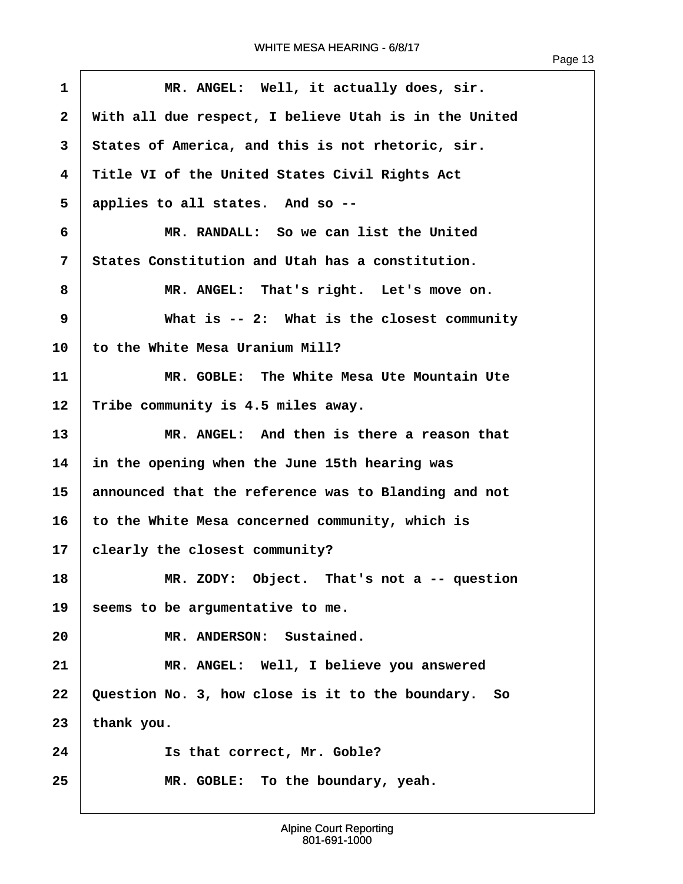MR. ANGEL: Well, it actually does, sir. With all due respect, I believe Utah is in the United States of America, and this is not rhetoric, sir. Title VI of the United States Civil Rights Act applies to all states. And so --

MR. RANDALL: So we can list the United States Constitution and Utah has a constitution.

MR. ANGEL: That's right. Let's move on.

What is -- 2: What is the closest community to the White Mesa Uranium Mill?

MR. GOBLE: The White Mesa Ute Mountain Ute Tribe community is 4.5 miles away.

MR. ANGEL: And then is there a reason that in the opening when the June 15th hearing was announced that the reference was to Blanding and not to the White Mesa concerned community, which is clearly the closest community?

MR. ZODY: Object. That's not a -- question seems to be argumentative to me.

MR. ANDERSON: Sustained.

MR. ANGEL: Well, I believe you answered Question No. 3, how close is it to the boundary. So thank you.

Is that correct, Mr. Goble?

MR. GOBLE: To the boundary, yeah.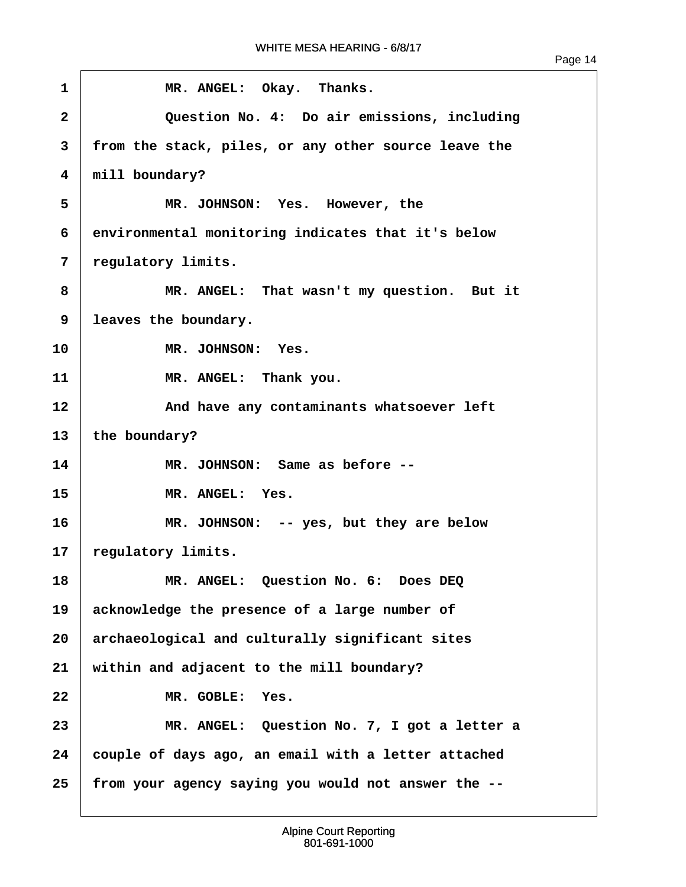MR. ANGEL: Okay. Thanks.

Question No. 4: Do air emissions, including from the stack, piles, or any other source leave the mill boundary?

MR. JOHNSON: Yes. However, the environmental monitoring indicates that it's below regulatory limits.

MR. ANGEL: That wasn't my question. But it leaves the boundary.

MR. JOHNSON: Yes.

MR. ANGEL: Thank you.

And have any contaminants whatsoever left the boundary?

MR. JOHNSON: Same as before --

MR. ANGEL: Yes.

MR. JOHNSON: -- yes, but they are below regulatory limits.

MR. ANGEL: Question No. 6: Does DEQ acknowledge the presence of a large number of archaeological and culturally significant sites within and adjacent to the mill boundary?

MR. GOBLE: Yes.

MR. ANGEL: Question No. 7, I got a letter a couple of days ago, an email with a letter attached from your agency saying you would not answer the --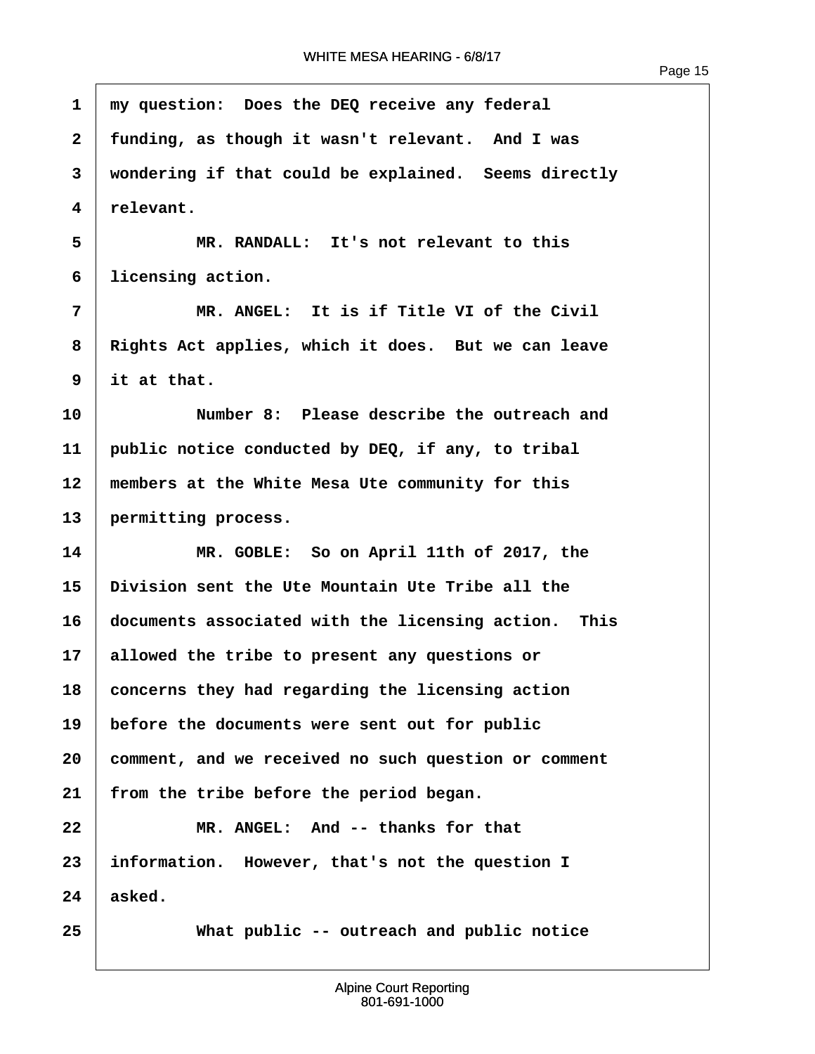my question: Does the DEQ receive any federal funding, as though it wasn't relevant. And I was wondering if that could be explained. Seems directly relevant.

MR. RANDALL: It's not relevant to this licensing action.

MR. ANGEL: It is if Title VI of the Civil Rights Act applies, which it does. But we can leave it at that.

Number 8: Please describe the outreach and public notice conducted by DEQ, if any, to tribal members at the White Mesa Ute community for this permitting process.

MR. GOBLE: So on April 11th of 2017, the Division sent the Ute Mountain Ute Tribe all the documents associated with the licensing action. This allowed the tribe to present any questions or concerns they had regarding the licensing action before the documents were sent out for public comment, and we received no such question or comment from the tribe before the period began.

MR. ANGEL: And -- thanks for that information. However, that's not the question I asked.

What public -- outreach and public notice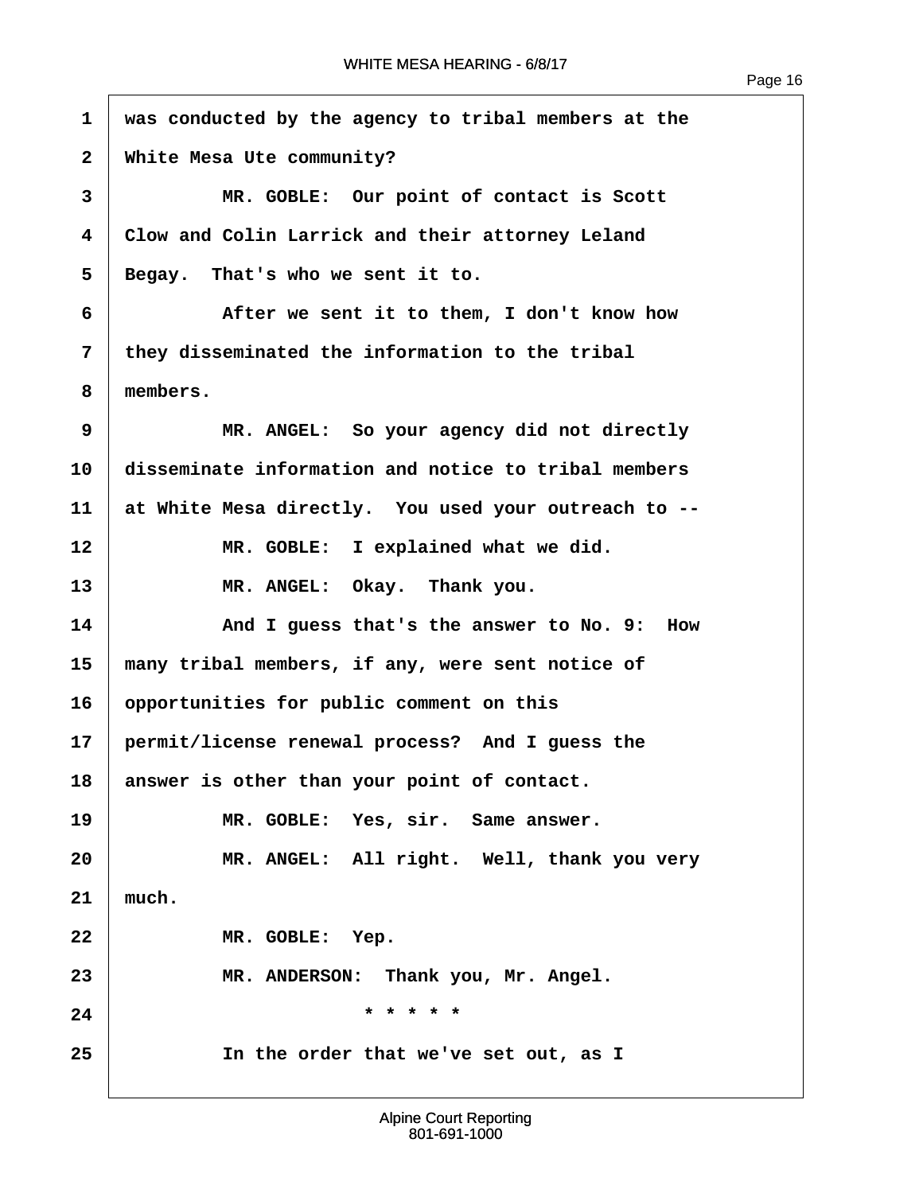was conducted by the agency to tribal members at the White Mesa Ute community?

MR. GOBLE: Our point of contact is Scott Clow and Colin Larrick and their attorney Leland Begay. That's who we sent it to.

After we sent it to them, I don't know how they disseminated the information to the tribal members.

MR. ANGEL: So your agency did not directly disseminate information and notice to tribal members at White Mesa directly. You used your outreach to --

MR. GOBLE: I explained what we did.

MR. ANGEL: Okay. Thank you.

And I guess that's the answer to No. 9: How many tribal members, if any, were sent notice of opportunities for public comment on this permit/license renewal process? And I guess the answer is other than your point of contact.

MR. GOBLE: Yes, sir. Same answer.

MR. ANGEL: All right. Well, thank you very much.

MR. GOBLE: Yep.

MR. ANDERSON: Thank you, Mr. Angel.

* * * * *

In the order that we've set out, as I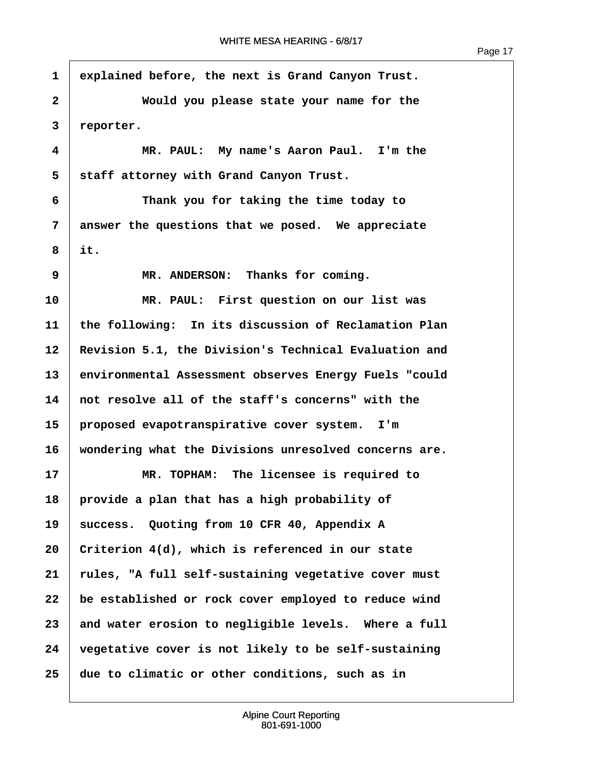explained before, the next is Grand Canyon Trust.

Would you please state your name for the reporter.

MR. PAUL: My name's Aaron Paul. I'm the staff attorney with Grand Canyon Trust.

Thank you for taking the time today to answer the questions that we posed. We appreciate it.

MR. ANDERSON: Thanks for coming.

MR. PAUL: First question on our list was the following: In its discussion of Reclamation Plan Revision 5.1, the Division's Technical Evaluation and environmental Assessment observes Energy Fuels "could not resolve all of the staff's concerns" with the proposed evapotranspirative cover system. I'm wondering what the Divisions unresolved concerns are.

MR. TOPHAM: The licensee is required to provide a plan that has a high probability of success. Quoting from 10 CFR 40, Appendix A Criterion 4(d), which is referenced in our state rules, "A full self-sustaining vegetative cover must be established or rock cover employed to reduce wind and water erosion to negligible levels. Where a full vegetative cover is not likely to be self-sustaining due to climatic or other conditions, such as in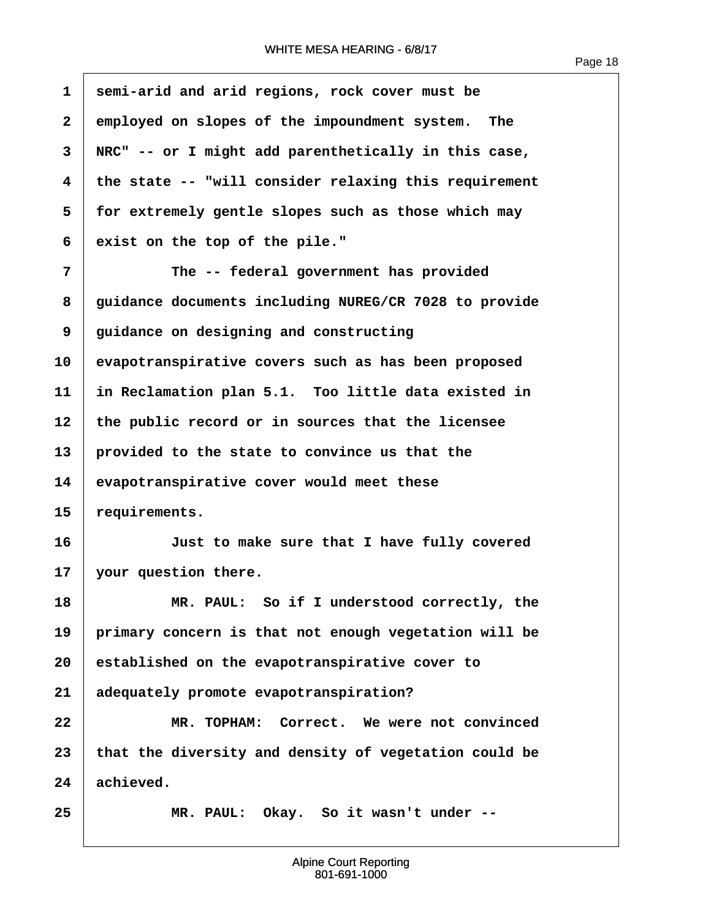semi-arid and arid regions, rock cover must be employed on slopes of the impoundment system. The NRC" -- or I might add parenthetically in this case, the state -- "will consider relaxing this requirement for extremely gentle slopes such as those which may exist on the top of the pile."

The -- federal government has provided guidance documents including NUREG/CR 7028 to provide guidance on designing and constructing evapotranspirative covers such as has been proposed in Reclamation plan 5.1. Too little data existed in the public record or in sources that the licensee provided to the state to convince us that the evapotranspirative cover would meet these requirements.

Just to make sure that I have fully covered your question there.

MR. PAUL: So if I understood correctly, the primary concern is that not enough vegetation will be established on the evapotranspirative cover to adequately promote evapotranspiration?

MR. TOPHAM: Correct. We were not convinced that the diversity and density of vegetation could be achieved.

MR. PAUL: Okay. So it wasn't under --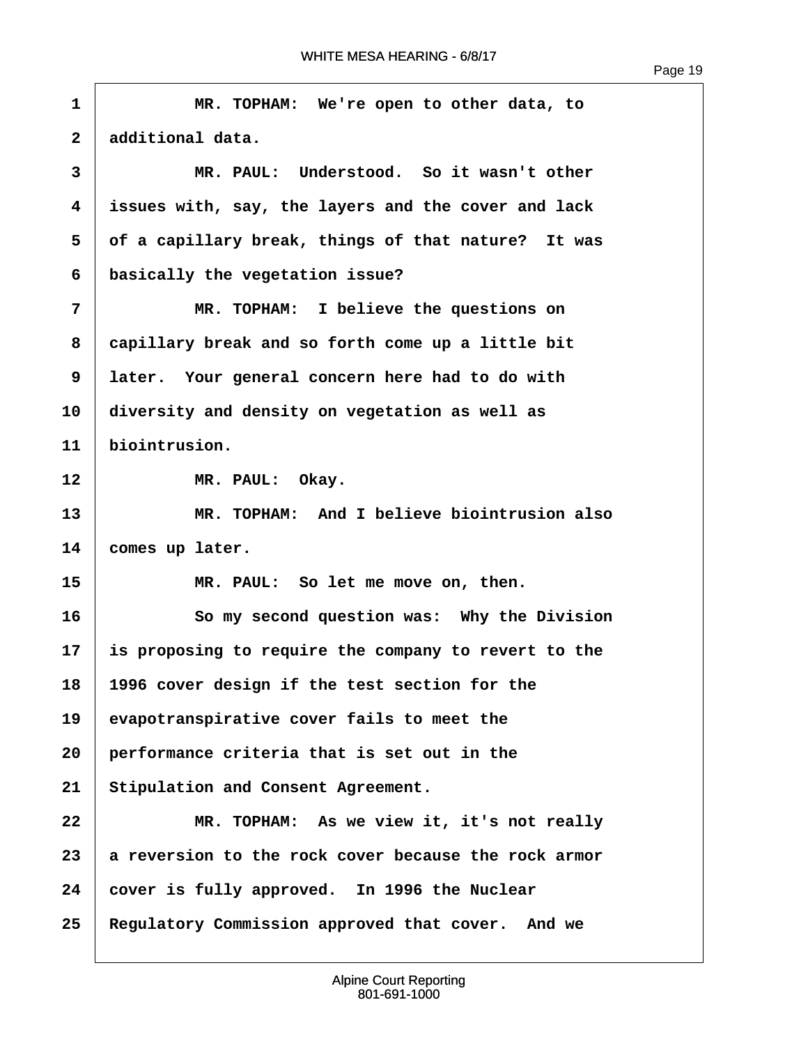MR. TOPHAM: We're open to other data, to additional data.

MR. PAUL: Understood. So it wasn't other issues with, say, the layers and the cover and lack of a capillary break, things of that nature? It was basically the vegetation issue?

MR. TOPHAM: I believe the questions on capillary break and so forth come up a little bit later. Your general concern here had to do with diversity and density on vegetation as well as biointrusion.

MR. PAUL: Okay.

MR. TOPHAM: And I believe biointrusion also comes up later.

MR. PAUL: So let me move on, then.

So my second question was: Why the Division is proposing to require the company to revert to the 1996 cover design if the test section for the evapotranspirative cover fails to meet the performance criteria that is set out in the Stipulation and Consent Agreement.

MR. TOPHAM: As we view it, it's not really a reversion to the rock cover because the rock armor cover is fully approved. In 1996 the Nuclear Regulatory Commission approved that cover. And we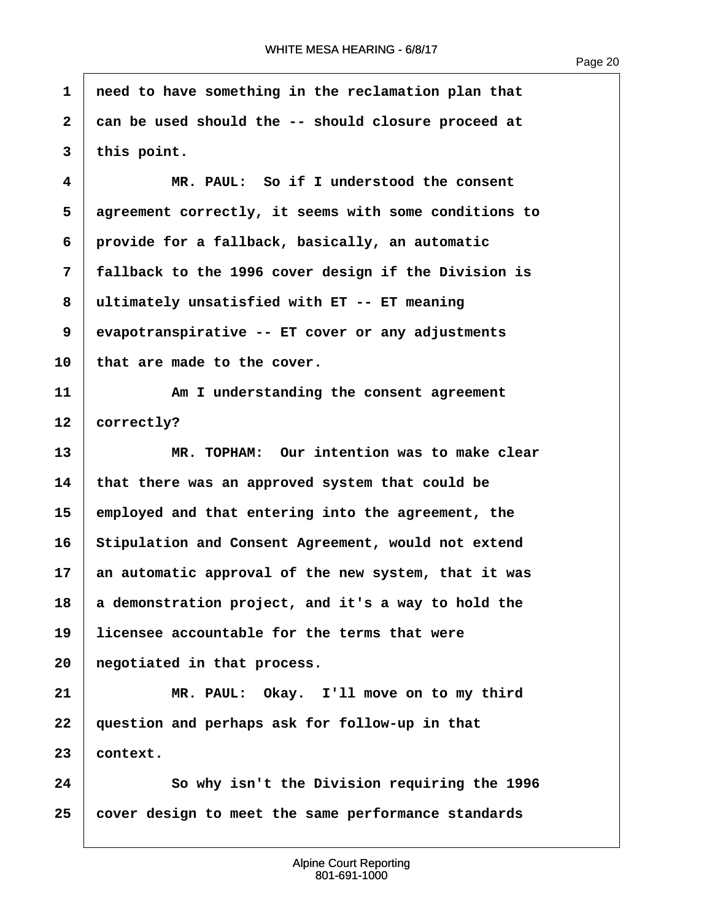need to have something in the reclamation plan that can be used should the -- should closure proceed at this point.

MR. PAUL: So if I understood the consent agreement correctly, it seems with some conditions to provide for a fallback, basically, an automatic fallback to the 1996 cover design if the Division is ultimately unsatisfied with ET -- ET meaning evapotranspirative -- ET cover or any adjustments that are made to the cover.

Am I understanding the consent agreement correctly?

MR. TOPHAM: Our intention was to make clear that there was an approved system that could be employed and that entering into the agreement, the Stipulation and Consent Agreement, would not extend an automatic approval of the new system, that it was a demonstration project, and it's a way to hold the licensee accountable for the terms that were negotiated in that process.

MR. PAUL: Okay. I'll move on to my third question and perhaps ask for follow-up in that context.

So why isn't the Division requiring the 1996 cover design to meet the same performance standards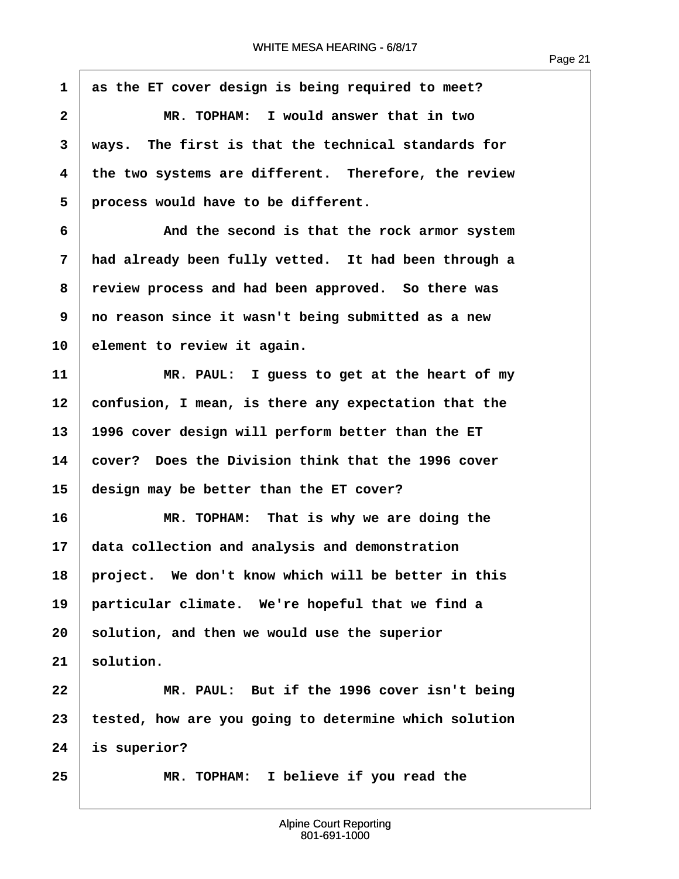as the ET cover design is being required to meet?

MR. TOPHAM: I would answer that in two ways. The first is that the technical standards for the two systems are different. Therefore, the review process would have to be different.

And the second is that the rock armor system had already been fully vetted. It had been through a review process and had been approved. So there was no reason since it wasn't being submitted as a new element to review it again.

MR. PAUL: I guess to get at the heart of my confusion, I mean, is there any expectation that the 1996 cover design will perform better than the ET cover? Does the Division think that the 1996 cover design may be better than the ET cover?

MR. TOPHAM: That is why we are doing the data collection and analysis and demonstration project. We don't know which will be better in this particular climate. We're hopeful that we find a solution, and then we would use the superior solution.

MR. PAUL: But if the 1996 cover isn't being tested, how are you going to determine which solution is superior?

MR. TOPHAM: I believe if you read the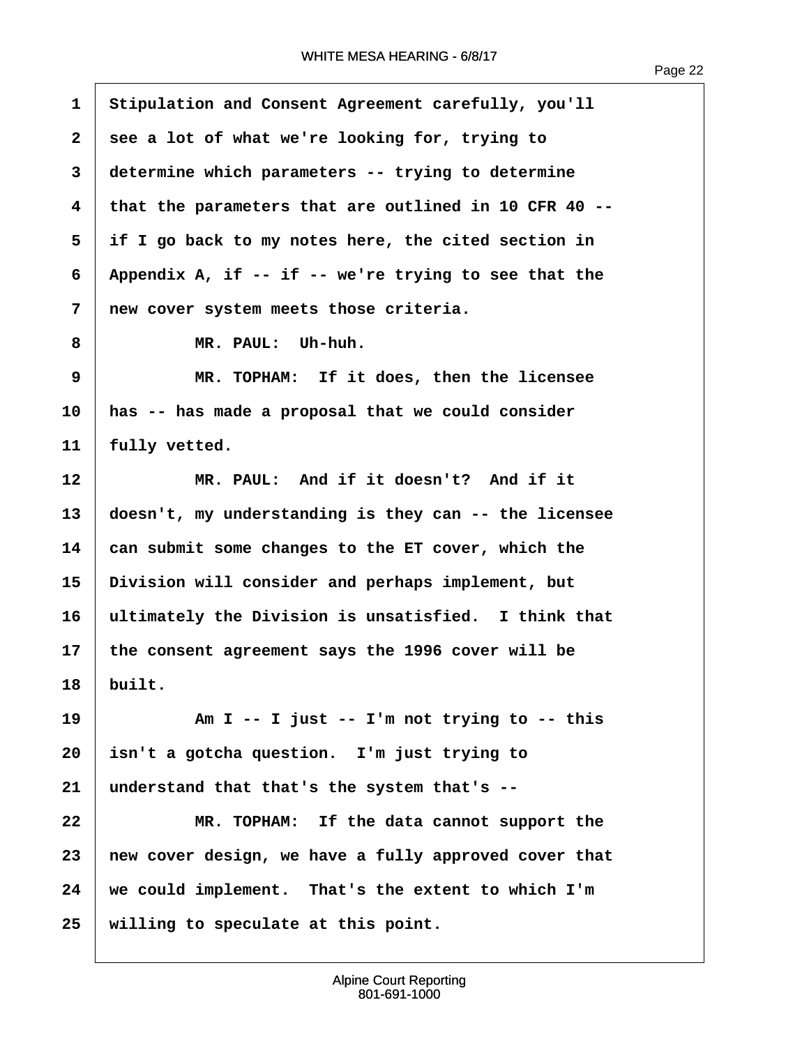1 Stipulation and Consent Agreement carefully, you'll
2 see a lot of what we're looking for, trying to
3 determine which parameters -- trying to determine
4 that the parameters that are outlined in 10 CFR 40 --
5 if I go back to my notes here, the cited section in
6 Appendix A, if -- if -- we're trying to see that the
7 new cover system meets those criteria.

8 MR. PAUL: Uh-huh.

9 MR. TOPHAM: If it does, then the licensee
10 has -- has made a proposal that we could consider
11 fully vetted.

12 MR. PAUL: And if it doesn't? And if it
13 doesn't, my understanding is they can -- the licensee
14 can submit some changes to the ET cover, which the
15 Division will consider and perhaps implement, but
16 ultimately the Division is unsatisfied. I think that
17 the consent agreement says the 1996 cover will be
18 built.

19 Am I -- I just -- I'm not trying to -- this
20 isn't a gotcha question. I'm just trying to
21 understand that that's the system that's --

22 MR. TOPHAM: If the data cannot support the
23 new cover design, we have a fully approved cover that
24 we could implement. That's the extent to which I'm
25 willing to speculate at this point.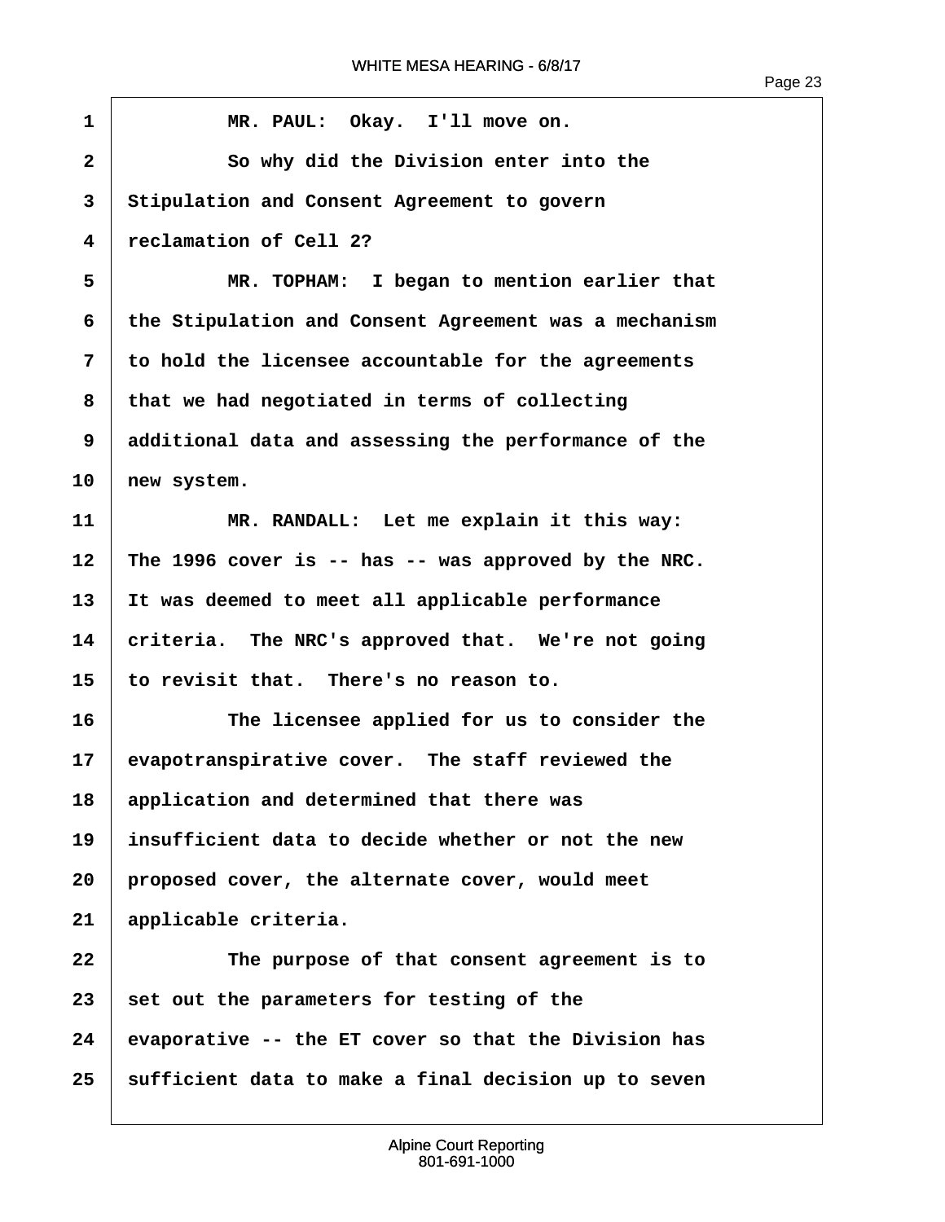MR. PAUL: Okay. I'll move on.

So why did the Division enter into the Stipulation and Consent Agreement to govern reclamation of Cell 2?

MR. TOPHAM: I began to mention earlier that the Stipulation and Consent Agreement was a mechanism to hold the licensee accountable for the agreements that we had negotiated in terms of collecting additional data and assessing the performance of the new system.

MR. RANDALL: Let me explain it this way: The 1996 cover is -- has -- was approved by the NRC. It was deemed to meet all applicable performance criteria. The NRC's approved that. We're not going to revisit that. There's no reason to.

The licensee applied for us to consider the evapotranspirative cover. The staff reviewed the application and determined that there was insufficient data to decide whether or not the new proposed cover, the alternate cover, would meet applicable criteria.

The purpose of that consent agreement is to set out the parameters for testing of the evaporative -- the ET cover so that the Division has sufficient data to make a final decision up to seven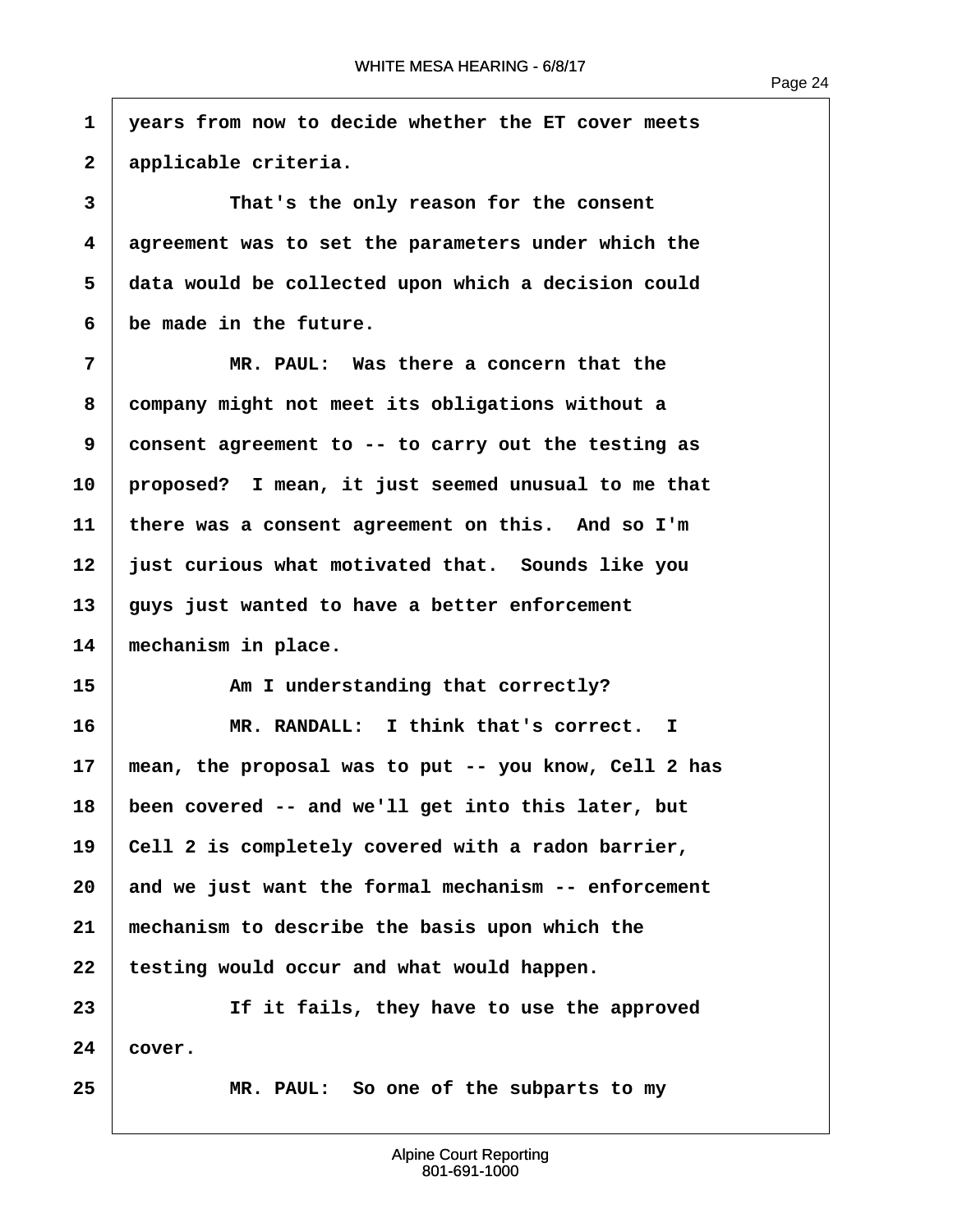years from now to decide whether the ET cover meets applicable criteria.

That's the only reason for the consent agreement was to set the parameters under which the data would be collected upon which a decision could be made in the future.

MR. PAUL: Was there a concern that the company might not meet its obligations without a consent agreement to -- to carry out the testing as proposed? I mean, it just seemed unusual to me that there was a consent agreement on this. And so I'm just curious what motivated that. Sounds like you guys just wanted to have a better enforcement mechanism in place.

Am I understanding that correctly?

MR. RANDALL: I think that's correct. I mean, the proposal was to put -- you know, Cell 2 has been covered -- and we'll get into this later, but Cell 2 is completely covered with a radon barrier, and we just want the formal mechanism -- enforcement mechanism to describe the basis upon which the testing would occur and what would happen.

If it fails, they have to use the approved cover.

MR. PAUL: So one of the subparts to my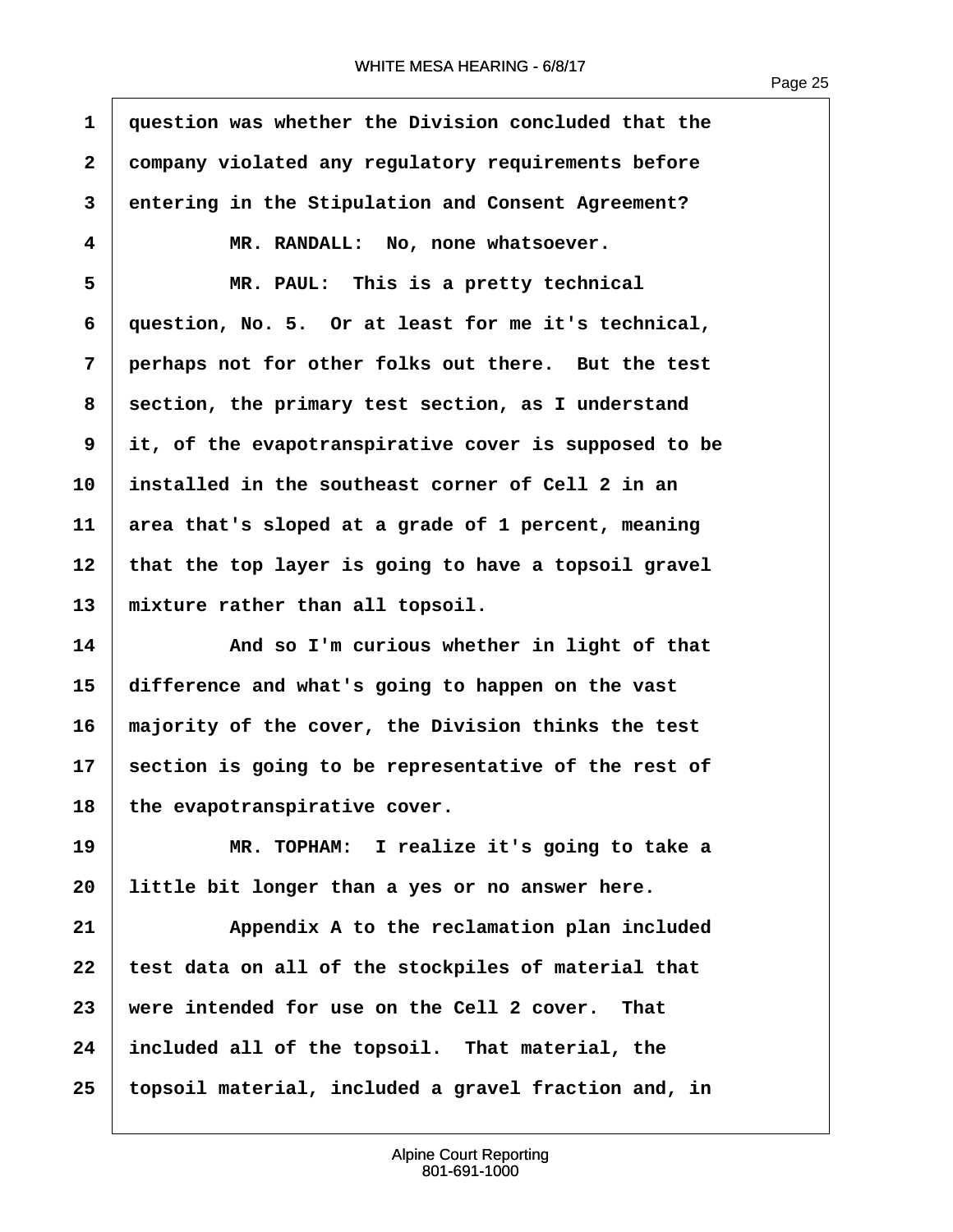question was whether the Division concluded that the company violated any regulatory requirements before entering in the Stipulation and Consent Agreement?

MR. RANDALL: No, none whatsoever.

MR. PAUL: This is a pretty technical question, No. 5. Or at least for me it's technical, perhaps not for other folks out there. But the test section, the primary test section, as I understand it, of the evapotranspirative cover is supposed to be installed in the southeast corner of Cell 2 in an area that's sloped at a grade of 1 percent, meaning that the top layer is going to have a topsoil gravel mixture rather than all topsoil.

And so I'm curious whether in light of that difference and what's going to happen on the vast majority of the cover, the Division thinks the test section is going to be representative of the rest of the evapotranspirative cover.

MR. TOPHAM: I realize it's going to take a little bit longer than a yes or no answer here.

Appendix A to the reclamation plan included test data on all of the stockpiles of material that were intended for use on the Cell 2 cover. That included all of the topsoil. That material, the topsoil material, included a gravel fraction and, in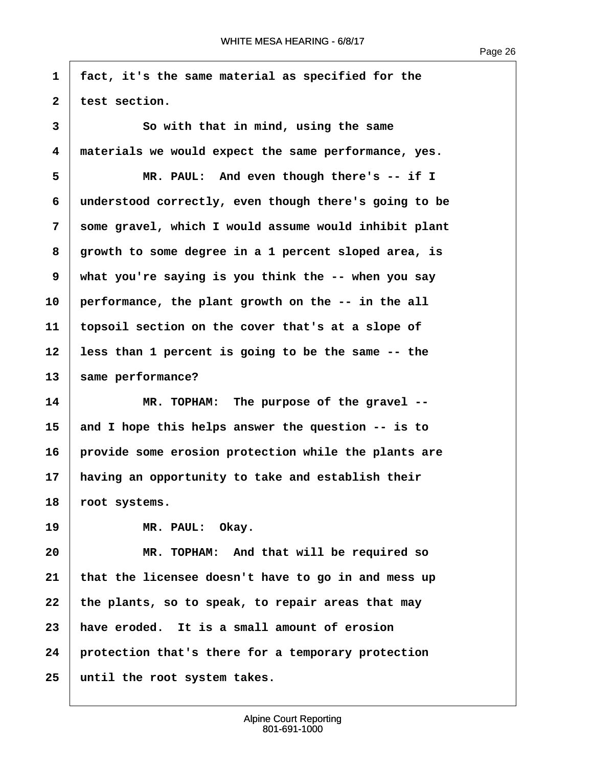fact, it's the same material as specified for the test section.

So with that in mind, using the same materials we would expect the same performance, yes.

MR. PAUL: And even though there's -- if I understood correctly, even though there's going to be some gravel, which I would assume would inhibit plant growth to some degree in a 1 percent sloped area, is what you're saying is you think the -- when you say performance, the plant growth on the -- in the all topsoil section on the cover that's at a slope of less than 1 percent is going to be the same -- the same performance?

MR. TOPHAM: The purpose of the gravel -- and I hope this helps answer the question -- is to provide some erosion protection while the plants are having an opportunity to take and establish their root systems.

MR. PAUL: Okay.

MR. TOPHAM: And that will be required so that the licensee doesn't have to go in and mess up the plants, so to speak, to repair areas that may have eroded. It is a small amount of erosion protection that's there for a temporary protection until the root system takes.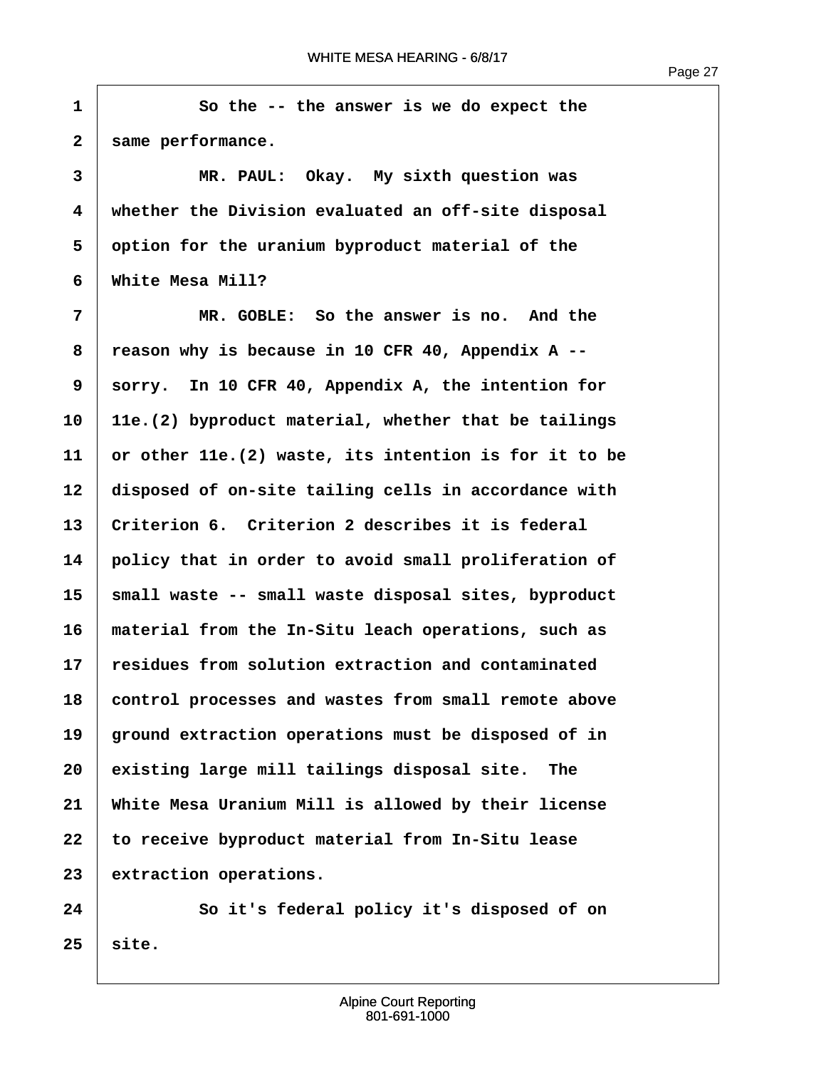1 So the -- the answer is we do expect the
2 same performance.
3 MR. PAUL: Okay. My sixth question was
4 whether the Division evaluated an off-site disposal
5 option for the uranium byproduct material of the
6 White Mesa Mill?
7 MR. GOBLE: So the answer is no. And the
8 reason why is because in 10 CFR 40, Appendix A --
9 sorry. In 10 CFR 40, Appendix A, the intention for
10 11e.(2) byproduct material, whether that be tailings
11 or other 11e.(2) waste, its intention is for it to be
12 disposed of on-site tailing cells in accordance with
13 Criterion 6. Criterion 2 describes it is federal
14 policy that in order to avoid small proliferation of
15 small waste -- small waste disposal sites, byproduct
16 material from the In-Situ leach operations, such as
17 residues from solution extraction and contaminated
18 control processes and wastes from small remote above
19 ground extraction operations must be disposed of in
20 existing large mill tailings disposal site. The
21 White Mesa Uranium Mill is allowed by their license
22 to receive byproduct material from In-Situ lease
23 extraction operations.
24 So it's federal policy it's disposed of on
25 site.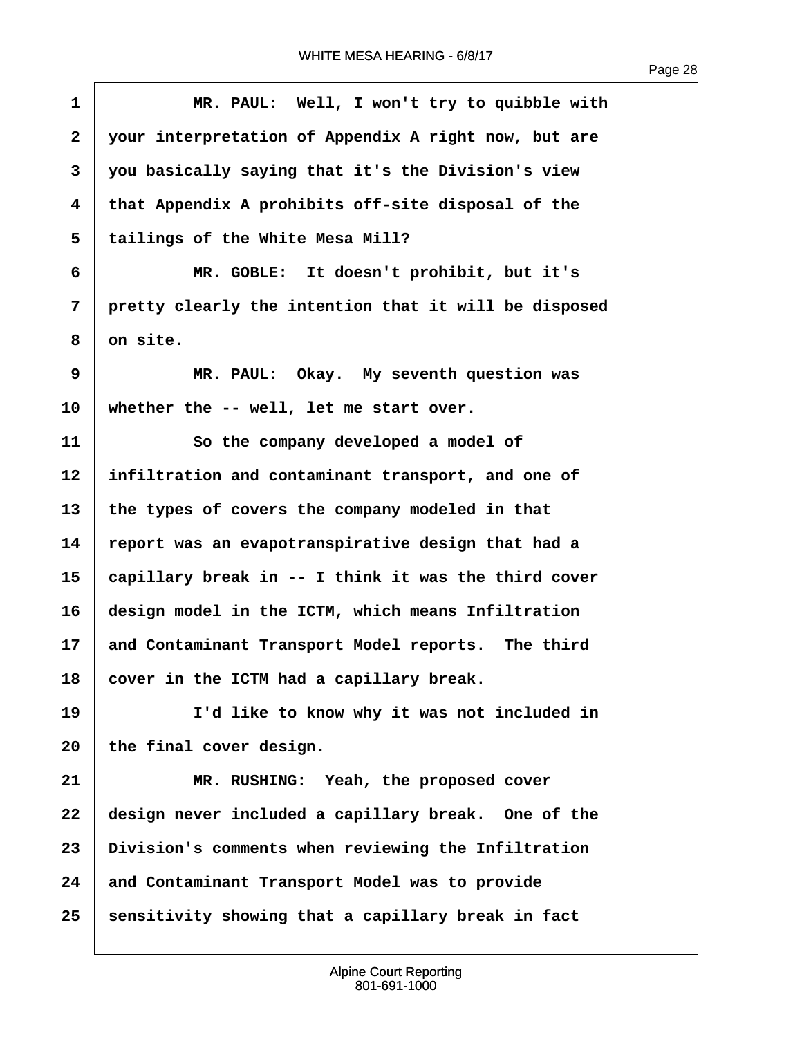MR. PAUL: Well, I won't try to quibble with your interpretation of Appendix A right now, but are you basically saying that it's the Division's view that Appendix A prohibits off-site disposal of the tailings of the White Mesa Mill?

MR. GOBLE: It doesn't prohibit, but it's pretty clearly the intention that it will be disposed on site.

MR. PAUL: Okay. My seventh question was whether the -- well, let me start over.

So the company developed a model of infiltration and contaminant transport, and one of the types of covers the company modeled in that report was an evapotranspirative design that had a capillary break in -- I think it was the third cover design model in the ICTM, which means Infiltration and Contaminant Transport Model reports. The third cover in the ICTM had a capillary break.

I'd like to know why it was not included in the final cover design.

MR. RUSHING: Yeah, the proposed cover design never included a capillary break. One of the Division's comments when reviewing the Infiltration and Contaminant Transport Model was to provide sensitivity showing that a capillary break in fact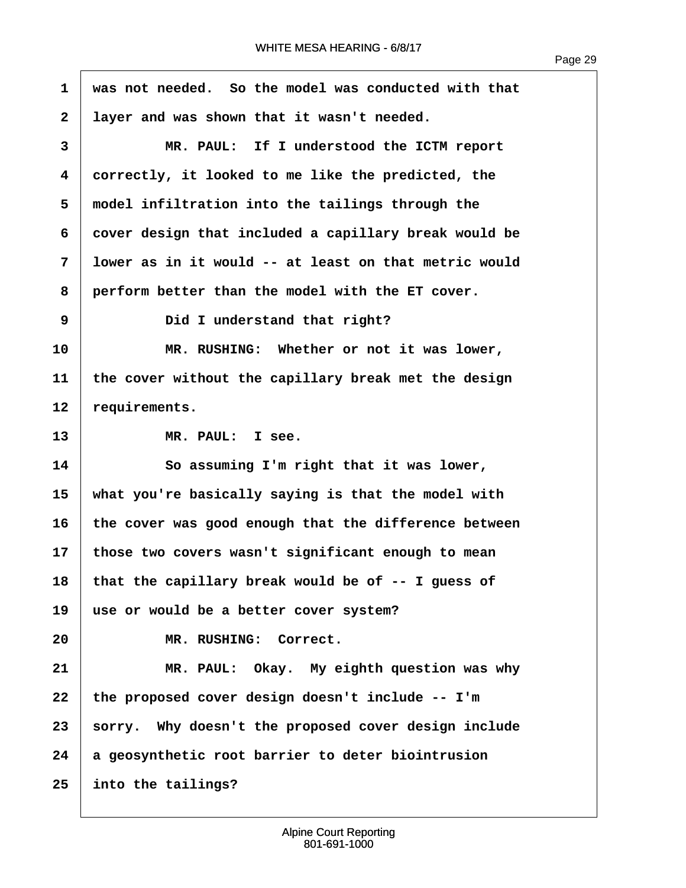1 was not needed. So the model was conducted with that
2 layer and was shown that it wasn't needed.
3 MR. PAUL: If I understood the ICTM report
4 correctly, it looked to me like the predicted, the
5 model infiltration into the tailings through the
6 cover design that included a capillary break would be
7 lower as in it would -- at least on that metric would
8 perform better than the model with the ET cover.
9 Did I understand that right?
10 MR. RUSHING: Whether or not it was lower,
11 the cover without the capillary break met the design
12 requirements.
13 MR. PAUL: I see.
14 So assuming I'm right that it was lower,
15 what you're basically saying is that the model with
16 the cover was good enough that the difference between
17 those two covers wasn't significant enough to mean
18 that the capillary break would be of -- I guess of
19 use or would be a better cover system?
20 MR. RUSHING: Correct.
21 MR. PAUL: Okay. My eighth question was why
22 the proposed cover design doesn't include -- I'm
23 sorry. Why doesn't the proposed cover design include
24 a geosynthetic root barrier to deter biointrusion
25 into the tailings?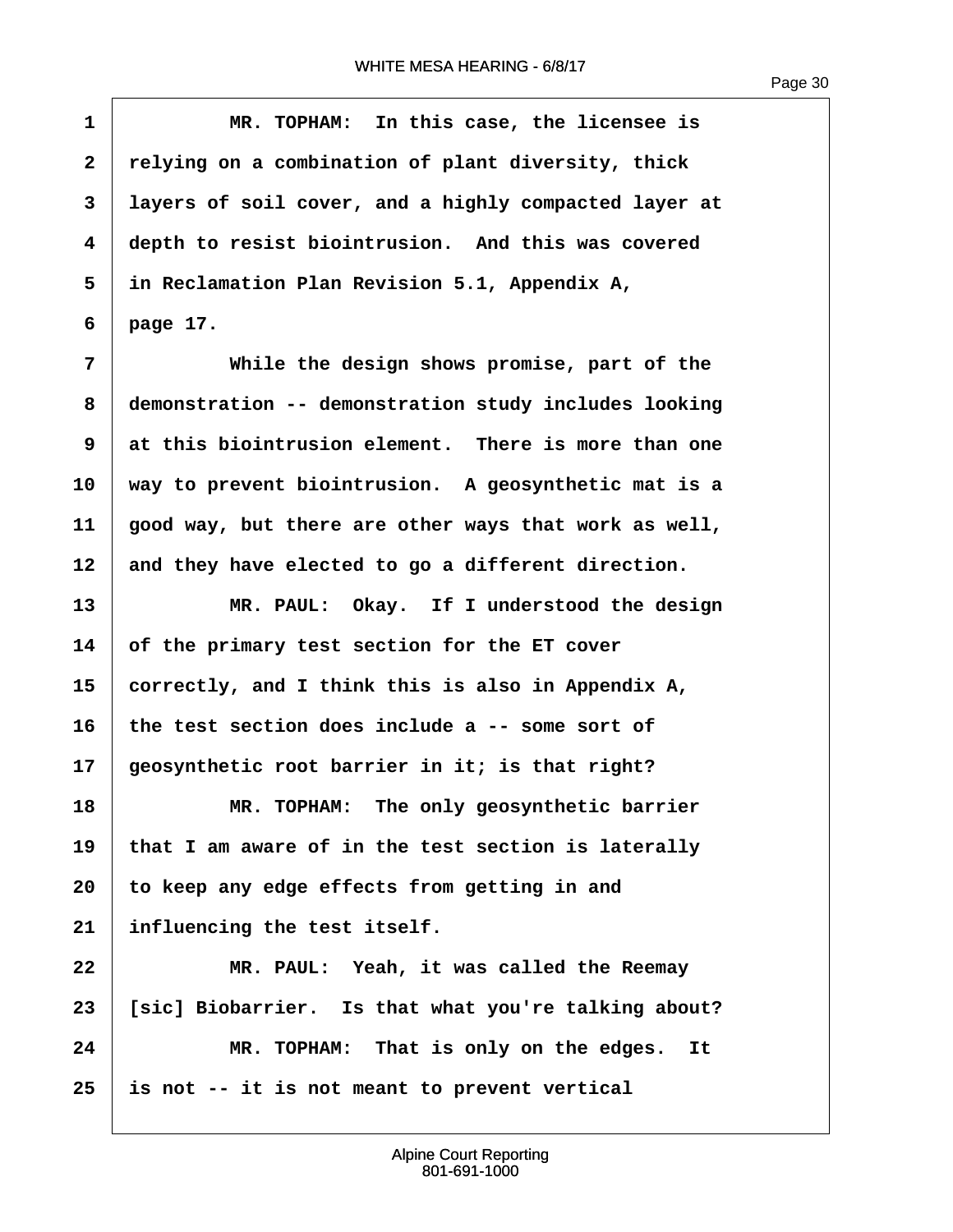MR. TOPHAM: In this case, the licensee is relying on a combination of plant diversity, thick layers of soil cover, and a highly compacted layer at depth to resist biointrusion. And this was covered in Reclamation Plan Revision 5.1, Appendix A, page 17.

While the design shows promise, part of the demonstration -- demonstration study includes looking at this biointrusion element. There is more than one way to prevent biointrusion. A geosynthetic mat is a good way, but there are other ways that work as well, and they have elected to go a different direction.

MR. PAUL: Okay. If I understood the design of the primary test section for the ET cover correctly, and I think this is also in Appendix A, the test section does include a -- some sort of geosynthetic root barrier in it; is that right?

MR. TOPHAM: The only geosynthetic barrier that I am aware of in the test section is laterally to keep any edge effects from getting in and influencing the test itself.

MR. PAUL: Yeah, it was called the Reemay [sic] Biobarrier. Is that what you're talking about?

MR. TOPHAM: That is only on the edges. It is not -- it is not meant to prevent vertical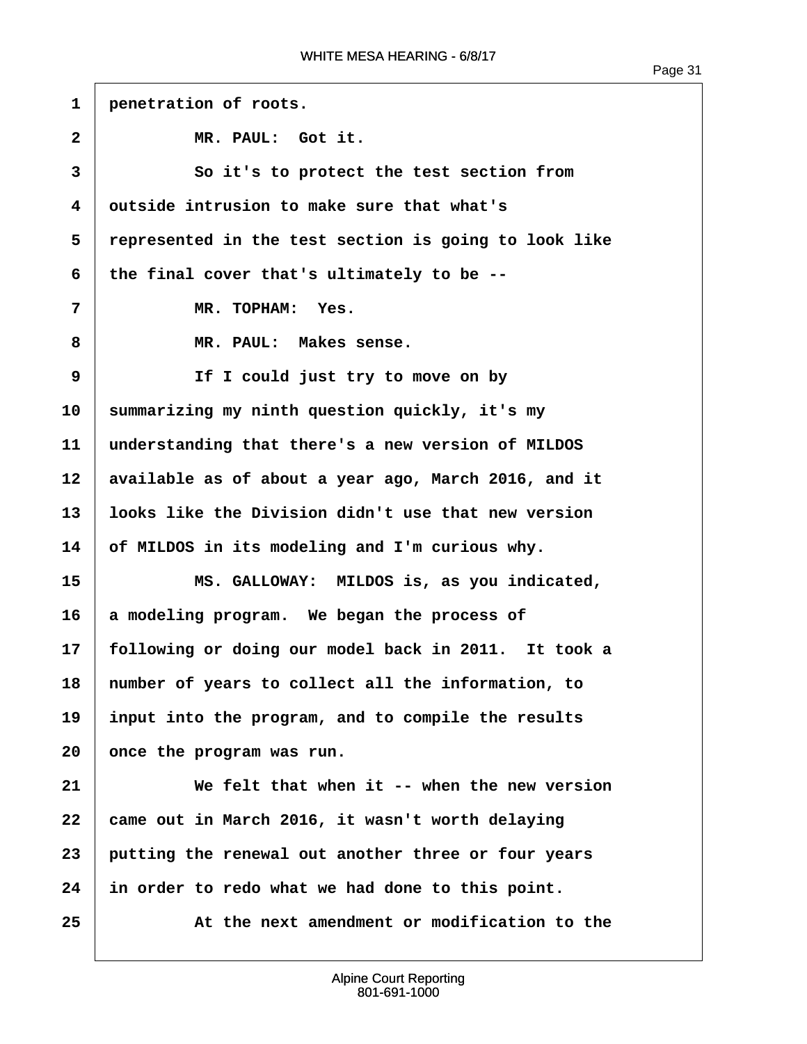1 penetration of roots.

2 MR. PAUL: Got it.

3 So it's to protect the test section from

4 outside intrusion to make sure that what's

5 represented in the test section is going to look like

6 the final cover that's ultimately to be --

7 MR. TOPHAM: Yes.

8 MR. PAUL: Makes sense.

9 If I could just try to move on by

10 summarizing my ninth question quickly, it's my

11 understanding that there's a new version of MILDOS

12 available as of about a year ago, March 2016, and it

13 looks like the Division didn't use that new version

14 of MILDOS in its modeling and I'm curious why.

15 MS. GALLOWAY: MILDOS is, as you indicated,

16 a modeling program. We began the process of

17 following or doing our model back in 2011. It took a

18 number of years to collect all the information, to

19 input into the program, and to compile the results

20 once the program was run.

21 We felt that when it -- when the new version

22 came out in March 2016, it wasn't worth delaying

23 putting the renewal out another three or four years

24 in order to redo what we had done to this point.

25 At the next amendment or modification to the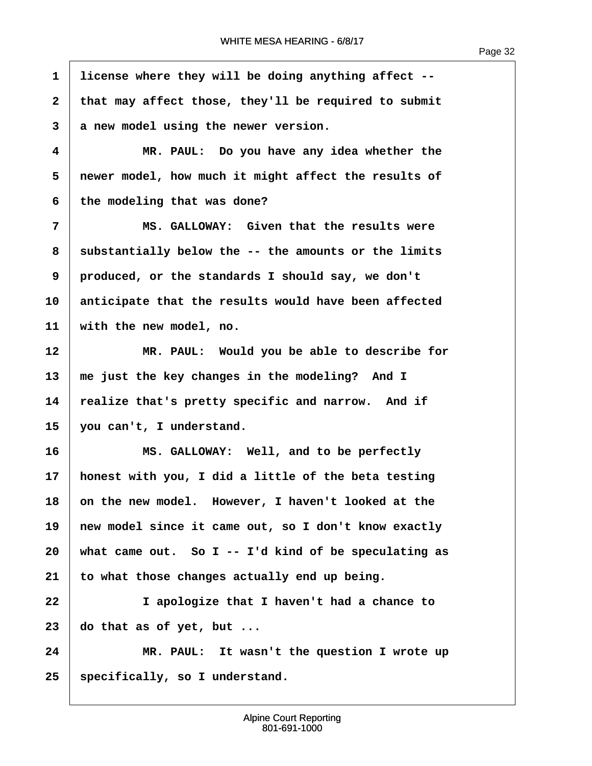1 license where they will be doing anything affect --

2 that may affect those, they'll be required to submit

3 a new model using the newer version.

4 MR. PAUL: Do you have any idea whether the

5 newer model, how much it might affect the results of

6 the modeling that was done?

7 MS. GALLOWAY: Given that the results were

8 substantially below the -- the amounts or the limits

9 produced, or the standards I should say, we don't

10 anticipate that the results would have been affected

11 with the new model, no.

12 MR. PAUL: Would you be able to describe for

13 me just the key changes in the modeling? And I

14 realize that's pretty specific and narrow. And if

15 you can't, I understand.

16 MS. GALLOWAY: Well, and to be perfectly

17 honest with you, I did a little of the beta testing

18 on the new model. However, I haven't looked at the

19 new model since it came out, so I don't know exactly

20 what came out. So I -- I'd kind of be speculating as

21 to what those changes actually end up being.

22 I apologize that I haven't had a chance to

23 do that as of yet, but ...

24 MR. PAUL: It wasn't the question I wrote up

25 specifically, so I understand.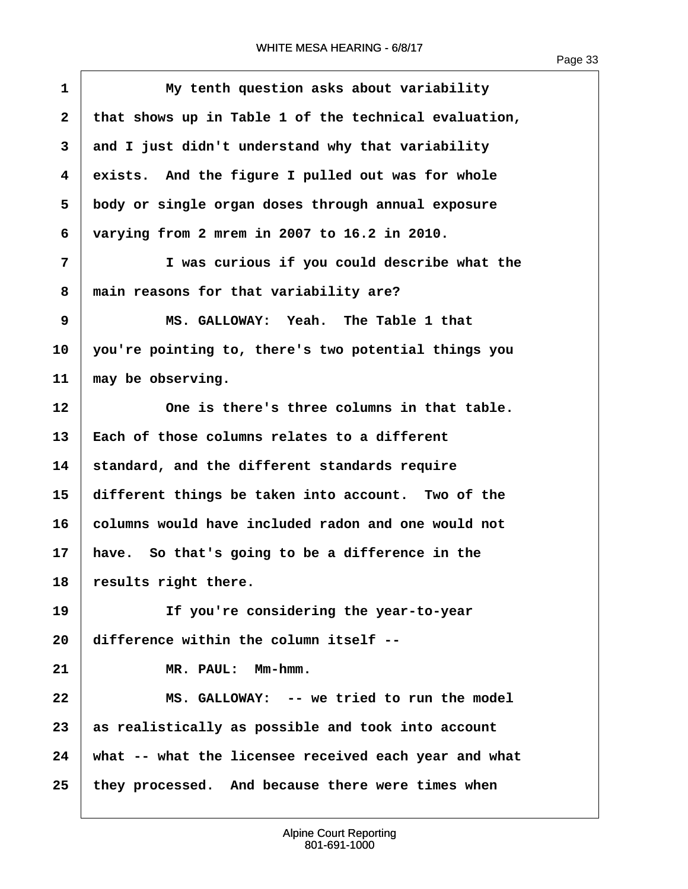My tenth question asks about variability that shows up in Table 1 of the technical evaluation, and I just didn't understand why that variability exists. And the figure I pulled out was for whole body or single organ doses through annual exposure varying from 2 mrem in 2007 to 16.2 in 2010.

I was curious if you could describe what the main reasons for that variability are?

MS. GALLOWAY: Yeah. The Table 1 that you're pointing to, there's two potential things you may be observing.

One is there's three columns in that table. Each of those columns relates to a different standard, and the different standards require different things be taken into account. Two of the columns would have included radon and one would not have. So that's going to be a difference in the results right there.

If you're considering the year-to-year difference within the column itself --

MR. PAUL: Mm-hmm.

MS. GALLOWAY: -- we tried to run the model as realistically as possible and took into account what -- what the licensee received each year and what they processed. And because there were times when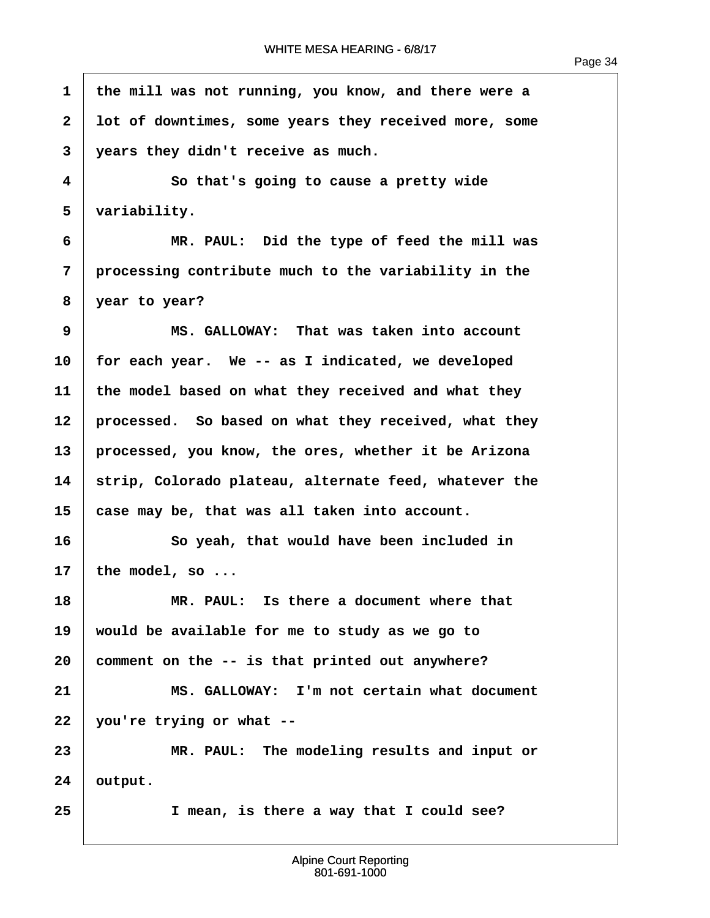the mill was not running, you know, and there were a lot of downtimes, some years they received more, some years they didn't receive as much.

So that's going to cause a pretty wide variability.

MR. PAUL: Did the type of feed the mill was processing contribute much to the variability in the year to year?

MS. GALLOWAY: That was taken into account for each year. We -- as I indicated, we developed the model based on what they received and what they processed. So based on what they received, what they processed, you know, the ores, whether it be Arizona strip, Colorado plateau, alternate feed, whatever the case may be, that was all taken into account.

So yeah, that would have been included in the model, so ...

MR. PAUL: Is there a document where that would be available for me to study as we go to comment on the -- is that printed out anywhere?

MS. GALLOWAY: I'm not certain what document you're trying or what --

MR. PAUL: The modeling results and input or output.

I mean, is there a way that I could see?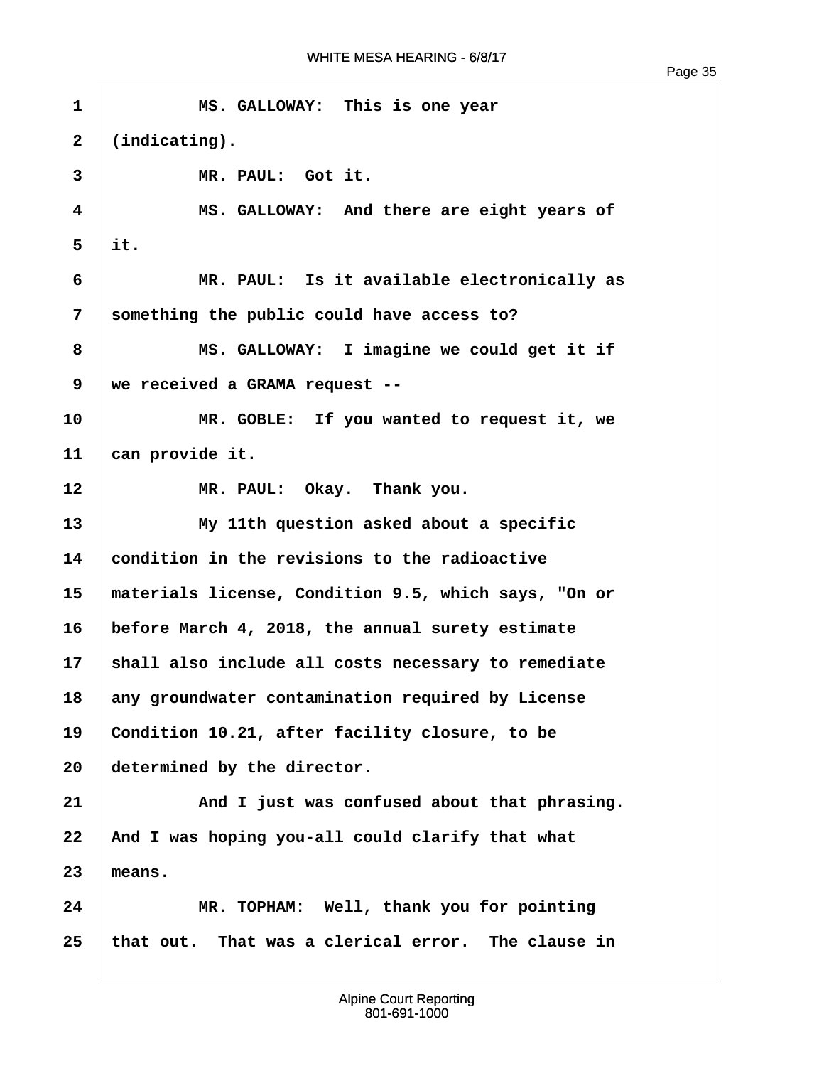MS. GALLOWAY: This is one year (indicating).

MR. PAUL: Got it.

MS. GALLOWAY: And there are eight years of it.

MR. PAUL: Is it available electronically as something the public could have access to?

MS. GALLOWAY: I imagine we could get it if we received a GRAMA request --

MR. GOBLE: If you wanted to request it, we can provide it.

MR. PAUL: Okay. Thank you.

My 11th question asked about a specific condition in the revisions to the radioactive materials license, Condition 9.5, which says, "On or before March 4, 2018, the annual surety estimate shall also include all costs necessary to remediate any groundwater contamination required by License Condition 10.21, after facility closure, to be determined by the director.

And I just was confused about that phrasing. And I was hoping you-all could clarify that what means.

MR. TOPHAM: Well, thank you for pointing that out. That was a clerical error. The clause in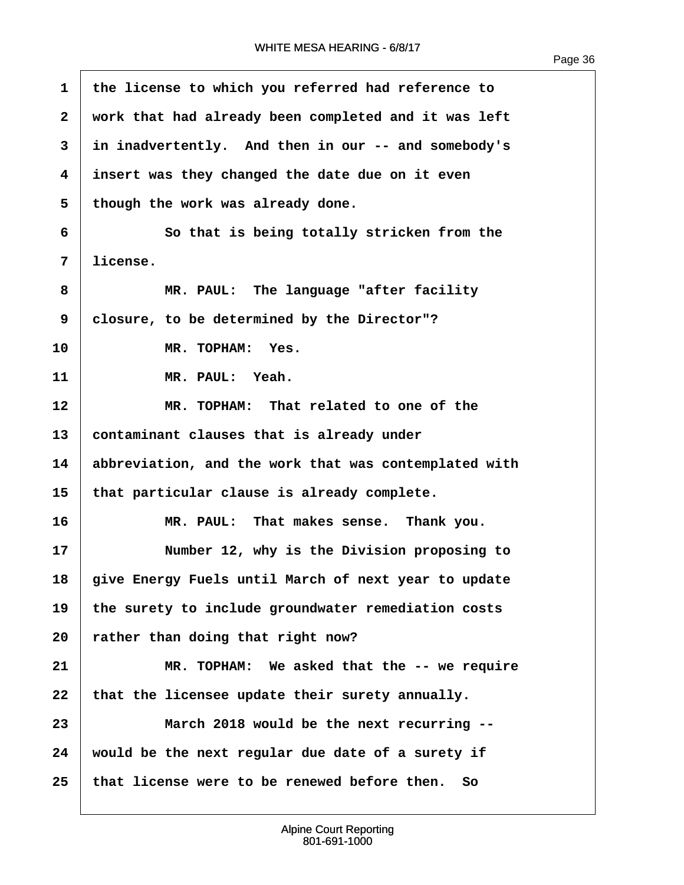1 the license to which you referred had reference to
2 work that had already been completed and it was left
3 in inadvertently. And then in our -- and somebody's
4 insert was they changed the date due on it even
5 though the work was already done.
6 So that is being totally stricken from the
7 license.
8 MR. PAUL: The language "after facility
9 closure, to be determined by the Director"?
10 MR. TOPHAM: Yes.
11 MR. PAUL: Yeah.
12 MR. TOPHAM: That related to one of the
13 contaminant clauses that is already under
14 abbreviation, and the work that was contemplated with
15 that particular clause is already complete.
16 MR. PAUL: That makes sense. Thank you.
17 Number 12, why is the Division proposing to
18 give Energy Fuels until March of next year to update
19 the surety to include groundwater remediation costs
20 rather than doing that right now?
21 MR. TOPHAM: We asked that the -- we require
22 that the licensee update their surety annually.
23 March 2018 would be the next recurring --
24 would be the next regular due date of a surety if
25 that license were to be renewed before then. So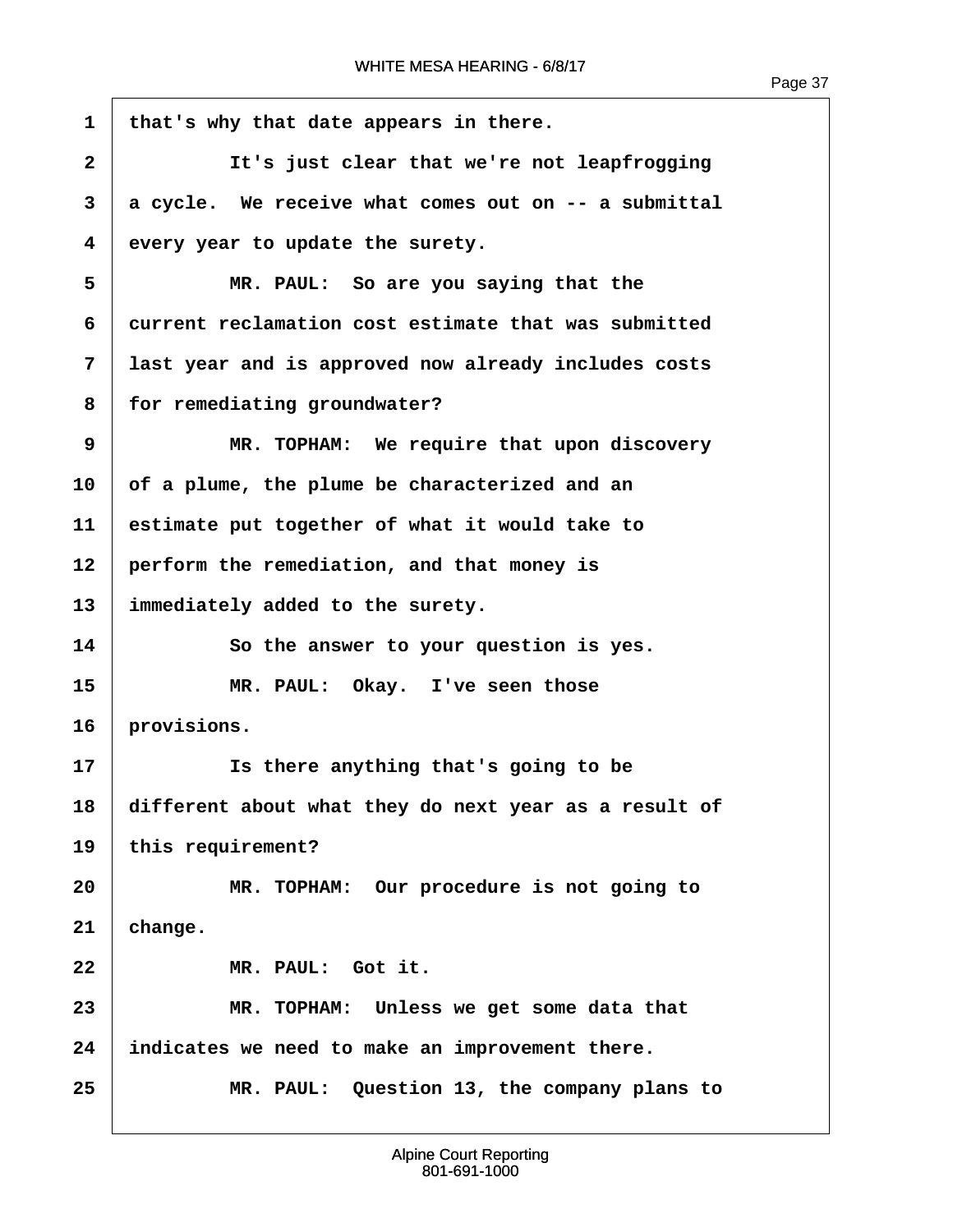1 that's why that date appears in there.

2 It's just clear that we're not leapfrogging

3 a cycle. We receive what comes out on -- a submittal

4 every year to update the surety.

5 MR. PAUL: So are you saying that the

6 current reclamation cost estimate that was submitted

7 last year and is approved now already includes costs

8 for remediating groundwater?

9 MR. TOPHAM: We require that upon discovery

10 of a plume, the plume be characterized and an

11 estimate put together of what it would take to

12 perform the remediation, and that money is

13 immediately added to the surety.

14 So the answer to your question is yes.

15 MR. PAUL: Okay. I've seen those

16 provisions.

17 Is there anything that's going to be

18 different about what they do next year as a result of

19 this requirement?

20 MR. TOPHAM: Our procedure is not going to

21 change.

22 MR. PAUL: Got it.

23 MR. TOPHAM: Unless we get some data that

24 indicates we need to make an improvement there.

25 MR. PAUL: Question 13, the company plans to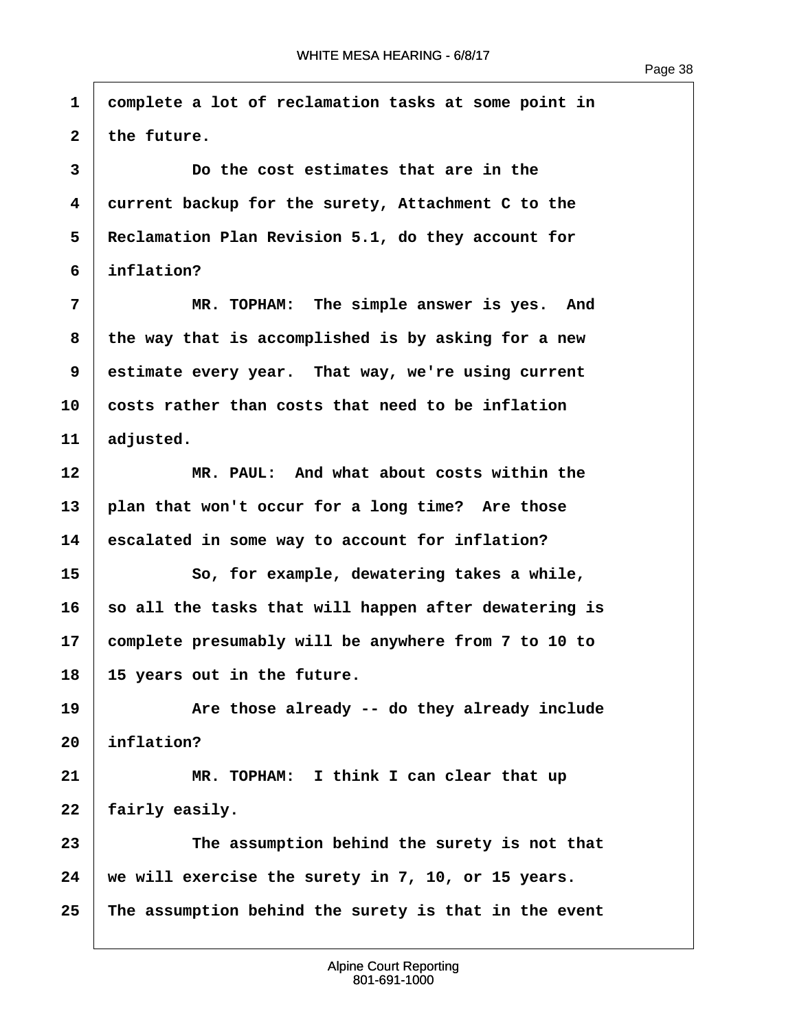complete a lot of reclamation tasks at some point in the future.

Do the cost estimates that are in the current backup for the surety, Attachment C to the Reclamation Plan Revision 5.1, do they account for inflation?

MR. TOPHAM: The simple answer is yes. And the way that is accomplished is by asking for a new estimate every year. That way, we're using current costs rather than costs that need to be inflation adjusted.

MR. PAUL: And what about costs within the plan that won't occur for a long time? Are those escalated in some way to account for inflation?

So, for example, dewatering takes a while, so all the tasks that will happen after dewatering is complete presumably will be anywhere from 7 to 10 to 15 years out in the future.

Are those already -- do they already include inflation?

MR. TOPHAM: I think I can clear that up fairly easily.

The assumption behind the surety is not that we will exercise the surety in 7, 10, or 15 years. The assumption behind the surety is that in the event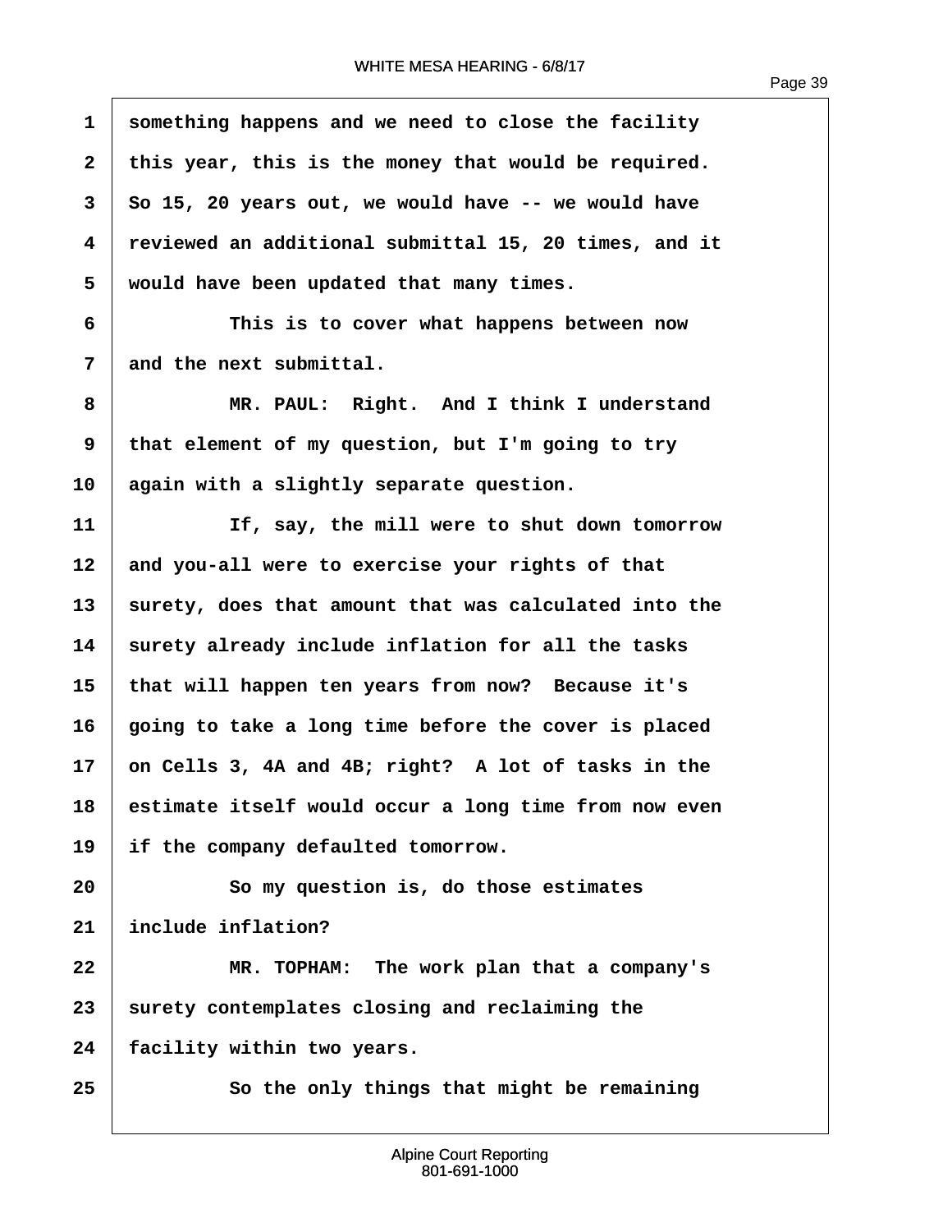something happens and we need to close the facility this year, this is the money that would be required. So 15, 20 years out, we would have -- we would have reviewed an additional submittal 15, 20 times, and it would have been updated that many times.

This is to cover what happens between now and the next submittal.

MR. PAUL: Right. And I think I understand that element of my question, but I'm going to try again with a slightly separate question.

If, say, the mill were to shut down tomorrow and you-all were to exercise your rights of that surety, does that amount that was calculated into the surety already include inflation for all the tasks that will happen ten years from now? Because it's going to take a long time before the cover is placed on Cells 3, 4A and 4B; right? A lot of tasks in the estimate itself would occur a long time from now even if the company defaulted tomorrow.

So my question is, do those estimates include inflation?

MR. TOPHAM: The work plan that a company's surety contemplates closing and reclaiming the facility within two years.

So the only things that might be remaining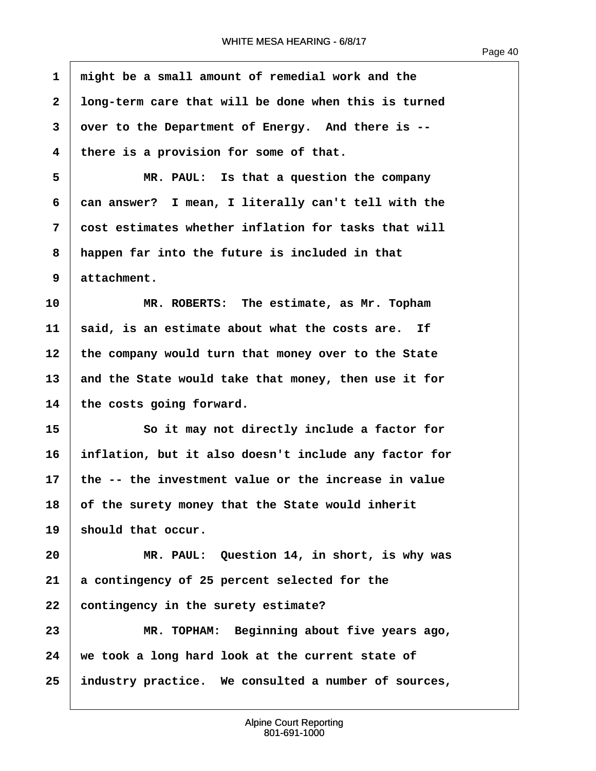might be a small amount of remedial work and the long-term care that will be done when this is turned over to the Department of Energy. And there is -- there is a provision for some of that.

MR. PAUL: Is that a question the company can answer? I mean, I literally can't tell with the cost estimates whether inflation for tasks that will happen far into the future is included in that attachment.

MR. ROBERTS: The estimate, as Mr. Topham said, is an estimate about what the costs are. If the company would turn that money over to the State and the State would take that money, then use it for the costs going forward.

So it may not directly include a factor for inflation, but it also doesn't include any factor for the -- the investment value or the increase in value of the surety money that the State would inherit should that occur.

MR. PAUL: Question 14, in short, is why was a contingency of 25 percent selected for the contingency in the surety estimate?

MR. TOPHAM: Beginning about five years ago, we took a long hard look at the current state of industry practice. We consulted a number of sources,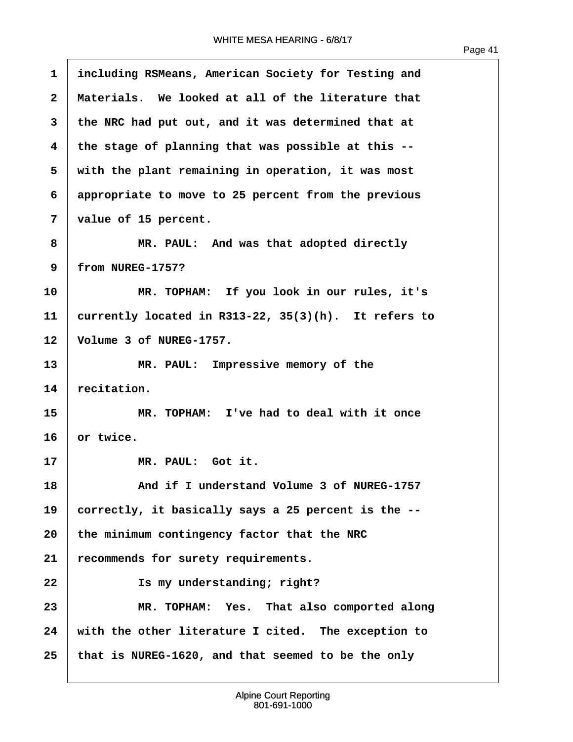including RSMeans, American Society for Testing and Materials. We looked at all of the literature that the NRC had put out, and it was determined that at the stage of planning that was possible at this -- with the plant remaining in operation, it was most appropriate to move to 25 percent from the previous value of 15 percent.

MR. PAUL: And was that adopted directly from NUREG-1757?

MR. TOPHAM: If you look in our rules, it's currently located in R313-22, 35(3)(h). It refers to Volume 3 of NUREG-1757.

MR. PAUL: Impressive memory of the recitation.

MR. TOPHAM: I've had to deal with it once or twice.

MR. PAUL: Got it.

And if I understand Volume 3 of NUREG-1757 correctly, it basically says a 25 percent is the -- the minimum contingency factor that the NRC recommends for surety requirements.

Is my understanding; right?

MR. TOPHAM: Yes. That also comported along with the other literature I cited. The exception to that is NUREG-1620, and that seemed to be the only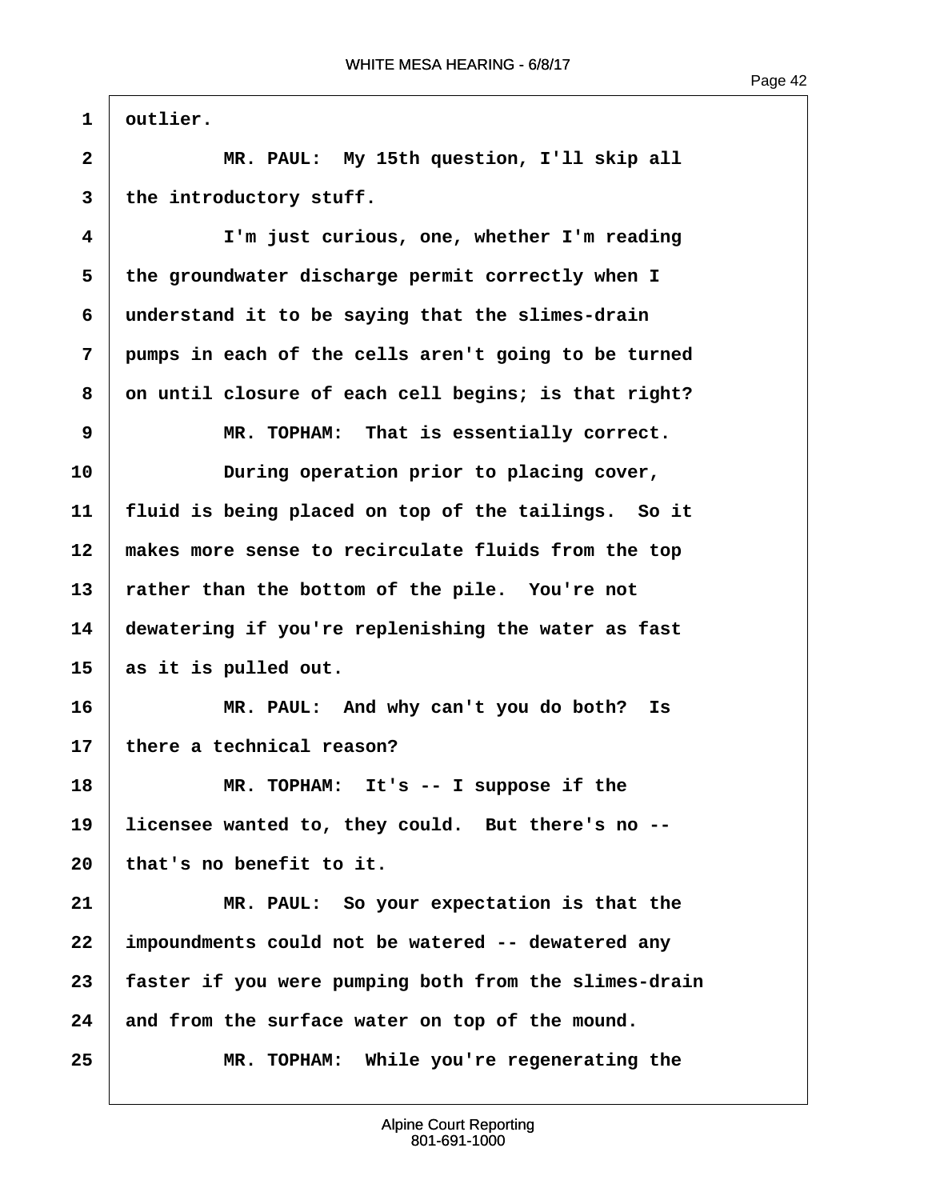outlier.

MR. PAUL: My 15th question, I'll skip all the introductory stuff.

I'm just curious, one, whether I'm reading the groundwater discharge permit correctly when I understand it to be saying that the slimes-drain pumps in each of the cells aren't going to be turned on until closure of each cell begins; is that right?

MR. TOPHAM: That is essentially correct.

During operation prior to placing cover, fluid is being placed on top of the tailings. So it makes more sense to recirculate fluids from the top rather than the bottom of the pile. You're not dewatering if you're replenishing the water as fast as it is pulled out.

MR. PAUL: And why can't you do both? Is there a technical reason?

MR. TOPHAM: It's -- I suppose if the licensee wanted to, they could. But there's no -- that's no benefit to it.

MR. PAUL: So your expectation is that the impoundments could not be watered -- dewatered any faster if you were pumping both from the slimes-drain and from the surface water on top of the mound.

MR. TOPHAM: While you're regenerating the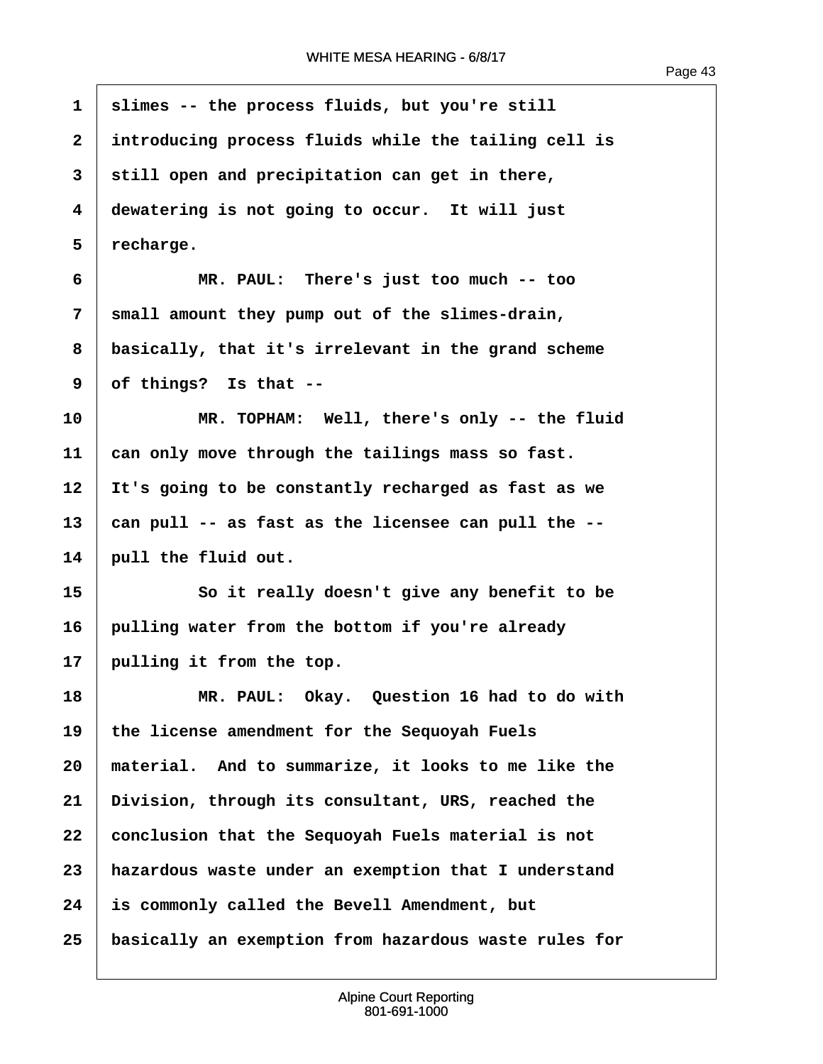slimes -- the process fluids, but you're still introducing process fluids while the tailing cell is still open and precipitation can get in there, dewatering is not going to occur. It will just recharge.

MR. PAUL: There's just too much -- too small amount they pump out of the slimes-drain, basically, that it's irrelevant in the grand scheme of things? Is that --

MR. TOPHAM: Well, there's only -- the fluid can only move through the tailings mass so fast. It's going to be constantly recharged as fast as we can pull -- as fast as the licensee can pull the -- pull the fluid out.

So it really doesn't give any benefit to be pulling water from the bottom if you're already pulling it from the top.

MR. PAUL: Okay. Question 16 had to do with the license amendment for the Sequoyah Fuels material. And to summarize, it looks to me like the Division, through its consultant, URS, reached the conclusion that the Sequoyah Fuels material is not hazardous waste under an exemption that I understand is commonly called the Bevell Amendment, but basically an exemption from hazardous waste rules for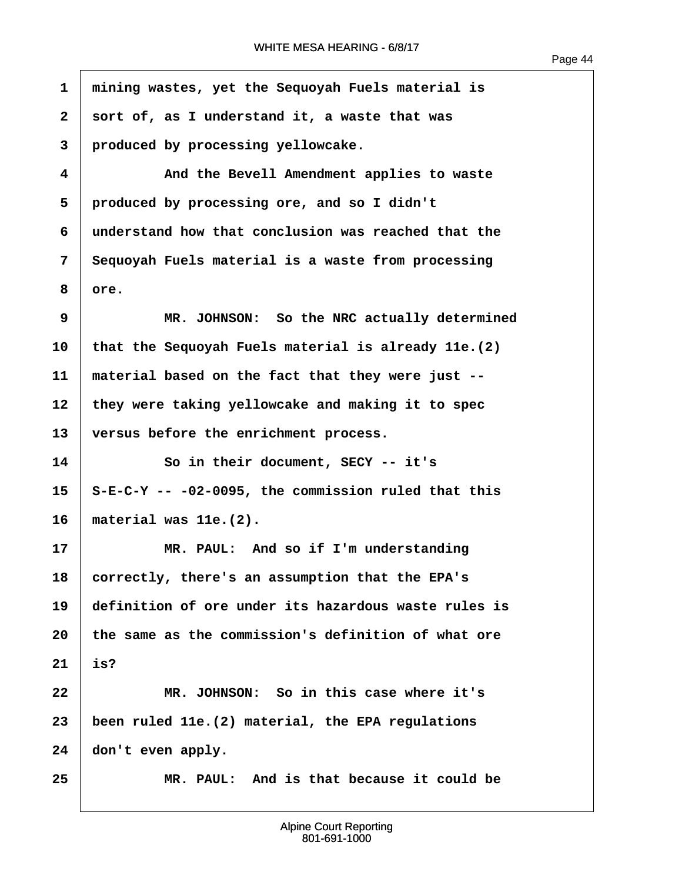mining wastes, yet the Sequoyah Fuels material is sort of, as I understand it, a waste that was produced by processing yellowcake.

And the Bevell Amendment applies to waste produced by processing ore, and so I didn't understand how that conclusion was reached that the Sequoyah Fuels material is a waste from processing ore.

MR. JOHNSON: So the NRC actually determined that the Sequoyah Fuels material is already 11e.(2) material based on the fact that they were just -- they were taking yellowcake and making it to spec versus before the enrichment process.

So in their document, SECY -- it's S-E-C-Y -- -02-0095, the commission ruled that this material was 11e.(2).

MR. PAUL: And so if I'm understanding correctly, there's an assumption that the EPA's definition of ore under its hazardous waste rules is the same as the commission's definition of what ore is?

MR. JOHNSON: So in this case where it's been ruled 11e.(2) material, the EPA regulations don't even apply.

MR. PAUL: And is that because it could be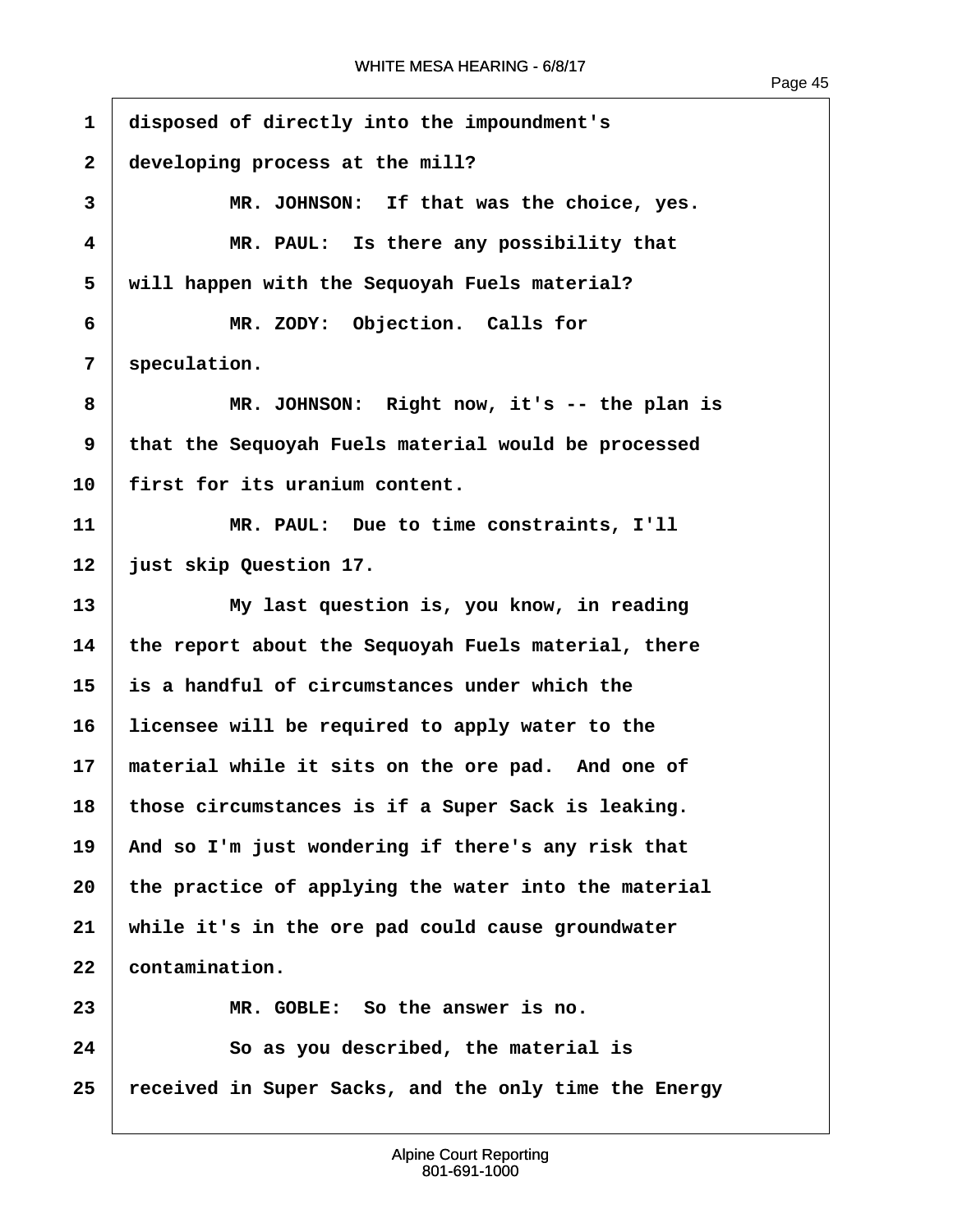1 disposed of directly into the impoundment's

2 developing process at the mill?

3 MR. JOHNSON: If that was the choice, yes.

4 MR. PAUL: Is there any possibility that

5 will happen with the Sequoyah Fuels material?

6 MR. ZODY: Objection. Calls for

7 speculation.

8 MR. JOHNSON: Right now, it's -- the plan is

9 that the Sequoyah Fuels material would be processed

10 first for its uranium content.

11 MR. PAUL: Due to time constraints, I'll

12 just skip Question 17.

13 My last question is, you know, in reading

14 the report about the Sequoyah Fuels material, there

15 is a handful of circumstances under which the

16 licensee will be required to apply water to the

17 material while it sits on the ore pad. And one of

18 those circumstances is if a Super Sack is leaking.

19 And so I'm just wondering if there's any risk that

20 the practice of applying the water into the material

21 while it's in the ore pad could cause groundwater

22 contamination.

23 MR. GOBLE: So the answer is no.

24 So as you described, the material is

25 received in Super Sacks, and the only time the Energy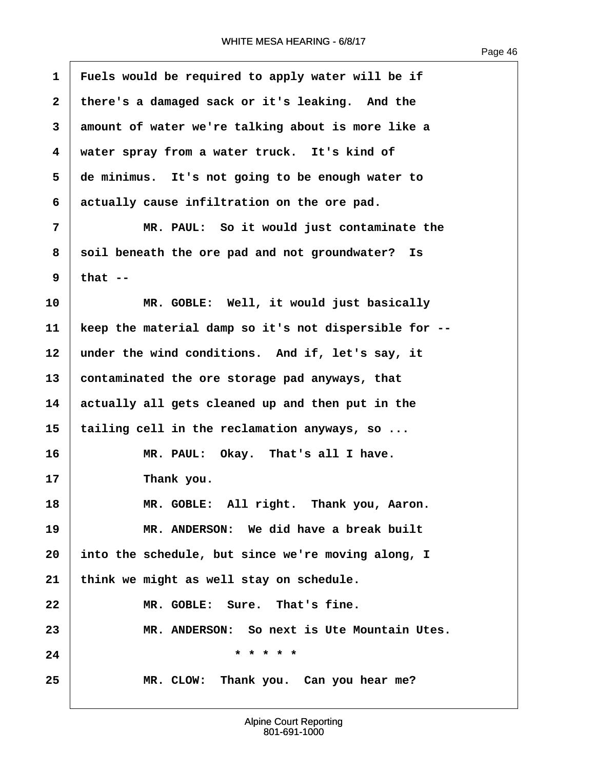Fuels would be required to apply water will be if there's a damaged sack or it's leaking. And the amount of water we're talking about is more like a water spray from a water truck. It's kind of de minimus. It's not going to be enough water to actually cause infiltration on the ore pad.

MR. PAUL: So it would just contaminate the soil beneath the ore pad and not groundwater? Is that --

MR. GOBLE: Well, it would just basically keep the material damp so it's not dispersible for -- under the wind conditions. And if, let's say, it contaminated the ore storage pad anyways, that actually all gets cleaned up and then put in the tailing cell in the reclamation anyways, so ...

MR. PAUL: Okay. That's all I have.

Thank you.

MR. GOBLE: All right. Thank you, Aaron.

MR. ANDERSON: We did have a break built into the schedule, but since we're moving along, I think we might as well stay on schedule.

MR. GOBLE: Sure. That's fine.

MR. ANDERSON: So next is Ute Mountain Utes.

* * * * *

MR. CLOW: Thank you. Can you hear me?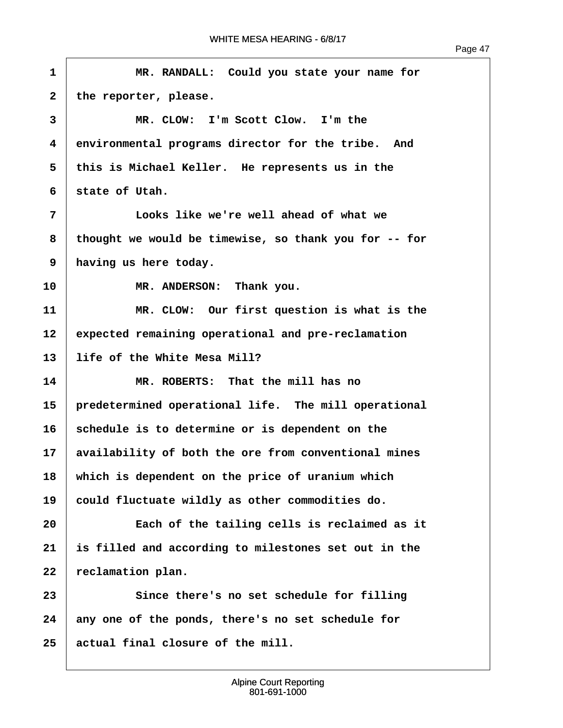1 MR. RANDALL: Could you state your name for
2 the reporter, please.
3 MR. CLOW: I'm Scott Clow. I'm the
4 environmental programs director for the tribe. And
5 this is Michael Keller. He represents us in the
6 state of Utah.
7 Looks like we're well ahead of what we
8 thought we would be timewise, so thank you for -- for
9 having us here today.
10 MR. ANDERSON: Thank you.
11 MR. CLOW: Our first question is what is the
12 expected remaining operational and pre-reclamation
13 life of the White Mesa Mill?
14 MR. ROBERTS: That the mill has no
15 predetermined operational life. The mill operational
16 schedule is to determine or is dependent on the
17 availability of both the ore from conventional mines
18 which is dependent on the price of uranium which
19 could fluctuate wildly as other commodities do.
20 Each of the tailing cells is reclaimed as it
21 is filled and according to milestones set out in the
22 reclamation plan.
23 Since there's no set schedule for filling
24 any one of the ponds, there's no set schedule for
25 actual final closure of the mill.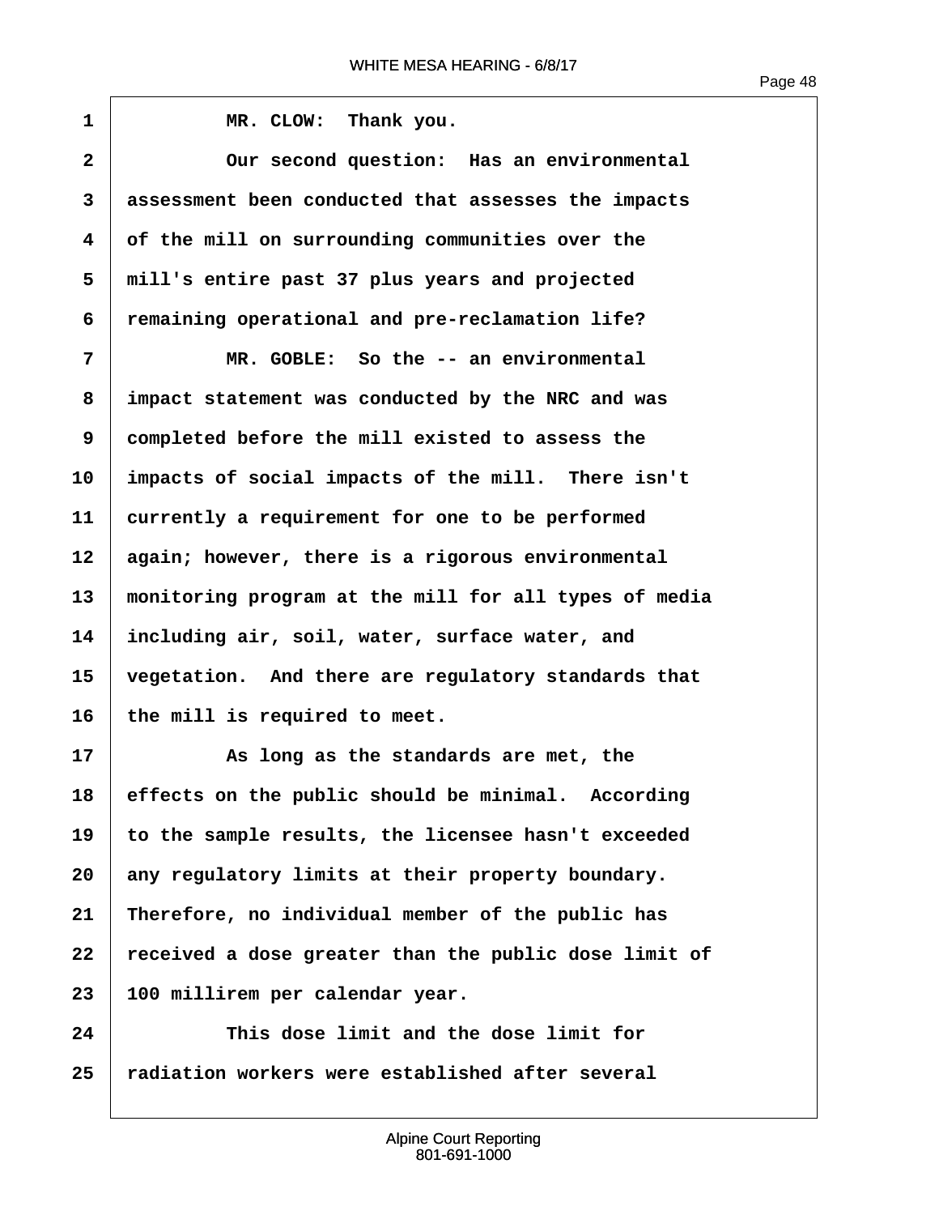MR. CLOW: Thank you.

Our second question: Has an environmental assessment been conducted that assesses the impacts of the mill on surrounding communities over the mill's entire past 37 plus years and projected remaining operational and pre-reclamation life?

MR. GOBLE: So the -- an environmental impact statement was conducted by the NRC and was completed before the mill existed to assess the impacts of social impacts of the mill. There isn't currently a requirement for one to be performed again; however, there is a rigorous environmental monitoring program at the mill for all types of media including air, soil, water, surface water, and vegetation. And there are regulatory standards that the mill is required to meet.

As long as the standards are met, the effects on the public should be minimal. According to the sample results, the licensee hasn't exceeded any regulatory limits at their property boundary. Therefore, no individual member of the public has received a dose greater than the public dose limit of 100 millirem per calendar year.

This dose limit and the dose limit for radiation workers were established after several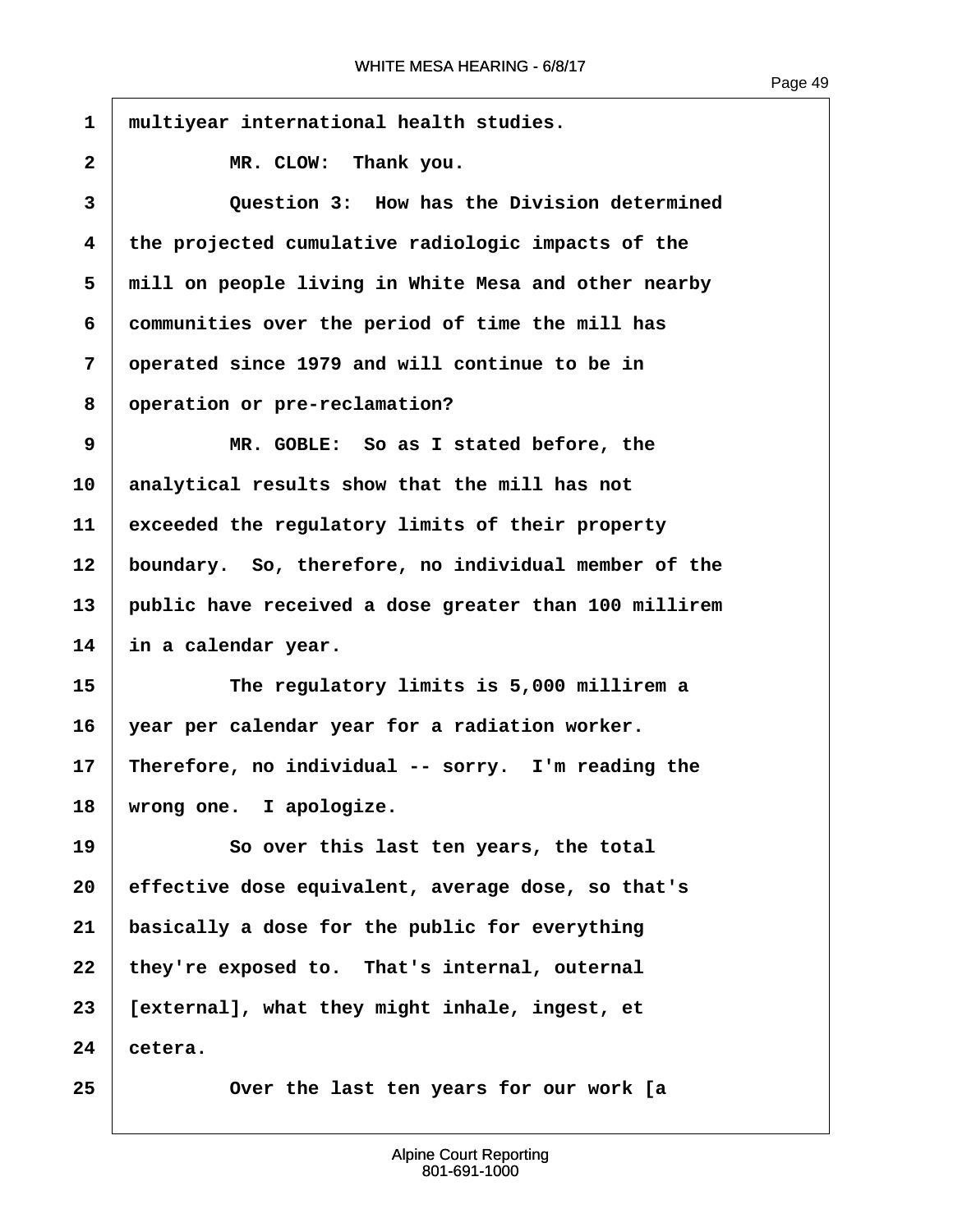1 multiyear international health studies.

2 MR. CLOW: Thank you.

3 Question 3: How has the Division determined
4 the projected cumulative radiologic impacts of the
5 mill on people living in White Mesa and other nearby
6 communities over the period of time the mill has
7 operated since 1979 and will continue to be in
8 operation or pre-reclamation?

9 MR. GOBLE: So as I stated before, the
10 analytical results show that the mill has not
11 exceeded the regulatory limits of their property
12 boundary. So, therefore, no individual member of the
13 public have received a dose greater than 100 millirem
14 in a calendar year.

15 The regulatory limits is 5,000 millirem a
16 year per calendar year for a radiation worker.
17 Therefore, no individual -- sorry. I'm reading the
18 wrong one. I apologize.

19 So over this last ten years, the total
20 effective dose equivalent, average dose, so that's
21 basically a dose for the public for everything
22 they're exposed to. That's internal, outernal
23 [external], what they might inhale, ingest, et
24 cetera.

25 Over the last ten years for our work [a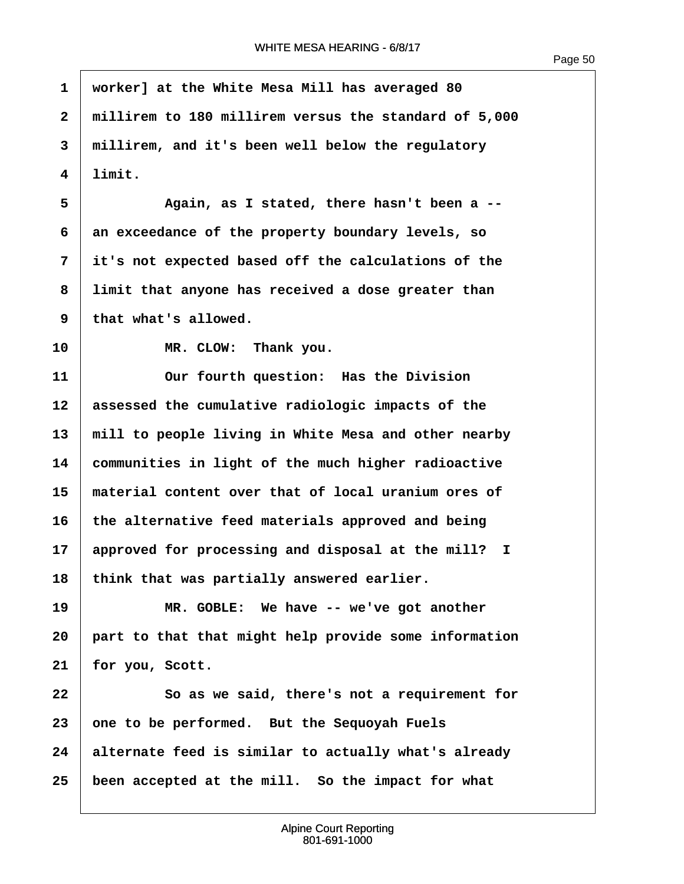1 worker] at the White Mesa Mill has averaged 80
2 millirem to 180 millirem versus the standard of 5,000
3 millirem, and it's been well below the regulatory
4 limit.

5 Again, as I stated, there hasn't been a --
6 an exceedance of the property boundary levels, so
7 it's not expected based off the calculations of the
8 limit that anyone has received a dose greater than
9 that what's allowed.

10 MR. CLOW: Thank you.

11 Our fourth question: Has the Division
12 assessed the cumulative radiologic impacts of the
13 mill to people living in White Mesa and other nearby
14 communities in light of the much higher radioactive
15 material content over that of local uranium ores of
16 the alternative feed materials approved and being
17 approved for processing and disposal at the mill? I
18 think that was partially answered earlier.

19 MR. GOBLE: We have -- we've got another
20 part to that that might help provide some information
21 for you, Scott.

22 So as we said, there's not a requirement for
23 one to be performed. But the Sequoyah Fuels
24 alternate feed is similar to actually what's already
25 been accepted at the mill. So the impact for what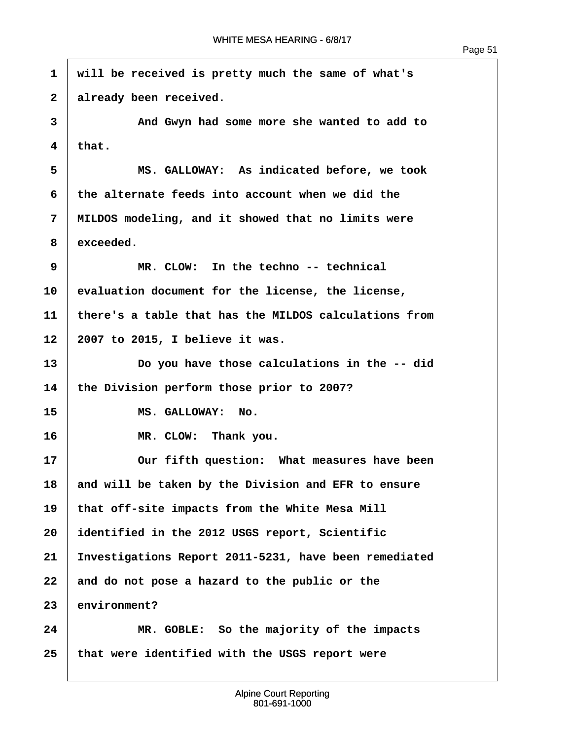1 will be received is pretty much the same of what's
2 already been received.
3 And Gwyn had some more she wanted to add to
4 that.
5 MS. GALLOWAY: As indicated before, we took
6 the alternate feeds into account when we did the
7 MILDOS modeling, and it showed that no limits were
8 exceeded.
9 MR. CLOW: In the techno -- technical
10 evaluation document for the license, the license,
11 there's a table that has the MILDOS calculations from
12 2007 to 2015, I believe it was.
13 Do you have those calculations in the -- did
14 the Division perform those prior to 2007?
15 MS. GALLOWAY: No.
16 MR. CLOW: Thank you.
17 Our fifth question: What measures have been
18 and will be taken by the Division and EFR to ensure
19 that off-site impacts from the White Mesa Mill
20 identified in the 2012 USGS report, Scientific
21 Investigations Report 2011-5231, have been remediated
22 and do not pose a hazard to the public or the
23 environment?
24 MR. GOBLE: So the majority of the impacts
25 that were identified with the USGS report were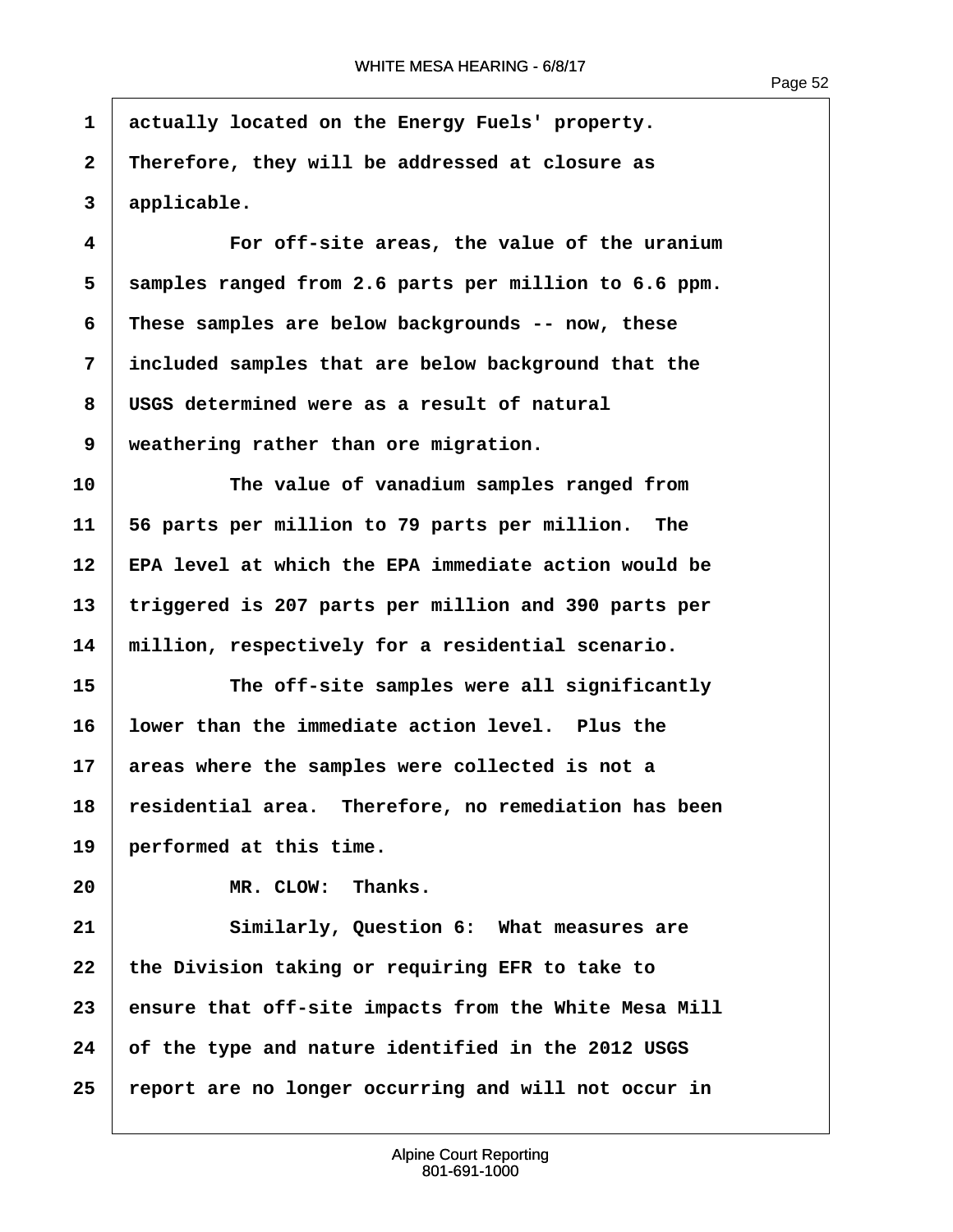actually located on the Energy Fuels' property. Therefore, they will be addressed at closure as applicable.

For off-site areas, the value of the uranium samples ranged from 2.6 parts per million to 6.6 ppm. These samples are below backgrounds -- now, these included samples that are below background that the USGS determined were as a result of natural weathering rather than ore migration.

The value of vanadium samples ranged from 56 parts per million to 79 parts per million. The EPA level at which the EPA immediate action would be triggered is 207 parts per million and 390 parts per million, respectively for a residential scenario.

The off-site samples were all significantly lower than the immediate action level. Plus the areas where the samples were collected is not a residential area. Therefore, no remediation has been performed at this time.

MR. CLOW: Thanks.

Similarly, Question 6: What measures are the Division taking or requiring EFR to take to ensure that off-site impacts from the White Mesa Mill of the type and nature identified in the 2012 USGS report are no longer occurring and will not occur in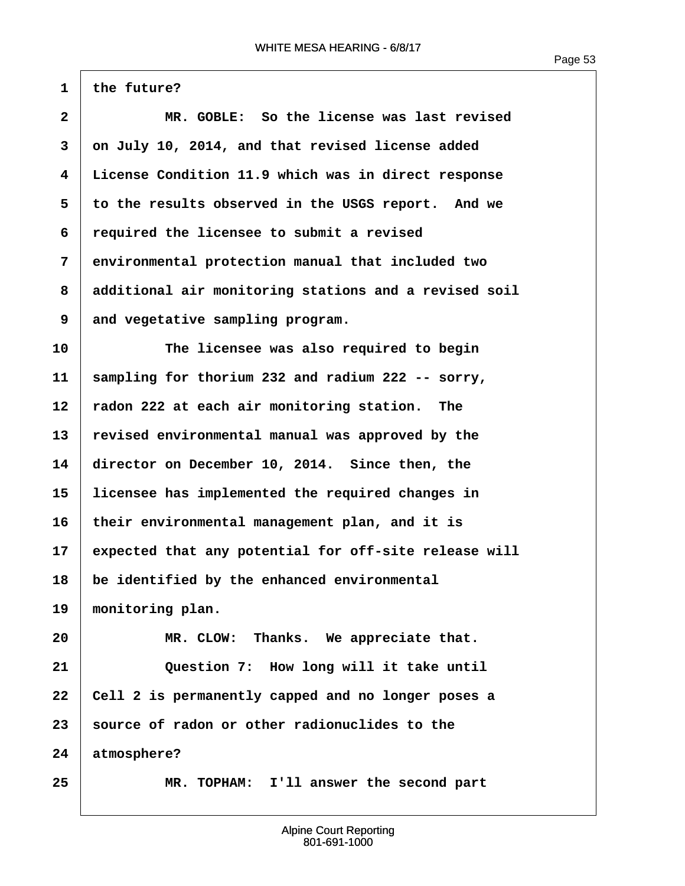the future?

MR. GOBLE: So the license was last revised on July 10, 2014, and that revised license added License Condition 11.9 which was in direct response to the results observed in the USGS report. And we required the licensee to submit a revised environmental protection manual that included two additional air monitoring stations and a revised soil and vegetative sampling program.

The licensee was also required to begin sampling for thorium 232 and radium 222 -- sorry, radon 222 at each air monitoring station. The revised environmental manual was approved by the director on December 10, 2014. Since then, the licensee has implemented the required changes in their environmental management plan, and it is expected that any potential for off-site release will be identified by the enhanced environmental monitoring plan.

MR. CLOW: Thanks. We appreciate that.

Question 7: How long will it take until Cell 2 is permanently capped and no longer poses a source of radon or other radionuclides to the atmosphere?

MR. TOPHAM: I'll answer the second part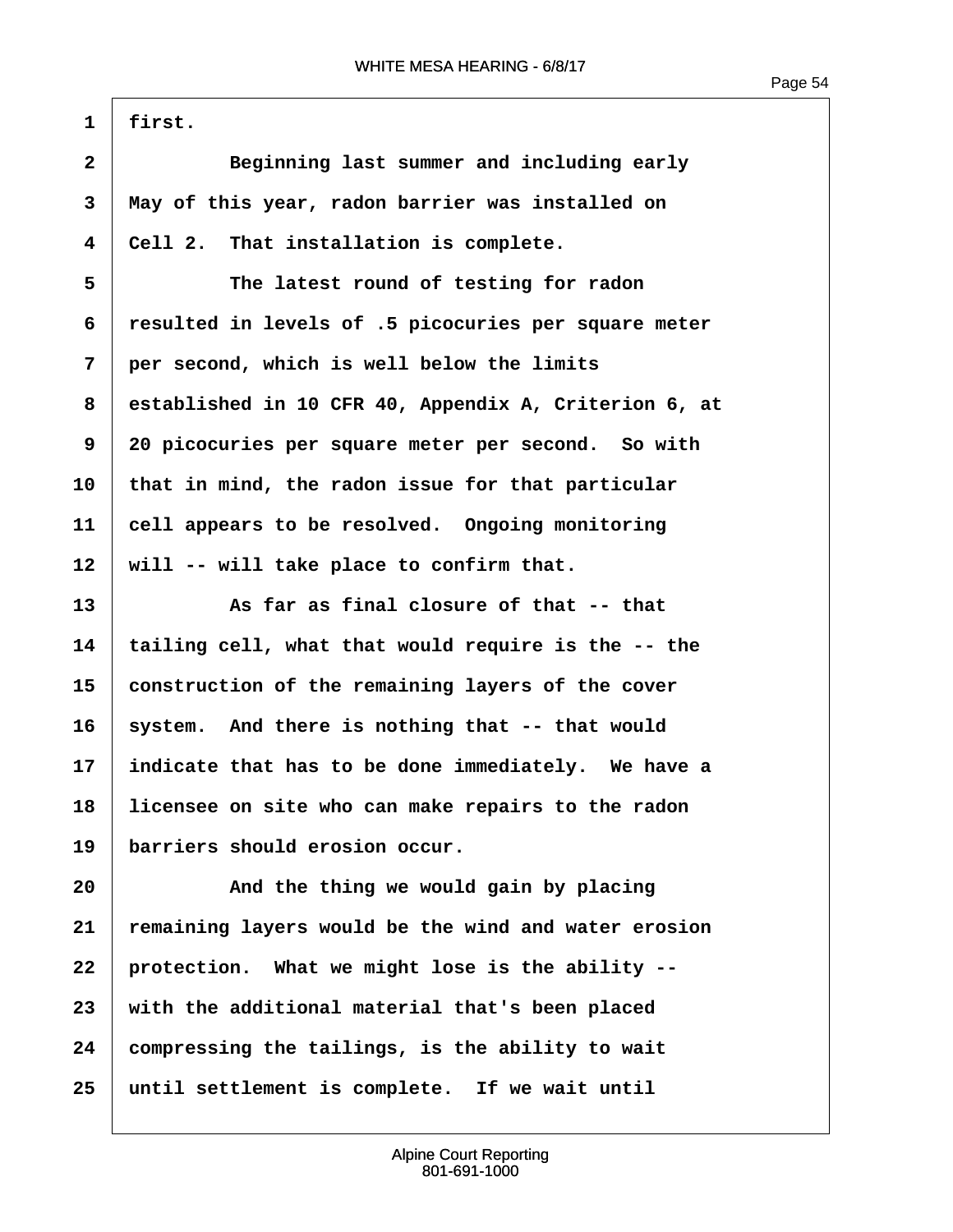first.

Beginning last summer and including early May of this year, radon barrier was installed on Cell 2. That installation is complete.

The latest round of testing for radon resulted in levels of .5 picocuries per square meter per second, which is well below the limits established in 10 CFR 40, Appendix A, Criterion 6, at 20 picocuries per square meter per second. So with that in mind, the radon issue for that particular cell appears to be resolved. Ongoing monitoring will -- will take place to confirm that.

As far as final closure of that -- that tailing cell, what that would require is the -- the construction of the remaining layers of the cover system. And there is nothing that -- that would indicate that has to be done immediately. We have a licensee on site who can make repairs to the radon barriers should erosion occur.

And the thing we would gain by placing remaining layers would be the wind and water erosion protection. What we might lose is the ability -- with the additional material that's been placed compressing the tailings, is the ability to wait until settlement is complete. If we wait until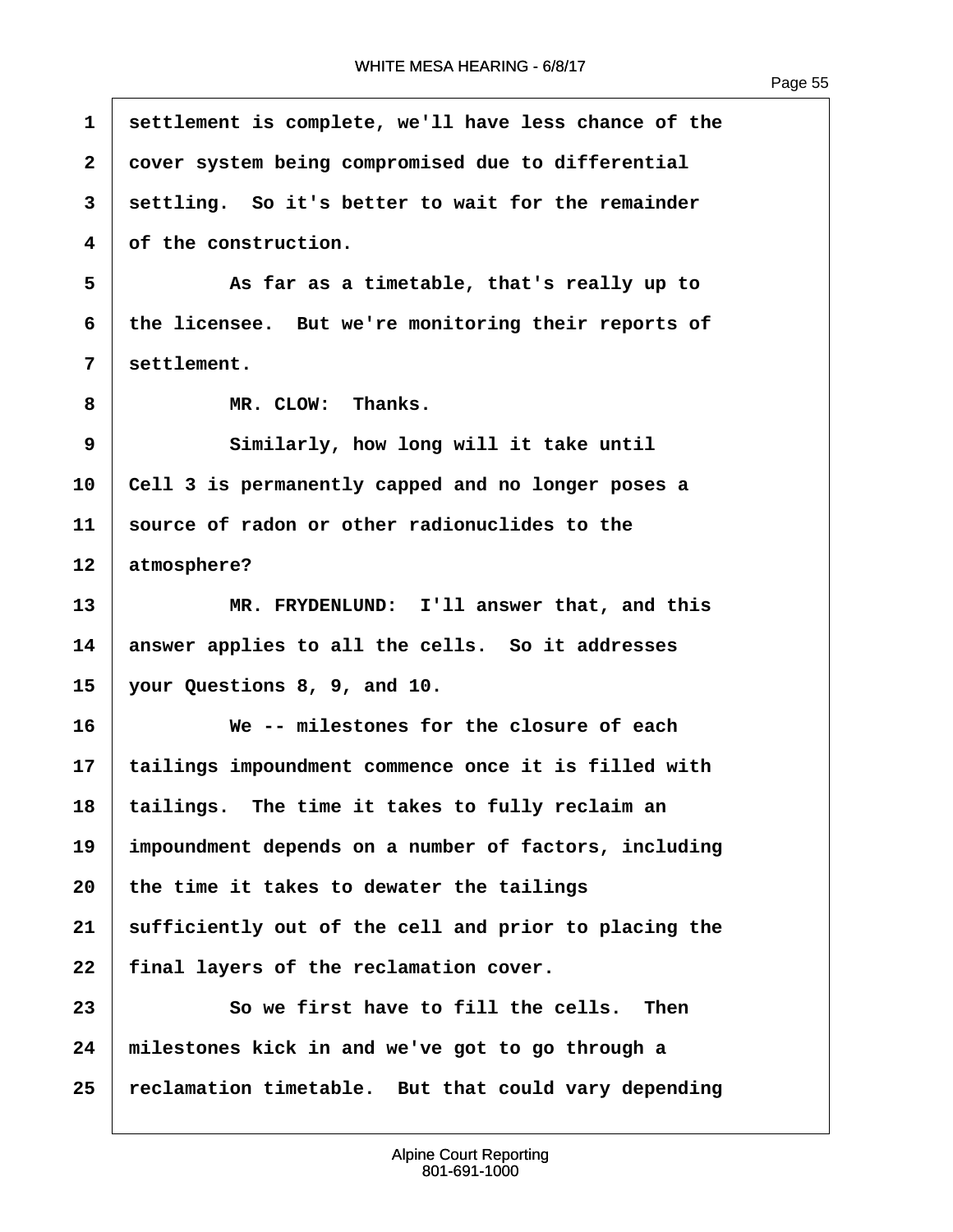settlement is complete, we'll have less chance of the cover system being compromised due to differential settling. So it's better to wait for the remainder of the construction.

As far as a timetable, that's really up to the licensee. But we're monitoring their reports of settlement.

MR. CLOW: Thanks.

Similarly, how long will it take until Cell 3 is permanently capped and no longer poses a source of radon or other radionuclides to the atmosphere?

MR. FRYDENLUND: I'll answer that, and this answer applies to all the cells. So it addresses your Questions 8, 9, and 10.

We -- milestones for the closure of each tailings impoundment commence once it is filled with tailings. The time it takes to fully reclaim an impoundment depends on a number of factors, including the time it takes to dewater the tailings sufficiently out of the cell and prior to placing the final layers of the reclamation cover.

So we first have to fill the cells. Then milestones kick in and we've got to go through a reclamation timetable. But that could vary depending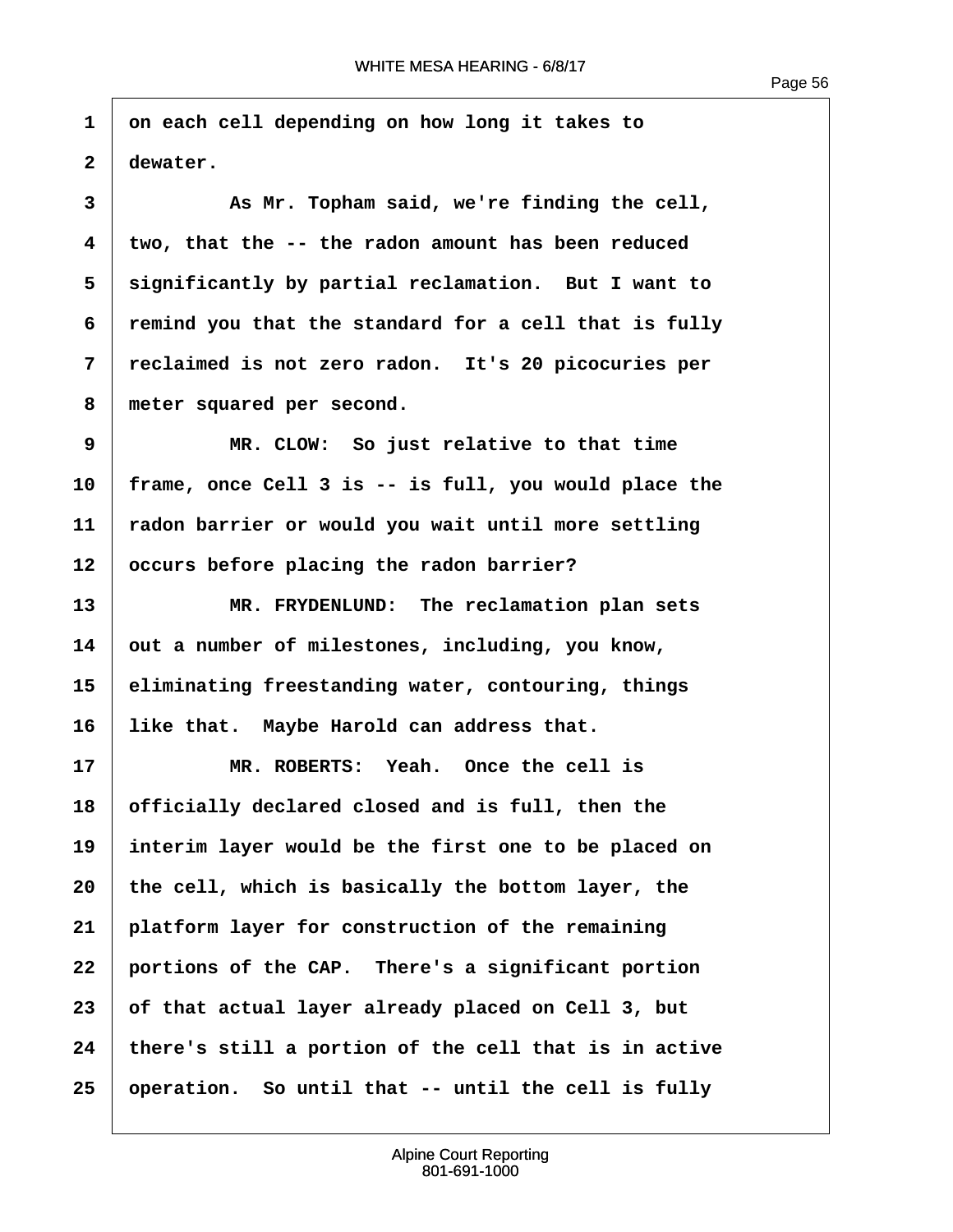on each cell depending on how long it takes to dewater.

As Mr. Topham said, we're finding the cell, two, that the -- the radon amount has been reduced significantly by partial reclamation. But I want to remind you that the standard for a cell that is fully reclaimed is not zero radon. It's 20 picocuries per meter squared per second.

MR. CLOW: So just relative to that time frame, once Cell 3 is -- is full, you would place the radon barrier or would you wait until more settling occurs before placing the radon barrier?

MR. FRYDENLUND: The reclamation plan sets out a number of milestones, including, you know, eliminating freestanding water, contouring, things like that. Maybe Harold can address that.

MR. ROBERTS: Yeah. Once the cell is officially declared closed and is full, then the interim layer would be the first one to be placed on the cell, which is basically the bottom layer, the platform layer for construction of the remaining portions of the CAP. There's a significant portion of that actual layer already placed on Cell 3, but there's still a portion of the cell that is in active operation. So until that -- until the cell is fully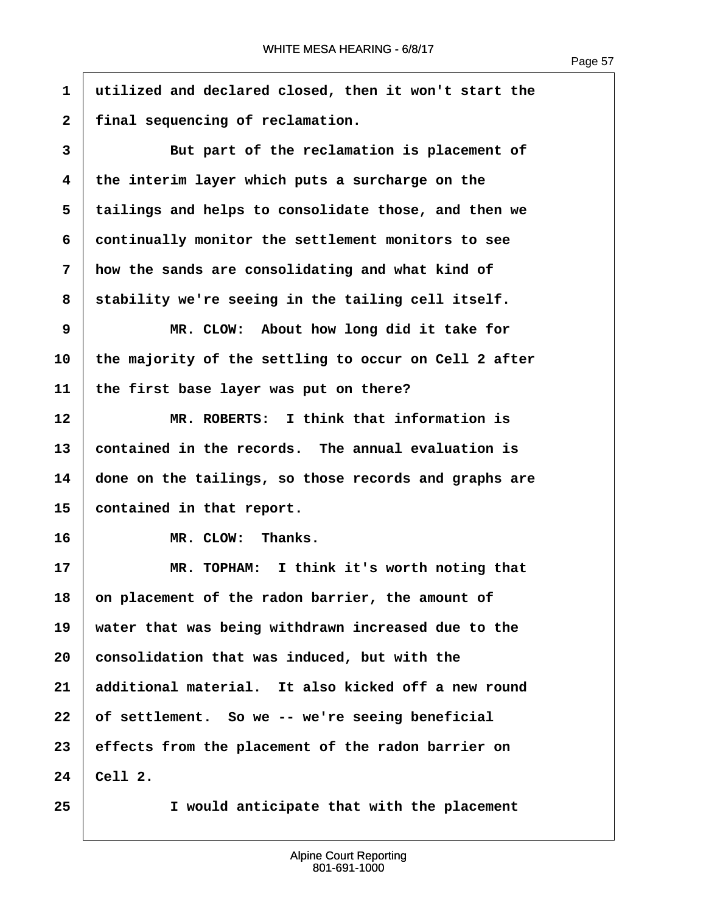utilized and declared closed, then it won't start the final sequencing of reclamation.

But part of the reclamation is placement of the interim layer which puts a surcharge on the tailings and helps to consolidate those, and then we continually monitor the settlement monitors to see how the sands are consolidating and what kind of stability we're seeing in the tailing cell itself.

MR. CLOW: About how long did it take for the majority of the settling to occur on Cell 2 after the first base layer was put on there?

MR. ROBERTS: I think that information is contained in the records. The annual evaluation is done on the tailings, so those records and graphs are contained in that report.

MR. CLOW: Thanks.

MR. TOPHAM: I think it's worth noting that on placement of the radon barrier, the amount of water that was being withdrawn increased due to the consolidation that was induced, but with the additional material. It also kicked off a new round of settlement. So we -- we're seeing beneficial effects from the placement of the radon barrier on Cell 2.

I would anticipate that with the placement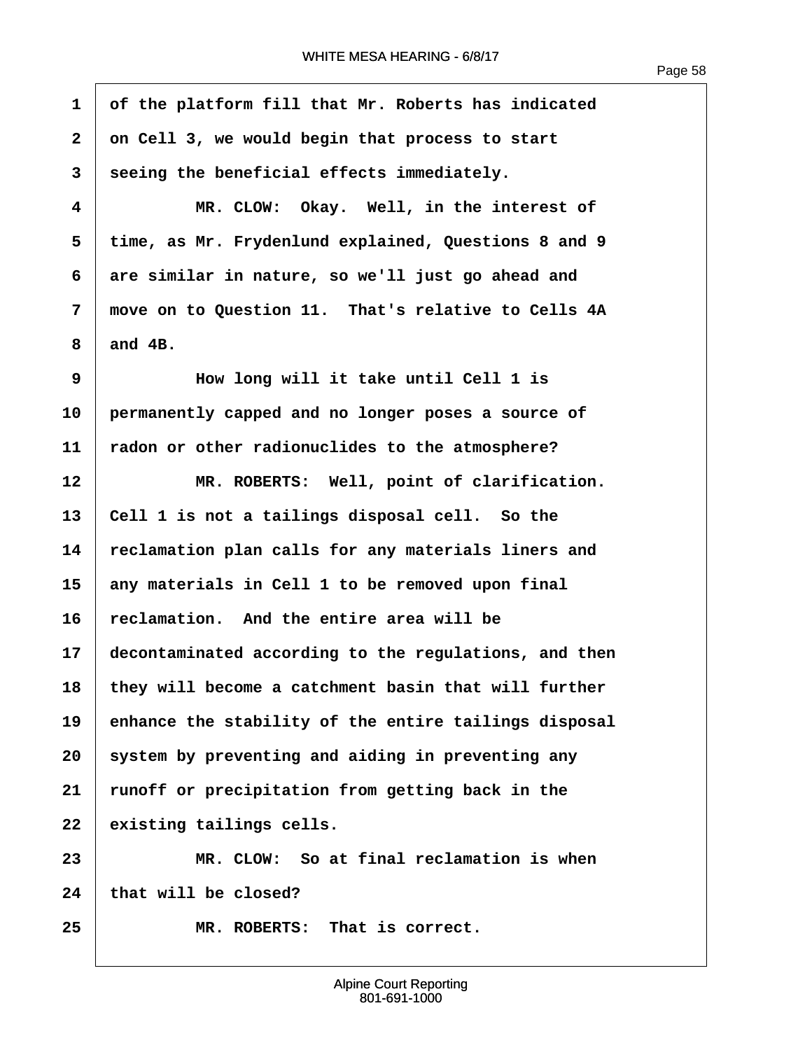of the platform fill that Mr. Roberts has indicated on Cell 3, we would begin that process to start seeing the beneficial effects immediately.

MR. CLOW: Okay. Well, in the interest of time, as Mr. Frydenlund explained, Questions 8 and 9 are similar in nature, so we'll just go ahead and move on to Question 11. That's relative to Cells 4A and 4B.

How long will it take until Cell 1 is permanently capped and no longer poses a source of radon or other radionuclides to the atmosphere?

MR. ROBERTS: Well, point of clarification. Cell 1 is not a tailings disposal cell. So the reclamation plan calls for any materials liners and any materials in Cell 1 to be removed upon final reclamation. And the entire area will be decontaminated according to the regulations, and then they will become a catchment basin that will further enhance the stability of the entire tailings disposal system by preventing and aiding in preventing any runoff or precipitation from getting back in the existing tailings cells.

MR. CLOW: So at final reclamation is when that will be closed?

MR. ROBERTS: That is correct.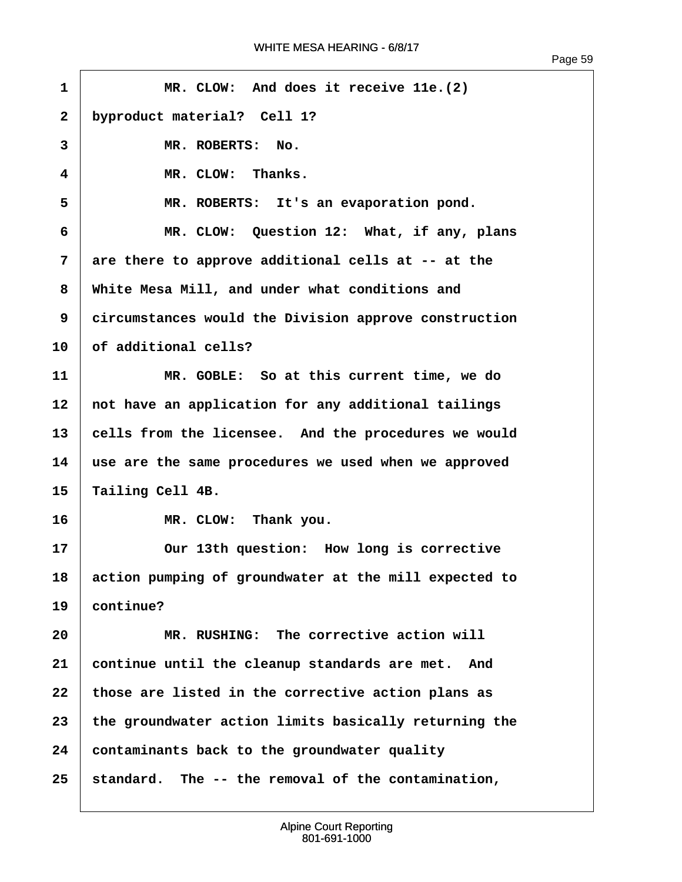MR. CLOW: And does it receive 11e.(2) byproduct material? Cell 1?

MR. ROBERTS: No.

MR. CLOW: Thanks.

MR. ROBERTS: It's an evaporation pond.

MR. CLOW: Question 12: What, if any, plans are there to approve additional cells at -- at the White Mesa Mill, and under what conditions and circumstances would the Division approve construction of additional cells?

MR. GOBLE: So at this current time, we do not have an application for any additional tailings cells from the licensee. And the procedures we would use are the same procedures we used when we approved Tailing Cell 4B.

MR. CLOW: Thank you.

Our 13th question: How long is corrective action pumping of groundwater at the mill expected to continue?

MR. RUSHING: The corrective action will continue until the cleanup standards are met. And those are listed in the corrective action plans as the groundwater action limits basically returning the contaminants back to the groundwater quality standard. The -- the removal of the contamination,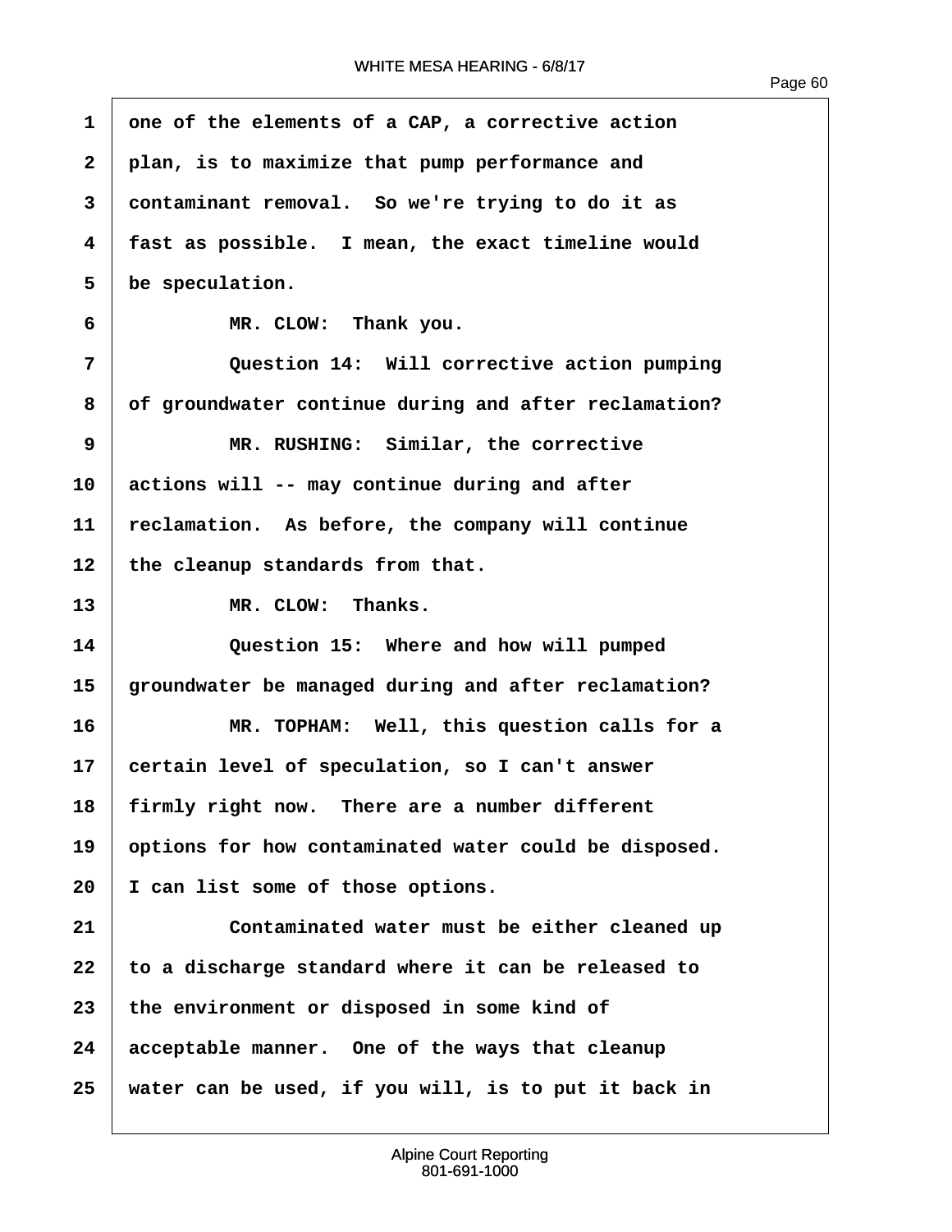one of the elements of a CAP, a corrective action plan, is to maximize that pump performance and contaminant removal. So we're trying to do it as fast as possible. I mean, the exact timeline would be speculation.

MR. CLOW: Thank you.

Question 14: Will corrective action pumping of groundwater continue during and after reclamation?

MR. RUSHING: Similar, the corrective actions will -- may continue during and after reclamation. As before, the company will continue the cleanup standards from that.

MR. CLOW: Thanks.

Question 15: Where and how will pumped groundwater be managed during and after reclamation?

MR. TOPHAM: Well, this question calls for a certain level of speculation, so I can't answer firmly right now. There are a number different options for how contaminated water could be disposed. I can list some of those options.

Contaminated water must be either cleaned up to a discharge standard where it can be released to the environment or disposed in some kind of acceptable manner. One of the ways that cleanup water can be used, if you will, is to put it back in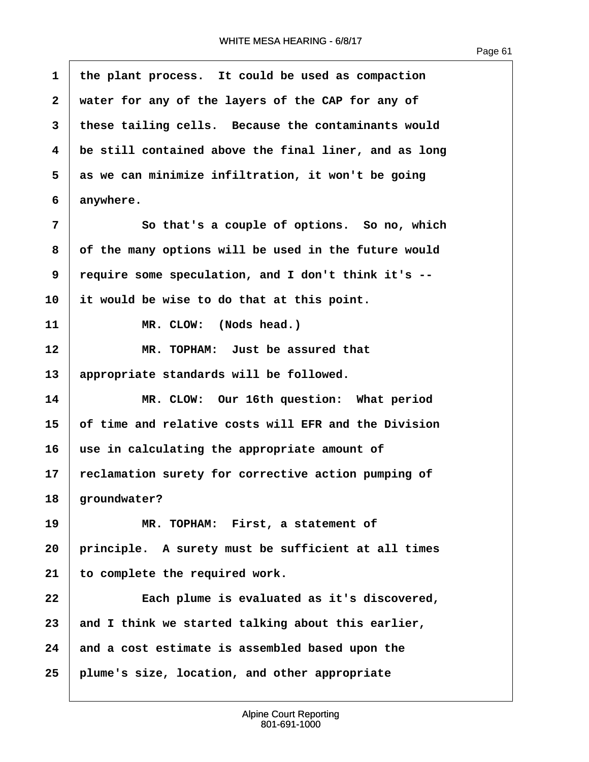the plant process. It could be used as compaction water for any of the layers of the CAP for any of these tailing cells. Because the contaminants would be still contained above the final liner, and as long as we can minimize infiltration, it won't be going anywhere.

So that's a couple of options. So no, which of the many options will be used in the future would require some speculation, and I don't think it's -- it would be wise to do that at this point.

MR. CLOW: (Nods head.)

MR. TOPHAM: Just be assured that appropriate standards will be followed.

MR. CLOW: Our 16th question: What period of time and relative costs will EFR and the Division use in calculating the appropriate amount of reclamation surety for corrective action pumping of groundwater?

MR. TOPHAM: First, a statement of principle. A surety must be sufficient at all times to complete the required work.

Each plume is evaluated as it's discovered, and I think we started talking about this earlier, and a cost estimate is assembled based upon the plume's size, location, and other appropriate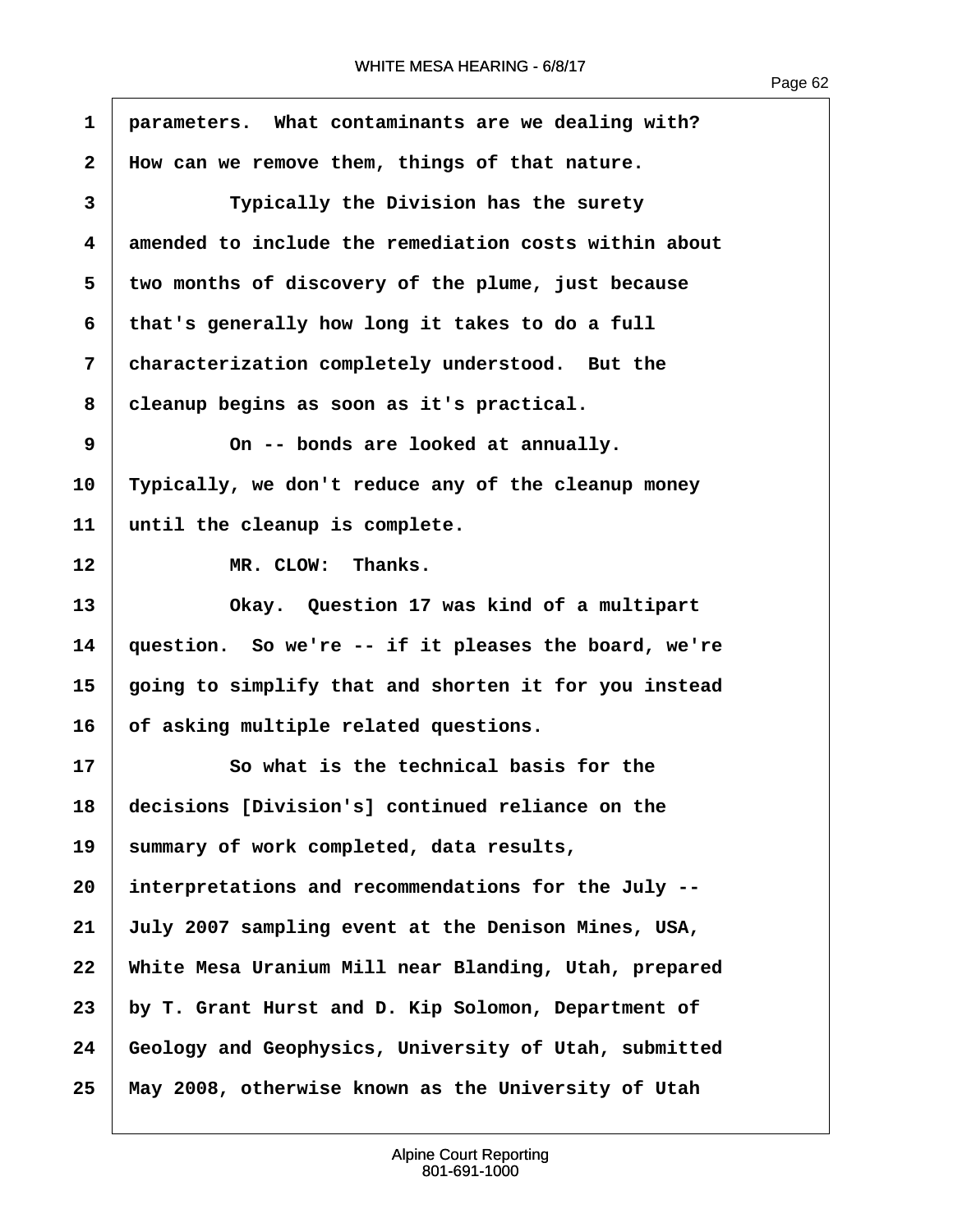parameters. What contaminants are we dealing with? How can we remove them, things of that nature.

Typically the Division has the surety amended to include the remediation costs within about two months of discovery of the plume, just because that's generally how long it takes to do a full characterization completely understood. But the cleanup begins as soon as it's practical.

On -- bonds are looked at annually. Typically, we don't reduce any of the cleanup money until the cleanup is complete.

MR. CLOW: Thanks.

Okay. Question 17 was kind of a multipart question. So we're -- if it pleases the board, we're going to simplify that and shorten it for you instead of asking multiple related questions.

So what is the technical basis for the decisions [Division's] continued reliance on the summary of work completed, data results, interpretations and recommendations for the July -- July 2007 sampling event at the Denison Mines, USA, White Mesa Uranium Mill near Blanding, Utah, prepared by T. Grant Hurst and D. Kip Solomon, Department of Geology and Geophysics, University of Utah, submitted May 2008, otherwise known as the University of Utah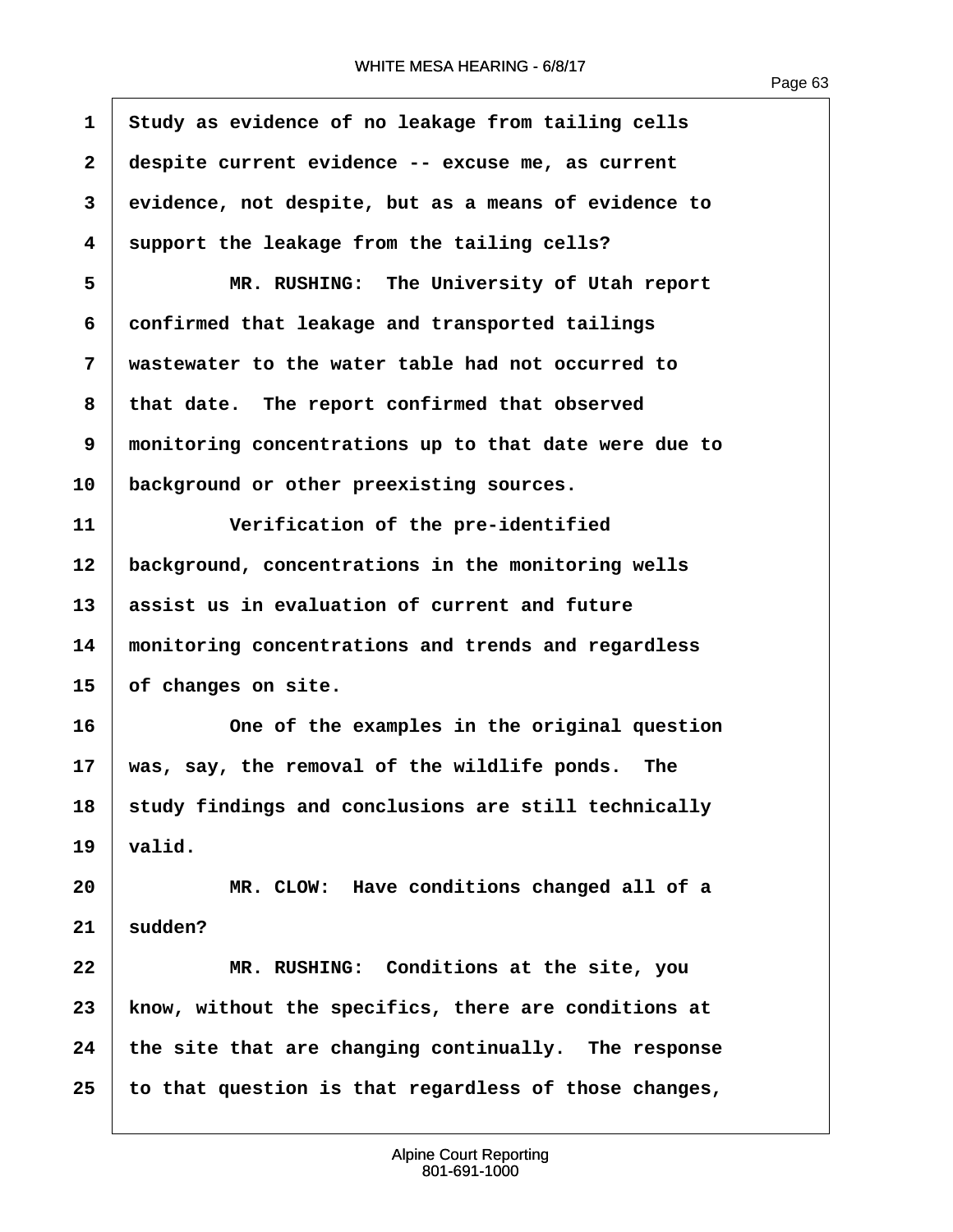Study as evidence of no leakage from tailing cells despite current evidence -- excuse me, as current evidence, not despite, but as a means of evidence to support the leakage from the tailing cells?

MR. RUSHING: The University of Utah report confirmed that leakage and transported tailings wastewater to the water table had not occurred to that date. The report confirmed that observed monitoring concentrations up to that date were due to background or other preexisting sources.

Verification of the pre-identified background, concentrations in the monitoring wells assist us in evaluation of current and future monitoring concentrations and trends and regardless of changes on site.

One of the examples in the original question was, say, the removal of the wildlife ponds. The study findings and conclusions are still technically valid.

MR. CLOW: Have conditions changed all of a sudden?

MR. RUSHING: Conditions at the site, you know, without the specifics, there are conditions at the site that are changing continually. The response to that question is that regardless of those changes,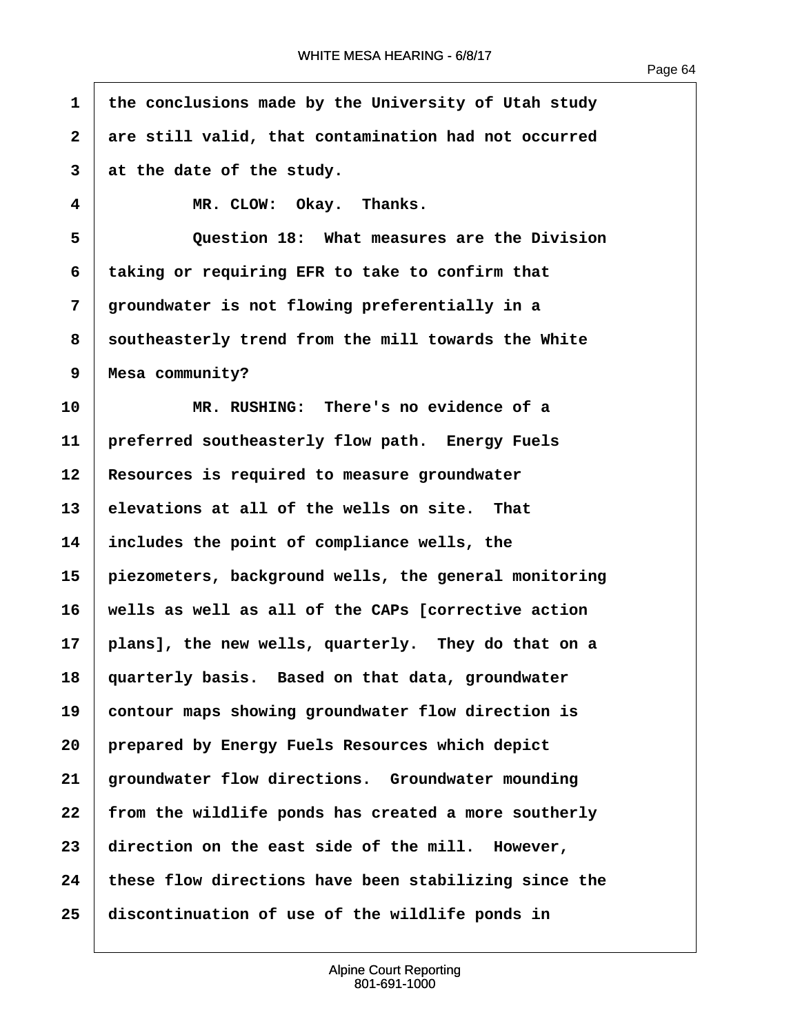the conclusions made by the University of Utah study are still valid, that contamination had not occurred at the date of the study.

MR. CLOW: Okay. Thanks.

Question 18: What measures are the Division taking or requiring EFR to take to confirm that groundwater is not flowing preferentially in a southeasterly trend from the mill towards the White Mesa community?

MR. RUSHING: There's no evidence of a preferred southeasterly flow path. Energy Fuels Resources is required to measure groundwater elevations at all of the wells on site. That includes the point of compliance wells, the piezometers, background wells, the general monitoring wells as well as all of the CAPs [corrective action plans], the new wells, quarterly. They do that on a quarterly basis. Based on that data, groundwater contour maps showing groundwater flow direction is prepared by Energy Fuels Resources which depict groundwater flow directions. Groundwater mounding from the wildlife ponds has created a more southerly direction on the east side of the mill. However, these flow directions have been stabilizing since the discontinuation of use of the wildlife ponds in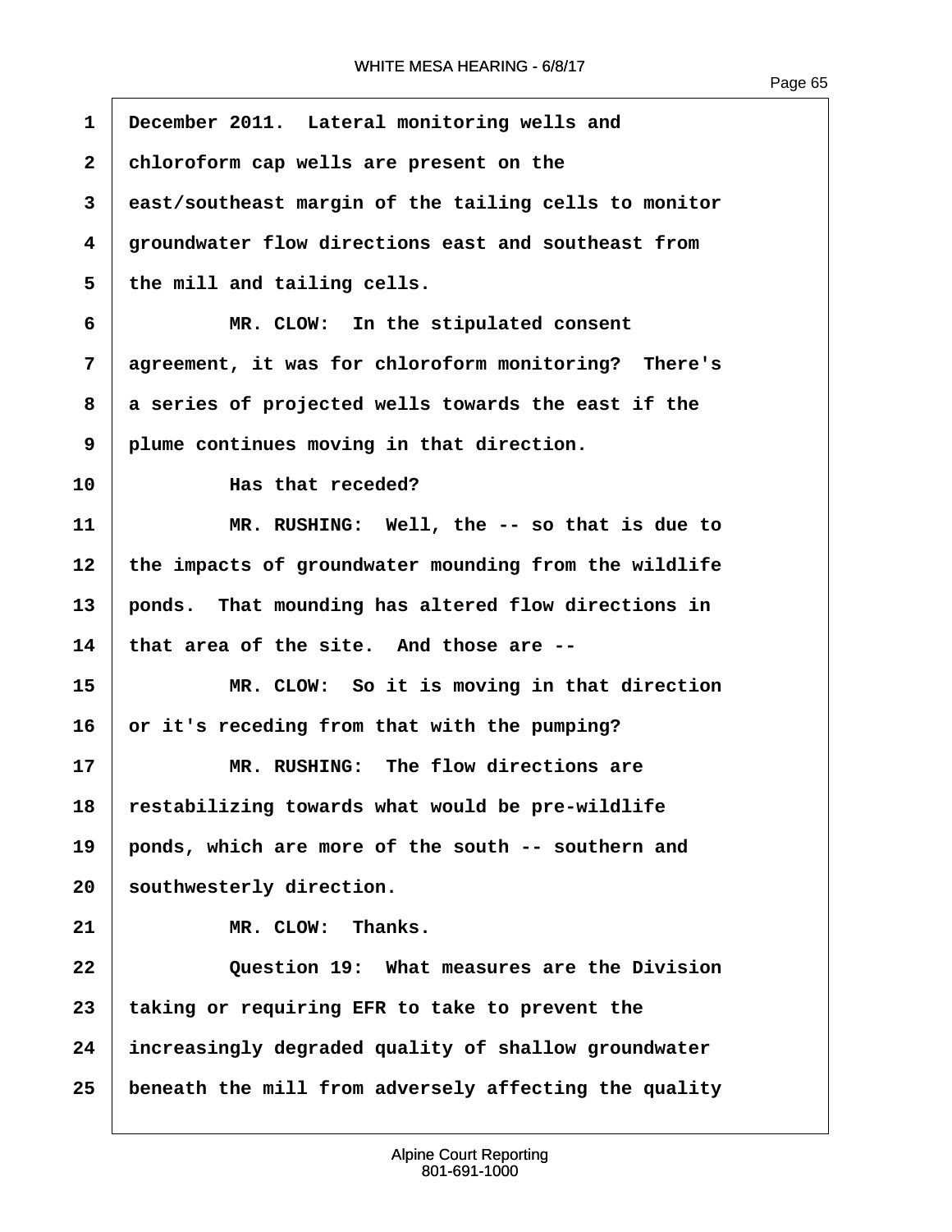December 2011. Lateral monitoring wells and chloroform cap wells are present on the east/southeast margin of the tailing cells to monitor groundwater flow directions east and southeast from the mill and tailing cells.

MR. CLOW: In the stipulated consent agreement, it was for chloroform monitoring? There's a series of projected wells towards the east if the plume continues moving in that direction.

Has that receded?

MR. RUSHING: Well, the -- so that is due to the impacts of groundwater mounding from the wildlife ponds. That mounding has altered flow directions in that area of the site. And those are --

MR. CLOW: So it is moving in that direction or it's receding from that with the pumping?

MR. RUSHING: The flow directions are restabilizing towards what would be pre-wildlife ponds, which are more of the south -- southern and southwesterly direction.

MR. CLOW: Thanks.

Question 19: What measures are the Division taking or requiring EFR to take to prevent the increasingly degraded quality of shallow groundwater beneath the mill from adversely affecting the quality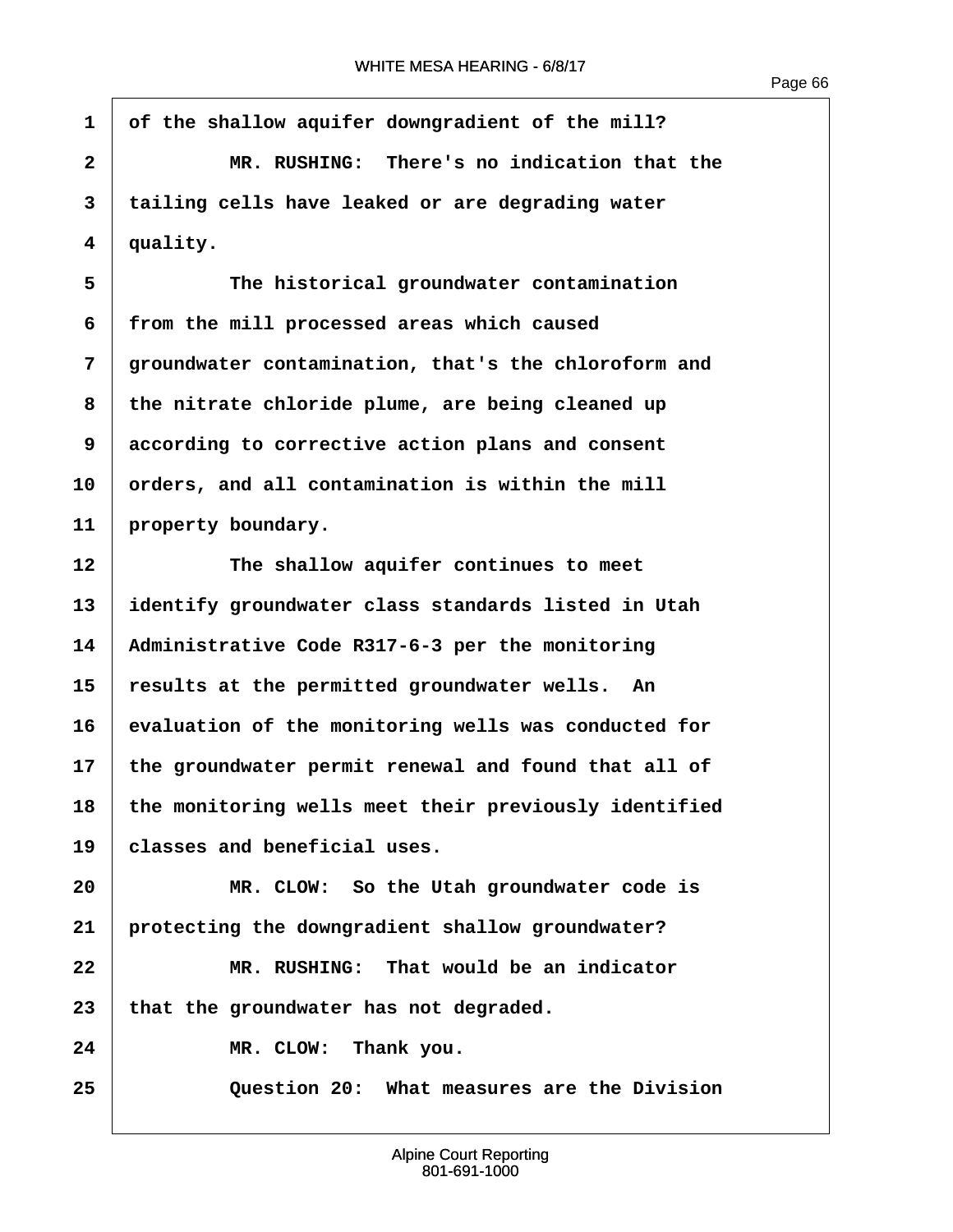of the shallow aquifer downgradient of the mill?

MR. RUSHING: There's no indication that the tailing cells have leaked or are degrading water quality.

The historical groundwater contamination from the mill processed areas which caused groundwater contamination, that's the chloroform and the nitrate chloride plume, are being cleaned up according to corrective action plans and consent orders, and all contamination is within the mill property boundary.

The shallow aquifer continues to meet identify groundwater class standards listed in Utah Administrative Code R317-6-3 per the monitoring results at the permitted groundwater wells. An evaluation of the monitoring wells was conducted for the groundwater permit renewal and found that all of the monitoring wells meet their previously identified classes and beneficial uses.

MR. CLOW: So the Utah groundwater code is protecting the downgradient shallow groundwater?

MR. RUSHING: That would be an indicator that the groundwater has not degraded.

MR. CLOW: Thank you.

Question 20: What measures are the Division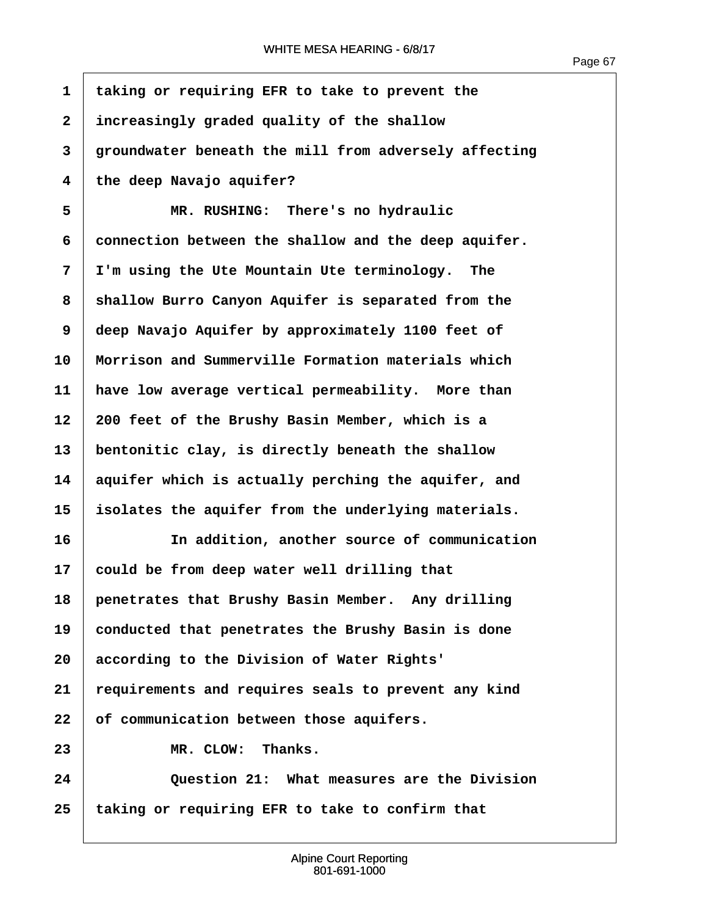taking or requiring EFR to take to prevent the increasingly graded quality of the shallow groundwater beneath the mill from adversely affecting the deep Navajo aquifer?

MR. RUSHING: There's no hydraulic connection between the shallow and the deep aquifer. I'm using the Ute Mountain Ute terminology. The shallow Burro Canyon Aquifer is separated from the deep Navajo Aquifer by approximately 1100 feet of Morrison and Summerville Formation materials which have low average vertical permeability. More than 200 feet of the Brushy Basin Member, which is a bentonitic clay, is directly beneath the shallow aquifer which is actually perching the aquifer, and isolates the aquifer from the underlying materials.

In addition, another source of communication could be from deep water well drilling that penetrates that Brushy Basin Member. Any drilling conducted that penetrates the Brushy Basin is done according to the Division of Water Rights' requirements and requires seals to prevent any kind of communication between those aquifers.

MR. CLOW: Thanks.

Question 21: What measures are the Division taking or requiring EFR to take to confirm that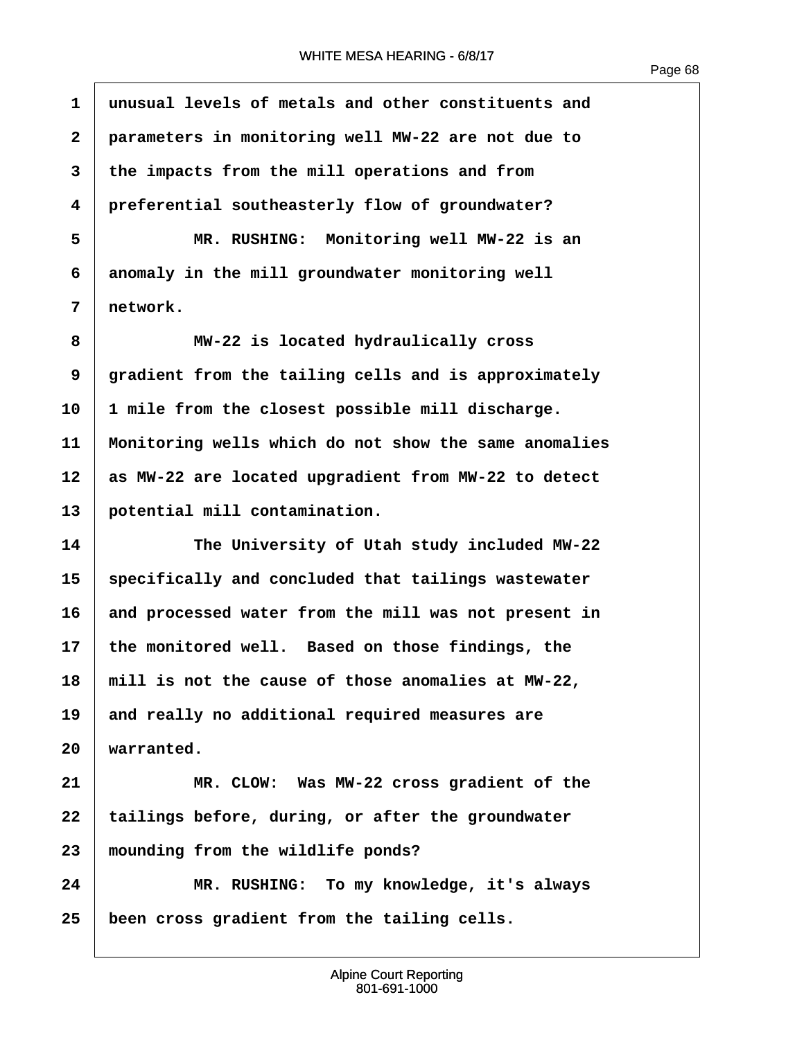unusual levels of metals and other constituents and parameters in monitoring well MW-22 are not due to the impacts from the mill operations and from preferential southeasterly flow of groundwater?

MR. RUSHING: Monitoring well MW-22 is an anomaly in the mill groundwater monitoring well network.

MW-22 is located hydraulically cross gradient from the tailing cells and is approximately 1 mile from the closest possible mill discharge. Monitoring wells which do not show the same anomalies as MW-22 are located upgradient from MW-22 to detect potential mill contamination.

The University of Utah study included MW-22 specifically and concluded that tailings wastewater and processed water from the mill was not present in the monitored well. Based on those findings, the mill is not the cause of those anomalies at MW-22, and really no additional required measures are warranted.

MR. CLOW: Was MW-22 cross gradient of the tailings before, during, or after the groundwater mounding from the wildlife ponds?

MR. RUSHING: To my knowledge, it's always been cross gradient from the tailing cells.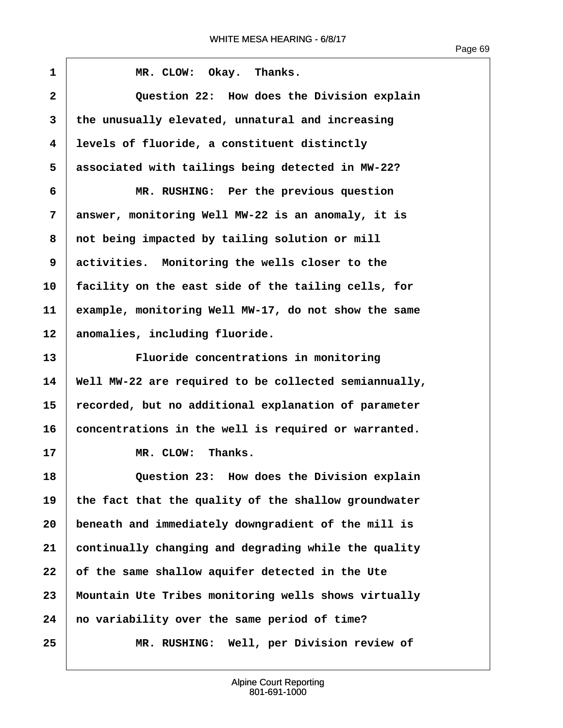MR. CLOW: Okay. Thanks.

Question 22: How does the Division explain the unusually elevated, unnatural and increasing levels of fluoride, a constituent distinctly associated with tailings being detected in MW-22?

MR. RUSHING: Per the previous question answer, monitoring Well MW-22 is an anomaly, it is not being impacted by tailing solution or mill activities. Monitoring the wells closer to the facility on the east side of the tailing cells, for example, monitoring Well MW-17, do not show the same anomalies, including fluoride.

Fluoride concentrations in monitoring Well MW-22 are required to be collected semiannually, recorded, but no additional explanation of parameter concentrations in the well is required or warranted.

MR. CLOW: Thanks.

Question 23: How does the Division explain the fact that the quality of the shallow groundwater beneath and immediately downgradient of the mill is continually changing and degrading while the quality of the same shallow aquifer detected in the Ute Mountain Ute Tribes monitoring wells shows virtually no variability over the same period of time?

MR. RUSHING: Well, per Division review of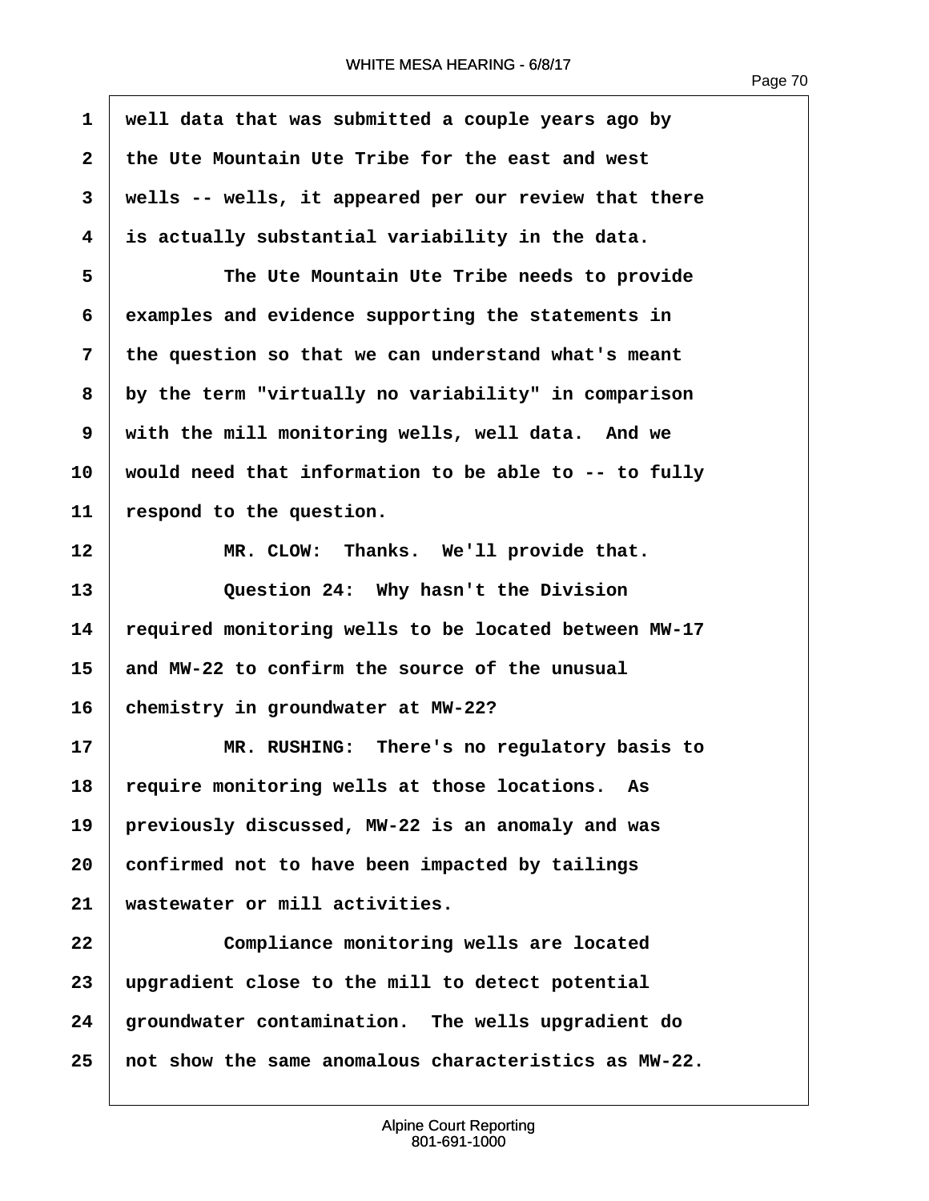well data that was submitted a couple years ago by the Ute Mountain Ute Tribe for the east and west wells -- wells, it appeared per our review that there is actually substantial variability in the data.

The Ute Mountain Ute Tribe needs to provide examples and evidence supporting the statements in the question so that we can understand what's meant by the term "virtually no variability" in comparison with the mill monitoring wells, well data. And we would need that information to be able to -- to fully respond to the question.

MR. CLOW: Thanks. We'll provide that.

Question 24: Why hasn't the Division required monitoring wells to be located between MW-17 and MW-22 to confirm the source of the unusual chemistry in groundwater at MW-22?

MR. RUSHING: There's no regulatory basis to require monitoring wells at those locations. As previously discussed, MW-22 is an anomaly and was confirmed not to have been impacted by tailings wastewater or mill activities.

Compliance monitoring wells are located upgradient close to the mill to detect potential groundwater contamination. The wells upgradient do not show the same anomalous characteristics as MW-22.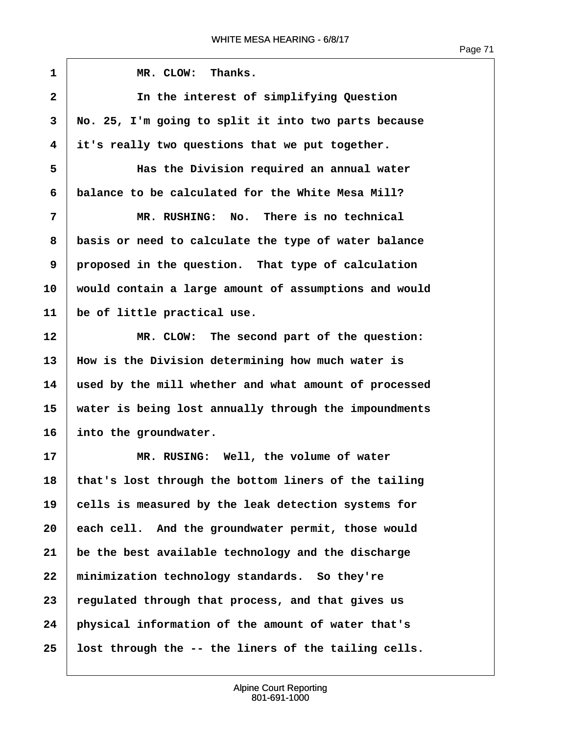1 MR. CLOW: Thanks.

2 In the interest of simplifying Question

3 No. 25, I'm going to split it into two parts because

4 it's really two questions that we put together.

5 Has the Division required an annual water

6 balance to be calculated for the White Mesa Mill?

7 MR. RUSHING: No. There is no technical

8 basis or need to calculate the type of water balance

9 proposed in the question. That type of calculation

10 would contain a large amount of assumptions and would

11 be of little practical use.

12 MR. CLOW: The second part of the question:

13 How is the Division determining how much water is

14 used by the mill whether and what amount of processed

15 water is being lost annually through the impoundments

16 into the groundwater.

17 MR. RUSING: Well, the volume of water

18 that's lost through the bottom liners of the tailing

19 cells is measured by the leak detection systems for

20 each cell. And the groundwater permit, those would

21 be the best available technology and the discharge

22 minimization technology standards. So they're

23 regulated through that process, and that gives us

24 physical information of the amount of water that's

25 lost through the -- the liners of the tailing cells.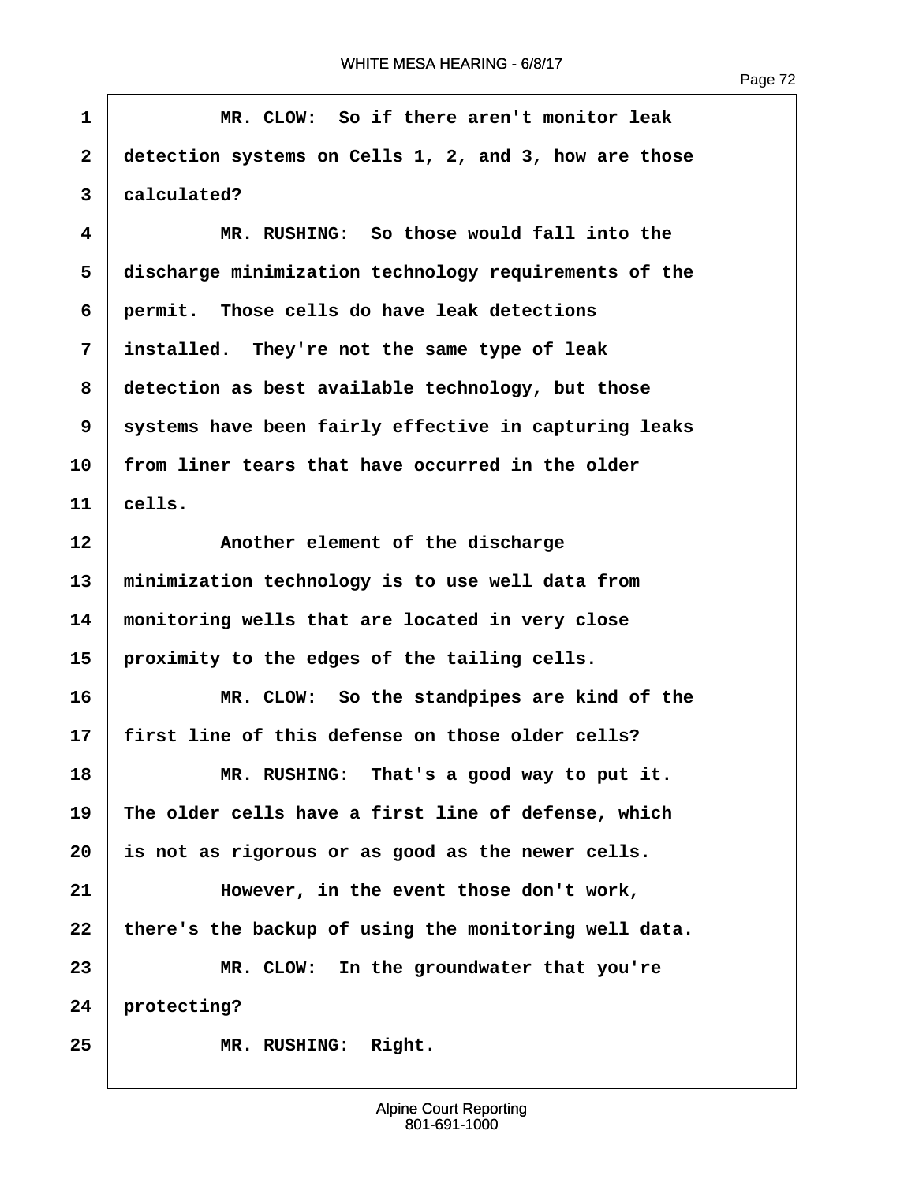1 MR. CLOW: So if there aren't monitor leak
2 detection systems on Cells 1, 2, and 3, how are those
3 calculated?
4 MR. RUSHING: So those would fall into the
5 discharge minimization technology requirements of the
6 permit. Those cells do have leak detections
7 installed. They're not the same type of leak
8 detection as best available technology, but those
9 systems have been fairly effective in capturing leaks
10 from liner tears that have occurred in the older
11 cells.
12 Another element of the discharge
13 minimization technology is to use well data from
14 monitoring wells that are located in very close
15 proximity to the edges of the tailing cells.
16 MR. CLOW: So the standpipes are kind of the
17 first line of this defense on those older cells?
18 MR. RUSHING: That's a good way to put it.
19 The older cells have a first line of defense, which
20 is not as rigorous or as good as the newer cells.
21 However, in the event those don't work,
22 there's the backup of using the monitoring well data.
23 MR. CLOW: In the groundwater that you're
24 protecting?
25 MR. RUSHING: Right.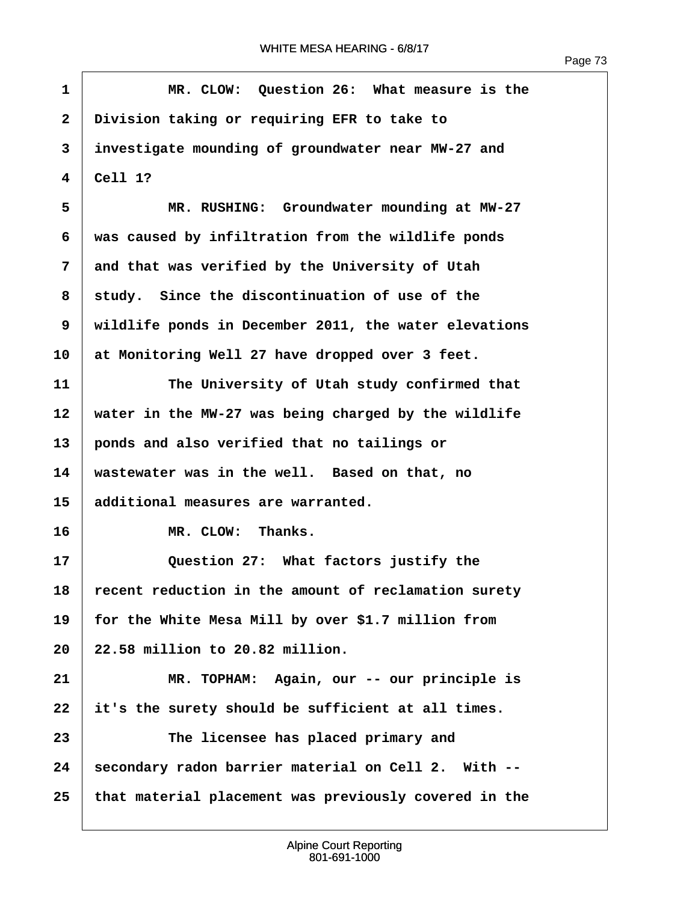MR. CLOW: Question 26: What measure is the Division taking or requiring EFR to take to investigate mounding of groundwater near MW-27 and Cell 1?

MR. RUSHING: Groundwater mounding at MW-27 was caused by infiltration from the wildlife ponds and that was verified by the University of Utah study. Since the discontinuation of use of the wildlife ponds in December 2011, the water elevations at Monitoring Well 27 have dropped over 3 feet.

The University of Utah study confirmed that water in the MW-27 was being charged by the wildlife ponds and also verified that no tailings or wastewater was in the well. Based on that, no additional measures are warranted.

MR. CLOW: Thanks.

Question 27: What factors justify the recent reduction in the amount of reclamation surety for the White Mesa Mill by over $1.7 million from 22.58 million to 20.82 million.

MR. TOPHAM: Again, our -- our principle is it's the surety should be sufficient at all times.

The licensee has placed primary and secondary radon barrier material on Cell 2. With -- that material placement was previously covered in the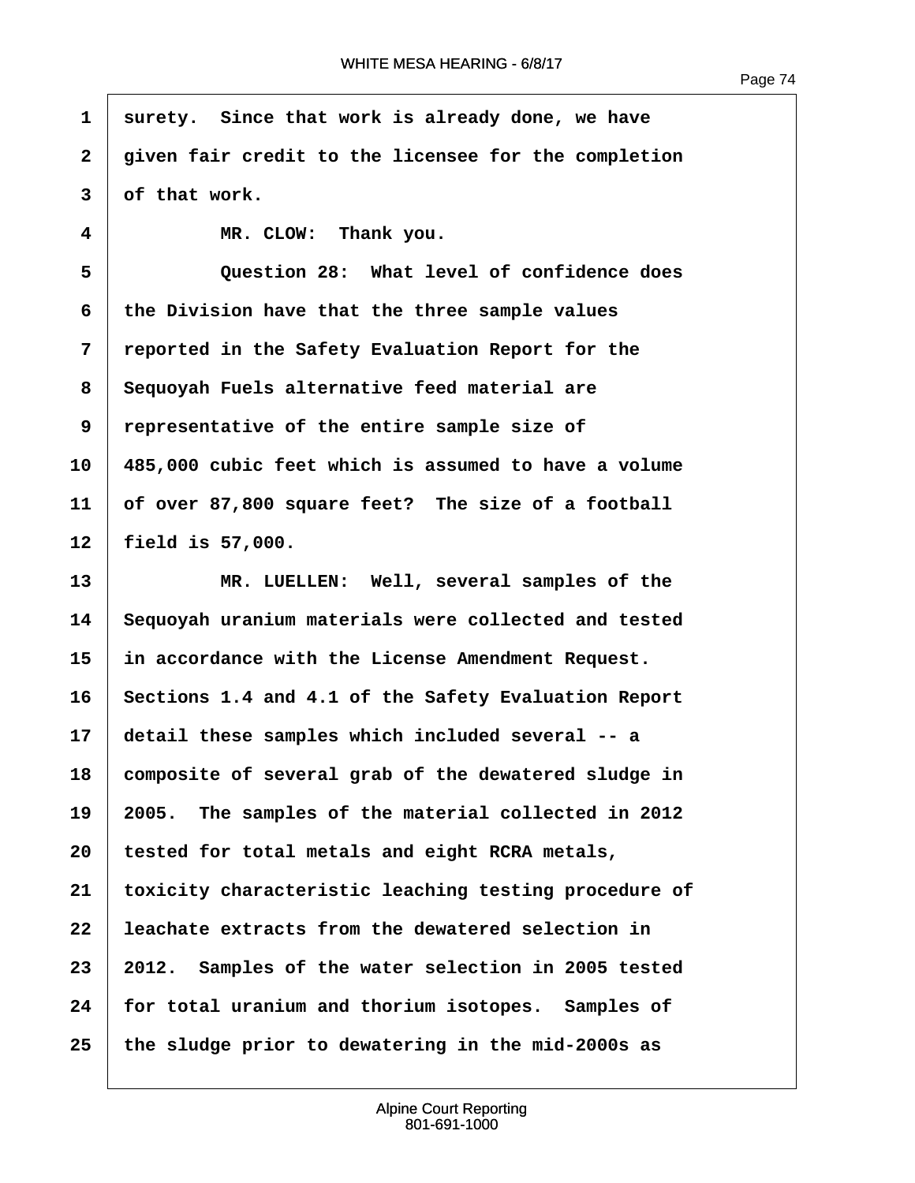surety. Since that work is already done, we have given fair credit to the licensee for the completion of that work.

MR. CLOW: Thank you.

Question 28: What level of confidence does the Division have that the three sample values reported in the Safety Evaluation Report for the Sequoyah Fuels alternative feed material are representative of the entire sample size of 485,000 cubic feet which is assumed to have a volume of over 87,800 square feet? The size of a football field is 57,000.

MR. LUELLEN: Well, several samples of the Sequoyah uranium materials were collected and tested in accordance with the License Amendment Request. Sections 1.4 and 4.1 of the Safety Evaluation Report detail these samples which included several -- a composite of several grab of the dewatered sludge in 2005. The samples of the material collected in 2012 tested for total metals and eight RCRA metals, toxicity characteristic leaching testing procedure of leachate extracts from the dewatered selection in 2012. Samples of the water selection in 2005 tested for total uranium and thorium isotopes. Samples of the sludge prior to dewatering in the mid-2000s as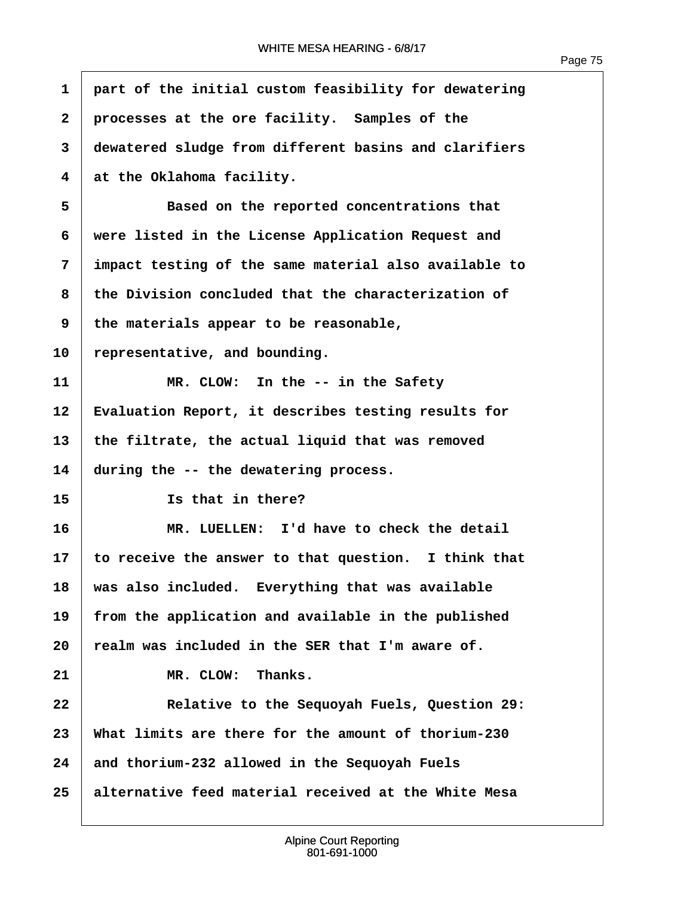part of the initial custom feasibility for dewatering processes at the ore facility. Samples of the dewatered sludge from different basins and clarifiers at the Oklahoma facility.

Based on the reported concentrations that were listed in the License Application Request and impact testing of the same material also available to the Division concluded that the characterization of the materials appear to be reasonable, representative, and bounding.

MR. CLOW: In the -- in the Safety Evaluation Report, it describes testing results for the filtrate, the actual liquid that was removed during the -- the dewatering process.

Is that in there?

MR. LUELLEN: I'd have to check the detail to receive the answer to that question. I think that was also included. Everything that was available from the application and available in the published realm was included in the SER that I'm aware of.

MR. CLOW: Thanks.

Relative to the Sequoyah Fuels, Question 29: What limits are there for the amount of thorium-230 and thorium-232 allowed in the Sequoyah Fuels alternative feed material received at the White Mesa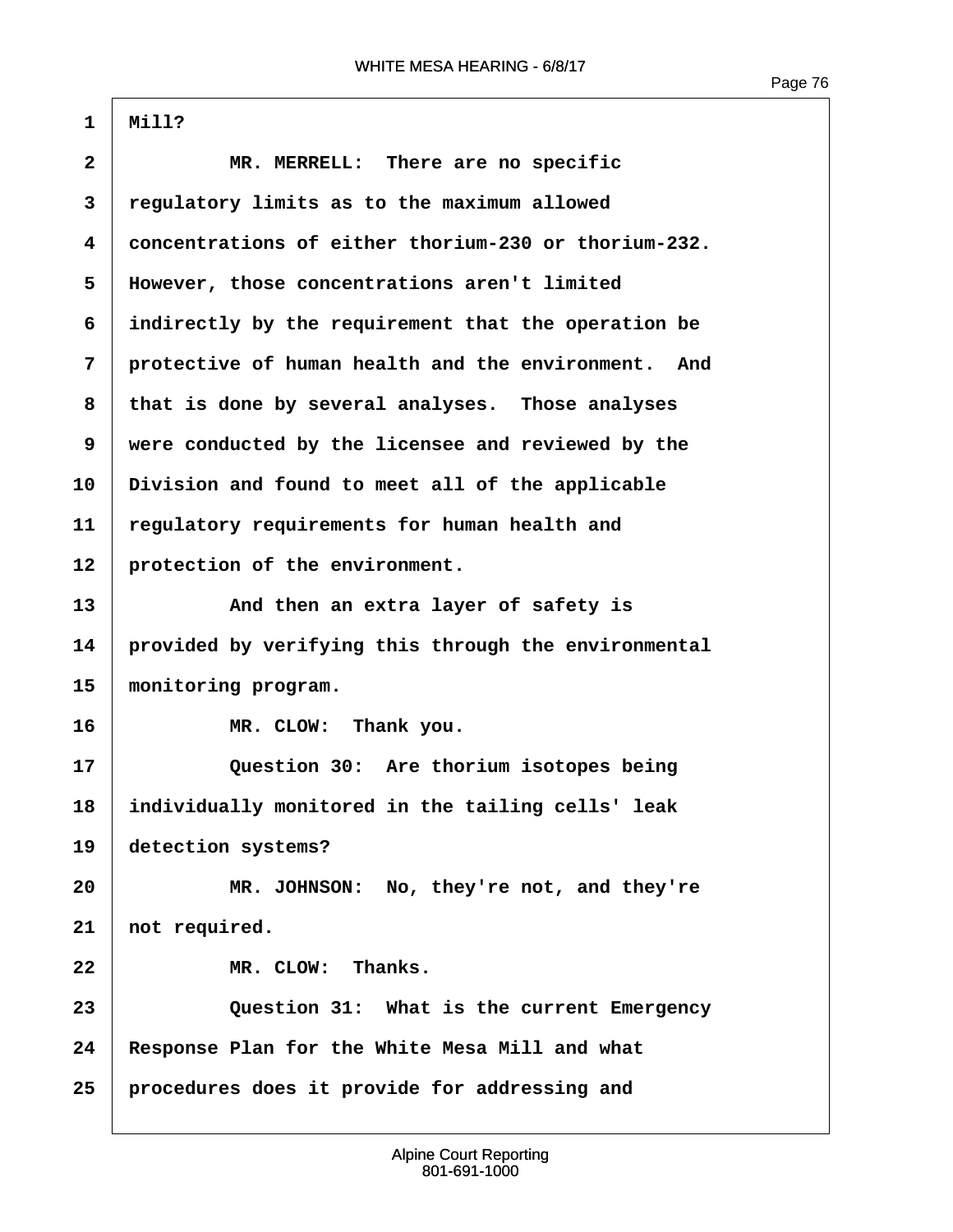Mill?

MR. MERRELL: There are no specific regulatory limits as to the maximum allowed concentrations of either thorium-230 or thorium-232. However, those concentrations aren't limited indirectly by the requirement that the operation be protective of human health and the environment. And that is done by several analyses. Those analyses were conducted by the licensee and reviewed by the Division and found to meet all of the applicable regulatory requirements for human health and protection of the environment.

And then an extra layer of safety is provided by verifying this through the environmental monitoring program.

MR. CLOW: Thank you.

Question 30: Are thorium isotopes being individually monitored in the tailing cells' leak detection systems?

MR. JOHNSON: No, they're not, and they're not required.

MR. CLOW: Thanks.

Question 31: What is the current Emergency Response Plan for the White Mesa Mill and what procedures does it provide for addressing and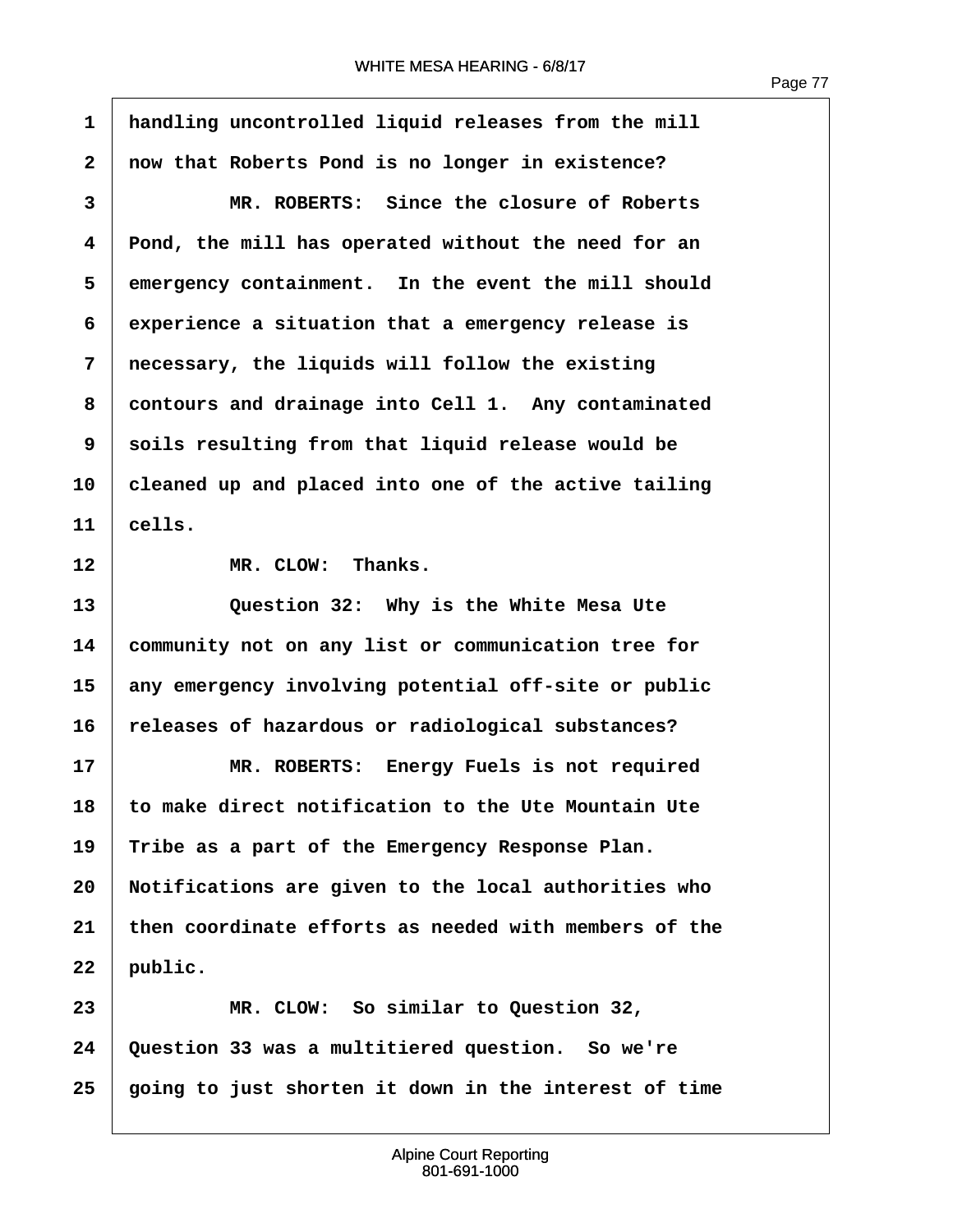handling uncontrolled liquid releases from the mill now that Roberts Pond is no longer in existence?

MR. ROBERTS: Since the closure of Roberts Pond, the mill has operated without the need for an emergency containment. In the event the mill should experience a situation that a emergency release is necessary, the liquids will follow the existing contours and drainage into Cell 1. Any contaminated soils resulting from that liquid release would be cleaned up and placed into one of the active tailing cells.

MR. CLOW: Thanks.

Question 32: Why is the White Mesa Ute community not on any list or communication tree for any emergency involving potential off-site or public releases of hazardous or radiological substances?

MR. ROBERTS: Energy Fuels is not required to make direct notification to the Ute Mountain Ute Tribe as a part of the Emergency Response Plan. Notifications are given to the local authorities who then coordinate efforts as needed with members of the public.

MR. CLOW: So similar to Question 32, Question 33 was a multitiered question. So we're going to just shorten it down in the interest of time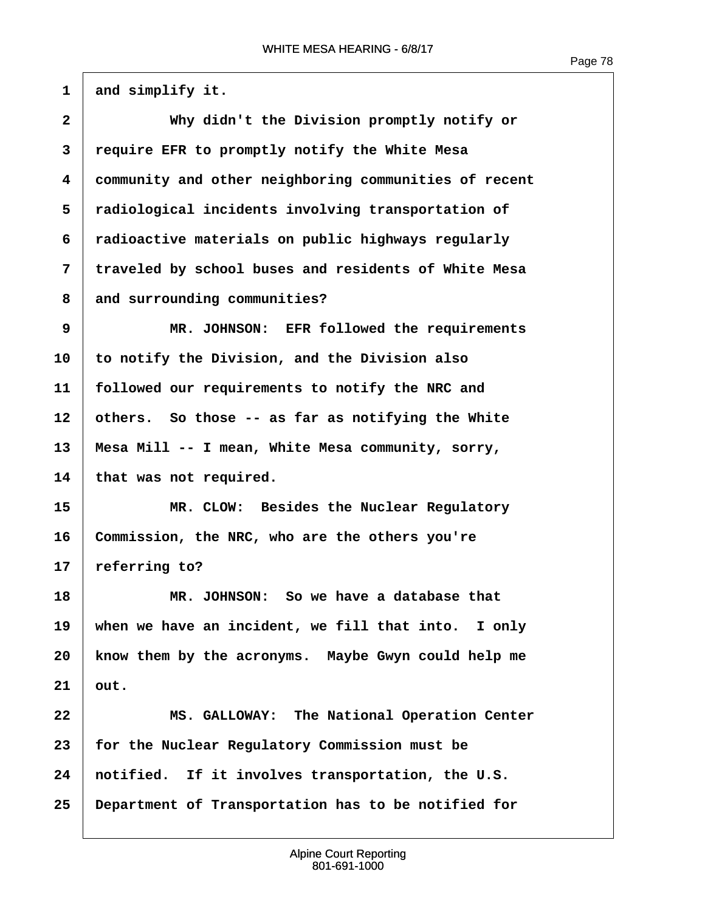and simplify it.

Why didn't the Division promptly notify or require EFR to promptly notify the White Mesa community and other neighboring communities of recent radiological incidents involving transportation of radioactive materials on public highways regularly traveled by school buses and residents of White Mesa and surrounding communities?

MR. JOHNSON: EFR followed the requirements to notify the Division, and the Division also followed our requirements to notify the NRC and others. So those -- as far as notifying the White Mesa Mill -- I mean, White Mesa community, sorry, that was not required.

MR. CLOW: Besides the Nuclear Regulatory Commission, the NRC, who are the others you're referring to?

MR. JOHNSON: So we have a database that when we have an incident, we fill that into. I only know them by the acronyms. Maybe Gwyn could help me out.

MS. GALLOWAY: The National Operation Center for the Nuclear Regulatory Commission must be notified. If it involves transportation, the U.S. Department of Transportation has to be notified for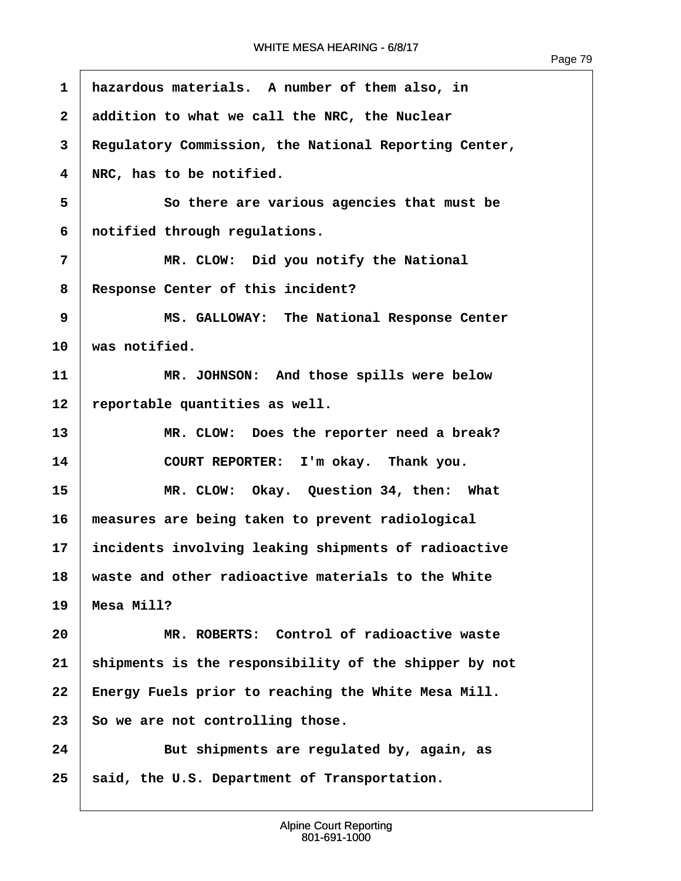1 hazardous materials. A number of them also, in
2 addition to what we call the NRC, the Nuclear
3 Regulatory Commission, the National Reporting Center,
4 NRC, has to be notified.

5 So there are various agencies that must be
6 notified through regulations.

7 MR. CLOW: Did you notify the National
8 Response Center of this incident?

9 MS. GALLOWAY: The National Response Center
10 was notified.

11 MR. JOHNSON: And those spills were below
12 reportable quantities as well.

13 MR. CLOW: Does the reporter need a break?

14 COURT REPORTER: I'm okay. Thank you.

15 MR. CLOW: Okay. Question 34, then: What
16 measures are being taken to prevent radiological
17 incidents involving leaking shipments of radioactive
18 waste and other radioactive materials to the White
19 Mesa Mill?

20 MR. ROBERTS: Control of radioactive waste
21 shipments is the responsibility of the shipper by not
22 Energy Fuels prior to reaching the White Mesa Mill.
23 So we are not controlling those.

24 But shipments are regulated by, again, as
25 said, the U.S. Department of Transportation.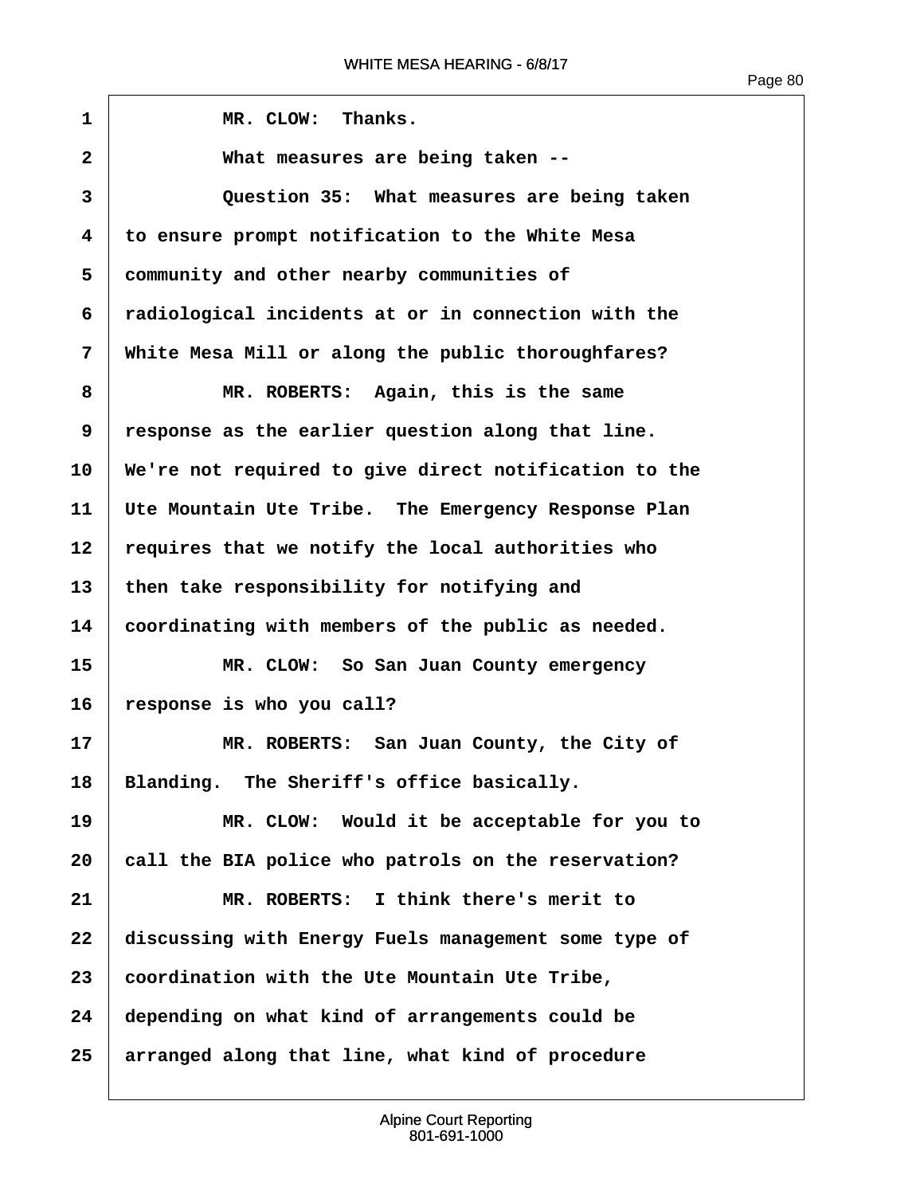MR. CLOW: Thanks.

What measures are being taken --

Question 35: What measures are being taken to ensure prompt notification to the White Mesa community and other nearby communities of radiological incidents at or in connection with the White Mesa Mill or along the public thoroughfares?

MR. ROBERTS: Again, this is the same response as the earlier question along that line. We're not required to give direct notification to the Ute Mountain Ute Tribe. The Emergency Response Plan requires that we notify the local authorities who then take responsibility for notifying and coordinating with members of the public as needed.

MR. CLOW: So San Juan County emergency response is who you call?

MR. ROBERTS: San Juan County, the City of Blanding. The Sheriff's office basically.

MR. CLOW: Would it be acceptable for you to call the BIA police who patrols on the reservation?

MR. ROBERTS: I think there's merit to discussing with Energy Fuels management some type of coordination with the Ute Mountain Ute Tribe, depending on what kind of arrangements could be arranged along that line, what kind of procedure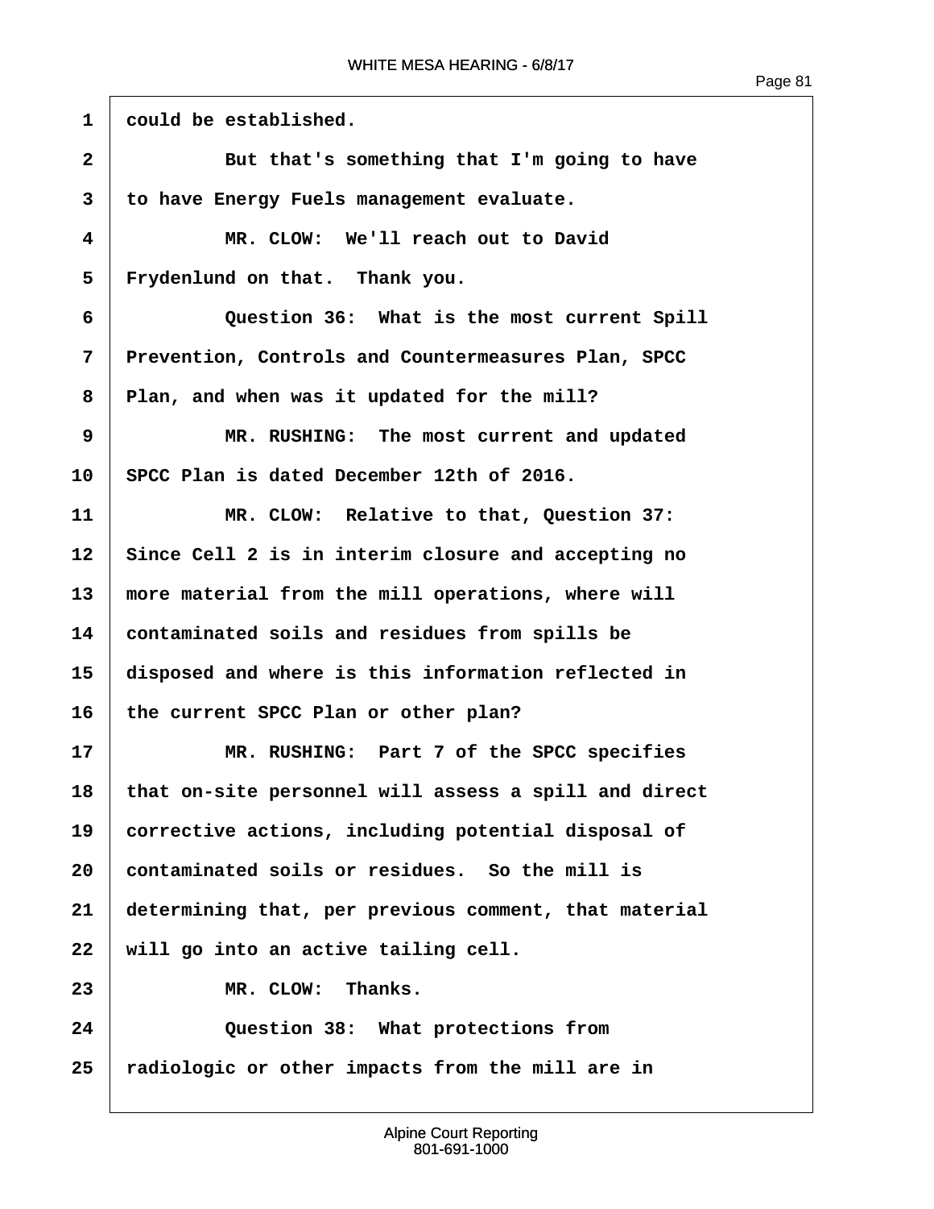1 could be established.

2 But that's something that I'm going to have

3 to have Energy Fuels management evaluate.

4 MR. CLOW: We'll reach out to David

5 Frydenlund on that. Thank you.

6 Question 36: What is the most current Spill

7 Prevention, Controls and Countermeasures Plan, SPCC

8 Plan, and when was it updated for the mill?

9 MR. RUSHING: The most current and updated

10 SPCC Plan is dated December 12th of 2016.

11 MR. CLOW: Relative to that, Question 37:

12 Since Cell 2 is in interim closure and accepting no

13 more material from the mill operations, where will

14 contaminated soils and residues from spills be

15 disposed and where is this information reflected in

16 the current SPCC Plan or other plan?

17 MR. RUSHING: Part 7 of the SPCC specifies

18 that on-site personnel will assess a spill and direct

19 corrective actions, including potential disposal of

20 contaminated soils or residues. So the mill is

21 determining that, per previous comment, that material

22 will go into an active tailing cell.

23 MR. CLOW: Thanks.

24 Question 38: What protections from

25 radiologic or other impacts from the mill are in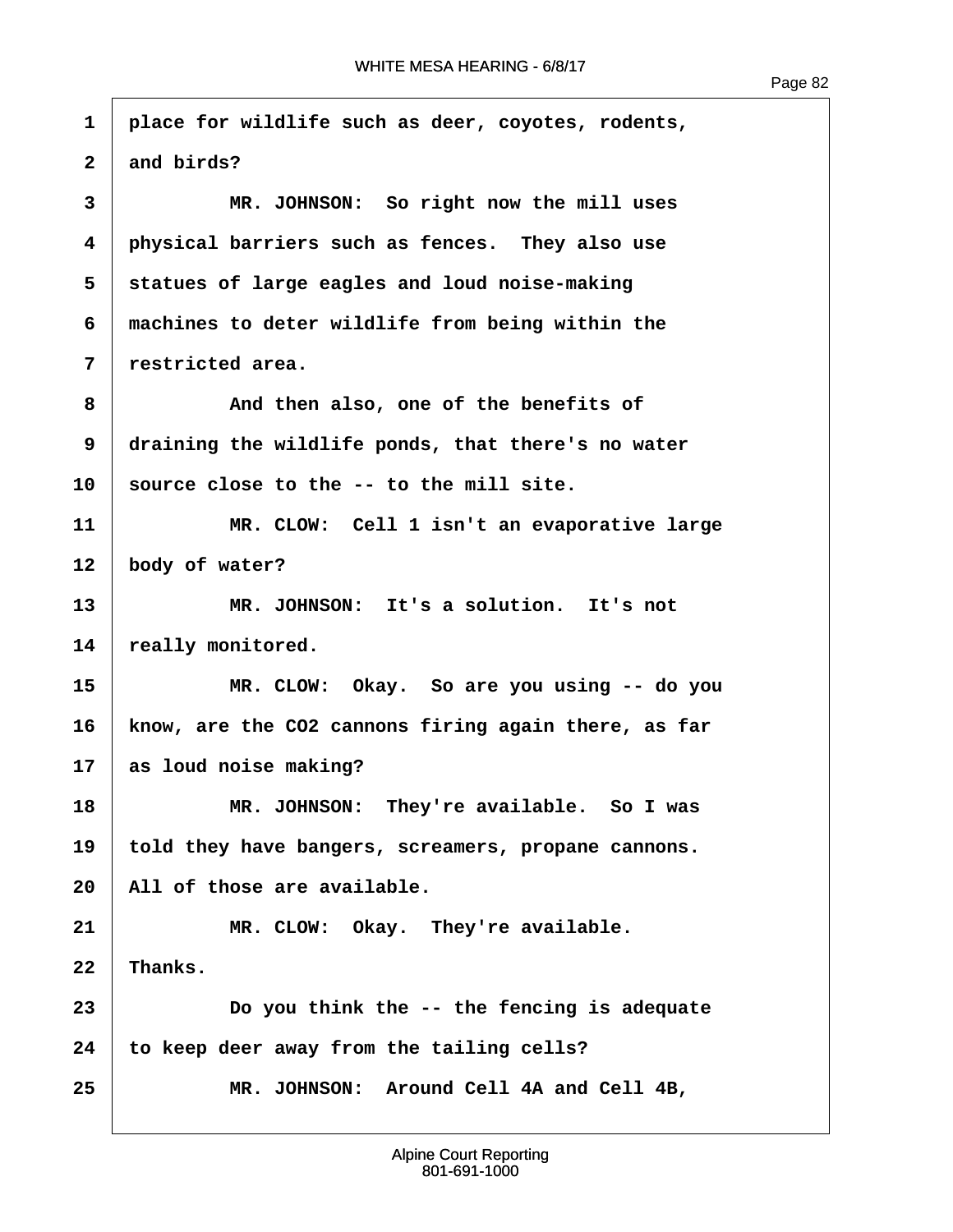1 place for wildlife such as deer, coyotes, rodents,
2 and birds?
3 MR. JOHNSON: So right now the mill uses
4 physical barriers such as fences. They also use
5 statues of large eagles and loud noise-making
6 machines to deter wildlife from being within the
7 restricted area.
8 And then also, one of the benefits of
9 draining the wildlife ponds, that there's no water
10 source close to the -- to the mill site.
11 MR. CLOW: Cell 1 isn't an evaporative large
12 body of water?
13 MR. JOHNSON: It's a solution. It's not
14 really monitored.
15 MR. CLOW: Okay. So are you using -- do you
16 know, are the CO2 cannons firing again there, as far
17 as loud noise making?
18 MR. JOHNSON: They're available. So I was
19 told they have bangers, screamers, propane cannons.
20 All of those are available.
21 MR. CLOW: Okay. They're available.
22 Thanks.
23 Do you think the -- the fencing is adequate
24 to keep deer away from the tailing cells?
25 MR. JOHNSON: Around Cell 4A and Cell 4B,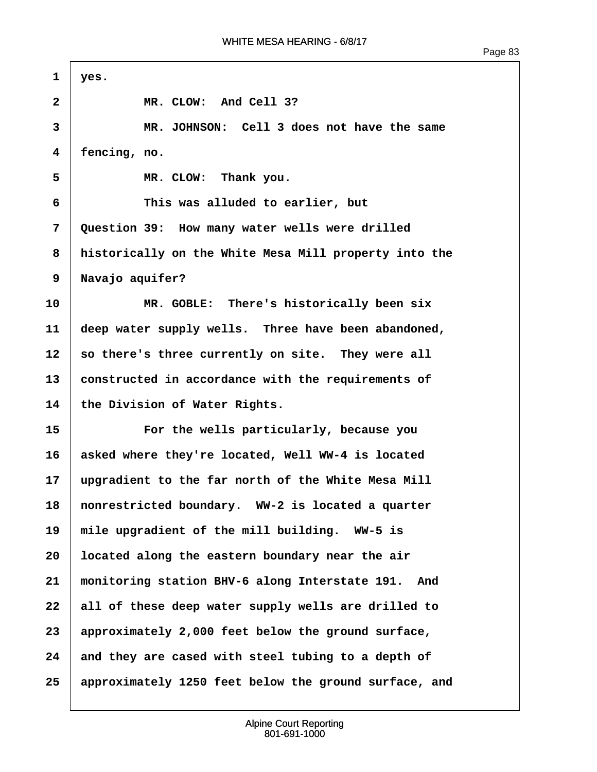1 yes.

2 MR. CLOW: And Cell 3?

3 MR. JOHNSON: Cell 3 does not have the same

4 fencing, no.

5 MR. CLOW: Thank you.

6 This was alluded to earlier, but

7 Question 39: How many water wells were drilled

8 historically on the White Mesa Mill property into the

9 Navajo aquifer?

10 MR. GOBLE: There's historically been six

11 deep water supply wells. Three have been abandoned,

12 so there's three currently on site. They were all

13 constructed in accordance with the requirements of

14 the Division of Water Rights.

15 For the wells particularly, because you

16 asked where they're located, Well WW-4 is located

17 upgradient to the far north of the White Mesa Mill

18 nonrestricted boundary. WW-2 is located a quarter

19 mile upgradient of the mill building. WW-5 is

20 located along the eastern boundary near the air

21 monitoring station BHV-6 along Interstate 191. And

22 all of these deep water supply wells are drilled to

23 approximately 2,000 feet below the ground surface,

24 and they are cased with steel tubing to a depth of

25 approximately 1250 feet below the ground surface, and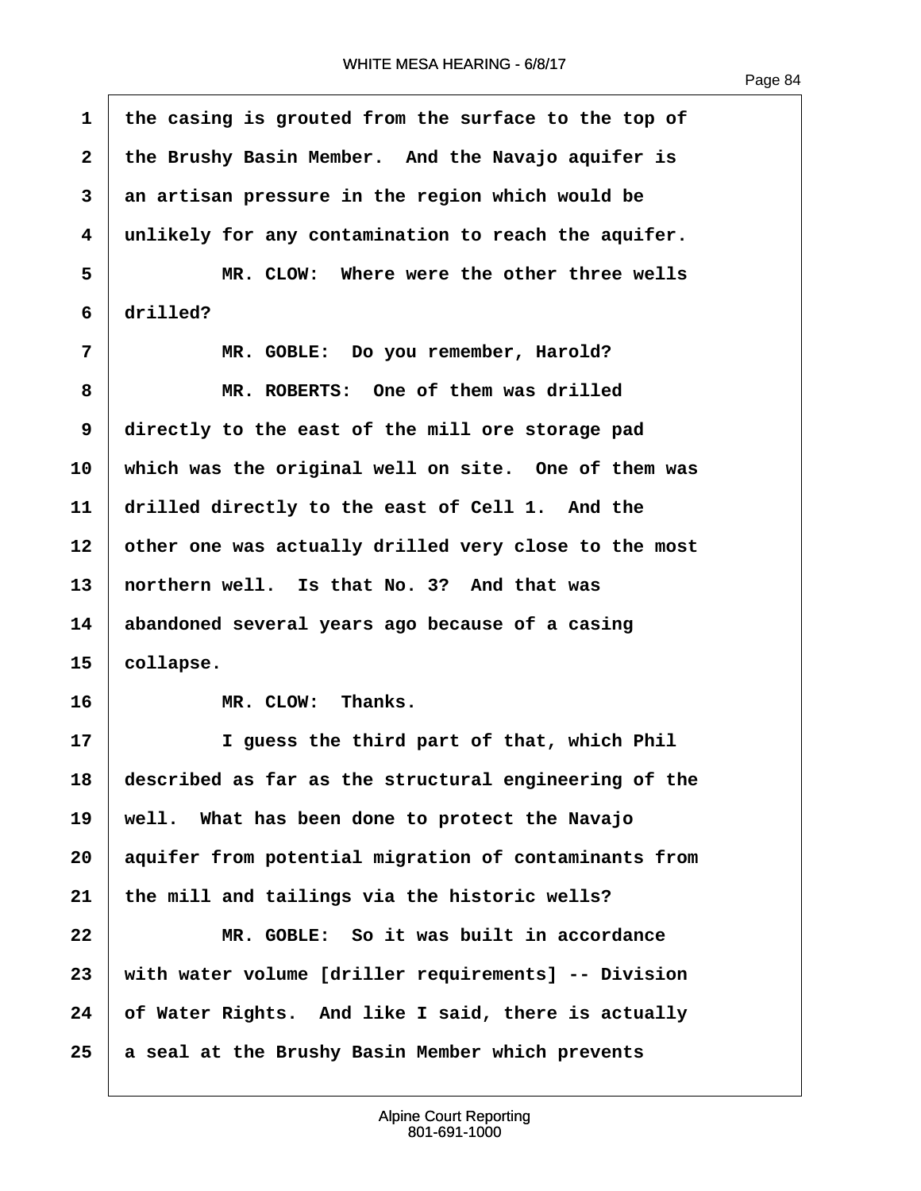1 the casing is grouted from the surface to the top of
2 the Brushy Basin Member. And the Navajo aquifer is
3 an artisan pressure in the region which would be
4 unlikely for any contamination to reach the aquifer.
5 MR. CLOW: Where were the other three wells
6 drilled?
7 MR. GOBLE: Do you remember, Harold?
8 MR. ROBERTS: One of them was drilled
9 directly to the east of the mill ore storage pad
10 which was the original well on site. One of them was
11 drilled directly to the east of Cell 1. And the
12 other one was actually drilled very close to the most
13 northern well. Is that No. 3? And that was
14 abandoned several years ago because of a casing
15 collapse.
16 MR. CLOW: Thanks.
17 I guess the third part of that, which Phil
18 described as far as the structural engineering of the
19 well. What has been done to protect the Navajo
20 aquifer from potential migration of contaminants from
21 the mill and tailings via the historic wells?
22 MR. GOBLE: So it was built in accordance
23 with water volume [driller requirements] -- Division
24 of Water Rights. And like I said, there is actually
25 a seal at the Brushy Basin Member which prevents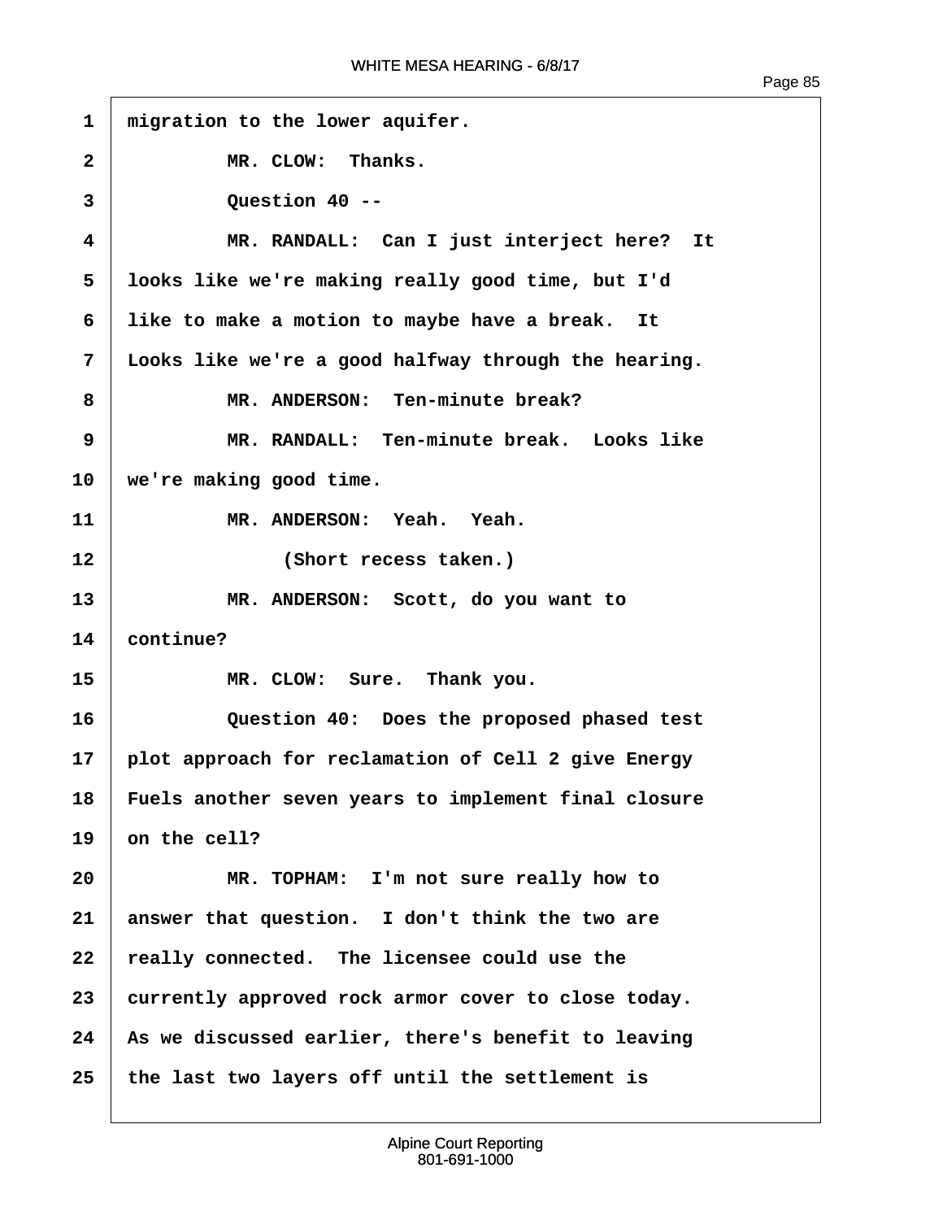migration to the lower aquifer.

MR. CLOW: Thanks.

Question 40 --

MR. RANDALL: Can I just interject here? It looks like we're making really good time, but I'd like to make a motion to maybe have a break. It Looks like we're a good halfway through the hearing.

MR. ANDERSON: Ten-minute break?

MR. RANDALL: Ten-minute break. Looks like we're making good time.

MR. ANDERSON: Yeah. Yeah.

(Short recess taken.)

MR. ANDERSON: Scott, do you want to continue?

MR. CLOW: Sure. Thank you.

Question 40: Does the proposed phased test plot approach for reclamation of Cell 2 give Energy Fuels another seven years to implement final closure on the cell?

MR. TOPHAM: I'm not sure really how to answer that question. I don't think the two are really connected. The licensee could use the currently approved rock armor cover to close today. As we discussed earlier, there's benefit to leaving the last two layers off until the settlement is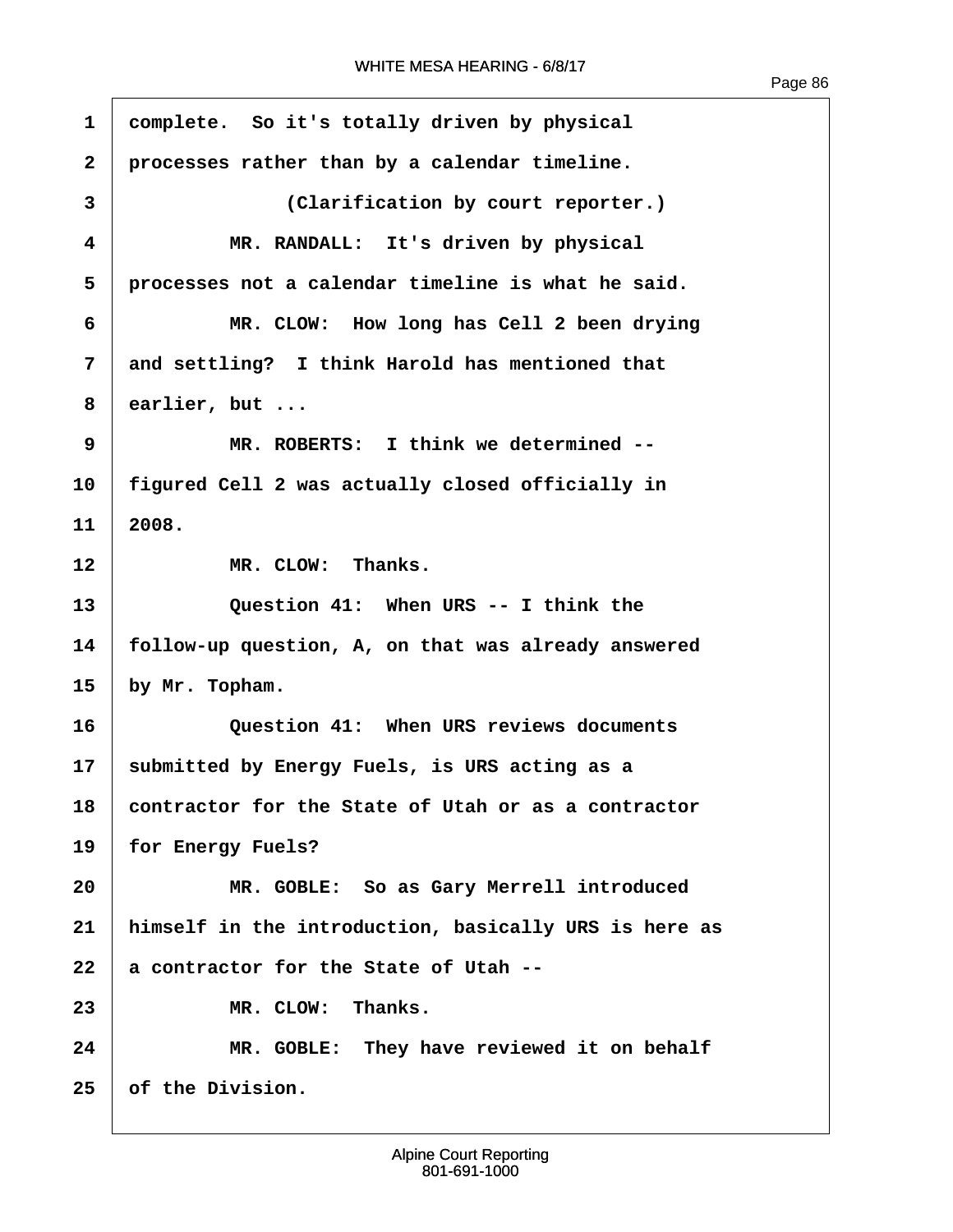1 complete. So it's totally driven by physical

2 processes rather than by a calendar timeline.

3 (Clarification by court reporter.)

4 MR. RANDALL: It's driven by physical

5 processes not a calendar timeline is what he said.

6 MR. CLOW: How long has Cell 2 been drying

7 and settling? I think Harold has mentioned that

8 earlier, but ...

9 MR. ROBERTS: I think we determined --

10 figured Cell 2 was actually closed officially in

11 2008.

12 MR. CLOW: Thanks.

13 Question 41: When URS -- I think the

14 follow-up question, A, on that was already answered

15 by Mr. Topham.

16 Question 41: When URS reviews documents

17 submitted by Energy Fuels, is URS acting as a

18 contractor for the State of Utah or as a contractor

19 for Energy Fuels?

20 MR. GOBLE: So as Gary Merrell introduced

21 himself in the introduction, basically URS is here as

22 a contractor for the State of Utah --

23 MR. CLOW: Thanks.

24 MR. GOBLE: They have reviewed it on behalf

25 of the Division.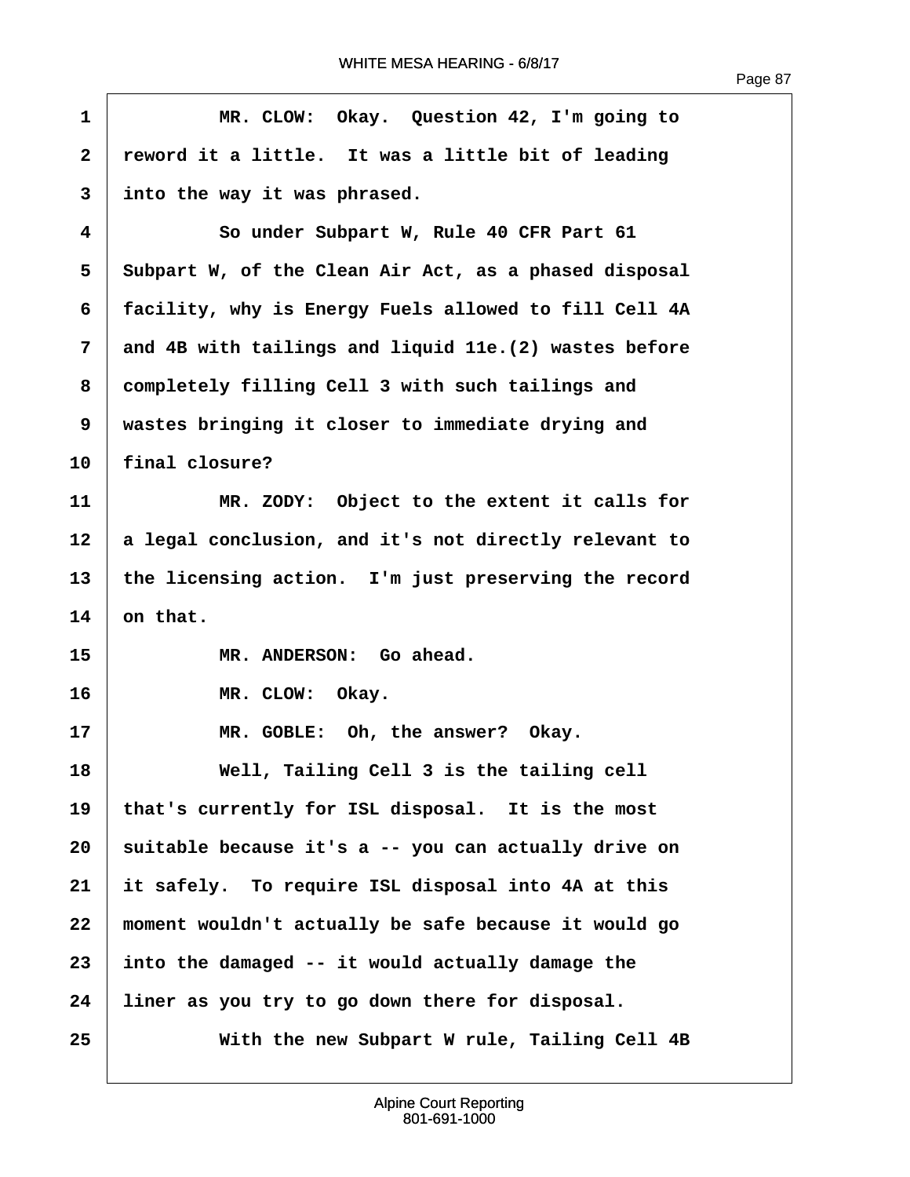1 MR. CLOW: Okay. Question 42, I'm going to
2 reword it a little. It was a little bit of leading
3 into the way it was phrased.
4 So under Subpart W, Rule 40 CFR Part 61
5 Subpart W, of the Clean Air Act, as a phased disposal
6 facility, why is Energy Fuels allowed to fill Cell 4A
7 and 4B with tailings and liquid 11e.(2) wastes before
8 completely filling Cell 3 with such tailings and
9 wastes bringing it closer to immediate drying and
10 final closure?
11 MR. ZODY: Object to the extent it calls for
12 a legal conclusion, and it's not directly relevant to
13 the licensing action. I'm just preserving the record
14 on that.
15 MR. ANDERSON: Go ahead.
16 MR. CLOW: Okay.
17 MR. GOBLE: Oh, the answer? Okay.
18 Well, Tailing Cell 3 is the tailing cell
19 that's currently for ISL disposal. It is the most
20 suitable because it's a -- you can actually drive on
21 it safely. To require ISL disposal into 4A at this
22 moment wouldn't actually be safe because it would go
23 into the damaged -- it would actually damage the
24 liner as you try to go down there for disposal.
25 With the new Subpart W rule, Tailing Cell 4B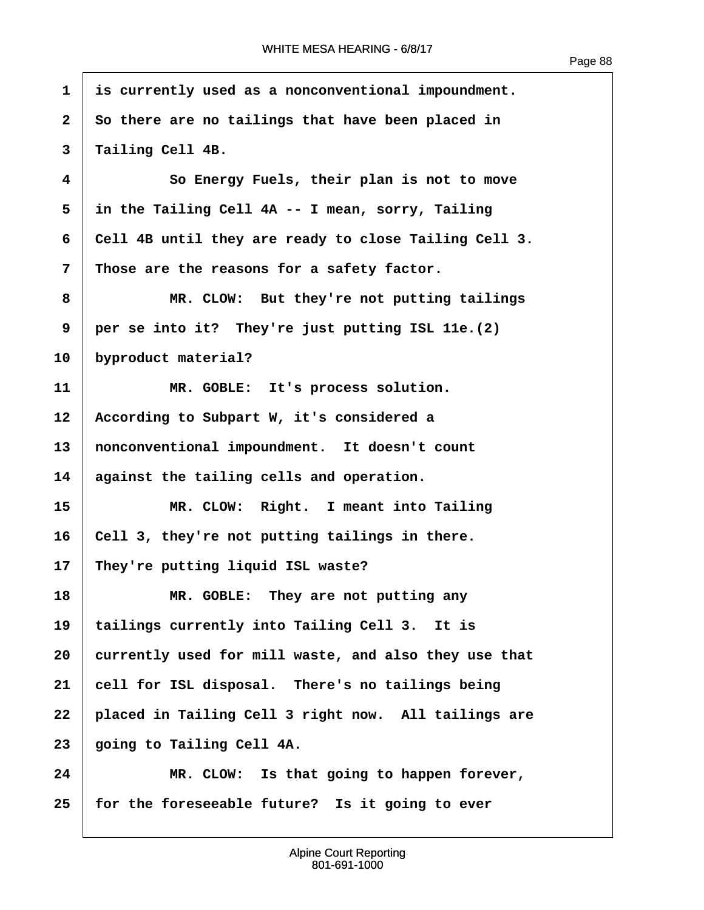1 is currently used as a nonconventional impoundment.
2 So there are no tailings that have been placed in
3 Tailing Cell 4B.
4 So Energy Fuels, their plan is not to move
5 in the Tailing Cell 4A -- I mean, sorry, Tailing
6 Cell 4B until they are ready to close Tailing Cell 3.
7 Those are the reasons for a safety factor.
8 MR. CLOW: But they're not putting tailings
9 per se into it? They're just putting ISL 11e.(2)
10 byproduct material?
11 MR. GOBLE: It's process solution.
12 According to Subpart W, it's considered a
13 nonconventional impoundment. It doesn't count
14 against the tailing cells and operation.
15 MR. CLOW: Right. I meant into Tailing
16 Cell 3, they're not putting tailings in there.
17 They're putting liquid ISL waste?
18 MR. GOBLE: They are not putting any
19 tailings currently into Tailing Cell 3. It is
20 currently used for mill waste, and also they use that
21 cell for ISL disposal. There's no tailings being
22 placed in Tailing Cell 3 right now. All tailings are
23 going to Tailing Cell 4A.
24 MR. CLOW: Is that going to happen forever,
25 for the foreseeable future? Is it going to ever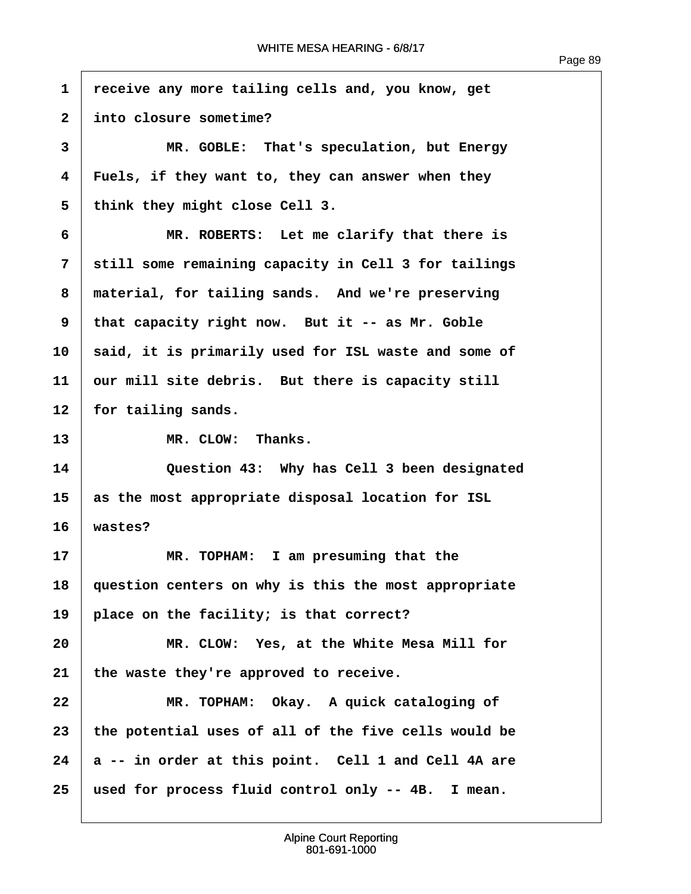receive any more tailing cells and, you know, get into closure sometime?

MR. GOBLE: That's speculation, but Energy Fuels, if they want to, they can answer when they think they might close Cell 3.

MR. ROBERTS: Let me clarify that there is still some remaining capacity in Cell 3 for tailings material, for tailing sands. And we're preserving that capacity right now. But it -- as Mr. Goble said, it is primarily used for ISL waste and some of our mill site debris. But there is capacity still for tailing sands.

MR. CLOW: Thanks.

Question 43: Why has Cell 3 been designated as the most appropriate disposal location for ISL wastes?

MR. TOPHAM: I am presuming that the question centers on why is this the most appropriate place on the facility; is that correct?

MR. CLOW: Yes, at the White Mesa Mill for the waste they're approved to receive.

MR. TOPHAM: Okay. A quick cataloging of the potential uses of all of the five cells would be a -- in order at this point. Cell 1 and Cell 4A are used for process fluid control only -- 4B. I mean.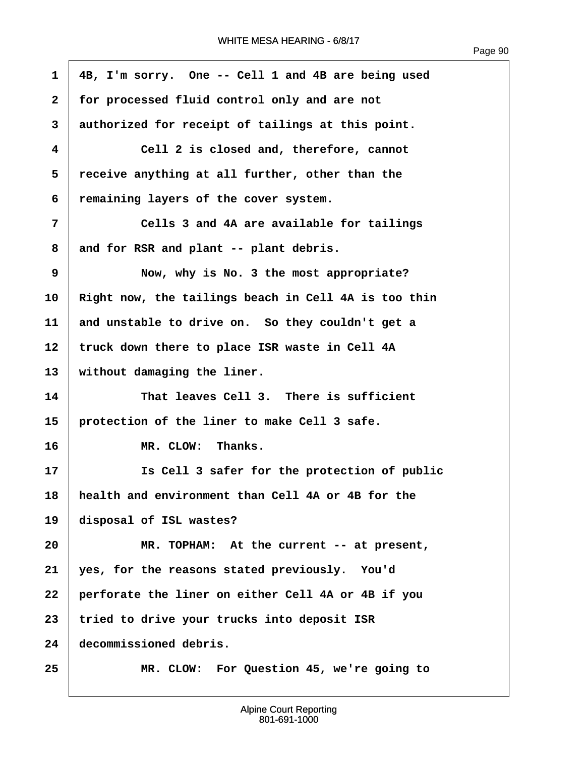4B, I'm sorry. One -- Cell 1 and 4B are being used for processed fluid control only and are not authorized for receipt of tailings at this point.

Cell 2 is closed and, therefore, cannot receive anything at all further, other than the remaining layers of the cover system.

Cells 3 and 4A are available for tailings and for RSR and plant -- plant debris.

Now, why is No. 3 the most appropriate? Right now, the tailings beach in Cell 4A is too thin and unstable to drive on. So they couldn't get a truck down there to place ISR waste in Cell 4A without damaging the liner.

That leaves Cell 3. There is sufficient protection of the liner to make Cell 3 safe.

MR. CLOW: Thanks.

Is Cell 3 safer for the protection of public health and environment than Cell 4A or 4B for the disposal of ISL wastes?

MR. TOPHAM: At the current -- at present, yes, for the reasons stated previously. You'd perforate the liner on either Cell 4A or 4B if you tried to drive your trucks into deposit ISR decommissioned debris.

MR. CLOW: For Question 45, we're going to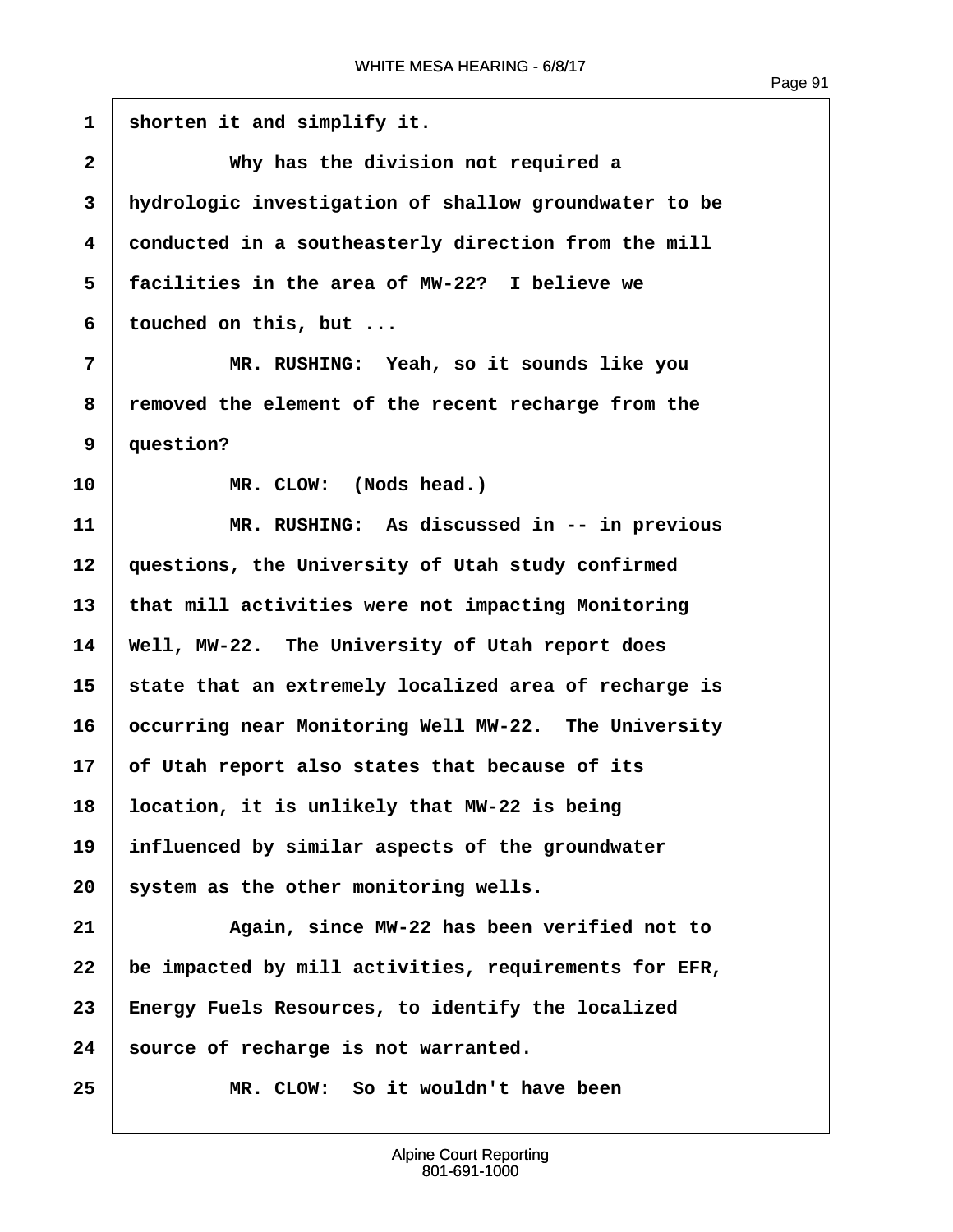1 shorten it and simplify it.

2 Why has the division not required a

3 hydrologic investigation of shallow groundwater to be

4 conducted in a southeasterly direction from the mill

5 facilities in the area of MW-22? I believe we

6 touched on this, but ...

7 MR. RUSHING: Yeah, so it sounds like you

8 removed the element of the recent recharge from the

9 question?

10 MR. CLOW: (Nods head.)

11 MR. RUSHING: As discussed in -- in previous

12 questions, the University of Utah study confirmed

13 that mill activities were not impacting Monitoring

14 Well, MW-22. The University of Utah report does

15 state that an extremely localized area of recharge is

16 occurring near Monitoring Well MW-22. The University

17 of Utah report also states that because of its

18 location, it is unlikely that MW-22 is being

19 influenced by similar aspects of the groundwater

20 system as the other monitoring wells.

21 Again, since MW-22 has been verified not to

22 be impacted by mill activities, requirements for EFR,

23 Energy Fuels Resources, to identify the localized

24 source of recharge is not warranted.

25 MR. CLOW: So it wouldn't have been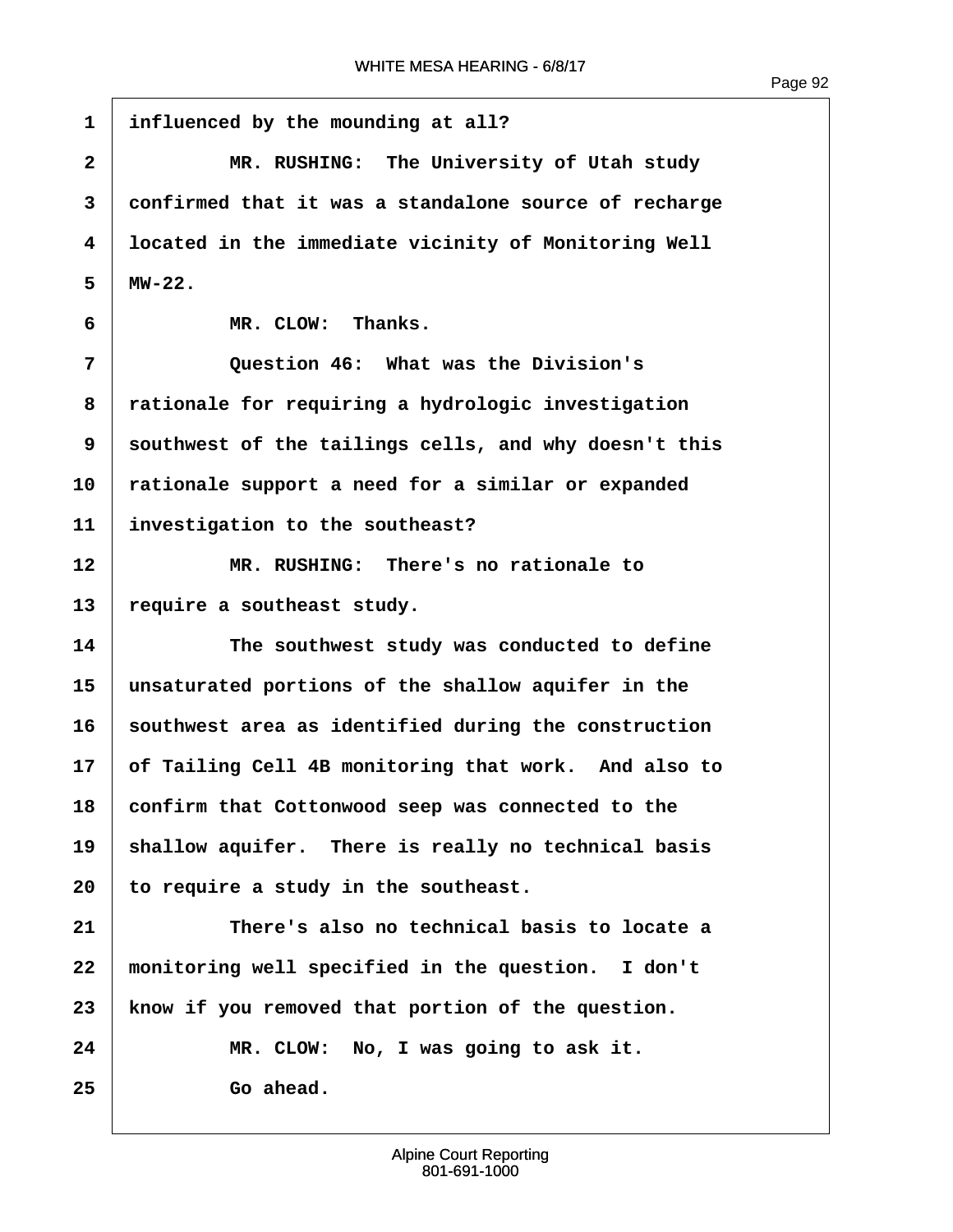1 influenced by the mounding at all?

2 MR. RUSHING: The University of Utah study

3 confirmed that it was a standalone source of recharge

4 located in the immediate vicinity of Monitoring Well

5 MW-22.

6 MR. CLOW: Thanks.

7 Question 46: What was the Division's

8 rationale for requiring a hydrologic investigation

9 southwest of the tailings cells, and why doesn't this

10 rationale support a need for a similar or expanded

11 investigation to the southeast?

12 MR. RUSHING: There's no rationale to

13 require a southeast study.

14 The southwest study was conducted to define

15 unsaturated portions of the shallow aquifer in the

16 southwest area as identified during the construction

17 of Tailing Cell 4B monitoring that work. And also to

18 confirm that Cottonwood seep was connected to the

19 shallow aquifer. There is really no technical basis

20 to require a study in the southeast.

21 There's also no technical basis to locate a

22 monitoring well specified in the question. I don't

23 know if you removed that portion of the question.

24 MR. CLOW: No, I was going to ask it.

25 Go ahead.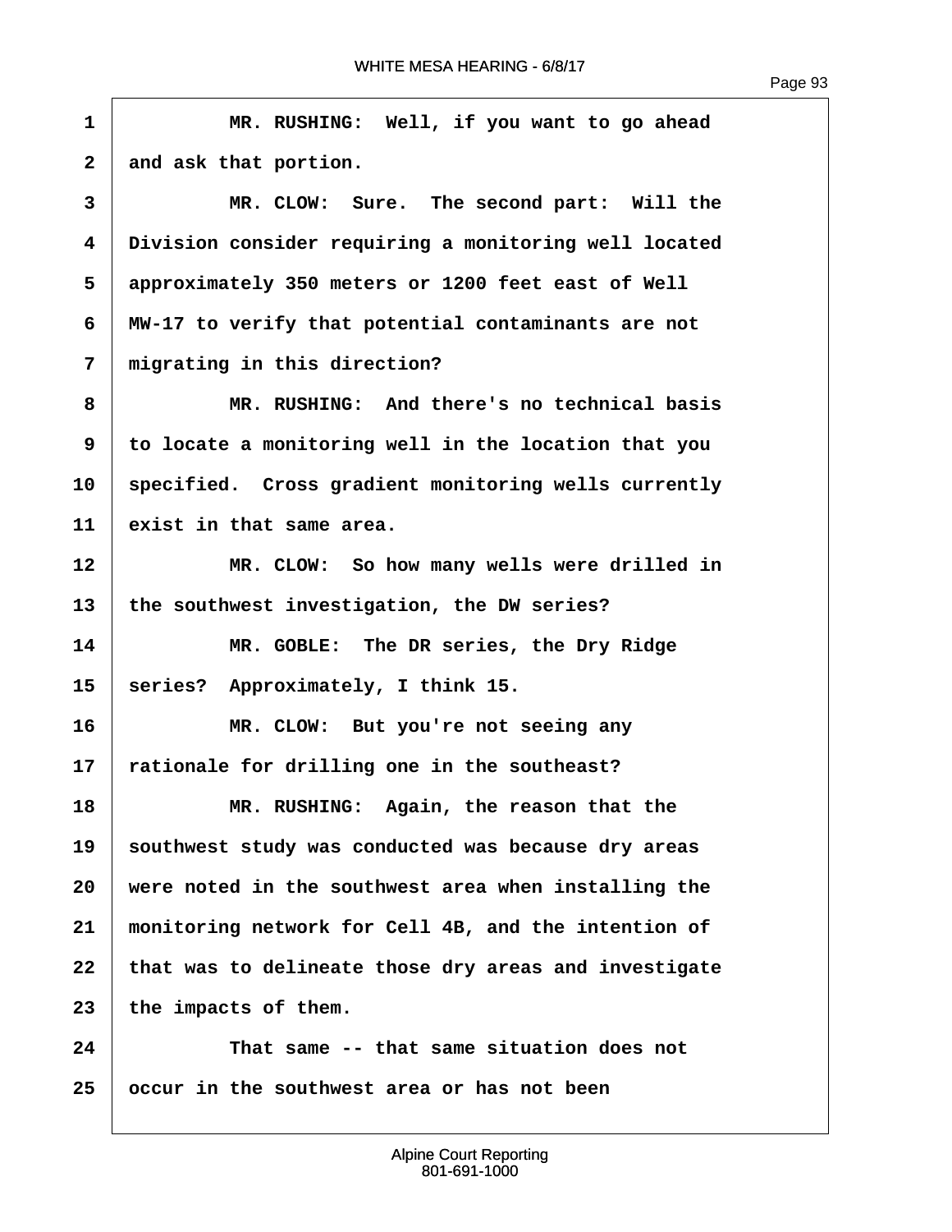1 MR. RUSHING: Well, if you want to go ahead
2 and ask that portion.
3 MR. CLOW: Sure. The second part: Will the
4 Division consider requiring a monitoring well located
5 approximately 350 meters or 1200 feet east of Well
6 MW-17 to verify that potential contaminants are not
7 migrating in this direction?
8 MR. RUSHING: And there's no technical basis
9 to locate a monitoring well in the location that you
10 specified. Cross gradient monitoring wells currently
11 exist in that same area.
12 MR. CLOW: So how many wells were drilled in
13 the southwest investigation, the DW series?
14 MR. GOBLE: The DR series, the Dry Ridge
15 series? Approximately, I think 15.
16 MR. CLOW: But you're not seeing any
17 rationale for drilling one in the southeast?
18 MR. RUSHING: Again, the reason that the
19 southwest study was conducted was because dry areas
20 were noted in the southwest area when installing the
21 monitoring network for Cell 4B, and the intention of
22 that was to delineate those dry areas and investigate
23 the impacts of them.
24 That same -- that same situation does not
25 occur in the southwest area or has not been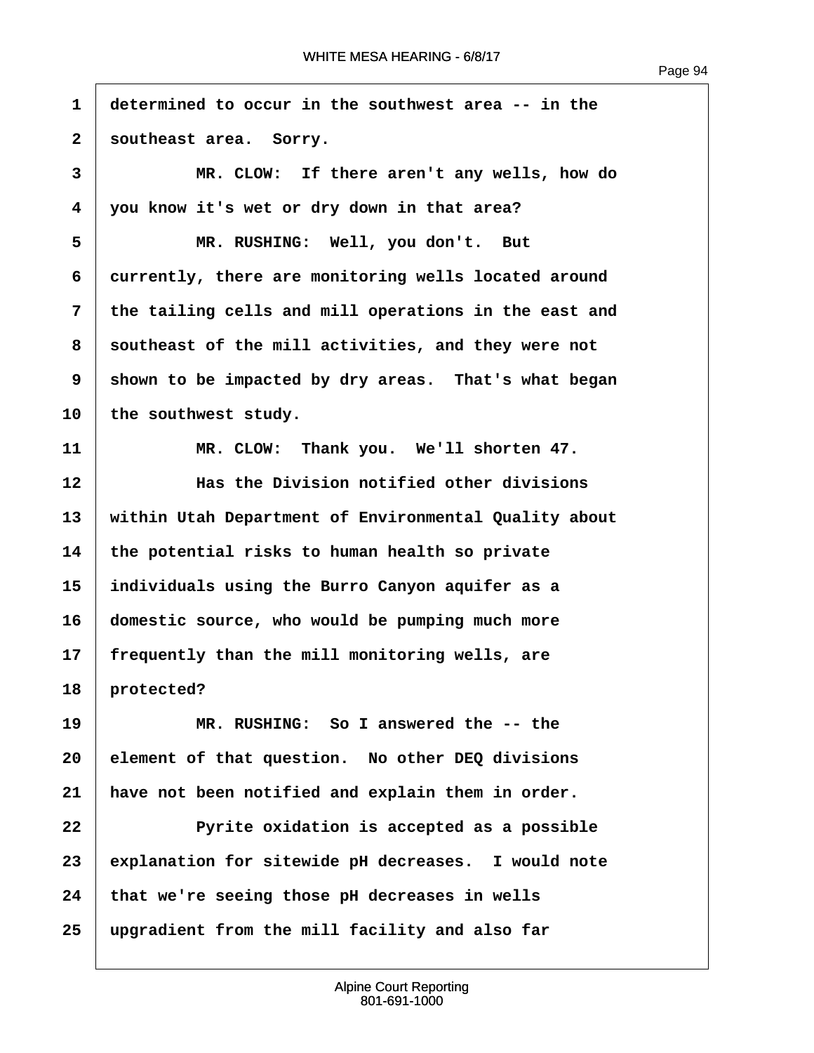determined to occur in the southwest area -- in the southeast area. Sorry.

MR. CLOW: If there aren't any wells, how do you know it's wet or dry down in that area?

MR. RUSHING: Well, you don't. But currently, there are monitoring wells located around the tailing cells and mill operations in the east and southeast of the mill activities, and they were not shown to be impacted by dry areas. That's what began the southwest study.

MR. CLOW: Thank you. We'll shorten 47.

Has the Division notified other divisions within Utah Department of Environmental Quality about the potential risks to human health so private individuals using the Burro Canyon aquifer as a domestic source, who would be pumping much more frequently than the mill monitoring wells, are protected?

MR. RUSHING: So I answered the -- the element of that question. No other DEQ divisions have not been notified and explain them in order.

Pyrite oxidation is accepted as a possible explanation for sitewide pH decreases. I would note that we're seeing those pH decreases in wells upgradient from the mill facility and also far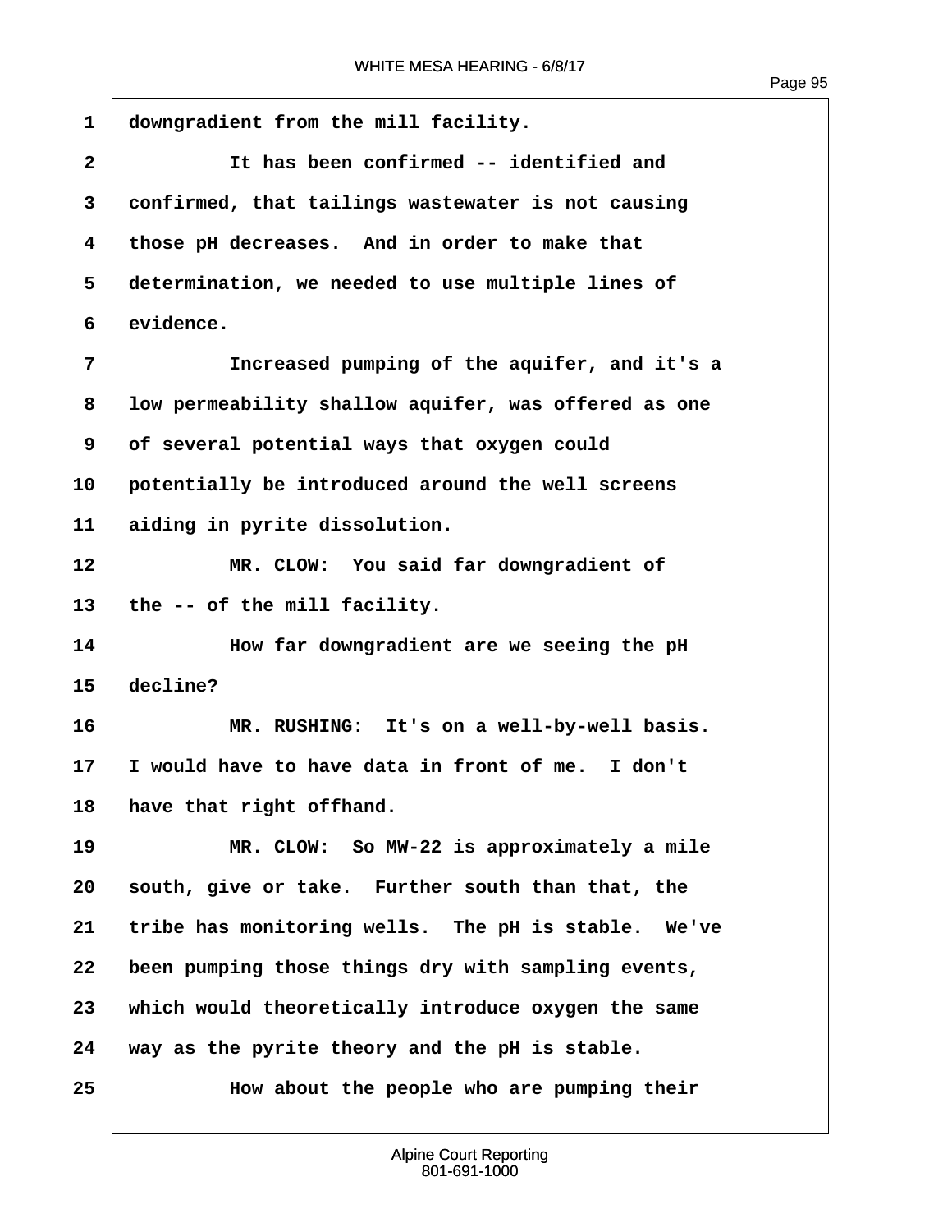downgradient from the mill facility.

It has been confirmed -- identified and confirmed, that tailings wastewater is not causing those pH decreases. And in order to make that determination, we needed to use multiple lines of evidence.

Increased pumping of the aquifer, and it's a low permeability shallow aquifer, was offered as one of several potential ways that oxygen could potentially be introduced around the well screens aiding in pyrite dissolution.

MR. CLOW: You said far downgradient of the -- of the mill facility.

How far downgradient are we seeing the pH decline?

MR. RUSHING: It's on a well-by-well basis. I would have to have data in front of me. I don't have that right offhand.

MR. CLOW: So MW-22 is approximately a mile south, give or take. Further south than that, the tribe has monitoring wells. The pH is stable. We've been pumping those things dry with sampling events, which would theoretically introduce oxygen the same way as the pyrite theory and the pH is stable.

How about the people who are pumping their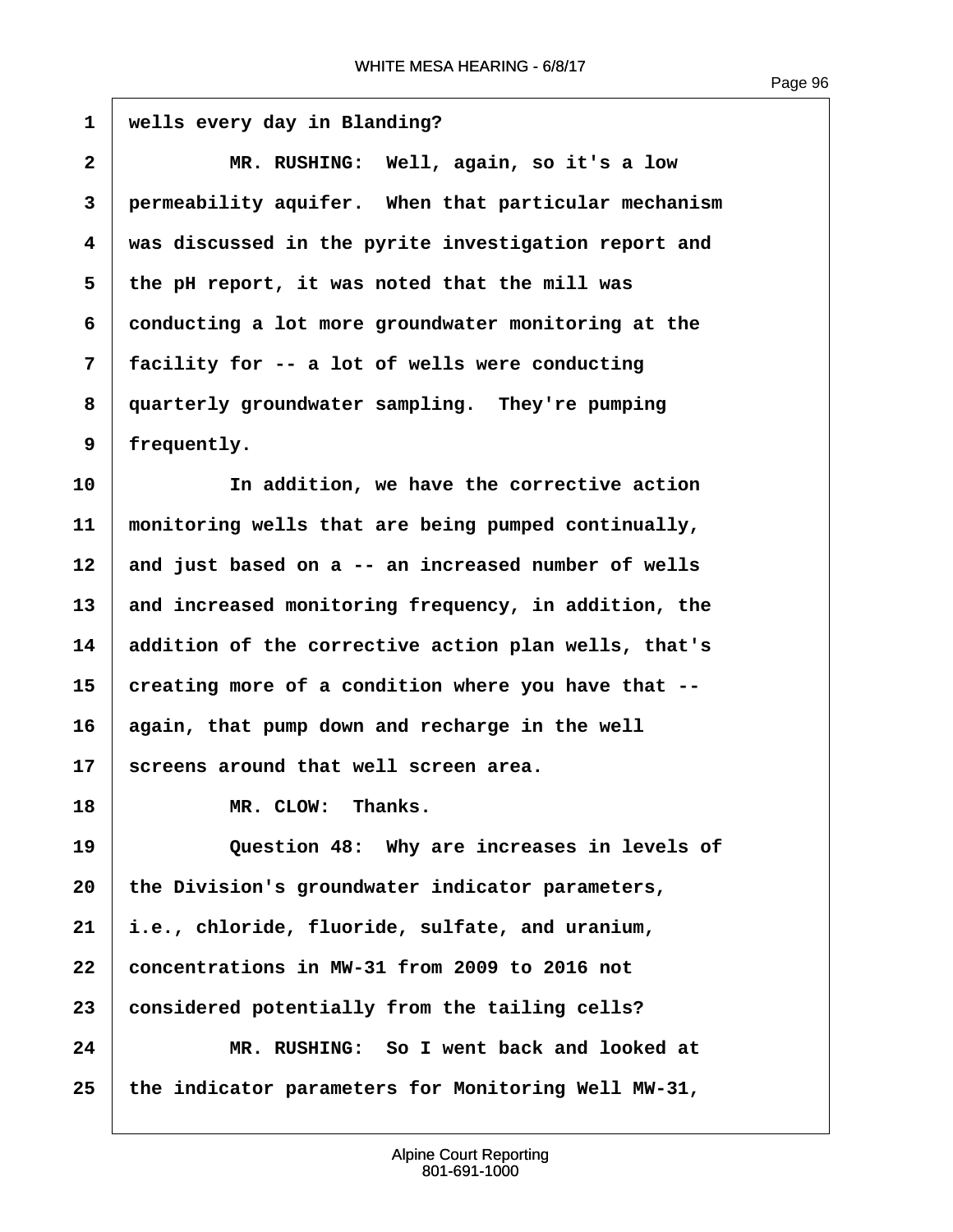wells every day in Blanding?

MR. RUSHING: Well, again, so it's a low permeability aquifer. When that particular mechanism was discussed in the pyrite investigation report and the pH report, it was noted that the mill was conducting a lot more groundwater monitoring at the facility for -- a lot of wells were conducting quarterly groundwater sampling. They're pumping frequently.

In addition, we have the corrective action monitoring wells that are being pumped continually, and just based on a -- an increased number of wells and increased monitoring frequency, in addition, the addition of the corrective action plan wells, that's creating more of a condition where you have that -- again, that pump down and recharge in the well screens around that well screen area.

MR. CLOW: Thanks.

Question 48: Why are increases in levels of the Division's groundwater indicator parameters, i.e., chloride, fluoride, sulfate, and uranium, concentrations in MW-31 from 2009 to 2016 not considered potentially from the tailing cells?

MR. RUSHING: So I went back and looked at the indicator parameters for Monitoring Well MW-31,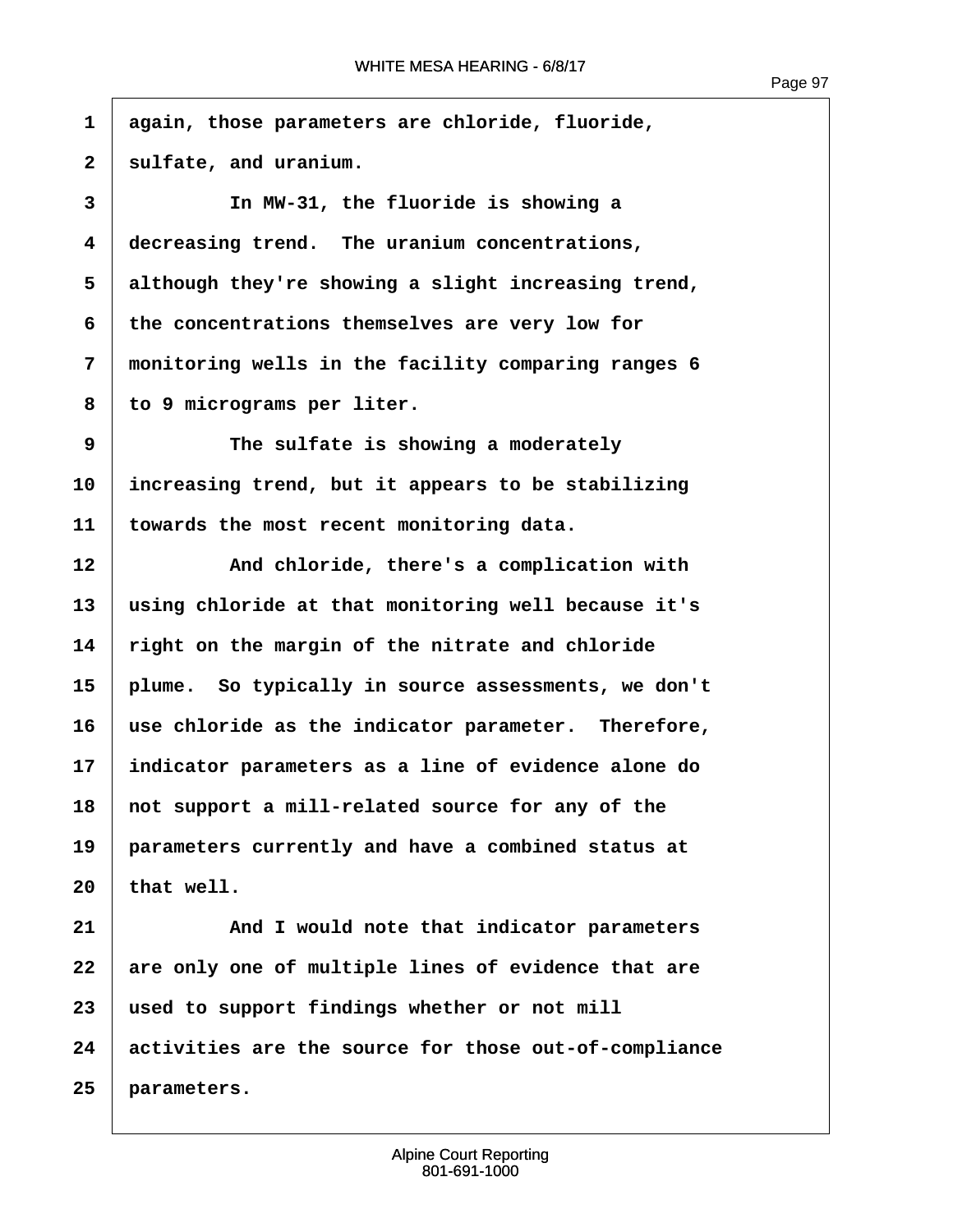again, those parameters are chloride, fluoride, sulfate, and uranium.

In MW-31, the fluoride is showing a decreasing trend. The uranium concentrations, although they're showing a slight increasing trend, the concentrations themselves are very low for monitoring wells in the facility comparing ranges 6 to 9 micrograms per liter.

The sulfate is showing a moderately increasing trend, but it appears to be stabilizing towards the most recent monitoring data.

And chloride, there's a complication with using chloride at that monitoring well because it's right on the margin of the nitrate and chloride plume. So typically in source assessments, we don't use chloride as the indicator parameter. Therefore, indicator parameters as a line of evidence alone do not support a mill-related source for any of the parameters currently and have a combined status at that well.

And I would note that indicator parameters are only one of multiple lines of evidence that are used to support findings whether or not mill activities are the source for those out-of-compliance parameters.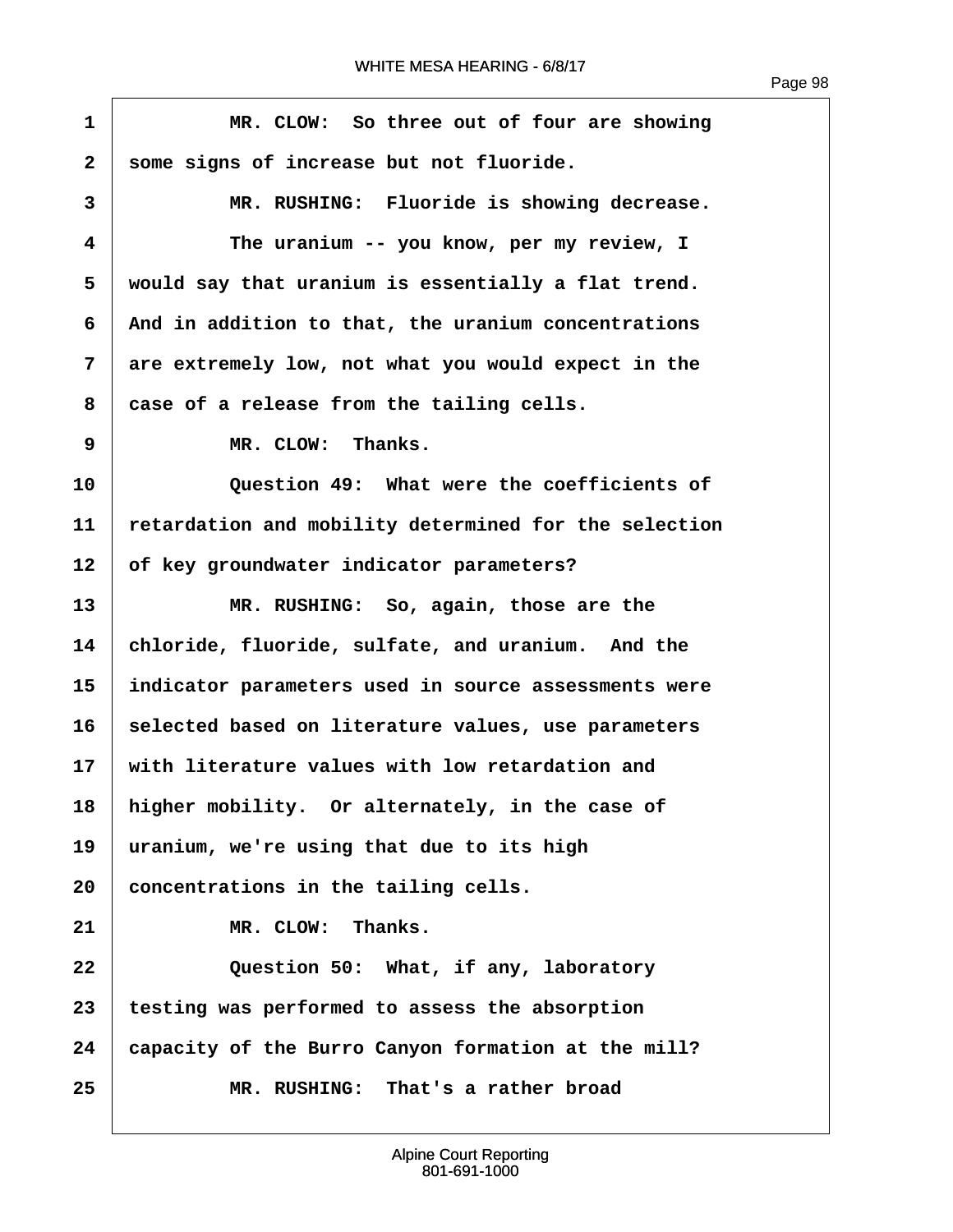1 MR. CLOW: So three out of four are showing
2 some signs of increase but not fluoride.
3 MR. RUSHING: Fluoride is showing decrease.
4 The uranium -- you know, per my review, I
5 would say that uranium is essentially a flat trend.
6 And in addition to that, the uranium concentrations
7 are extremely low, not what you would expect in the
8 case of a release from the tailing cells.
9 MR. CLOW: Thanks.
10 Question 49: What were the coefficients of
11 retardation and mobility determined for the selection
12 of key groundwater indicator parameters?
13 MR. RUSHING: So, again, those are the
14 chloride, fluoride, sulfate, and uranium. And the
15 indicator parameters used in source assessments were
16 selected based on literature values, use parameters
17 with literature values with low retardation and
18 higher mobility. Or alternately, in the case of
19 uranium, we're using that due to its high
20 concentrations in the tailing cells.
21 MR. CLOW: Thanks.
22 Question 50: What, if any, laboratory
23 testing was performed to assess the absorption
24 capacity of the Burro Canyon formation at the mill?
25 MR. RUSHING: That's a rather broad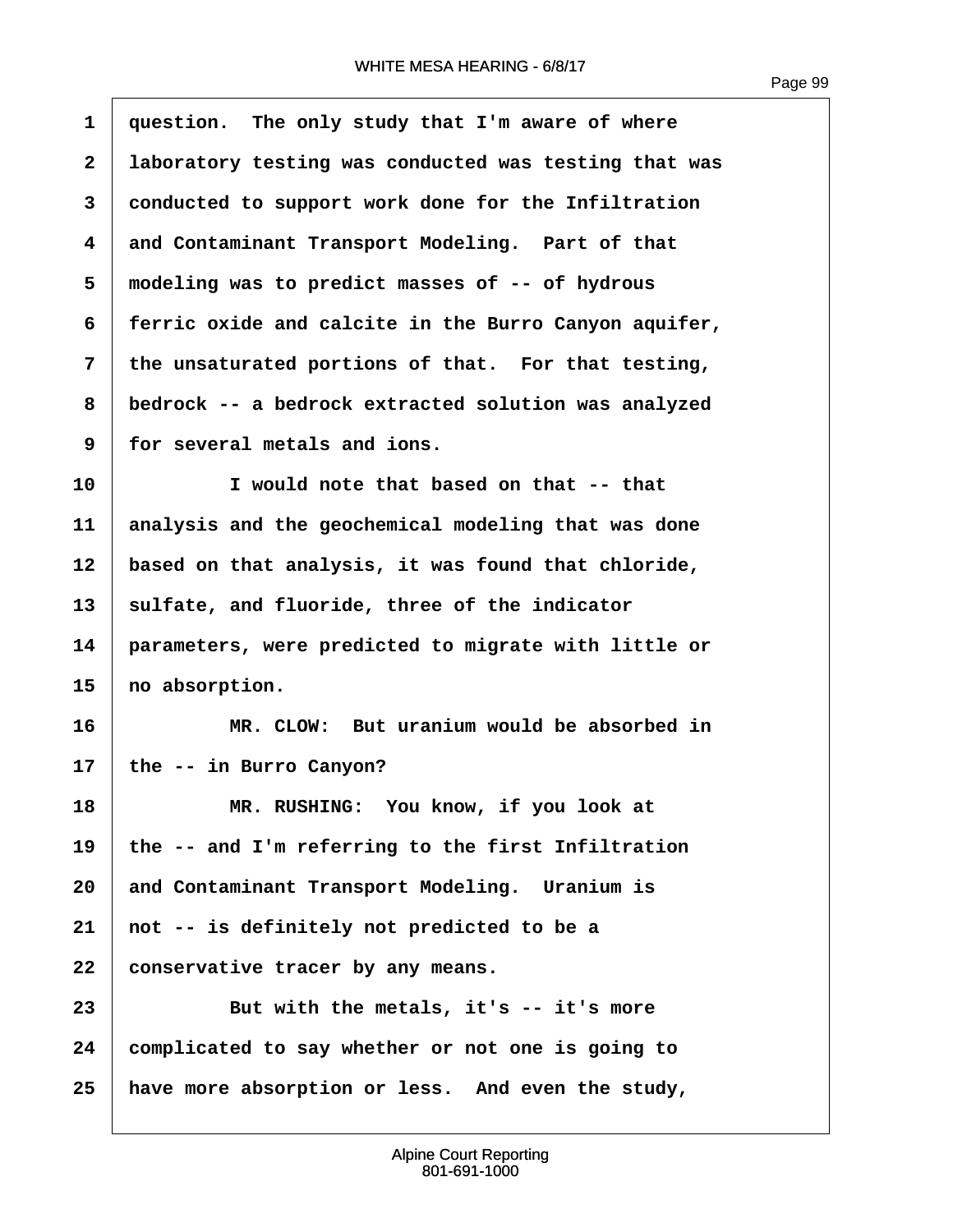question. The only study that I'm aware of where laboratory testing was conducted was testing that was conducted to support work done for the Infiltration and Contaminant Transport Modeling. Part of that modeling was to predict masses of -- of hydrous ferric oxide and calcite in the Burro Canyon aquifer, the unsaturated portions of that. For that testing, bedrock -- a bedrock extracted solution was analyzed for several metals and ions.

I would note that based on that -- that analysis and the geochemical modeling that was done based on that analysis, it was found that chloride, sulfate, and fluoride, three of the indicator parameters, were predicted to migrate with little or no absorption.

MR. CLOW: But uranium would be absorbed in the -- in Burro Canyon?

MR. RUSHING: You know, if you look at the -- and I'm referring to the first Infiltration and Contaminant Transport Modeling. Uranium is not -- is definitely not predicted to be a conservative tracer by any means.

But with the metals, it's -- it's more complicated to say whether or not one is going to have more absorption or less. And even the study,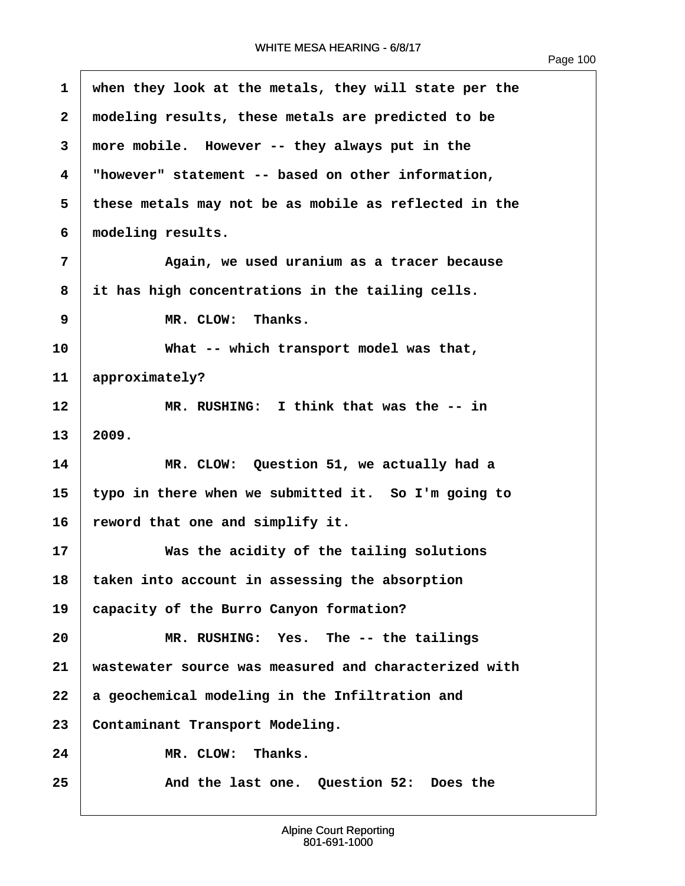when they look at the metals, they will state per the modeling results, these metals are predicted to be more mobile. However -- they always put in the "however" statement -- based on other information, these metals may not be as mobile as reflected in the modeling results.

Again, we used uranium as a tracer because it has high concentrations in the tailing cells.

MR. CLOW: Thanks.

What -- which transport model was that, approximately?

MR. RUSHING: I think that was the -- in 2009.

MR. CLOW: Question 51, we actually had a typo in there when we submitted it. So I'm going to reword that one and simplify it.

Was the acidity of the tailing solutions taken into account in assessing the absorption capacity of the Burro Canyon formation?

MR. RUSHING: Yes. The -- the tailings wastewater source was measured and characterized with a geochemical modeling in the Infiltration and Contaminant Transport Modeling.

MR. CLOW: Thanks.

And the last one. Question 52: Does the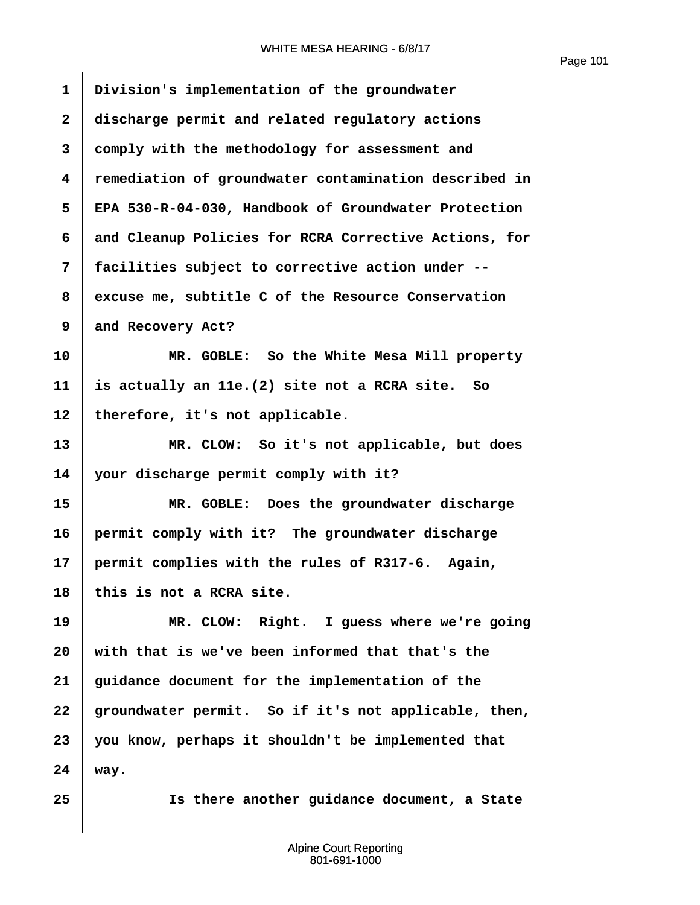Division's implementation of the groundwater discharge permit and related regulatory actions comply with the methodology for assessment and remediation of groundwater contamination described in EPA 530-R-04-030, Handbook of Groundwater Protection and Cleanup Policies for RCRA Corrective Actions, for facilities subject to corrective action under -- excuse me, subtitle C of the Resource Conservation and Recovery Act?

MR. GOBLE: So the White Mesa Mill property is actually an 11e.(2) site not a RCRA site. So therefore, it's not applicable.

MR. CLOW: So it's not applicable, but does your discharge permit comply with it?

MR. GOBLE: Does the groundwater discharge permit comply with it? The groundwater discharge permit complies with the rules of R317-6. Again, this is not a RCRA site.

MR. CLOW: Right. I guess where we're going with that is we've been informed that that's the guidance document for the implementation of the groundwater permit. So if it's not applicable, then, you know, perhaps it shouldn't be implemented that way.

Is there another guidance document, a State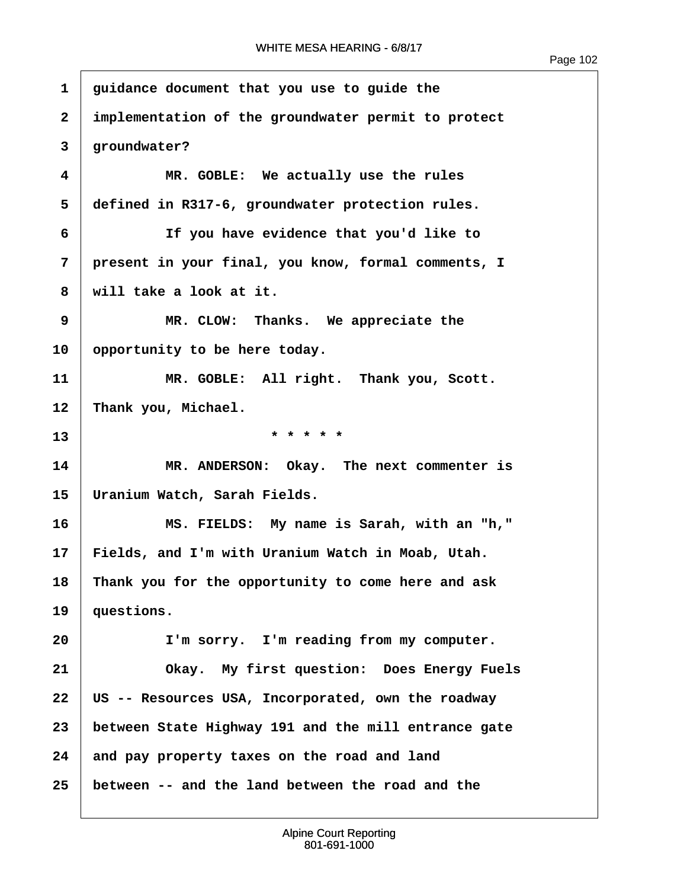guidance document that you use to guide the implementation of the groundwater permit to protect groundwater?

MR. GOBLE: We actually use the rules defined in R317-6, groundwater protection rules.

If you have evidence that you'd like to present in your final, you know, formal comments, I will take a look at it.

MR. CLOW: Thanks. We appreciate the opportunity to be here today.

MR. GOBLE: All right. Thank you, Scott. Thank you, Michael.

* * * * *

MR. ANDERSON: Okay. The next commenter is Uranium Watch, Sarah Fields.

MS. FIELDS: My name is Sarah, with an "h," Fields, and I'm with Uranium Watch in Moab, Utah. Thank you for the opportunity to come here and ask questions.

I'm sorry. I'm reading from my computer.

Okay. My first question: Does Energy Fuels US -- Resources USA, Incorporated, own the roadway between State Highway 191 and the mill entrance gate and pay property taxes on the road and land between -- and the land between the road and the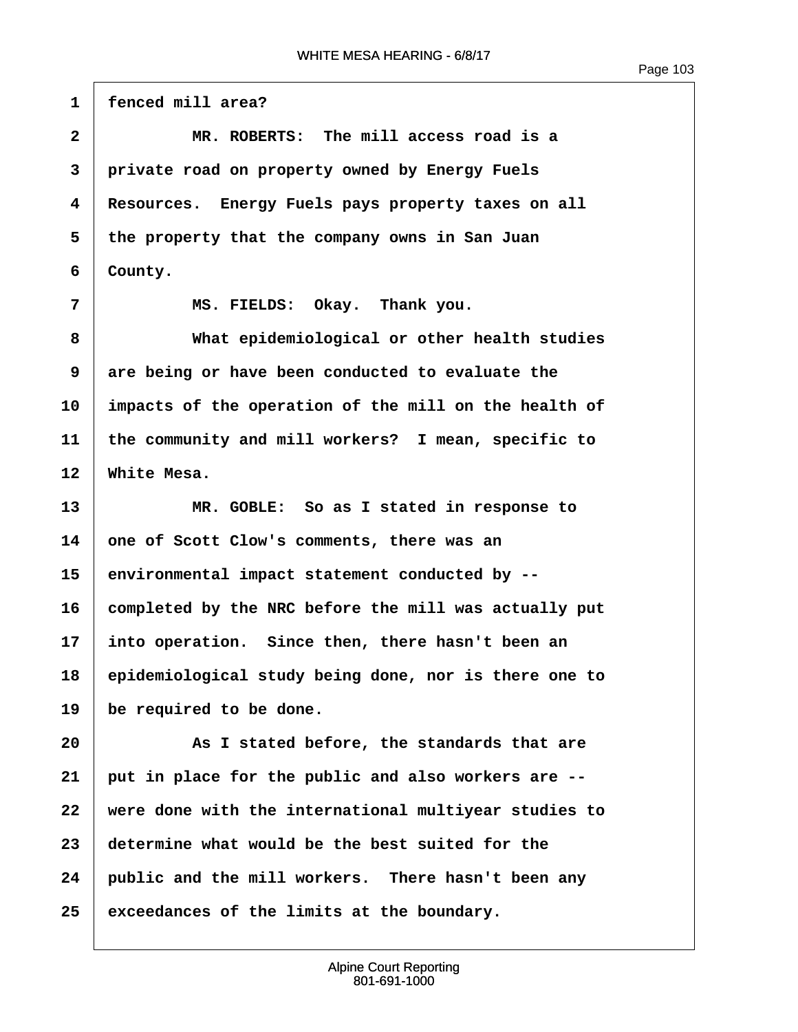fenced mill area?

MR. ROBERTS: The mill access road is a private road on property owned by Energy Fuels Resources. Energy Fuels pays property taxes on all the property that the company owns in San Juan County.

MS. FIELDS: Okay. Thank you.

What epidemiological or other health studies are being or have been conducted to evaluate the impacts of the operation of the mill on the health of the community and mill workers? I mean, specific to White Mesa.

MR. GOBLE: So as I stated in response to one of Scott Clow's comments, there was an environmental impact statement conducted by -- completed by the NRC before the mill was actually put into operation. Since then, there hasn't been an epidemiological study being done, nor is there one to be required to be done.

As I stated before, the standards that are put in place for the public and also workers are -- were done with the international multiyear studies to determine what would be the best suited for the public and the mill workers. There hasn't been any exceedances of the limits at the boundary.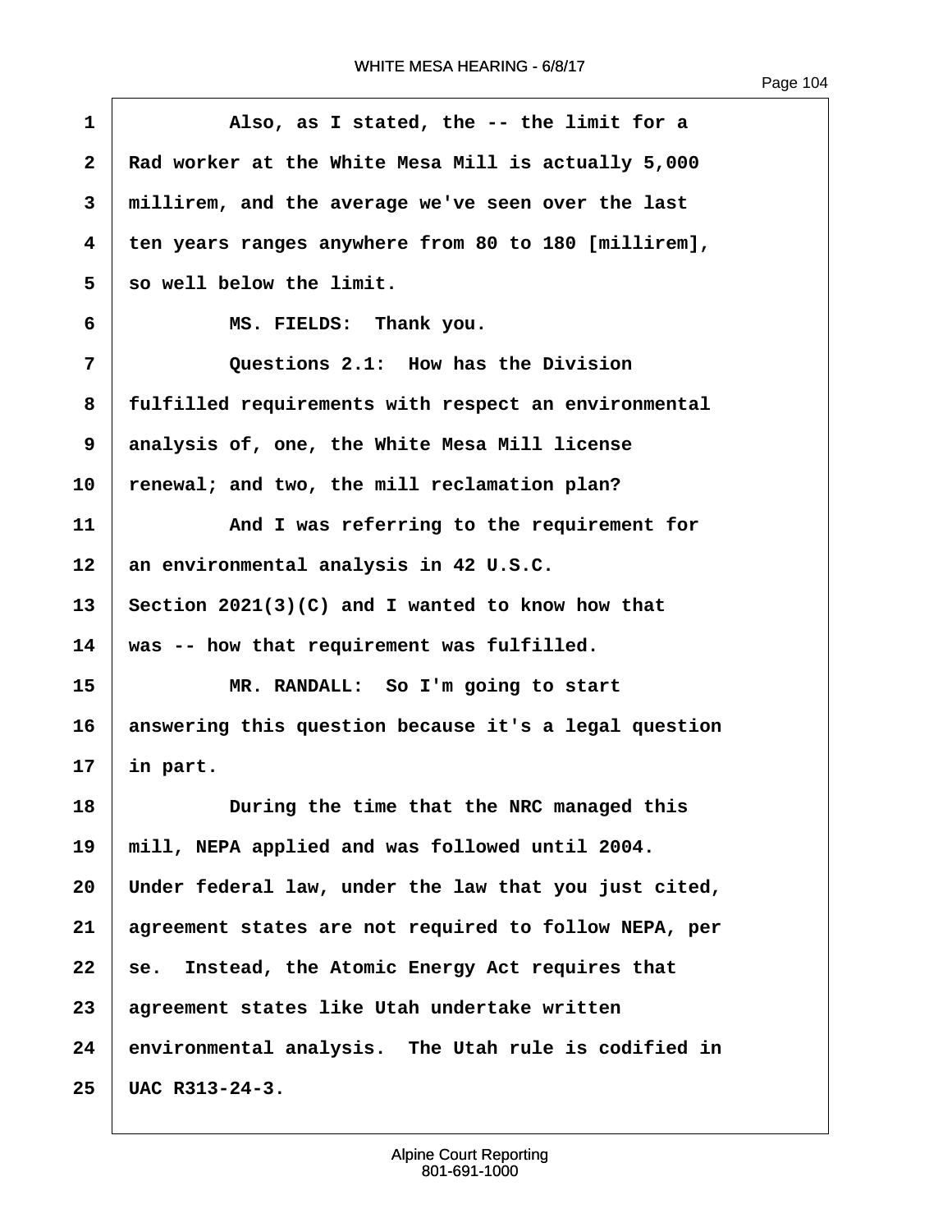Also, as I stated, the -- the limit for a Rad worker at the White Mesa Mill is actually 5,000 millirem, and the average we've seen over the last ten years ranges anywhere from 80 to 180 [millirem], so well below the limit.

MS. FIELDS: Thank you.

Questions 2.1: How has the Division fulfilled requirements with respect an environmental analysis of, one, the White Mesa Mill license renewal; and two, the mill reclamation plan?

And I was referring to the requirement for an environmental analysis in 42 U.S.C. Section 2021(3)(C) and I wanted to know how that was -- how that requirement was fulfilled.

MR. RANDALL: So I'm going to start answering this question because it's a legal question in part.

During the time that the NRC managed this mill, NEPA applied and was followed until 2004. Under federal law, under the law that you just cited, agreement states are not required to follow NEPA, per se. Instead, the Atomic Energy Act requires that agreement states like Utah undertake written environmental analysis. The Utah rule is codified in UAC R313-24-3.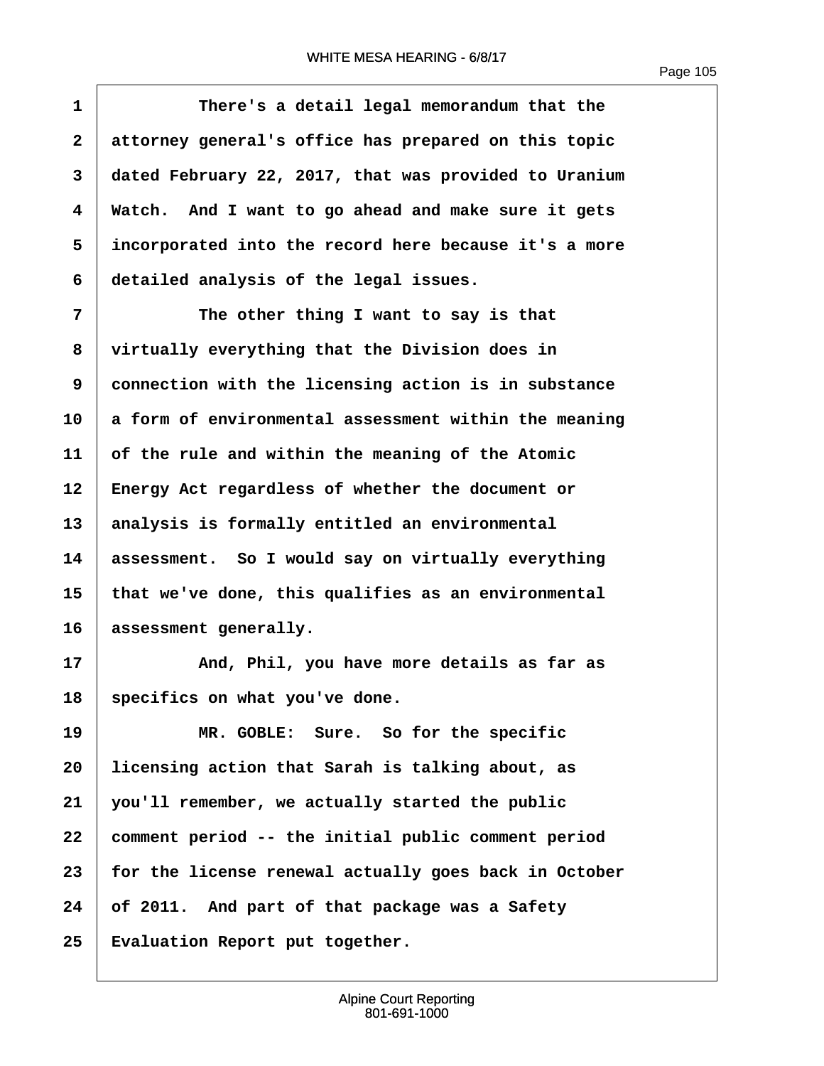There's a detail legal memorandum that the attorney general's office has prepared on this topic dated February 22, 2017, that was provided to Uranium Watch. And I want to go ahead and make sure it gets incorporated into the record here because it's a more detailed analysis of the legal issues.

The other thing I want to say is that virtually everything that the Division does in connection with the licensing action is in substance a form of environmental assessment within the meaning of the rule and within the meaning of the Atomic Energy Act regardless of whether the document or analysis is formally entitled an environmental assessment. So I would say on virtually everything that we've done, this qualifies as an environmental assessment generally.

And, Phil, you have more details as far as specifics on what you've done.

MR. GOBLE: Sure. So for the specific licensing action that Sarah is talking about, as you'll remember, we actually started the public comment period -- the initial public comment period for the license renewal actually goes back in October of 2011. And part of that package was a Safety Evaluation Report put together.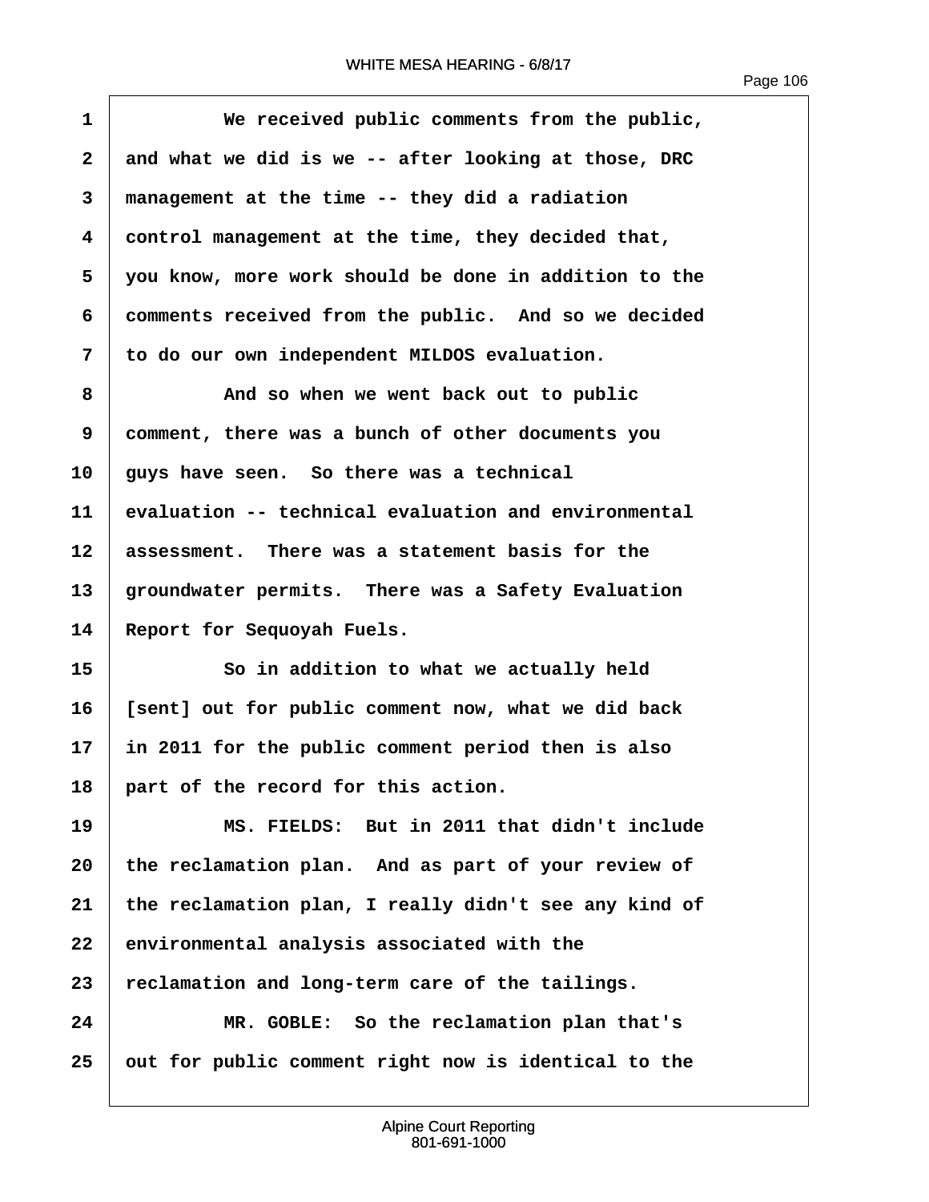1 We received public comments from the public,
2 and what we did is we -- after looking at those, DRC
3 management at the time -- they did a radiation
4 control management at the time, they decided that,
5 you know, more work should be done in addition to the
6 comments received from the public. And so we decided
7 to do our own independent MILDOS evaluation.
8 And so when we went back out to public
9 comment, there was a bunch of other documents you
10 guys have seen. So there was a technical
11 evaluation -- technical evaluation and environmental
12 assessment. There was a statement basis for the
13 groundwater permits. There was a Safety Evaluation
14 Report for Sequoyah Fuels.
15 So in addition to what we actually held
16 [sent] out for public comment now, what we did back
17 in 2011 for the public comment period then is also
18 part of the record for this action.
19 MS. FIELDS: But in 2011 that didn't include
20 the reclamation plan. And as part of your review of
21 the reclamation plan, I really didn't see any kind of
22 environmental analysis associated with the
23 reclamation and long-term care of the tailings.
24 MR. GOBLE: So the reclamation plan that's
25 out for public comment right now is identical to the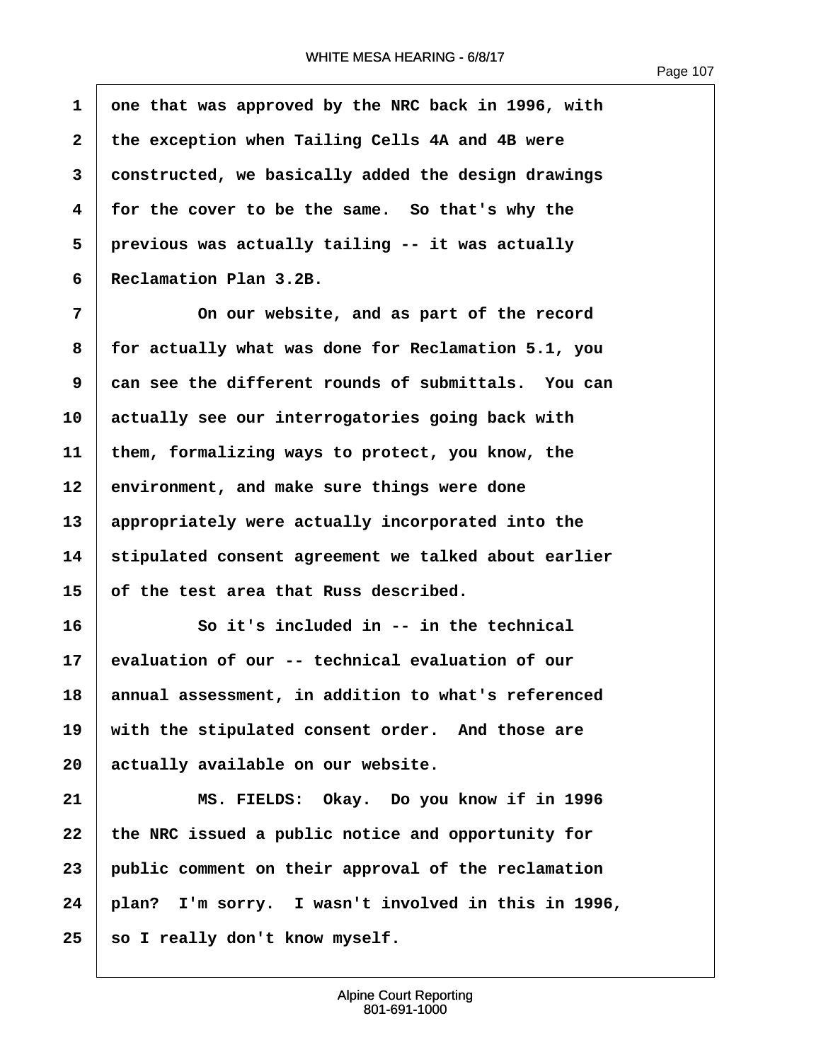one that was approved by the NRC back in 1996, with the exception when Tailing Cells 4A and 4B were constructed, we basically added the design drawings for the cover to be the same. So that's why the previous was actually tailing -- it was actually Reclamation Plan 3.2B.

On our website, and as part of the record for actually what was done for Reclamation 5.1, you can see the different rounds of submittals. You can actually see our interrogatories going back with them, formalizing ways to protect, you know, the environment, and make sure things were done appropriately were actually incorporated into the stipulated consent agreement we talked about earlier of the test area that Russ described.

So it's included in -- in the technical evaluation of our -- technical evaluation of our annual assessment, in addition to what's referenced with the stipulated consent order. And those are actually available on our website.

MS. FIELDS: Okay. Do you know if in 1996 the NRC issued a public notice and opportunity for public comment on their approval of the reclamation plan? I'm sorry. I wasn't involved in this in 1996, so I really don't know myself.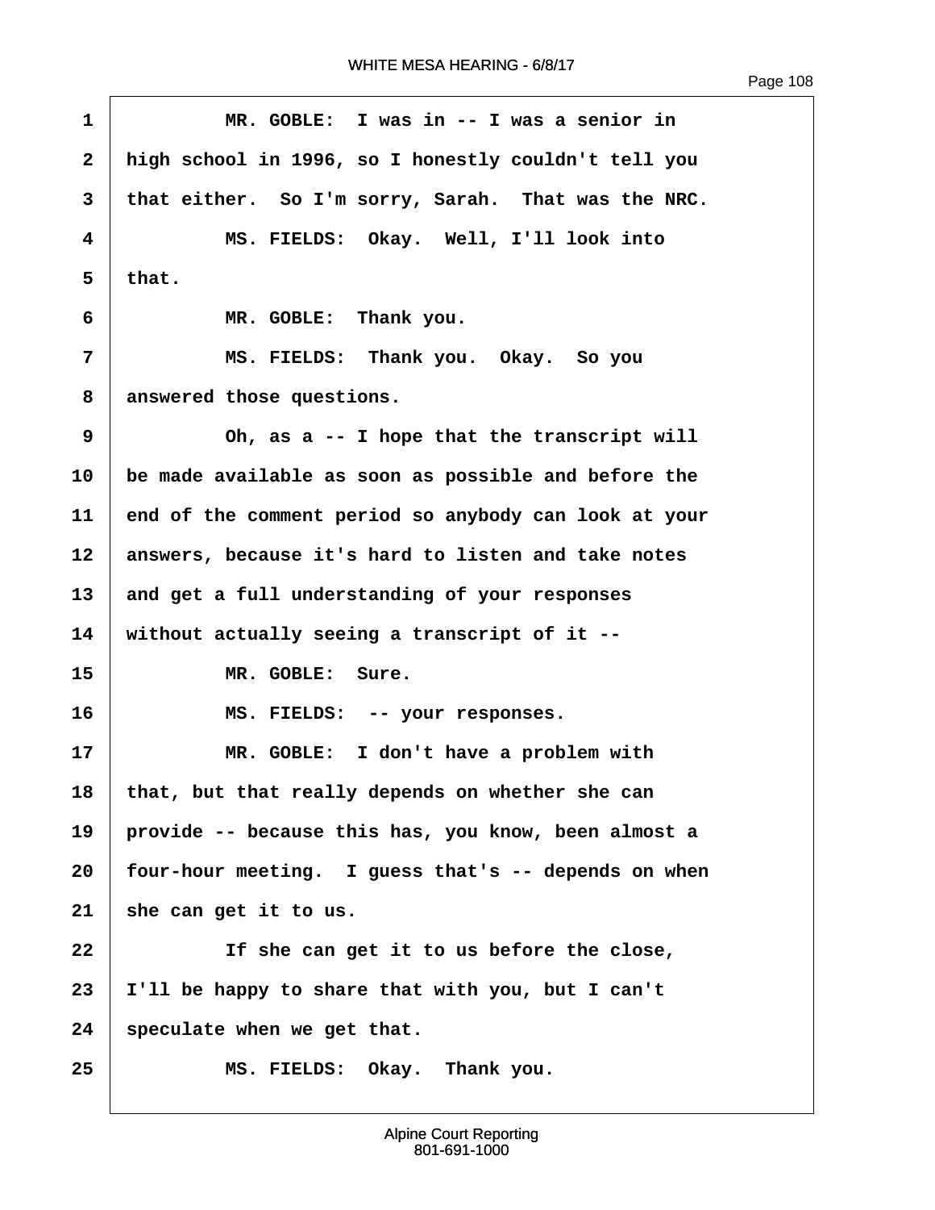1 MR. GOBLE: I was in -- I was a senior in
2 high school in 1996, so I honestly couldn't tell you
3 that either. So I'm sorry, Sarah. That was the NRC.
4 MS. FIELDS: Okay. Well, I'll look into
5 that.
6 MR. GOBLE: Thank you.
7 MS. FIELDS: Thank you. Okay. So you
8 answered those questions.
9 Oh, as a -- I hope that the transcript will
10 be made available as soon as possible and before the
11 end of the comment period so anybody can look at your
12 answers, because it's hard to listen and take notes
13 and get a full understanding of your responses
14 without actually seeing a transcript of it --
15 MR. GOBLE: Sure.
16 MS. FIELDS: -- your responses.
17 MR. GOBLE: I don't have a problem with
18 that, but that really depends on whether she can
19 provide -- because this has, you know, been almost a
20 four-hour meeting. I guess that's -- depends on when
21 she can get it to us.
22 If she can get it to us before the close,
23 I'll be happy to share that with you, but I can't
24 speculate when we get that.
25 MS. FIELDS: Okay. Thank you.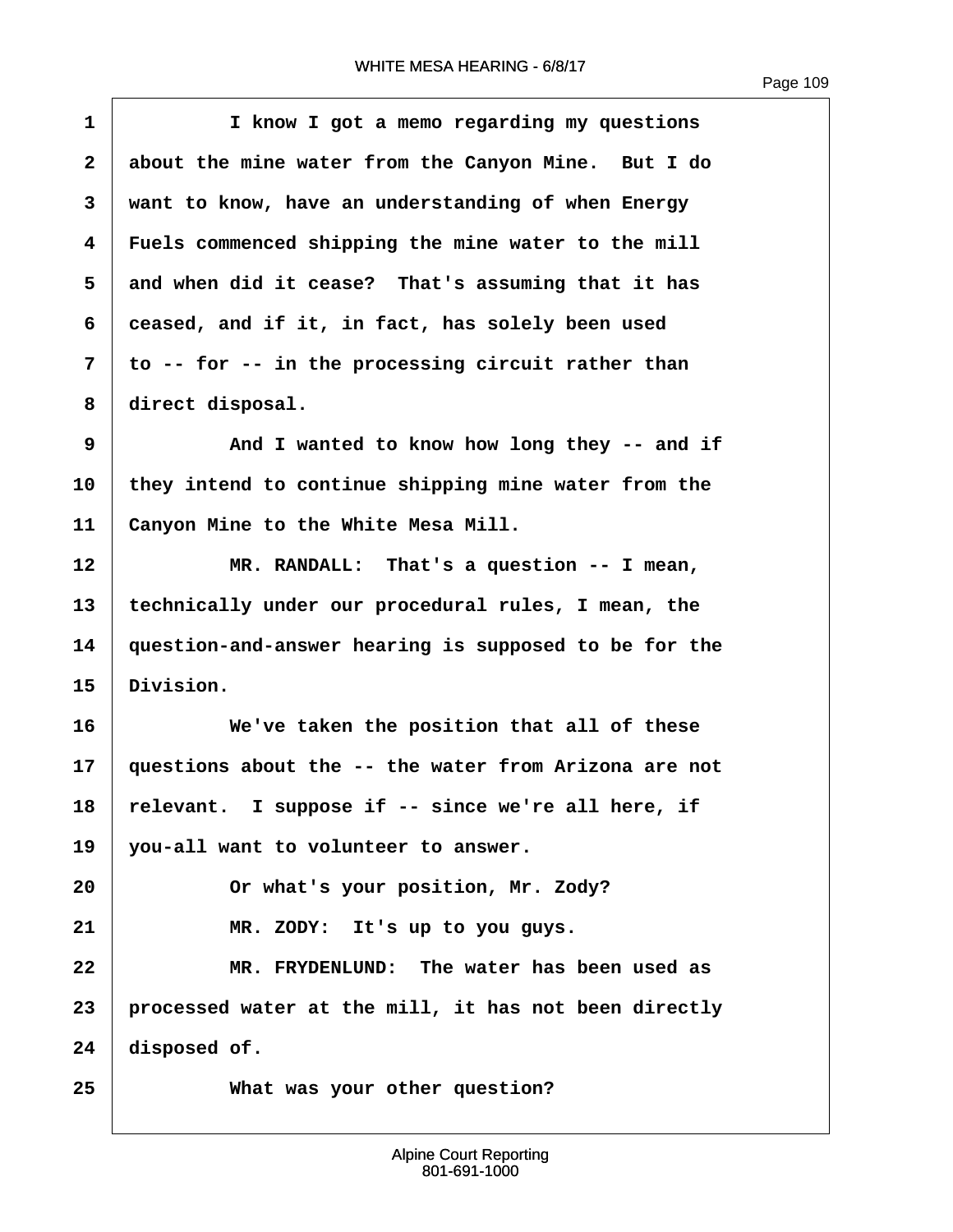1 I know I got a memo regarding my questions
2 about the mine water from the Canyon Mine. But I do
3 want to know, have an understanding of when Energy
4 Fuels commenced shipping the mine water to the mill
5 and when did it cease? That's assuming that it has
6 ceased, and if it, in fact, has solely been used
7 to -- for -- in the processing circuit rather than
8 direct disposal.
9 And I wanted to know how long they -- and if
10 they intend to continue shipping mine water from the
11 Canyon Mine to the White Mesa Mill.
12 MR. RANDALL: That's a question -- I mean,
13 technically under our procedural rules, I mean, the
14 question-and-answer hearing is supposed to be for the
15 Division.
16 We've taken the position that all of these
17 questions about the -- the water from Arizona are not
18 relevant. I suppose if -- since we're all here, if
19 you-all want to volunteer to answer.
20 Or what's your position, Mr. Zody?
21 MR. ZODY: It's up to you guys.
22 MR. FRYDENLUND: The water has been used as
23 processed water at the mill, it has not been directly
24 disposed of.
25 What was your other question?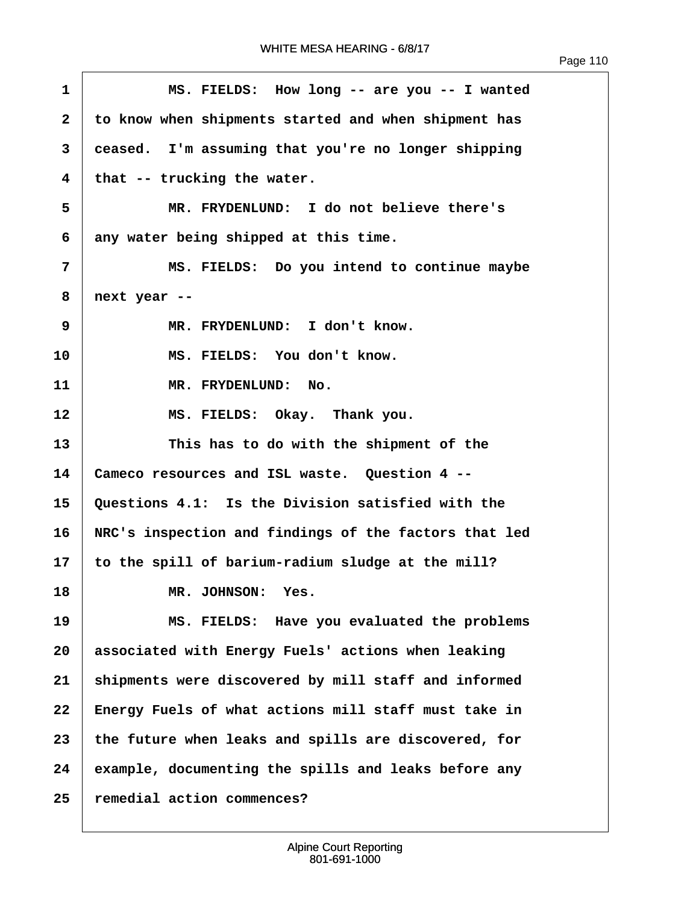MS. FIELDS: How long -- are you -- I wanted to know when shipments started and when shipment has ceased. I'm assuming that you're no longer shipping that -- trucking the water.

MR. FRYDENLUND: I do not believe there's any water being shipped at this time.

MS. FIELDS: Do you intend to continue maybe next year --

MR. FRYDENLUND: I don't know.

MS. FIELDS: You don't know.

MR. FRYDENLUND: No.

MS. FIELDS: Okay. Thank you.

This has to do with the shipment of the Cameco resources and ISL waste. Question 4 -- Questions 4.1: Is the Division satisfied with the NRC's inspection and findings of the factors that led to the spill of barium-radium sludge at the mill?

MR. JOHNSON: Yes.

MS. FIELDS: Have you evaluated the problems associated with Energy Fuels' actions when leaking shipments were discovered by mill staff and informed Energy Fuels of what actions mill staff must take in the future when leaks and spills are discovered, for example, documenting the spills and leaks before any remedial action commences?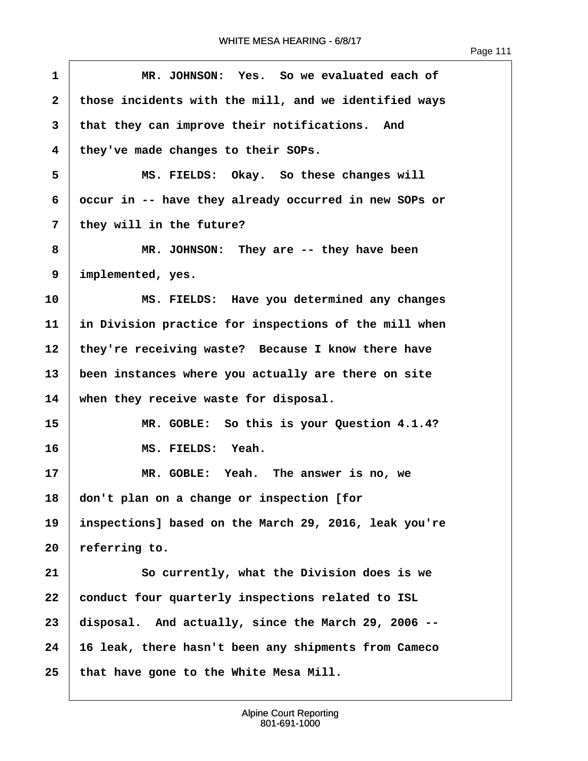MR. JOHNSON: Yes. So we evaluated each of those incidents with the mill, and we identified ways that they can improve their notifications. And they've made changes to their SOPs.

MS. FIELDS: Okay. So these changes will occur in -- have they already occurred in new SOPs or they will in the future?

MR. JOHNSON: They are -- they have been implemented, yes.

MS. FIELDS: Have you determined any changes in Division practice for inspections of the mill when they're receiving waste? Because I know there have been instances where you actually are there on site when they receive waste for disposal.

MR. GOBLE: So this is your Question 4.1.4?

MS. FIELDS: Yeah.

MR. GOBLE: Yeah. The answer is no, we don't plan on a change or inspection [for inspections] based on the March 29, 2016, leak you're referring to.

So currently, what the Division does is we conduct four quarterly inspections related to ISL disposal. And actually, since the March 29, 2006 -- 16 leak, there hasn't been any shipments from Cameco that have gone to the White Mesa Mill.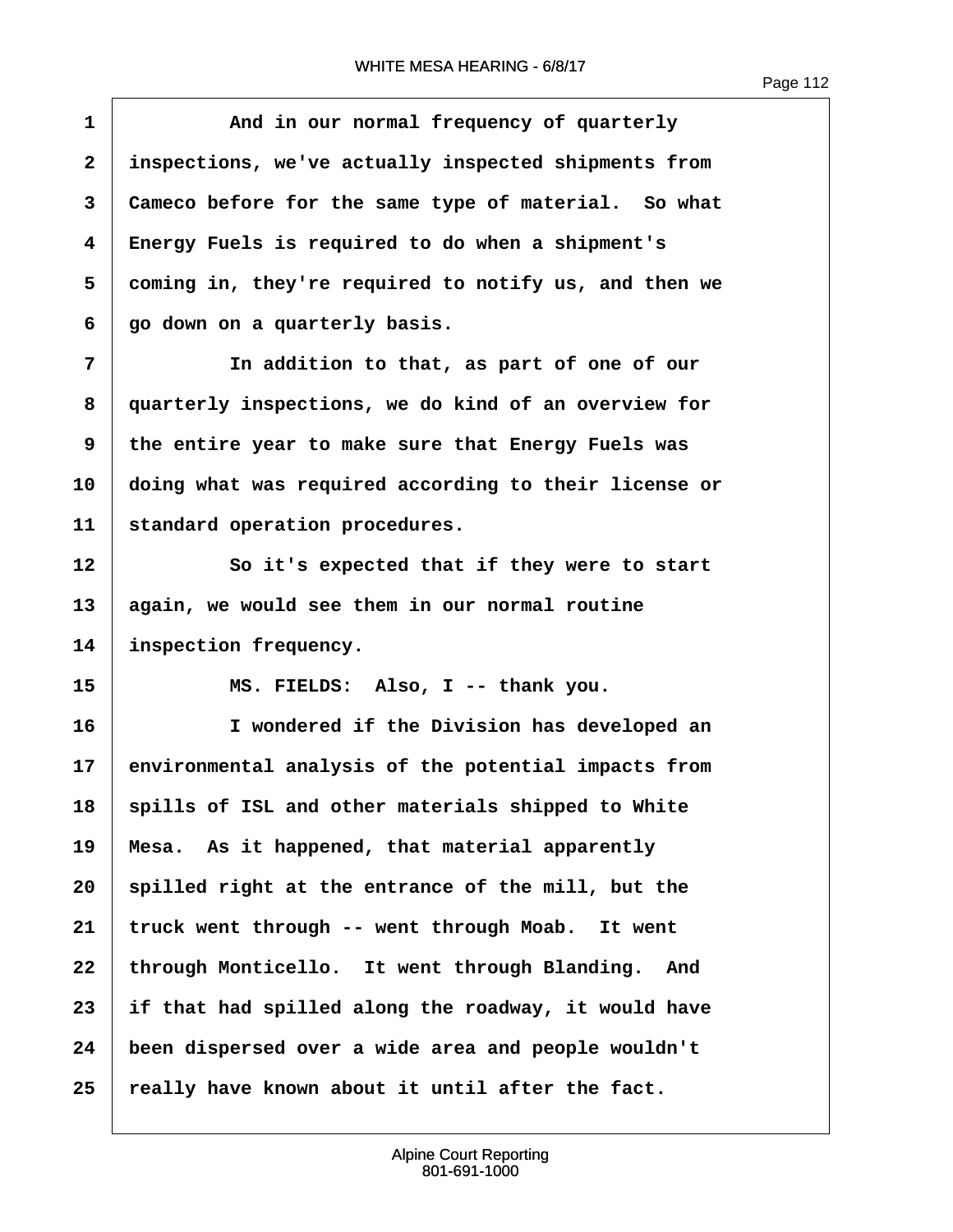And in our normal frequency of quarterly inspections, we've actually inspected shipments from Cameco before for the same type of material. So what Energy Fuels is required to do when a shipment's coming in, they're required to notify us, and then we go down on a quarterly basis.

In addition to that, as part of one of our quarterly inspections, we do kind of an overview for the entire year to make sure that Energy Fuels was doing what was required according to their license or standard operation procedures.

So it's expected that if they were to start again, we would see them in our normal routine inspection frequency.

MS. FIELDS: Also, I -- thank you.

I wondered if the Division has developed an environmental analysis of the potential impacts from spills of ISL and other materials shipped to White Mesa. As it happened, that material apparently spilled right at the entrance of the mill, but the truck went through -- went through Moab. It went through Monticello. It went through Blanding. And if that had spilled along the roadway, it would have been dispersed over a wide area and people wouldn't really have known about it until after the fact.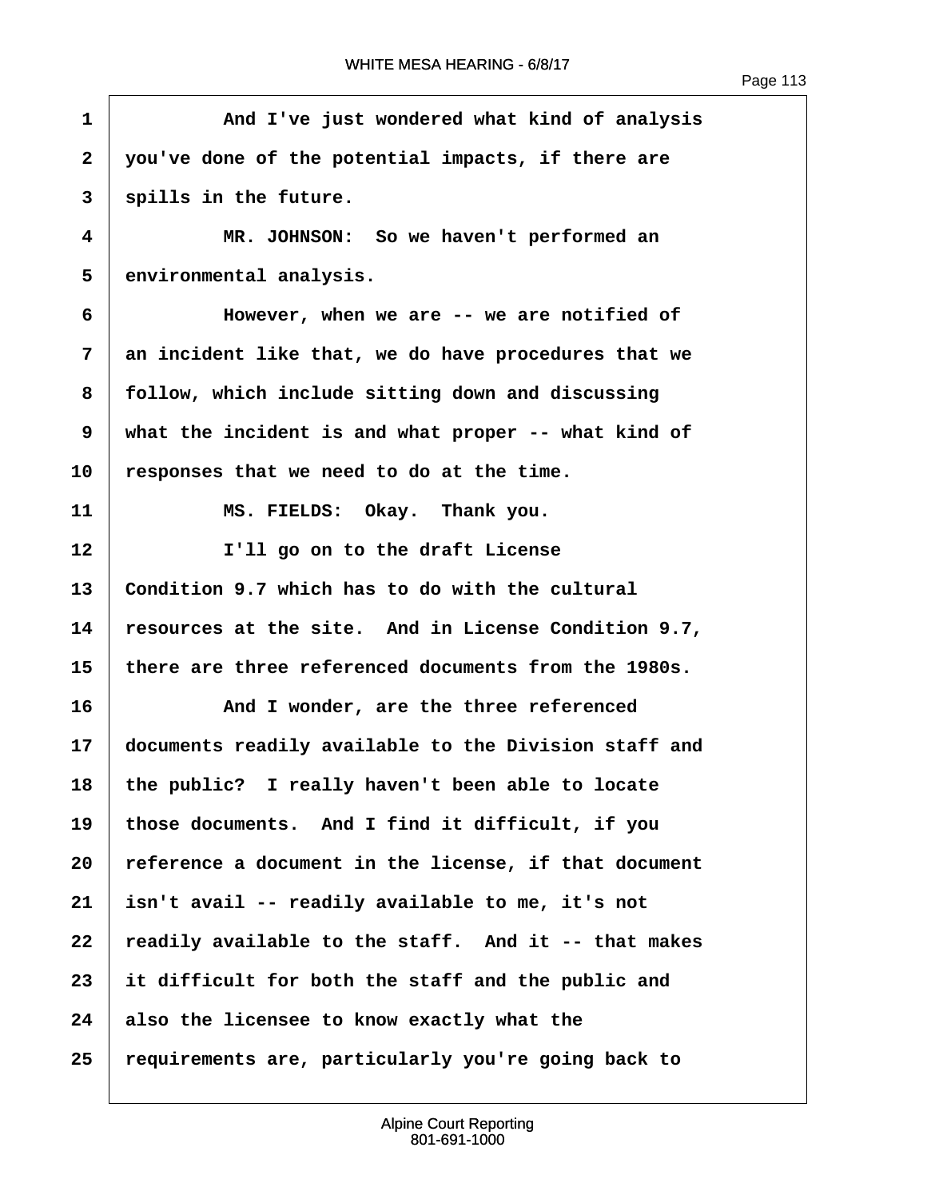1 And I've just wondered what kind of analysis
2 you've done of the potential impacts, if there are
3 spills in the future.
4 MR. JOHNSON: So we haven't performed an
5 environmental analysis.
6 However, when we are -- we are notified of
7 an incident like that, we do have procedures that we
8 follow, which include sitting down and discussing
9 what the incident is and what proper -- what kind of
10 responses that we need to do at the time.
11 MS. FIELDS: Okay. Thank you.
12 I'll go on to the draft License
13 Condition 9.7 which has to do with the cultural
14 resources at the site. And in License Condition 9.7,
15 there are three referenced documents from the 1980s.
16 And I wonder, are the three referenced
17 documents readily available to the Division staff and
18 the public? I really haven't been able to locate
19 those documents. And I find it difficult, if you
20 reference a document in the license, if that document
21 isn't avail -- readily available to me, it's not
22 readily available to the staff. And it -- that makes
23 it difficult for both the staff and the public and
24 also the licensee to know exactly what the
25 requirements are, particularly you're going back to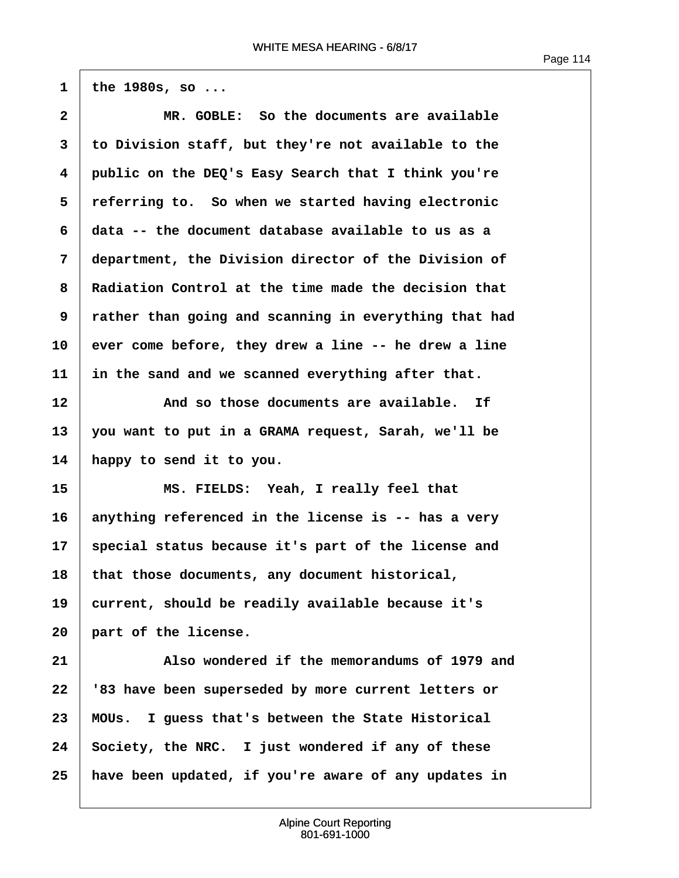1 the 1980s, so ...

2 MR. GOBLE: So the documents are available

3 to Division staff, but they're not available to the

4 public on the DEQ's Easy Search that I think you're

5 referring to. So when we started having electronic

6 data -- the document database available to us as a

7 department, the Division director of the Division of

8 Radiation Control at the time made the decision that

9 rather than going and scanning in everything that had

10 ever come before, they drew a line -- he drew a line

11 in the sand and we scanned everything after that.

12 And so those documents are available. If

13 you want to put in a GRAMA request, Sarah, we'll be

14 happy to send it to you.

15 MS. FIELDS: Yeah, I really feel that

16 anything referenced in the license is -- has a very

17 special status because it's part of the license and

18 that those documents, any document historical,

19 current, should be readily available because it's

20 part of the license.

21 Also wondered if the memorandums of 1979 and

22 '83 have been superseded by more current letters or

23 MOUs. I guess that's between the State Historical

24 Society, the NRC. I just wondered if any of these

25 have been updated, if you're aware of any updates in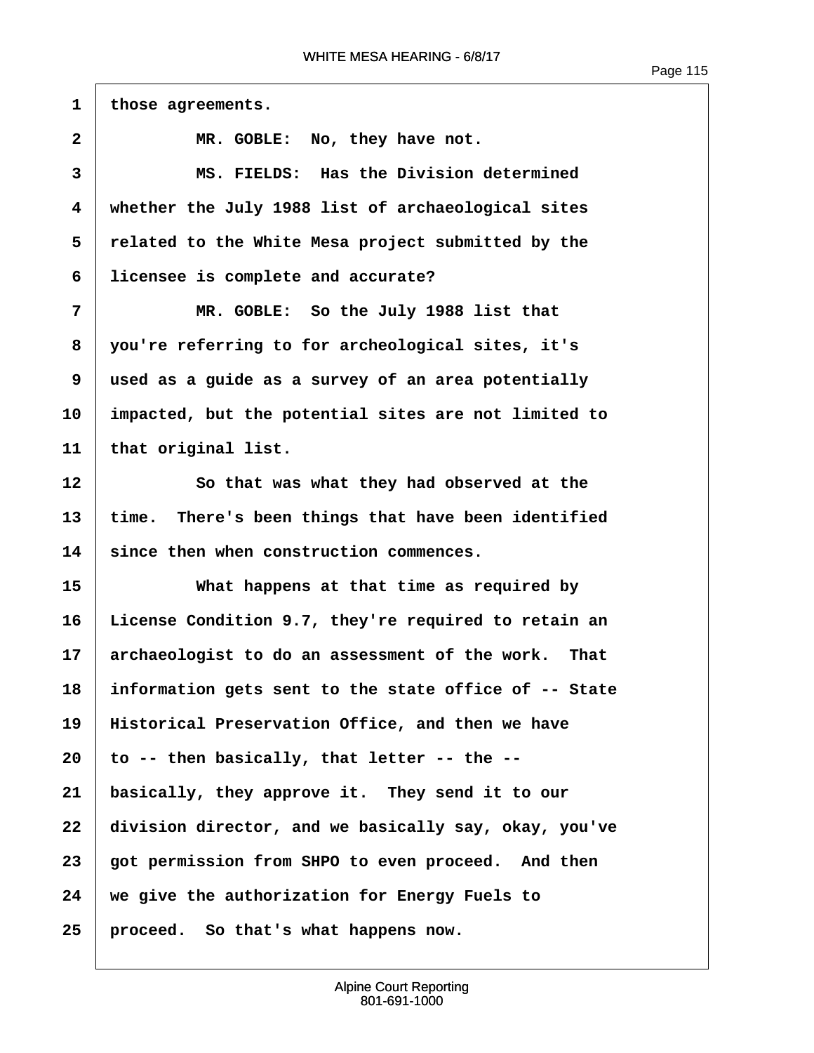those agreements.

MR. GOBLE: No, they have not.

MS. FIELDS: Has the Division determined whether the July 1988 list of archaeological sites related to the White Mesa project submitted by the licensee is complete and accurate?

MR. GOBLE: So the July 1988 list that you're referring to for archeological sites, it's used as a guide as a survey of an area potentially impacted, but the potential sites are not limited to that original list.

So that was what they had observed at the time. There's been things that have been identified since then when construction commences.

What happens at that time as required by License Condition 9.7, they're required to retain an archaeologist to do an assessment of the work. That information gets sent to the state office of -- State Historical Preservation Office, and then we have to -- then basically, that letter -- the -- basically, they approve it. They send it to our division director, and we basically say, okay, you've got permission from SHPO to even proceed. And then we give the authorization for Energy Fuels to proceed. So that's what happens now.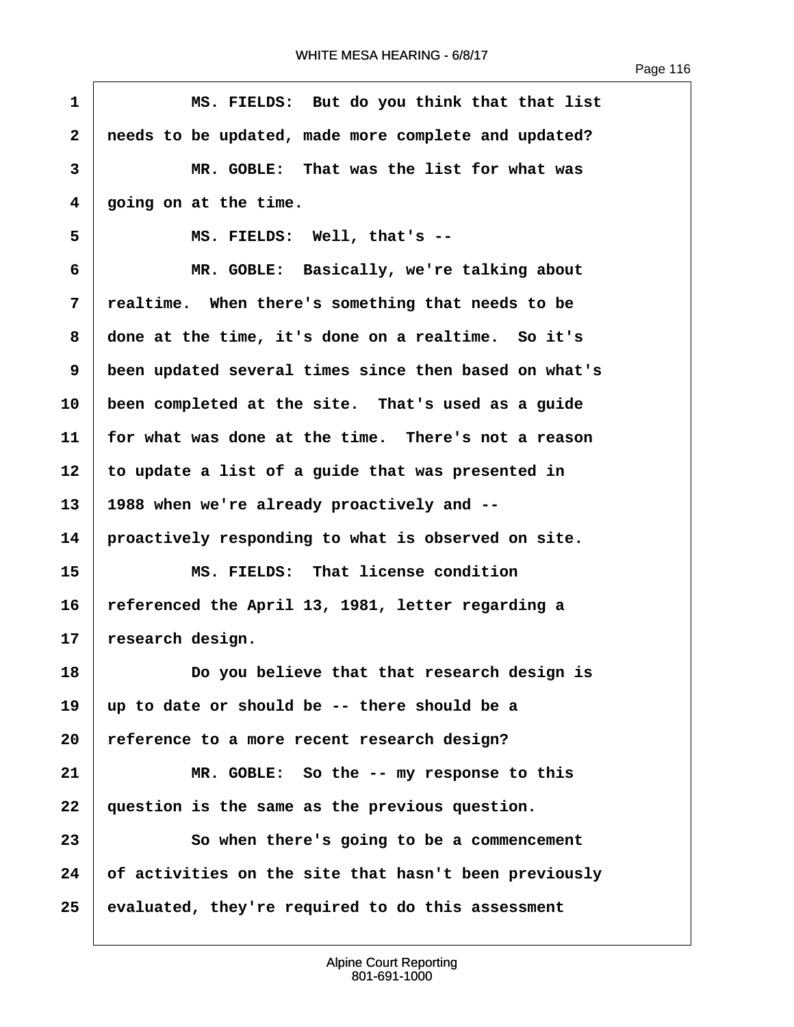1 MS. FIELDS: But do you think that that list
2 needs to be updated, made more complete and updated?
3 MR. GOBLE: That was the list for what was
4 going on at the time.
5 MS. FIELDS: Well, that's --
6 MR. GOBLE: Basically, we're talking about
7 realtime. When there's something that needs to be
8 done at the time, it's done on a realtime. So it's
9 been updated several times since then based on what's
10 been completed at the site. That's used as a guide
11 for what was done at the time. There's not a reason
12 to update a list of a guide that was presented in
13 1988 when we're already proactively and --
14 proactively responding to what is observed on site.
15 MS. FIELDS: That license condition
16 referenced the April 13, 1981, letter regarding a
17 research design.
18 Do you believe that that research design is
19 up to date or should be -- there should be a
20 reference to a more recent research design?
21 MR. GOBLE: So the -- my response to this
22 question is the same as the previous question.
23 So when there's going to be a commencement
24 of activities on the site that hasn't been previously
25 evaluated, they're required to do this assessment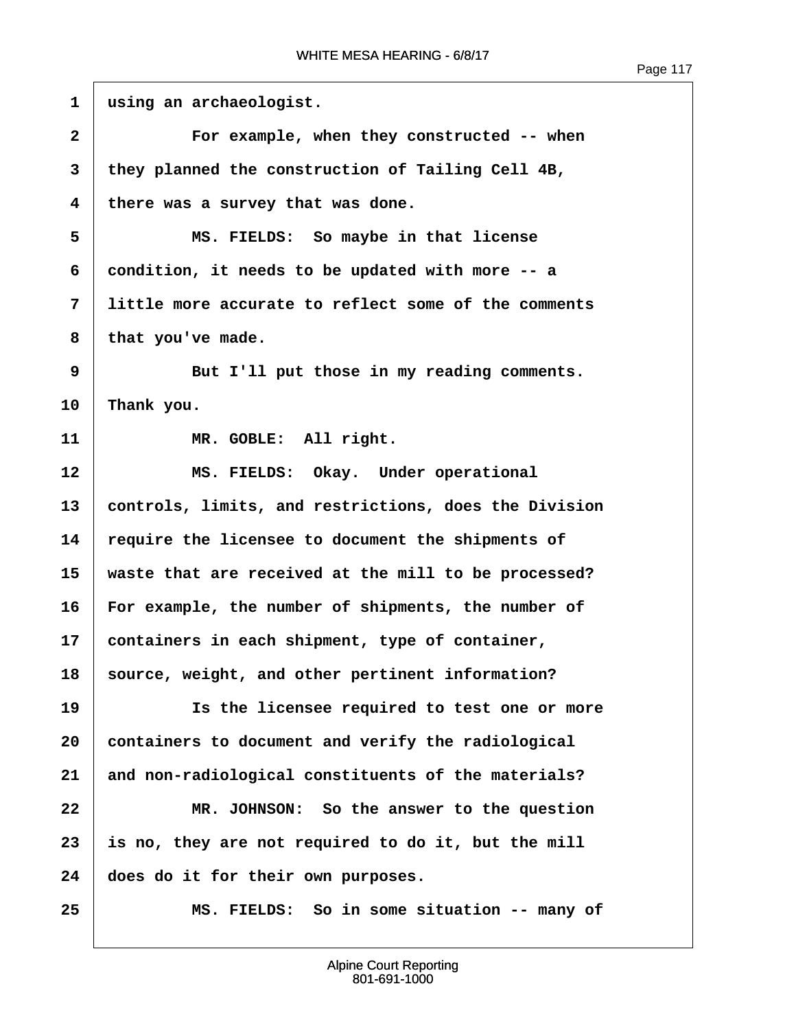1 using an archaeologist.

2 For example, when they constructed -- when

3 they planned the construction of Tailing Cell 4B,

4 there was a survey that was done.

5 MS. FIELDS: So maybe in that license

6 condition, it needs to be updated with more -- a

7 little more accurate to reflect some of the comments

8 that you've made.

9 But I'll put those in my reading comments.

10 Thank you.

11 MR. GOBLE: All right.

12 MS. FIELDS: Okay. Under operational

13 controls, limits, and restrictions, does the Division

14 require the licensee to document the shipments of

15 waste that are received at the mill to be processed?

16 For example, the number of shipments, the number of

17 containers in each shipment, type of container,

18 source, weight, and other pertinent information?

19 Is the licensee required to test one or more

20 containers to document and verify the radiological

21 and non-radiological constituents of the materials?

22 MR. JOHNSON: So the answer to the question

23 is no, they are not required to do it, but the mill

24 does do it for their own purposes.

25 MS. FIELDS: So in some situation -- many of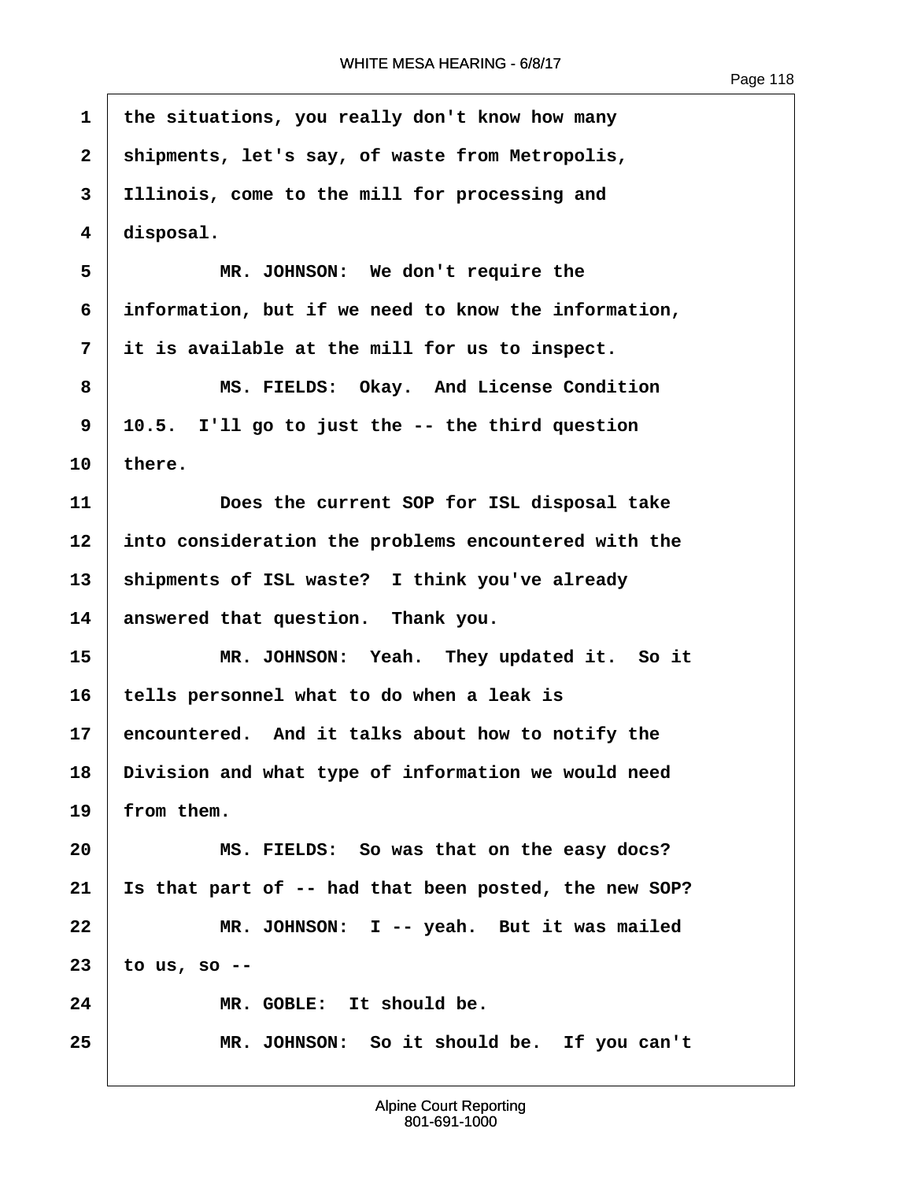the situations, you really don't know how many shipments, let's say, of waste from Metropolis, Illinois, come to the mill for processing and disposal.

MR. JOHNSON: We don't require the information, but if we need to know the information, it is available at the mill for us to inspect.

MS. FIELDS: Okay. And License Condition 10.5. I'll go to just the -- the third question there.

Does the current SOP for ISL disposal take into consideration the problems encountered with the shipments of ISL waste? I think you've already answered that question. Thank you.

MR. JOHNSON: Yeah. They updated it. So it tells personnel what to do when a leak is encountered. And it talks about how to notify the Division and what type of information we would need from them.

MS. FIELDS: So was that on the easy docs? Is that part of -- had that been posted, the new SOP?

MR. JOHNSON: I -- yeah. But it was mailed to us, so --

MR. GOBLE: It should be.

MR. JOHNSON: So it should be. If you can't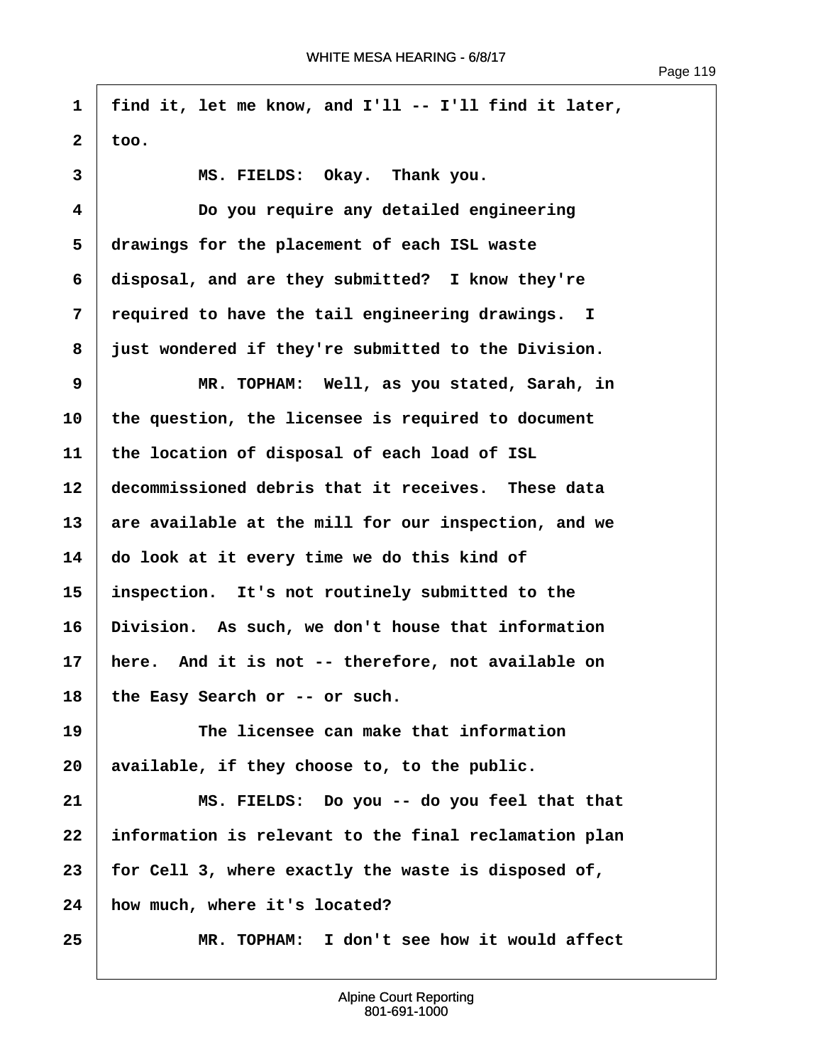find it, let me know, and I'll -- I'll find it later, too.

MS. FIELDS: Okay. Thank you.

Do you require any detailed engineering drawings for the placement of each ISL waste disposal, and are they submitted? I know they're required to have the tail engineering drawings. I just wondered if they're submitted to the Division.

MR. TOPHAM: Well, as you stated, Sarah, in the question, the licensee is required to document the location of disposal of each load of ISL decommissioned debris that it receives. These data are available at the mill for our inspection, and we do look at it every time we do this kind of inspection. It's not routinely submitted to the Division. As such, we don't house that information here. And it is not -- therefore, not available on the Easy Search or -- or such.

The licensee can make that information available, if they choose to, to the public.

MS. FIELDS: Do you -- do you feel that that information is relevant to the final reclamation plan for Cell 3, where exactly the waste is disposed of, how much, where it's located?

MR. TOPHAM: I don't see how it would affect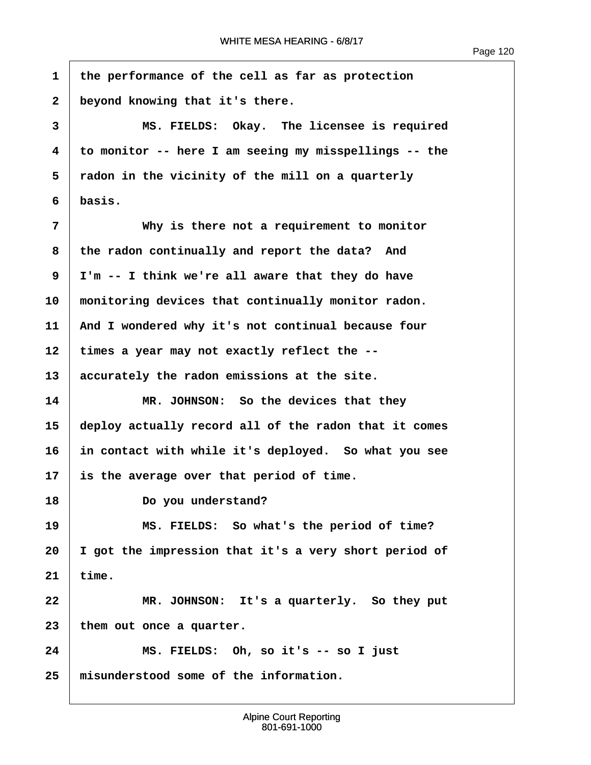the performance of the cell as far as protection beyond knowing that it's there.

MS. FIELDS: Okay. The licensee is required to monitor -- here I am seeing my misspellings -- the radon in the vicinity of the mill on a quarterly basis.

Why is there not a requirement to monitor the radon continually and report the data? And I'm -- I think we're all aware that they do have monitoring devices that continually monitor radon. And I wondered why it's not continual because four times a year may not exactly reflect the -- accurately the radon emissions at the site.

MR. JOHNSON: So the devices that they deploy actually record all of the radon that it comes in contact with while it's deployed. So what you see is the average over that period of time.

Do you understand?

MS. FIELDS: So what's the period of time? I got the impression that it's a very short period of time.

MR. JOHNSON: It's a quarterly. So they put them out once a quarter.

MS. FIELDS: Oh, so it's -- so I just misunderstood some of the information.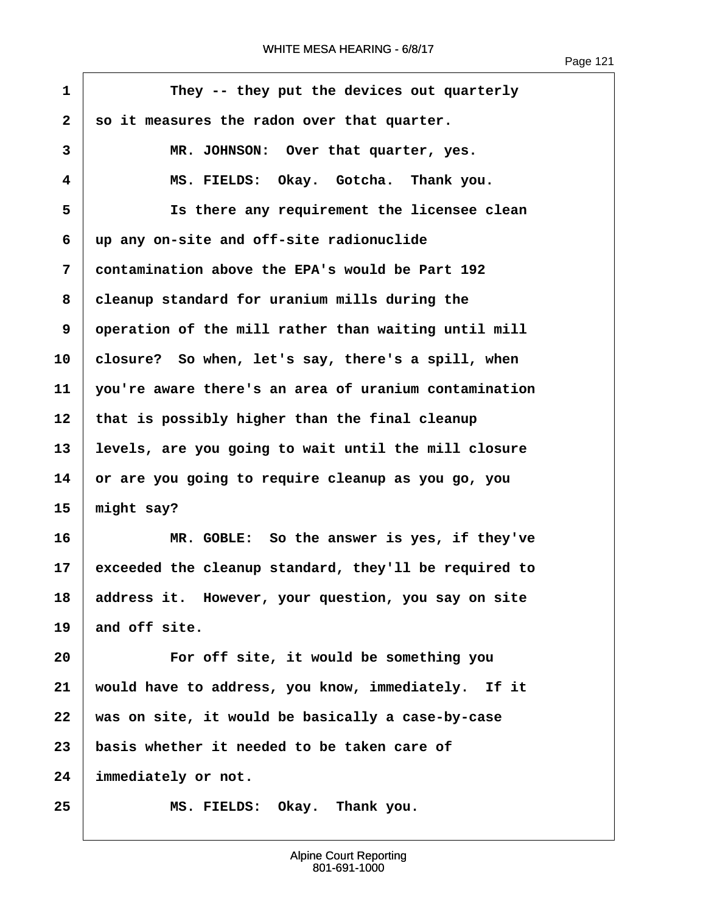1 They -- they put the devices out quarterly
2 so it measures the radon over that quarter.
3 MR. JOHNSON: Over that quarter, yes.
4 MS. FIELDS: Okay. Gotcha. Thank you.
5 Is there any requirement the licensee clean
6 up any on-site and off-site radionuclide
7 contamination above the EPA's would be Part 192
8 cleanup standard for uranium mills during the
9 operation of the mill rather than waiting until mill
10 closure? So when, let's say, there's a spill, when
11 you're aware there's an area of uranium contamination
12 that is possibly higher than the final cleanup
13 levels, are you going to wait until the mill closure
14 or are you going to require cleanup as you go, you
15 might say?
16 MR. GOBLE: So the answer is yes, if they've
17 exceeded the cleanup standard, they'll be required to
18 address it. However, your question, you say on site
19 and off site.
20 For off site, it would be something you
21 would have to address, you know, immediately. If it
22 was on site, it would be basically a case-by-case
23 basis whether it needed to be taken care of
24 immediately or not.
25 MS. FIELDS: Okay. Thank you.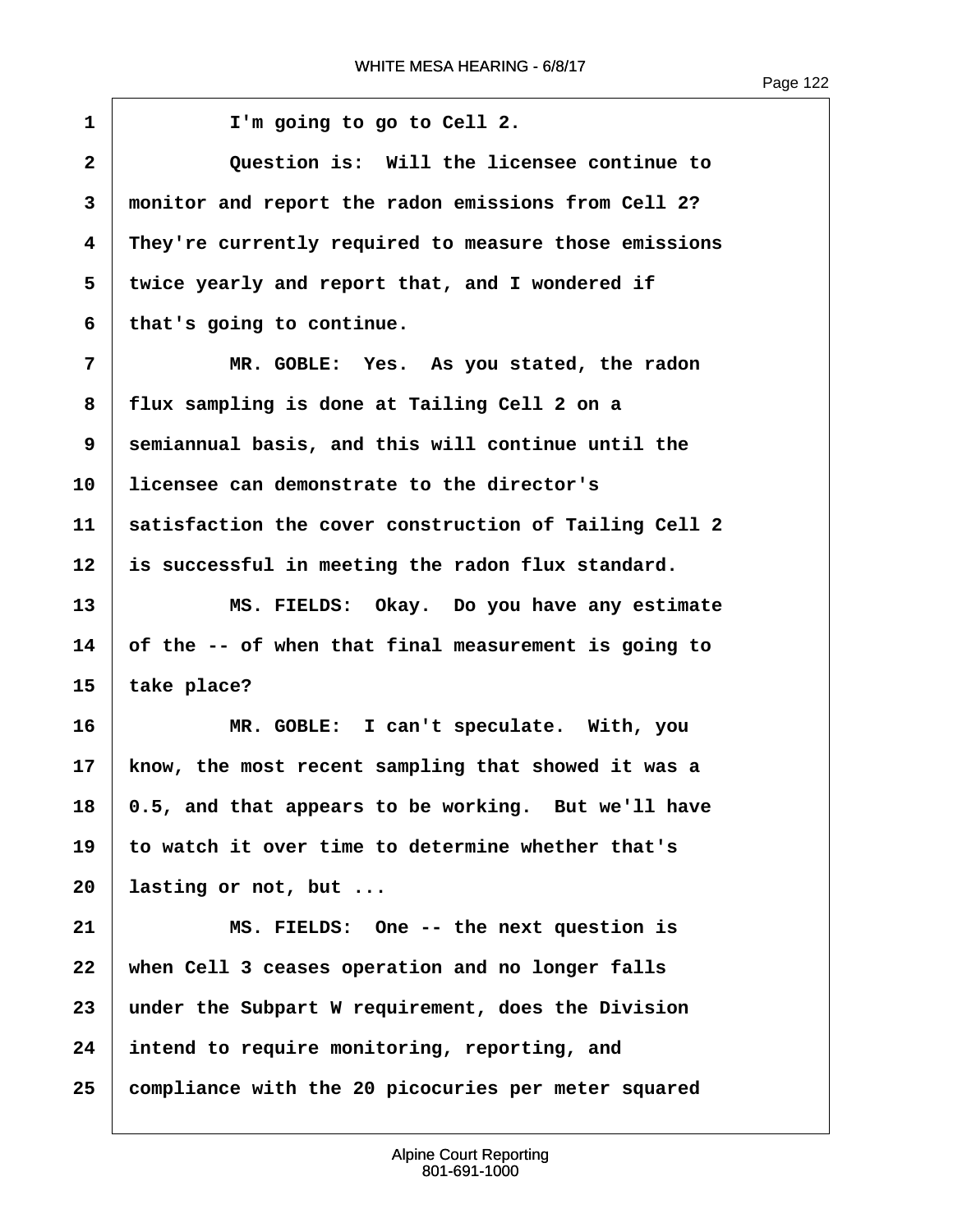1 I'm going to go to Cell 2.

2 Question is: Will the licensee continue to

3 monitor and report the radon emissions from Cell 2?

4 They're currently required to measure those emissions

5 twice yearly and report that, and I wondered if

6 that's going to continue.

7 MR. GOBLE: Yes. As you stated, the radon

8 flux sampling is done at Tailing Cell 2 on a

9 semiannual basis, and this will continue until the

10 licensee can demonstrate to the director's

11 satisfaction the cover construction of Tailing Cell 2

12 is successful in meeting the radon flux standard.

13 MS. FIELDS: Okay. Do you have any estimate

14 of the -- of when that final measurement is going to

15 take place?

16 MR. GOBLE: I can't speculate. With, you

17 know, the most recent sampling that showed it was a

18 0.5, and that appears to be working. But we'll have

19 to watch it over time to determine whether that's

20 lasting or not, but ...

21 MS. FIELDS: One -- the next question is

22 when Cell 3 ceases operation and no longer falls

23 under the Subpart W requirement, does the Division

24 intend to require monitoring, reporting, and

25 compliance with the 20 picocuries per meter squared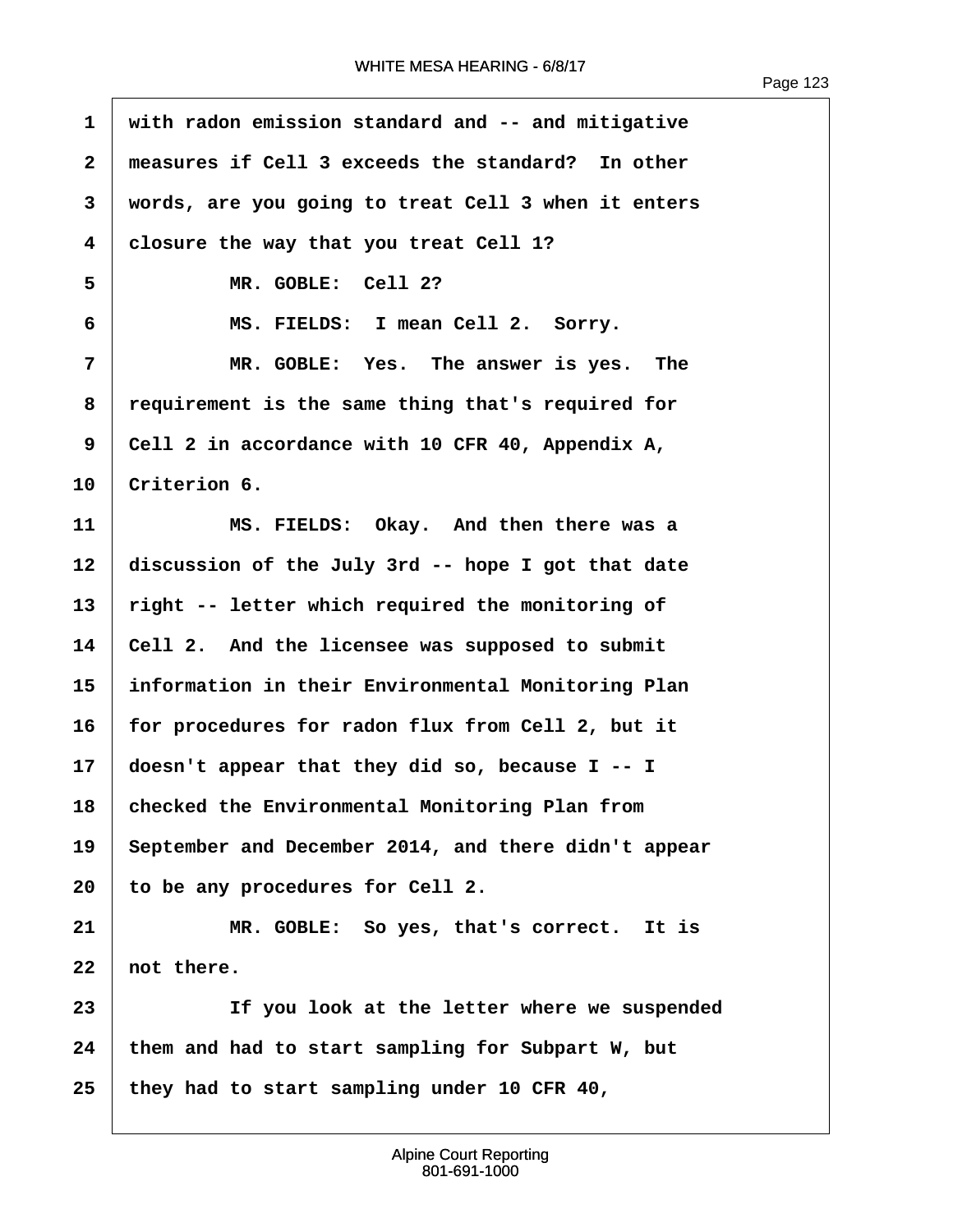with radon emission standard and -- and mitigative measures if Cell 3 exceeds the standard? In other words, are you going to treat Cell 3 when it enters closure the way that you treat Cell 1?

MR. GOBLE: Cell 2?

MS. FIELDS: I mean Cell 2. Sorry.

MR. GOBLE: Yes. The answer is yes. The requirement is the same thing that's required for Cell 2 in accordance with 10 CFR 40, Appendix A, Criterion 6.

MS. FIELDS: Okay. And then there was a discussion of the July 3rd -- hope I got that date right -- letter which required the monitoring of Cell 2. And the licensee was supposed to submit information in their Environmental Monitoring Plan for procedures for radon flux from Cell 2, but it doesn't appear that they did so, because I -- I checked the Environmental Monitoring Plan from September and December 2014, and there didn't appear to be any procedures for Cell 2.

MR. GOBLE: So yes, that's correct. It is not there.

If you look at the letter where we suspended them and had to start sampling for Subpart W, but they had to start sampling under 10 CFR 40,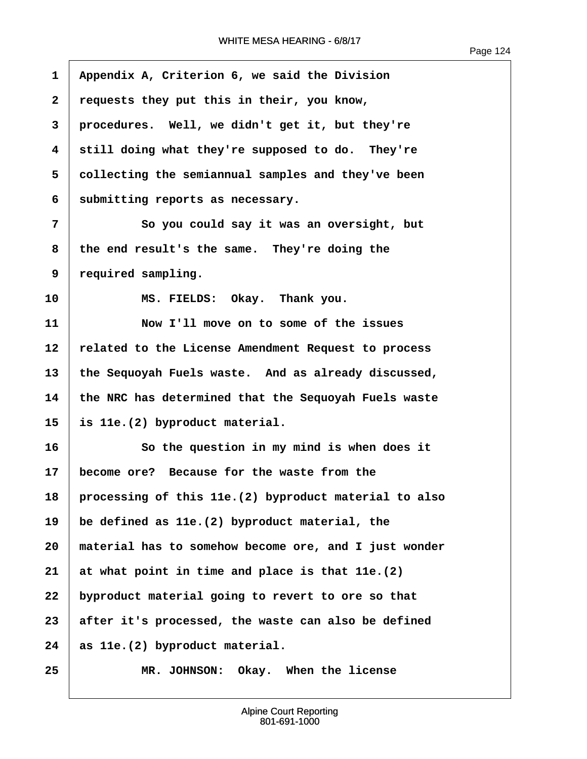1 Appendix A, Criterion 6, we said the Division
2 requests they put this in their, you know,
3 procedures. Well, we didn't get it, but they're
4 still doing what they're supposed to do. They're
5 collecting the semiannual samples and they've been
6 submitting reports as necessary.
7 So you could say it was an oversight, but
8 the end result's the same. They're doing the
9 required sampling.
10 MS. FIELDS: Okay. Thank you.
11 Now I'll move on to some of the issues
12 related to the License Amendment Request to process
13 the Sequoyah Fuels waste. And as already discussed,
14 the NRC has determined that the Sequoyah Fuels waste
15 is 11e.(2) byproduct material.
16 So the question in my mind is when does it
17 become ore? Because for the waste from the
18 processing of this 11e.(2) byproduct material to also
19 be defined as 11e.(2) byproduct material, the
20 material has to somehow become ore, and I just wonder
21 at what point in time and place is that 11e.(2)
22 byproduct material going to revert to ore so that
23 after it's processed, the waste can also be defined
24 as 11e.(2) byproduct material.
25 MR. JOHNSON: Okay. When the license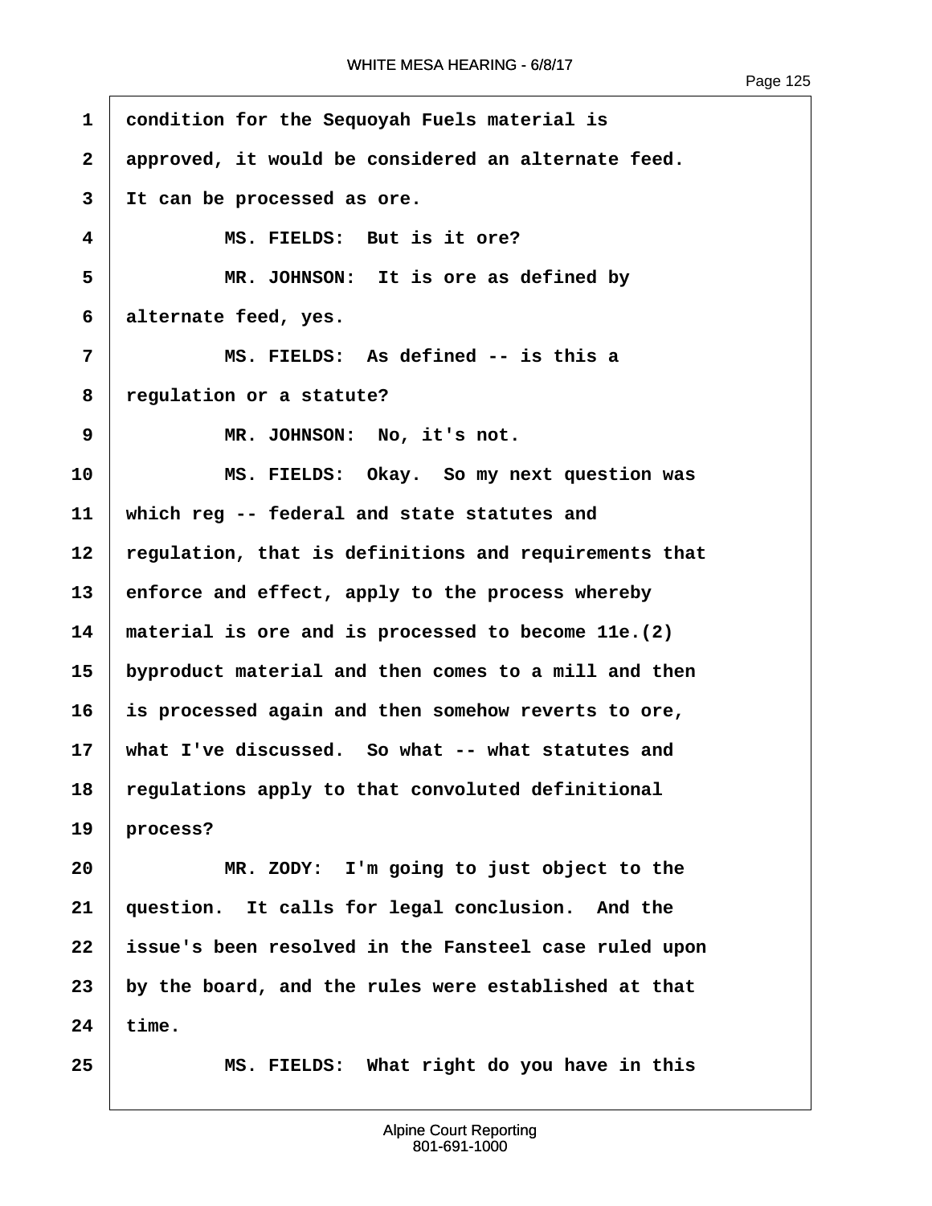1 condition for the Sequoyah Fuels material is
2 approved, it would be considered an alternate feed.
3 It can be processed as ore.
4 MS. FIELDS: But is it ore?
5 MR. JOHNSON: It is ore as defined by
6 alternate feed, yes.
7 MS. FIELDS: As defined -- is this a
8 regulation or a statute?
9 MR. JOHNSON: No, it's not.
10 MS. FIELDS: Okay. So my next question was
11 which reg -- federal and state statutes and
12 regulation, that is definitions and requirements that
13 enforce and effect, apply to the process whereby
14 material is ore and is processed to become 11e.(2)
15 byproduct material and then comes to a mill and then
16 is processed again and then somehow reverts to ore,
17 what I've discussed. So what -- what statutes and
18 regulations apply to that convoluted definitional
19 process?
20 MR. ZODY: I'm going to just object to the
21 question. It calls for legal conclusion. And the
22 issue's been resolved in the Fansteel case ruled upon
23 by the board, and the rules were established at that
24 time.
25 MS. FIELDS: What right do you have in this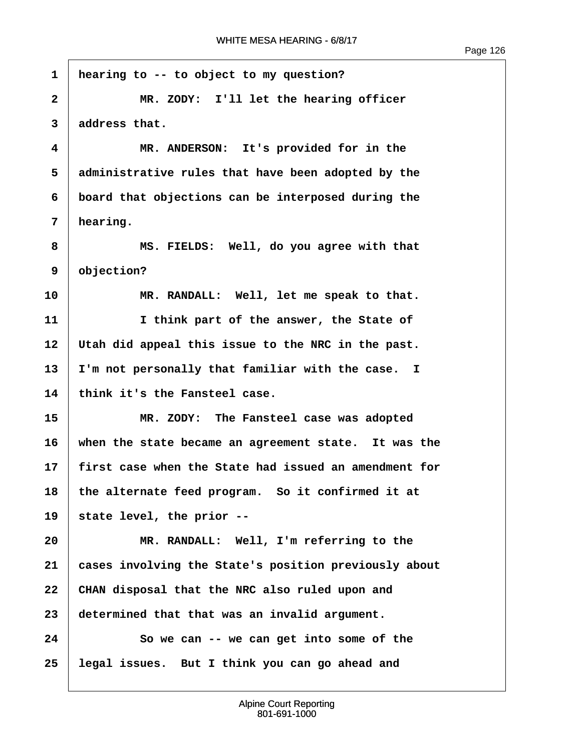1 hearing to -- to object to my question?

2 MR. ZODY: I'll let the hearing officer

3 address that.

4 MR. ANDERSON: It's provided for in the

5 administrative rules that have been adopted by the

6 board that objections can be interposed during the

7 hearing.

8 MS. FIELDS: Well, do you agree with that

9 objection?

10 MR. RANDALL: Well, let me speak to that.

11 I think part of the answer, the State of

12 Utah did appeal this issue to the NRC in the past.

13 I'm not personally that familiar with the case. I

14 think it's the Fansteel case.

15 MR. ZODY: The Fansteel case was adopted

16 when the state became an agreement state. It was the

17 first case when the State had issued an amendment for

18 the alternate feed program. So it confirmed it at

19 state level, the prior --

20 MR. RANDALL: Well, I'm referring to the

21 cases involving the State's position previously about

22 CHAN disposal that the NRC also ruled upon and

23 determined that that was an invalid argument.

24 So we can -- we can get into some of the

25 legal issues. But I think you can go ahead and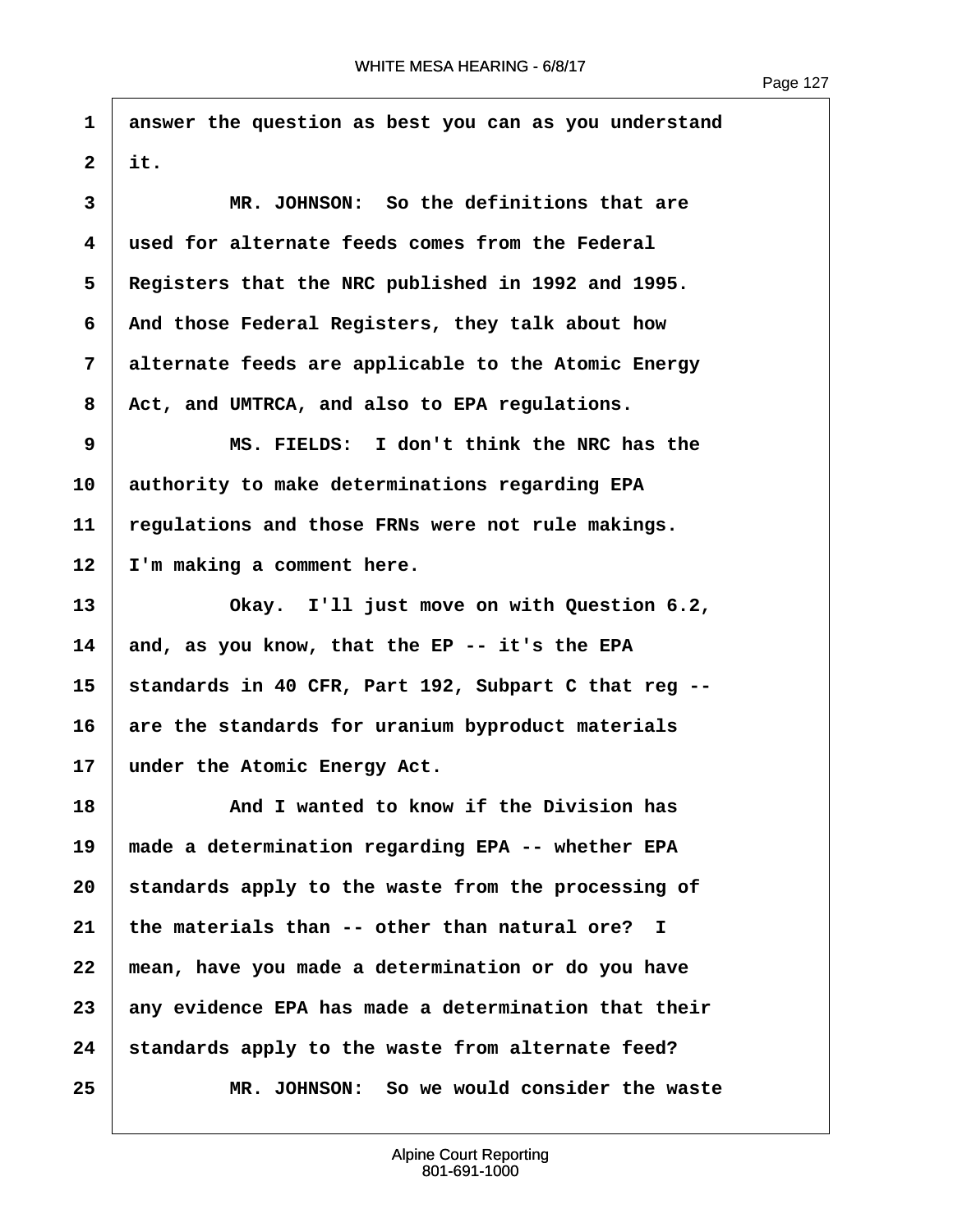answer the question as best you can as you understand it.

MR. JOHNSON: So the definitions that are used for alternate feeds comes from the Federal Registers that the NRC published in 1992 and 1995. And those Federal Registers, they talk about how alternate feeds are applicable to the Atomic Energy Act, and UMTRCA, and also to EPA regulations.

MS. FIELDS: I don't think the NRC has the authority to make determinations regarding EPA regulations and those FRNs were not rule makings. I'm making a comment here.

Okay. I'll just move on with Question 6.2, and, as you know, that the EP -- it's the EPA standards in 40 CFR, Part 192, Subpart C that reg -- are the standards for uranium byproduct materials under the Atomic Energy Act.

And I wanted to know if the Division has made a determination regarding EPA -- whether EPA standards apply to the waste from the processing of the materials than -- other than natural ore? I mean, have you made a determination or do you have any evidence EPA has made a determination that their standards apply to the waste from alternate feed?

MR. JOHNSON: So we would consider the waste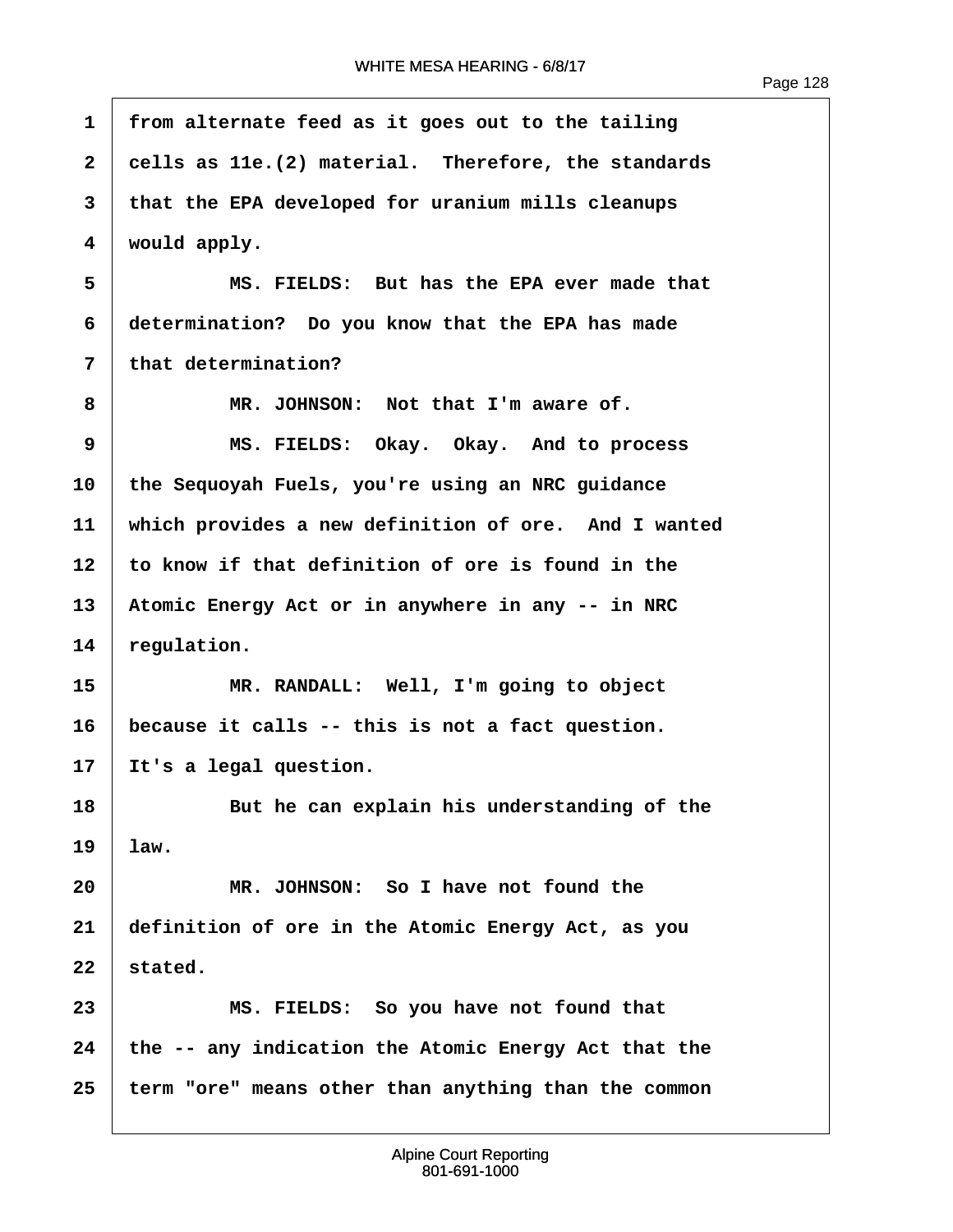1 from alternate feed as it goes out to the tailing

2 cells as 11e.(2) material. Therefore, the standards

3 that the EPA developed for uranium mills cleanups

4 would apply.

5 MS. FIELDS: But has the EPA ever made that

6 determination? Do you know that the EPA has made

7 that determination?

8 MR. JOHNSON: Not that I'm aware of.

9 MS. FIELDS: Okay. Okay. And to process

10 the Sequoyah Fuels, you're using an NRC guidance

11 which provides a new definition of ore. And I wanted

12 to know if that definition of ore is found in the

13 Atomic Energy Act or in anywhere in any -- in NRC

14 regulation.

15 MR. RANDALL: Well, I'm going to object

16 because it calls -- this is not a fact question.

17 It's a legal question.

18 But he can explain his understanding of the

19 law.

20 MR. JOHNSON: So I have not found the

21 definition of ore in the Atomic Energy Act, as you

22 stated.

23 MS. FIELDS: So you have not found that

24 the -- any indication the Atomic Energy Act that the

25 term "ore" means other than anything than the common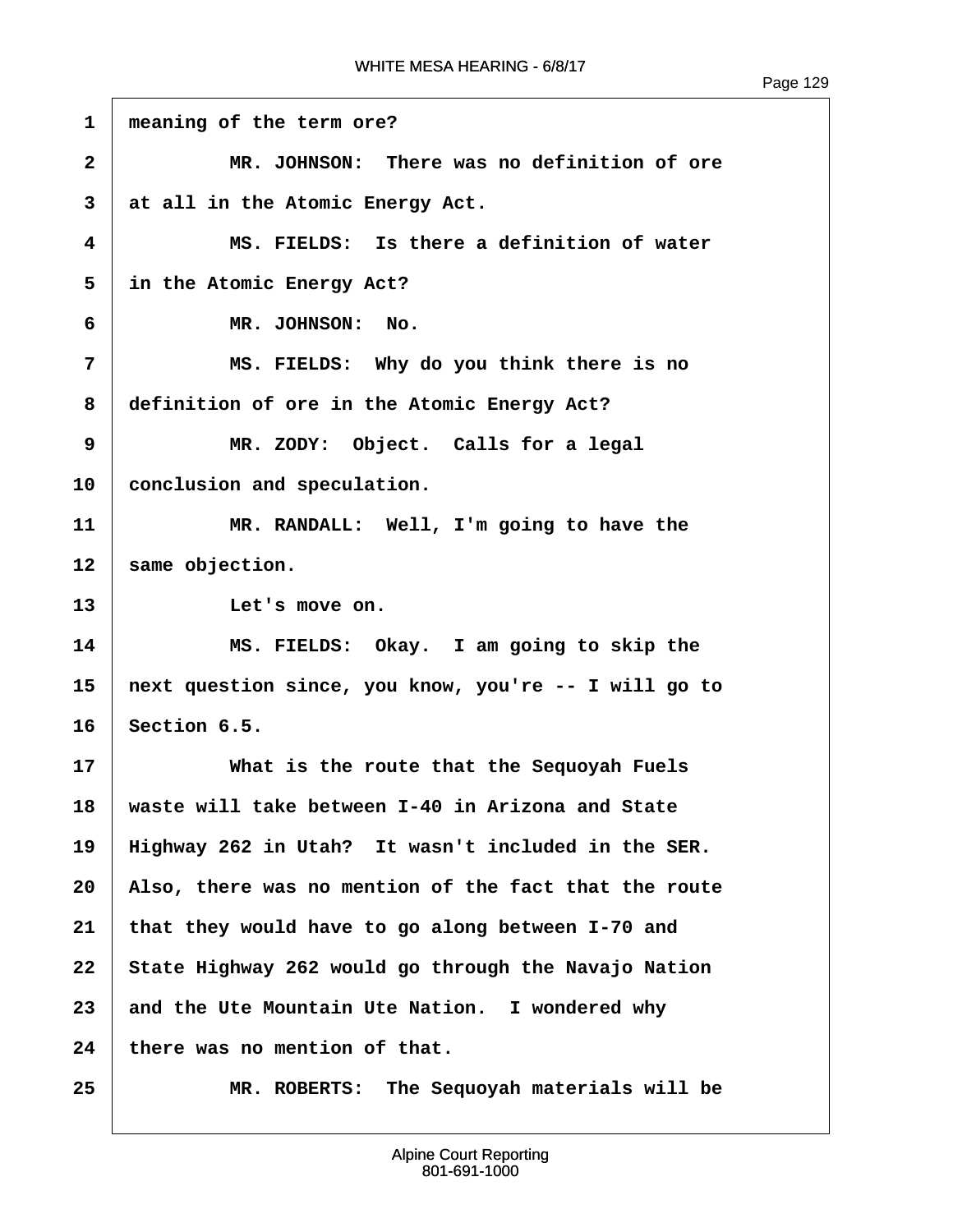1 meaning of the term ore?

2 MR. JOHNSON: There was no definition of ore

3 at all in the Atomic Energy Act.

4 MS. FIELDS: Is there a definition of water

5 in the Atomic Energy Act?

6 MR. JOHNSON: No.

7 MS. FIELDS: Why do you think there is no

8 definition of ore in the Atomic Energy Act?

9 MR. ZODY: Object. Calls for a legal

10 conclusion and speculation.

11 MR. RANDALL: Well, I'm going to have the

12 same objection.

13 Let's move on.

14 MS. FIELDS: Okay. I am going to skip the

15 next question since, you know, you're -- I will go to

16 Section 6.5.

17 What is the route that the Sequoyah Fuels

18 waste will take between I-40 in Arizona and State

19 Highway 262 in Utah? It wasn't included in the SER.

20 Also, there was no mention of the fact that the route

21 that they would have to go along between I-70 and

22 State Highway 262 would go through the Navajo Nation

23 and the Ute Mountain Ute Nation. I wondered why

24 there was no mention of that.

25 MR. ROBERTS: The Sequoyah materials will be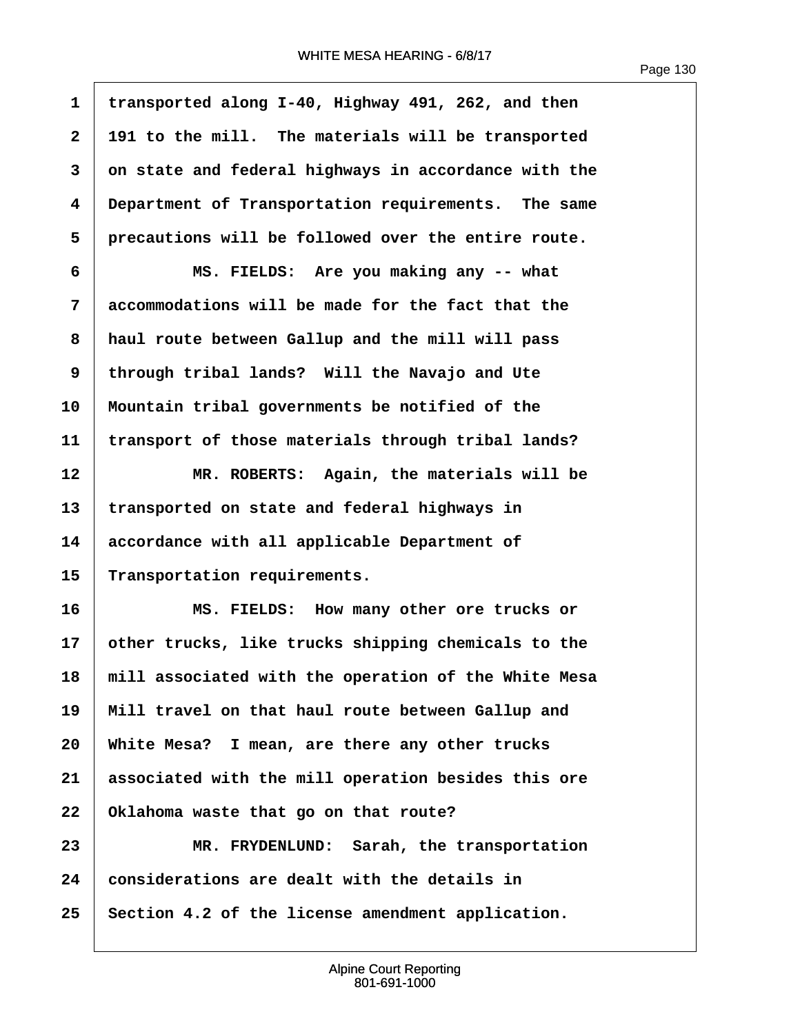transported along I-40, Highway 491, 262, and then 191 to the mill. The materials will be transported on state and federal highways in accordance with the Department of Transportation requirements. The same precautions will be followed over the entire route.

MS. FIELDS: Are you making any -- what accommodations will be made for the fact that the haul route between Gallup and the mill will pass through tribal lands? Will the Navajo and Ute Mountain tribal governments be notified of the transport of those materials through tribal lands?

MR. ROBERTS: Again, the materials will be transported on state and federal highways in accordance with all applicable Department of Transportation requirements.

MS. FIELDS: How many other ore trucks or other trucks, like trucks shipping chemicals to the mill associated with the operation of the White Mesa Mill travel on that haul route between Gallup and White Mesa? I mean, are there any other trucks associated with the mill operation besides this ore Oklahoma waste that go on that route?

MR. FRYDENLUND: Sarah, the transportation considerations are dealt with the details in Section 4.2 of the license amendment application.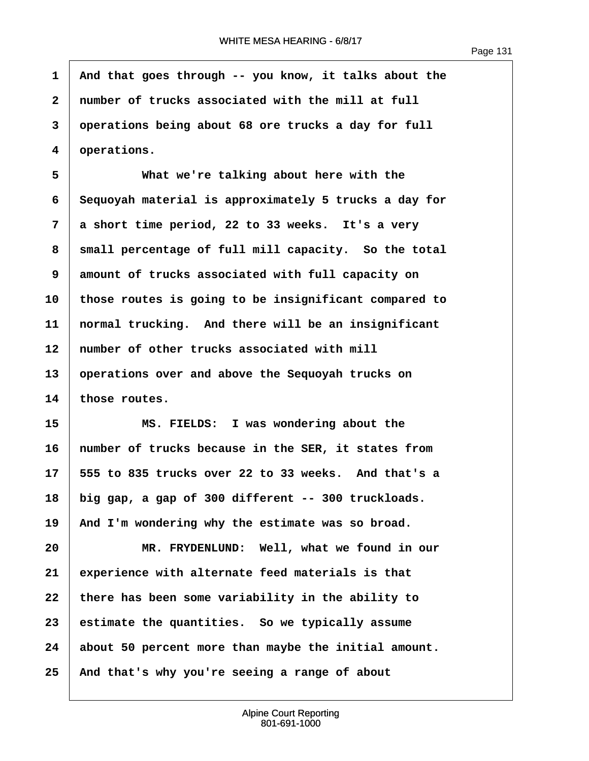And that goes through -- you know, it talks about the number of trucks associated with the mill at full operations being about 68 ore trucks a day for full operations.

What we're talking about here with the Sequoyah material is approximately 5 trucks a day for a short time period, 22 to 33 weeks. It's a very small percentage of full mill capacity. So the total amount of trucks associated with full capacity on those routes is going to be insignificant compared to normal trucking. And there will be an insignificant number of other trucks associated with mill operations over and above the Sequoyah trucks on those routes.

MS. FIELDS: I was wondering about the number of trucks because in the SER, it states from 555 to 835 trucks over 22 to 33 weeks. And that's a big gap, a gap of 300 different -- 300 truckloads. And I'm wondering why the estimate was so broad.

MR. FRYDENLUND: Well, what we found in our experience with alternate feed materials is that there has been some variability in the ability to estimate the quantities. So we typically assume about 50 percent more than maybe the initial amount. And that's why you're seeing a range of about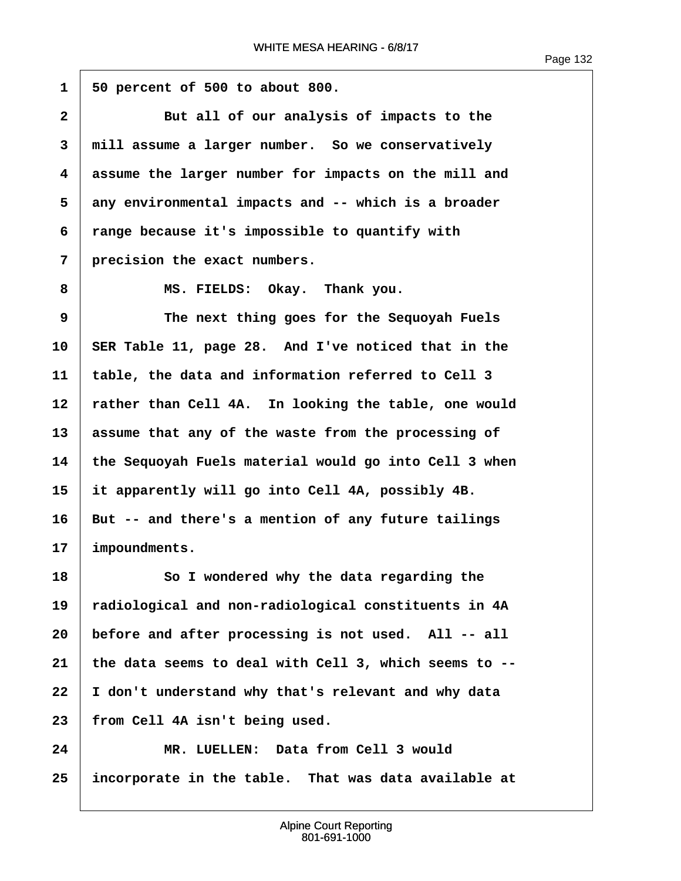50 percent of 500 to about 800.

But all of our analysis of impacts to the mill assume a larger number. So we conservatively assume the larger number for impacts on the mill and any environmental impacts and -- which is a broader range because it's impossible to quantify with precision the exact numbers.

MS. FIELDS: Okay. Thank you.

The next thing goes for the Sequoyah Fuels SER Table 11, page 28. And I've noticed that in the table, the data and information referred to Cell 3 rather than Cell 4A. In looking the table, one would assume that any of the waste from the processing of the Sequoyah Fuels material would go into Cell 3 when it apparently will go into Cell 4A, possibly 4B. But -- and there's a mention of any future tailings impoundments.

So I wondered why the data regarding the radiological and non-radiological constituents in 4A before and after processing is not used. All -- all the data seems to deal with Cell 3, which seems to -- I don't understand why that's relevant and why data from Cell 4A isn't being used.

MR. LUELLEN: Data from Cell 3 would incorporate in the table. That was data available at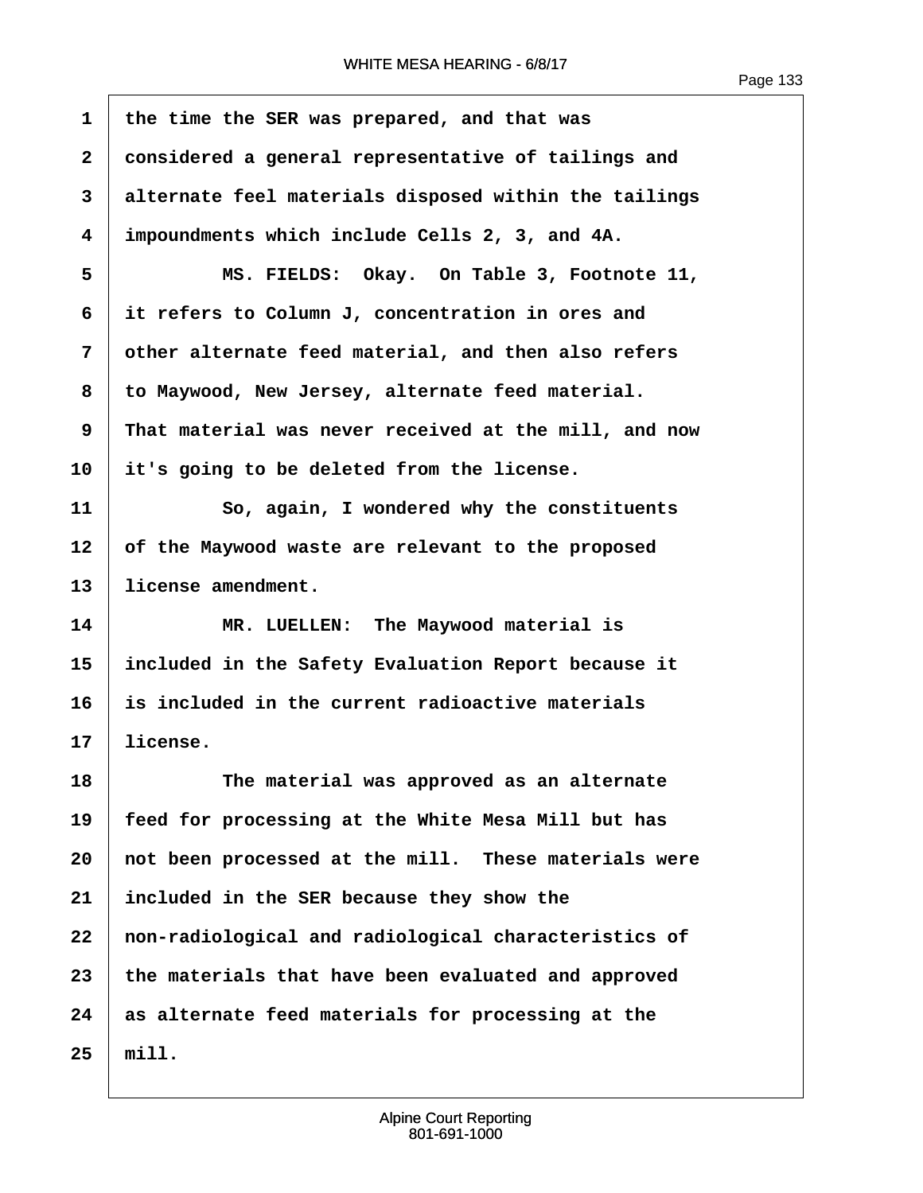the time the SER was prepared, and that was considered a general representative of tailings and alternate feel materials disposed within the tailings impoundments which include Cells 2, 3, and 4A.

MS. FIELDS: Okay. On Table 3, Footnote 11, it refers to Column J, concentration in ores and other alternate feed material, and then also refers to Maywood, New Jersey, alternate feed material. That material was never received at the mill, and now it's going to be deleted from the license.

So, again, I wondered why the constituents of the Maywood waste are relevant to the proposed license amendment.

MR. LUELLEN: The Maywood material is included in the Safety Evaluation Report because it is included in the current radioactive materials license.

The material was approved as an alternate feed for processing at the White Mesa Mill but has not been processed at the mill. These materials were included in the SER because they show the non-radiological and radiological characteristics of the materials that have been evaluated and approved as alternate feed materials for processing at the mill.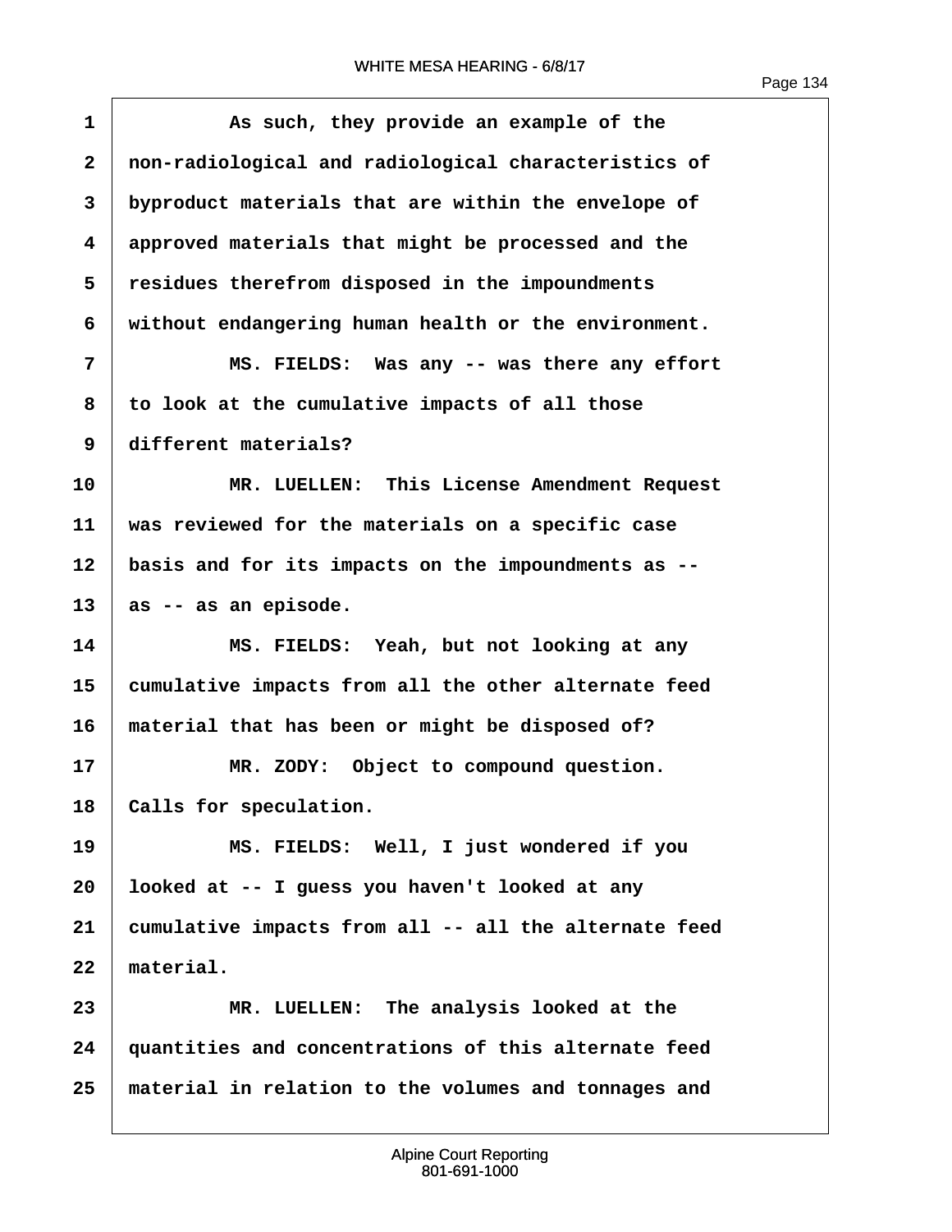As such, they provide an example of the non-radiological and radiological characteristics of byproduct materials that are within the envelope of approved materials that might be processed and the residues therefrom disposed in the impoundments without endangering human health or the environment.

MS. FIELDS: Was any -- was there any effort to look at the cumulative impacts of all those different materials?

MR. LUELLEN: This License Amendment Request was reviewed for the materials on a specific case basis and for its impacts on the impoundments as -- as -- as an episode.

MS. FIELDS: Yeah, but not looking at any cumulative impacts from all the other alternate feed material that has been or might be disposed of?

MR. ZODY: Object to compound question. Calls for speculation.

MS. FIELDS: Well, I just wondered if you looked at -- I guess you haven't looked at any cumulative impacts from all -- all the alternate feed material.

MR. LUELLEN: The analysis looked at the quantities and concentrations of this alternate feed material in relation to the volumes and tonnages and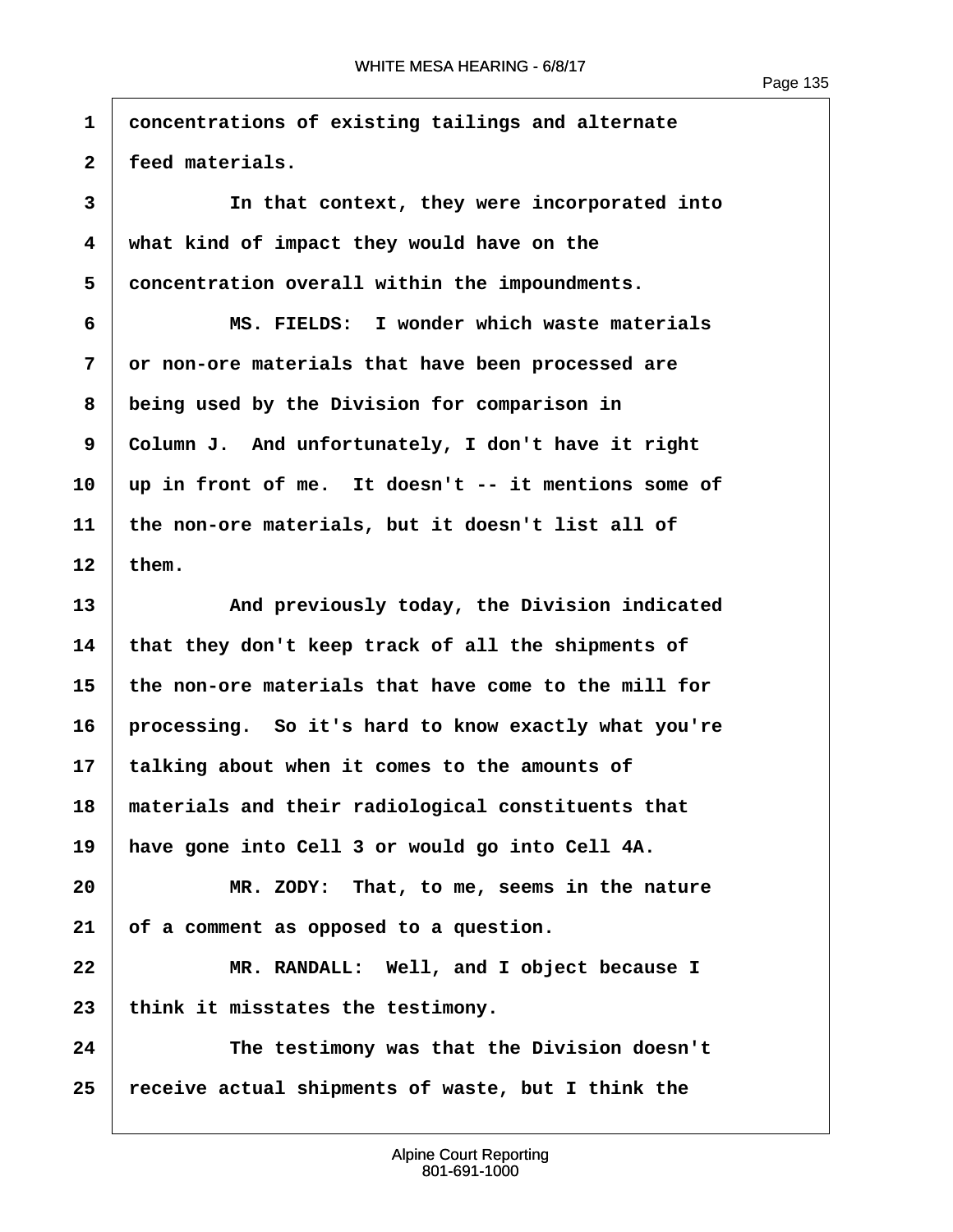1 concentrations of existing tailings and alternate
2 feed materials.
3 In that context, they were incorporated into
4 what kind of impact they would have on the
5 concentration overall within the impoundments.
6 MS. FIELDS: I wonder which waste materials
7 or non-ore materials that have been processed are
8 being used by the Division for comparison in
9 Column J. And unfortunately, I don't have it right
10 up in front of me. It doesn't -- it mentions some of
11 the non-ore materials, but it doesn't list all of
12 them.
13 And previously today, the Division indicated
14 that they don't keep track of all the shipments of
15 the non-ore materials that have come to the mill for
16 processing. So it's hard to know exactly what you're
17 talking about when it comes to the amounts of
18 materials and their radiological constituents that
19 have gone into Cell 3 or would go into Cell 4A.
20 MR. ZODY: That, to me, seems in the nature
21 of a comment as opposed to a question.
22 MR. RANDALL: Well, and I object because I
23 think it misstates the testimony.
24 The testimony was that the Division doesn't
25 receive actual shipments of waste, but I think the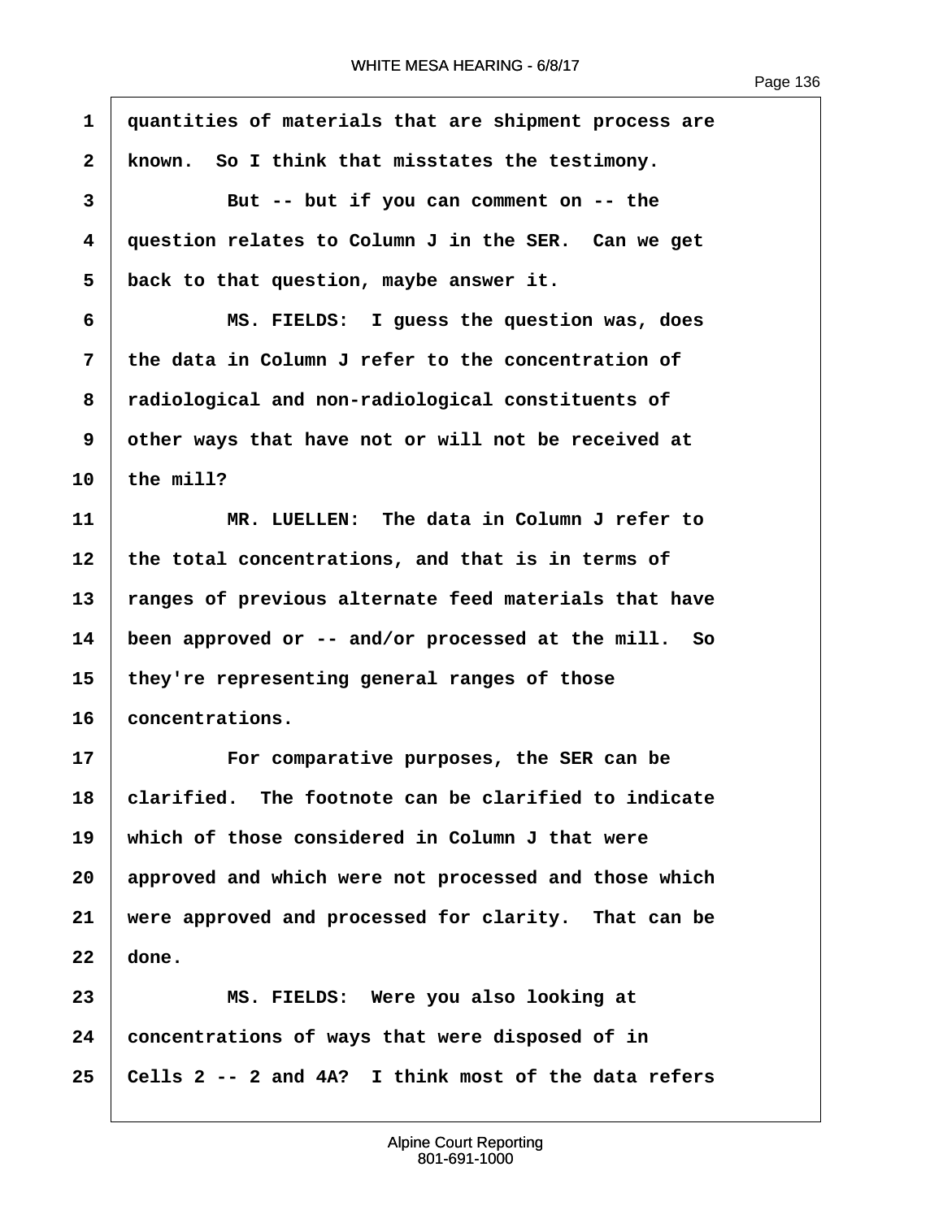1 quantities of materials that are shipment process are
2 known. So I think that misstates the testimony.
3 But -- but if you can comment on -- the
4 question relates to Column J in the SER. Can we get
5 back to that question, maybe answer it.
6 MS. FIELDS: I guess the question was, does
7 the data in Column J refer to the concentration of
8 radiological and non-radiological constituents of
9 other ways that have not or will not be received at
10 the mill?
11 MR. LUELLEN: The data in Column J refer to
12 the total concentrations, and that is in terms of
13 ranges of previous alternate feed materials that have
14 been approved or -- and/or processed at the mill. So
15 they're representing general ranges of those
16 concentrations.
17 For comparative purposes, the SER can be
18 clarified. The footnote can be clarified to indicate
19 which of those considered in Column J that were
20 approved and which were not processed and those which
21 were approved and processed for clarity. That can be
22 done.
23 MS. FIELDS: Were you also looking at
24 concentrations of ways that were disposed of in
25 Cells 2 -- 2 and 4A? I think most of the data refers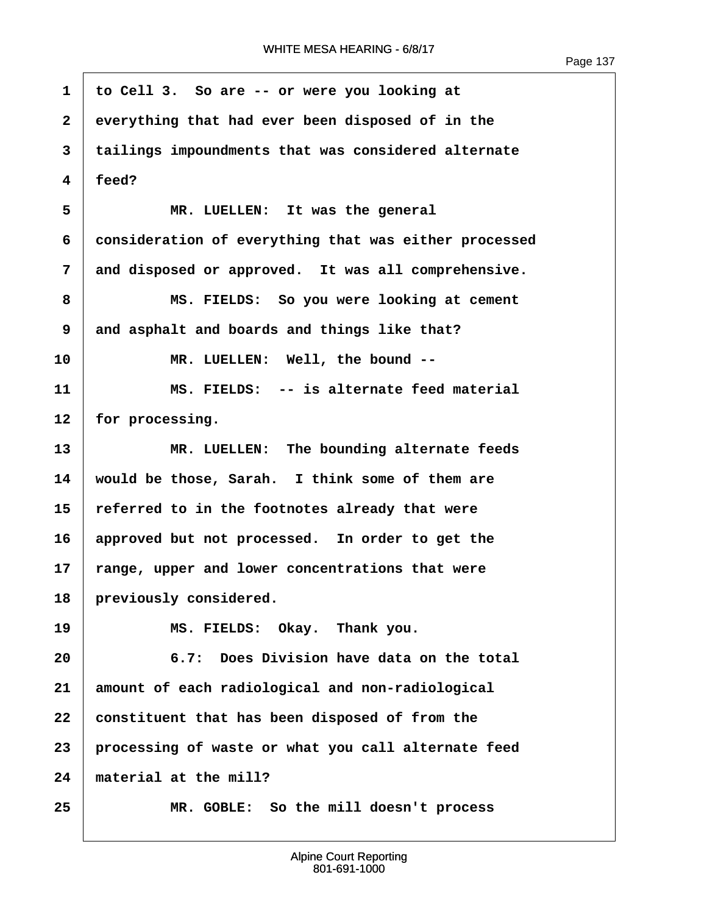to Cell 3. So are -- or were you looking at everything that had ever been disposed of in the tailings impoundments that was considered alternate feed?

MR. LUELLEN: It was the general consideration of everything that was either processed and disposed or approved. It was all comprehensive.

MS. FIELDS: So you were looking at cement and asphalt and boards and things like that?

MR. LUELLEN: Well, the bound --

MS. FIELDS: -- is alternate feed material for processing.

MR. LUELLEN: The bounding alternate feeds would be those, Sarah. I think some of them are referred to in the footnotes already that were approved but not processed. In order to get the range, upper and lower concentrations that were previously considered.

MS. FIELDS: Okay. Thank you.

6.7: Does Division have data on the total amount of each radiological and non-radiological constituent that has been disposed of from the processing of waste or what you call alternate feed material at the mill?

MR. GOBLE: So the mill doesn't process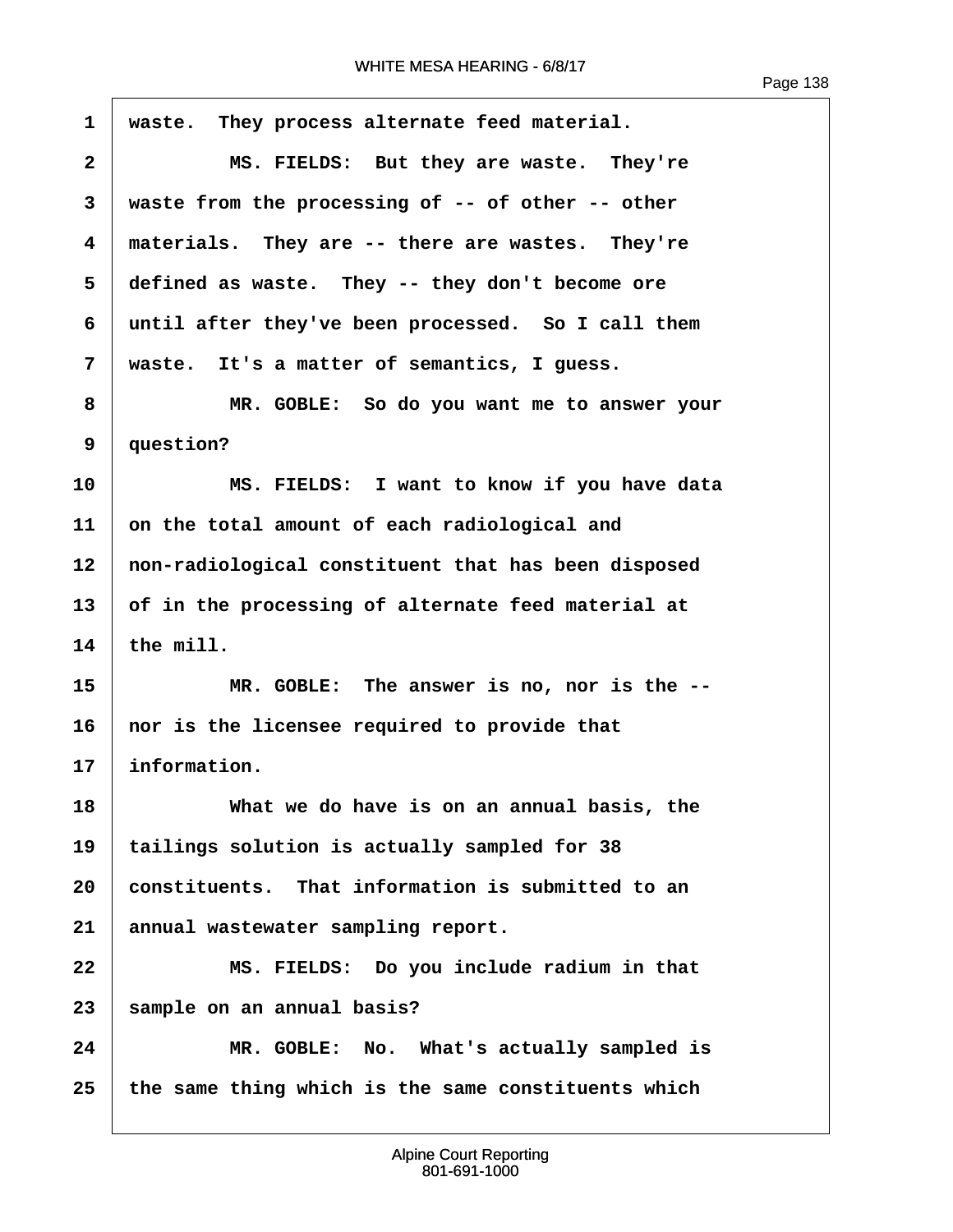1 waste. They process alternate feed material.

2 MS. FIELDS: But they are waste. They're

3 waste from the processing of -- of other -- other

4 materials. They are -- there are wastes. They're

5 defined as waste. They -- they don't become ore

6 until after they've been processed. So I call them

7 waste. It's a matter of semantics, I guess.

8 MR. GOBLE: So do you want me to answer your

9 question?

10 MS. FIELDS: I want to know if you have data

11 on the total amount of each radiological and

12 non-radiological constituent that has been disposed

13 of in the processing of alternate feed material at

14 the mill.

15 MR. GOBLE: The answer is no, nor is the --

16 nor is the licensee required to provide that

17 information.

18 What we do have is on an annual basis, the

19 tailings solution is actually sampled for 38

20 constituents. That information is submitted to an

21 annual wastewater sampling report.

22 MS. FIELDS: Do you include radium in that

23 sample on an annual basis?

24 MR. GOBLE: No. What's actually sampled is

25 the same thing which is the same constituents which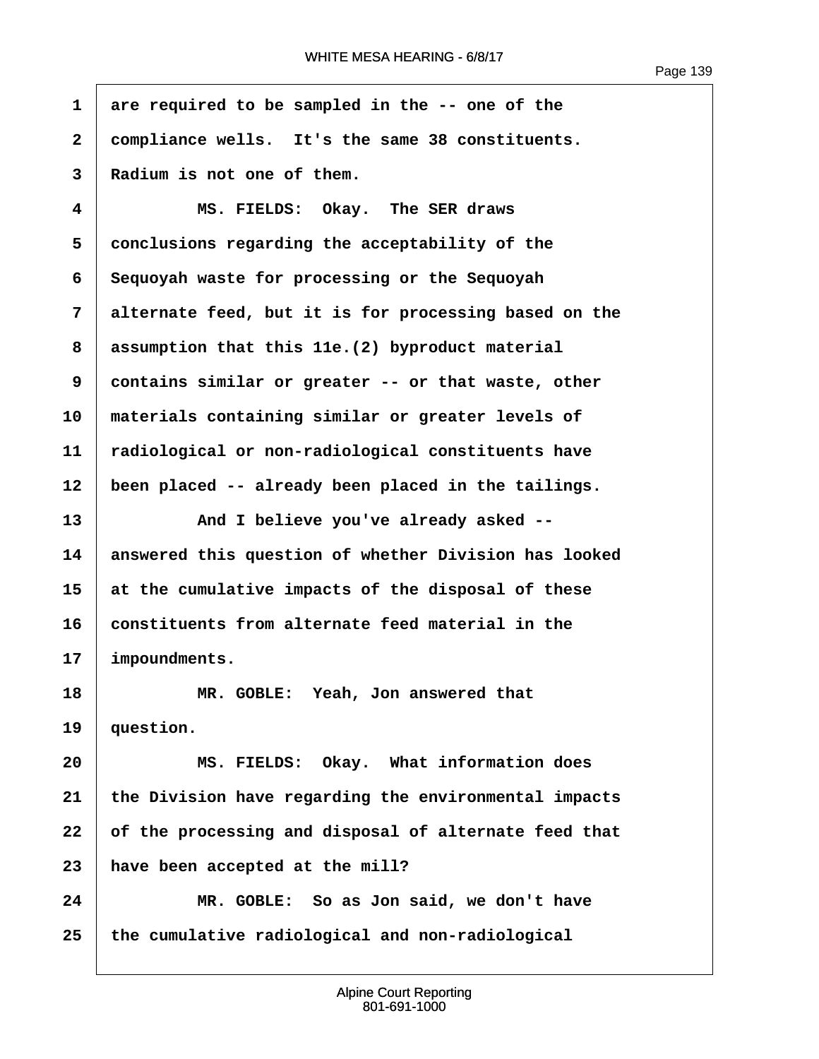1 are required to be sampled in the -- one of the
2 compliance wells. It's the same 38 constituents.
3 Radium is not one of them.
4 MS. FIELDS: Okay. The SER draws
5 conclusions regarding the acceptability of the
6 Sequoyah waste for processing or the Sequoyah
7 alternate feed, but it is for processing based on the
8 assumption that this 11e.(2) byproduct material
9 contains similar or greater -- or that waste, other
10 materials containing similar or greater levels of
11 radiological or non-radiological constituents have
12 been placed -- already been placed in the tailings.
13 And I believe you've already asked --
14 answered this question of whether Division has looked
15 at the cumulative impacts of the disposal of these
16 constituents from alternate feed material in the
17 impoundments.
18 MR. GOBLE: Yeah, Jon answered that
19 question.
20 MS. FIELDS: Okay. What information does
21 the Division have regarding the environmental impacts
22 of the processing and disposal of alternate feed that
23 have been accepted at the mill?
24 MR. GOBLE: So as Jon said, we don't have
25 the cumulative radiological and non-radiological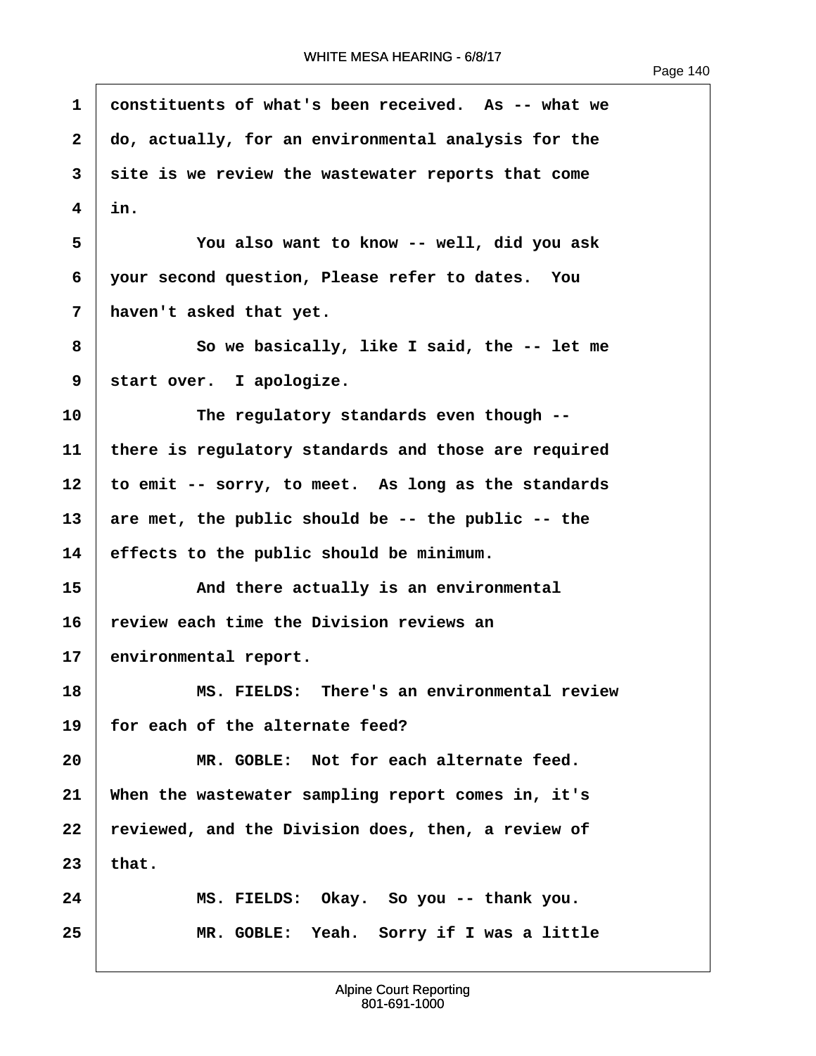constituents of what's been received. As -- what we do, actually, for an environmental analysis for the site is we review the wastewater reports that come in.

You also want to know -- well, did you ask your second question, Please refer to dates. You haven't asked that yet.

So we basically, like I said, the -- let me start over. I apologize.

The regulatory standards even though -- there is regulatory standards and those are required to emit -- sorry, to meet. As long as the standards are met, the public should be -- the public -- the effects to the public should be minimum.

And there actually is an environmental review each time the Division reviews an environmental report.

MS. FIELDS: There's an environmental review for each of the alternate feed?

MR. GOBLE: Not for each alternate feed. When the wastewater sampling report comes in, it's reviewed, and the Division does, then, a review of that.

MS. FIELDS: Okay. So you -- thank you.

MR. GOBLE: Yeah. Sorry if I was a little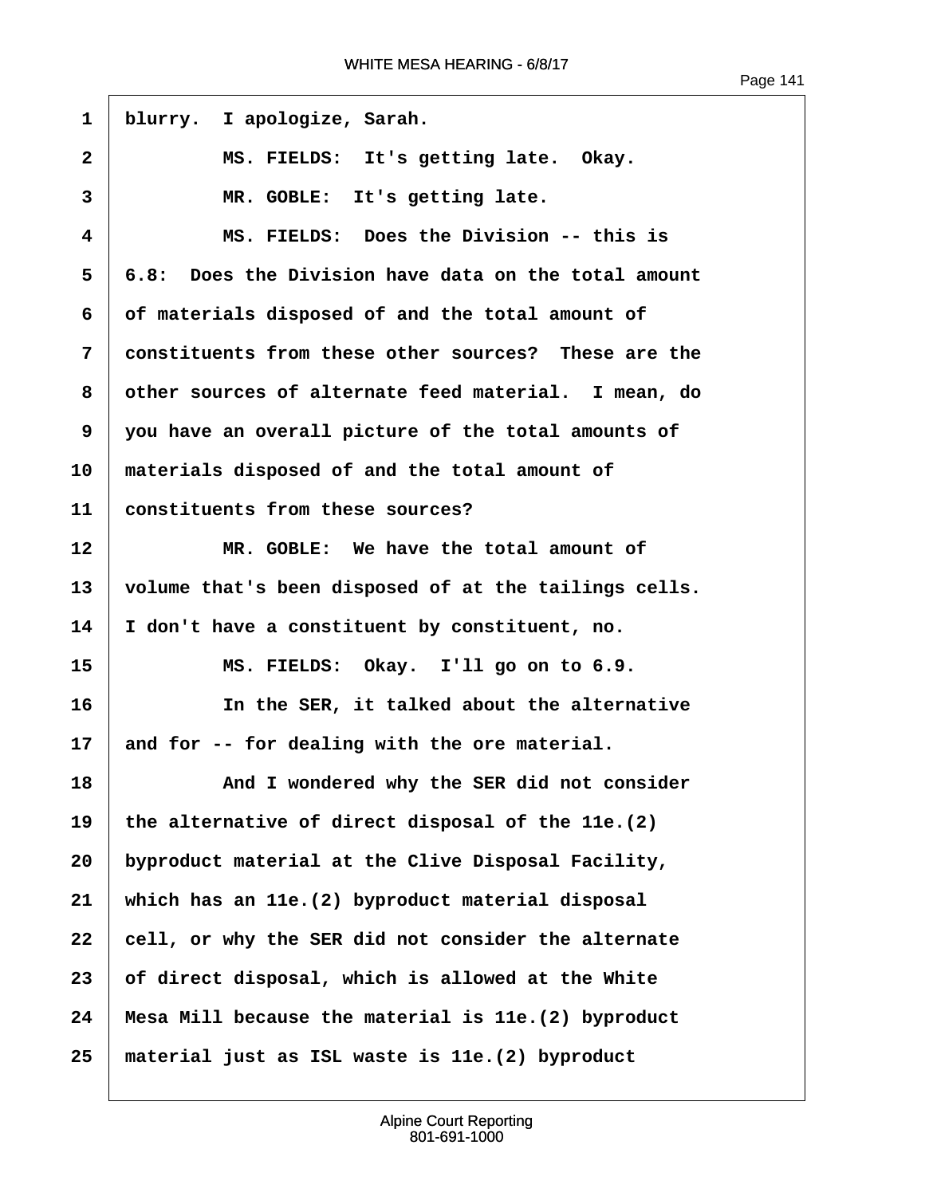1 blurry. I apologize, Sarah.

2 MS. FIELDS: It's getting late. Okay.

3 MR. GOBLE: It's getting late.

4 MS. FIELDS: Does the Division -- this is

5 6.8: Does the Division have data on the total amount

6 of materials disposed of and the total amount of

7 constituents from these other sources? These are the

8 other sources of alternate feed material. I mean, do

9 you have an overall picture of the total amounts of

10 materials disposed of and the total amount of

11 constituents from these sources?

12 MR. GOBLE: We have the total amount of

13 volume that's been disposed of at the tailings cells.

14 I don't have a constituent by constituent, no.

15 MS. FIELDS: Okay. I'll go on to 6.9.

16 In the SER, it talked about the alternative

17 and for -- for dealing with the ore material.

18 And I wondered why the SER did not consider

19 the alternative of direct disposal of the 11e.(2)

20 byproduct material at the Clive Disposal Facility,

21 which has an 11e.(2) byproduct material disposal

22 cell, or why the SER did not consider the alternate

23 of direct disposal, which is allowed at the White

24 Mesa Mill because the material is 11e.(2) byproduct

25 material just as ISL waste is 11e.(2) byproduct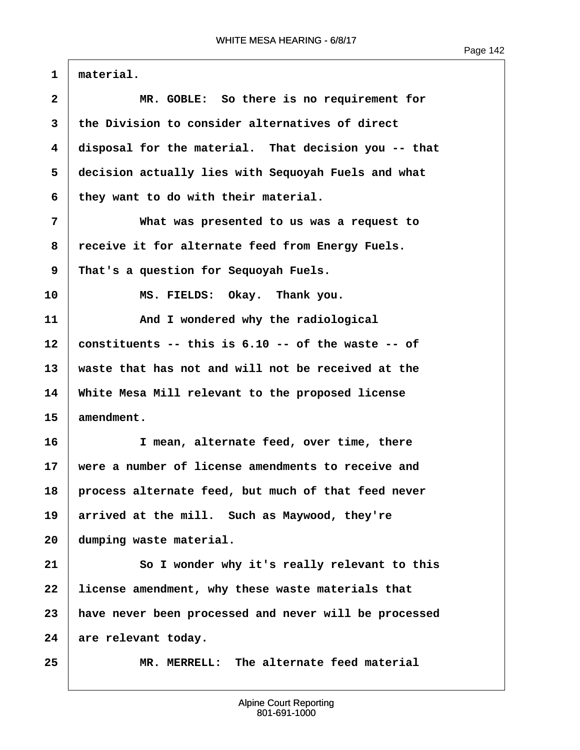1 material.

2 MR. GOBLE: So there is no requirement for

3 the Division to consider alternatives of direct

4 disposal for the material. That decision you -- that

5 decision actually lies with Sequoyah Fuels and what

6 they want to do with their material.

7 What was presented to us was a request to

8 receive it for alternate feed from Energy Fuels.

9 That's a question for Sequoyah Fuels.

10 MS. FIELDS: Okay. Thank you.

11 And I wondered why the radiological

12 constituents -- this is 6.10 -- of the waste -- of

13 waste that has not and will not be received at the

14 White Mesa Mill relevant to the proposed license

15 amendment.

16 I mean, alternate feed, over time, there

17 were a number of license amendments to receive and

18 process alternate feed, but much of that feed never

19 arrived at the mill. Such as Maywood, they're

20 dumping waste material.

21 So I wonder why it's really relevant to this

22 license amendment, why these waste materials that

23 have never been processed and never will be processed

24 are relevant today.

25 MR. MERRELL: The alternate feed material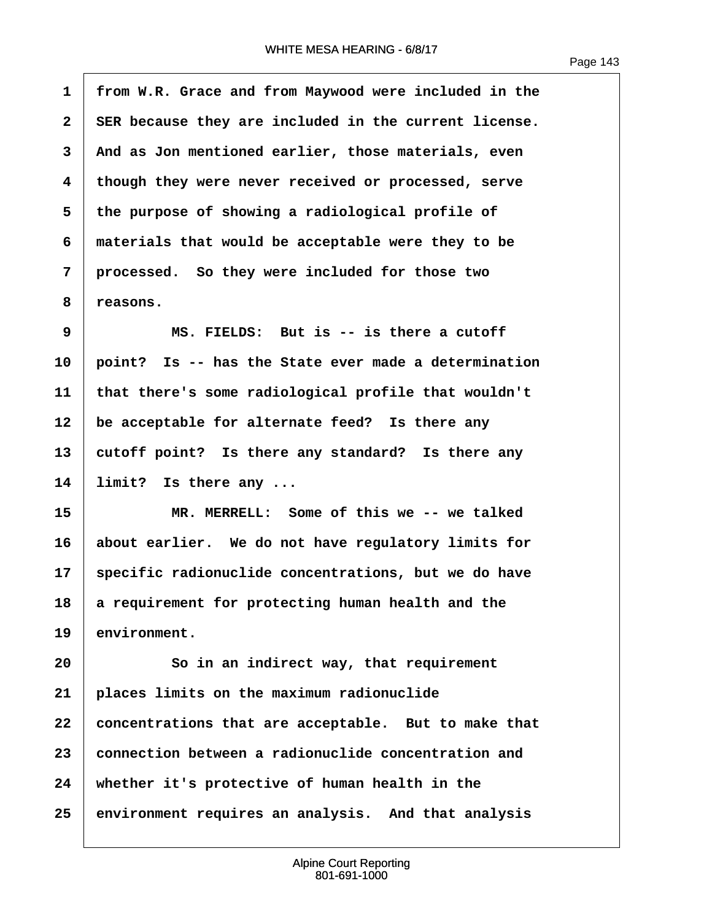from W.R. Grace and from Maywood were included in the SER because they are included in the current license. And as Jon mentioned earlier, those materials, even though they were never received or processed, serve the purpose of showing a radiological profile of materials that would be acceptable were they to be processed. So they were included for those two reasons.

MS. FIELDS: But is -- is there a cutoff point? Is -- has the State ever made a determination that there's some radiological profile that wouldn't be acceptable for alternate feed? Is there any cutoff point? Is there any standard? Is there any limit? Is there any ...

MR. MERRELL: Some of this we -- we talked about earlier. We do not have regulatory limits for specific radionuclide concentrations, but we do have a requirement for protecting human health and the environment.

So in an indirect way, that requirement places limits on the maximum radionuclide concentrations that are acceptable. But to make that connection between a radionuclide concentration and whether it's protective of human health in the environment requires an analysis. And that analysis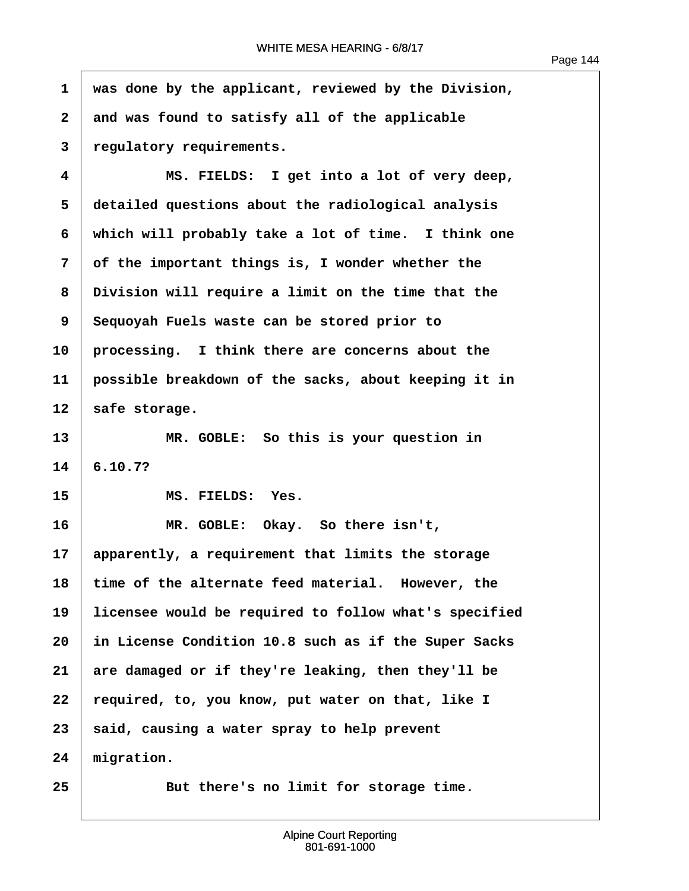was done by the applicant, reviewed by the Division, and was found to satisfy all of the applicable regulatory requirements.

MS. FIELDS: I get into a lot of very deep, detailed questions about the radiological analysis which will probably take a lot of time. I think one of the important things is, I wonder whether the Division will require a limit on the time that the Sequoyah Fuels waste can be stored prior to processing. I think there are concerns about the possible breakdown of the sacks, about keeping it in safe storage.

MR. GOBLE: So this is your question in 6.10.7?

MS. FIELDS: Yes.

MR. GOBLE: Okay. So there isn't, apparently, a requirement that limits the storage time of the alternate feed material. However, the licensee would be required to follow what's specified in License Condition 10.8 such as if the Super Sacks are damaged or if they're leaking, then they'll be required, to, you know, put water on that, like I said, causing a water spray to help prevent migration.

But there's no limit for storage time.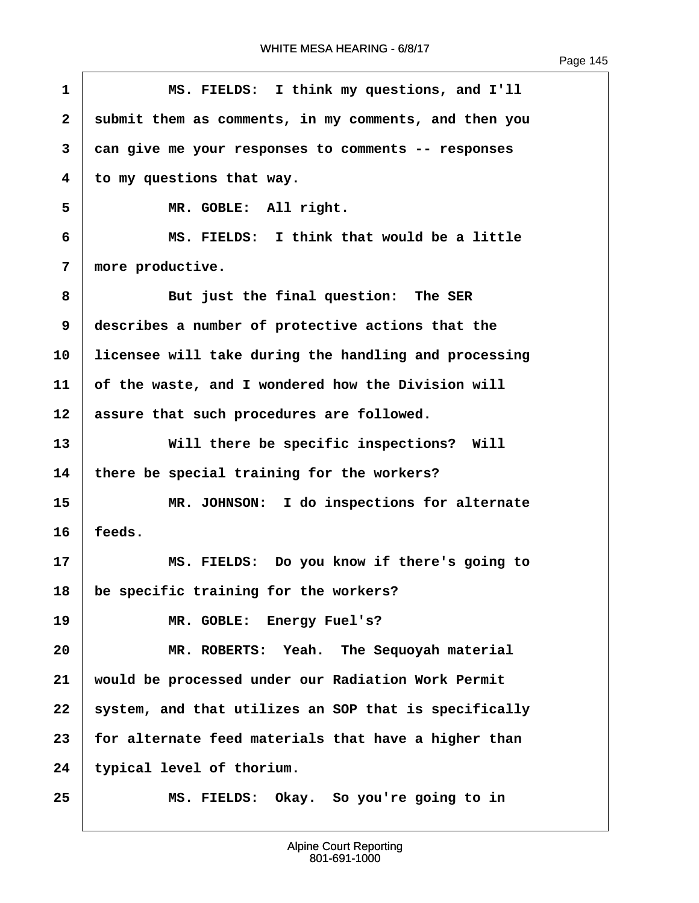MS. FIELDS: I think my questions, and I'll submit them as comments, in my comments, and then you can give me your responses to comments -- responses to my questions that way.

MR. GOBLE: All right.

MS. FIELDS: I think that would be a little more productive.

But just the final question: The SER describes a number of protective actions that the licensee will take during the handling and processing of the waste, and I wondered how the Division will assure that such procedures are followed.

Will there be specific inspections? Will there be special training for the workers?

MR. JOHNSON: I do inspections for alternate feeds.

MS. FIELDS: Do you know if there's going to be specific training for the workers?

MR. GOBLE: Energy Fuel's?

MR. ROBERTS: Yeah. The Sequoyah material would be processed under our Radiation Work Permit system, and that utilizes an SOP that is specifically for alternate feed materials that have a higher than typical level of thorium.

MS. FIELDS: Okay. So you're going to in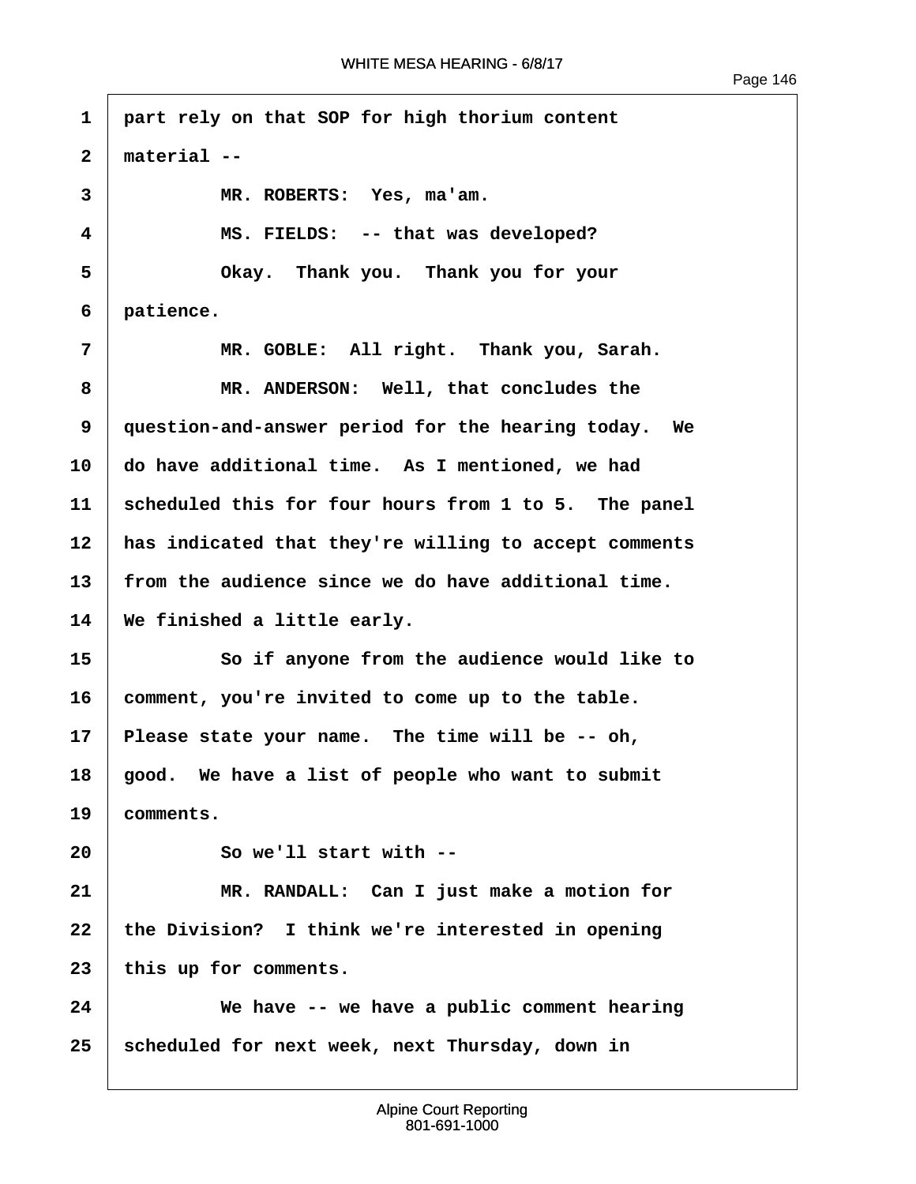1 part rely on that SOP for high thorium content

2 material --

3 MR. ROBERTS: Yes, ma'am.

4 MS. FIELDS: -- that was developed?

5 Okay. Thank you. Thank you for your

6 patience.

7 MR. GOBLE: All right. Thank you, Sarah.

8 MR. ANDERSON: Well, that concludes the

9 question-and-answer period for the hearing today. We

10 do have additional time. As I mentioned, we had

11 scheduled this for four hours from 1 to 5. The panel

12 has indicated that they're willing to accept comments

13 from the audience since we do have additional time.

14 We finished a little early.

15 So if anyone from the audience would like to

16 comment, you're invited to come up to the table.

17 Please state your name. The time will be -- oh,

18 good. We have a list of people who want to submit

19 comments.

20 So we'll start with --

21 MR. RANDALL: Can I just make a motion for

22 the Division? I think we're interested in opening

23 this up for comments.

24 We have -- we have a public comment hearing

25 scheduled for next week, next Thursday, down in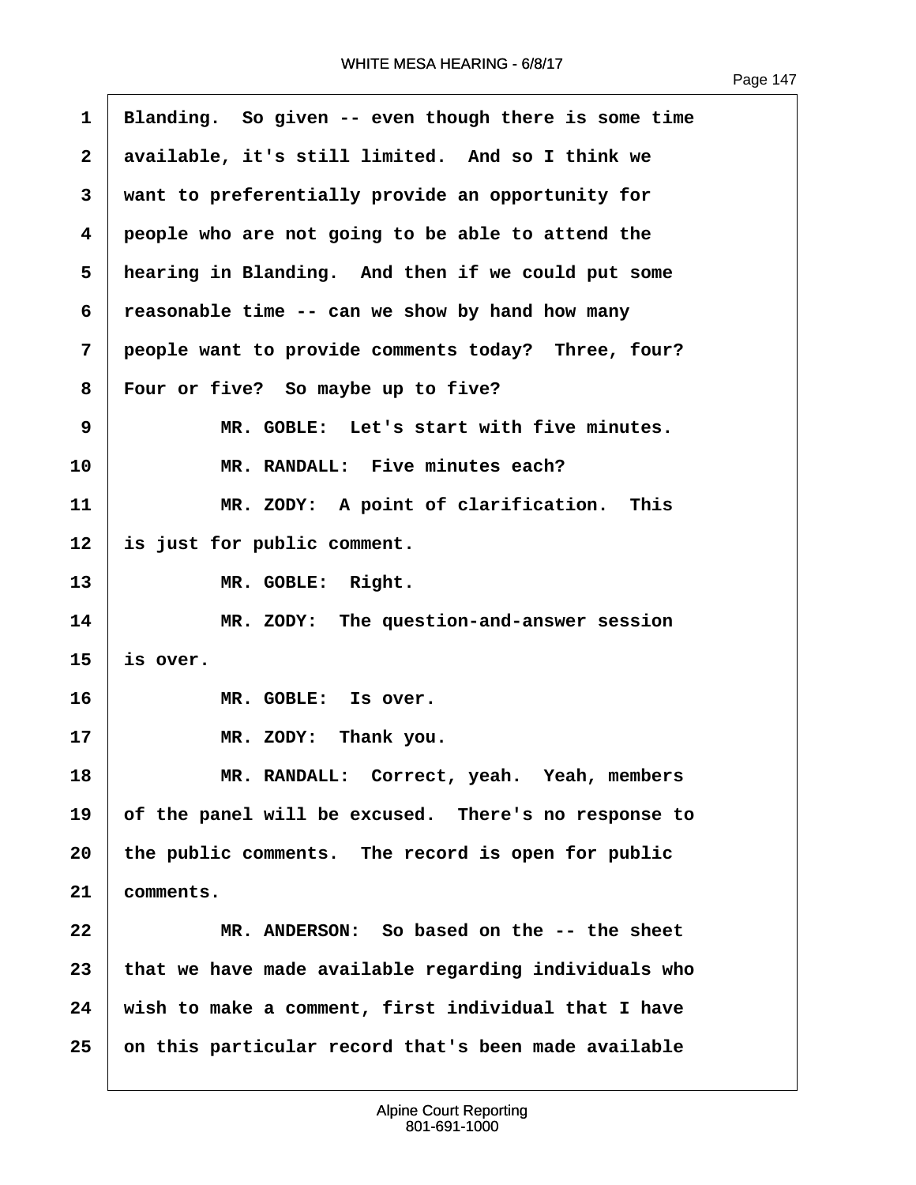1 Blanding. So given -- even though there is some time
2 available, it's still limited. And so I think we
3 want to preferentially provide an opportunity for
4 people who are not going to be able to attend the
5 hearing in Blanding. And then if we could put some
6 reasonable time -- can we show by hand how many
7 people want to provide comments today? Three, four?
8 Four or five? So maybe up to five?
9 MR. GOBLE: Let's start with five minutes.
10 MR. RANDALL: Five minutes each?
11 MR. ZODY: A point of clarification. This
12 is just for public comment.
13 MR. GOBLE: Right.
14 MR. ZODY: The question-and-answer session
15 is over.
16 MR. GOBLE: Is over.
17 MR. ZODY: Thank you.
18 MR. RANDALL: Correct, yeah. Yeah, members
19 of the panel will be excused. There's no response to
20 the public comments. The record is open for public
21 comments.
22 MR. ANDERSON: So based on the -- the sheet
23 that we have made available regarding individuals who
24 wish to make a comment, first individual that I have
25 on this particular record that's been made available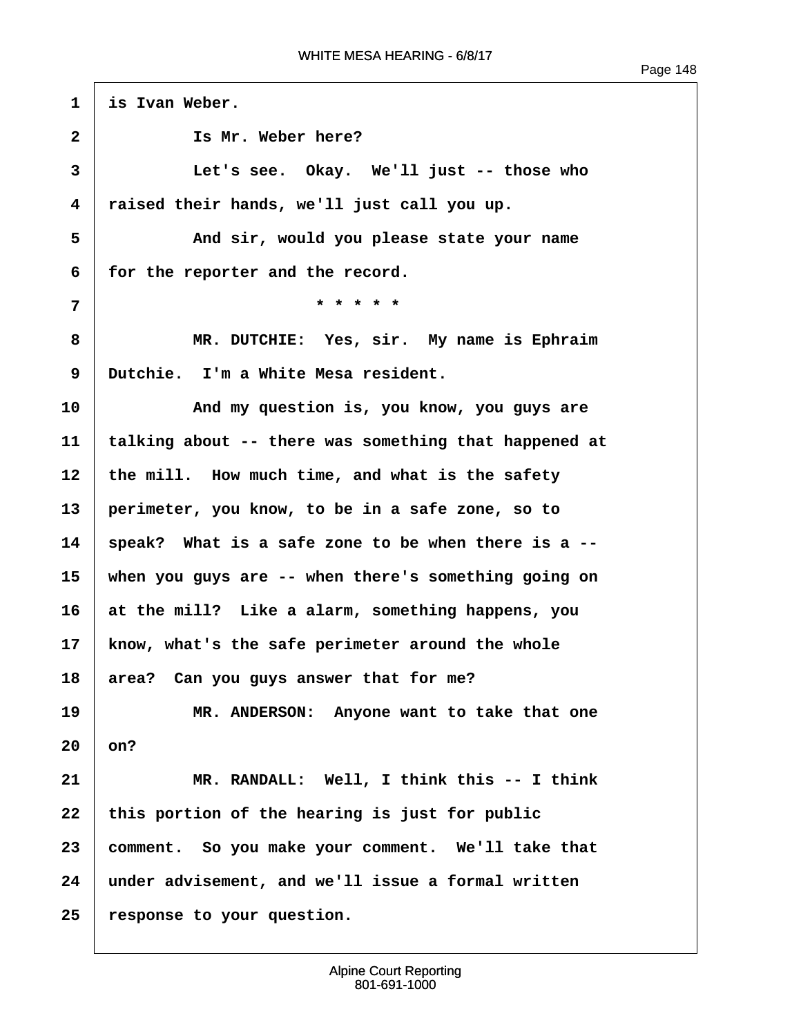1 is Ivan Weber.

2 Is Mr. Weber here?

3 Let's see. Okay. We'll just -- those who

4 raised their hands, we'll just call you up.

5 And sir, would you please state your name

6 for the reporter and the record.

7 * * * * *

8 MR. DUTCHIE: Yes, sir. My name is Ephraim

9 Dutchie. I'm a White Mesa resident.

10 And my question is, you know, you guys are

11 talking about -- there was something that happened at

12 the mill. How much time, and what is the safety

13 perimeter, you know, to be in a safe zone, so to

14 speak? What is a safe zone to be when there is a --

15 when you guys are -- when there's something going on

16 at the mill? Like a alarm, something happens, you

17 know, what's the safe perimeter around the whole

18 area? Can you guys answer that for me?

19 MR. ANDERSON: Anyone want to take that one

20 on?

21 MR. RANDALL: Well, I think this -- I think

22 this portion of the hearing is just for public

23 comment. So you make your comment. We'll take that

24 under advisement, and we'll issue a formal written

25 response to your question.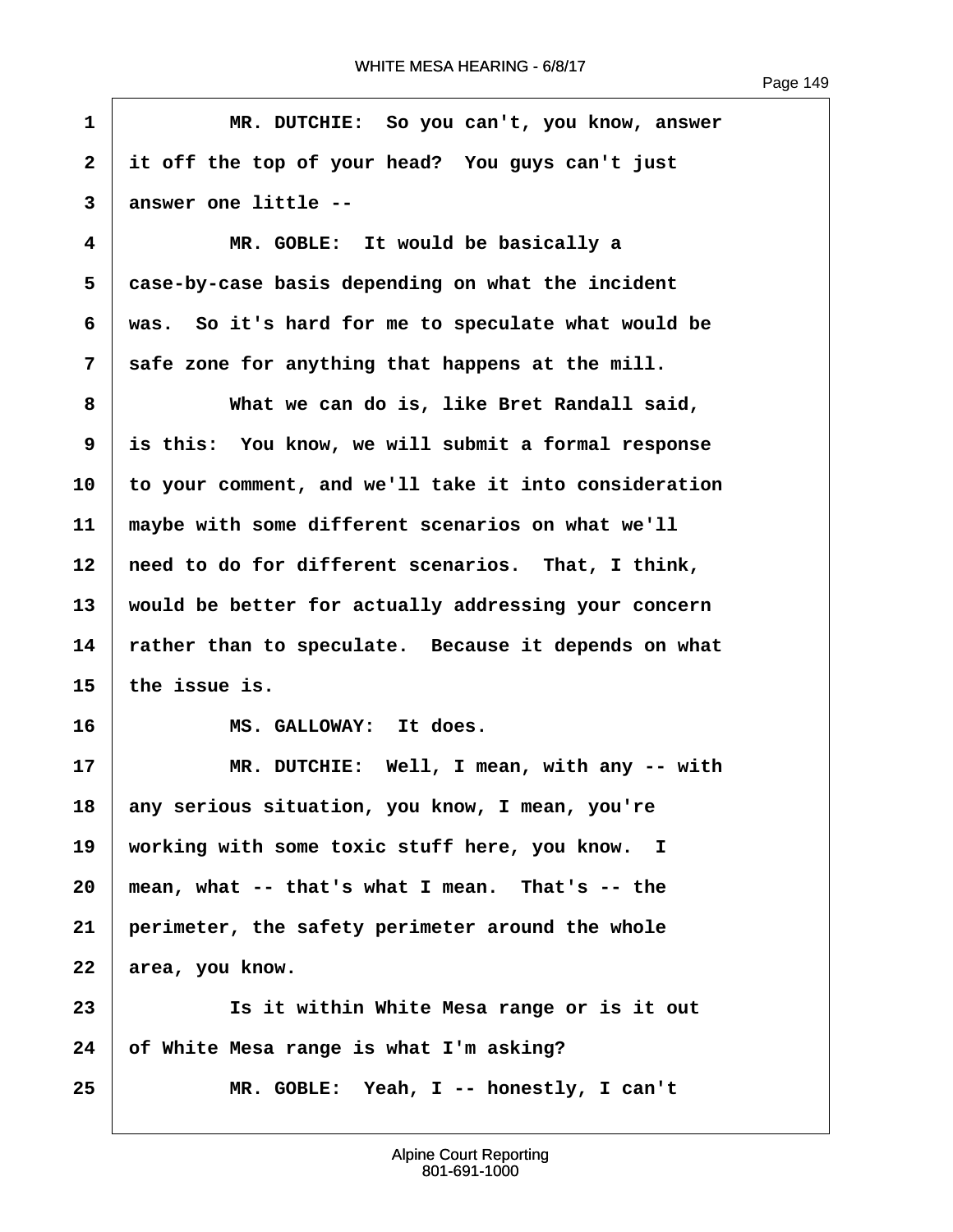1 MR. DUTCHIE: So you can't, you know, answer
2 it off the top of your head? You guys can't just
3 answer one little --
4 MR. GOBLE: It would be basically a
5 case-by-case basis depending on what the incident
6 was. So it's hard for me to speculate what would be
7 safe zone for anything that happens at the mill.
8 What we can do is, like Bret Randall said,
9 is this: You know, we will submit a formal response
10 to your comment, and we'll take it into consideration
11 maybe with some different scenarios on what we'll
12 need to do for different scenarios. That, I think,
13 would be better for actually addressing your concern
14 rather than to speculate. Because it depends on what
15 the issue is.
16 MS. GALLOWAY: It does.
17 MR. DUTCHIE: Well, I mean, with any -- with
18 any serious situation, you know, I mean, you're
19 working with some toxic stuff here, you know. I
20 mean, what -- that's what I mean. That's -- the
21 perimeter, the safety perimeter around the whole
22 area, you know.
23 Is it within White Mesa range or is it out
24 of White Mesa range is what I'm asking?
25 MR. GOBLE: Yeah, I -- honestly, I can't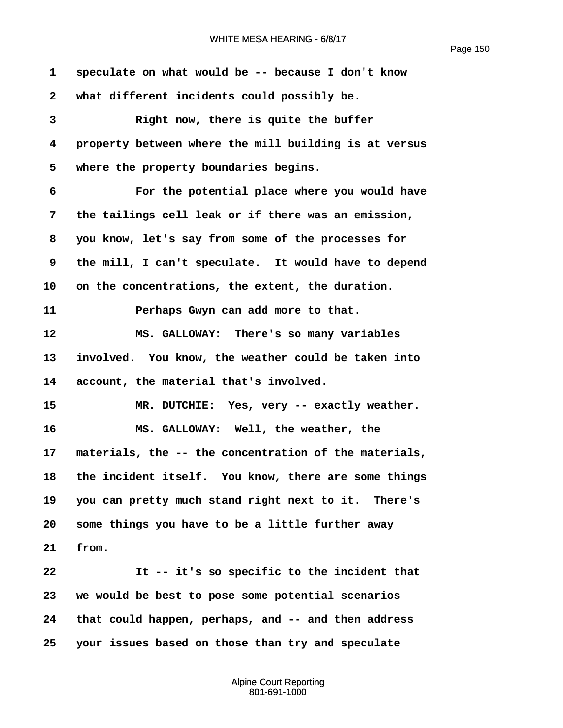speculate on what would be -- because I don't know what different incidents could possibly be.

Right now, there is quite the buffer property between where the mill building is at versus where the property boundaries begins.

For the potential place where you would have the tailings cell leak or if there was an emission, you know, let's say from some of the processes for the mill, I can't speculate. It would have to depend on the concentrations, the extent, the duration.

Perhaps Gwyn can add more to that.

MS. GALLOWAY: There's so many variables involved. You know, the weather could be taken into account, the material that's involved.

MR. DUTCHIE: Yes, very -- exactly weather.

MS. GALLOWAY: Well, the weather, the materials, the -- the concentration of the materials, the incident itself. You know, there are some things you can pretty much stand right next to it. There's some things you have to be a little further away from.

It -- it's so specific to the incident that we would be best to pose some potential scenarios that could happen, perhaps, and -- and then address your issues based on those than try and speculate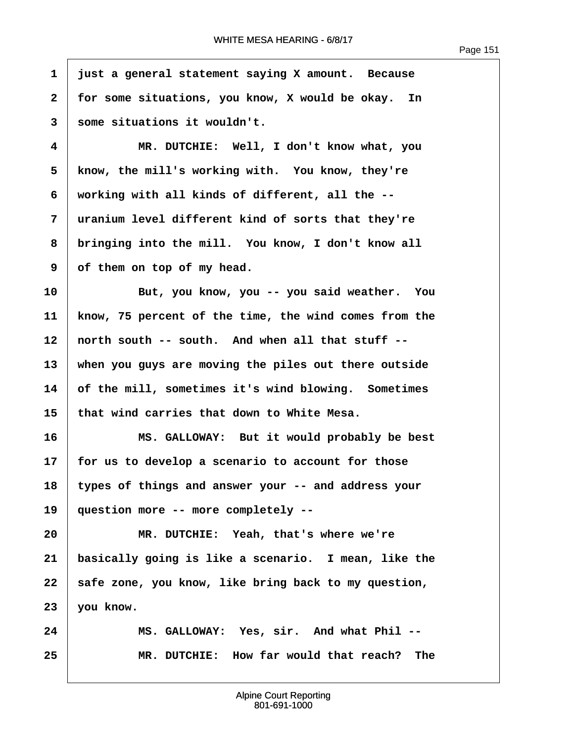1 just a general statement saying X amount. Because
2 for some situations, you know, X would be okay. In
3 some situations it wouldn't.
4 MR. DUTCHIE: Well, I don't know what, you
5 know, the mill's working with. You know, they're
6 working with all kinds of different, all the --
7 uranium level different kind of sorts that they're
8 bringing into the mill. You know, I don't know all
9 of them on top of my head.
10 But, you know, you -- you said weather. You
11 know, 75 percent of the time, the wind comes from the
12 north south -- south. And when all that stuff --
13 when you guys are moving the piles out there outside
14 of the mill, sometimes it's wind blowing. Sometimes
15 that wind carries that down to White Mesa.
16 MS. GALLOWAY: But it would probably be best
17 for us to develop a scenario to account for those
18 types of things and answer your -- and address your
19 question more -- more completely --
20 MR. DUTCHIE: Yeah, that's where we're
21 basically going is like a scenario. I mean, like the
22 safe zone, you know, like bring back to my question,
23 you know.
24 MS. GALLOWAY: Yes, sir. And what Phil --
25 MR. DUTCHIE: How far would that reach? The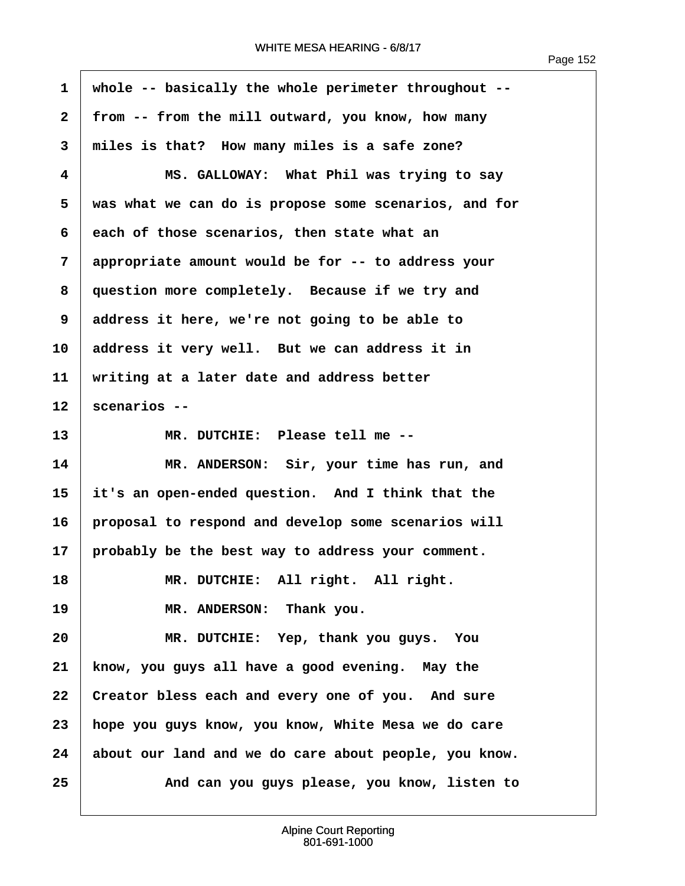whole -- basically the whole perimeter throughout -- from -- from the mill outward, you know, how many miles is that? How many miles is a safe zone?

MS. GALLOWAY: What Phil was trying to say was what we can do is propose some scenarios, and for each of those scenarios, then state what an appropriate amount would be for -- to address your question more completely. Because if we try and address it here, we're not going to be able to address it very well. But we can address it in writing at a later date and address better scenarios --

MR. DUTCHIE: Please tell me --

MR. ANDERSON: Sir, your time has run, and it's an open-ended question. And I think that the proposal to respond and develop some scenarios will probably be the best way to address your comment.

MR. DUTCHIE: All right. All right.

MR. ANDERSON: Thank you.

MR. DUTCHIE: Yep, thank you guys. You know, you guys all have a good evening. May the Creator bless each and every one of you. And sure hope you guys know, you know, White Mesa we do care about our land and we do care about people, you know.

And can you guys please, you know, listen to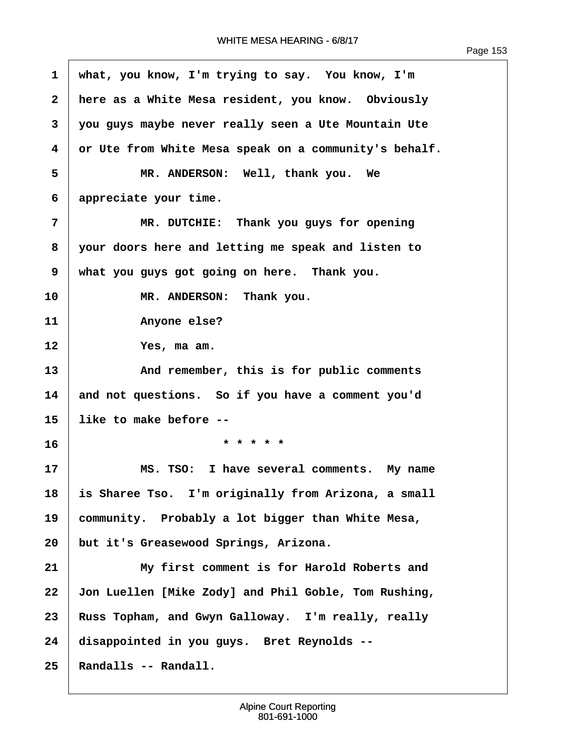1 what, you know, I'm trying to say. You know, I'm
2 here as a White Mesa resident, you know. Obviously
3 you guys maybe never really seen a Ute Mountain Ute
4 or Ute from White Mesa speak on a community's behalf.
5 MR. ANDERSON: Well, thank you. We
6 appreciate your time.
7 MR. DUTCHIE: Thank you guys for opening
8 your doors here and letting me speak and listen to
9 what you guys got going on here. Thank you.
10 MR. ANDERSON: Thank you.
11 Anyone else?
12 Yes, ma am.
13 And remember, this is for public comments
14 and not questions. So if you have a comment you'd
15 like to make before --
16 * * * * *
17 MS. TSO: I have several comments. My name
18 is Sharee Tso. I'm originally from Arizona, a small
19 community. Probably a lot bigger than White Mesa,
20 but it's Greasewood Springs, Arizona.
21 My first comment is for Harold Roberts and
22 Jon Luellen [Mike Zody] and Phil Goble, Tom Rushing,
23 Russ Topham, and Gwyn Galloway. I'm really, really
24 disappointed in you guys. Bret Reynolds --
25 Randalls -- Randall.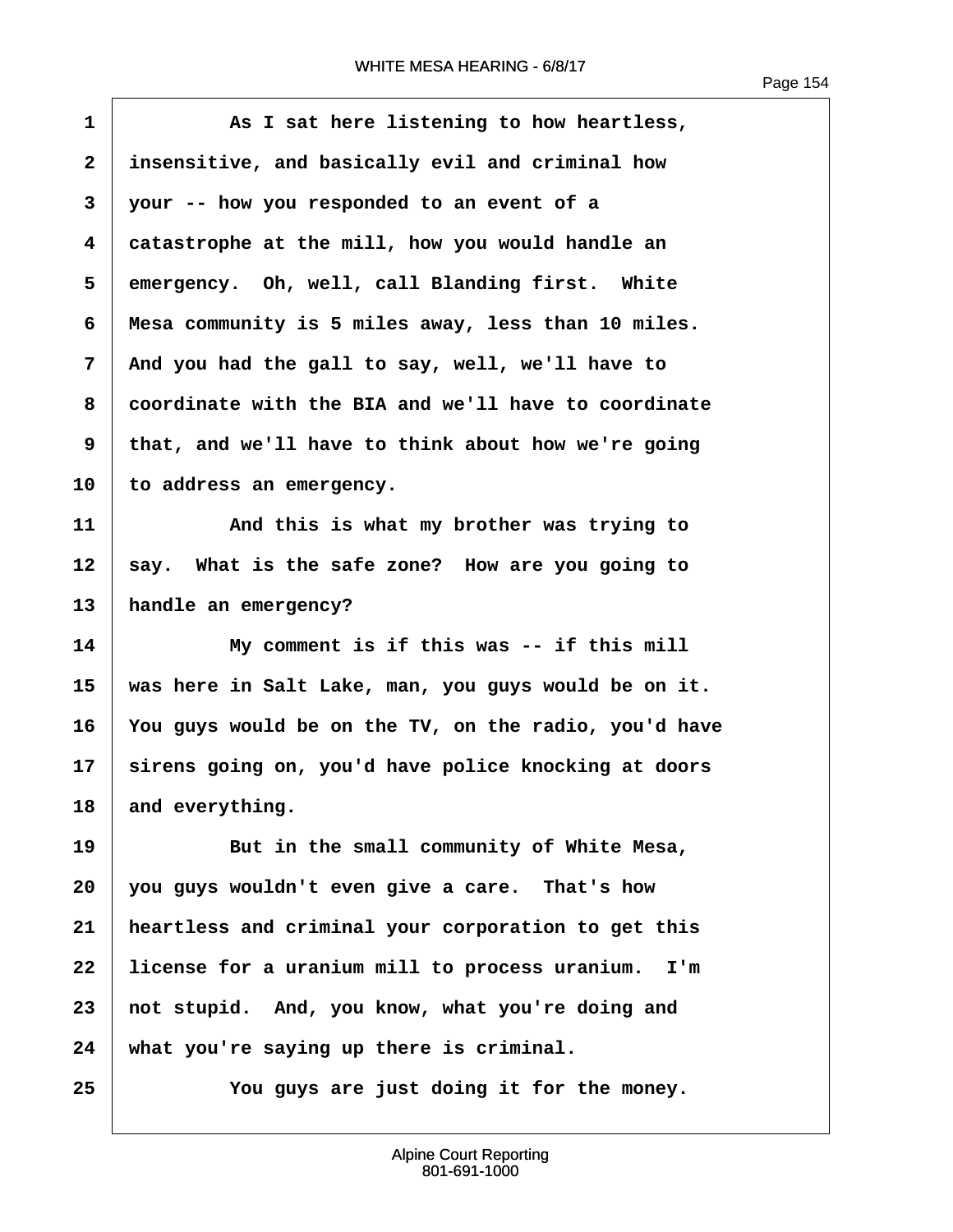As I sat here listening to how heartless, insensitive, and basically evil and criminal how your -- how you responded to an event of a catastrophe at the mill, how you would handle an emergency. Oh, well, call Blanding first. White Mesa community is 5 miles away, less than 10 miles. And you had the gall to say, well, we'll have to coordinate with the BIA and we'll have to coordinate that, and we'll have to think about how we're going to address an emergency.

And this is what my brother was trying to say. What is the safe zone? How are you going to handle an emergency?

My comment is if this was -- if this mill was here in Salt Lake, man, you guys would be on it. You guys would be on the TV, on the radio, you'd have sirens going on, you'd have police knocking at doors and everything.

But in the small community of White Mesa, you guys wouldn't even give a care. That's how heartless and criminal your corporation to get this license for a uranium mill to process uranium. I'm not stupid. And, you know, what you're doing and what you're saying up there is criminal.

You guys are just doing it for the money.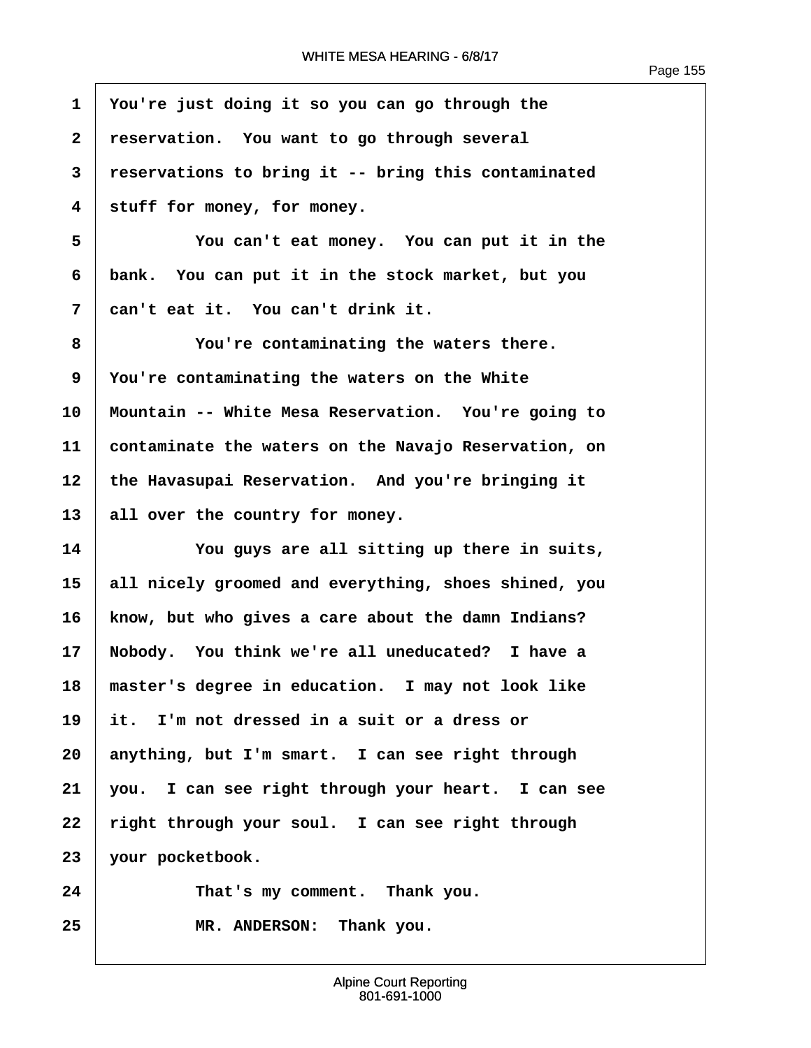You're just doing it so you can go through the reservation. You want to go through several reservations to bring it -- bring this contaminated stuff for money, for money.

You can't eat money. You can put it in the bank. You can put it in the stock market, but you can't eat it. You can't drink it.

You're contaminating the waters there. You're contaminating the waters on the White Mountain -- White Mesa Reservation. You're going to contaminate the waters on the Navajo Reservation, on the Havasupai Reservation. And you're bringing it all over the country for money.

You guys are all sitting up there in suits, all nicely groomed and everything, shoes shined, you know, but who gives a care about the damn Indians? Nobody. You think we're all uneducated? I have a master's degree in education. I may not look like it. I'm not dressed in a suit or a dress or anything, but I'm smart. I can see right through you. I can see right through your heart. I can see right through your soul. I can see right through your pocketbook.

That's my comment. Thank you.

MR. ANDERSON: Thank you.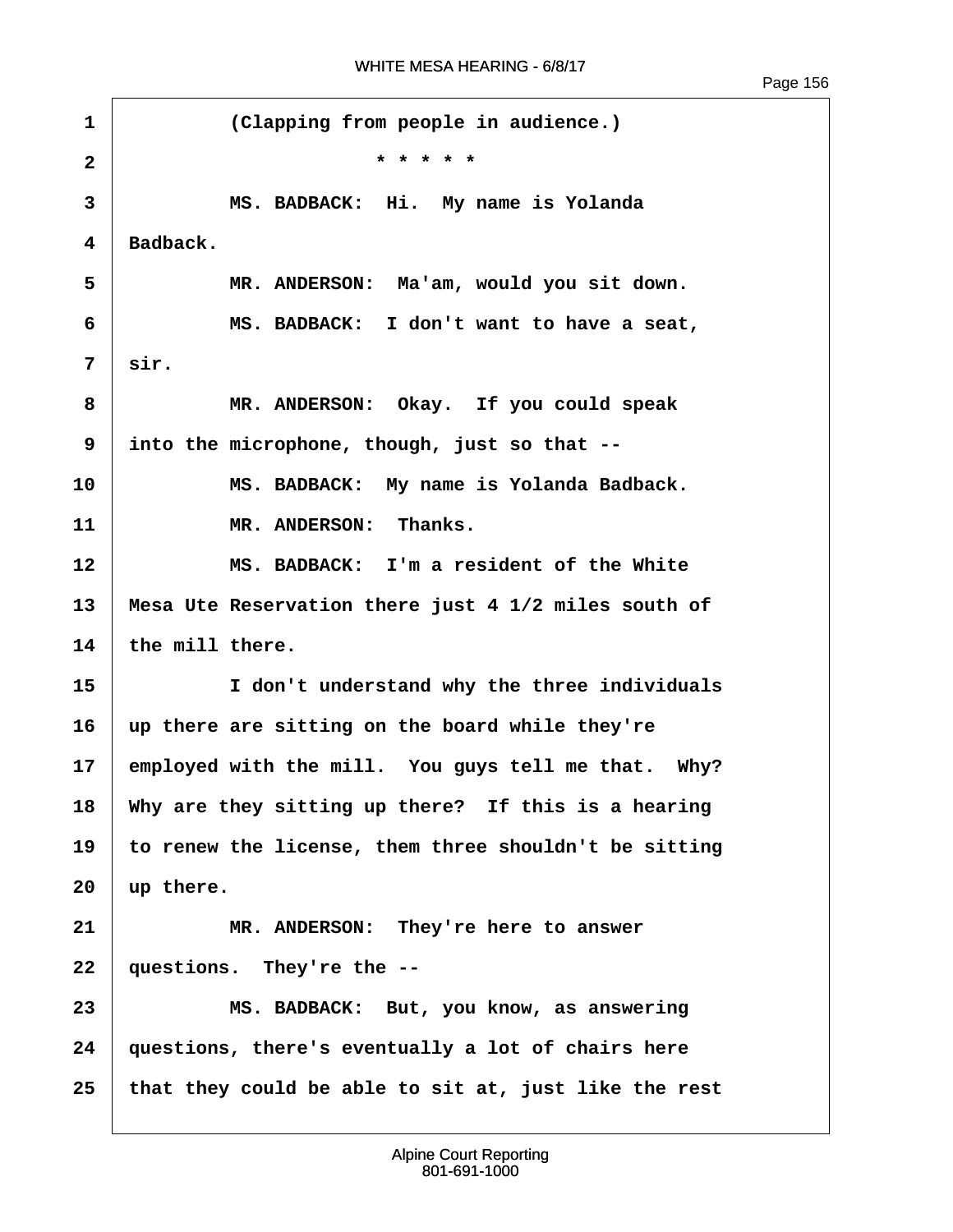(Clapping from people in audience.)

\* \* \* \* \*

MS. BADBACK: Hi. My name is Yolanda Badback.

MR. ANDERSON: Ma'am, would you sit down.

MS. BADBACK: I don't want to have a seat, sir.

MR. ANDERSON: Okay. If you could speak into the microphone, though, just so that --

MS. BADBACK: My name is Yolanda Badback.

MR. ANDERSON: Thanks.

MS. BADBACK: I'm a resident of the White Mesa Ute Reservation there just 4 1/2 miles south of the mill there.

I don't understand why the three individuals up there are sitting on the board while they're employed with the mill. You guys tell me that. Why? Why are they sitting up there? If this is a hearing to renew the license, them three shouldn't be sitting up there.

MR. ANDERSON: They're here to answer questions. They're the --

MS. BADBACK: But, you know, as answering questions, there's eventually a lot of chairs here that they could be able to sit at, just like the rest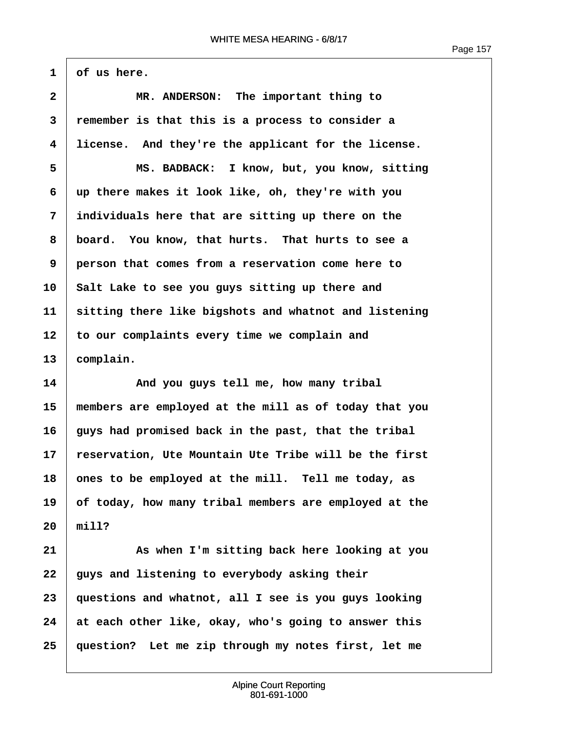of us here.

MR. ANDERSON: The important thing to remember is that this is a process to consider a license. And they're the applicant for the license.

MS. BADBACK: I know, but, you know, sitting up there makes it look like, oh, they're with you individuals here that are sitting up there on the board. You know, that hurts. That hurts to see a person that comes from a reservation come here to Salt Lake to see you guys sitting up there and sitting there like bigshots and whatnot and listening to our complaints every time we complain and complain.

And you guys tell me, how many tribal members are employed at the mill as of today that you guys had promised back in the past, that the tribal reservation, Ute Mountain Ute Tribe will be the first ones to be employed at the mill. Tell me today, as of today, how many tribal members are employed at the mill?

As when I'm sitting back here looking at you guys and listening to everybody asking their questions and whatnot, all I see is you guys looking at each other like, okay, who's going to answer this question? Let me zip through my notes first, let me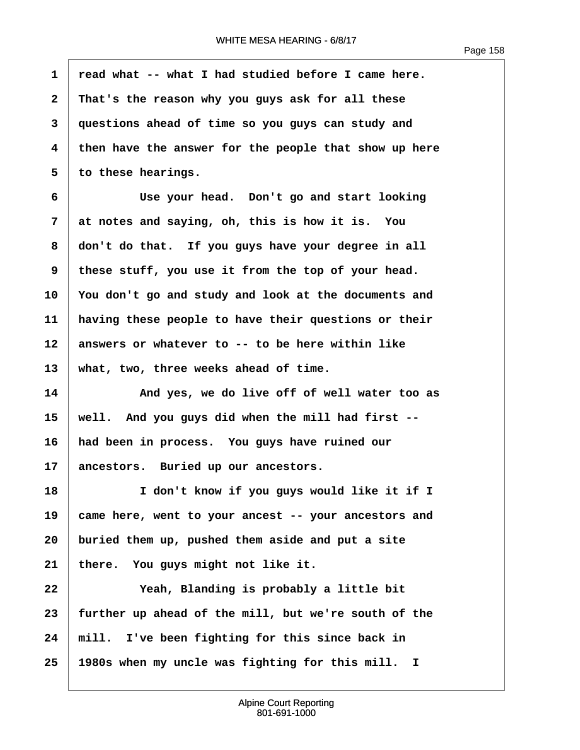read what -- what I had studied before I came here. That's the reason why you guys ask for all these questions ahead of time so you guys can study and then have the answer for the people that show up here to these hearings.

Use your head. Don't go and start looking at notes and saying, oh, this is how it is. You don't do that. If you guys have your degree in all these stuff, you use it from the top of your head. You don't go and study and look at the documents and having these people to have their questions or their answers or whatever to -- to be here within like what, two, three weeks ahead of time.

And yes, we do live off of well water too as well. And you guys did when the mill had first -- had been in process. You guys have ruined our ancestors. Buried up our ancestors.

I don't know if you guys would like it if I came here, went to your ancest -- your ancestors and buried them up, pushed them aside and put a site there. You guys might not like it.

Yeah, Blanding is probably a little bit further up ahead of the mill, but we're south of the mill. I've been fighting for this since back in 1980s when my uncle was fighting for this mill. I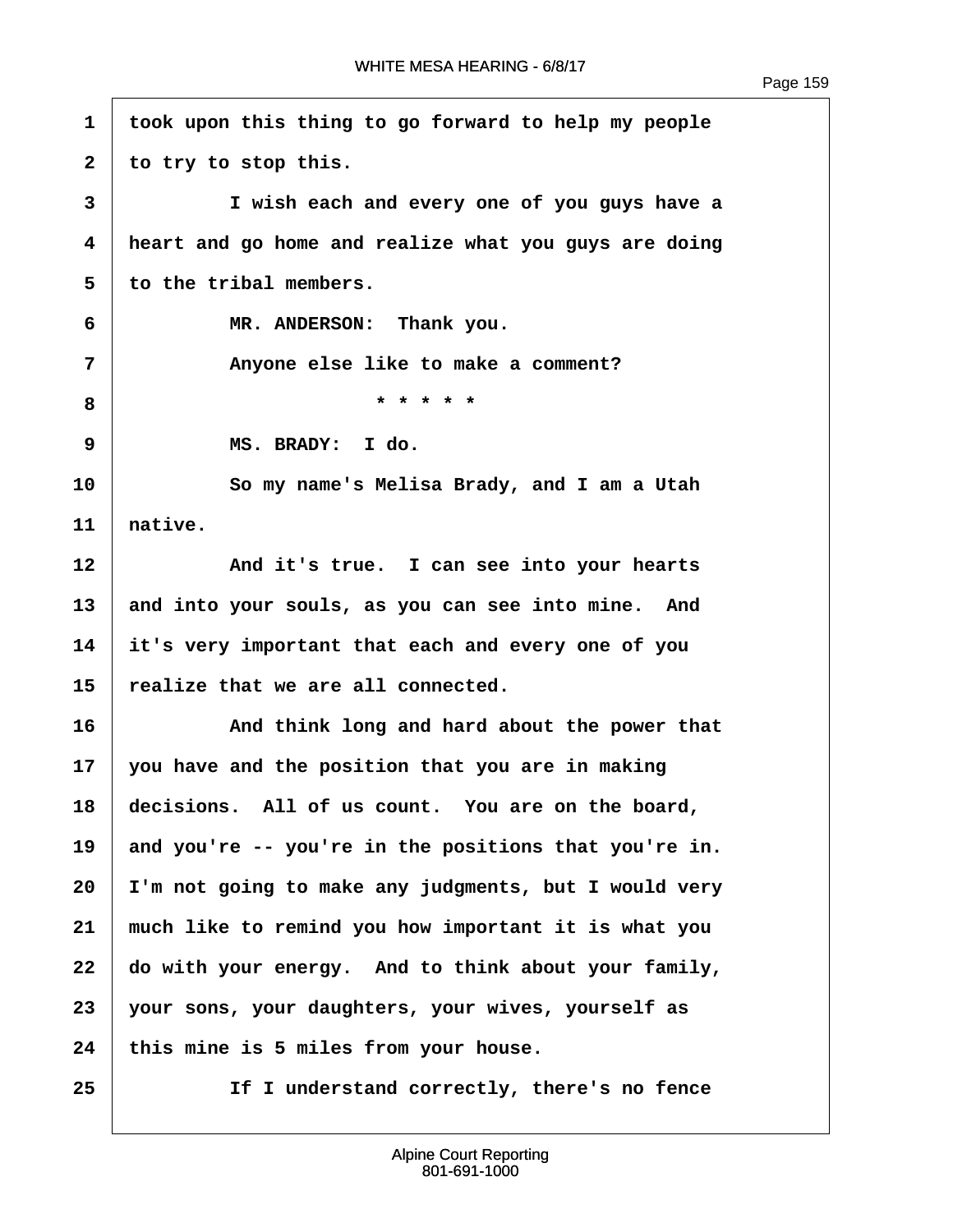took upon this thing to go forward to help my people to try to stop this.

I wish each and every one of you guys have a heart and go home and realize what you guys are doing to the tribal members.

MR. ANDERSON: Thank you.

Anyone else like to make a comment?

* * * * *

MS. BRADY: I do.

So my name's Melisa Brady, and I am a Utah native.

And it's true. I can see into your hearts and into your souls, as you can see into mine. And it's very important that each and every one of you realize that we are all connected.

And think long and hard about the power that you have and the position that you are in making decisions. All of us count. You are on the board, and you're -- you're in the positions that you're in. I'm not going to make any judgments, but I would very much like to remind you how important it is what you do with your energy. And to think about your family, your sons, your daughters, your wives, yourself as this mine is 5 miles from your house.

If I understand correctly, there's no fence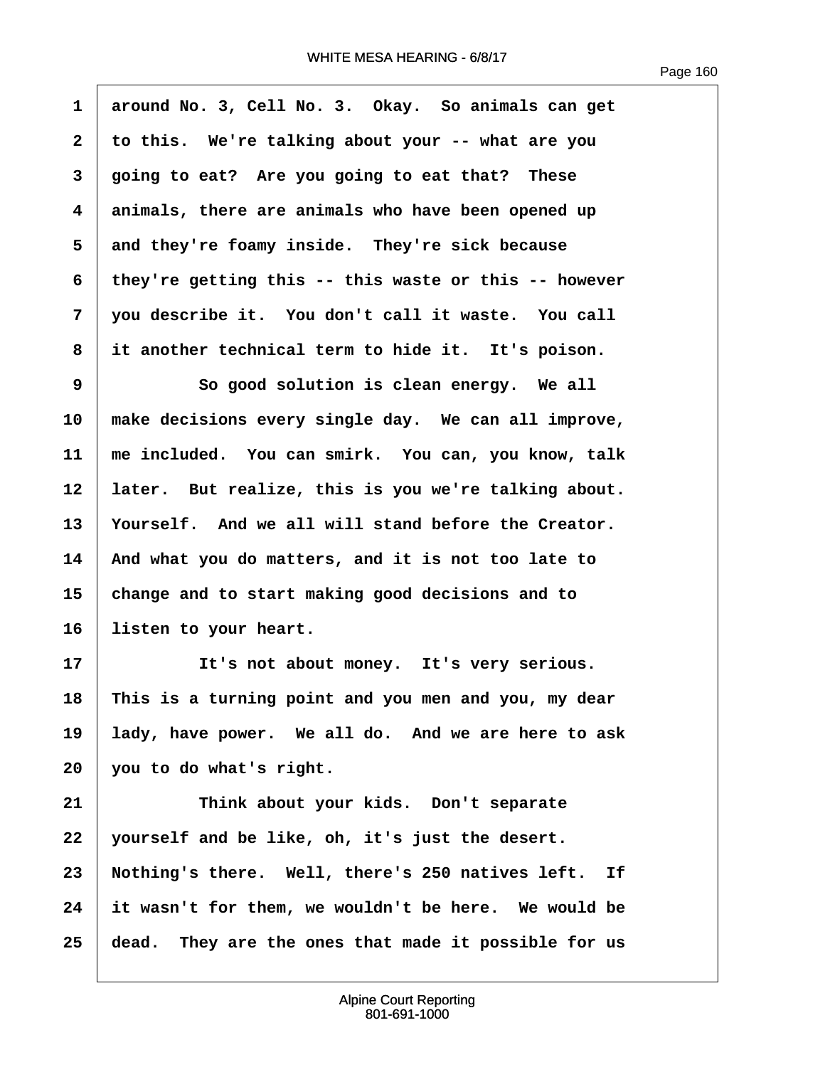around No. 3, Cell No. 3. Okay. So animals can get to this. We're talking about your -- what are you going to eat? Are you going to eat that? These animals, there are animals who have been opened up and they're foamy inside. They're sick because they're getting this -- this waste or this -- however you describe it. You don't call it waste. You call it another technical term to hide it. It's poison.

So good solution is clean energy. We all make decisions every single day. We can all improve, me included. You can smirk. You can, you know, talk later. But realize, this is you we're talking about. Yourself. And we all will stand before the Creator. And what you do matters, and it is not too late to change and to start making good decisions and to listen to your heart.

It's not about money. It's very serious. This is a turning point and you men and you, my dear lady, have power. We all do. And we are here to ask you to do what's right.

Think about your kids. Don't separate yourself and be like, oh, it's just the desert. Nothing's there. Well, there's 250 natives left. If it wasn't for them, we wouldn't be here. We would be dead. They are the ones that made it possible for us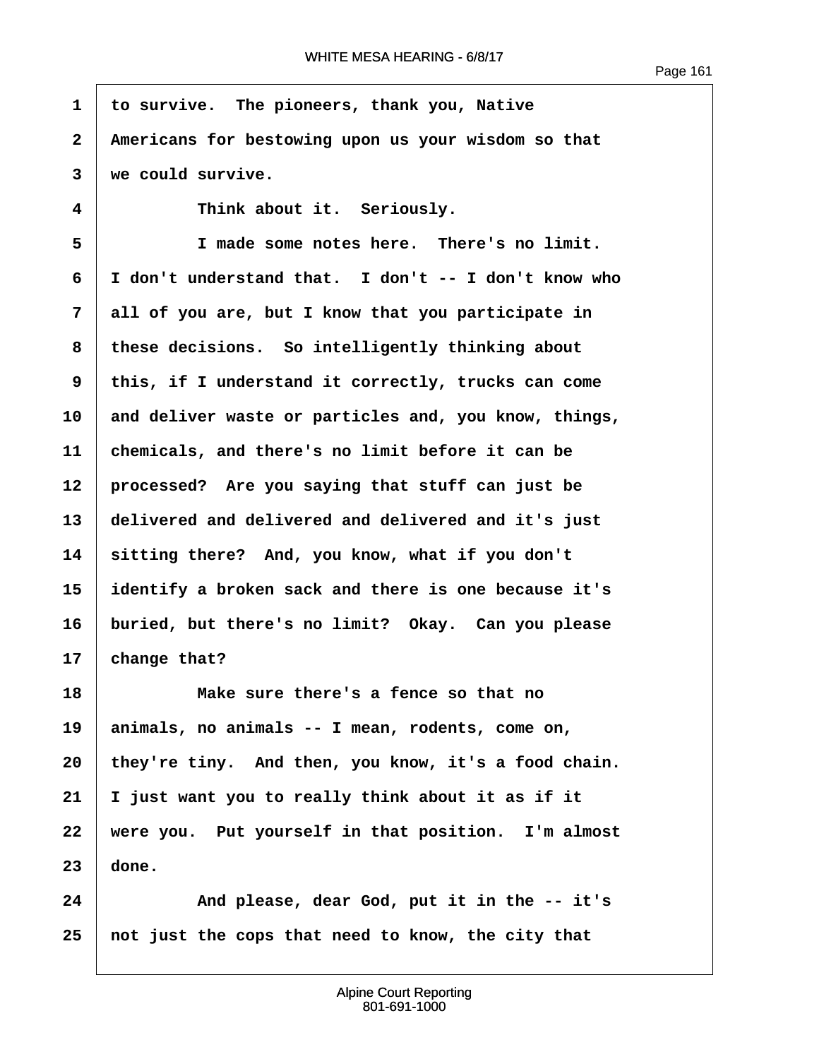to survive. The pioneers, thank you, Native Americans for bestowing upon us your wisdom so that we could survive.

Think about it. Seriously.

I made some notes here. There's no limit. I don't understand that. I don't -- I don't know who all of you are, but I know that you participate in these decisions. So intelligently thinking about this, if I understand it correctly, trucks can come and deliver waste or particles and, you know, things, chemicals, and there's no limit before it can be processed? Are you saying that stuff can just be delivered and delivered and delivered and it's just sitting there? And, you know, what if you don't identify a broken sack and there is one because it's buried, but there's no limit? Okay. Can you please change that?

Make sure there's a fence so that no animals, no animals -- I mean, rodents, come on, they're tiny. And then, you know, it's a food chain. I just want you to really think about it as if it were you. Put yourself in that position. I'm almost done.

And please, dear God, put it in the -- it's not just the cops that need to know, the city that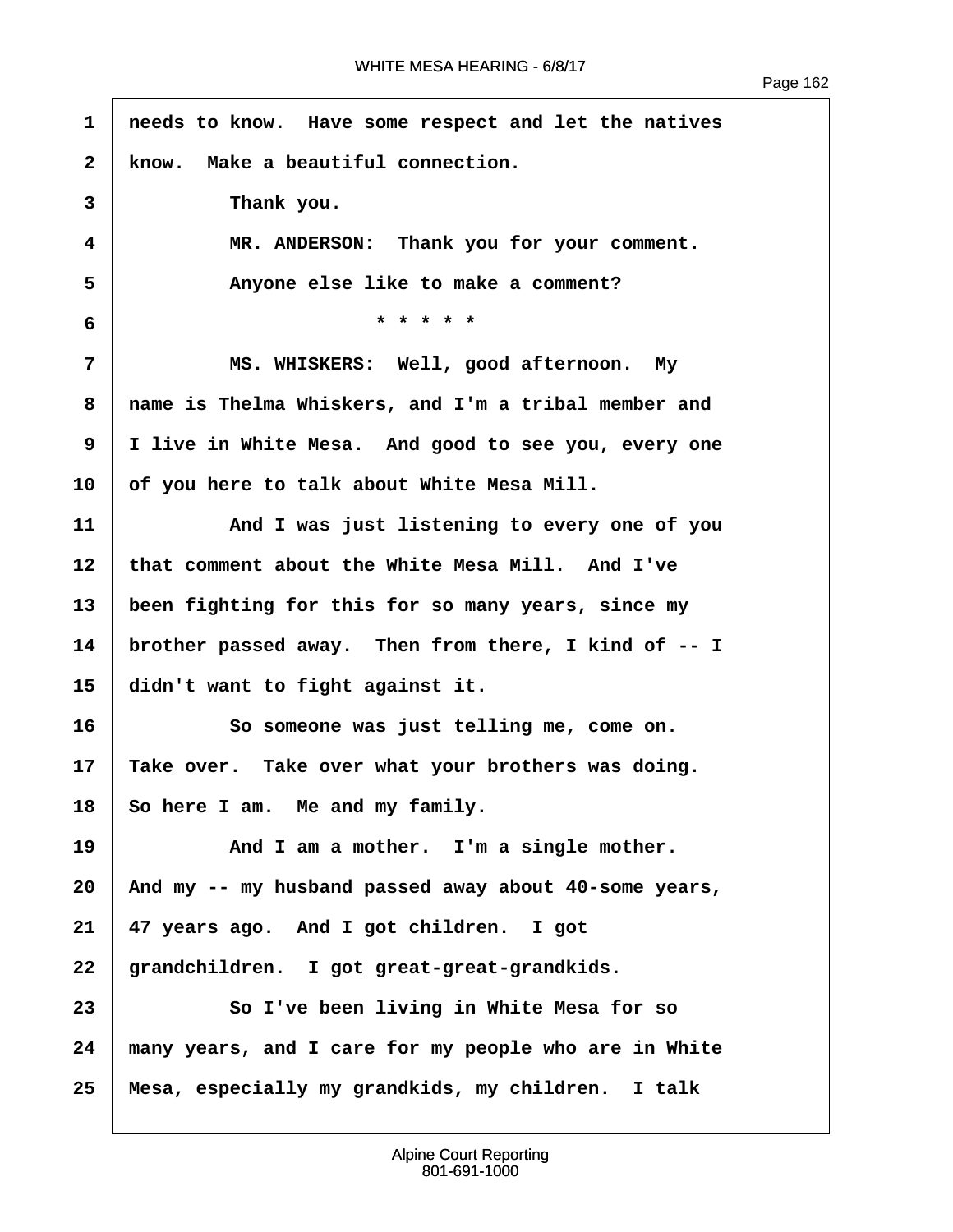needs to know. Have some respect and let the natives know. Make a beautiful connection.

Thank you.

MR. ANDERSON: Thank you for your comment.

Anyone else like to make a comment?

\* \* \* \* \*

MS. WHISKERS: Well, good afternoon. My name is Thelma Whiskers, and I'm a tribal member and I live in White Mesa. And good to see you, every one of you here to talk about White Mesa Mill.

And I was just listening to every one of you that comment about the White Mesa Mill. And I've been fighting for this for so many years, since my brother passed away. Then from there, I kind of -- I didn't want to fight against it.

So someone was just telling me, come on. Take over. Take over what your brothers was doing. So here I am. Me and my family.

And I am a mother. I'm a single mother. And my -- my husband passed away about 40-some years, 47 years ago. And I got children. I got grandchildren. I got great-great-grandkids.

So I've been living in White Mesa for so many years, and I care for my people who are in White Mesa, especially my grandkids, my children. I talk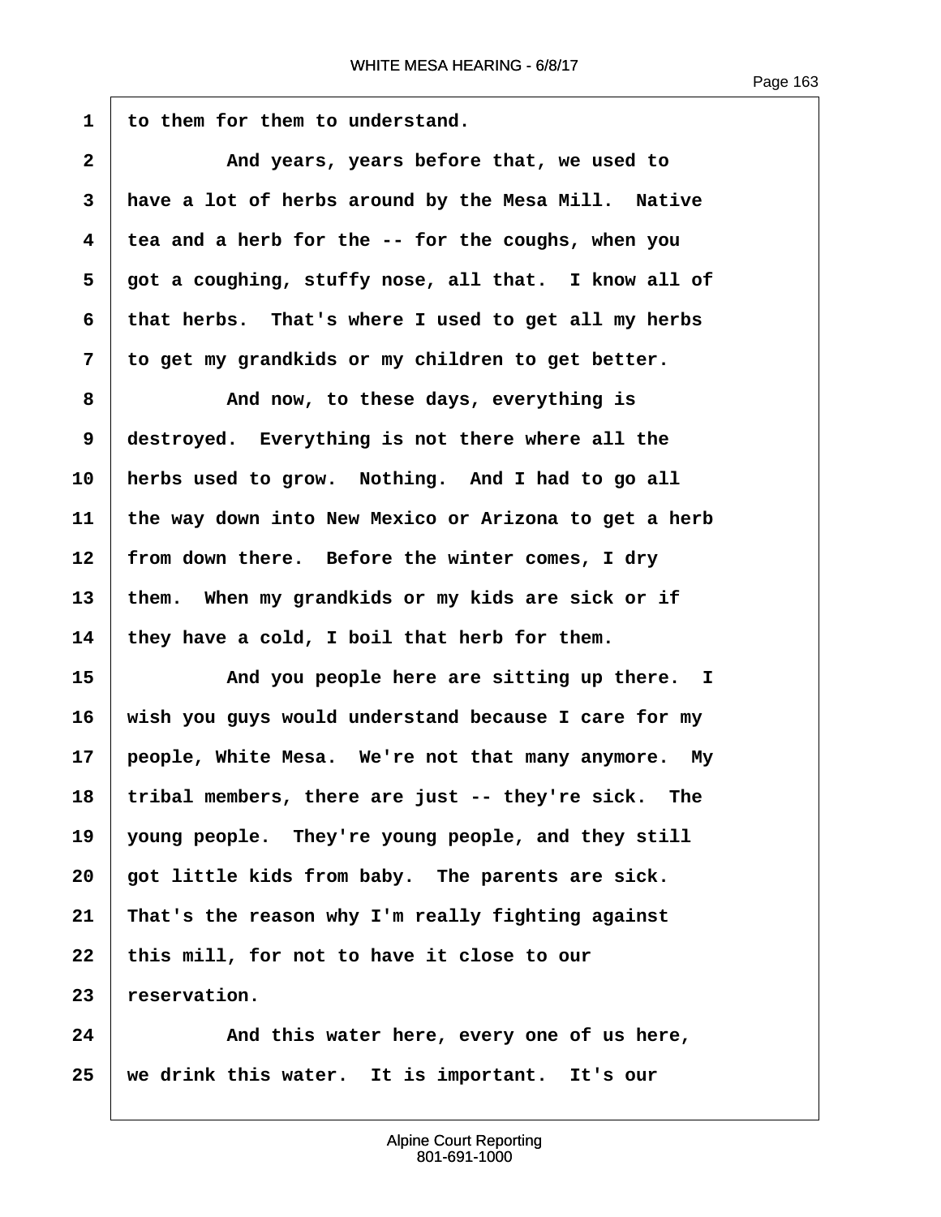to them for them to understand.

And years, years before that, we used to have a lot of herbs around by the Mesa Mill. Native tea and a herb for the -- for the coughs, when you got a coughing, stuffy nose, all that. I know all of that herbs. That's where I used to get all my herbs to get my grandkids or my children to get better.

And now, to these days, everything is destroyed. Everything is not there where all the herbs used to grow. Nothing. And I had to go all the way down into New Mexico or Arizona to get a herb from down there. Before the winter comes, I dry them. When my grandkids or my kids are sick or if they have a cold, I boil that herb for them.

And you people here are sitting up there. I wish you guys would understand because I care for my people, White Mesa. We're not that many anymore. My tribal members, there are just -- they're sick. The young people. They're young people, and they still got little kids from baby. The parents are sick. That's the reason why I'm really fighting against this mill, for not to have it close to our reservation.

And this water here, every one of us here, we drink this water. It is important. It's our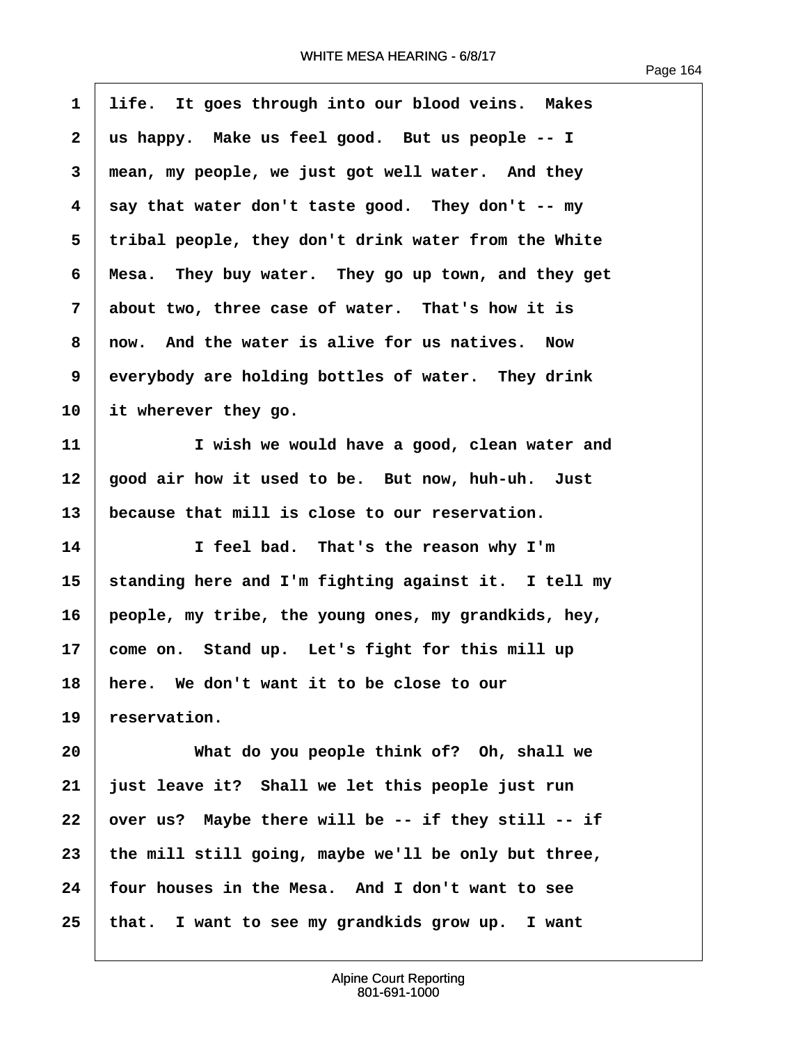life. It goes through into our blood veins. Makes us happy. Make us feel good. But us people -- I mean, my people, we just got well water. And they say that water don't taste good. They don't -- my tribal people, they don't drink water from the White Mesa. They buy water. They go up town, and they get about two, three case of water. That's how it is now. And the water is alive for us natives. Now everybody are holding bottles of water. They drink it wherever they go.

I wish we would have a good, clean water and good air how it used to be. But now, huh-uh. Just because that mill is close to our reservation.

I feel bad. That's the reason why I'm standing here and I'm fighting against it. I tell my people, my tribe, the young ones, my grandkids, hey, come on. Stand up. Let's fight for this mill up here. We don't want it to be close to our reservation.

What do you people think of? Oh, shall we just leave it? Shall we let this people just run over us? Maybe there will be -- if they still -- if the mill still going, maybe we'll be only but three, four houses in the Mesa. And I don't want to see that. I want to see my grandkids grow up. I want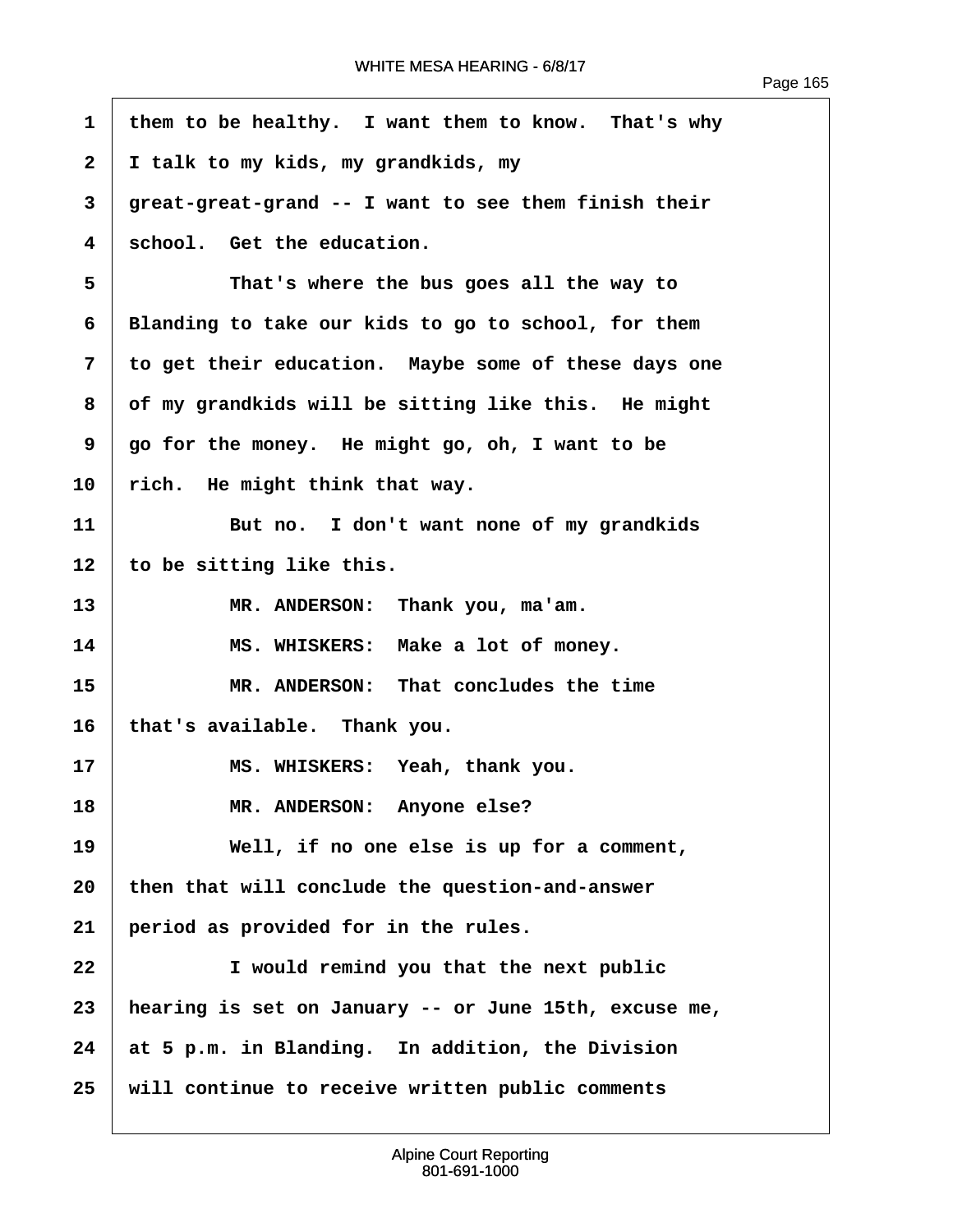1 them to be healthy. I want them to know. That's why
2 I talk to my kids, my grandkids, my
3 great-great-grand -- I want to see them finish their
4 school. Get the education.
5 That's where the bus goes all the way to
6 Blanding to take our kids to go to school, for them
7 to get their education. Maybe some of these days one
8 of my grandkids will be sitting like this. He might
9 go for the money. He might go, oh, I want to be
10 rich. He might think that way.
11 But no. I don't want none of my grandkids
12 to be sitting like this.
13 MR. ANDERSON: Thank you, ma'am.
14 MS. WHISKERS: Make a lot of money.
15 MR. ANDERSON: That concludes the time
16 that's available. Thank you.
17 MS. WHISKERS: Yeah, thank you.
18 MR. ANDERSON: Anyone else?
19 Well, if no one else is up for a comment,
20 then that will conclude the question-and-answer
21 period as provided for in the rules.
22 I would remind you that the next public
23 hearing is set on January -- or June 15th, excuse me,
24 at 5 p.m. in Blanding. In addition, the Division
25 will continue to receive written public comments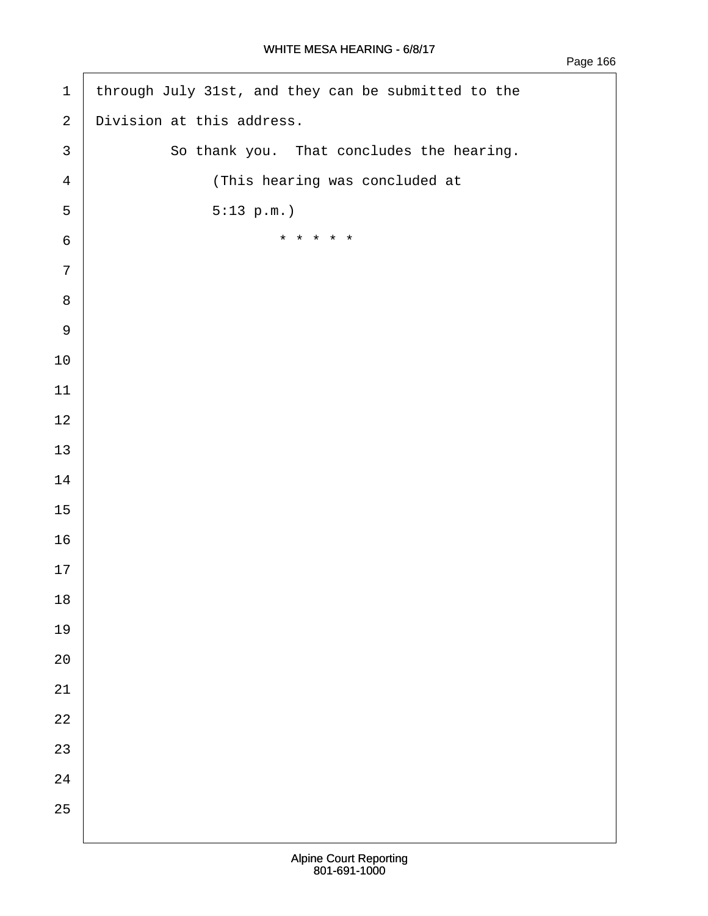through July 31st, and they can be submitted to the Division at this address.

So thank you. That concludes the hearing.

(This hearing was concluded at 5:13 p.m.)

\* \* \* \* \*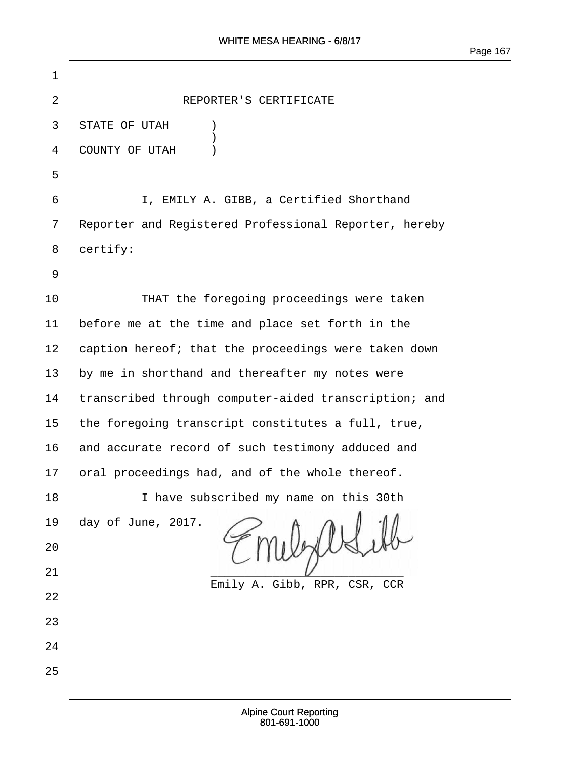## REPORTER'S CERTIFICATE

STATE OF UTAH )
)
COUNTY OF UTAH )

I, EMILY A. GIBB, a Certified Shorthand Reporter and Registered Professional Reporter, hereby certify:

THAT the foregoing proceedings were taken before me at the time and place set forth in the caption hereof; that the proceedings were taken down by me in shorthand and thereafter my notes were transcribed through computer-aided transcription; and the foregoing transcript constitutes a full, true, and accurate record of such testimony adduced and oral proceedings had, and of the whole thereof.

I have subscribed my name on this 30th day of June, 2017.

Emily A. Gibb, RPR, CSR, CCR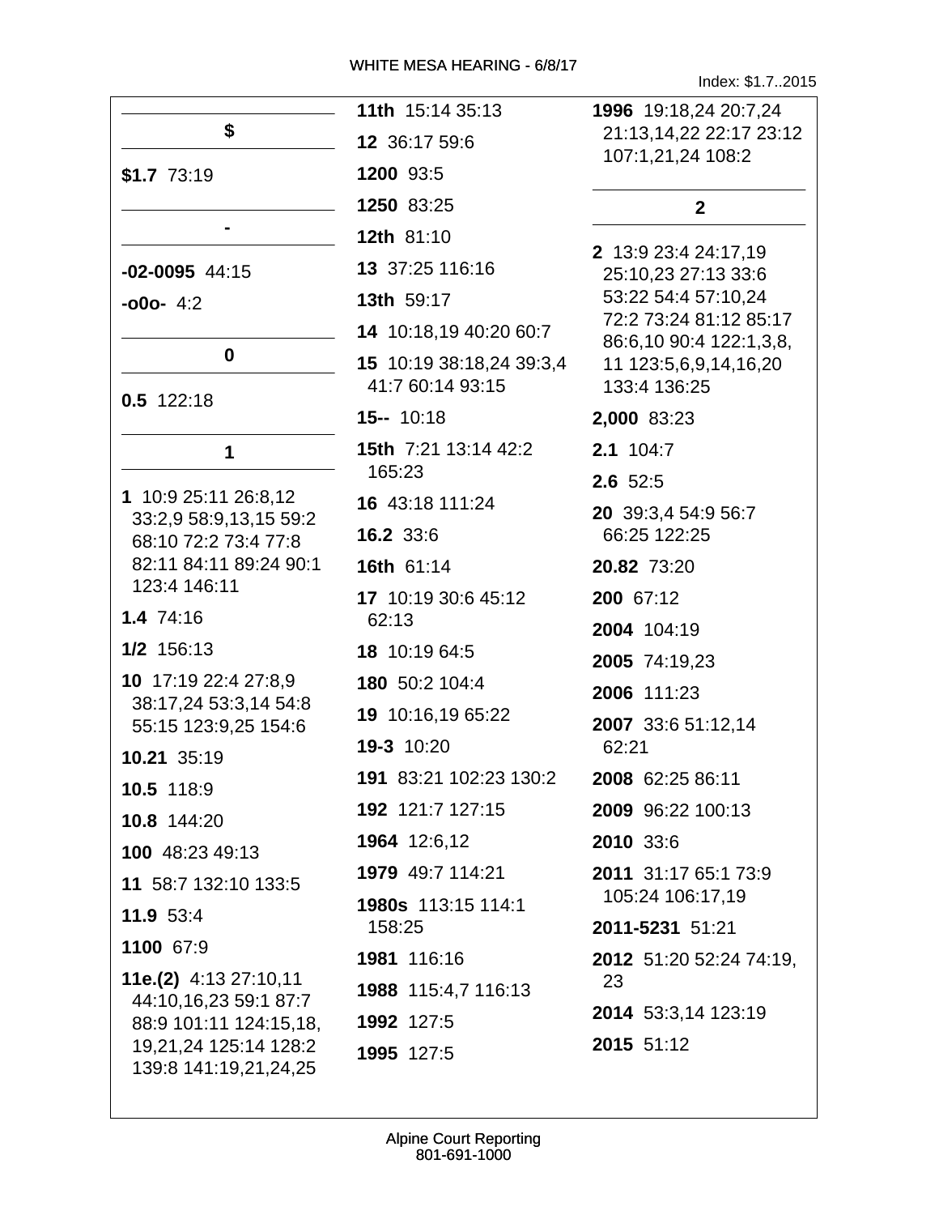Index: $1.7..2015

## $

**$1.7** 73:19

## -

**-02-0095** 44:15

**-o0o-** 4:2

## 0

**0.5** 122:18

## 1

**1** 10:9 25:11 26:8,12 33:2,9 58:9,13,15 59:2 68:10 72:2 73:4 77:8 82:11 84:11 89:24 90:1 123:4 146:11

**1.4** 74:16

**1/2** 156:13

**10** 17:19 22:4 27:8,9 38:17,24 53:3,14 54:8 55:15 123:9,25 154:6

**10.21** 35:19

**10.5** 118:9

**10.8** 144:20

**100** 48:23 49:13

**11** 58:7 132:10 133:5

**11.9** 53:4

**1100** 67:9

**11e.(2)** 4:13 27:10,11 44:10,16,23 59:1 87:7 88:9 101:11 124:15,18, 19,21,24 125:14 128:2 139:8 141:19,21,24,25

**11th** 15:14 35:13

**12** 36:17 59:6

**1200** 93:5

**1250** 83:25

**12th** 81:10

**13** 37:25 116:16

**13th** 59:17

**14** 10:18,19 40:20 60:7

**15** 10:19 38:18,24 39:3,4 41:7 60:14 93:15

**15--** 10:18

**15th** 7:21 13:14 42:2 165:23

**16** 43:18 111:24

**16.2** 33:6

**16th** 61:14

**17** 10:19 30:6 45:12 62:13

**18** 10:19 64:5

**180** 50:2 104:4

**19** 10:16,19 65:22

**19-3** 10:20

**191** 83:21 102:23 130:2

**192** 121:7 127:15

**1964** 12:6,12

**1979** 49:7 114:21

**1980s** 113:15 114:1 158:25

**1981** 116:16

**1988** 115:4,7 116:13

**1992** 127:5

**1995** 127:5

**1996** 19:18,24 20:7,24 21:13,14,22 22:17 23:12 107:1,21,24 108:2

## 2

**2** 13:9 23:4 24:17,19 25:10,23 27:13 33:6 53:22 54:4 57:10,24 72:2 73:24 81:12 85:17 86:6,10 90:4 122:1,3,8, 11 123:5,6,9,14,16,20 133:4 136:25

**2,000** 83:23

**2.1** 104:7

**2.6** 52:5

**20** 39:3,4 54:9 56:7 66:25 122:25

**20.82** 73:20

**200** 67:12

**2004** 104:19

**2005** 74:19,23

**2006** 111:23

**2007** 33:6 51:12,14 62:21

**2008** 62:25 86:11

**2009** 96:22 100:13

**2010** 33:6

**2011** 31:17 65:1 73:9 105:24 106:17,19

**2011-5231** 51:21

**2012** 51:20 52:24 74:19, 23

**2014** 53:3,14 123:19

**2015** 51:12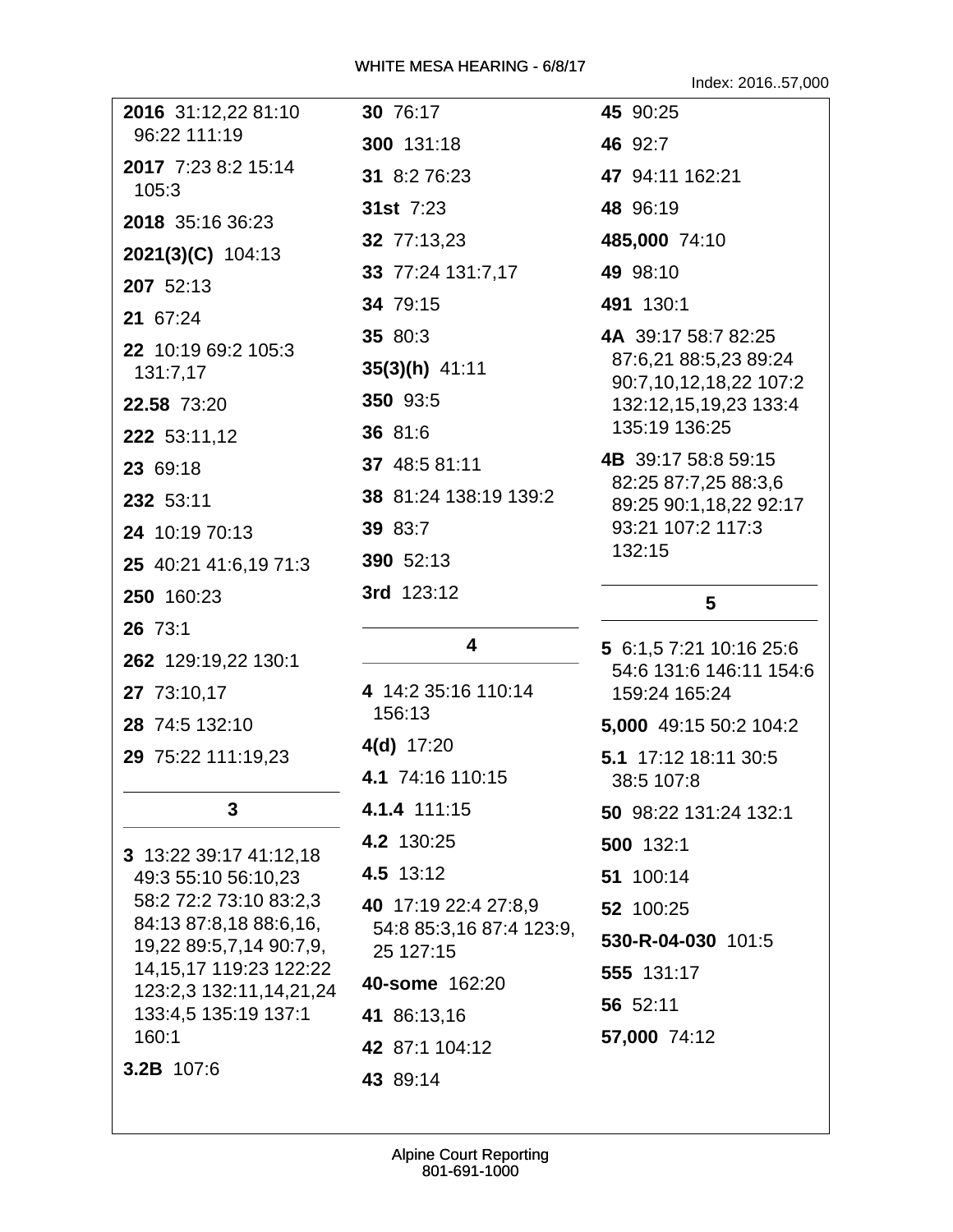Index: 2016..57,000

**2016** 31:12,22 81:10 96:22 111:19

**2017** 7:23 8:2 15:14 105:3

**2018** 35:16 36:23

**2021(3)(C)** 104:13

**207** 52:13

**21** 67:24

**22** 10:19 69:2 105:3 131:7,17

**22.58** 73:20

**222** 53:11,12

**23** 69:18

**232** 53:11

**24** 10:19 70:13

**25** 40:21 41:6,19 71:3

**250** 160:23

**26** 73:1

**262** 129:19,22 130:1

**27** 73:10,17

**28** 74:5 132:10

**29** 75:22 111:19,23

## 3

**3** 13:22 39:17 41:12,18 49:3 55:10 56:10,23 58:2 72:2 73:10 83:2,3 84:13 87:8,18 88:6,16, 19,22 89:5,7,14 90:7,9, 14,15,17 119:23 122:22 123:2,3 132:11,14,21,24 133:4,5 135:19 137:1 160:1

**3.2B** 107:6

**30** 76:17

**300** 131:18

**31** 8:2 76:23

**31st** 7:23

**32** 77:13,23

**33** 77:24 131:7,17

**34** 79:15

**35** 80:3

**35(3)(h)** 41:11

**350** 93:5

**36** 81:6

**37** 48:5 81:11

**38** 81:24 138:19 139:2

**39** 83:7

**390** 52:13

**3rd** 123:12

## 4

**4** 14:2 35:16 110:14 156:13

**4(d)** 17:20

**4.1** 74:16 110:15

**4.1.4** 111:15

**4.2** 130:25

**4.5** 13:12

**40** 17:19 22:4 27:8,9 54:8 85:3,16 87:4 123:9, 25 127:15

**40-some** 162:20

**41** 86:13,16

**42** 87:1 104:12

**43** 89:14

**45** 90:25

**46** 92:7

**47** 94:11 162:21

**48** 96:19

**485,000** 74:10

**49** 98:10

**491** 130:1

**4A** 39:17 58:7 82:25 87:6,21 88:5,23 89:24 90:7,10,12,18,22 107:2 132:12,15,19,23 133:4 135:19 136:25

**4B** 39:17 58:8 59:15 82:25 87:7,25 88:3,6 89:25 90:1,18,22 92:17 93:21 107:2 117:3 132:15

## 5

**5** 6:1,5 7:21 10:16 25:6 54:6 131:6 146:11 154:6 159:24 165:24

**5,000** 49:15 50:2 104:2

**5.1** 17:12 18:11 30:5 38:5 107:8

**50** 98:22 131:24 132:1

**500** 132:1

**51** 100:14

**52** 100:25

**530-R-04-030** 101:5

**555** 131:17

**56** 52:11

**57,000** 74:12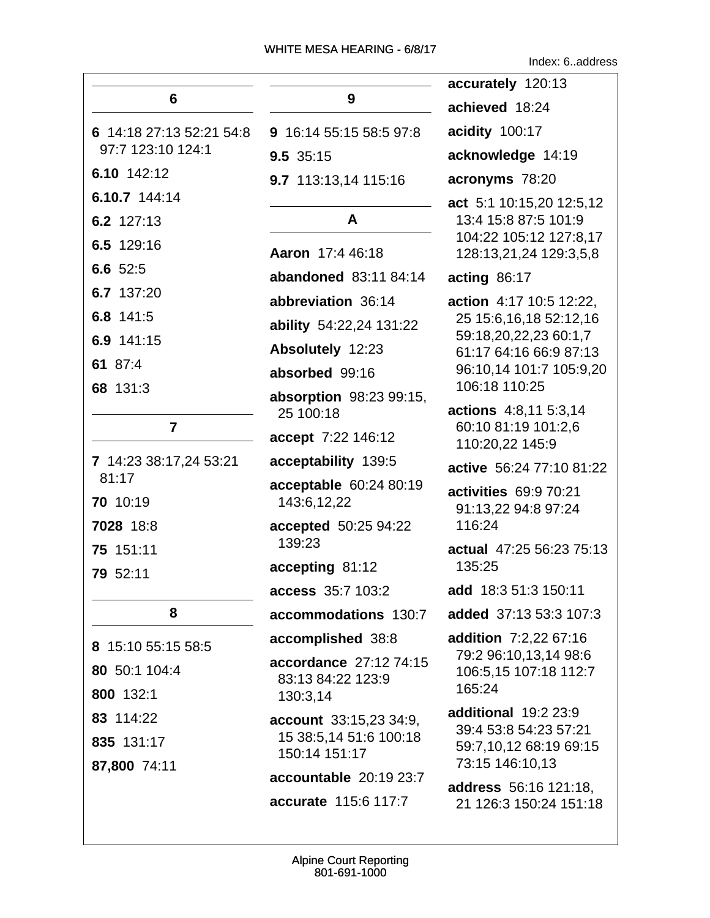**6**

**6** 14:18 27:13 52:21 54:8 97:7 123:10 124:1

**6.10** 142:12

**6.10.7** 144:14

**6.2** 127:13

**6.5** 129:16

**6.6** 52:5

**6.7** 137:20

**6.8** 141:5

**6.9** 141:15

**61** 87:4

**68** 131:3

**7**

**7** 14:23 38:17,24 53:21 81:17

**70** 10:19

**7028** 18:8

**75** 151:11

**79** 52:11

**8**

**8** 15:10 55:15 58:5

**80** 50:1 104:4

**800** 132:1

**83** 114:22

**835** 131:17

**87,800** 74:11

**9**

**9** 16:14 55:15 58:5 97:8

**9.5** 35:15

**9.7** 113:13,14 115:16

**A**

**Aaron** 17:4 46:18

**abandoned** 83:11 84:14

**abbreviation** 36:14

**ability** 54:22,24 131:22

**Absolutely** 12:23

**absorbed** 99:16

**absorption** 98:23 99:15, 25 100:18

**accept** 7:22 146:12

**acceptability** 139:5

**acceptable** 60:24 80:19 143:6,12,22

**accepted** 50:25 94:22 139:23

**accepting** 81:12

**access** 35:7 103:2

**accommodations** 130:7

**accomplished** 38:8

**accordance** 27:12 74:15 83:13 84:22 123:9 130:3,14

**account** 33:15,23 34:9, 15 38:5,14 51:6 100:18 150:14 151:17

**accountable** 20:19 23:7

**accurate** 115:6 117:7

**accurately** 120:13

**achieved** 18:24

**acidity** 100:17

**acknowledge** 14:19

**acronyms** 78:20

**act** 5:1 10:15,20 12:5,12 13:4 15:8 87:5 101:9 104:22 105:12 127:8,17 128:13,21,24 129:3,5,8

**acting** 86:17

**action** 4:17 10:5 12:22, 25 15:6,16,18 52:12,16 59:18,20,22,23 60:1,7 61:17 64:16 66:9 87:13 96:10,14 101:7 105:9,20 106:18 110:25

**actions** 4:8,11 5:3,14 60:10 81:19 101:2,6 110:20,22 145:9

**active** 56:24 77:10 81:22

**activities** 69:9 70:21 91:13,22 94:8 97:24 116:24

**actual** 47:25 56:23 75:13 135:25

**add** 18:3 51:3 150:11

**added** 37:13 53:3 107:3

**addition** 7:2,22 67:16 79:2 96:10,13,14 98:6 106:5,15 107:18 112:7 165:24

**additional** 19:2 23:9 39:4 53:8 54:23 57:21 59:7,10,12 68:19 69:15 73:15 146:10,13

**address** 56:16 121:18, 21 126:3 150:24 151:18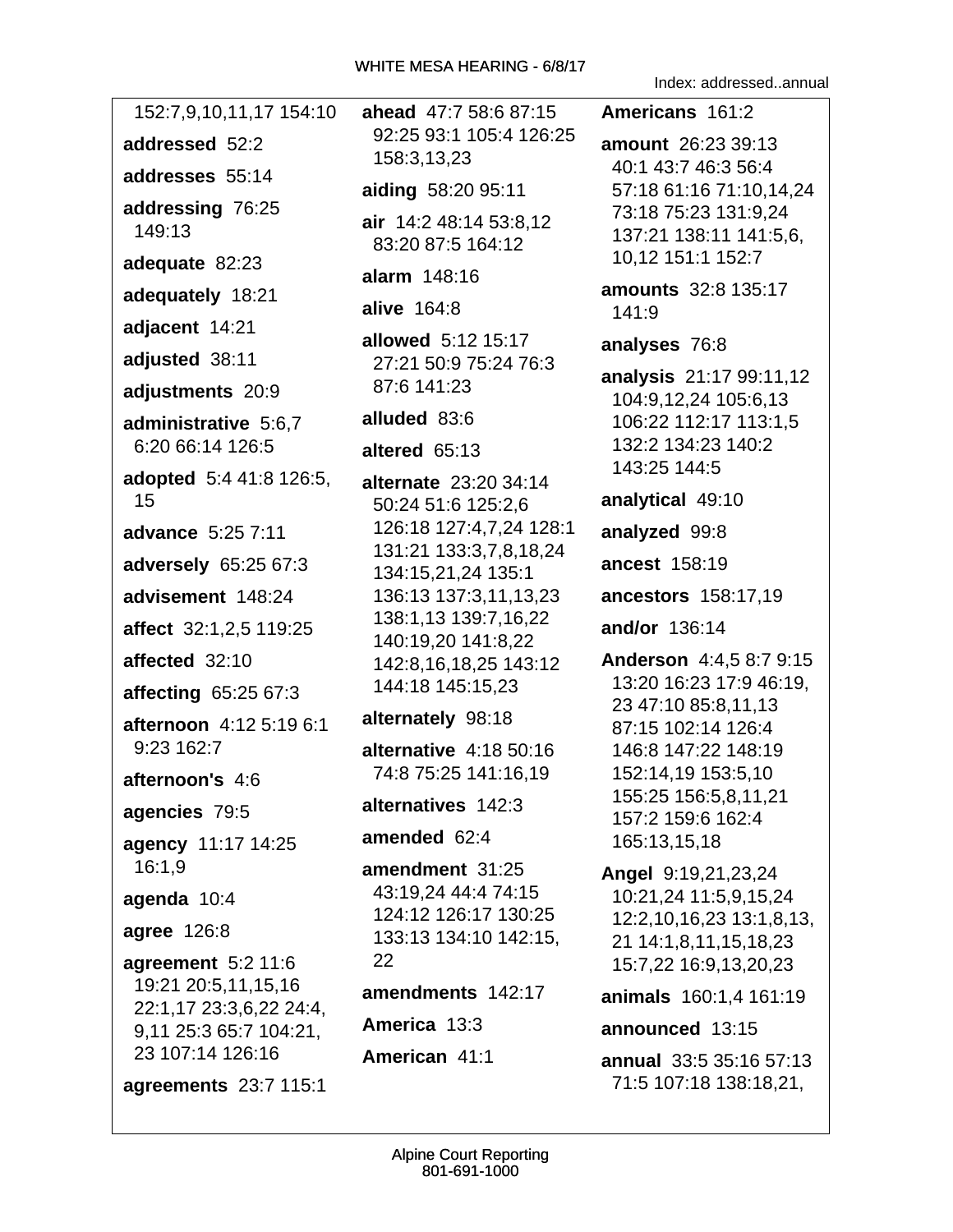152:7,9,10,11,17 154:10

**addressed** 52:2

**addresses** 55:14

**addressing** 76:25 149:13

**adequate** 82:23

**adequately** 18:21

**adjacent** 14:21

**adjusted** 38:11

**adjustments** 20:9

**administrative** 5:6,7 6:20 66:14 126:5

**adopted** 5:4 41:8 126:5, 15

**advance** 5:25 7:11

**adversely** 65:25 67:3

**advisement** 148:24

**affect** 32:1,2,5 119:25

**affected** 32:10

**affecting** 65:25 67:3

**afternoon** 4:12 5:19 6:1 9:23 162:7

**afternoon's** 4:6

**agencies** 79:5

**agency** 11:17 14:25 16:1,9

**agenda** 10:4

**agree** 126:8

**agreement** 5:2 11:6 19:21 20:5,11,15,16 22:1,17 23:3,6,22 24:4, 9,11 25:3 65:7 104:21, 23 107:14 126:16

**agreements** 23:7 115:1

**ahead** 47:7 58:6 87:15 92:25 93:1 105:4 126:25 158:3,13,23

**aiding** 58:20 95:11

**air** 14:2 48:14 53:8,12 83:20 87:5 164:12

**alarm** 148:16

**alive** 164:8

**allowed** 5:12 15:17 27:21 50:9 75:24 76:3 87:6 141:23

**alluded** 83:6

**altered** 65:13

**alternate** 23:20 34:14 50:24 51:6 125:2,6 126:18 127:4,7,24 128:1 131:21 133:3,7,8,18,24 134:15,21,24 135:1 136:13 137:3,11,13,23 138:1,13 139:7,16,22 140:19,20 141:8,22 142:8,16,18,25 143:12 144:18 145:15,23

**alternately** 98:18

**alternative** 4:18 50:16 74:8 75:25 141:16,19

**alternatives** 142:3

**amended** 62:4

**amendment** 31:25 43:19,24 44:4 74:15 124:12 126:17 130:25 133:13 134:10 142:15, 22

**amendments** 142:17

**America** 13:3

**American** 41:1

**Americans** 161:2

**amount** 26:23 39:13 40:1 43:7 46:3 56:4 57:18 61:16 71:10,14,24 73:18 75:23 131:9,24 137:21 138:11 141:5,6, 10,12 151:1 152:7

**amounts** 32:8 135:17 141:9

**analyses** 76:8

**analysis** 21:17 99:11,12 104:9,12,24 105:6,13 106:22 112:17 113:1,5 132:2 134:23 140:2 143:25 144:5

**analytical** 49:10

**analyzed** 99:8

**ancest** 158:19

**ancestors** 158:17,19

**and/or** 136:14

**Anderson** 4:4,5 8:7 9:15 13:20 16:23 17:9 46:19, 23 47:10 85:8,11,13 87:15 102:14 126:4 146:8 147:22 148:19 152:14,19 153:5,10 155:25 156:5,8,11,21 157:2 159:6 162:4 165:13,15,18

**Angel** 9:19,21,23,24 10:21,24 11:5,9,15,24 12:2,10,16,23 13:1,8,13, 21 14:1,8,11,15,18,23 15:7,22 16:9,13,20,23

**animals** 160:1,4 161:19

**announced** 13:15

**annual** 33:5 35:16 57:13 71:5 107:18 138:18,21,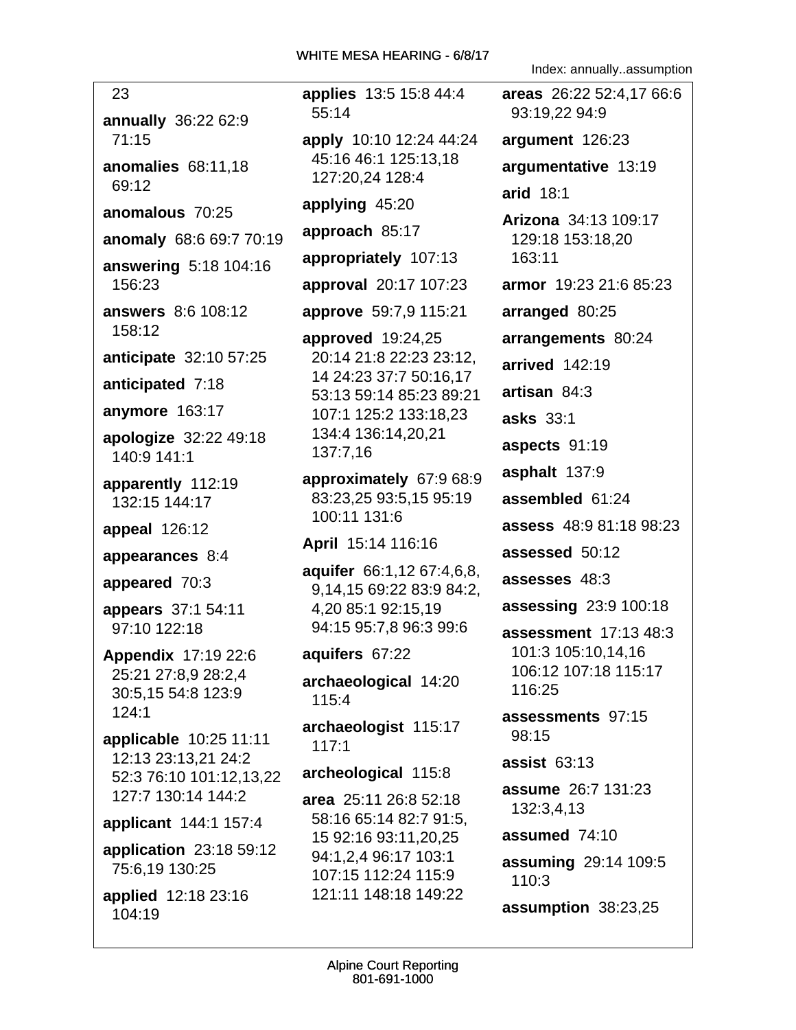23

**annually** 36:22 62:9 71:15

**anomalies** 68:11,18 69:12

**anomalous** 70:25

**anomaly** 68:6 69:7 70:19

**answering** 5:18 104:16 156:23

**answers** 8:6 108:12 158:12

**anticipate** 32:10 57:25

**anticipated** 7:18

**anymore** 163:17

**apologize** 32:22 49:18 140:9 141:1

**apparently** 112:19 132:15 144:17

**appeal** 126:12

**appearances** 8:4

**appeared** 70:3

**appears** 37:1 54:11 97:10 122:18

**Appendix** 17:19 22:6 25:21 27:8,9 28:2,4 30:5,15 54:8 123:9 124:1

**applicable** 10:25 11:11 12:13 23:13,21 24:2 52:3 76:10 101:12,13,22 127:7 130:14 144:2

**applicant** 144:1 157:4

**application** 23:18 59:12 75:6,19 130:25

**applied** 12:18 23:16 104:19

**applies** 13:5 15:8 44:4 55:14

**apply** 10:10 12:24 44:24 45:16 46:1 125:13,18 127:20,24 128:4

**applying** 45:20

**approach** 85:17

**appropriately** 107:13

**approval** 20:17 107:23

**approve** 59:7,9 115:21

**approved** 19:24,25 20:14 21:8 22:23 23:12, 14 24:23 37:7 50:16,17 53:13 59:14 85:23 89:21 107:1 125:2 133:18,23 134:4 136:14,20,21 137:7,16

**approximately** 67:9 68:9 83:23,25 93:5,15 95:19 100:11 131:6

**April** 15:14 116:16

**aquifer** 66:1,12 67:4,6,8, 9,14,15 69:22 83:9 84:2, 4,20 85:1 92:15,19 94:15 95:7,8 96:3 99:6

**aquifers** 67:22

**archaeological** 14:20 115:4

**archaeologist** 115:17 117:1

**archeological** 115:8

**area** 25:11 26:8 52:18 58:16 65:14 82:7 91:5, 15 92:16 93:11,20,25 94:1,2,4 96:17 103:1 107:15 112:24 115:9 121:11 148:18 149:22

**areas** 26:22 52:4,17 66:6 93:19,22 94:9

**argument** 126:23

**argumentative** 13:19

**arid** 18:1

**Arizona** 34:13 109:17 129:18 153:18,20 163:11

**armor** 19:23 21:6 85:23

**arranged** 80:25

**arrangements** 80:24

**arrived** 142:19

**artisan** 84:3

**asks** 33:1

**aspects** 91:19

**asphalt** 137:9

**assembled** 61:24

**assess** 48:9 81:18 98:23

**assessed** 50:12

**assesses** 48:3

**assessing** 23:9 100:18

**assessment** 17:13 48:3 101:3 105:10,14,16 106:12 107:18 115:17 116:25

**assessments** 97:15 98:15

**assist** 63:13

**assume** 26:7 131:23 132:3,4,13

**assumed** 74:10

**assuming** 29:14 109:5 110:3

**assumption** 38:23,25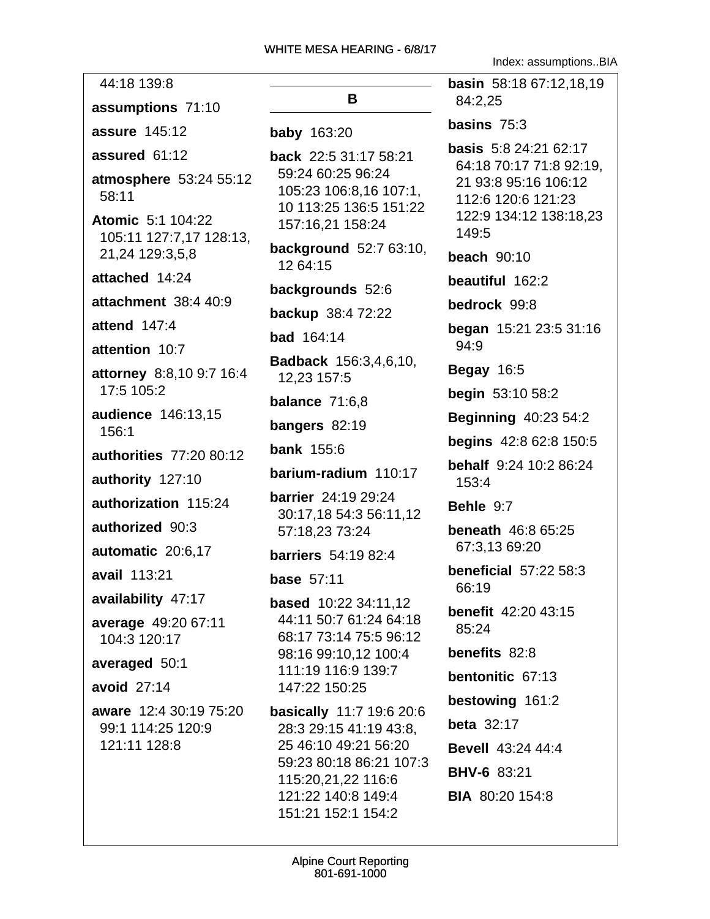44:18 139:8

**assumptions** 71:10

**assure** 145:12

**assured** 61:12

**atmosphere** 53:24 55:12 58:11

**Atomic** 5:1 104:22 105:11 127:7,17 128:13, 21,24 129:3,5,8

**attached** 14:24

**attachment** 38:4 40:9

**attend** 147:4

**attention** 10:7

**attorney** 8:8,10 9:7 16:4 17:5 105:2

**audience** 146:13,15 156:1

**authorities** 77:20 80:12

**authority** 127:10

**authorization** 115:24

**authorized** 90:3

**automatic** 20:6,17

**avail** 113:21

**availability** 47:17

**average** 49:20 67:11 104:3 120:17

**averaged** 50:1

**avoid** 27:14

**aware** 12:4 30:19 75:20 99:1 114:25 120:9 121:11 128:8

## B

**baby** 163:20

**back** 22:5 31:17 58:21 59:24 60:25 96:24 105:23 106:8,16 107:1, 10 113:25 136:5 151:22 157:16,21 158:24

**background** 52:7 63:10, 12 64:15

**backgrounds** 52:6

**backup** 38:4 72:22

**bad** 164:14

**Badback** 156:3,4,6,10, 12,23 157:5

**balance** 71:6,8

**bangers** 82:19

**bank** 155:6

**barium-radium** 110:17

**barrier** 24:19 29:24 30:17,18 54:3 56:11,12 57:18,23 73:24

**barriers** 54:19 82:4

**base** 57:11

**based** 10:22 34:11,12 44:11 50:7 61:24 64:18 68:17 73:14 75:5 96:12 98:16 99:10,12 100:4 111:19 116:9 139:7 147:22 150:25

**basically** 11:7 19:6 20:6 28:3 29:15 41:19 43:8, 25 46:10 49:21 56:20 59:23 80:18 86:21 107:3 115:20,21,22 116:6 121:22 140:8 149:4 151:21 152:1 154:2

**basin** 58:18 67:12,18,19 84:2,25

**basins** 75:3

**basis** 5:8 24:21 62:17 64:18 70:17 71:8 92:19, 21 93:8 95:16 106:12 112:6 120:6 121:23 122:9 134:12 138:18,23 149:5

**beach** 90:10

**beautiful** 162:2

**bedrock** 99:8

**began** 15:21 23:5 31:16 94:9

**Begay** 16:5

**begin** 53:10 58:2

**Beginning** 40:23 54:2

**begins** 42:8 62:8 150:5

**behalf** 9:24 10:2 86:24 153:4

**Behle** 9:7

**beneath** 46:8 65:25 67:3,13 69:20

**beneficial** 57:22 58:3 66:19

**benefit** 42:20 43:15 85:24

**benefits** 82:8

**bentonitic** 67:13

**bestowing** 161:2

**beta** 32:17

**Bevell** 43:24 44:4

**BHV-6** 83:21

**BIA** 80:20 154:8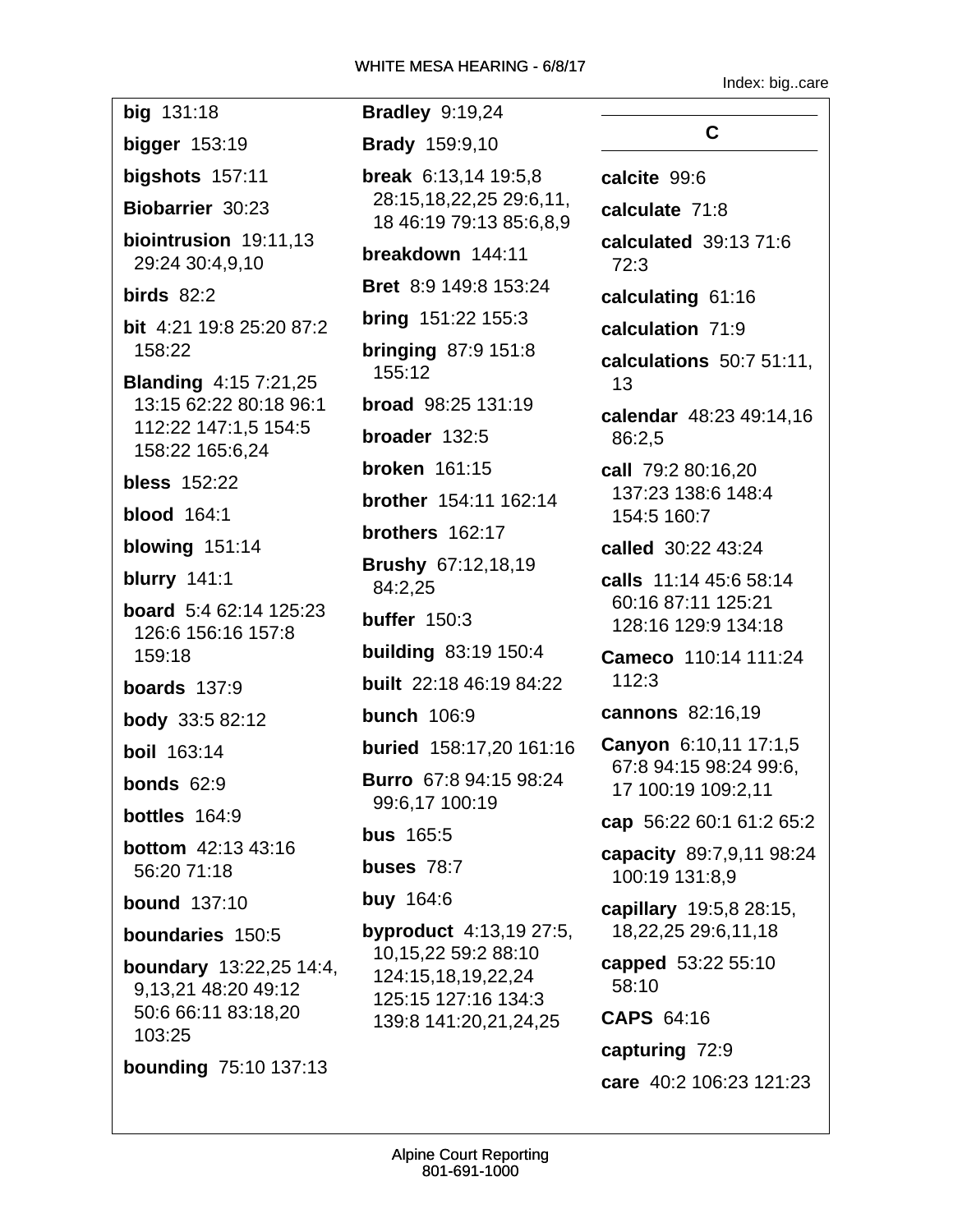**big** 131:18

**bigger** 153:19

**bigshots** 157:11

**Biobarrier** 30:23

**biointrusion** 19:11,13 29:24 30:4,9,10

**birds** 82:2

**bit** 4:21 19:8 25:20 87:2 158:22

**Blanding** 4:15 7:21,25 13:15 62:22 80:18 96:1 112:22 147:1,5 154:5 158:22 165:6,24

**bless** 152:22

**blood** 164:1

**blowing** 151:14

**blurry** 141:1

**board** 5:4 62:14 125:23 126:6 156:16 157:8 159:18

**boards** 137:9

**body** 33:5 82:12

**boil** 163:14

**bonds** 62:9

**bottles** 164:9

**bottom** 42:13 43:16 56:20 71:18

**bound** 137:10

**boundaries** 150:5

**boundary** 13:22,25 14:4, 9,13,21 48:20 49:12 50:6 66:11 83:18,20 103:25

**bounding** 75:10 137:13

**Bradley** 9:19,24

**Brady** 159:9,10

**break** 6:13,14 19:5,8 28:15,18,22,25 29:6,11, 18 46:19 79:13 85:6,8,9

**breakdown** 144:11

**Bret** 8:9 149:8 153:24

**bring** 151:22 155:3

**bringing** 87:9 151:8 155:12

**broad** 98:25 131:19

**broader** 132:5

**broken** 161:15

**brother** 154:11 162:14

**brothers** 162:17

**Brushy** 67:12,18,19 84:2,25

**buffer** 150:3

**building** 83:19 150:4

**built** 22:18 46:19 84:22

**bunch** 106:9

**buried** 158:17,20 161:16

**Burro** 67:8 94:15 98:24 99:6,17 100:19

**bus** 165:5

**buses** 78:7

**buy** 164:6

**byproduct** 4:13,19 27:5, 10,15,22 59:2 88:10 124:15,18,19,22,24 125:15 127:16 134:3 139:8 141:20,21,24,25

## C

**calcite** 99:6

**calculate** 71:8

**calculated** 39:13 71:6 72:3

**calculating** 61:16

**calculation** 71:9

**calculations** 50:7 51:11, 13

**calendar** 48:23 49:14,16 86:2,5

**call** 79:2 80:16,20 137:23 138:6 148:4 154:5 160:7

**called** 30:22 43:24

**calls** 11:14 45:6 58:14 60:16 87:11 125:21 128:16 129:9 134:18

**Cameco** 110:14 111:24 112:3

**cannons** 82:16,19

**Canyon** 6:10,11 17:1,5 67:8 94:15 98:24 99:6, 17 100:19 109:2,11

**cap** 56:22 60:1 61:2 65:2

**capacity** 89:7,9,11 98:24 100:19 131:8,9

**capillary** 19:5,8 28:15, 18,22,25 29:6,11,18

**capped** 53:22 55:10 58:10

**CAPS** 64:16

**capturing** 72:9

**care** 40:2 106:23 121:23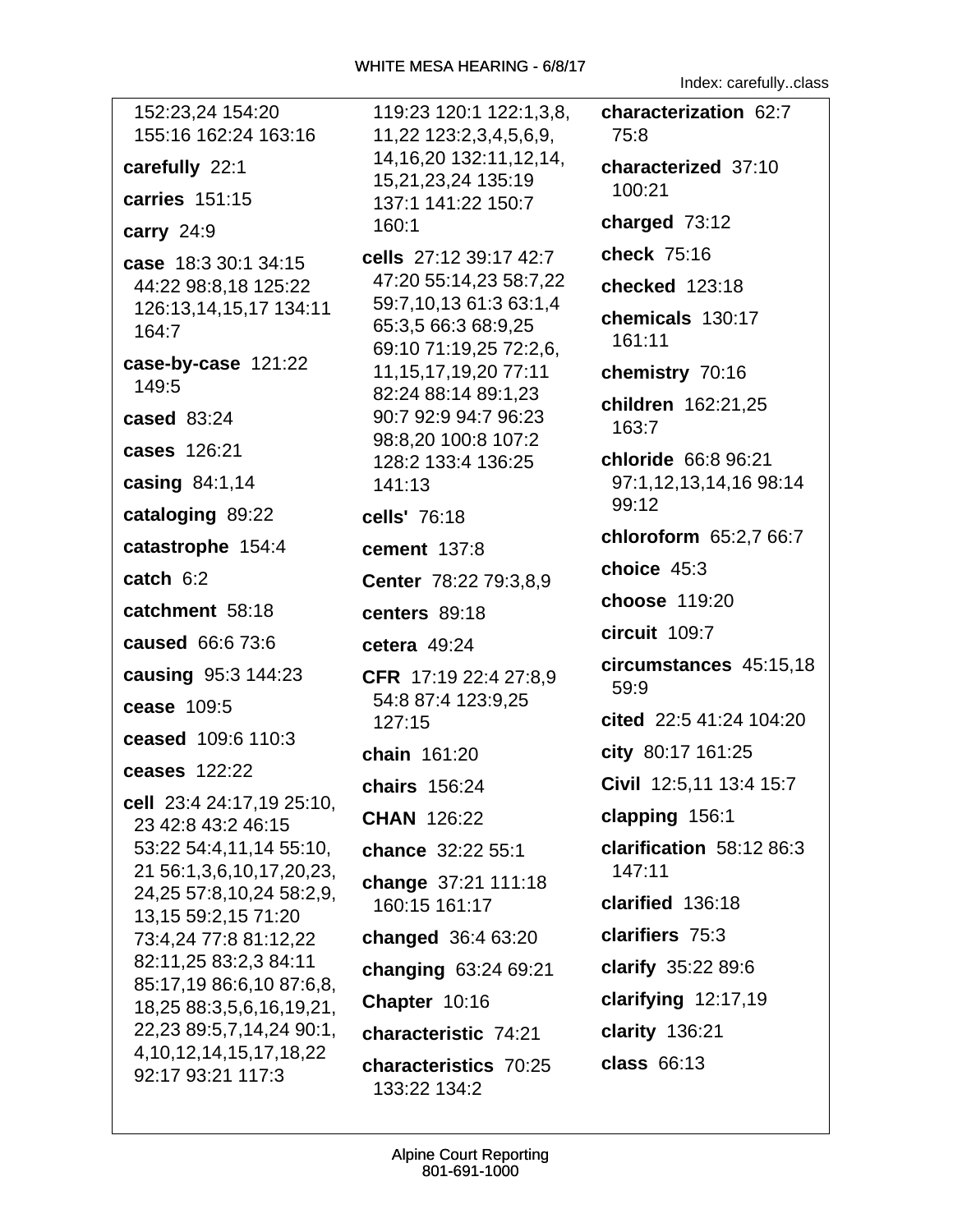152:23,24 154:20 155:16 162:24 163:16

**carefully** 22:1

**carries** 151:15

**carry** 24:9

**case** 18:3 30:1 34:15 44:22 98:8,18 125:22 126:13,14,15,17 134:11 164:7

**case-by-case** 121:22 149:5

**cased** 83:24

**cases** 126:21

**casing** 84:1,14

**cataloging** 89:22

**catastrophe** 154:4

**catch** 6:2

**catchment** 58:18

**caused** 66:6 73:6

**causing** 95:3 144:23

**cease** 109:5

**ceased** 109:6 110:3

**ceases** 122:22

**cell** 23:4 24:17,19 25:10, 23 42:8 43:2 46:15 53:22 54:4,11,14 55:10, 21 56:1,3,6,10,17,20,23, 24,25 57:8,10,24 58:2,9, 13,15 59:2,15 71:20 73:4,24 77:8 81:12,22 82:11,25 83:2,3 84:11 85:17,19 86:6,10 87:6,8, 18,25 88:3,5,6,16,19,21, 22,23 89:5,7,14,24 90:1, 4,10,12,14,15,17,18,22 92:17 93:21 117:3 119:23 120:1 122:1,3,8, 11,22 123:2,3,4,5,6,9, 14,16,20 132:11,12,14, 15,21,23,24 135:19 137:1 141:22 150:7 160:1

**cells** 27:12 39:17 42:7 47:20 55:14,23 58:7,22 59:7,10,13 61:3 63:1,4 65:3,5 66:3 68:9,25 69:10 71:19,25 72:2,6, 11,15,17,19,20 77:11 82:24 88:14 89:1,23 90:7 92:9 94:7 96:23 98:8,20 100:8 107:2 128:2 133:4 136:25 141:13

**cells'** 76:18

**cement** 137:8

**Center** 78:22 79:3,8,9

**centers** 89:18

**cetera** 49:24

**CFR** 17:19 22:4 27:8,9 54:8 87:4 123:9,25 127:15

**chain** 161:20

**chairs** 156:24

**CHAN** 126:22

**chance** 32:22 55:1

**change** 37:21 111:18 160:15 161:17

**changed** 36:4 63:20

**changing** 63:24 69:21

**Chapter** 10:16

**characteristic** 74:21

**characteristics** 70:25 133:22 134:2

**characterization** 62:7 75:8

**characterized** 37:10 100:21

**charged** 73:12

**check** 75:16

**checked** 123:18

**chemicals** 130:17 161:11

**chemistry** 70:16

**children** 162:21,25 163:7

**chloride** 66:8 96:21 97:1,12,13,14,16 98:14 99:12

**chloroform** 65:2,7 66:7

**choice** 45:3

**choose** 119:20

**circuit** 109:7

**circumstances** 45:15,18 59:9

**cited** 22:5 41:24 104:20

**city** 80:17 161:25

**Civil** 12:5,11 13:4 15:7

**clapping** 156:1

**clarification** 58:12 86:3 147:11

**clarified** 136:18

**clarifiers** 75:3

**clarify** 35:22 89:6

**clarifying** 12:17,19

**clarity** 136:21

**class** 66:13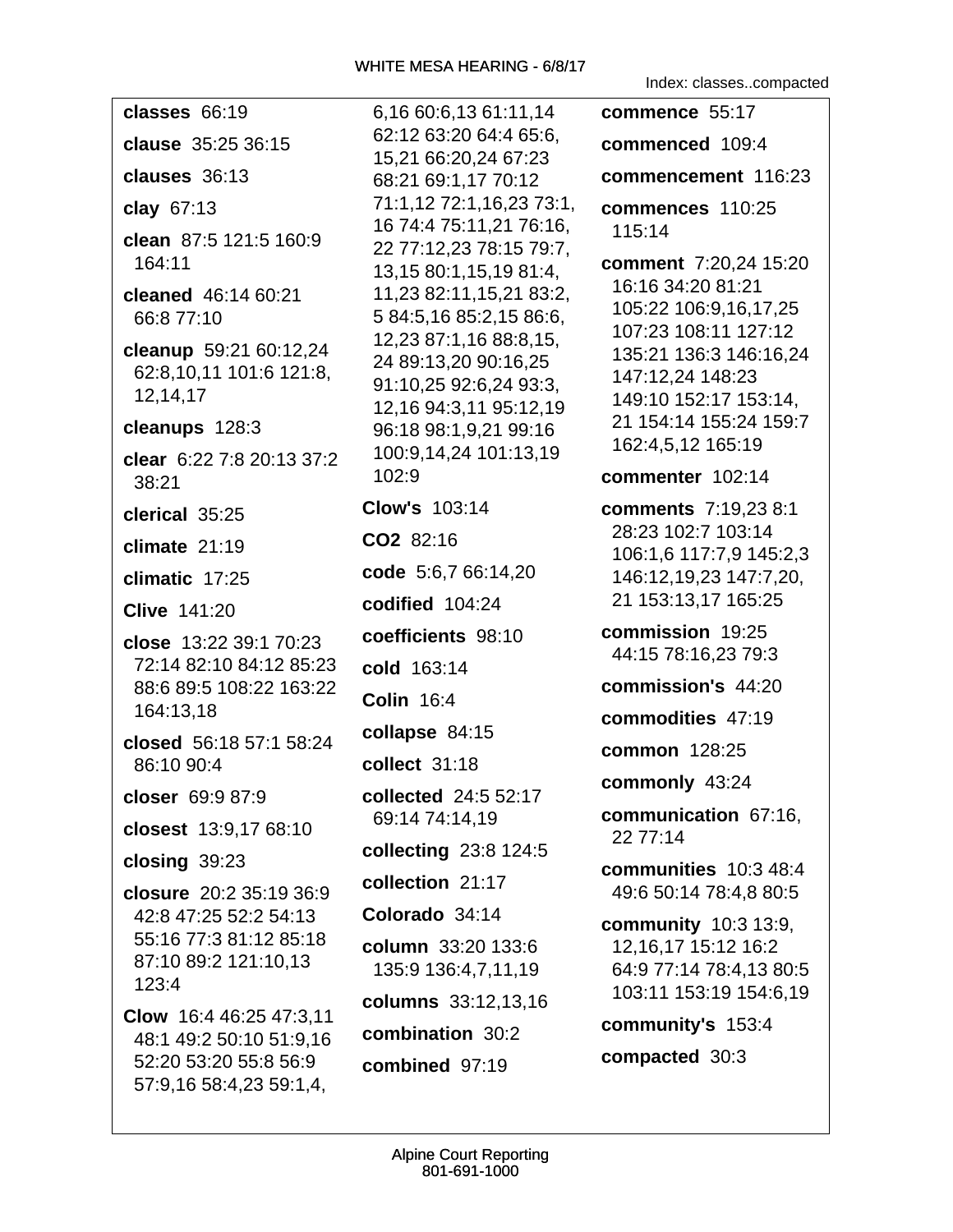Index: classes..compacted

**classes** 66:19

**clause** 35:25 36:15

**clauses** 36:13

**clay** 67:13

**clean** 87:5 121:5 160:9 164:11

**cleaned** 46:14 60:21 66:8 77:10

**cleanup** 59:21 60:12,24 62:8,10,11 101:6 121:8, 12,14,17

**cleanups** 128:3

**clear** 6:22 7:8 20:13 37:2 38:21

**clerical** 35:25

**climate** 21:19

**climatic** 17:25

**Clive** 141:20

**close** 13:22 39:1 70:23 72:14 82:10 84:12 85:23 88:6 89:5 108:22 163:22 164:13,18

**closed** 56:18 57:1 58:24 86:10 90:4

**closer** 69:9 87:9

**closest** 13:9,17 68:10

**closing** 39:23

**closure** 20:2 35:19 36:9 42:8 47:25 52:2 54:13 55:16 77:3 81:12 85:18 87:10 89:2 121:10,13 123:4

**Clow** 16:4 46:25 47:3,11 48:1 49:2 50:10 51:9,16 52:20 53:20 55:8 56:9 57:9,16 58:4,23 59:1,4, 6,16 60:6,13 61:11,14 62:12 63:20 64:4 65:6, 15,21 66:20,24 67:23 68:21 69:1,17 70:12 71:1,12 72:1,16,23 73:1, 16 74:4 75:11,21 76:16, 22 77:12,23 78:15 79:7, 13,15 80:1,15,19 81:4, 11,23 82:11,15,21 83:2, 5 84:5,16 85:2,15 86:6, 12,23 87:1,16 88:8,15, 24 89:13,20 90:16,25 91:10,25 92:6,24 93:3, 12,16 94:3,11 95:12,19 96:18 98:1,9,21 99:16 100:9,14,24 101:13,19 102:9

**Clow's** 103:14

**CO2** 82:16

**code** 5:6,7 66:14,20

**codified** 104:24

**coefficients** 98:10

**cold** 163:14

**Colin** 16:4

**collapse** 84:15

**collect** 31:18

**collected** 24:5 52:17 69:14 74:14,19

**collecting** 23:8 124:5

**collection** 21:17

**Colorado** 34:14

**column** 33:20 133:6 135:9 136:4,7,11,19

**columns** 33:12,13,16

**combination** 30:2

**combined** 97:19

**commence** 55:17

**commenced** 109:4

**commencement** 116:23

**commences** 110:25 115:14

**comment** 7:20,24 15:20 16:16 34:20 81:21 105:22 106:9,16,17,25 107:23 108:11 127:12 135:21 136:3 146:16,24 147:12,24 148:23 149:10 152:17 153:14, 21 154:14 155:24 159:7 162:4,5,12 165:19

**commenter** 102:14

**comments** 7:19,23 8:1 28:23 102:7 103:14 106:1,6 117:7,9 145:2,3 146:12,19,23 147:7,20, 21 153:13,17 165:25

**commission** 19:25 44:15 78:16,23 79:3

**commission's** 44:20

**commodities** 47:19

**common** 128:25

**commonly** 43:24

**communication** 67:16, 22 77:14

**communities** 10:3 48:4 49:6 50:14 78:4,8 80:5

**community** 10:3 13:9, 12,16,17 15:12 16:2 64:9 77:14 78:4,13 80:5 103:11 153:19 154:6,19

**community's** 153:4

**compacted** 30:3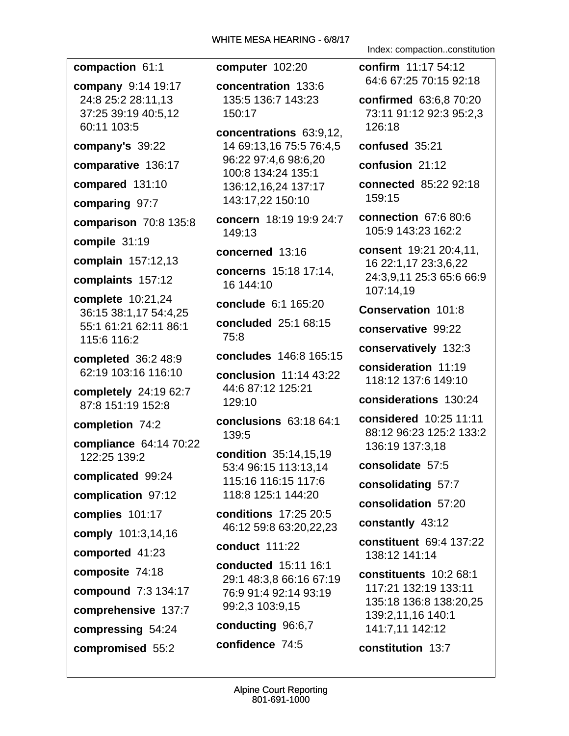Index: compaction..constitution

**compaction** 61:1

**company** 9:14 19:17 24:8 25:2 28:11,13 37:25 39:19 40:5,12 60:11 103:5

**company's** 39:22

**comparative** 136:17

**compared** 131:10

**comparing** 97:7

**comparison** 70:8 135:8

**compile** 31:19

**complain** 157:12,13

**complaints** 157:12

**complete** 10:21,24 36:15 38:1,17 54:4,25 55:1 61:21 62:11 86:1 115:6 116:2

**completed** 36:2 48:9 62:19 103:16 116:10

**completely** 24:19 62:7 87:8 151:19 152:8

**completion** 74:2

**compliance** 64:14 70:22 122:25 139:2

**complicated** 99:24

**complication** 97:12

**complies** 101:17

**comply** 101:3,14,16

**comported** 41:23

**composite** 74:18

**compound** 7:3 134:17

**comprehensive** 137:7

**compressing** 54:24

**compromised** 55:2

**computer** 102:20

**concentration** 133:6 135:5 136:7 143:23 150:17

**concentrations** 63:9,12, 14 69:13,16 75:5 76:4,5 96:22 97:4,6 98:6,20 100:8 134:24 135:1 136:12,16,24 137:17 143:17,22 150:10

**concern** 18:19 19:9 24:7 149:13

**concerned** 13:16

**concerns** 15:18 17:14, 16 144:10

**conclude** 6:1 165:20

**concluded** 25:1 68:15 75:8

**concludes** 146:8 165:15

**conclusion** 11:14 43:22 44:6 87:12 125:21 129:10

**conclusions** 63:18 64:1 139:5

**condition** 35:14,15,19 53:4 96:15 113:13,14 115:16 116:15 117:6 118:8 125:1 144:20

**conditions** 17:25 20:5 46:12 59:8 63:20,22,23

**conduct** 111:22

**conducted** 15:11 16:1 29:1 48:3,8 66:16 67:19 76:9 91:4 92:14 93:19 99:2,3 103:9,15

**conducting** 96:6,7

**confidence** 74:5

**confirm** 11:17 54:12 64:6 67:25 70:15 92:18

**confirmed** 63:6,8 70:20 73:11 91:12 92:3 95:2,3 126:18

**confused** 35:21

**confusion** 21:12

**connected** 85:22 92:18 159:15

**connection** 67:6 80:6 105:9 143:23 162:2

**consent** 19:21 20:4,11, 16 22:1,17 23:3,6,22 24:3,9,11 25:3 65:6 66:9 107:14,19

**Conservation** 101:8

**conservative** 99:22

**conservatively** 132:3

**consideration** 11:19 118:12 137:6 149:10

**considerations** 130:24

**considered** 10:25 11:11 88:12 96:23 125:2 133:2 136:19 137:3,18

**consolidate** 57:5

**consolidating** 57:7

**consolidation** 57:20

**constantly** 43:12

**constituent** 69:4 137:22 138:12 141:14

**constituents** 10:2 68:1 117:21 132:19 133:11 135:18 136:8 138:20,25 139:2,11,16 140:1 141:7,11 142:12

**constitution** 13:7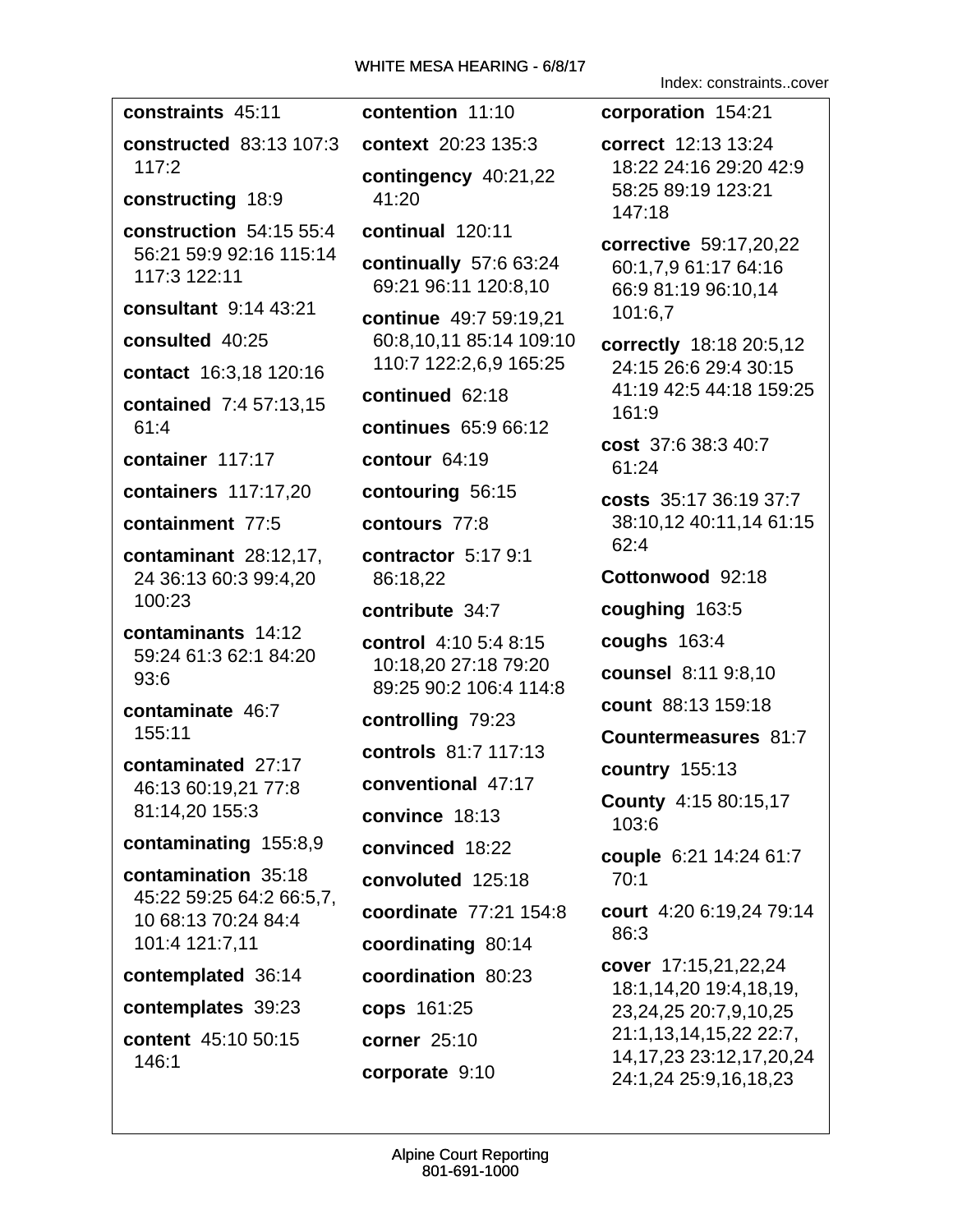Index: constraints..cover

**constraints** 45:11

**constructed** 83:13 107:3 117:2

**constructing** 18:9

**construction** 54:15 55:4 56:21 59:9 92:16 115:14 117:3 122:11

**consultant** 9:14 43:21

**consulted** 40:25

**contact** 16:3,18 120:16

**contained** 7:4 57:13,15 61:4

**container** 117:17

**containers** 117:17,20

**containment** 77:5

**contaminant** 28:12,17, 24 36:13 60:3 99:4,20 100:23

**contaminants** 14:12 59:24 61:3 62:1 84:20 93:6

**contaminate** 46:7 155:11

**contaminated** 27:17 46:13 60:19,21 77:8 81:14,20 155:3

**contaminating** 155:8,9

**contamination** 35:18 45:22 59:25 64:2 66:5,7, 10 68:13 70:24 84:4 101:4 121:7,11

**contemplated** 36:14

**contemplates** 39:23

**content** 45:10 50:15 146:1

**contention** 11:10

**context** 20:23 135:3

**contingency** 40:21,22 41:20

**continual** 120:11

**continually** 57:6 63:24 69:21 96:11 120:8,10

**continue** 49:7 59:19,21 60:8,10,11 85:14 109:10 110:7 122:2,6,9 165:25

**continued** 62:18

**continues** 65:9 66:12

**contour** 64:19

**contouring** 56:15

**contours** 77:8

**contractor** 5:17 9:1 86:18,22

**contribute** 34:7

**control** 4:10 5:4 8:15 10:18,20 27:18 79:20 89:25 90:2 106:4 114:8

**controlling** 79:23

**controls** 81:7 117:13

**conventional** 47:17

**convince** 18:13

**convinced** 18:22

**convoluted** 125:18

**coordinate** 77:21 154:8

**coordinating** 80:14

**coordination** 80:23

**cops** 161:25

**corner** 25:10

**corporate** 9:10

**corporation** 154:21

**correct** 12:13 13:24 18:22 24:16 29:20 42:9 58:25 89:19 123:21 147:18

**corrective** 59:17,20,22 60:1,7,9 61:17 64:16 66:9 81:19 96:10,14 101:6,7

**correctly** 18:18 20:5,12 24:15 26:6 29:4 30:15 41:19 42:5 44:18 159:25 161:9

**cost** 37:6 38:3 40:7 61:24

**costs** 35:17 36:19 37:7 38:10,12 40:11,14 61:15 62:4

**Cottonwood** 92:18

**coughing** 163:5

**coughs** 163:4

**counsel** 8:11 9:8,10

**count** 88:13 159:18

**Countermeasures** 81:7

**country** 155:13

**County** 4:15 80:15,17 103:6

**couple** 6:21 14:24 61:7 70:1

**court** 4:20 6:19,24 79:14 86:3

**cover** 17:15,21,22,24 18:1,14,20 19:4,18,19, 23,24,25 20:7,9,10,25 21:1,13,14,15,22 22:7, 14,17,23 23:12,17,20,24 24:1,24 25:9,16,18,23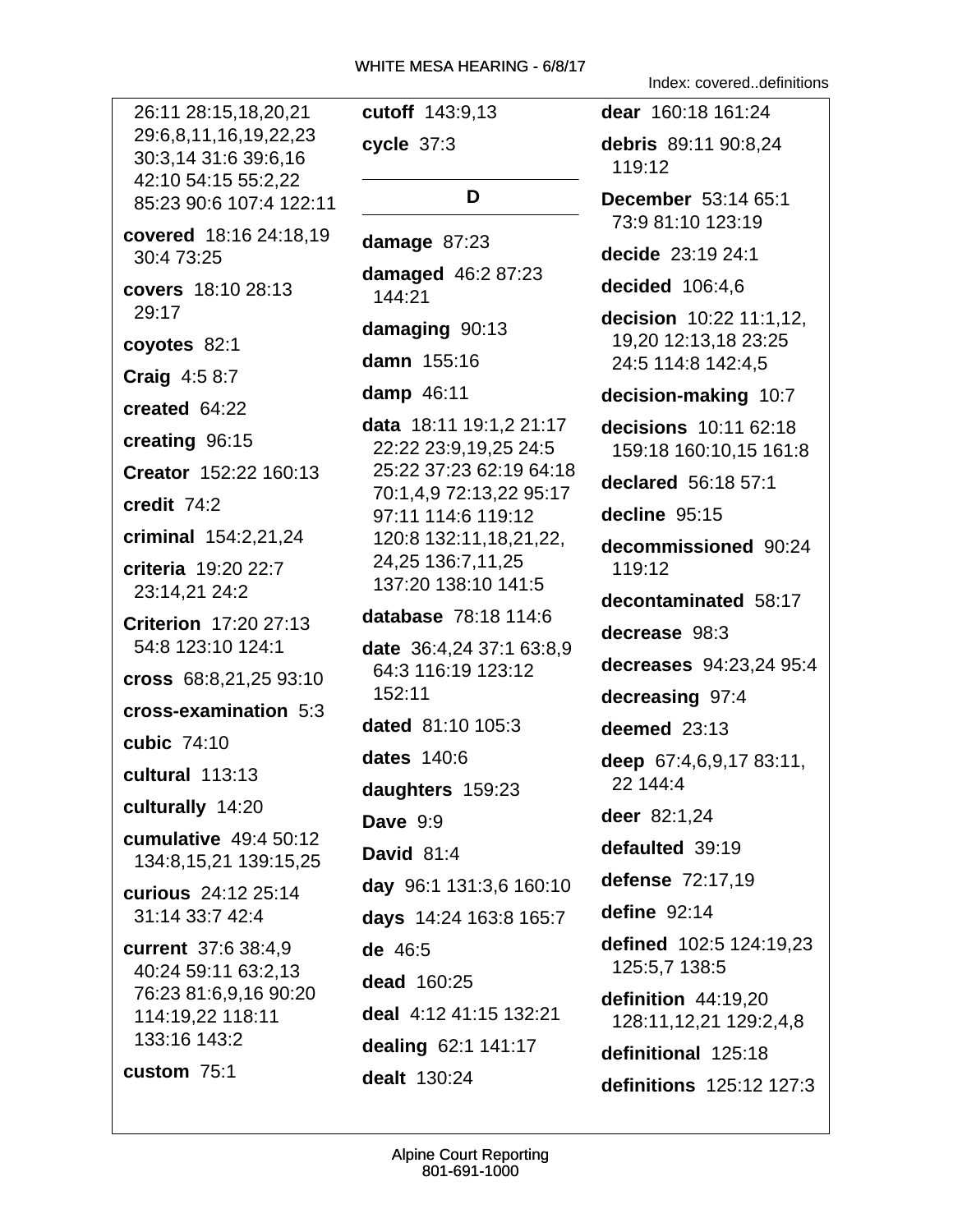26:11 28:15,18,20,21 29:6,8,11,16,19,22,23 30:3,14 31:6 39:6,16 42:10 54:15 55:2,22 85:23 90:6 107:4 122:11

**covered** 18:16 24:18,19 30:4 73:25

**covers** 18:10 28:13 29:17

**coyotes** 82:1

**Craig** 4:5 8:7

**created** 64:22

**creating** 96:15

**Creator** 152:22 160:13

**credit** 74:2

**criminal** 154:2,21,24

**criteria** 19:20 22:7 23:14,21 24:2

**Criterion** 17:20 27:13 54:8 123:10 124:1

**cross** 68:8,21,25 93:10

**cross-examination** 5:3

**cubic** 74:10

**cultural** 113:13

**culturally** 14:20

**cumulative** 49:4 50:12 134:8,15,21 139:15,25

**curious** 24:12 25:14 31:14 33:7 42:4

**current** 37:6 38:4,9 40:24 59:11 63:2,13 76:23 81:6,9,16 90:20 114:19,22 118:11 133:16 143:2

**custom** 75:1

**cutoff** 143:9,13

**cycle** 37:3

## D

**damage** 87:23

**damaged** 46:2 87:23 144:21

**damaging** 90:13

**damn** 155:16

**damp** 46:11

**data** 18:11 19:1,2 21:17 22:22 23:9,19,25 24:5 25:22 37:23 62:19 64:18 70:1,4,9 72:13,22 95:17 97:11 114:6 119:12 120:8 132:11,18,21,22, 24,25 136:7,11,25 137:20 138:10 141:5

**database** 78:18 114:6

**date** 36:4,24 37:1 63:8,9 64:3 116:19 123:12 152:11

**dated** 81:10 105:3

**dates** 140:6

**daughters** 159:23

**Dave** 9:9

**David** 81:4

**day** 96:1 131:3,6 160:10

**days** 14:24 163:8 165:7

**de** 46:5

**dead** 160:25

**deal** 4:12 41:15 132:21

**dealing** 62:1 141:17

**dealt** 130:24

**dear** 160:18 161:24

**debris** 89:11 90:8,24 119:12

**December** 53:14 65:1 73:9 81:10 123:19

**decide** 23:19 24:1

**decided** 106:4,6

**decision** 10:22 11:1,12, 19,20 12:13,18 23:25 24:5 114:8 142:4,5

**decision-making** 10:7

**decisions** 10:11 62:18 159:18 160:10,15 161:8

**declared** 56:18 57:1

**decline** 95:15

**decommissioned** 90:24 119:12

**decontaminated** 58:17

**decrease** 98:3

**decreases** 94:23,24 95:4

**decreasing** 97:4

**deemed** 23:13

**deep** 67:4,6,9,17 83:11, 22 144:4

**deer** 82:1,24

**defaulted** 39:19

**defense** 72:17,19

**define** 92:14

**defined** 102:5 124:19,23 125:5,7 138:5

**definition** 44:19,20 128:11,12,21 129:2,4,8

**definitional** 125:18

**definitions** 125:12 127:3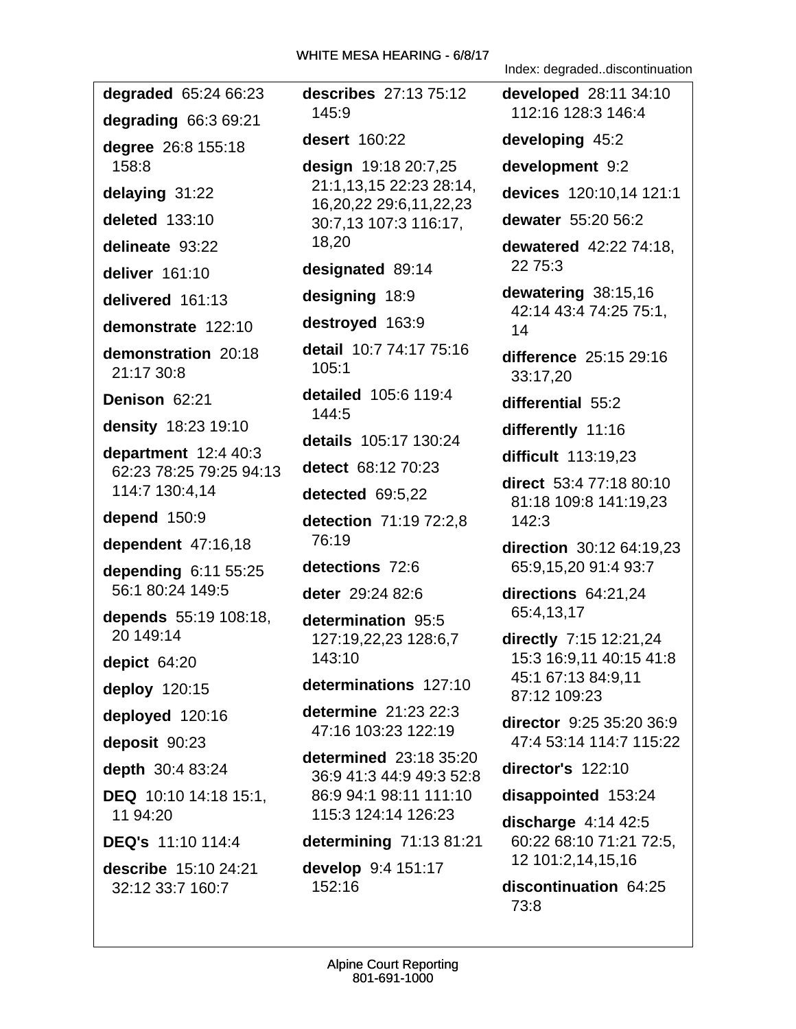Index: degraded..discontinuation

**degraded** 65:24 66:23

**degrading** 66:3 69:21

**degree** 26:8 155:18 158:8

**delaying** 31:22

**deleted** 133:10

**delineate** 93:22

**deliver** 161:10

**delivered** 161:13

**demonstrate** 122:10

**demonstration** 20:18 21:17 30:8

**Denison** 62:21

**density** 18:23 19:10

**department** 12:4 40:3 62:23 78:25 79:25 94:13 114:7 130:4,14

**depend** 150:9

**dependent** 47:16,18

**depending** 6:11 55:25 56:1 80:24 149:5

**depends** 55:19 108:18, 20 149:14

**depict** 64:20

**deploy** 120:15

**deployed** 120:16

**deposit** 90:23

**depth** 30:4 83:24

**DEQ** 10:10 14:18 15:1, 11 94:20

**DEQ's** 11:10 114:4

**describe** 15:10 24:21 32:12 33:7 160:7

**describes** 27:13 75:12 145:9

**desert** 160:22

**design** 19:18 20:7,25 21:1,13,15 22:23 28:14, 16,20,22 29:6,11,22,23 30:7,13 107:3 116:17, 18,20

**designated** 89:14

**designing** 18:9

**destroyed** 163:9

**detail** 10:7 74:17 75:16 105:1

**detailed** 105:6 119:4 144:5

**details** 105:17 130:24

**detect** 68:12 70:23

**detected** 69:5,22

**detection** 71:19 72:2,8 76:19

**detections** 72:6

**deter** 29:24 82:6

**determination** 95:5 127:19,22,23 128:6,7 143:10

**determinations** 127:10

**determine** 21:23 22:3 47:16 103:23 122:19

**determined** 23:18 35:20 36:9 41:3 44:9 49:3 52:8 86:9 94:1 98:11 111:10 115:3 124:14 126:23

**determining** 71:13 81:21

**develop** 9:4 151:17 152:16

**developed** 28:11 34:10 112:16 128:3 146:4

**developing** 45:2

**development** 9:2

**devices** 120:10,14 121:1

**dewater** 55:20 56:2

**dewatered** 42:22 74:18, 22 75:3

**dewatering** 38:15,16 42:14 43:4 74:25 75:1, 14

**difference** 25:15 29:16 33:17,20

**differential** 55:2

**differently** 11:16

**difficult** 113:19,23

**direct** 53:4 77:18 80:10 81:18 109:8 141:19,23 142:3

**direction** 30:12 64:19,23 65:9,15,20 91:4 93:7

**directions** 64:21,24 65:4,13,17

**directly** 7:15 12:21,24 15:3 16:9,11 40:15 41:8 45:1 67:13 84:9,11 87:12 109:23

**director** 9:25 35:20 36:9 47:4 53:14 114:7 115:22

**director's** 122:10

**disappointed** 153:24

**discharge** 4:14 42:5 60:22 68:10 71:21 72:5, 12 101:2,14,15,16

**discontinuation** 64:25 73:8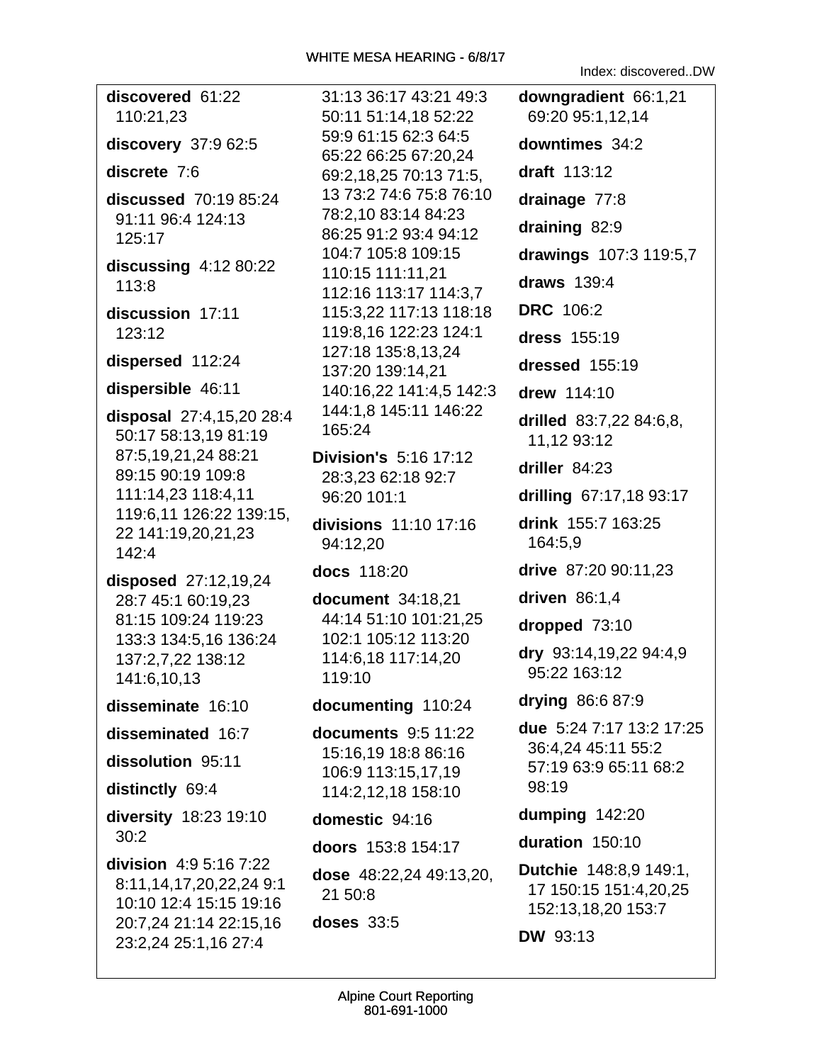**discovered** 61:22 110:21,23

**discovery** 37:9 62:5

**discrete** 7:6

**discussed** 70:19 85:24 91:11 96:4 124:13 125:17

**discussing** 4:12 80:22 113:8

**discussion** 17:11 123:12

**dispersed** 112:24

**dispersible** 46:11

**disposal** 27:4,15,20 28:4 50:17 58:13,19 81:19 87:5,19,21,24 88:21 89:15 90:19 109:8 111:14,23 118:4,11 119:6,11 126:22 139:15, 22 141:19,20,21,23 142:4

**disposed** 27:12,19,24 28:7 45:1 60:19,23 81:15 109:24 119:23 133:3 134:5,16 136:24 137:2,7,22 138:12 141:6,10,13

**disseminate** 16:10

**disseminated** 16:7

**dissolution** 95:11

**distinctly** 69:4

**diversity** 18:23 19:10 30:2

**division** 4:9 5:16 7:22 8:11,14,17,20,22,24 9:1 10:10 12:4 15:15 19:16 20:7,24 21:14 22:15,16 23:2,24 25:1,16 27:4 31:13 36:17 43:21 49:3 50:11 51:14,18 52:22 59:9 61:15 62:3 64:5 65:22 66:25 67:20,24 69:2,18,25 70:13 71:5, 13 73:2 74:6 75:8 76:10 78:2,10 83:14 84:23 86:25 91:2 93:4 94:12 104:7 105:8 109:15 110:15 111:11,21 112:16 113:17 114:3,7 115:3,22 117:13 118:18 119:8,16 122:23 124:1 127:18 135:8,13,24 137:20 139:14,21 140:16,22 141:4,5 142:3 144:1,8 145:11 146:22 165:24

**Division's** 5:16 17:12 28:3,23 62:18 92:7 96:20 101:1

**divisions** 11:10 17:16 94:12,20

**docs** 118:20

**document** 34:18,21 44:14 51:10 101:21,25 102:1 105:12 113:20 114:6,18 117:14,20 119:10

**documenting** 110:24

**documents** 9:5 11:22 15:16,19 18:8 86:16 106:9 113:15,17,19 114:2,12,18 158:10

**domestic** 94:16

**doors** 153:8 154:17

**dose** 48:22,24 49:13,20, 21 50:8

**doses** 33:5

**downgradient** 66:1,21 69:20 95:1,12,14

**downtimes** 34:2

**draft** 113:12

**drainage** 77:8

**draining** 82:9

**drawings** 107:3 119:5,7

**draws** 139:4

**DRC** 106:2

**dress** 155:19

**dressed** 155:19

**drew** 114:10

**drilled** 83:7,22 84:6,8, 11,12 93:12

**driller** 84:23

**drilling** 67:17,18 93:17

**drink** 155:7 163:25 164:5,9

**drive** 87:20 90:11,23

**driven** 86:1,4

**dropped** 73:10

**dry** 93:14,19,22 94:4,9 95:22 163:12

**drying** 86:6 87:9

**due** 5:24 7:17 13:2 17:25 36:4,24 45:11 55:2 57:19 63:9 65:11 68:2 98:19

**dumping** 142:20

**duration** 150:10

**Dutchie** 148:8,9 149:1, 17 150:15 151:4,20,25 152:13,18,20 153:7

**DW** 93:13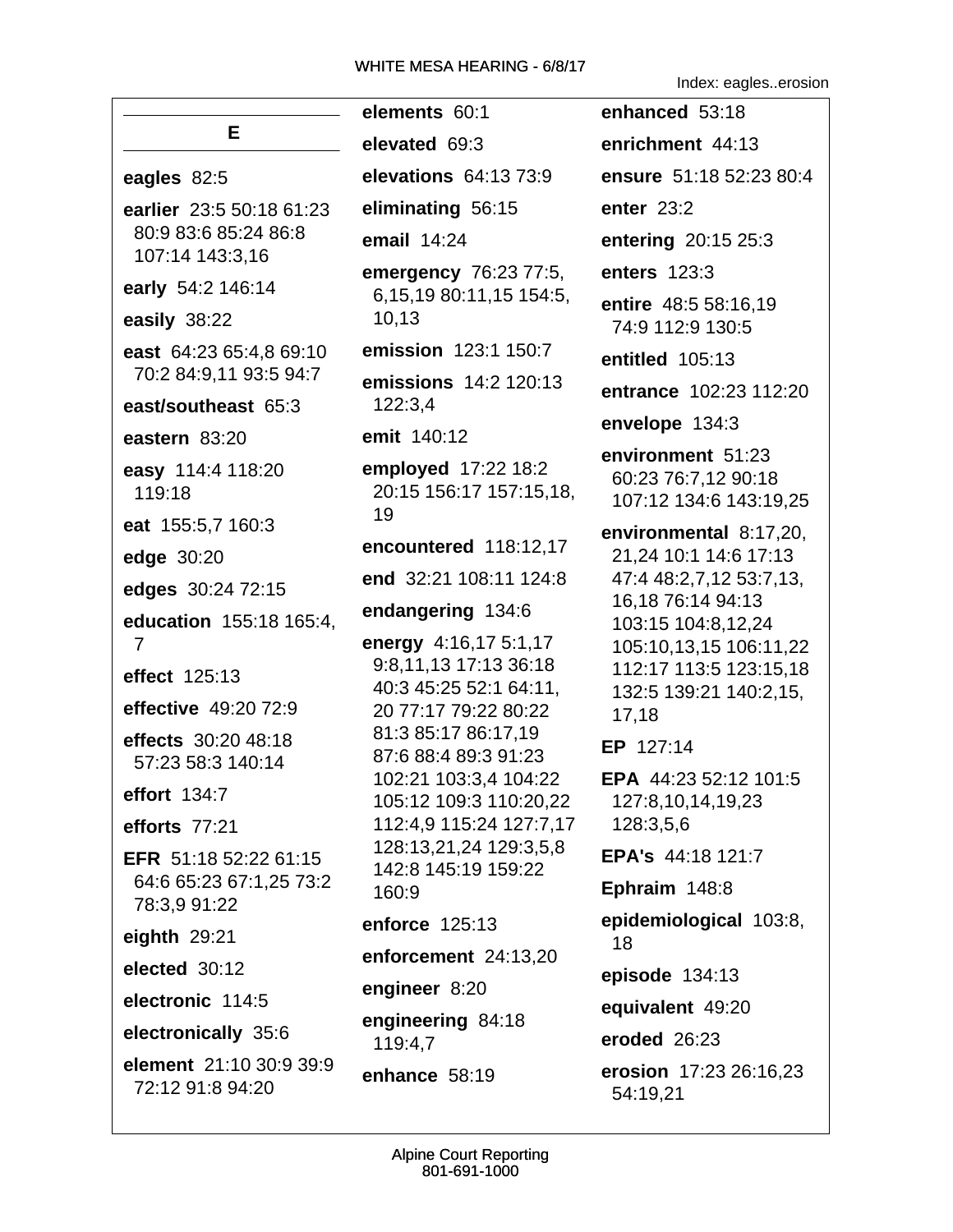## E

**eagles** 82:5

**earlier** 23:5 50:18 61:23 80:9 83:6 85:24 86:8 107:14 143:3,16

**early** 54:2 146:14

**easily** 38:22

**east** 64:23 65:4,8 69:10 70:2 84:9,11 93:5 94:7

**east/southeast** 65:3

**eastern** 83:20

**easy** 114:4 118:20 119:18

**eat** 155:5,7 160:3

**edge** 30:20

**edges** 30:24 72:15

**education** 155:18 165:4,7

**effect** 125:13

**effective** 49:20 72:9

**effects** 30:20 48:18 57:23 58:3 140:14

**effort** 134:7

**efforts** 77:21

**EFR** 51:18 52:22 61:15 64:6 65:23 67:1,25 73:2 78:3,9 91:22

**eighth** 29:21

**elected** 30:12

**electronic** 114:5

**electronically** 35:6

**element** 21:10 30:9 39:9 72:12 91:8 94:20

**elements** 60:1

**elevated** 69:3

**elevations** 64:13 73:9

**eliminating** 56:15

**email** 14:24

**emergency** 76:23 77:5,6,15,19 80:11,15 154:5,10,13

**emission** 123:1 150:7

**emissions** 14:2 120:13 122:3,4

**emit** 140:12

**employed** 17:22 18:2 20:15 156:17 157:15,18,19

**encountered** 118:12,17

**end** 32:21 108:11 124:8

**endangering** 134:6

**energy** 4:16,17 5:1,17 9:8,11,13 17:13 36:18 40:3 45:25 52:1 64:11,20 77:17 79:22 80:22 81:3 85:17 86:17,19 87:6 88:4 89:3 91:23 102:21 103:3,4 104:22 105:12 109:3 110:20,22 112:4,9 115:24 127:7,17 128:13,21,24 129:3,5,8 142:8 145:19 159:22 160:9

**enforce** 125:13

**enforcement** 24:13,20

**engineer** 8:20

**engineering** 84:18 119:4,7

**enhance** 58:19

**enhanced** 53:18

**enrichment** 44:13

**ensure** 51:18 52:23 80:4

**enter** 23:2

**entering** 20:15 25:3

**enters** 123:3

**entire** 48:5 58:16,19 74:9 112:9 130:5

**entitled** 105:13

**entrance** 102:23 112:20

**envelope** 134:3

**environment** 51:23 60:23 76:7,12 90:18 107:12 134:6 143:19,25

**environmental** 8:17,20,21,24 10:1 14:6 17:13 47:4 48:2,7,12 53:7,13,16,18 76:14 94:13 103:15 104:8,12,24 105:10,13,15 106:11,22 112:17 113:5 123:15,18 132:5 139:21 140:2,15,17,18

**EP** 127:14

**EPA** 44:23 52:12 101:5 127:8,10,14,19,23 128:3,5,6

**EPA's** 44:18 121:7

**Ephraim** 148:8

**epidemiological** 103:8,18

**episode** 134:13

**equivalent** 49:20

**eroded** 26:23

**erosion** 17:23 26:16,23 54:19,21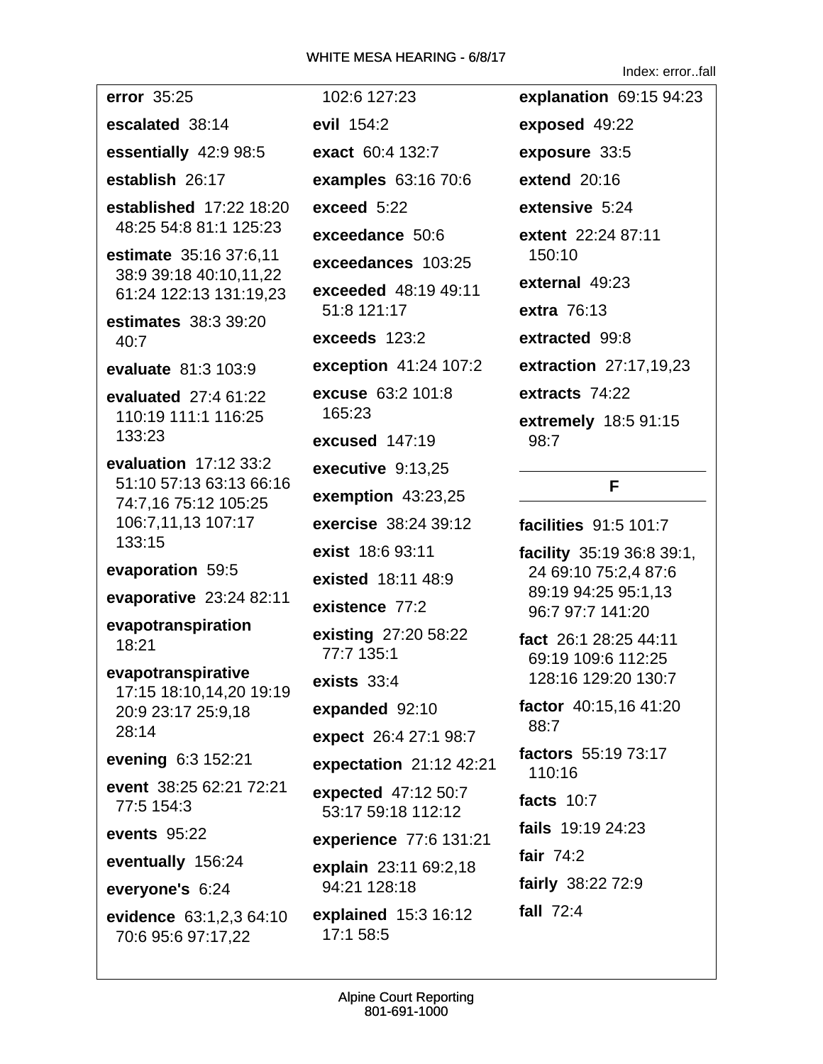Index: error..fall

**error** 35:25

**escalated** 38:14

**essentially** 42:9 98:5

**establish** 26:17

**established** 17:22 18:20 48:25 54:8 81:1 125:23

**estimate** 35:16 37:6,11 38:9 39:18 40:10,11,22 61:24 122:13 131:19,23

**estimates** 38:3 39:20 40:7

**evaluate** 81:3 103:9

**evaluated** 27:4 61:22 110:19 111:1 116:25 133:23

**evaluation** 17:12 33:2 51:10 57:13 63:13 66:16 74:7,16 75:12 105:25 106:7,11,13 107:17 133:15

**evaporation** 59:5

**evaporative** 23:24 82:11

**evapotranspiration** 18:21

**evapotranspirative** 17:15 18:10,14,20 19:19 20:9 23:17 25:9,18 28:14

**evening** 6:3 152:21

**event** 38:25 62:21 72:21 77:5 154:3

**events** 95:22

**eventually** 156:24

**everyone's** 6:24

**evidence** 63:1,2,3 64:10 70:6 95:6 97:17,22 102:6 127:23

**evil** 154:2

**exact** 60:4 132:7

**examples** 63:16 70:6

**exceed** 5:22

**exceedance** 50:6

**exceedances** 103:25

**exceeded** 48:19 49:11 51:8 121:17

**exceeds** 123:2

**exception** 41:24 107:2

**excuse** 63:2 101:8 165:23

**excused** 147:19

**executive** 9:13,25

**exemption** 43:23,25

**exercise** 38:24 39:12

**exist** 18:6 93:11

**existed** 18:11 48:9

**existence** 77:2

**existing** 27:20 58:22 77:7 135:1

**exists** 33:4

**expanded** 92:10

**expect** 26:4 27:1 98:7

**expectation** 21:12 42:21

**expected** 47:12 50:7 53:17 59:18 112:12

**experience** 77:6 131:21

**explain** 23:11 69:2,18 94:21 128:18

**explained** 15:3 16:12 17:1 58:5

**explanation** 69:15 94:23

**exposed** 49:22

**exposure** 33:5

**extend** 20:16

**extensive** 5:24

**extent** 22:24 87:11 150:10

**external** 49:23

**extra** 76:13

**extracted** 99:8

**extraction** 27:17,19,23

**extracts** 74:22

**extremely** 18:5 91:15 98:7

## F

**facilities** 91:5 101:7

**facility** 35:19 36:8 39:1,24 69:10 75:2,4 87:6 89:19 94:25 95:1,13 96:7 97:7 141:20

**fact** 26:1 28:25 44:11 69:19 109:6 112:25 128:16 129:20 130:7

**factor** 40:15,16 41:20 88:7

**factors** 55:19 73:17 110:16

**facts** 10:7

**fails** 19:19 24:23

**fair** 74:2

**fairly** 38:22 72:9

**fall** 72:4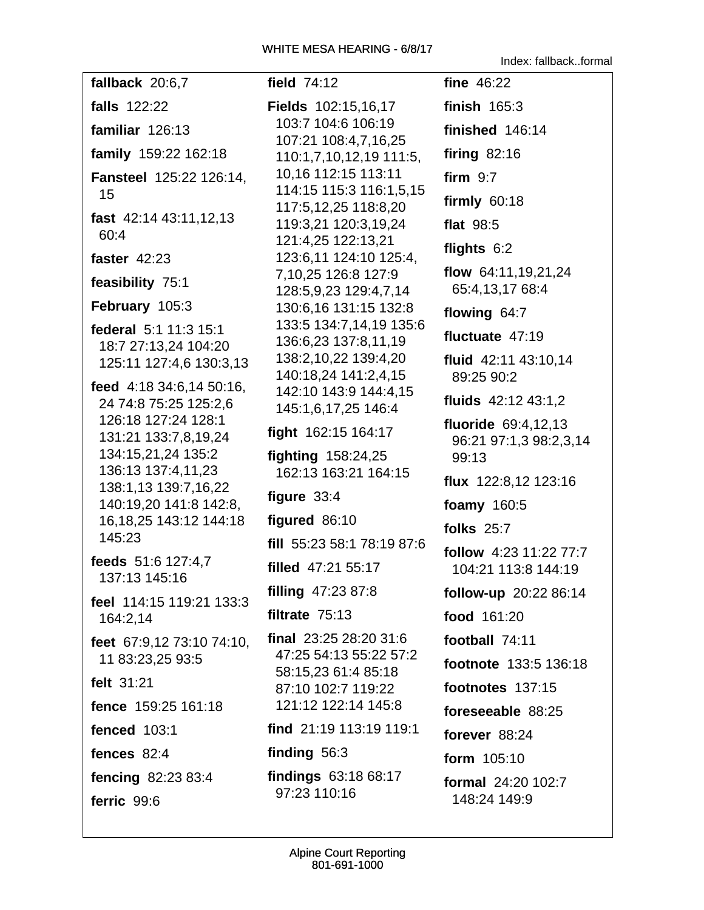Index: fallback..formal

**fallback** 20:6,7

**falls** 122:22

**familiar** 126:13

**family** 159:22 162:18

**Fansteel** 125:22 126:14, 15

**fast** 42:14 43:11,12,13 60:4

**faster** 42:23

**feasibility** 75:1

**February** 105:3

**federal** 5:1 11:3 15:1 18:7 27:13,24 104:20 125:11 127:4,6 130:3,13

**feed** 4:18 34:6,14 50:16, 24 74:8 75:25 125:2,6 126:18 127:24 128:1 131:21 133:7,8,19,24 134:15,21,24 135:2 136:13 137:4,11,23 138:1,13 139:7,16,22 140:19,20 141:8 142:8, 16,18,25 143:12 144:18 145:23

**feeds** 51:6 127:4,7 137:13 145:16

**feel** 114:15 119:21 133:3 164:2,14

**feet** 67:9,12 73:10 74:10, 11 83:23,25 93:5

**felt** 31:21

**fence** 159:25 161:18

**fenced** 103:1

**fences** 82:4

**fencing** 82:23 83:4

**ferric** 99:6

**field** 74:12

**Fields** 102:15,16,17 103:7 104:6 106:19 107:21 108:4,7,16,25 110:1,7,10,12,19 111:5, 10,16 112:15 113:11 114:15 115:3 116:1,5,15 117:5,12,25 118:8,20 119:3,21 120:3,19,24 121:4,25 122:13,21 123:6,11 124:10 125:4, 7,10,25 126:8 127:9 128:5,9,23 129:4,7,14 130:6,16 131:15 132:8 133:5 134:7,14,19 135:6 136:6,23 137:8,11,19 138:2,10,22 139:4,20 140:18,24 141:2,4,15 142:10 143:9 144:4,15 145:1,6,17,25 146:4

**fight** 162:15 164:17

**fighting** 158:24,25 162:13 163:21 164:15

**figure** 33:4

**figured** 86:10

**fill** 55:23 58:1 78:19 87:6

**filled** 47:21 55:17

**filling** 47:23 87:8

**filtrate** 75:13

**final** 23:25 28:20 31:6 47:25 54:13 55:22 57:2 58:15,23 61:4 85:18 87:10 102:7 119:22 121:12 122:14 145:8

**find** 21:19 113:19 119:1

**finding** 56:3

**findings** 63:18 68:17 97:23 110:16

**fine** 46:22

**finish** 165:3

**finished** 146:14

**firing** 82:16

**firm** 9:7

**firmly** 60:18

**flat** 98:5

**flights** 6:2

**flow** 64:11,19,21,24 65:4,13,17 68:4

**flowing** 64:7

**fluctuate** 47:19

**fluid** 42:11 43:10,14 89:25 90:2

**fluids** 42:12 43:1,2

**fluoride** 69:4,12,13 96:21 97:1,3 98:2,3,14 99:13

**flux** 122:8,12 123:16

**foamy** 160:5

**folks** 25:7

**follow** 4:23 11:22 77:7 104:21 113:8 144:19

**follow-up** 20:22 86:14

**food** 161:20

**football** 74:11

**footnote** 133:5 136:18

**footnotes** 137:15

**foreseeable** 88:25

**forever** 88:24

**form** 105:10

**formal** 24:20 102:7 148:24 149:9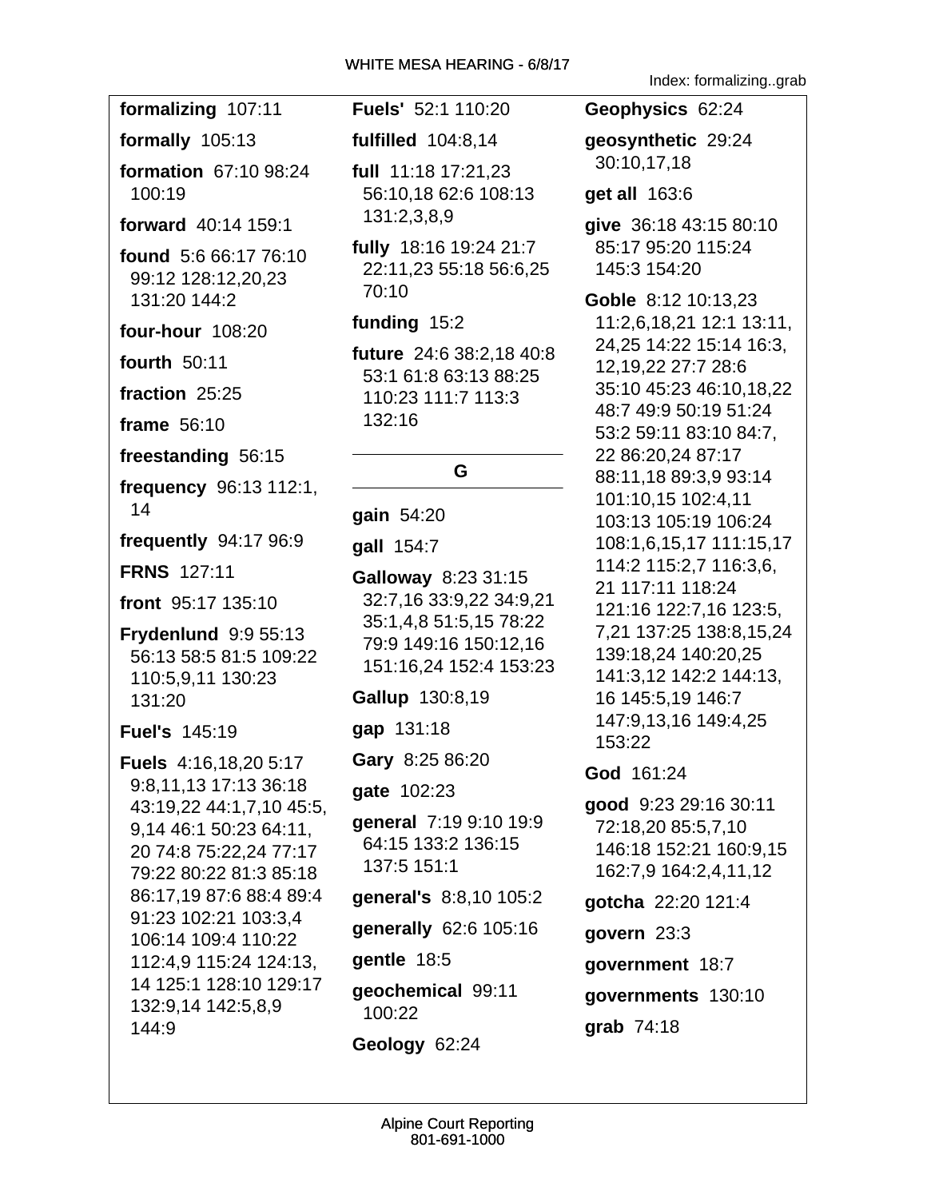**formalizing** 107:11

**formally** 105:13

**formation** 67:10 98:24 100:19

**forward** 40:14 159:1

**found** 5:6 66:17 76:10 99:12 128:12,20,23 131:20 144:2

**four-hour** 108:20

**fourth** 50:11

**fraction** 25:25

**frame** 56:10

**freestanding** 56:15

**frequency** 96:13 112:1, 14

**frequently** 94:17 96:9

**FRNS** 127:11

**front** 95:17 135:10

**Frydenlund** 9:9 55:13 56:13 58:5 81:5 109:22 110:5,9,11 130:23 131:20

**Fuel's** 145:19

**Fuels** 4:16,18,20 5:17 9:8,11,13 17:13 36:18 43:19,22 44:1,7,10 45:5, 9,14 46:1 50:23 64:11, 20 74:8 75:22,24 77:17 79:22 80:22 81:3 85:18 86:17,19 87:6 88:4 89:4 91:23 102:21 103:3,4 106:14 109:4 110:22 112:4,9 115:24 124:13, 14 125:1 128:10 129:17 132:9,14 142:5,8,9 144:9

**Fuels'** 52:1 110:20

**fulfilled** 104:8,14

**full** 11:18 17:21,23 56:10,18 62:6 108:13 131:2,3,8,9

**fully** 18:16 19:24 21:7 22:11,23 55:18 56:6,25 70:10

**funding** 15:2

**future** 24:6 38:2,18 40:8 53:1 61:8 63:13 88:25 110:23 111:7 113:3 132:16

## G

**gain** 54:20

**gall** 154:7

**Galloway** 8:23 31:15 32:7,16 33:9,22 34:9,21 35:1,4,8 51:5,15 78:22 79:9 149:16 150:12,16 151:16,24 152:4 153:23

**Gallup** 130:8,19

**gap** 131:18

**Gary** 8:25 86:20

**gate** 102:23

**general** 7:19 9:10 19:9 64:15 133:2 136:15 137:5 151:1

**general's** 8:8,10 105:2

**generally** 62:6 105:16

**gentle** 18:5

**geochemical** 99:11 100:22

**Geology** 62:24

**Geophysics** 62:24

**geosynthetic** 29:24 30:10,17,18

**get all** 163:6

**give** 36:18 43:15 80:10 85:17 95:20 115:24 145:3 154:20

**Goble** 8:12 10:13,23 11:2,6,18,21 12:1 13:11, 24,25 14:22 15:14 16:3, 12,19,22 27:7 28:6 35:10 45:23 46:10,18,22 48:7 49:9 50:19 51:24 53:2 59:11 83:10 84:7, 22 86:20,24 87:17 88:11,18 89:3,9 93:14 101:10,15 102:4,11 103:13 105:19 106:24 108:1,6,15,17 111:15,17 114:2 115:2,7 116:3,6, 21 117:11 118:24 121:16 122:7,16 123:5, 7,21 137:25 138:8,15,24 139:18,24 140:20,25 141:3,12 142:2 144:13, 16 145:5,19 146:7 147:9,13,16 149:4,25 153:22

**God** 161:24

**good** 9:23 29:16 30:11 72:18,20 85:5,7,10 146:18 152:21 160:9,15 162:7,9 164:2,4,11,12

**gotcha** 22:20 121:4

**govern** 23:3

**government** 18:7

**governments** 130:10

**grab** 74:18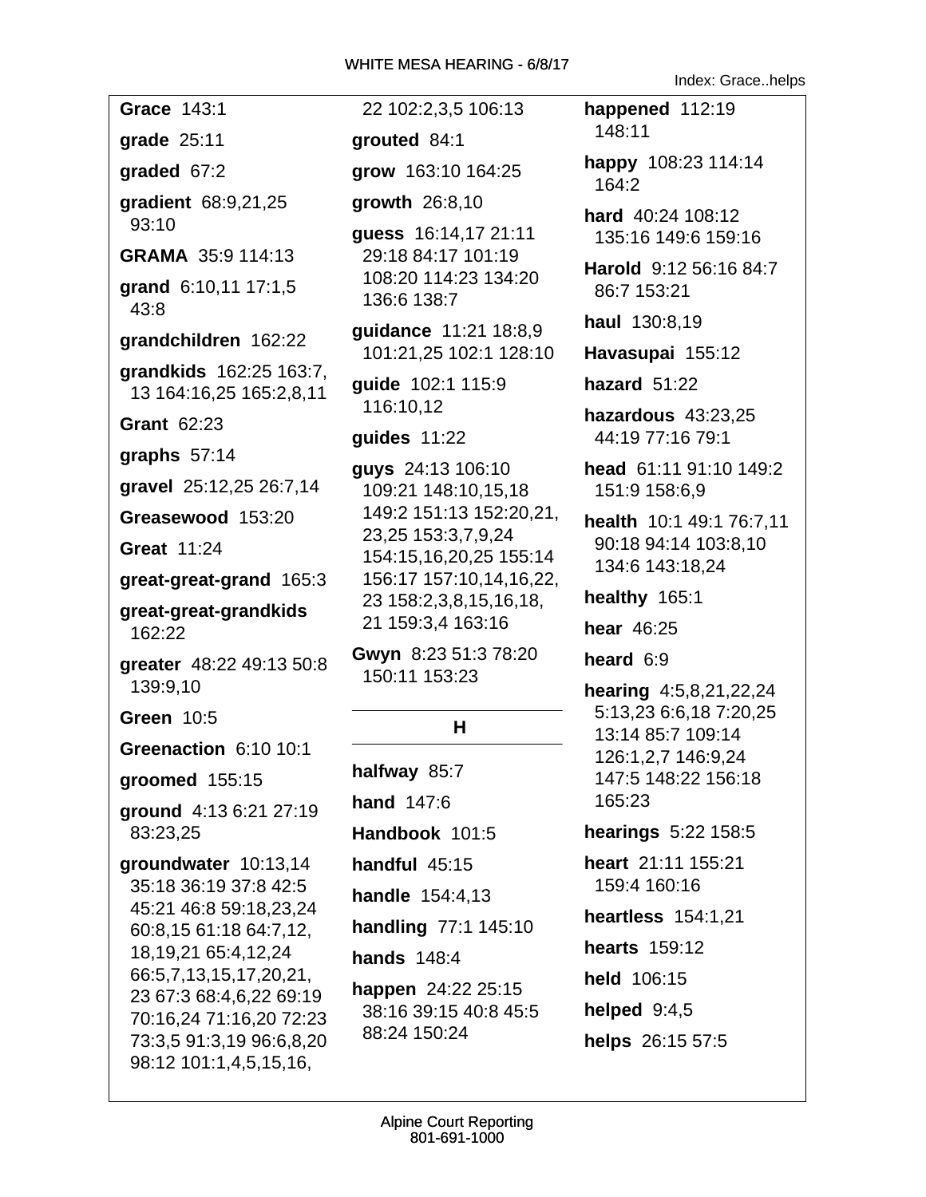**Grace** 143:1

**grade** 25:11

**graded** 67:2

**gradient** 68:9,21,25 93:10

**GRAMA** 35:9 114:13

**grand** 6:10,11 17:1,5 43:8

**grandchildren** 162:22

**grandkids** 162:25 163:7, 13 164:16,25 165:2,8,11

**Grant** 62:23

**graphs** 57:14

**gravel** 25:12,25 26:7,14

**Greasewood** 153:20

**Great** 11:24

**great-great-grand** 165:3

**great-great-grandkids** 162:22

**greater** 48:22 49:13 50:8 139:9,10

**Green** 10:5

**Greenaction** 6:10 10:1

**groomed** 155:15

**ground** 4:13 6:21 27:19 83:23,25

**groundwater** 10:13,14 35:18 36:19 37:8 42:5 45:21 46:8 59:18,23,24 60:8,15 61:18 64:7,12, 18,19,21 65:4,12,24 66:5,7,13,15,17,20,21, 23 67:3 68:4,6,22 69:19 70:16,24 71:16,20 72:23 73:3,5 91:3,19 96:6,8,20 98:12 101:1,4,5,15,16, 22 102:2,3,5 106:13

**grouted** 84:1

**grow** 163:10 164:25

**growth** 26:8,10

**guess** 16:14,17 21:11 29:18 84:17 101:19 108:20 114:23 134:20 136:6 138:7

**guidance** 11:21 18:8,9 101:21,25 102:1 128:10

**guide** 102:1 115:9 116:10,12

**guides** 11:22

**guys** 24:13 106:10 109:21 148:10,15,18 149:2 151:13 152:20,21, 23,25 153:3,7,9,24 154:15,16,20,25 155:14 156:17 157:10,14,16,22, 23 158:2,3,8,15,16,18, 21 159:3,4 163:16

**Gwyn** 8:23 51:3 78:20 150:11 153:23

## H

**halfway** 85:7

**hand** 147:6

**Handbook** 101:5

**handful** 45:15

**handle** 154:4,13

**handling** 77:1 145:10

**hands** 148:4

**happen** 24:22 25:15 38:16 39:15 40:8 45:5 88:24 150:24

**happened** 112:19 148:11

**happy** 108:23 114:14 164:2

**hard** 40:24 108:12 135:16 149:6 159:16

**Harold** 9:12 56:16 84:7 86:7 153:21

**haul** 130:8,19

**Havasupai** 155:12

**hazard** 51:22

**hazardous** 43:23,25 44:19 77:16 79:1

**head** 61:11 91:10 149:2 151:9 158:6,9

**health** 10:1 49:1 76:7,11 90:18 94:14 103:8,10 134:6 143:18,24

**healthy** 165:1

**hear** 46:25

**heard** 6:9

**hearing** 4:5,8,21,22,24 5:13,23 6:6,18 7:20,25 13:14 85:7 109:14 126:1,2,7 146:9,24 147:5 148:22 156:18 165:23

**hearings** 5:22 158:5

**heart** 21:11 155:21 159:4 160:16

**heartless** 154:1,21

**hearts** 159:12

**held** 106:15

**helped** 9:4,5

**helps** 26:15 57:5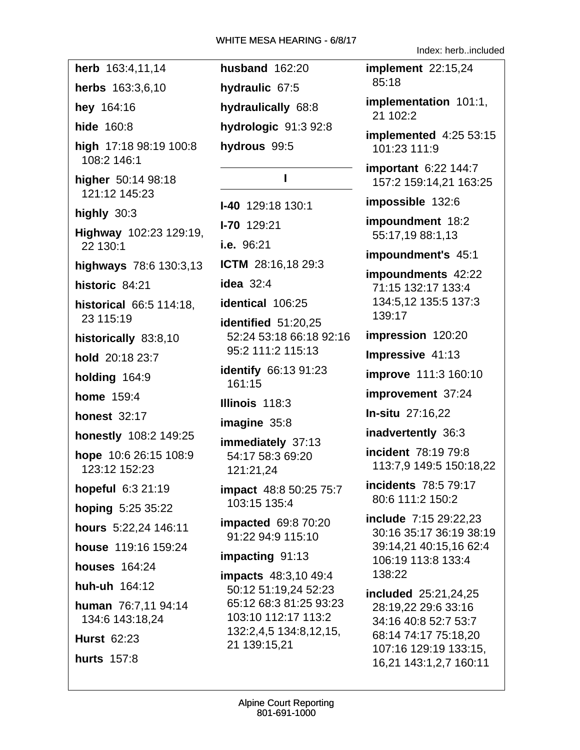Index: herb..included

**herb** 163:4,11,14

**herbs** 163:3,6,10

**hey** 164:16

**hide** 160:8

**high** 17:18 98:19 100:8 108:2 146:1

**higher** 50:14 98:18 121:12 145:23

**highly** 30:3

**Highway** 102:23 129:19, 22 130:1

**highways** 78:6 130:3,13

**historic** 84:21

**historical** 66:5 114:18, 23 115:19

**historically** 83:8,10

**hold** 20:18 23:7

**holding** 164:9

**home** 159:4

**honest** 32:17

**honestly** 108:2 149:25

**hope** 10:6 26:15 108:9 123:12 152:23

**hopeful** 6:3 21:19

**hoping** 5:25 35:22

**hours** 5:22,24 146:11

**house** 119:16 159:24

**houses** 164:24

**huh-uh** 164:12

**human** 76:7,11 94:14 134:6 143:18,24

**Hurst** 62:23

**hurts** 157:8

**husband** 162:20

**hydraulic** 67:5

**hydraulically** 68:8

**hydrologic** 91:3 92:8

**hydrous** 99:5

## I

**I-40** 129:18 130:1

**I-70** 129:21

**i.e.** 96:21

**ICTM** 28:16,18 29:3

**idea** 32:4

**identical** 106:25

**identified** 51:20,25 52:24 53:18 66:18 92:16 95:2 111:2 115:13

**identify** 66:13 91:23 161:15

**Illinois** 118:3

**imagine** 35:8

**immediately** 37:13 54:17 58:3 69:20 121:21,24

**impact** 48:8 50:25 75:7 103:15 135:4

**impacted** 69:8 70:20 91:22 94:9 115:10

**impacting** 91:13

**impacts** 48:3,10 49:4 50:12 51:19,24 52:23 65:12 68:3 81:25 93:23 103:10 112:17 113:2 132:2,4,5 134:8,12,15, 21 139:15,21

**implement** 22:15,24 85:18

**implementation** 101:1, 21 102:2

**implemented** 4:25 53:15 101:23 111:9

**important** 6:22 144:7 157:2 159:14,21 163:25

**impossible** 132:6

**impoundment** 18:2 55:17,19 88:1,13

**impoundment's** 45:1

**impoundments** 42:22 71:15 132:17 133:4 134:5,12 135:5 137:3 139:17

**impression** 120:20

**Impressive** 41:13

**improve** 111:3 160:10

**improvement** 37:24

**In-situ** 27:16,22

**inadvertently** 36:3

**incident** 78:19 79:8 113:7,9 149:5 150:18,22

**incidents** 78:5 79:17 80:6 111:2 150:2

**include** 7:15 29:22,23 30:16 35:17 36:19 38:19 39:14,21 40:15,16 62:4 106:19 113:8 133:4 138:22

**included** 25:21,24,25 28:19,22 29:6 33:16 34:16 40:8 52:7 53:7 68:14 74:17 75:18,20 107:16 129:19 133:15, 16,21 143:1,2,7 160:11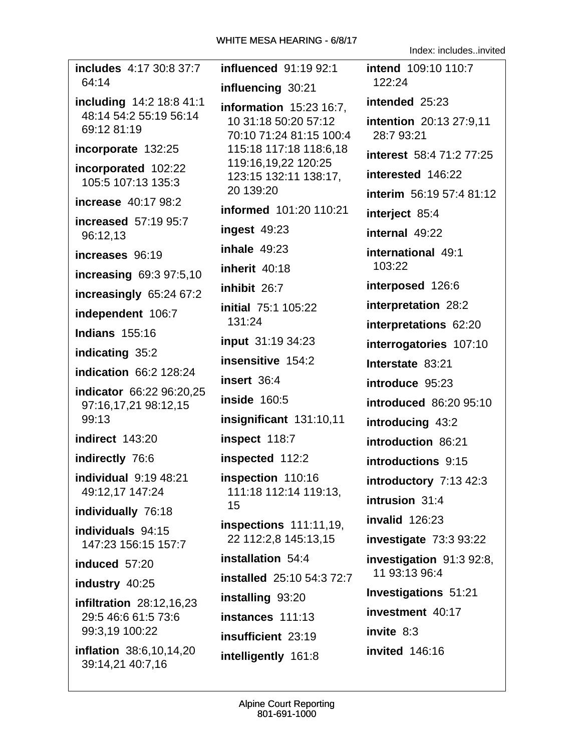**includes** 4:17 30:8 37:7 64:14

**including** 14:2 18:8 41:1 48:14 54:2 55:19 56:14 69:12 81:19

**incorporate** 132:25

**incorporated** 102:22 105:5 107:13 135:3

**increase** 40:17 98:2

**increased** 57:19 95:7 96:12,13

**increases** 96:19

**increasing** 69:3 97:5,10

**increasingly** 65:24 67:2

**independent** 106:7

**Indians** 155:16

**indicating** 35:2

**indication** 66:2 128:24

**indicator** 66:22 96:20,25 97:16,17,21 98:12,15 99:13

**indirect** 143:20

**indirectly** 76:6

**individual** 9:19 48:21 49:12,17 147:24

**individually** 76:18

**individuals** 94:15 147:23 156:15 157:7

**induced** 57:20

**industry** 40:25

**infiltration** 28:12,16,23 29:5 46:6 61:5 73:6 99:3,19 100:22

**inflation** 38:6,10,14,20 39:14,21 40:7,16

**influenced** 91:19 92:1

**influencing** 30:21

**information** 15:23 16:7, 10 31:18 50:20 57:12 70:10 71:24 81:15 100:4 115:18 117:18 118:6,18 119:16,19,22 120:25 123:15 132:11 138:17, 20 139:20

**informed** 101:20 110:21

**ingest** 49:23

**inhale** 49:23

**inherit** 40:18

**inhibit** 26:7

**initial** 75:1 105:22 131:24

**input** 31:19 34:23

**insensitive** 154:2

**insert** 36:4

**inside** 160:5

**insignificant** 131:10,11

**inspect** 118:7

**inspected** 112:2

**inspection** 110:16 111:18 112:14 119:13, 15

**inspections** 111:11,19, 22 112:2,8 145:13,15

**installation** 54:4

**installed** 25:10 54:3 72:7

**installing** 93:20

**instances** 111:13

**insufficient** 23:19

**intelligently** 161:8

**intend** 109:10 110:7 122:24

**intended** 25:23

**intention** 20:13 27:9,11 28:7 93:21

**interest** 58:4 71:2 77:25

**interested** 146:22

**interim** 56:19 57:4 81:12

**interject** 85:4

**internal** 49:22

**international** 49:1 103:22

**interposed** 126:6

**interpretation** 28:2

**interpretations** 62:20

**interrogatories** 107:10

**Interstate** 83:21

**introduce** 95:23

**introduced** 86:20 95:10

**introducing** 43:2

**introduction** 86:21

**introductions** 9:15

**introductory** 7:13 42:3

**intrusion** 31:4

**invalid** 126:23

**investigate** 73:3 93:22

**investigation** 91:3 92:8, 11 93:13 96:4

**Investigations** 51:21

**investment** 40:17

**invite** 8:3

**invited** 146:16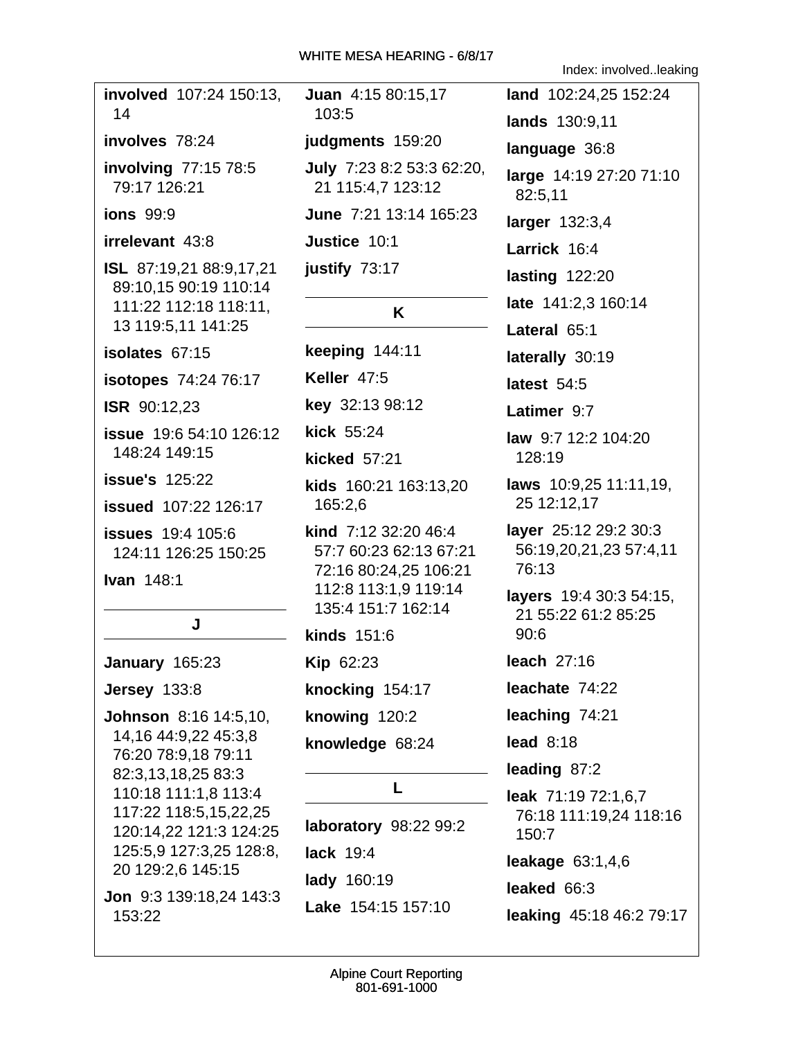Index: involved..leaking

**involved** 107:24 150:13, 14

**involves** 78:24

**involving** 77:15 78:5 79:17 126:21

**ions** 99:9

**irrelevant** 43:8

**ISL** 87:19,21 88:9,17,21 89:10,15 90:19 110:14 111:22 112:18 118:11, 13 119:5,11 141:25

**isolates** 67:15

**isotopes** 74:24 76:17

**ISR** 90:12,23

**issue** 19:6 54:10 126:12 148:24 149:15

**issue's** 125:22

**issued** 107:22 126:17

**issues** 19:4 105:6 124:11 126:25 150:25

**Ivan** 148:1

## J

**January** 165:23

**Jersey** 133:8

**Johnson** 8:16 14:5,10, 14,16 44:9,22 45:3,8 76:20 78:9,18 79:11 82:3,13,18,25 83:3 110:18 111:1,8 113:4 117:22 118:5,15,22,25 120:14,22 121:3 124:25 125:5,9 127:3,25 128:8, 20 129:2,6 145:15

**Jon** 9:3 139:18,24 143:3 153:22

**Juan** 4:15 80:15,17 103:5

**judgments** 159:20

**July** 7:23 8:2 53:3 62:20, 21 115:4,7 123:12

**June** 7:21 13:14 165:23

**Justice** 10:1

**justify** 73:17

## K

**keeping** 144:11

**Keller** 47:5

**key** 32:13 98:12

**kick** 55:24

**kicked** 57:21

**kids** 160:21 163:13,20 165:2,6

**kind** 7:12 32:20 46:4 57:7 60:23 62:13 67:21 72:16 80:24,25 106:21 112:8 113:1,9 119:14 135:4 151:7 162:14

**kinds** 151:6

**Kip** 62:23

**knocking** 154:17

**knowing** 120:2

**knowledge** 68:24

## L

**laboratory** 98:22 99:2

**lack** 19:4

**lady** 160:19

**Lake** 154:15 157:10

**land** 102:24,25 152:24

**lands** 130:9,11

**language** 36:8

**large** 14:19 27:20 71:10 82:5,11

**larger** 132:3,4

**Larrick** 16:4

**lasting** 122:20

**late** 141:2,3 160:14

**Lateral** 65:1

**laterally** 30:19

**latest** 54:5

**Latimer** 9:7

**law** 9:7 12:2 104:20 128:19

**laws** 10:9,25 11:11,19, 25 12:12,17

**layer** 25:12 29:2 30:3 56:19,20,21,23 57:4,11 76:13

**layers** 19:4 30:3 54:15, 21 55:22 61:2 85:25 90:6

**leach** 27:16

**leachate** 74:22

**leaching** 74:21

**lead** 8:18

**leading** 87:2

**leak** 71:19 72:1,6,7 76:18 111:19,24 118:16 150:7

**leakage** 63:1,4,6

**leaked** 66:3

**leaking** 45:18 46:2 79:17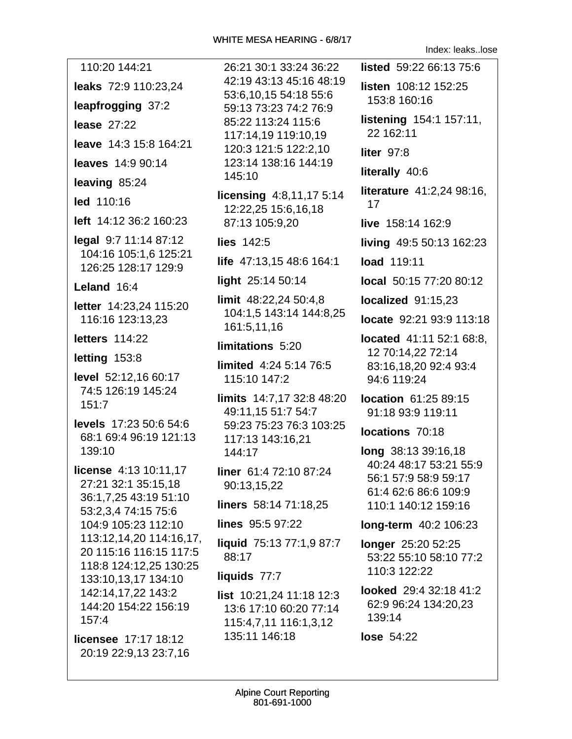110:20 144:21

**leaks** 72:9 110:23,24

**leapfrogging** 37:2

**lease** 27:22

**leave** 14:3 15:8 164:21

**leaves** 14:9 90:14

**leaving** 85:24

**led** 110:16

**left** 14:12 36:2 160:23

**legal** 9:7 11:14 87:12 104:16 105:1,6 125:21 126:25 128:17 129:9

**Leland** 16:4

**letter** 14:23,24 115:20 116:16 123:13,23

**letters** 114:22

**letting** 153:8

**level** 52:12,16 60:17 74:5 126:19 145:24 151:7

**levels** 17:23 50:6 54:6 68:1 69:4 96:19 121:13 139:10

**license** 4:13 10:11,17 27:21 32:1 35:15,18 36:1,7,25 43:19 51:10 53:2,3,4 74:15 75:6 104:9 105:23 112:10 113:12,14,20 114:16,17, 20 115:16 116:15 117:5 118:8 124:12,25 130:25 133:10,13,17 134:10 142:14,17,22 143:2 144:20 154:22 156:19 157:4

**licensee** 17:17 18:12 20:19 22:9,13 23:7,16 26:21 30:1 33:24 36:22 42:19 43:13 45:16 48:19 53:6,10,15 54:18 55:6 59:13 73:23 74:2 76:9 85:22 113:24 115:6 117:14,19 119:10,19 120:3 121:5 122:2,10 123:14 138:16 144:19 145:10

**licensing** 4:8,11,17 5:14 12:22,25 15:6,16,18 87:13 105:9,20

**lies** 142:5

**life** 47:13,15 48:6 164:1

**light** 25:14 50:14

**limit** 48:22,24 50:4,8 104:1,5 143:14 144:8,25 161:5,11,16

**limitations** 5:20

**limited** 4:24 5:14 76:5 115:10 147:2

**limits** 14:7,17 32:8 48:20 49:11,15 51:7 54:7 59:23 75:23 76:3 103:25 117:13 143:16,21 144:17

**liner** 61:4 72:10 87:24 90:13,15,22

**liners** 58:14 71:18,25

**lines** 95:5 97:22

**liquid** 75:13 77:1,9 87:7 88:17

**liquids** 77:7

**list** 10:21,24 11:18 12:3 13:6 17:10 60:20 77:14 115:4,7,11 116:1,3,12 135:11 146:18

**listed** 59:22 66:13 75:6

**listen** 108:12 152:25 153:8 160:16

**listening** 154:1 157:11, 22 162:11

**liter** 97:8

**literally** 40:6

**literature** 41:2,24 98:16, 17

**live** 158:14 162:9

**living** 49:5 50:13 162:23

**load** 119:11

**local** 50:15 77:20 80:12

**localized** 91:15,23

**locate** 92:21 93:9 113:18

**located** 41:11 52:1 68:8, 12 70:14,22 72:14 83:16,18,20 92:4 93:4 94:6 119:24

**location** 61:25 89:15 91:18 93:9 119:11

**locations** 70:18

**long** 38:13 39:16,18 40:24 48:17 53:21 55:9 56:1 57:9 58:9 59:17 61:4 62:6 86:6 109:9 110:1 140:12 159:16

**long-term** 40:2 106:23

**longer** 25:20 52:25 53:22 55:10 58:10 77:2 110:3 122:22

**looked** 29:4 32:18 41:2 62:9 96:24 134:20,23 139:14

**lose** 54:22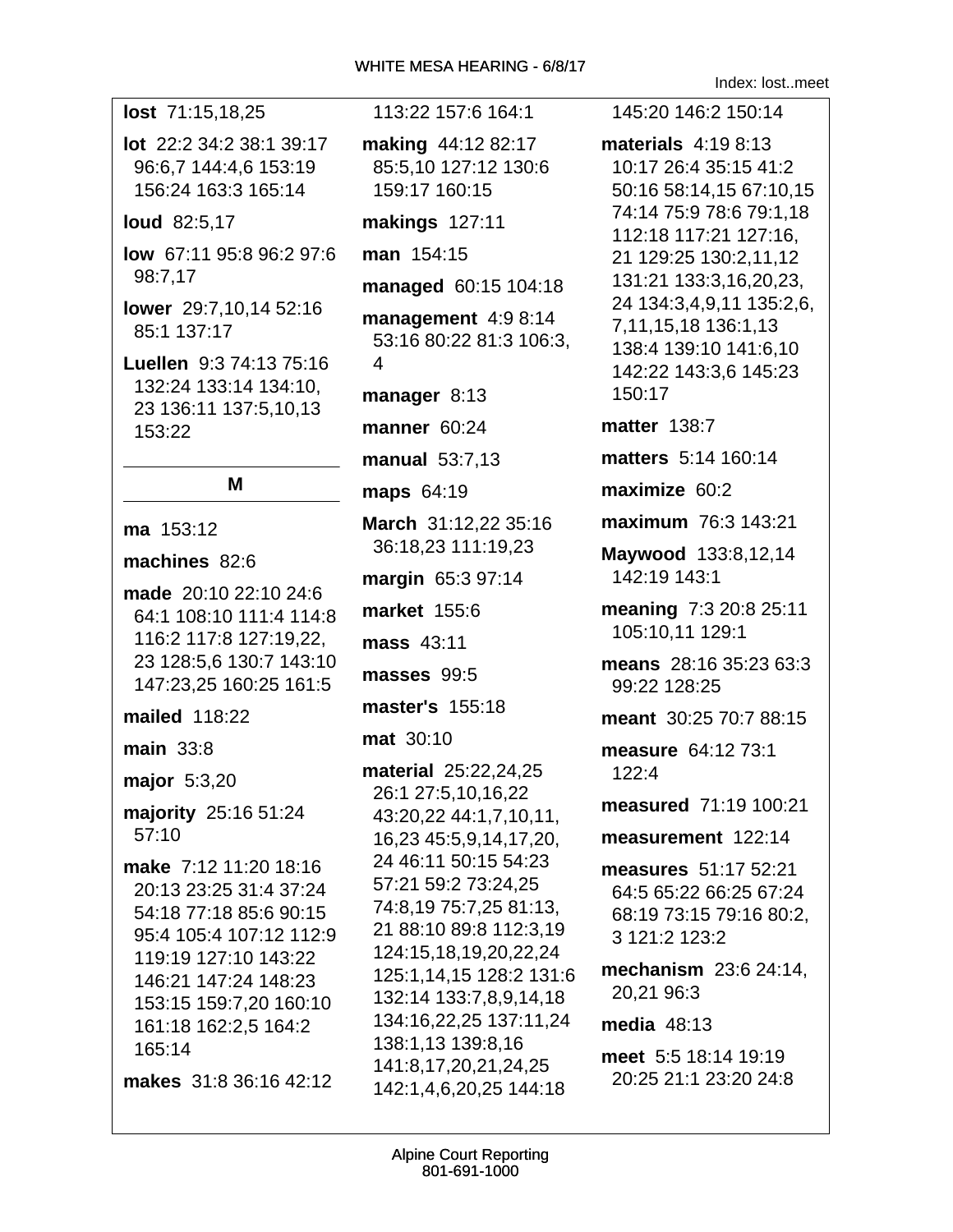**lost** 71:15,18,25

**lot** 22:2 34:2 38:1 39:17 96:6,7 144:4,6 153:19 156:24 163:3 165:14

**loud** 82:5,17

**low** 67:11 95:8 96:2 97:6 98:7,17

**lower** 29:7,10,14 52:16 85:1 137:17

**Luellen** 9:3 74:13 75:16 132:24 133:14 134:10, 23 136:11 137:5,10,13 153:22

## M

**ma** 153:12

**machines** 82:6

**made** 20:10 22:10 24:6 64:1 108:10 111:4 114:8 116:2 117:8 127:19,22, 23 128:5,6 130:7 143:10 147:23,25 160:25 161:5

**mailed** 118:22

**main** 33:8

**major** 5:3,20

**majority** 25:16 51:24 57:10

**make** 7:12 11:20 18:16 20:13 23:25 31:4 37:24 54:18 77:18 85:6 90:15 95:4 105:4 107:12 112:9 119:19 127:10 143:22 146:21 147:24 148:23 153:15 159:7,20 160:10 161:18 162:2,5 164:2 165:14

**makes** 31:8 36:16 42:12 113:22 157:6 164:1

**making** 44:12 82:17 85:5,10 127:12 130:6 159:17 160:15

**makings** 127:11

**man** 154:15

**managed** 60:15 104:18

**management** 4:9 8:14 53:16 80:22 81:3 106:3, 4

**manager** 8:13

**manner** 60:24

**manual** 53:7,13

**maps** 64:19

**March** 31:12,22 35:16 36:18,23 111:19,23

**margin** 65:3 97:14

**market** 155:6

**mass** 43:11

**masses** 99:5

**master's** 155:18

**mat** 30:10

**material** 25:22,24,25 26:1 27:5,10,16,22 43:20,22 44:1,7,10,11, 16,23 45:5,9,14,17,20, 24 46:11 50:15 54:23 57:21 59:2 73:24,25 74:8,19 75:7,25 81:13, 21 88:10 89:8 112:3,19 124:15,18,19,20,22,24 125:1,14,15 128:2 131:6 132:14 133:7,8,9,14,18 134:16,22,25 137:11,24 138:1,13 139:8,16 141:8,17,20,21,24,25 142:1,4,6,20,25 144:18 145:20 146:2 150:14

**materials** 4:19 8:13 10:17 26:4 35:15 41:2 50:16 58:14,15 67:10,15 74:14 75:9 78:6 79:1,18 112:18 117:21 127:16, 21 129:25 130:2,11,12 131:21 133:3,16,20,23, 24 134:3,4,9,11 135:2,6, 7,11,15,18 136:1,13 138:4 139:10 141:6,10 142:22 143:3,6 145:23 150:17

**matter** 138:7

**matters** 5:14 160:14

**maximize** 60:2

**maximum** 76:3 143:21

**Maywood** 133:8,12,14 142:19 143:1

**meaning** 7:3 20:8 25:11 105:10,11 129:1

**means** 28:16 35:23 63:3 99:22 128:25

**meant** 30:25 70:7 88:15

**measure** 64:12 73:1 122:4

**measured** 71:19 100:21

**measurement** 122:14

**measures** 51:17 52:21 64:5 65:22 66:25 67:24 68:19 73:15 79:16 80:2, 3 121:2 123:2

**mechanism** 23:6 24:14, 20,21 96:3

**media** 48:13

**meet** 5:5 18:14 19:19 20:25 21:1 23:20 24:8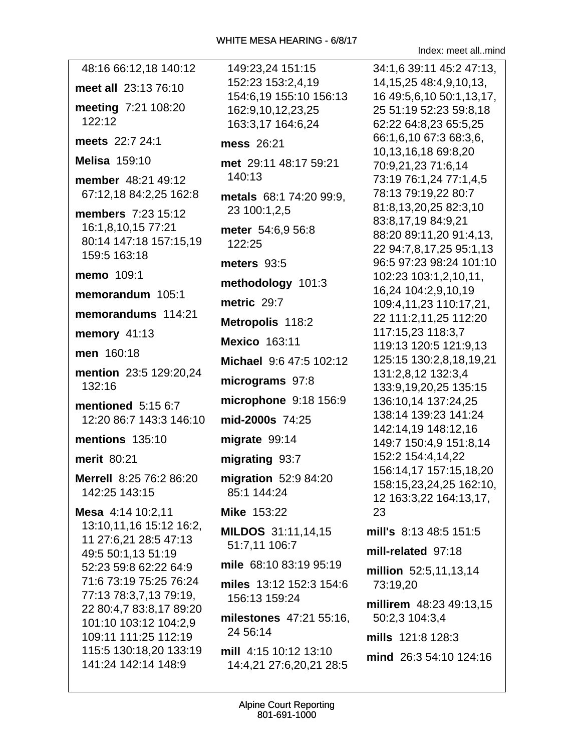48:16 66:12,18 140:12

**meet all** 23:13 76:10

**meeting** 7:21 108:20 122:12

**meets** 22:7 24:1

**Melisa** 159:10

**member** 48:21 49:12 67:12,18 84:2,25 162:8

**members** 7:23 15:12 16:1,8,10,15 77:21 80:14 147:18 157:15,19 159:5 163:18

**memo** 109:1

**memorandum** 105:1

**memorandums** 114:21

**memory** 41:13

**men** 160:18

**mention** 23:5 129:20,24 132:16

**mentioned** 5:15 6:7 12:20 86:7 143:3 146:10

**mentions** 135:10

**merit** 80:21

**Merrell** 8:25 76:2 86:20 142:25 143:15

**Mesa** 4:14 10:2,11 13:10,11,16 15:12 16:2, 11 27:6,21 28:5 47:13 49:5 50:1,13 51:19 52:23 59:8 62:22 64:9 71:6 73:19 75:25 76:24 77:13 78:3,7,13 79:19, 22 80:4,7 83:8,17 89:20 101:10 103:12 104:2,9 109:11 111:25 112:19 115:5 130:18,20 133:19 141:24 142:14 148:9 149:23,24 151:15 152:23 153:2,4,19 154:6,19 155:10 156:13 162:9,10,12,23,25 163:3,17 164:6,24

**mess** 26:21

**met** 29:11 48:17 59:21 140:13

**metals** 68:1 74:20 99:9, 23 100:1,2,5

**meter** 54:6,9 56:8 122:25

**meters** 93:5

**methodology** 101:3

**metric** 29:7

**Metropolis** 118:2

**Mexico** 163:11

**Michael** 9:6 47:5 102:12

**micrograms** 97:8

**microphone** 9:18 156:9

**mid-2000s** 74:25

**migrate** 99:14

**migrating** 93:7

**migration** 52:9 84:20 85:1 144:24

**Mike** 153:22

**MILDOS** 31:11,14,15 51:7,11 106:7

**mile** 68:10 83:19 95:19

**miles** 13:12 152:3 154:6 156:13 159:24

**milestones** 47:21 55:16, 24 56:14

**mill** 4:15 10:12 13:10 14:4,21 27:6,20,21 28:5 34:1,6 39:11 45:2 47:13, 14,15,25 48:4,9,10,13, 16 49:5,6,10 50:1,13,17, 25 51:19 52:23 59:8,18 62:22 64:8,23 65:5,25 66:1,6,10 67:3 68:3,6, 10,13,16,18 69:8,20 70:9,21,23 71:6,14 73:19 76:1,24 77:1,4,5 78:13 79:19,22 80:7 81:8,13,20,25 82:3,10 83:8,17,19 84:9,21 88:20 89:11,20 91:4,13, 22 94:7,8,17,25 95:1,13 96:5 97:23 98:24 101:10 102:23 103:1,2,10,11, 16,24 104:2,9,10,19 109:4,11,23 110:17,21, 22 111:2,11,25 112:20 117:15,23 118:3,7 119:13 120:5 121:9,13 125:15 130:2,8,18,19,21 131:2,8,12 132:3,4 133:9,19,20,25 135:15 136:10,14 137:24,25 138:14 139:23 141:24 142:14,19 148:12,16 149:7 150:4,9 151:8,14 152:2 154:4,14,22 156:14,17 157:15,18,20 158:15,23,24,25 162:10, 12 163:3,22 164:13,17, 23

**mill's** 8:13 48:5 151:5

**mill-related** 97:18

**million** 52:5,11,13,14 73:19,20

**millirem** 48:23 49:13,15 50:2,3 104:3,4

**mills** 121:8 128:3

**mind** 26:3 54:10 124:16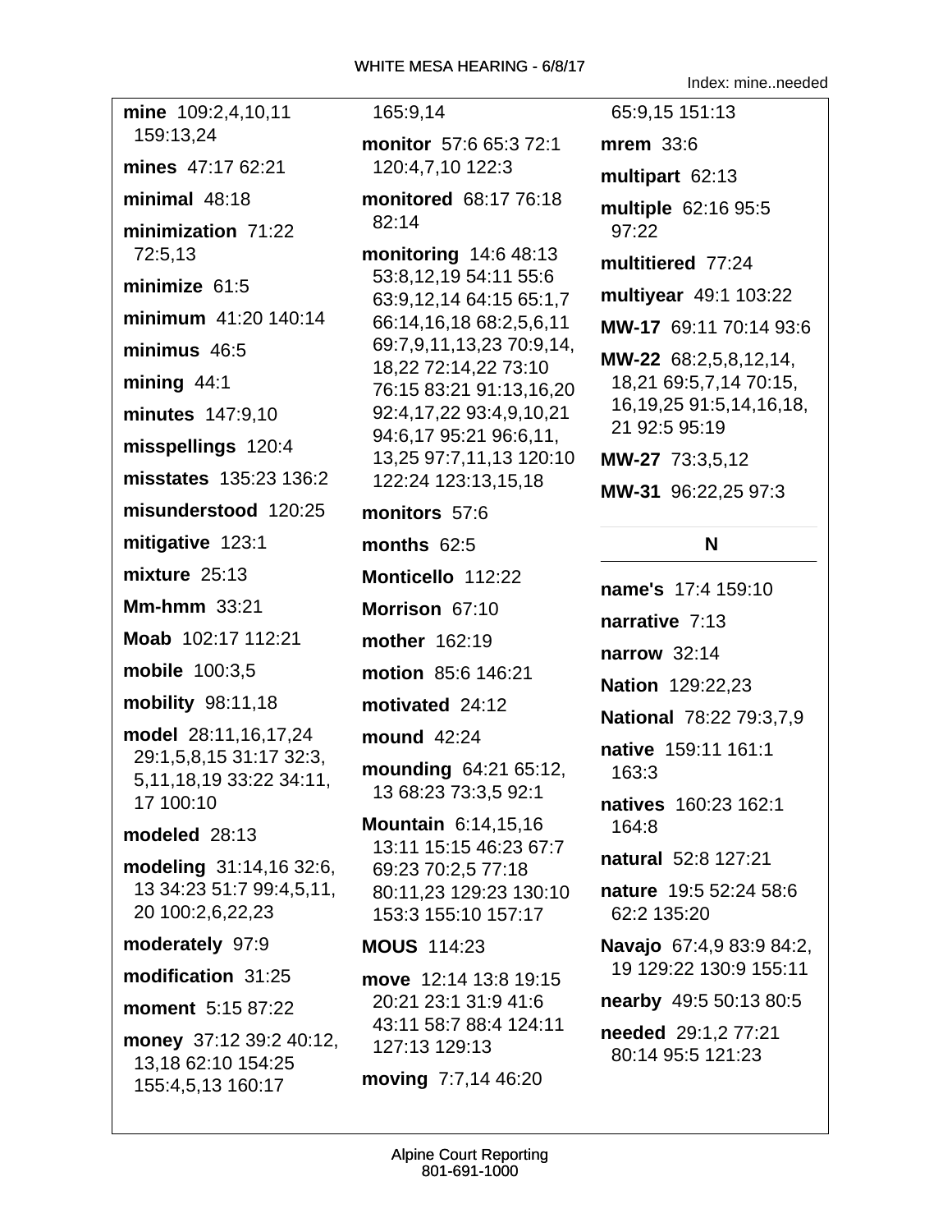**mine** 109:2,4,10,11 159:13,24

**mines** 47:17 62:21

**minimal** 48:18

**minimization** 71:22 72:5,13

**minimize** 61:5

**minimum** 41:20 140:14

**minimus** 46:5

**mining** 44:1

**minutes** 147:9,10

**misspellings** 120:4

**misstates** 135:23 136:2

**misunderstood** 120:25

**mitigative** 123:1

**mixture** 25:13

**Mm-hmm** 33:21

**Moab** 102:17 112:21

**mobile** 100:3,5

**mobility** 98:11,18

**model** 28:11,16,17,24 29:1,5,8,15 31:17 32:3, 5,11,18,19 33:22 34:11, 17 100:10

**modeled** 28:13

**modeling** 31:14,16 32:6, 13 34:23 51:7 99:4,5,11, 20 100:2,6,22,23

**moderately** 97:9

**modification** 31:25

**moment** 5:15 87:22

**money** 37:12 39:2 40:12, 13,18 62:10 154:25 155:4,5,13 160:17 165:9,14

**monitor** 57:6 65:3 72:1 120:4,7,10 122:3

**monitored** 68:17 76:18 82:14

**monitoring** 14:6 48:13 53:8,12,19 54:11 55:6 63:9,12,14 64:15 65:1,7 66:14,16,18 68:2,5,6,11 69:7,9,11,13,23 70:9,14, 18,22 72:14,22 73:10 76:15 83:21 91:13,16,20 92:4,17,22 93:4,9,10,21 94:6,17 95:21 96:6,11, 13,25 97:7,11,13 120:10 122:24 123:13,15,18

**monitors** 57:6

**months** 62:5

**Monticello** 112:22

**Morrison** 67:10

**mother** 162:19

**motion** 85:6 146:21

**motivated** 24:12

**mound** 42:24

**mounding** 64:21 65:12, 13 68:23 73:3,5 92:1

**Mountain** 6:14,15,16 13:11 15:15 46:23 67:7 69:23 70:2,5 77:18 80:11,23 129:23 130:10 153:3 155:10 157:17

**MOUS** 114:23

**move** 12:14 13:8 19:15 20:21 23:1 31:9 41:6 43:11 58:7 88:4 124:11 127:13 129:13

**moving** 7:7,14 46:20 65:9,15 151:13

**mrem** 33:6

**multipart** 62:13

**multiple** 62:16 95:5 97:22

**multitiered** 77:24

**multiyear** 49:1 103:22

**MW-17** 69:11 70:14 93:6

**MW-22** 68:2,5,8,12,14, 18,21 69:5,7,14 70:15, 16,19,25 91:5,14,16,18, 21 92:5 95:19

**MW-27** 73:3,5,12

**MW-31** 96:22,25 97:3

## N

**name's** 17:4 159:10

**narrative** 7:13

**narrow** 32:14

**Nation** 129:22,23

**National** 78:22 79:3,7,9

**native** 159:11 161:1 163:3

**natives** 160:23 162:1 164:8

**natural** 52:8 127:21

**nature** 19:5 52:24 58:6 62:2 135:20

**Navajo** 67:4,9 83:9 84:2, 19 129:22 130:9 155:11

**nearby** 49:5 50:13 80:5

**needed** 29:1,2 77:21 80:14 95:5 121:23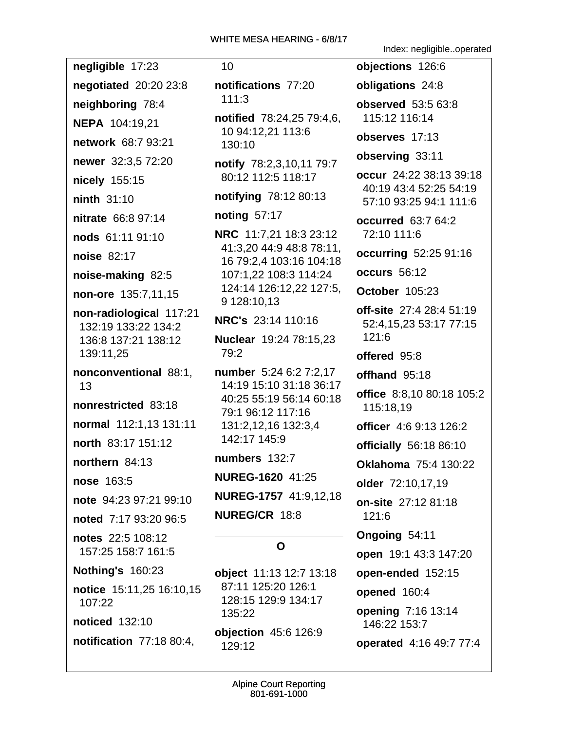**negligible** 17:23

**negotiated** 20:20 23:8

**neighboring** 78:4

**NEPA** 104:19,21

**network** 68:7 93:21

**newer** 32:3,5 72:20

**nicely** 155:15

**ninth** 31:10

**nitrate** 66:8 97:14

**nods** 61:11 91:10

**noise** 82:17

**noise-making** 82:5

**non-ore** 135:7,11,15

**non-radiological** 117:21 132:19 133:22 134:2 136:8 137:21 138:12 139:11,25

**nonconventional** 88:1, 13

**nonrestricted** 83:18

**normal** 112:1,13 131:11

**north** 83:17 151:12

**northern** 84:13

**nose** 163:5

**note** 94:23 97:21 99:10

**noted** 7:17 93:20 96:5

**notes** 22:5 108:12 157:25 158:7 161:5

**Nothing's** 160:23

**notice** 15:11,25 16:10,15 107:22

**noticed** 132:10

**notification** 77:18 80:4, 10

**notifications** 77:20 111:3

**notified** 78:24,25 79:4,6, 10 94:12,21 113:6 130:10

**notify** 78:2,3,10,11 79:7 80:12 112:5 118:17

**notifying** 78:12 80:13

**noting** 57:17

**NRC** 11:7,21 18:3 23:12 41:3,20 44:9 48:8 78:11, 16 79:2,4 103:16 104:18 107:1,22 108:3 114:24 124:14 126:12,22 127:5, 9 128:10,13

**NRC's** 23:14 110:16

**Nuclear** 19:24 78:15,23 79:2

**number** 5:24 6:2 7:2,17 14:19 15:10 31:18 36:17 40:25 55:19 56:14 60:18 79:1 96:12 117:16 131:2,12,16 132:3,4 142:17 145:9

**numbers** 132:7

**NUREG-1620** 41:25

**NUREG-1757** 41:9,12,18

**NUREG/CR** 18:8

## O

**object** 11:13 12:7 13:18 87:11 125:20 126:1 128:15 129:9 134:17 135:22

**objection** 45:6 126:9 129:12

**objections** 126:6

**obligations** 24:8

**observed** 53:5 63:8 115:12 116:14

**observes** 17:13

**observing** 33:11

**occur** 24:22 38:13 39:18 40:19 43:4 52:25 54:19 57:10 93:25 94:1 111:6

**occurred** 63:7 64:2 72:10 111:6

**occurring** 52:25 91:16

**occurs** 56:12

**October** 105:23

**off-site** 27:4 28:4 51:19 52:4,15,23 53:17 77:15 121:6

**offered** 95:8

**offhand** 95:18

**office** 8:8,10 80:18 105:2 115:18,19

**officer** 4:6 9:13 126:2

**officially** 56:18 86:10

**Oklahoma** 75:4 130:22

**older** 72:10,17,19

**on-site** 27:12 81:18 121:6

**Ongoing** 54:11

**open** 19:1 43:3 147:20

**open-ended** 152:15

**opened** 160:4

**opening** 7:16 13:14 146:22 153:7

**operated** 4:16 49:7 77:4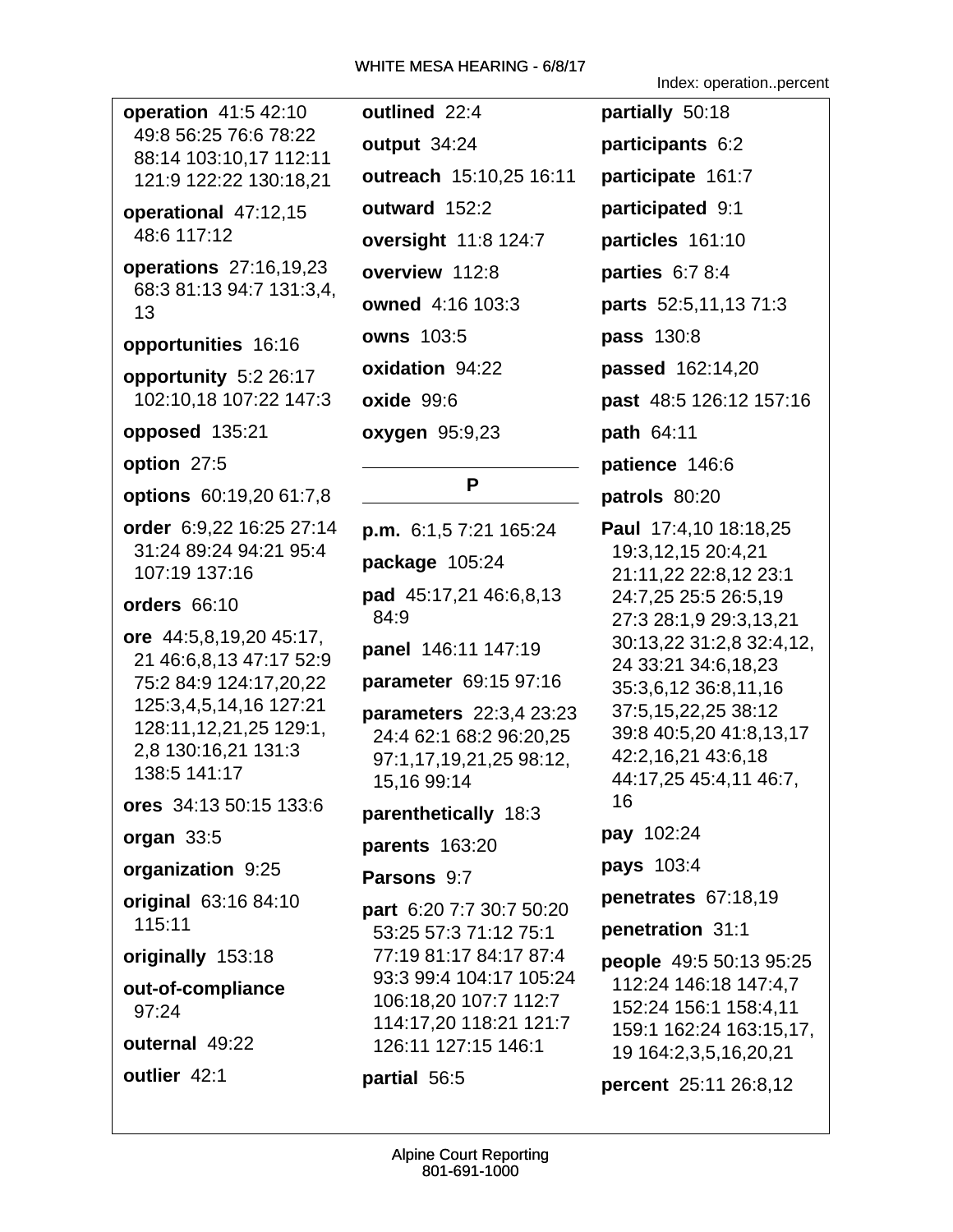Index: operation..percent

**operation** 41:5 42:10 49:8 56:25 76:6 78:22 88:14 103:10,17 112:11 121:9 122:22 130:18,21

**operational** 47:12,15 48:6 117:12

**operations** 27:16,19,23 68:3 81:13 94:7 131:3,4, 13

**opportunities** 16:16

**opportunity** 5:2 26:17 102:10,18 107:22 147:3

**opposed** 135:21

**option** 27:5

**options** 60:19,20 61:7,8

**order** 6:9,22 16:25 27:14 31:24 89:24 94:21 95:4 107:19 137:16

**orders** 66:10

**ore** 44:5,8,19,20 45:17, 21 46:6,8,13 47:17 52:9 75:2 84:9 124:17,20,22 125:3,4,5,14,16 127:21 128:11,12,21,25 129:1, 2,8 130:16,21 131:3 138:5 141:17

**ores** 34:13 50:15 133:6

**organ** 33:5

**organization** 9:25

**original** 63:16 84:10 115:11

**originally** 153:18

**out-of-compliance** 97:24

**outernal** 49:22

**outlier** 42:1

**outlined** 22:4

**output** 34:24

**outreach** 15:10,25 16:11

**outward** 152:2

**oversight** 11:8 124:7

**overview** 112:8

**owned** 4:16 103:3

**owns** 103:5

**oxidation** 94:22

**oxide** 99:6

**oxygen** 95:9,23

## P

**p.m.** 6:1,5 7:21 165:24

**package** 105:24

**pad** 45:17,21 46:6,8,13 84:9

**panel** 146:11 147:19

**parameter** 69:15 97:16

**parameters** 22:3,4 23:23 24:4 62:1 68:2 96:20,25 97:1,17,19,21,25 98:12, 15,16 99:14

**parenthetically** 18:3

**parents** 163:20

**Parsons** 9:7

**part** 6:20 7:7 30:7 50:20 53:25 57:3 71:12 75:1 77:19 81:17 84:17 87:4 93:3 99:4 104:17 105:24 106:18,20 107:7 112:7 114:17,20 118:21 121:7 126:11 127:15 146:1

**partial** 56:5

**partially** 50:18

**participants** 6:2

**participate** 161:7

**participated** 9:1

**particles** 161:10

**parties** 6:7 8:4

**parts** 52:5,11,13 71:3

**pass** 130:8

**passed** 162:14,20

**past** 48:5 126:12 157:16

**path** 64:11

**patience** 146:6

**patrols** 80:20

**Paul** 17:4,10 18:18,25 19:3,12,15 20:4,21 21:11,22 22:8,12 23:1 24:7,25 25:5 26:5,19 27:3 28:1,9 29:3,13,21 30:13,22 31:2,8 32:4,12, 24 33:21 34:6,18,23 35:3,6,12 36:8,11,16 37:5,15,22,25 38:12 39:8 40:5,20 41:8,13,17 42:2,16,21 43:6,18 44:17,25 45:4,11 46:7, 16

**pay** 102:24

**pays** 103:4

**penetrates** 67:18,19

**penetration** 31:1

**people** 49:5 50:13 95:25 112:24 146:18 147:4,7 152:24 156:1 158:4,11 159:1 162:24 163:15,17, 19 164:2,3,5,16,20,21

**percent** 25:11 26:8,12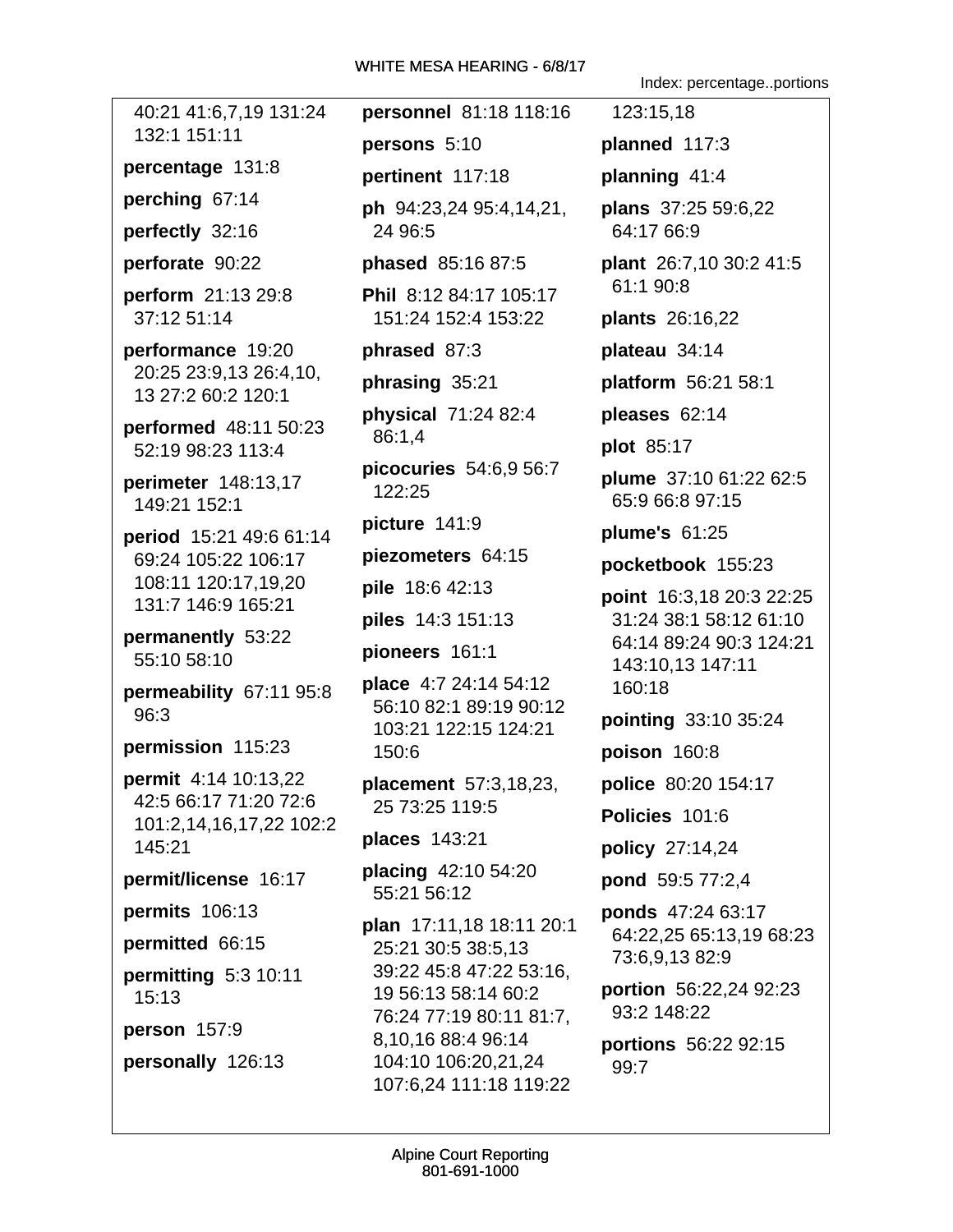40:21 41:6,7,19 131:24 132:1 151:11

**percentage** 131:8

**perching** 67:14

**perfectly** 32:16

**perforate** 90:22

**perform** 21:13 29:8 37:12 51:14

**performance** 19:20 20:25 23:9,13 26:4,10, 13 27:2 60:2 120:1

**performed** 48:11 50:23 52:19 98:23 113:4

**perimeter** 148:13,17 149:21 152:1

**period** 15:21 49:6 61:14 69:24 105:22 106:17 108:11 120:17,19,20 131:7 146:9 165:21

**permanently** 53:22 55:10 58:10

**permeability** 67:11 95:8 96:3

**permission** 115:23

**permit** 4:14 10:13,22 42:5 66:17 71:20 72:6 101:2,14,16,17,22 102:2 145:21

**permit/license** 16:17

**permits** 106:13

**permitted** 66:15

**permitting** 5:3 10:11 15:13

**person** 157:9

**personally** 126:13

**personnel** 81:18 118:16

**persons** 5:10

**pertinent** 117:18

**ph** 94:23,24 95:4,14,21, 24 96:5

**phased** 85:16 87:5

**Phil** 8:12 84:17 105:17 151:24 152:4 153:22

**phrased** 87:3

**phrasing** 35:21

**physical** 71:24 82:4 86:1,4

**picocuries** 54:6,9 56:7 122:25

**picture** 141:9

**piezometers** 64:15

**pile** 18:6 42:13

**piles** 14:3 151:13

**pioneers** 161:1

**place** 4:7 24:14 54:12 56:10 82:1 89:19 90:12 103:21 122:15 124:21 150:6

**placement** 57:3,18,23, 25 73:25 119:5

**places** 143:21

**placing** 42:10 54:20 55:21 56:12

**plan** 17:11,18 18:11 20:1 25:21 30:5 38:5,13 39:22 45:8 47:22 53:16, 19 56:13 58:14 60:2 76:24 77:19 80:11 81:7, 8,10,16 88:4 96:14 104:10 106:20,21,24 107:6,24 111:18 119:22 123:15,18

**planned** 117:3

**planning** 41:4

**plans** 37:25 59:6,22 64:17 66:9

**plant** 26:7,10 30:2 41:5 61:1 90:8

**plants** 26:16,22

**plateau** 34:14

**platform** 56:21 58:1

**pleases** 62:14

**plot** 85:17

**plume** 37:10 61:22 62:5 65:9 66:8 97:15

**plume's** 61:25

**pocketbook** 155:23

**point** 16:3,18 20:3 22:25 31:24 38:1 58:12 61:10 64:14 89:24 90:3 124:21 143:10,13 147:11 160:18

**pointing** 33:10 35:24

**poison** 160:8

**police** 80:20 154:17

**Policies** 101:6

**policy** 27:14,24

**pond** 59:5 77:2,4

**ponds** 47:24 63:17 64:22,25 65:13,19 68:23 73:6,9,13 82:9

**portion** 56:22,24 92:23 93:2 148:22

**portions** 56:22 92:15 99:7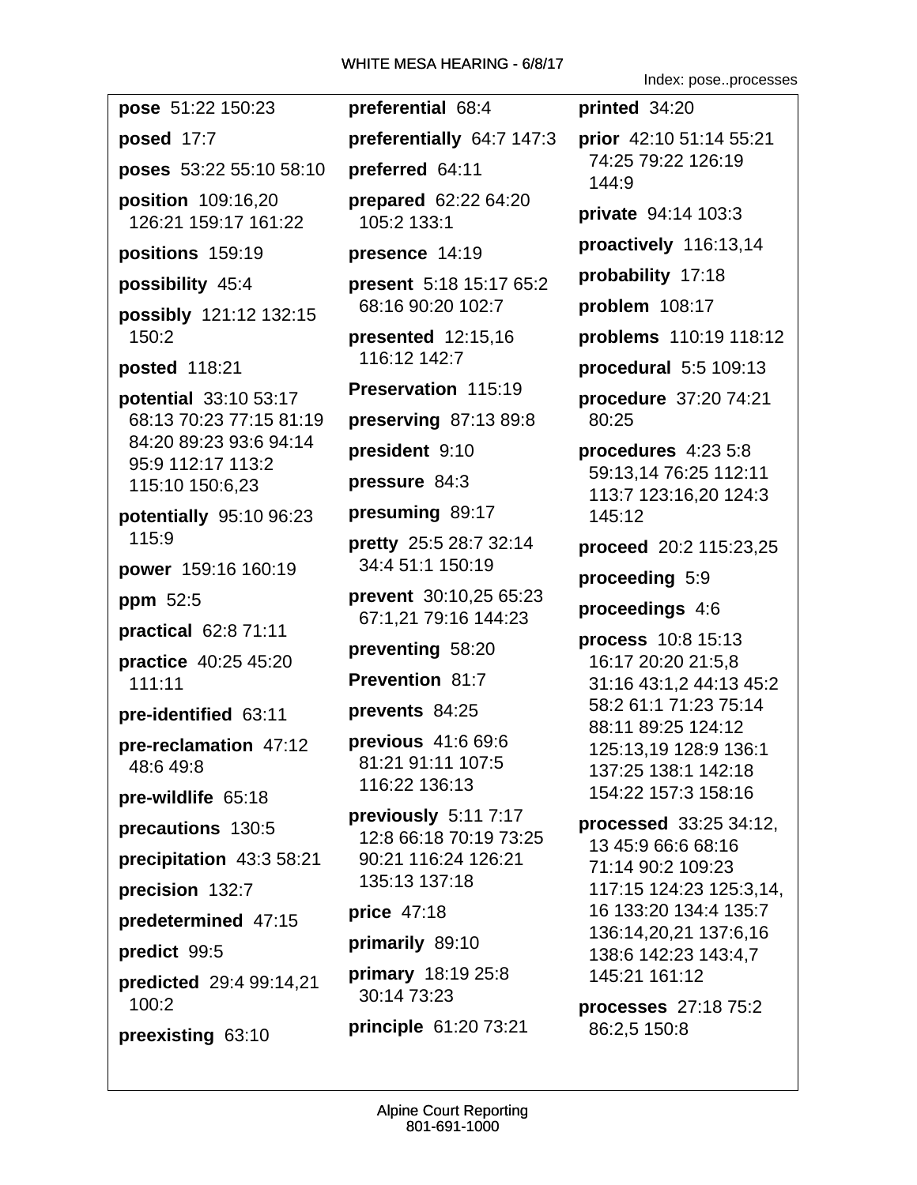Index: pose..processes

**pose** 51:22 150:23

**posed** 17:7

**poses** 53:22 55:10 58:10

**position** 109:16,20 126:21 159:17 161:22

**positions** 159:19

**possibility** 45:4

**possibly** 121:12 132:15 150:2

**posted** 118:21

**potential** 33:10 53:17 68:13 70:23 77:15 81:19 84:20 89:23 93:6 94:14 95:9 112:17 113:2 115:10 150:6,23

**potentially** 95:10 96:23 115:9

**power** 159:16 160:19

**ppm** 52:5

**practical** 62:8 71:11

**practice** 40:25 45:20 111:11

**pre-identified** 63:11

**pre-reclamation** 47:12 48:6 49:8

**pre-wildlife** 65:18

**precautions** 130:5

**precipitation** 43:3 58:21

**precision** 132:7

**predetermined** 47:15

**predict** 99:5

**predicted** 29:4 99:14,21 100:2

**preexisting** 63:10

**preferential** 68:4

**preferentially** 64:7 147:3

**preferred** 64:11

**prepared** 62:22 64:20 105:2 133:1

**presence** 14:19

**present** 5:18 15:17 65:2 68:16 90:20 102:7

**presented** 12:15,16 116:12 142:7

**Preservation** 115:19

**preserving** 87:13 89:8

**president** 9:10

**pressure** 84:3

**presuming** 89:17

**pretty** 25:5 28:7 32:14 34:4 51:1 150:19

**prevent** 30:10,25 65:23 67:1,21 79:16 144:23

**preventing** 58:20

**Prevention** 81:7

**prevents** 84:25

**previous** 41:6 69:6 81:21 91:11 107:5 116:22 136:13

**previously** 5:11 7:17 12:8 66:18 70:19 73:25 90:21 116:24 126:21 135:13 137:18

**price** 47:18

**primarily** 89:10

**primary** 18:19 25:8 30:14 73:23

**principle** 61:20 73:21

**printed** 34:20

**prior** 42:10 51:14 55:21 74:25 79:22 126:19 144:9

**private** 94:14 103:3

**proactively** 116:13,14

**probability** 17:18

**problem** 108:17

**problems** 110:19 118:12

**procedural** 5:5 109:13

**procedure** 37:20 74:21 80:25

**procedures** 4:23 5:8 59:13,14 76:25 112:11 113:7 123:16,20 124:3 145:12

**proceed** 20:2 115:23,25

**proceeding** 5:9

**proceedings** 4:6

**process** 10:8 15:13 16:17 20:20 21:5,8 31:16 43:1,2 44:13 45:2 58:2 61:1 71:23 75:14 88:11 89:25 124:12 125:13,19 128:9 136:1 137:25 138:1 142:18 154:22 157:3 158:16

**processed** 33:25 34:12,13 45:9 66:6 68:16 71:14 90:2 109:23 117:15 124:23 125:3,14,16 133:20 134:4 135:7 136:14,20,21 137:6,16 138:6 142:23 143:4,7 145:21 161:12

**processes** 27:18 75:2 86:2,5 150:8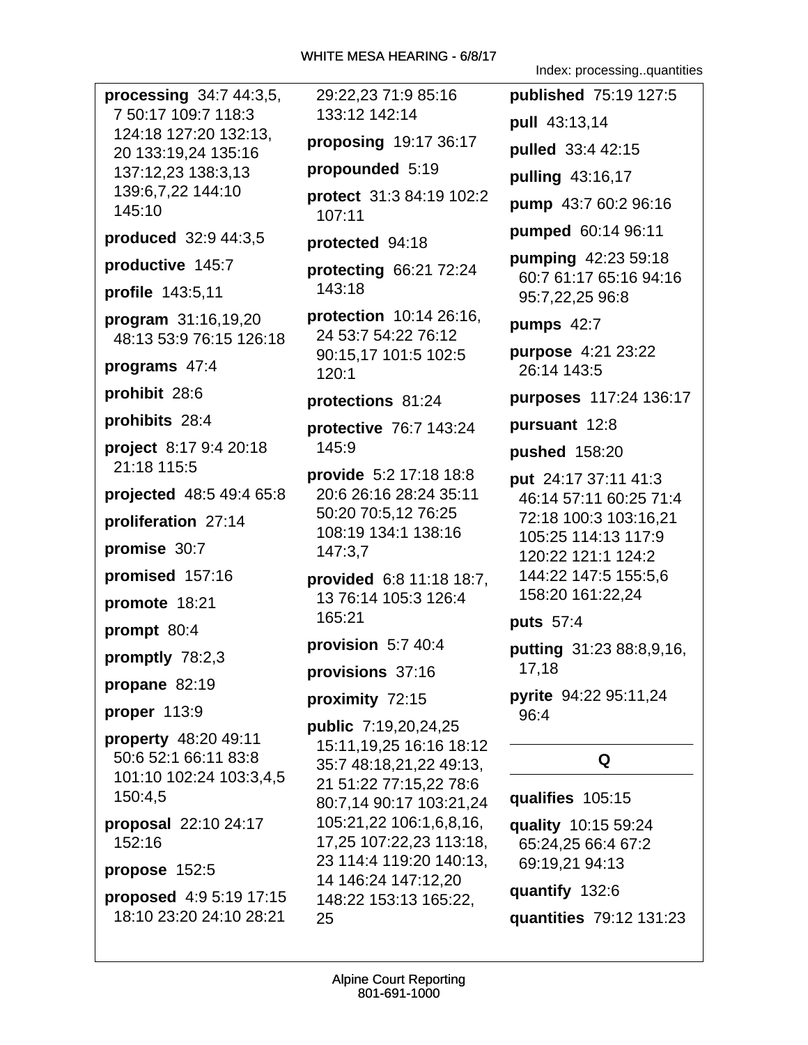**processing** 34:7 44:3,5, 7 50:17 109:7 118:3 124:18 127:20 132:13, 20 133:19,24 135:16 137:12,23 138:3,13 139:6,7,22 144:10 145:10

**produced** 32:9 44:3,5

**productive** 145:7

**profile** 143:5,11

**program** 31:16,19,20 48:13 53:9 76:15 126:18

**programs** 47:4

**prohibit** 28:6

**prohibits** 28:4

**project** 8:17 9:4 20:18 21:18 115:5

**projected** 48:5 49:4 65:8

**proliferation** 27:14

**promise** 30:7

**promised** 157:16

**promote** 18:21

**prompt** 80:4

**promptly** 78:2,3

**propane** 82:19

**proper** 113:9

**property** 48:20 49:11 50:6 52:1 66:11 83:8 101:10 102:24 103:3,4,5 150:4,5

**proposal** 22:10 24:17 152:16

**propose** 152:5

**proposed** 4:9 5:19 17:15 18:10 23:20 24:10 28:21 29:22,23 71:9 85:16 133:12 142:14

**proposing** 19:17 36:17

**propounded** 5:19

**protect** 31:3 84:19 102:2 107:11

**protected** 94:18

**protecting** 66:21 72:24 143:18

**protection** 10:14 26:16, 24 53:7 54:22 76:12 90:15,17 101:5 102:5 120:1

**protections** 81:24

**protective** 76:7 143:24 145:9

**provide** 5:2 17:18 18:8 20:6 26:16 28:24 35:11 50:20 70:5,12 76:25 108:19 134:1 138:16 147:3,7

**provided** 6:8 11:18 18:7, 13 76:14 105:3 126:4 165:21

**provision** 5:7 40:4

**provisions** 37:16

**proximity** 72:15

**public** 7:19,20,24,25 15:11,19,25 16:16 18:12 35:7 48:18,21,22 49:13, 21 51:22 77:15,22 78:6 80:7,14 90:17 103:21,24 105:21,22 106:1,6,8,16, 17,25 107:22,23 113:18, 23 114:4 119:20 140:13, 14 146:24 147:12,20 148:22 153:13 165:22, 25

**published** 75:19 127:5

**pull** 43:13,14

**pulled** 33:4 42:15

**pulling** 43:16,17

**pump** 43:7 60:2 96:16

**pumped** 60:14 96:11

**pumping** 42:23 59:18 60:7 61:17 65:16 94:16 95:7,22,25 96:8

**pumps** 42:7

**purpose** 4:21 23:22 26:14 143:5

**purposes** 117:24 136:17

**pursuant** 12:8

**pushed** 158:20

**put** 24:17 37:11 41:3 46:14 57:11 60:25 71:4 72:18 100:3 103:16,21 105:25 114:13 117:9 120:22 121:1 124:2 144:22 147:5 155:5,6 158:20 161:22,24

**puts** 57:4

**putting** 31:23 88:8,9,16, 17,18

**pyrite** 94:22 95:11,24 96:4

## Q

**qualifies** 105:15

**quality** 10:15 59:24 65:24,25 66:4 67:2 69:19,21 94:13

**quantify** 132:6

**quantities** 79:12 131:23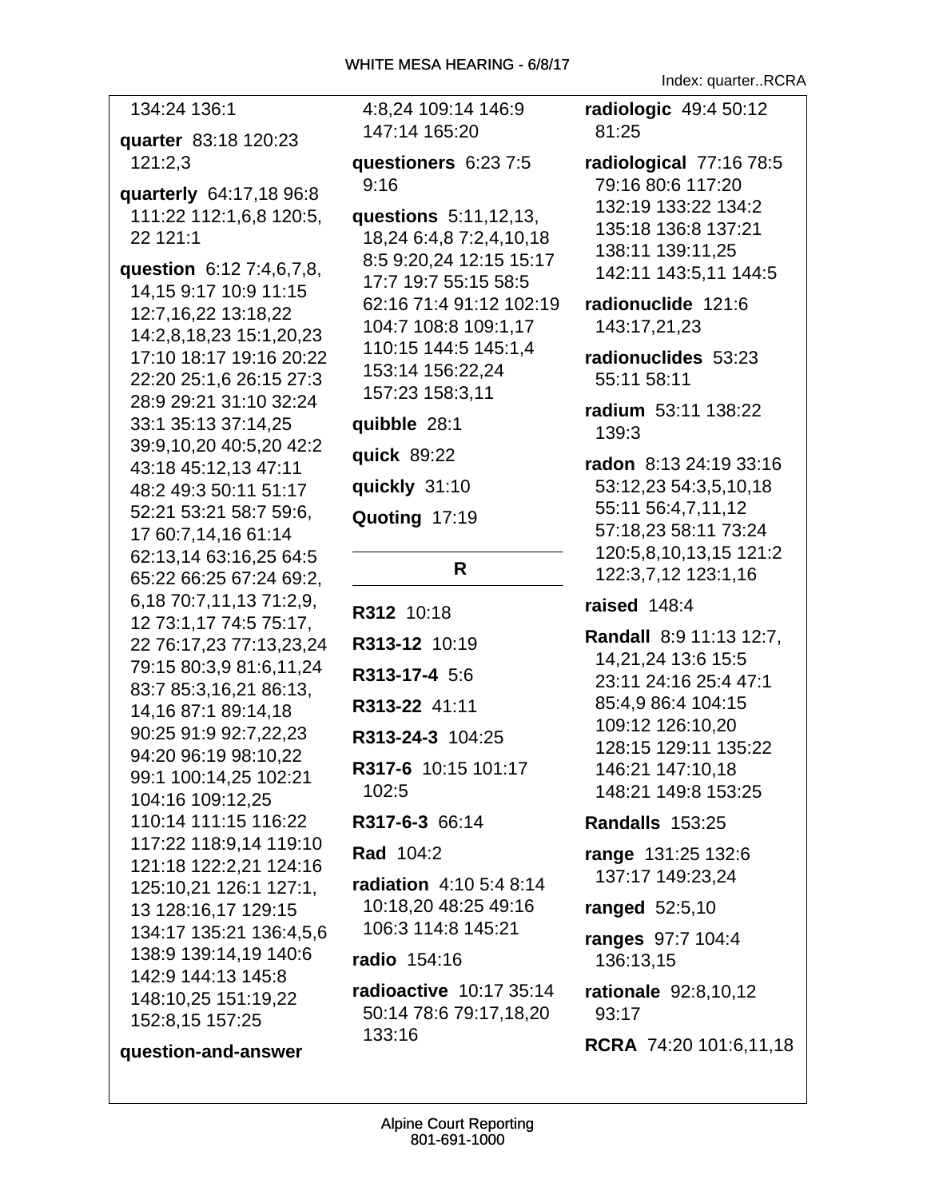134:24 136:1

**quarter** 83:18 120:23 121:2,3

**quarterly** 64:17,18 96:8 111:22 112:1,6,8 120:5, 22 121:1

**question** 6:12 7:4,6,7,8, 14,15 9:17 10:9 11:15 12:7,16,22 13:18,22 14:2,8,18,23 15:1,20,23 17:10 18:17 19:16 20:22 22:20 25:1,6 26:15 27:3 28:9 29:21 31:10 32:24 33:1 35:13 37:14,25 39:9,10,20 40:5,20 42:2 43:18 45:12,13 47:11 48:2 49:3 50:11 51:17 52:21 53:21 58:7 59:6, 17 60:7,14,16 61:14 62:13,14 63:16,25 64:5 65:22 66:25 67:24 69:2, 6,18 70:7,11,13 71:2,9, 12 73:1,17 74:5 75:17, 22 76:17,23 77:13,23,24 79:15 80:3,9 81:6,11,24 83:7 85:3,16,21 86:13, 14,16 87:1 89:14,18 90:25 91:9 92:7,22,23 94:20 96:19 98:10,22 99:1 100:14,25 102:21 104:16 109:12,25 110:14 111:15 116:22 117:22 118:9,14 119:10 121:18 122:2,21 124:16 125:10,21 126:1 127:1, 13 128:16,17 129:15 134:17 135:21 136:4,5,6 138:9 139:14,19 140:6 142:9 144:13 145:8 148:10,25 151:19,22 152:8,15 157:25

**question-and-answer** 4:8,24 109:14 146:9 147:14 165:20

**questioners** 6:23 7:5 9:16

**questions** 5:11,12,13, 18,24 6:4,8 7:2,4,10,18 8:5 9:20,24 12:15 15:17 17:7 19:7 55:15 58:5 62:16 71:4 91:12 102:19 104:7 108:8 109:1,17 110:15 144:5 145:1,4 153:14 156:22,24 157:23 158:3,11

**quibble** 28:1

**quick** 89:22

**quickly** 31:10

**Quoting** 17:19

## R

**R312** 10:18

**R313-12** 10:19

**R313-17-4** 5:6

**R313-22** 41:11

**R313-24-3** 104:25

**R317-6** 10:15 101:17 102:5

**R317-6-3** 66:14

**Rad** 104:2

**radiation** 4:10 5:4 8:14 10:18,20 48:25 49:16 106:3 114:8 145:21

**radio** 154:16

**radioactive** 10:17 35:14 50:14 78:6 79:17,18,20 133:16

**radiologic** 49:4 50:12 81:25

**radiological** 77:16 78:5 79:16 80:6 117:20 132:19 133:22 134:2 135:18 136:8 137:21 138:11 139:11,25 142:11 143:5,11 144:5

**radionuclide** 121:6 143:17,21,23

**radionuclides** 53:23 55:11 58:11

**radium** 53:11 138:22 139:3

**radon** 8:13 24:19 33:16 53:12,23 54:3,5,10,18 55:11 56:4,7,11,12 57:18,23 58:11 73:24 120:5,8,10,13,15 121:2 122:3,7,12 123:1,16

**raised** 148:4

**Randall** 8:9 11:13 12:7, 14,21,24 13:6 15:5 23:11 24:16 25:4 47:1 85:4,9 86:4 104:15 109:12 126:10,20 128:15 129:11 135:22 146:21 147:10,18 148:21 149:8 153:25

**Randalls** 153:25

**range** 131:25 132:6 137:17 149:23,24

**ranged** 52:5,10

**ranges** 97:7 104:4 136:13,15

**rationale** 92:8,10,12 93:17

**RCRA** 74:20 101:6,11,18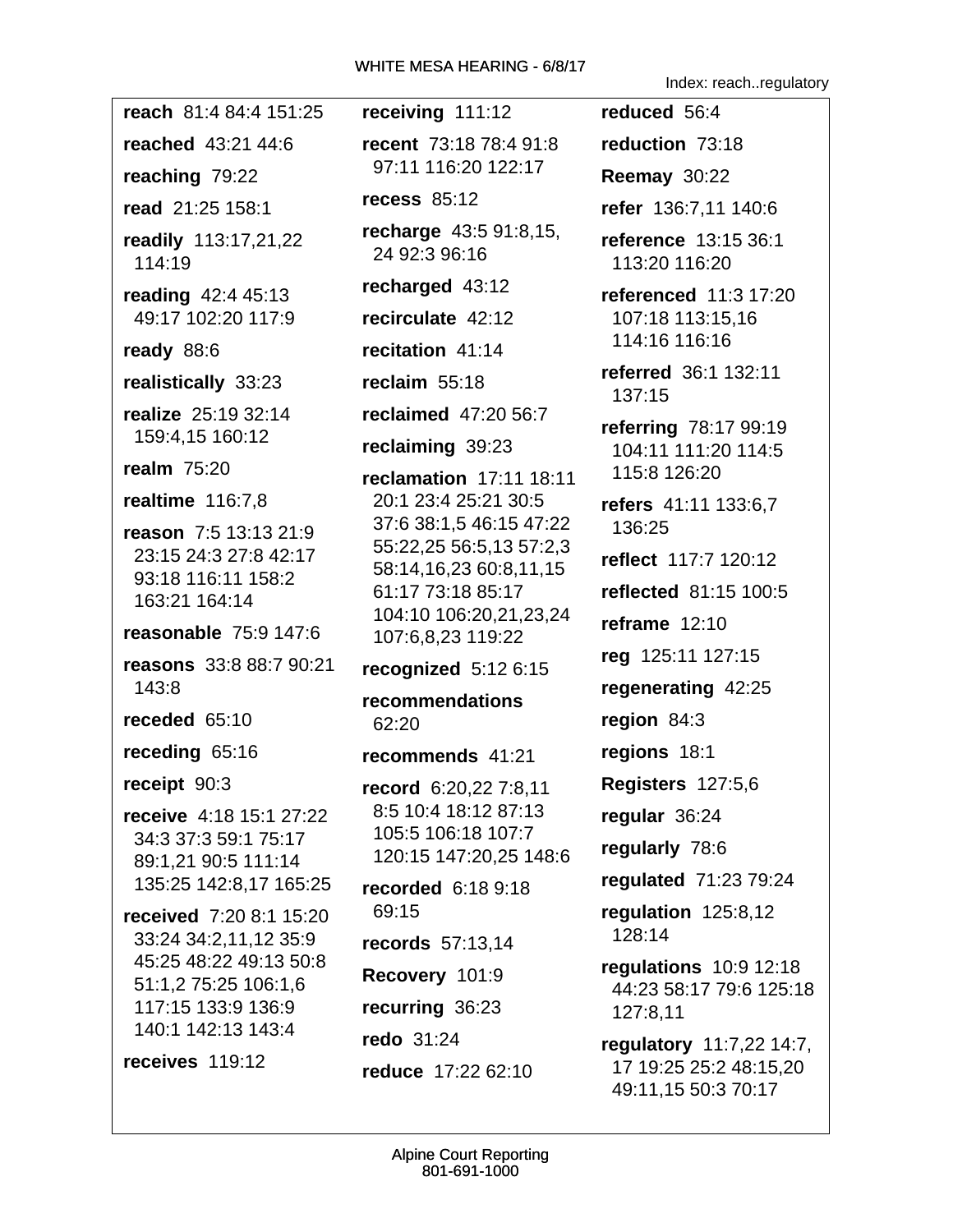Index: reach..regulatory

**reach** 81:4 84:4 151:25

**reached** 43:21 44:6

**reaching** 79:22

**read** 21:25 158:1

**readily** 113:17,21,22 114:19

**reading** 42:4 45:13 49:17 102:20 117:9

**ready** 88:6

**realistically** 33:23

**realize** 25:19 32:14 159:4,15 160:12

**realm** 75:20

**realtime** 116:7,8

**reason** 7:5 13:13 21:9 23:15 24:3 27:8 42:17 93:18 116:11 158:2 163:21 164:14

**reasonable** 75:9 147:6

**reasons** 33:8 88:7 90:21 143:8

**receded** 65:10

**receding** 65:16

**receipt** 90:3

**receive** 4:18 15:1 27:22 34:3 37:3 59:1 75:17 89:1,21 90:5 111:14 135:25 142:8,17 165:25

**received** 7:20 8:1 15:20 33:24 34:2,11,12 35:9 45:25 48:22 49:13 50:8 51:1,2 75:25 106:1,6 117:15 133:9 136:9 140:1 142:13 143:4

**receives** 119:12

**receiving** 111:12

**recent** 73:18 78:4 91:8 97:11 116:20 122:17

**recess** 85:12

**recharge** 43:5 91:8,15, 24 92:3 96:16

**recharged** 43:12

**recirculate** 42:12

**recitation** 41:14

**reclaim** 55:18

**reclaimed** 47:20 56:7

**reclaiming** 39:23

**reclamation** 17:11 18:11 20:1 23:4 25:21 30:5 37:6 38:1,5 46:15 47:22 55:22,25 56:5,13 57:2,3 58:14,16,23 60:8,11,15 61:17 73:18 85:17 104:10 106:20,21,23,24 107:6,8,23 119:22

**recognized** 5:12 6:15

**recommendations** 62:20

**recommends** 41:21

**record** 6:20,22 7:8,11 8:5 10:4 18:12 87:13 105:5 106:18 107:7 120:15 147:20,25 148:6

**recorded** 6:18 9:18 69:15

**records** 57:13,14

**Recovery** 101:9

**recurring** 36:23

**redo** 31:24

**reduce** 17:22 62:10

**reduced** 56:4

**reduction** 73:18

**Reemay** 30:22

**refer** 136:7,11 140:6

**reference** 13:15 36:1 113:20 116:20

**referenced** 11:3 17:20 107:18 113:15,16 114:16 116:16

**referred** 36:1 132:11 137:15

**referring** 78:17 99:19 104:11 111:20 114:5 115:8 126:20

**refers** 41:11 133:6,7 136:25

**reflect** 117:7 120:12

**reflected** 81:15 100:5

**reframe** 12:10

**reg** 125:11 127:15

**regenerating** 42:25

**region** 84:3

**regions** 18:1

**Registers** 127:5,6

**regular** 36:24

**regularly** 78:6

**regulated** 71:23 79:24

**regulation** 125:8,12 128:14

**regulations** 10:9 12:18 44:23 58:17 79:6 125:18 127:8,11

**regulatory** 11:7,22 14:7, 17 19:25 25:2 48:15,20 49:11,15 50:3 70:17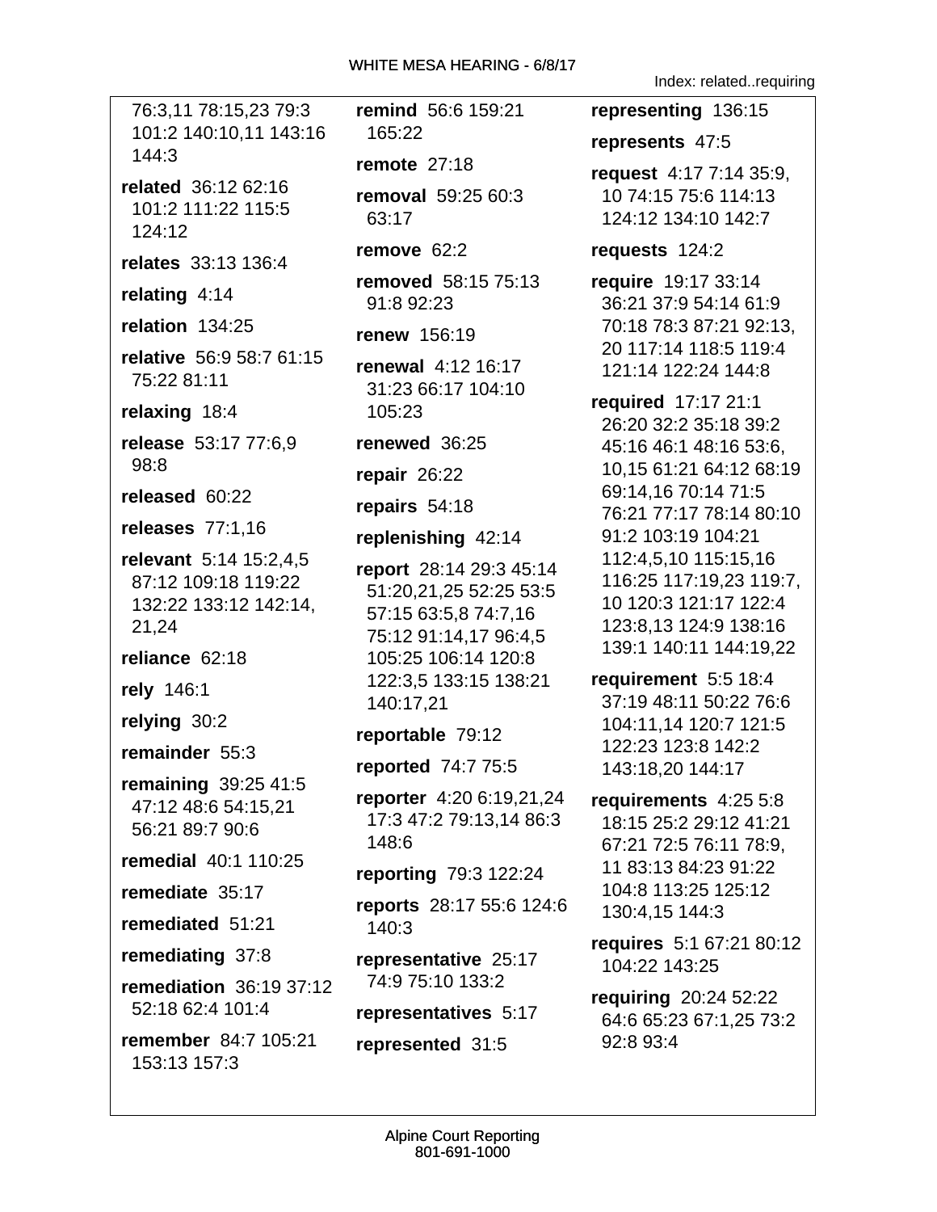76:3,11 78:15,23 79:3 101:2 140:10,11 143:16 144:3

**related** 36:12 62:16 101:2 111:22 115:5 124:12

**relates** 33:13 136:4

**relating** 4:14

**relation** 134:25

**relative** 56:9 58:7 61:15 75:22 81:11

**relaxing** 18:4

**release** 53:17 77:6,9 98:8

**released** 60:22

**releases** 77:1,16

**relevant** 5:14 15:2,4,5 87:12 109:18 119:22 132:22 133:12 142:14, 21,24

**reliance** 62:18

**rely** 146:1

**relying** 30:2

**remainder** 55:3

**remaining** 39:25 41:5 47:12 48:6 54:15,21 56:21 89:7 90:6

**remedial** 40:1 110:25

**remediate** 35:17

**remediated** 51:21

**remediating** 37:8

**remediation** 36:19 37:12 52:18 62:4 101:4

**remember** 84:7 105:21 153:13 157:3

**remind** 56:6 159:21 165:22

**remote** 27:18

**removal** 59:25 60:3 63:17

**remove** 62:2

**removed** 58:15 75:13 91:8 92:23

**renew** 156:19

**renewal** 4:12 16:17 31:23 66:17 104:10 105:23

**renewed** 36:25

**repair** 26:22

**repairs** 54:18

**replenishing** 42:14

**report** 28:14 29:3 45:14 51:20,21,25 52:25 53:5 57:15 63:5,8 74:7,16 75:12 91:14,17 96:4,5 105:25 106:14 120:8 122:3,5 133:15 138:21 140:17,21

**reportable** 79:12

**reported** 74:7 75:5

**reporter** 4:20 6:19,21,24 17:3 47:2 79:13,14 86:3 148:6

**reporting** 79:3 122:24

**reports** 28:17 55:6 124:6 140:3

**representative** 25:17 74:9 75:10 133:2

**representatives** 5:17

**represented** 31:5

**representing** 136:15

**represents** 47:5

**request** 4:17 7:14 35:9, 10 74:15 75:6 114:13 124:12 134:10 142:7

**requests** 124:2

**require** 19:17 33:14 36:21 37:9 54:14 61:9 70:18 78:3 87:21 92:13, 20 117:14 118:5 119:4 121:14 122:24 144:8

**required** 17:17 21:1 26:20 32:2 35:18 39:2 45:16 46:1 48:16 53:6, 10,15 61:21 64:12 68:19 69:14,16 70:14 71:5 76:21 77:17 78:14 80:10 91:2 103:19 104:21 112:4,5,10 115:15,16 116:25 117:19,23 119:7, 10 120:3 121:17 122:4 123:8,13 124:9 138:16 139:1 140:11 144:19,22

**requirement** 5:5 18:4 37:19 48:11 50:22 76:6 104:11,14 120:7 121:5 122:23 123:8 142:2 143:18,20 144:17

**requirements** 4:25 5:8 18:15 25:2 29:12 41:21 67:21 72:5 76:11 78:9, 11 83:13 84:23 91:22 104:8 113:25 125:12 130:4,15 144:3

**requires** 5:1 67:21 80:12 104:22 143:25

**requiring** 20:24 52:22 64:6 65:23 67:1,25 73:2 92:8 93:4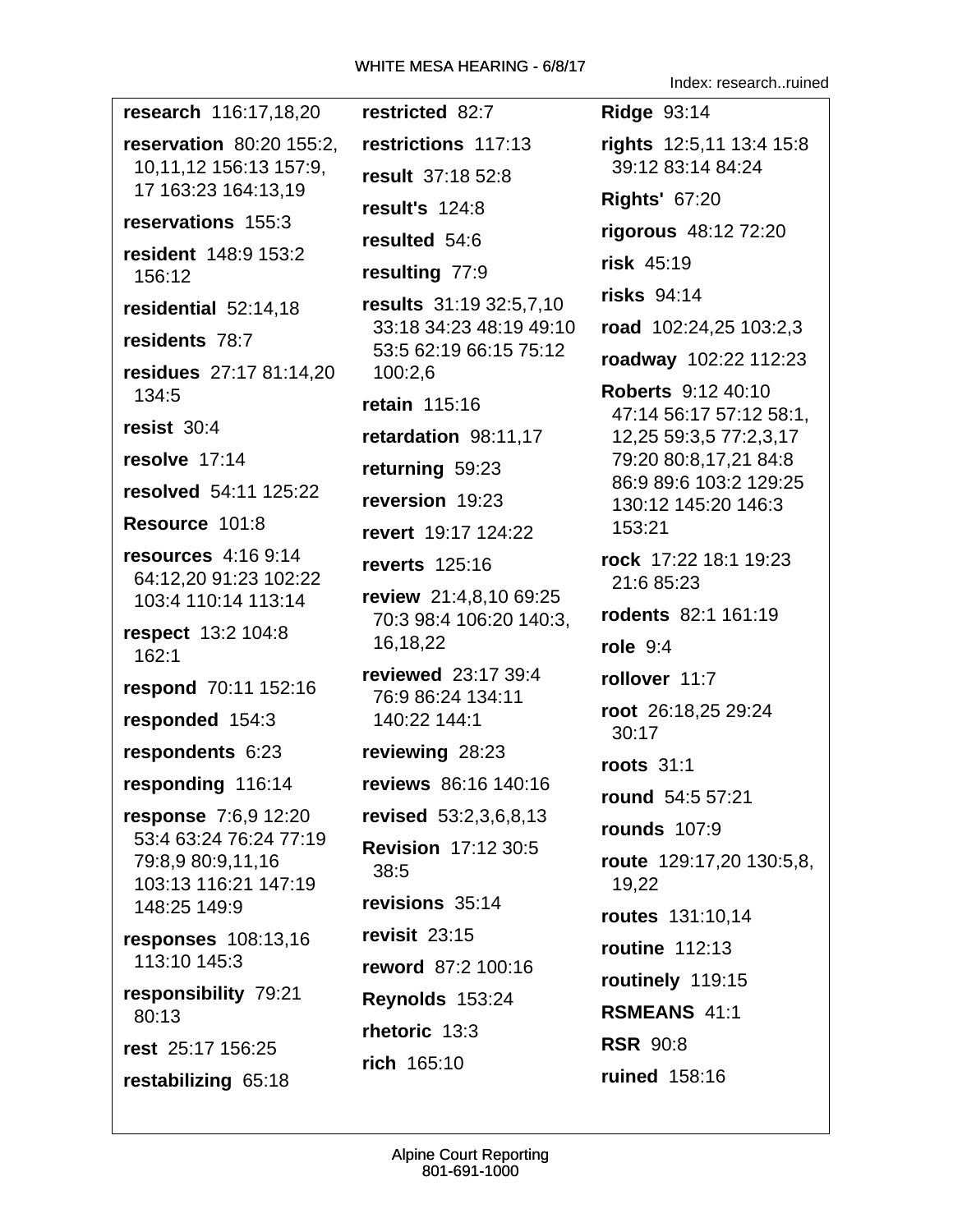Index: research..ruined

**research** 116:17,18,20

**reservation** 80:20 155:2, 10,11,12 156:13 157:9, 17 163:23 164:13,19

**reservations** 155:3

**resident** 148:9 153:2 156:12

**residential** 52:14,18

**residents** 78:7

**residues** 27:17 81:14,20 134:5

**resist** 30:4

**resolve** 17:14

**resolved** 54:11 125:22

**Resource** 101:8

**resources** 4:16 9:14 64:12,20 91:23 102:22 103:4 110:14 113:14

**respect** 13:2 104:8 162:1

**respond** 70:11 152:16

**responded** 154:3

**respondents** 6:23

**responding** 116:14

**response** 7:6,9 12:20 53:4 63:24 76:24 77:19 79:8,9 80:9,11,16 103:13 116:21 147:19 148:25 149:9

**responses** 108:13,16 113:10 145:3

**responsibility** 79:21 80:13

**rest** 25:17 156:25

**restabilizing** 65:18

**restricted** 82:7

**restrictions** 117:13

**result** 37:18 52:8

**result's** 124:8

**resulted** 54:6

**resulting** 77:9

**results** 31:19 32:5,7,10 33:18 34:23 48:19 49:10 53:5 62:19 66:15 75:12 100:2,6

**retain** 115:16

**retardation** 98:11,17

**returning** 59:23

**reversion** 19:23

**revert** 19:17 124:22

**reverts** 125:16

**review** 21:4,8,10 69:25 70:3 98:4 106:20 140:3, 16,18,22

**reviewed** 23:17 39:4 76:9 86:24 134:11 140:22 144:1

**reviewing** 28:23

**reviews** 86:16 140:16

**revised** 53:2,3,6,8,13

**Revision** 17:12 30:5 38:5

**revisions** 35:14

**revisit** 23:15

**reword** 87:2 100:16

**Reynolds** 153:24

**rhetoric** 13:3

**rich** 165:10

**Ridge** 93:14

**rights** 12:5,11 13:4 15:8 39:12 83:14 84:24

**Rights'** 67:20

**rigorous** 48:12 72:20

**risk** 45:19

**risks** 94:14

**road** 102:24,25 103:2,3

**roadway** 102:22 112:23

**Roberts** 9:12 40:10 47:14 56:17 57:12 58:1, 12,25 59:3,5 77:2,3,17 79:20 80:8,17,21 84:8 86:9 89:6 103:2 129:25 130:12 145:20 146:3 153:21

**rock** 17:22 18:1 19:23 21:6 85:23

**rodents** 82:1 161:19

**role** 9:4

**rollover** 11:7

**root** 26:18,25 29:24 30:17

**roots** 31:1

**round** 54:5 57:21

**rounds** 107:9

**route** 129:17,20 130:5,8, 19,22

**routes** 131:10,14

**routine** 112:13

**routinely** 119:15

**RSMEANS** 41:1

**RSR** 90:8

**ruined** 158:16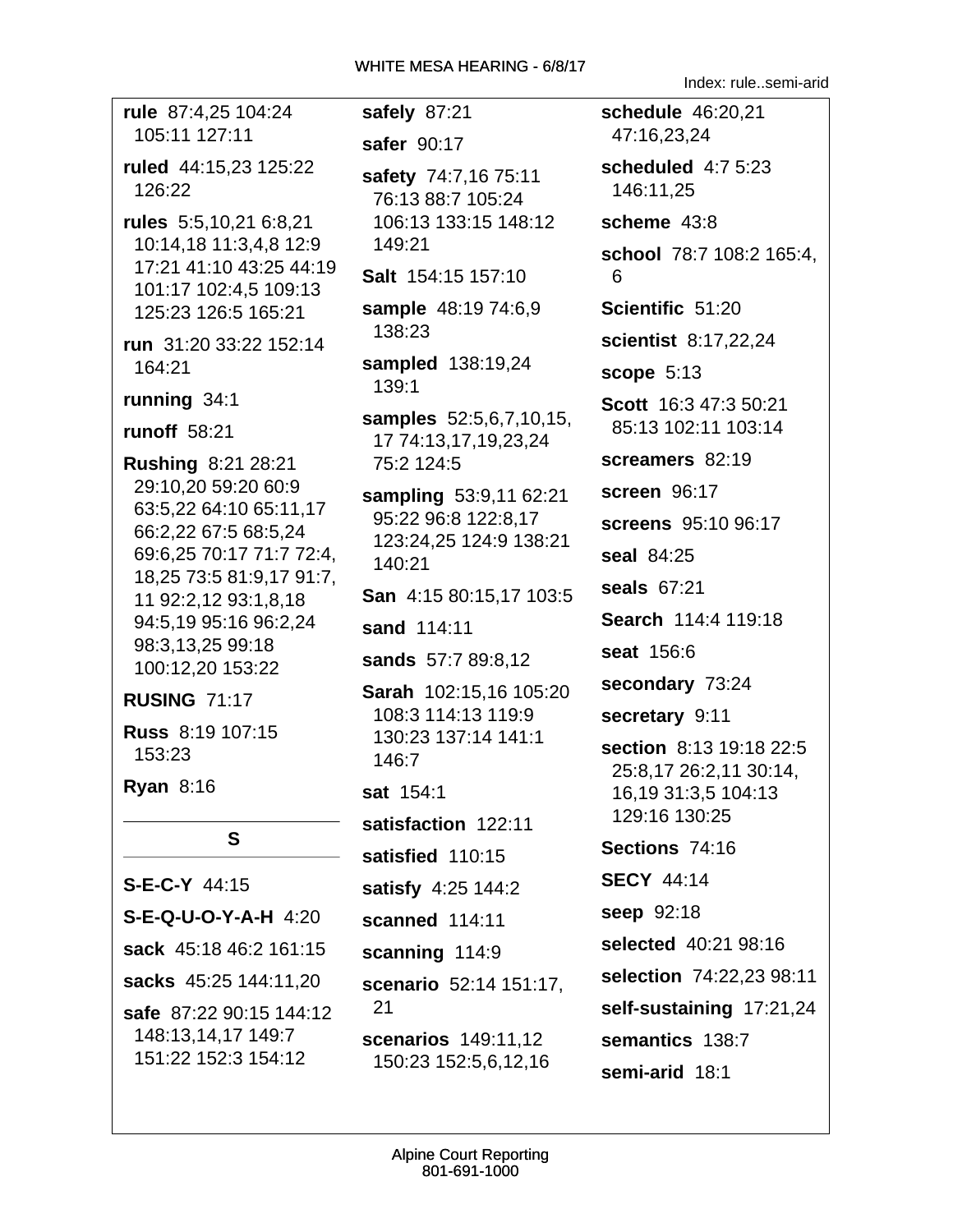**rule** 87:4,25 104:24 105:11 127:11

**ruled** 44:15,23 125:22 126:22

**rules** 5:5,10,21 6:8,21 10:14,18 11:3,4,8 12:9 17:21 41:10 43:25 44:19 101:17 102:4,5 109:13 125:23 126:5 165:21

**run** 31:20 33:22 152:14 164:21

**running** 34:1

**runoff** 58:21

**Rushing** 8:21 28:21 29:10,20 59:20 60:9 63:5,22 64:10 65:11,17 66:2,22 67:5 68:5,24 69:6,25 70:17 71:7 72:4, 18,25 73:5 81:9,17 91:7, 11 92:2,12 93:1,8,18 94:5,19 95:16 96:2,24 98:3,13,25 99:18 100:12,20 153:22

**RUSING** 71:17

**Russ** 8:19 107:15 153:23

**Ryan** 8:16

## S

**S-E-C-Y** 44:15

**S-E-Q-U-O-Y-A-H** 4:20

**sack** 45:18 46:2 161:15

**sacks** 45:25 144:11,20

**safe** 87:22 90:15 144:12 148:13,14,17 149:7 151:22 152:3 154:12

**safely** 87:21

**safer** 90:17

**safety** 74:7,16 75:11 76:13 88:7 105:24 106:13 133:15 148:12 149:21

**Salt** 154:15 157:10

**sample** 48:19 74:6,9 138:23

**sampled** 138:19,24 139:1

**samples** 52:5,6,7,10,15, 17 74:13,17,19,23,24 75:2 124:5

**sampling** 53:9,11 62:21 95:22 96:8 122:8,17 123:24,25 124:9 138:21 140:21

**San** 4:15 80:15,17 103:5

**sand** 114:11

**sands** 57:7 89:8,12

**Sarah** 102:15,16 105:20 108:3 114:13 119:9 130:23 137:14 141:1 146:7

**sat** 154:1

**satisfaction** 122:11

**satisfied** 110:15

**satisfy** 4:25 144:2

**scanned** 114:11

**scanning** 114:9

**scenario** 52:14 151:17, 21

**scenarios** 149:11,12 150:23 152:5,6,12,16

**schedule** 46:20,21 47:16,23,24

**scheduled** 4:7 5:23 146:11,25

**scheme** 43:8

**school** 78:7 108:2 165:4, 6

**Scientific** 51:20

**scientist** 8:17,22,24

**scope** 5:13

**Scott** 16:3 47:3 50:21 85:13 102:11 103:14

**screamers** 82:19

**screen** 96:17

**screens** 95:10 96:17

**seal** 84:25

**seals** 67:21

**Search** 114:4 119:18

**seat** 156:6

**secondary** 73:24

**secretary** 9:11

**section** 8:13 19:18 22:5 25:8,17 26:2,11 30:14, 16,19 31:3,5 104:13 129:16 130:25

**Sections** 74:16

**SECY** 44:14

**seep** 92:18

**selected** 40:21 98:16

**selection** 74:22,23 98:11

**self-sustaining** 17:21,24

**semantics** 138:7

**semi-arid** 18:1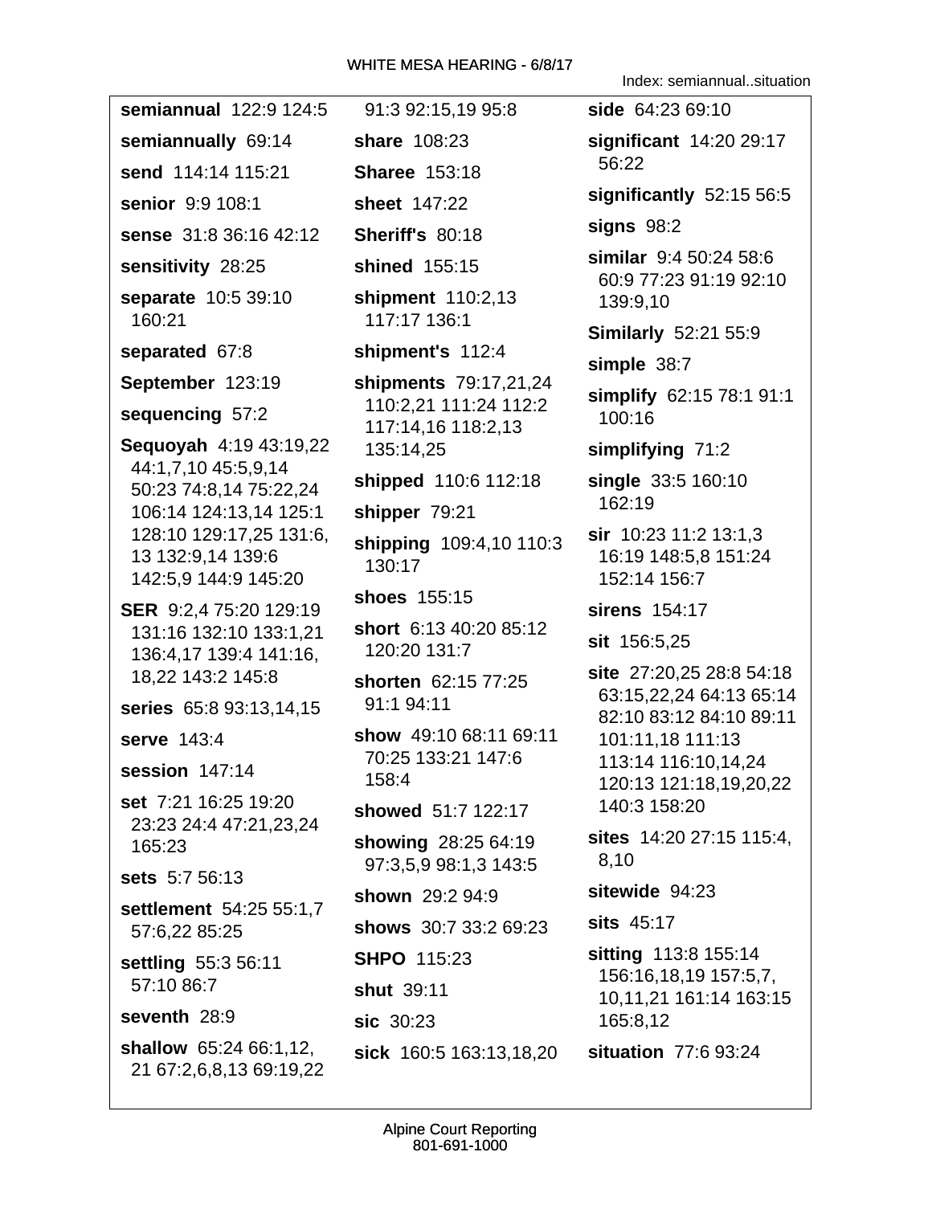Index: semiannual..situation

**semiannual** 122:9 124:5

**semiannually** 69:14

**send** 114:14 115:21

**senior** 9:9 108:1

**sense** 31:8 36:16 42:12

**sensitivity** 28:25

**separate** 10:5 39:10 160:21

**separated** 67:8

**September** 123:19

**sequencing** 57:2

**Sequoyah** 4:19 43:19,22 44:1,7,10 45:5,9,14 50:23 74:8,14 75:22,24 106:14 124:13,14 125:1 128:10 129:17,25 131:6, 13 132:9,14 139:6 142:5,9 144:9 145:20

**SER** 9:2,4 75:20 129:19 131:16 132:10 133:1,21 136:4,17 139:4 141:16, 18,22 143:2 145:8

**series** 65:8 93:13,14,15

**serve** 143:4

**session** 147:14

**set** 7:21 16:25 19:20 23:23 24:4 47:21,23,24 165:23

**sets** 5:7 56:13

**settlement** 54:25 55:1,7 57:6,22 85:25

**settling** 55:3 56:11 57:10 86:7

**seventh** 28:9

**shallow** 65:24 66:1,12, 21 67:2,6,8,13 69:19,22 91:3 92:15,19 95:8

**share** 108:23

**Sharee** 153:18

**sheet** 147:22

**Sheriff's** 80:18

**shined** 155:15

**shipment** 110:2,13 117:17 136:1

**shipment's** 112:4

**shipments** 79:17,21,24 110:2,21 111:24 112:2 117:14,16 118:2,13 135:14,25

**shipped** 110:6 112:18

**shipper** 79:21

**shipping** 109:4,10 110:3 130:17

**shoes** 155:15

**short** 6:13 40:20 85:12 120:20 131:7

**shorten** 62:15 77:25 91:1 94:11

**show** 49:10 68:11 69:11 70:25 133:21 147:6 158:4

**showed** 51:7 122:17

**showing** 28:25 64:19 97:3,5,9 98:1,3 143:5

**shown** 29:2 94:9

**shows** 30:7 33:2 69:23

**SHPO** 115:23

**shut** 39:11

**sic** 30:23

**sick** 160:5 163:13,18,20

**side** 64:23 69:10

**significant** 14:20 29:17 56:22

**significantly** 52:15 56:5

**signs** 98:2

**similar** 9:4 50:24 58:6 60:9 77:23 91:19 92:10 139:9,10

**Similarly** 52:21 55:9

**simple** 38:7

**simplify** 62:15 78:1 91:1 100:16

**simplifying** 71:2

**single** 33:5 160:10 162:19

**sir** 10:23 11:2 13:1,3 16:19 148:5,8 151:24 152:14 156:7

**sirens** 154:17

**sit** 156:5,25

**site** 27:20,25 28:8 54:18 63:15,22,24 64:13 65:14 82:10 83:12 84:10 89:11 101:11,18 111:13 113:14 116:10,14,24 120:13 121:18,19,20,22 140:3 158:20

**sites** 14:20 27:15 115:4, 8,10

**sitewide** 94:23

**sits** 45:17

**sitting** 113:8 155:14 156:16,18,19 157:5,7, 10,11,21 161:14 163:15 165:8,12

**situation** 77:6 93:24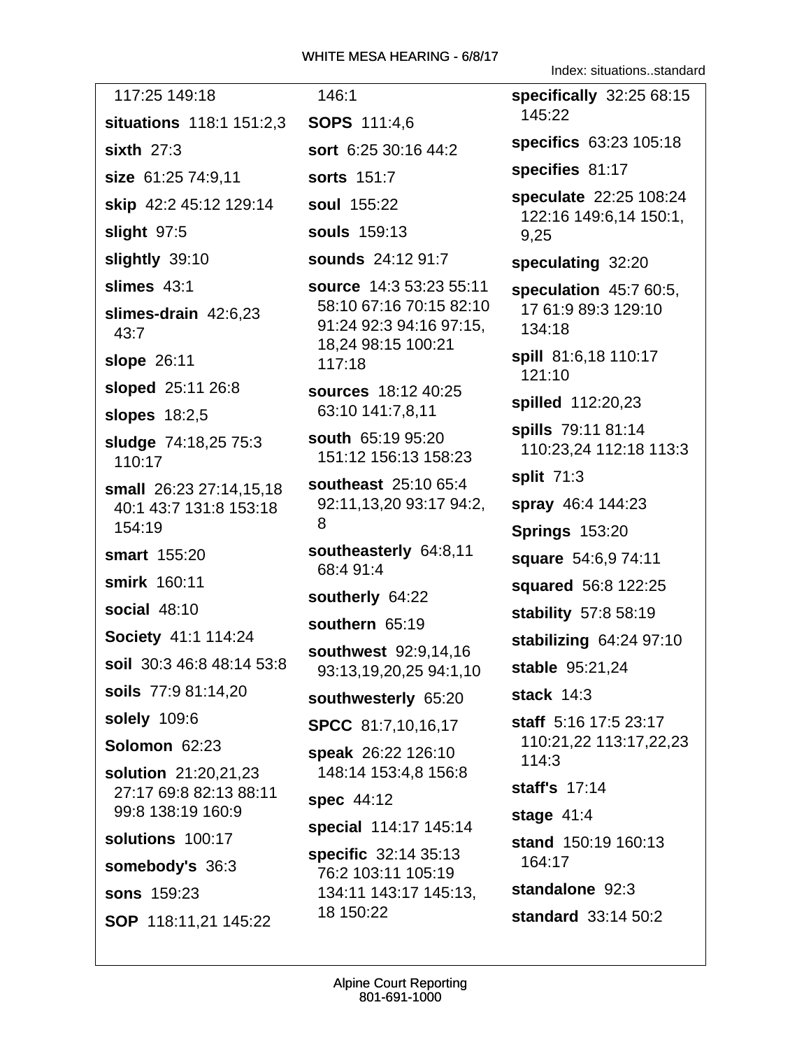117:25 149:18

**situations** 118:1 151:2,3

**sixth** 27:3

**size** 61:25 74:9,11

**skip** 42:2 45:12 129:14

**slight** 97:5

**slightly** 39:10

**slimes** 43:1

**slimes-drain** 42:6,23 43:7

**slope** 26:11

**sloped** 25:11 26:8

**slopes** 18:2,5

**sludge** 74:18,25 75:3 110:17

**small** 26:23 27:14,15,18 40:1 43:7 131:8 153:18 154:19

**smart** 155:20

**smirk** 160:11

**social** 48:10

**Society** 41:1 114:24

**soil** 30:3 46:8 48:14 53:8

**soils** 77:9 81:14,20

**solely** 109:6

**Solomon** 62:23

**solution** 21:20,21,23 27:17 69:8 82:13 88:11 99:8 138:19 160:9

**solutions** 100:17

**somebody's** 36:3

**sons** 159:23

**SOP** 118:11,21 145:22

146:1

**SOPS** 111:4,6

**sort** 6:25 30:16 44:2

**sorts** 151:7

**soul** 155:22

**souls** 159:13

**sounds** 24:12 91:7

**source** 14:3 53:23 55:11 58:10 67:16 70:15 82:10 91:24 92:3 94:16 97:15, 18,24 98:15 100:21 117:18

**sources** 18:12 40:25 63:10 141:7,8,11

**south** 65:19 95:20 151:12 156:13 158:23

**southeast** 25:10 65:4 92:11,13,20 93:17 94:2, 8

**southeasterly** 64:8,11 68:4 91:4

**southerly** 64:22

**southern** 65:19

**southwest** 92:9,14,16 93:13,19,20,25 94:1,10

**southwesterly** 65:20

**SPCC** 81:7,10,16,17

**speak** 26:22 126:10 148:14 153:4,8 156:8

**spec** 44:12

**special** 114:17 145:14

**specific** 32:14 35:13 76:2 103:11 105:19 134:11 143:17 145:13, 18 150:22

**specifically** 32:25 68:15 145:22

**specifics** 63:23 105:18

**specifies** 81:17

**speculate** 22:25 108:24 122:16 149:6,14 150:1, 9,25

**speculating** 32:20

**speculation** 45:7 60:5, 17 61:9 89:3 129:10 134:18

**spill** 81:6,18 110:17 121:10

**spilled** 112:20,23

**spills** 79:11 81:14 110:23,24 112:18 113:3

**split** 71:3

**spray** 46:4 144:23

**Springs** 153:20

**square** 54:6,9 74:11

**squared** 56:8 122:25

**stability** 57:8 58:19

**stabilizing** 64:24 97:10

**stable** 95:21,24

**stack** 14:3

**staff** 5:16 17:5 23:17 110:21,22 113:17,22,23 114:3

**staff's** 17:14

**stage** 41:4

**stand** 150:19 160:13 164:17

**standalone** 92:3

**standard** 33:14 50:2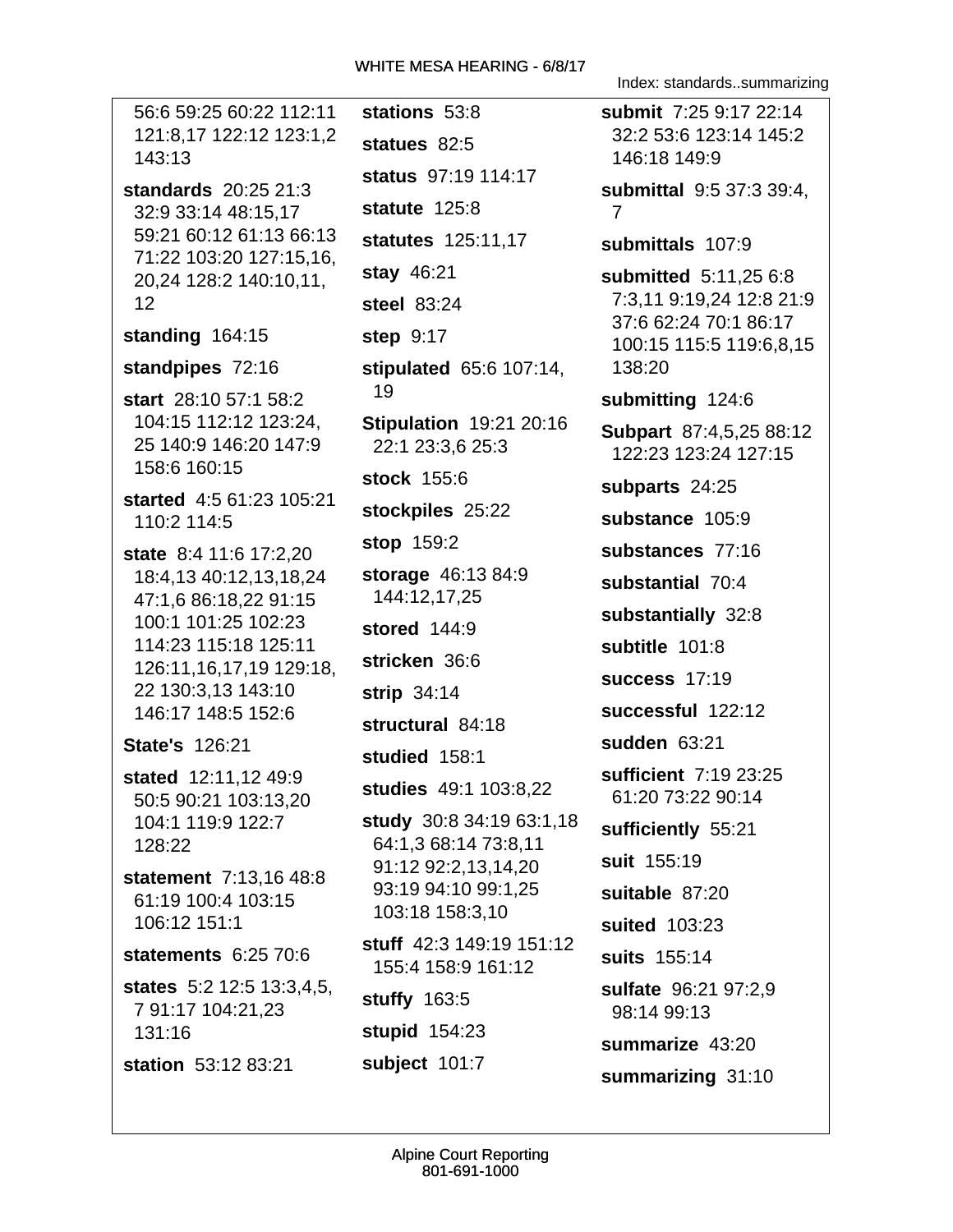56:6 59:25 60:22 112:11 121:8,17 122:12 123:1,2 143:13

**standards** 20:25 21:3 32:9 33:14 48:15,17 59:21 60:12 61:13 66:13 71:22 103:20 127:15,16, 20,24 128:2 140:10,11, 12

**standing** 164:15

**standpipes** 72:16

**start** 28:10 57:1 58:2 104:15 112:12 123:24, 25 140:9 146:20 147:9 158:6 160:15

**started** 4:5 61:23 105:21 110:2 114:5

**state** 8:4 11:6 17:2,20 18:4,13 40:12,13,18,24 47:1,6 86:18,22 91:15 100:1 101:25 102:23 114:23 115:18 125:11 126:11,16,17,19 129:18, 22 130:3,13 143:10 146:17 148:5 152:6

**State's** 126:21

**stated** 12:11,12 49:9 50:5 90:21 103:13,20 104:1 119:9 122:7 128:22

**statement** 7:13,16 48:8 61:19 100:4 103:15 106:12 151:1

**statements** 6:25 70:6

**states** 5:2 12:5 13:3,4,5, 7 91:17 104:21,23 131:16

**station** 53:12 83:21

**stations** 53:8

**statues** 82:5

**status** 97:19 114:17

**statute** 125:8

**statutes** 125:11,17

**stay** 46:21

**steel** 83:24

**step** 9:17

**stipulated** 65:6 107:14, 19

**Stipulation** 19:21 20:16 22:1 23:3,6 25:3

**stock** 155:6

**stockpiles** 25:22

**stop** 159:2

**storage** 46:13 84:9 144:12,17,25

**stored** 144:9

**stricken** 36:6

**strip** 34:14

**structural** 84:18

**studied** 158:1

**studies** 49:1 103:8,22

**study** 30:8 34:19 63:1,18 64:1,3 68:14 73:8,11 91:12 92:2,13,14,20 93:19 94:10 99:1,25 103:18 158:3,10

**stuff** 42:3 149:19 151:12 155:4 158:9 161:12

**stuffy** 163:5

**stupid** 154:23

**subject** 101:7

**submit** 7:25 9:17 22:14 32:2 53:6 123:14 145:2 146:18 149:9

**submittal** 9:5 37:3 39:4, 7

**submittals** 107:9

**submitted** 5:11,25 6:8 7:3,11 9:19,24 12:8 21:9 37:6 62:24 70:1 86:17 100:15 115:5 119:6,8,15 138:20

**submitting** 124:6

**Subpart** 87:4,5,25 88:12 122:23 123:24 127:15

**subparts** 24:25

**substance** 105:9

**substances** 77:16

**substantial** 70:4

**substantially** 32:8

**subtitle** 101:8

**success** 17:19

**successful** 122:12

**sudden** 63:21

**sufficient** 7:19 23:25 61:20 73:22 90:14

**sufficiently** 55:21

**suit** 155:19

**suitable** 87:20

**suited** 103:23

**suits** 155:14

**sulfate** 96:21 97:2,9 98:14 99:13

**summarize** 43:20

**summarizing** 31:10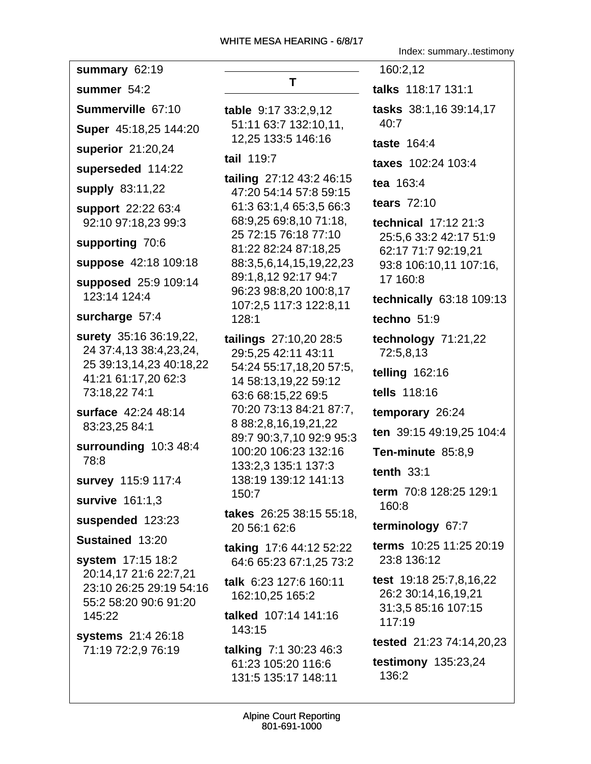**summary** 62:19

**summer** 54:2

**Summerville** 67:10

**Super** 45:18,25 144:20

**superior** 21:20,24

**superseded** 114:22

**supply** 83:11,22

**support** 22:22 63:4 92:10 97:18,23 99:3

**supporting** 70:6

**suppose** 42:18 109:18

**supposed** 25:9 109:14 123:14 124:4

**surcharge** 57:4

**surety** 35:16 36:19,22, 24 37:4,13 38:4,23,24, 25 39:13,14,23 40:18,22 41:21 61:17,20 62:3 73:18,22 74:1

**surface** 42:24 48:14 83:23,25 84:1

**surrounding** 10:3 48:4 78:8

**survey** 115:9 117:4

**survive** 161:1,3

**suspended** 123:23

**Sustained** 13:20

**system** 17:15 18:2 20:14,17 21:6 22:7,21 23:10 26:25 29:19 54:16 55:2 58:20 90:6 91:20 145:22

**systems** 21:4 26:18 71:19 72:2,9 76:19

## T

**table** 9:17 33:2,9,12 51:11 63:7 132:10,11, 12,25 133:5 146:16

**tail** 119:7

**tailing** 27:12 43:2 46:15 47:20 54:14 57:8 59:15 61:3 63:1,4 65:3,5 66:3 68:9,25 69:8,10 71:18, 25 72:15 76:18 77:10 81:22 82:24 87:18,25 88:3,5,6,14,15,19,22,23 89:1,8,12 92:17 94:7 96:23 98:8,20 100:8,17 107:2,5 117:3 122:8,11 128:1

**tailings** 27:10,20 28:5 29:5,25 42:11 43:11 54:24 55:17,18,20 57:5, 14 58:13,19,22 59:12 63:6 68:15,22 69:5 70:20 73:13 84:21 87:7, 8 88:2,8,16,19,21,22 89:7 90:3,7,10 92:9 95:3 100:20 106:23 132:16 133:2,3 135:1 137:3 138:19 139:12 141:13 150:7

**takes** 26:25 38:15 55:18, 20 56:1 62:6

**taking** 17:6 44:12 52:22 64:6 65:23 67:1,25 73:2

**talk** 6:23 127:6 160:11 162:10,25 165:2

**talked** 107:14 141:16 143:15

**talking** 7:1 30:23 46:3 61:23 105:20 116:6 131:5 135:17 148:11 160:2,12

**talks** 118:17 131:1

**tasks** 38:1,16 39:14,17 40:7

**taste** 164:4

**taxes** 102:24 103:4

**tea** 163:4

**tears** 72:10

**technical** 17:12 21:3 25:5,6 33:2 42:17 51:9 62:17 71:7 92:19,21 93:8 106:10,11 107:16, 17 160:8

**technically** 63:18 109:13

**techno** 51:9

**technology** 71:21,22 72:5,8,13

**telling** 162:16

**tells** 118:16

**temporary** 26:24

**ten** 39:15 49:19,25 104:4

**Ten-minute** 85:8,9

**tenth** 33:1

**term** 70:8 128:25 129:1 160:8

**terminology** 67:7

**terms** 10:25 11:25 20:19 23:8 136:12

**test** 19:18 25:7,8,16,22 26:2 30:14,16,19,21 31:3,5 85:16 107:15 117:19

**tested** 21:23 74:14,20,23

**testimony** 135:23,24 136:2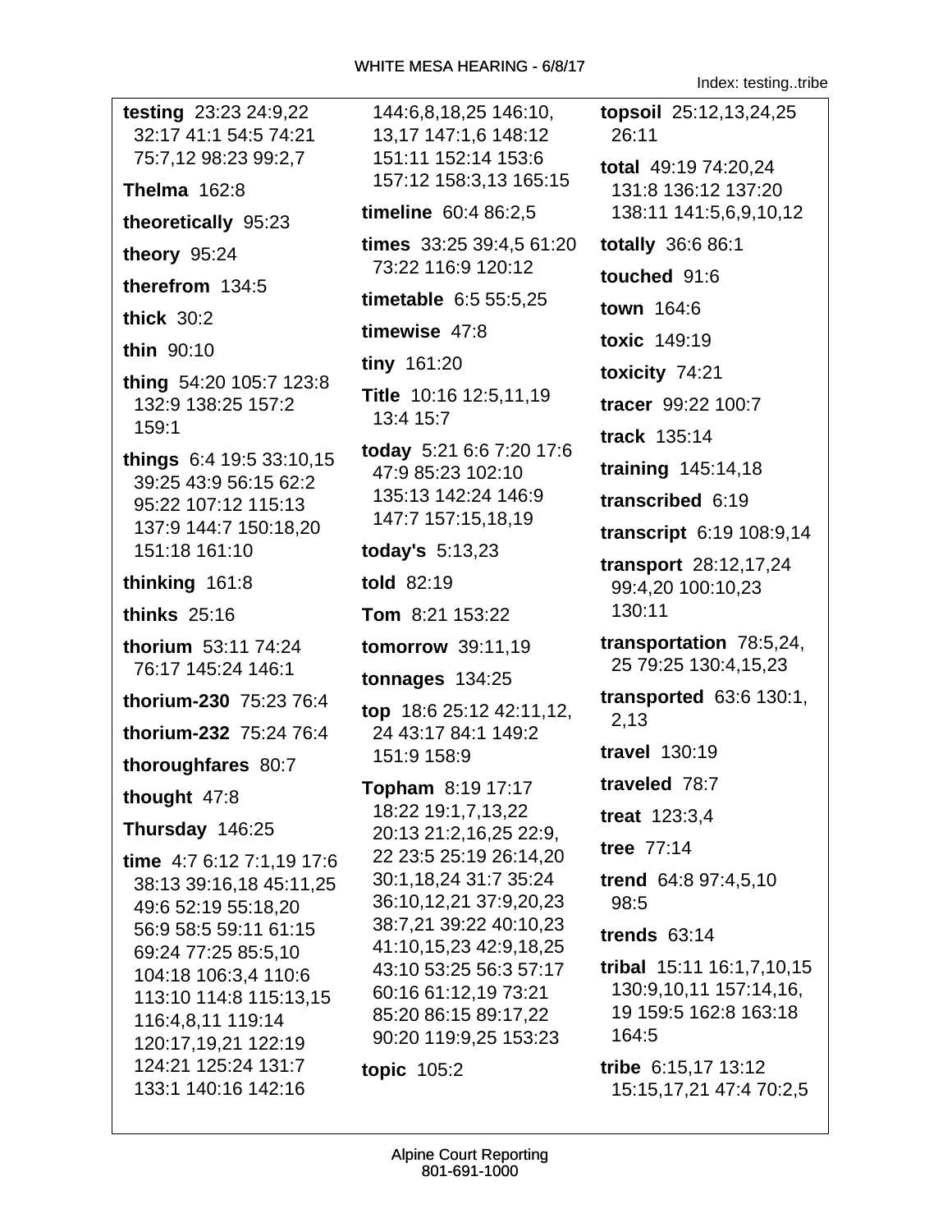Index: testing..tribe

**testing** 23:23 24:9,22 32:17 41:1 54:5 74:21 75:7,12 98:23 99:2,7

**Thelma** 162:8

**theoretically** 95:23

**theory** 95:24

**therefrom** 134:5

**thick** 30:2

**thin** 90:10

**thing** 54:20 105:7 123:8 132:9 138:25 157:2 159:1

**things** 6:4 19:5 33:10,15 39:25 43:9 56:15 62:2 95:22 107:12 115:13 137:9 144:7 150:18,20 151:18 161:10

**thinking** 161:8

**thinks** 25:16

**thorium** 53:11 74:24 76:17 145:24 146:1

**thorium-230** 75:23 76:4

**thorium-232** 75:24 76:4

**thoroughfares** 80:7

**thought** 47:8

**Thursday** 146:25

**time** 4:7 6:12 7:1,19 17:6 38:13 39:16,18 45:11,25 49:6 52:19 55:18,20 56:9 58:5 59:11 61:15 69:24 77:25 85:5,10 104:18 106:3,4 110:6 113:10 114:8 115:13,15 116:4,8,11 119:14 120:17,19,21 122:19 124:21 125:24 131:7 133:1 140:16 142:16 144:6,8,18,25 146:10, 13,17 147:1,6 148:12 151:11 152:14 153:6 157:12 158:3,13 165:15

**timeline** 60:4 86:2,5

**times** 33:25 39:4,5 61:20 73:22 116:9 120:12

**timetable** 6:5 55:5,25

**timewise** 47:8

**tiny** 161:20

**Title** 10:16 12:5,11,19 13:4 15:7

**today** 5:21 6:6 7:20 17:6 47:9 85:23 102:10 135:13 142:24 146:9 147:7 157:15,18,19

**today's** 5:13,23

**told** 82:19

**Tom** 8:21 153:22

**tomorrow** 39:11,19

**tonnages** 134:25

**top** 18:6 25:12 42:11,12, 24 43:17 84:1 149:2 151:9 158:9

**Topham** 8:19 17:17 18:22 19:1,7,13,22 20:13 21:2,16,25 22:9, 22 23:5 25:19 26:14,20 30:1,18,24 31:7 35:24 36:10,12,21 37:9,20,23 38:7,21 39:22 40:10,23 41:10,15,23 42:9,18,25 43:10 53:25 56:3 57:17 60:16 61:12,19 73:21 85:20 86:15 89:17,22 90:20 119:9,25 153:23

**topic** 105:2

**topsoil** 25:12,13,24,25 26:11

**total** 49:19 74:20,24 131:8 136:12 137:20 138:11 141:5,6,9,10,12

**totally** 36:6 86:1

**touched** 91:6

**town** 164:6

**toxic** 149:19

**toxicity** 74:21

**tracer** 99:22 100:7

**track** 135:14

**training** 145:14,18

**transcribed** 6:19

**transcript** 6:19 108:9,14

**transport** 28:12,17,24 99:4,20 100:10,23 130:11

**transportation** 78:5,24, 25 79:25 130:4,15,23

**transported** 63:6 130:1, 2,13

**travel** 130:19

**traveled** 78:7

**treat** 123:3,4

**tree** 77:14

**trend** 64:8 97:4,5,10 98:5

**trends** 63:14

**tribal** 15:11 16:1,7,10,15 130:9,10,11 157:14,16, 19 159:5 162:8 163:18 164:5

**tribe** 6:15,17 13:12 15:15,17,21 47:4 70:2,5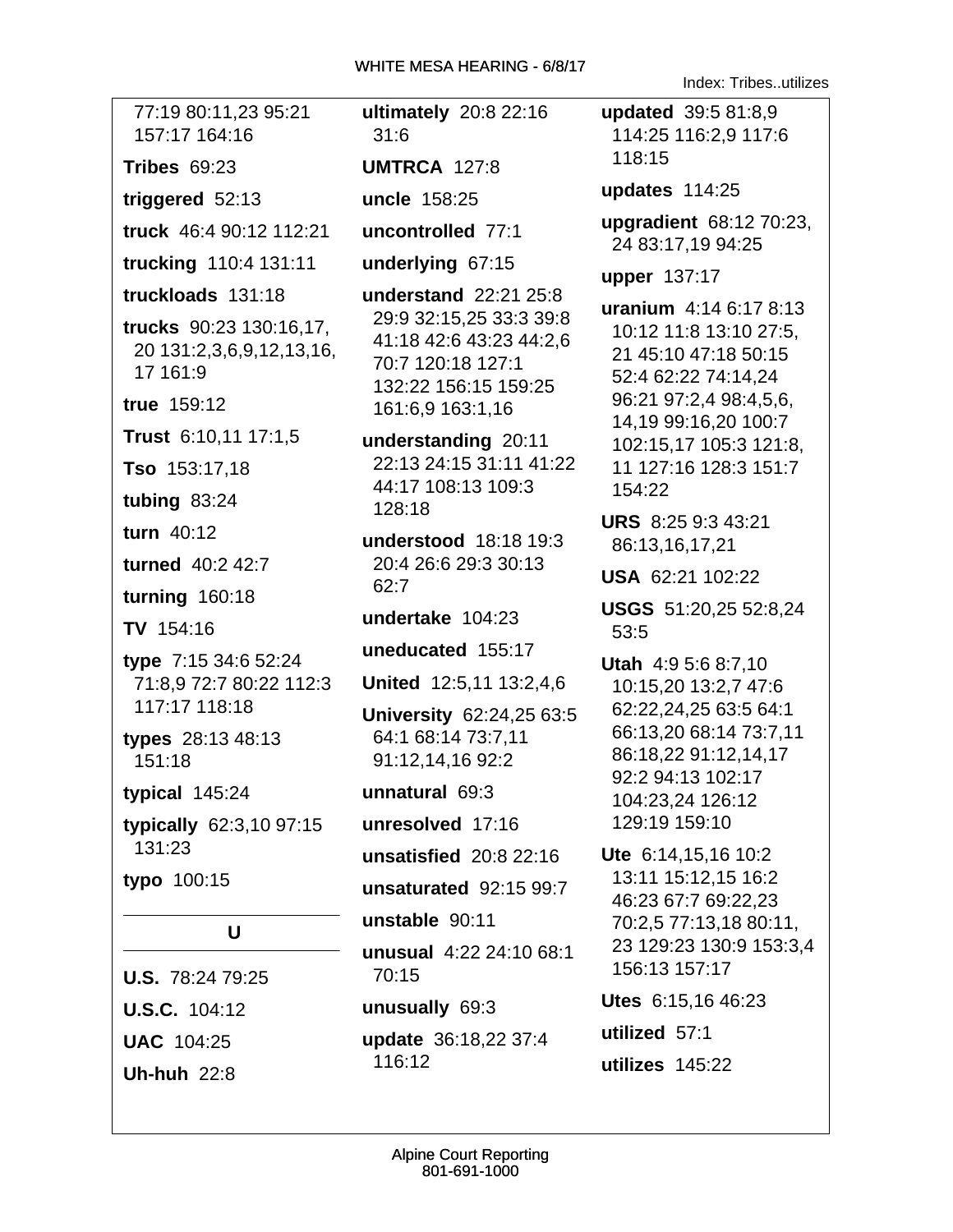77:19 80:11,23 95:21 157:17 164:16

**Tribes** 69:23

**triggered** 52:13

**truck** 46:4 90:12 112:21

**trucking** 110:4 131:11

**truckloads** 131:18

**trucks** 90:23 130:16,17, 20 131:2,3,6,9,12,13,16, 17 161:9

**true** 159:12

**Trust** 6:10,11 17:1,5

**Tso** 153:17,18

**tubing** 83:24

**turn** 40:12

**turned** 40:2 42:7

**turning** 160:18

**TV** 154:16

**type** 7:15 34:6 52:24 71:8,9 72:7 80:22 112:3 117:17 118:18

**types** 28:13 48:13 151:18

**typical** 145:24

**typically** 62:3,10 97:15 131:23

**typo** 100:15

## U

**U.S.** 78:24 79:25

**U.S.C.** 104:12

**UAC** 104:25

**Uh-huh** 22:8

**ultimately** 20:8 22:16 31:6

**UMTRCA** 127:8

**uncle** 158:25

**uncontrolled** 77:1

**underlying** 67:15

**understand** 22:21 25:8 29:9 32:15,25 33:3 39:8 41:18 42:6 43:23 44:2,6 70:7 120:18 127:1 132:22 156:15 159:25 161:6,9 163:1,16

**understanding** 20:11 22:13 24:15 31:11 41:22 44:17 108:13 109:3 128:18

**understood** 18:18 19:3 20:4 26:6 29:3 30:13 62:7

**undertake** 104:23

**uneducated** 155:17

**United** 12:5,11 13:2,4,6

**University** 62:24,25 63:5 64:1 68:14 73:7,11 91:12,14,16 92:2

**unnatural** 69:3

**unresolved** 17:16

**unsatisfied** 20:8 22:16

**unsaturated** 92:15 99:7

**unstable** 90:11

**unusual** 4:22 24:10 68:1 70:15

**unusually** 69:3

**update** 36:18,22 37:4 116:12

**updated** 39:5 81:8,9 114:25 116:2,9 117:6 118:15

**updates** 114:25

**upgradient** 68:12 70:23, 24 83:17,19 94:25

**upper** 137:17

**uranium** 4:14 6:17 8:13 10:12 11:8 13:10 27:5, 21 45:10 47:18 50:15 52:4 62:22 74:14,24 96:21 97:2,4 98:4,5,6, 14,19 99:16,20 100:7 102:15,17 105:3 121:8, 11 127:16 128:3 151:7 154:22

**URS** 8:25 9:3 43:21 86:13,16,17,21

**USA** 62:21 102:22

**USGS** 51:20,25 52:8,24 53:5

**Utah** 4:9 5:6 8:7,10 10:15,20 13:2,7 47:6 62:22,24,25 63:5 64:1 66:13,20 68:14 73:7,11 86:18,22 91:12,14,17 92:2 94:13 102:17 104:23,24 126:12 129:19 159:10

**Ute** 6:14,15,16 10:2 13:11 15:12,15 16:2 46:23 67:7 69:22,23 70:2,5 77:13,18 80:11, 23 129:23 130:9 153:3,4 156:13 157:17

**Utes** 6:15,16 46:23

**utilized** 57:1

**utilizes** 145:22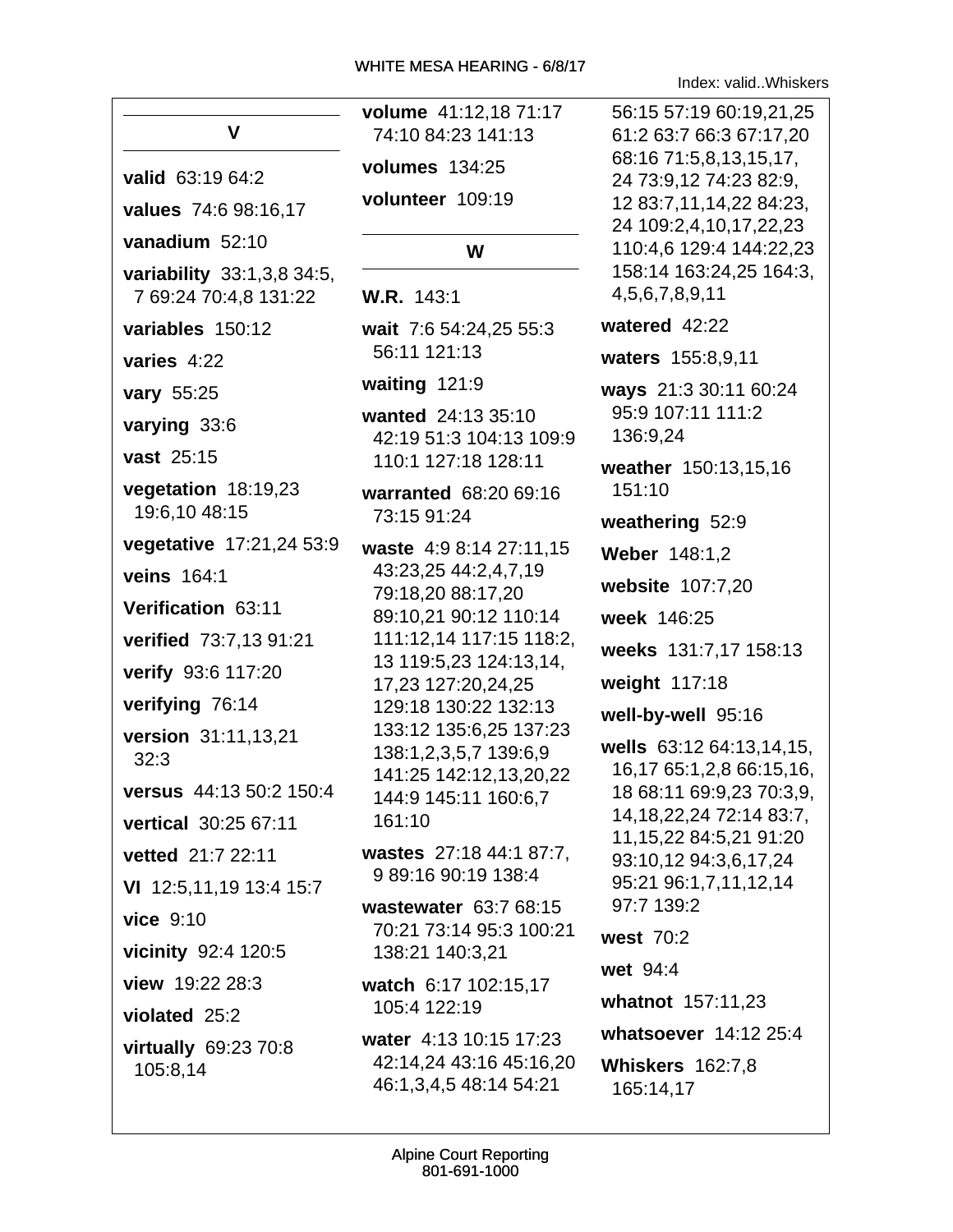Index: valid..Whiskers

## V

**valid** 63:19 64:2

**values** 74:6 98:16,17

**vanadium** 52:10

**variability** 33:1,3,8 34:5, 7 69:24 70:4,8 131:22

**variables** 150:12

**varies** 4:22

**vary** 55:25

**varying** 33:6

**vast** 25:15

**vegetation** 18:19,23 19:6,10 48:15

**vegetative** 17:21,24 53:9

**veins** 164:1

**Verification** 63:11

**verified** 73:7,13 91:21

**verify** 93:6 117:20

**verifying** 76:14

**version** 31:11,13,21 32:3

**versus** 44:13 50:2 150:4

**vertical** 30:25 67:11

**vetted** 21:7 22:11

**VI** 12:5,11,19 13:4 15:7

**vice** 9:10

**vicinity** 92:4 120:5

**view** 19:22 28:3

**violated** 25:2

**virtually** 69:23 70:8 105:8,14

**volume** 41:12,18 71:17 74:10 84:23 141:13

**volumes** 134:25

**volunteer** 109:19

## W

**W.R.** 143:1

**wait** 7:6 54:24,25 55:3 56:11 121:13

**waiting** 121:9

**wanted** 24:13 35:10 42:19 51:3 104:13 109:9 110:1 127:18 128:11

**warranted** 68:20 69:16 73:15 91:24

**waste** 4:9 8:14 27:11,15 43:23,25 44:2,4,7,19 79:18,20 88:17,20 89:10,21 90:12 110:14 111:12,14 117:15 118:2, 13 119:5,23 124:13,14, 17,23 127:20,24,25 129:18 130:22 132:13 133:12 135:6,25 137:23 138:1,2,3,5,7 139:6,9 141:25 142:12,13,20,22 144:9 145:11 160:6,7 161:10

**wastes** 27:18 44:1 87:7, 9 89:16 90:19 138:4

**wastewater** 63:7 68:15 70:21 73:14 95:3 100:21 138:21 140:3,21

**watch** 6:17 102:15,17 105:4 122:19

**water** 4:13 10:15 17:23 42:14,24 43:16 45:16,20 46:1,3,4,5 48:14 54:21 56:15 57:19 60:19,21,25 61:2 63:7 66:3 67:17,20 68:16 71:5,8,13,15,17, 24 73:9,12 74:23 82:9, 12 83:7,11,14,22 84:23, 24 109:2,4,10,17,22,23 110:4,6 129:4 144:22,23 158:14 163:24,25 164:3, 4,5,6,7,8,9,11

**watered** 42:22

**waters** 155:8,9,11

**ways** 21:3 30:11 60:24 95:9 107:11 111:2 136:9,24

**weather** 150:13,15,16 151:10

**weathering** 52:9

**Weber** 148:1,2

**website** 107:7,20

**week** 146:25

**weeks** 131:7,17 158:13

**weight** 117:18

**well-by-well** 95:16

**wells** 63:12 64:13,14,15, 16,17 65:1,2,8 66:15,16, 18 68:11 69:9,23 70:3,9, 14,18,22,24 72:14 83:7, 11,15,22 84:5,21 91:20 93:10,12 94:3,6,17,24 95:21 96:1,7,11,12,14 97:7 139:2

**west** 70:2

**wet** 94:4

**whatnot** 157:11,23

**whatsoever** 14:12 25:4

**Whiskers** 162:7,8 165:14,17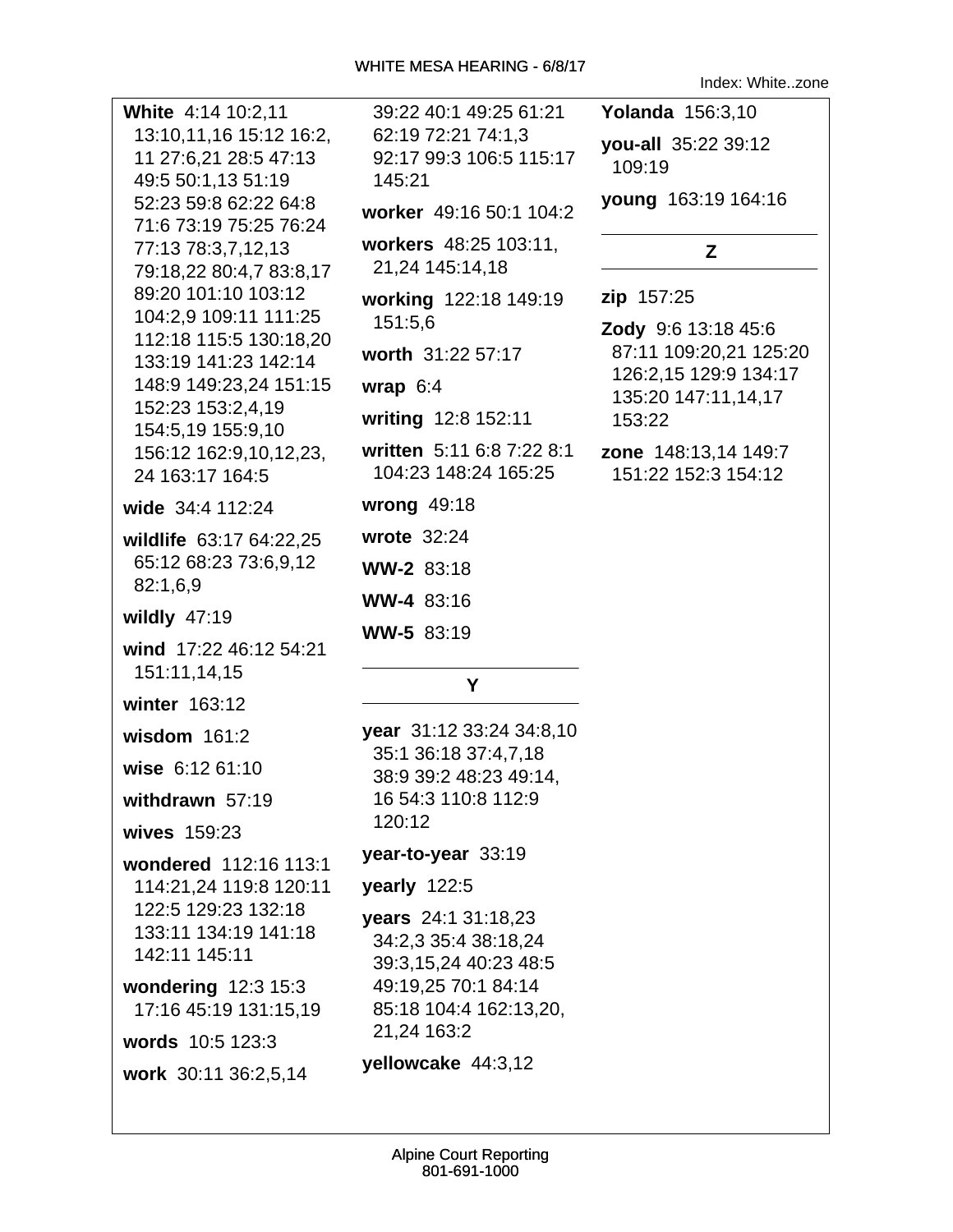Index: White..zone

**White** 4:14 10:2,11 13:10,11,16 15:12 16:2, 11 27:6,21 28:5 47:13 49:5 50:1,13 51:19 52:23 59:8 62:22 64:8 71:6 73:19 75:25 76:24 77:13 78:3,7,12,13 79:18,22 80:4,7 83:8,17 89:20 101:10 103:12 104:2,9 109:11 111:25 112:18 115:5 130:18,20 133:19 141:23 142:14 148:9 149:23,24 151:15 152:23 153:2,4,19 154:5,19 155:9,10 156:12 162:9,10,12,23, 24 163:17 164:5

**wide** 34:4 112:24

**wildlife** 63:17 64:22,25 65:12 68:23 73:6,9,12 82:1,6,9

**wildly** 47:19

**wind** 17:22 46:12 54:21 151:11,14,15

**winter** 163:12

**wisdom** 161:2

**wise** 6:12 61:10

**withdrawn** 57:19

**wives** 159:23

**wondered** 112:16 113:1 114:21,24 119:8 120:11 122:5 129:23 132:18 133:11 134:19 141:18 142:11 145:11

**wondering** 12:3 15:3 17:16 45:19 131:15,19

**words** 10:5 123:3

**work** 30:11 36:2,5,14 39:22 40:1 49:25 61:21 62:19 72:21 74:1,3 92:17 99:3 106:5 115:17 145:21

**worker** 49:16 50:1 104:2

**workers** 48:25 103:11, 21,24 145:14,18

**working** 122:18 149:19 151:5,6

**worth** 31:22 57:17

**wrap** 6:4

**writing** 12:8 152:11

**written** 5:11 6:8 7:22 8:1 104:23 148:24 165:25

**wrong** 49:18

**wrote** 32:24

**WW-2** 83:18

**WW-4** 83:16

**WW-5** 83:19

## Y

**year** 31:12 33:24 34:8,10 35:1 36:18 37:4,7,18 38:9 39:2 48:23 49:14, 16 54:3 110:8 112:9 120:12

**year-to-year** 33:19

**yearly** 122:5

**years** 24:1 31:18,23 34:2,3 35:4 38:18,24 39:3,15,24 40:23 48:5 49:19,25 70:1 84:14 85:18 104:4 162:13,20, 21,24 163:2

**yellowcake** 44:3,12

**Yolanda** 156:3,10

**you-all** 35:22 39:12 109:19

**young** 163:19 164:16

## Z

**zip** 157:25

**Zody** 9:6 13:18 45:6 87:11 109:20,21 125:20 126:2,15 129:9 134:17 135:20 147:11,14,17 153:22

**zone** 148:13,14 149:7 151:22 152:3 154:12